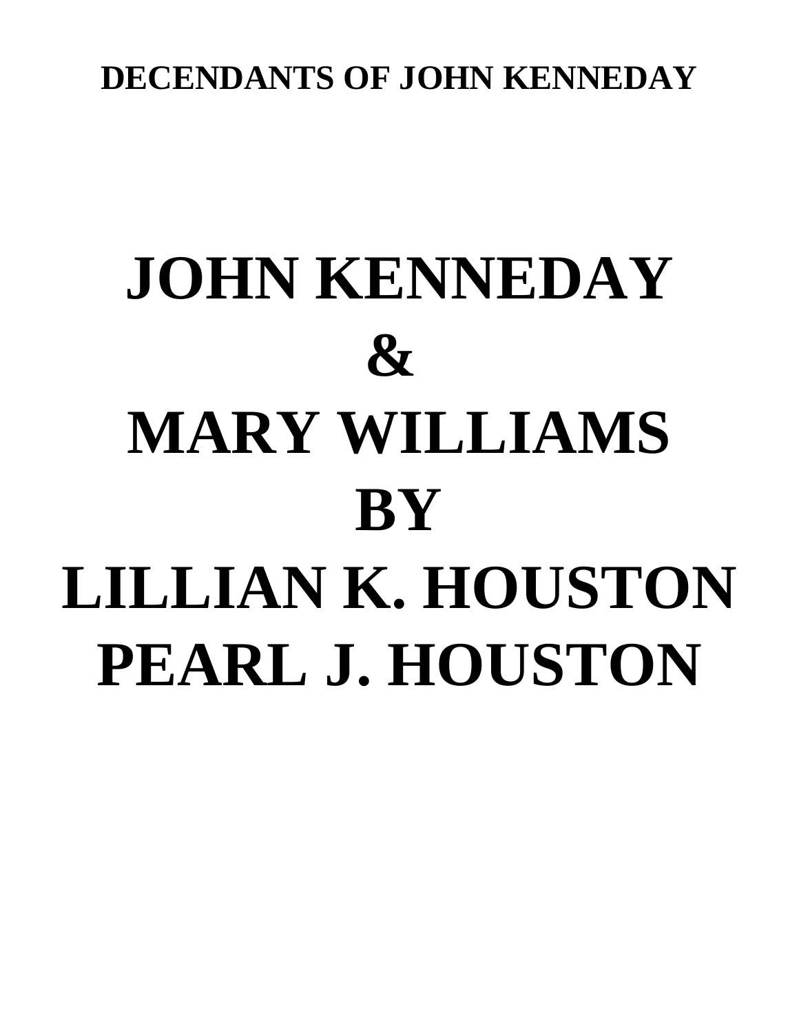**DECENDANTS OF JOHN KENNEDAY**

# JOHN KENNEDAY
# &
# MARY WILLIAMS
# BY
# LILLIAN K. HOUSTON
# PEARL J. HOUSTON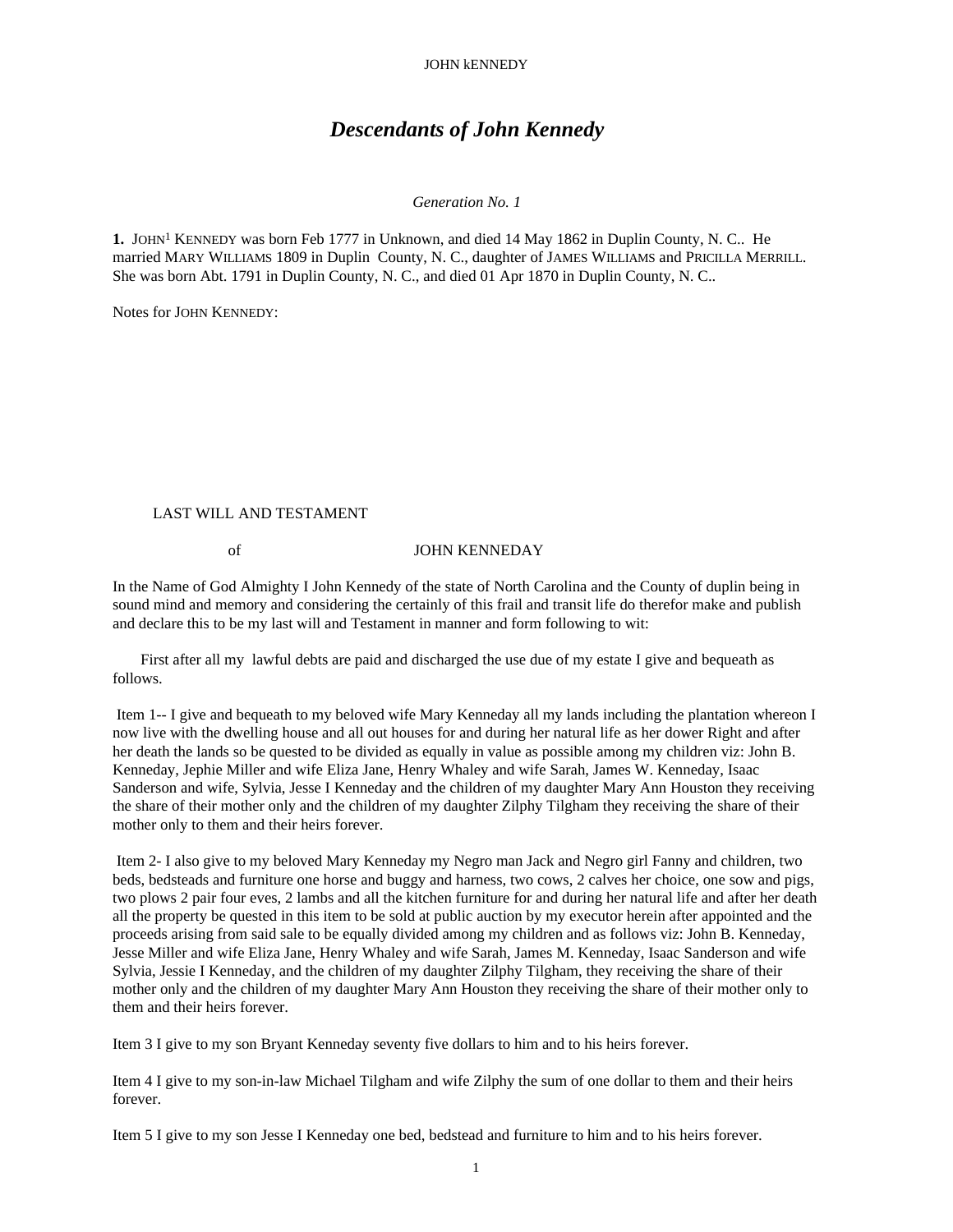# *Descendants of John Kennedy*

*Generation No. 1*

**1.** JOHN[1] KENNEDY was born Feb 1777 in Unknown, and died 14 May 1862 in Duplin County, N. C.. He married MARY WILLIAMS 1809 in Duplin County, N. C., daughter of JAMES WILLIAMS and PRICILLA MERRILL. She was born Abt. 1791 in Duplin County, N. C., and died 01 Apr 1870 in Duplin County, N. C..

Notes for JOHN KENNEDY:

LAST WILL AND TESTAMENT

of JOHN KENNEDAY

In the Name of God Almighty I John Kennedy of the state of North Carolina and the County of duplin being in sound mind and memory and considering the certainly of this frail and transit life do therefor make and publish and declare this to be my last will and Testament in manner and form following to wit:

First after all my lawful debts are paid and discharged the use due of my estate I give and bequeath as follows.

Item 1-- I give and bequeath to my beloved wife Mary Kenneday all my lands including the plantation whereon I now live with the dwelling house and all out houses for and during her natural life as her dower Right and after her death the lands so be quested to be divided as equally in value as possible among my children viz: John B. Kenneday, Jephie Miller and wife Eliza Jane, Henry Whaley and wife Sarah, James W. Kenneday, Isaac Sanderson and wife, Sylvia, Jesse I Kenneday and the children of my daughter Mary Ann Houston they receiving the share of their mother only and the children of my daughter Zilphy Tilgham they receiving the share of their mother only to them and their heirs forever.

Item 2- I also give to my beloved Mary Kenneday my Negro man Jack and Negro girl Fanny and children, two beds, bedsteads and furniture one horse and buggy and harness, two cows, 2 calves her choice, one sow and pigs, two plows 2 pair four eves, 2 lambs and all the kitchen furniture for and during her natural life and after her death all the property be quested in this item to be sold at public auction by my executor herein after appointed and the proceeds arising from said sale to be equally divided among my children and as follows viz: John B. Kenneday, Jesse Miller and wife Eliza Jane, Henry Whaley and wife Sarah, James M. Kenneday, Isaac Sanderson and wife Sylvia, Jessie I Kenneday, and the children of my daughter Zilphy Tilgham, they receiving the share of their mother only and the children of my daughter Mary Ann Houston they receiving the share of their mother only to them and their heirs forever.

Item 3 I give to my son Bryant Kenneday seventy five dollars to him and to his heirs forever.

Item 4 I give to my son-in-law Michael Tilgham and wife Zilphy the sum of one dollar to them and their heirs forever.

Item 5 I give to my son Jesse I Kenneday one bed, bedstead and furniture to him and to his heirs forever.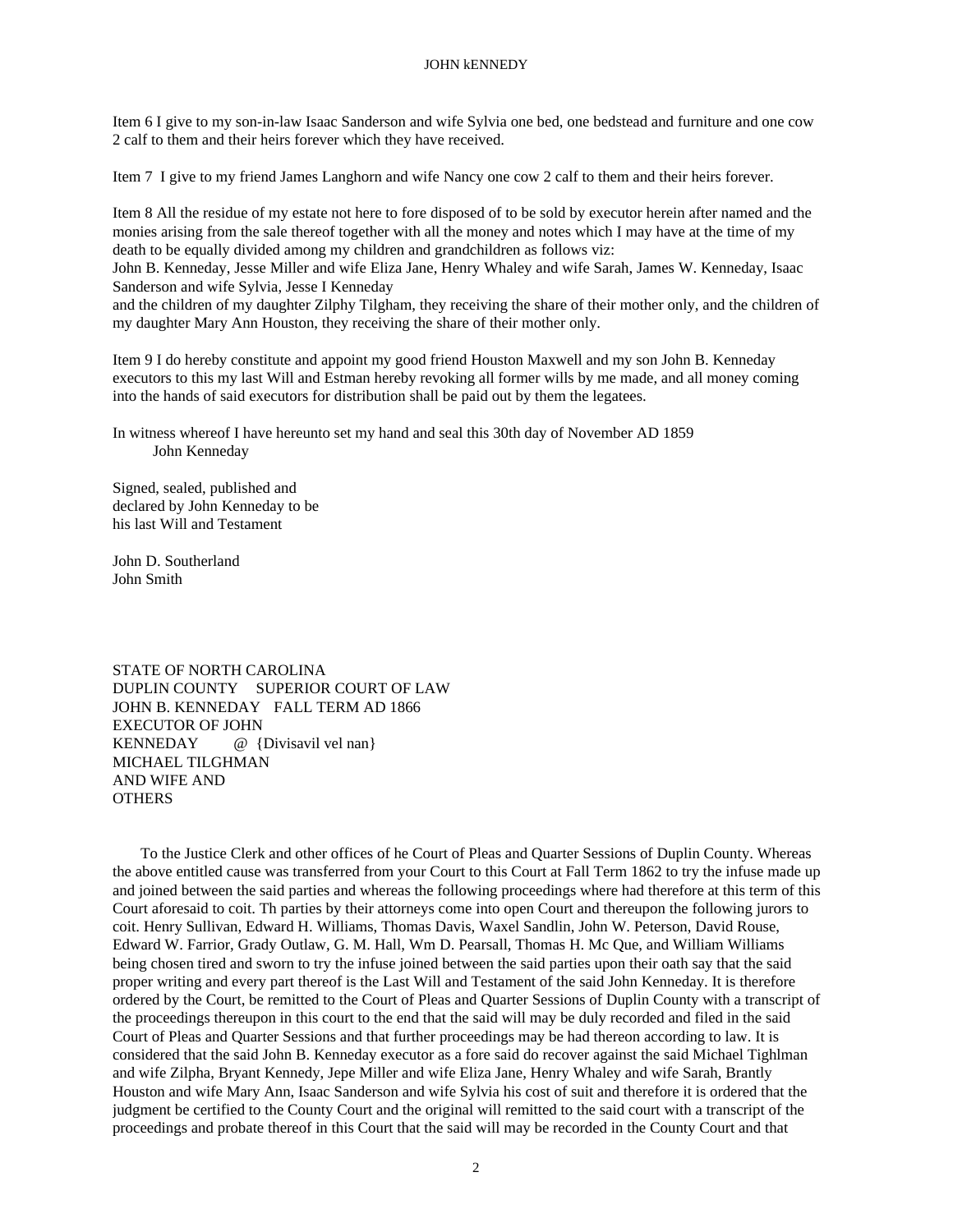Item 6 I give to my son-in-law Isaac Sanderson and wife Sylvia one bed, one bedstead and furniture and one cow 2 calf to them and their heirs forever which they have received.

Item 7  I give to my friend James Langhorn and wife Nancy one cow 2 calf to them and their heirs forever.

Item 8 All the residue of my estate not here to fore disposed of to be sold by executor herein after named and the monies arising from the sale thereof together with all the money and notes which I may have at the time of my death to be equally divided among my children and grandchildren as follows viz:
John B. Kenneday, Jesse Miller and wife Eliza Jane, Henry Whaley and wife Sarah, James W. Kenneday, Isaac Sanderson and wife Sylvia, Jesse I Kenneday
and the children of my daughter Zilphy Tilgham, they receiving the share of their mother only, and the children of my daughter Mary Ann Houston, they receiving the share of their mother only.

Item 9 I do hereby constitute and appoint my good friend Houston Maxwell and my son John B. Kenneday executors to this my last Will and Estman hereby revoking all former wills by me made, and all money coming into the hands of said executors for distribution shall be paid out by them the legatees.

In witness whereof I have hereunto set my hand and seal this 30th day of November AD 1859
John Kenneday

Signed, sealed, published and
declared by John Kenneday to be
his last Will and Testament

John D. Southerland
John Smith

STATE OF NORTH CAROLINA
DUPLIN COUNTY     SUPERIOR COURT OF LAW
JOHN B. KENNEDAY     FALL TERM AD 1866
EXECUTOR OF JOHN
KENNEDAY          @  {Divisavil vel nan}
MICHAEL TILGHMAN
AND WIFE AND
OTHERS

To the Justice Clerk and other offices of he Court of Pleas and Quarter Sessions of Duplin County. Whereas the above entitled cause was transferred from your Court to this Court at Fall Term 1862 to try the infuse made up and joined between the said parties and whereas the following proceedings where had therefore at this term of this Court aforesaid to coit. Th parties by their attorneys come into open Court and thereupon the following jurors to coit. Henry Sullivan, Edward H. Williams, Thomas Davis, Waxel Sandlin, John W. Peterson, David Rouse, Edward W. Farrior, Grady Outlaw, G. M. Hall, Wm D. Pearsall, Thomas H. Mc Que, and William Williams being chosen tired and sworn to try the infuse joined between the said parties upon their oath say that the said proper writing and every part thereof is the Last Will and Testament of the said John Kenneday. It is therefore ordered by the Court, be remitted to the Court of Pleas and Quarter Sessions of Duplin County with a transcript of the proceedings thereupon in this court to the end that the said will may be duly recorded and filed in the said Court of Pleas and Quarter Sessions and that further proceedings may be had thereon according to law. It is considered that the said John B. Kenneday executor as a fore said do recover against the said Michael Tighlman and wife Zilpha, Bryant Kennedy, Jepe Miller and wife Eliza Jane, Henry Whaley and wife Sarah, Brantly Houston and wife Mary Ann, Isaac Sanderson and wife Sylvia his cost of suit and therefore it is ordered that the judgment be certified to the County Court and the original will remitted to the said court with a transcript of the proceedings and probate thereof in this Court that the said will may be recorded in the County Court and that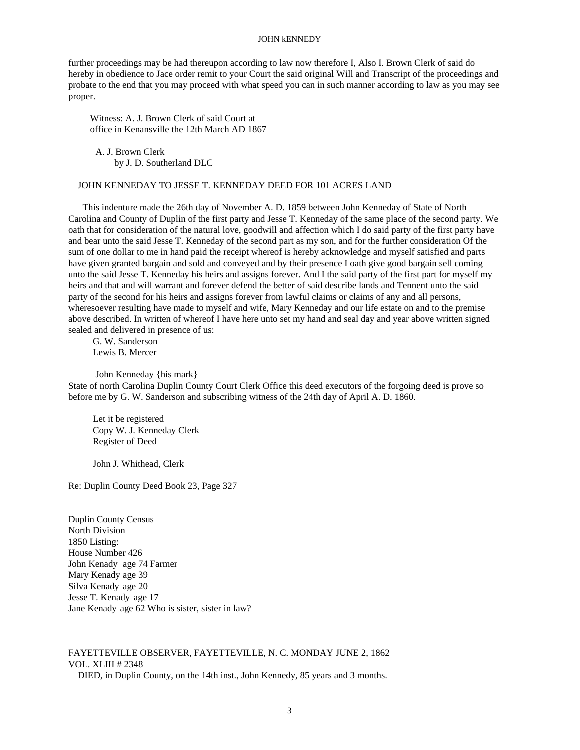further proceedings may be had thereupon according to law now therefore I, Also I. Brown Clerk of said do hereby in obedience to Jace order remit to your Court the said original Will and Transcript of the proceedings and probate to the end that you may proceed with what speed you can in such manner according to law as you may see proper.

Witness: A. J. Brown Clerk of said Court at
office in Kenansville the 12th March AD 1867

A. J. Brown Clerk
by J. D. Southerland DLC

JOHN KENNEDAY TO JESSE T. KENNEDAY DEED FOR 101 ACRES LAND

This indenture made the 26th day of November A. D. 1859 between John Kenneday of State of North Carolina and County of Duplin of the first party and Jesse T. Kenneday of the same place of the second party. We oath that for consideration of the natural love, goodwill and affection which I do said party of the first party have and bear unto the said Jesse T. Kenneday of the second part as my son, and for the further consideration Of the sum of one dollar to me in hand paid the receipt whereof is hereby acknowledge and myself satisfied and parts have given granted bargain and sold and conveyed and by their presence I oath give good bargain sell coming unto the said Jesse T. Kenneday his heirs and assigns forever. And I the said party of the first part for myself my heirs and that and will warrant and forever defend the better of said describe lands and Tennent unto the said party of the second for his heirs and assigns forever from lawful claims or claims of any and all persons, wheresoever resulting have made to myself and wife, Mary Kenneday and our life estate on and to the premise above described. In written of whereof I have here unto set my hand and seal day and year above written signed sealed and delivered in presence of us:

G. W. Sanderson
Lewis B. Mercer

John Kenneday {his mark}

State of north Carolina Duplin County Court Clerk Office this deed executors of the forgoing deed is prove so before me by G. W. Sanderson and subscribing witness of the 24th day of April A. D. 1860.

Let it be registered
Copy W. J. Kenneday Clerk
Register of Deed

John J. Whithead, Clerk

Re: Duplin County Deed Book 23, Page 327

Duplin County Census
North Division
1850 Listing:
House Number 426
John Kenady age 74 Farmer
Mary Kenady age 39
Silva Kenady age 20
Jesse T. Kenady age 17
Jane Kenady age 62 Who is sister, sister in law?

FAYETTEVILLE OBSERVER, FAYETTEVILLE, N. C. MONDAY JUNE 2, 1862
VOL. XLIII # 2348

DIED, in Duplin County, on the 14th inst., John Kennedy, 85 years and 3 months.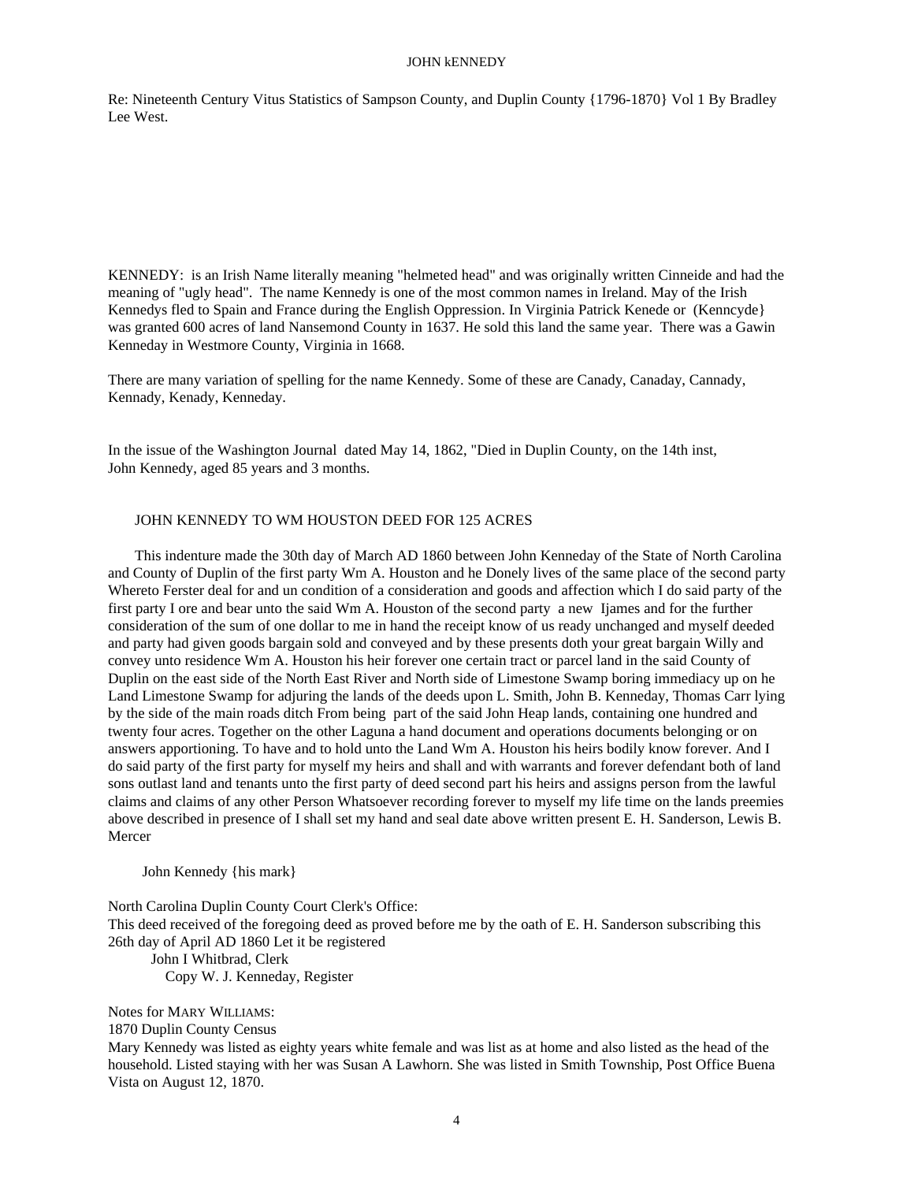Re: Nineteenth Century Vitus Statistics of Sampson County, and Duplin County {1796-1870} Vol 1 By Bradley Lee West.

KENNEDY: is an Irish Name literally meaning "helmeted head" and was originally written Cinneide and had the meaning of "ugly head". The name Kennedy is one of the most common names in Ireland. May of the Irish Kennedys fled to Spain and France during the English Oppression. In Virginia Patrick Kenede or (Kenncyde} was granted 600 acres of land Nansemond County in 1637. He sold this land the same year. There was a Gawin Kenneday in Westmore County, Virginia in 1668.

There are many variation of spelling for the name Kennedy. Some of these are Canady, Canaday, Cannady, Kennady, Kenady, Kenneday.

In the issue of the Washington Journal dated May 14, 1862, "Died in Duplin County, on the 14th inst, John Kennedy, aged 85 years and 3 months.

JOHN KENNEDY TO WM HOUSTON DEED FOR 125 ACRES

This indenture made the 30th day of March AD 1860 between John Kenneday of the State of North Carolina and County of Duplin of the first party Wm A. Houston and he Donely lives of the same place of the second party Whereto Ferster deal for and un condition of a consideration and goods and affection which I do said party of the first party I ore and bear unto the said Wm A. Houston of the second party a new Ijames and for the further consideration of the sum of one dollar to me in hand the receipt know of us ready unchanged and myself deeded and party had given goods bargain sold and conveyed and by these presents doth your great bargain Willy and convey unto residence Wm A. Houston his heir forever one certain tract or parcel land in the said County of Duplin on the east side of the North East River and North side of Limestone Swamp boring immediacy up on he Land Limestone Swamp for adjuring the lands of the deeds upon L. Smith, John B. Kenneday, Thomas Carr lying by the side of the main roads ditch From being part of the said John Heap lands, containing one hundred and twenty four acres. Together on the other Laguna a hand document and operations documents belonging or on answers apportioning. To have and to hold unto the Land Wm A. Houston his heirs bodily know forever. And I do said party of the first party for myself my heirs and shall and with warrants and forever defendant both of land sons outlast land and tenants unto the first party of deed second part his heirs and assigns person from the lawful claims and claims of any other Person Whatsoever recording forever to myself my life time on the lands preemies above described in presence of I shall set my hand and seal date above written present E. H. Sanderson, Lewis B. Mercer

John Kennedy {his mark}

North Carolina Duplin County Court Clerk's Office:
This deed received of the foregoing deed as proved before me by the oath of E. H. Sanderson subscribing this 26th day of April AD 1860 Let it be registered
John I Whitbrad, Clerk
Copy W. J. Kenneday, Register

Notes for MARY WILLIAMS:
1870 Duplin County Census
Mary Kennedy was listed as eighty years white female and was list as at home and also listed as the head of the household. Listed staying with her was Susan A Lawhorn. She was listed in Smith Township, Post Office Buena Vista on August 12, 1870.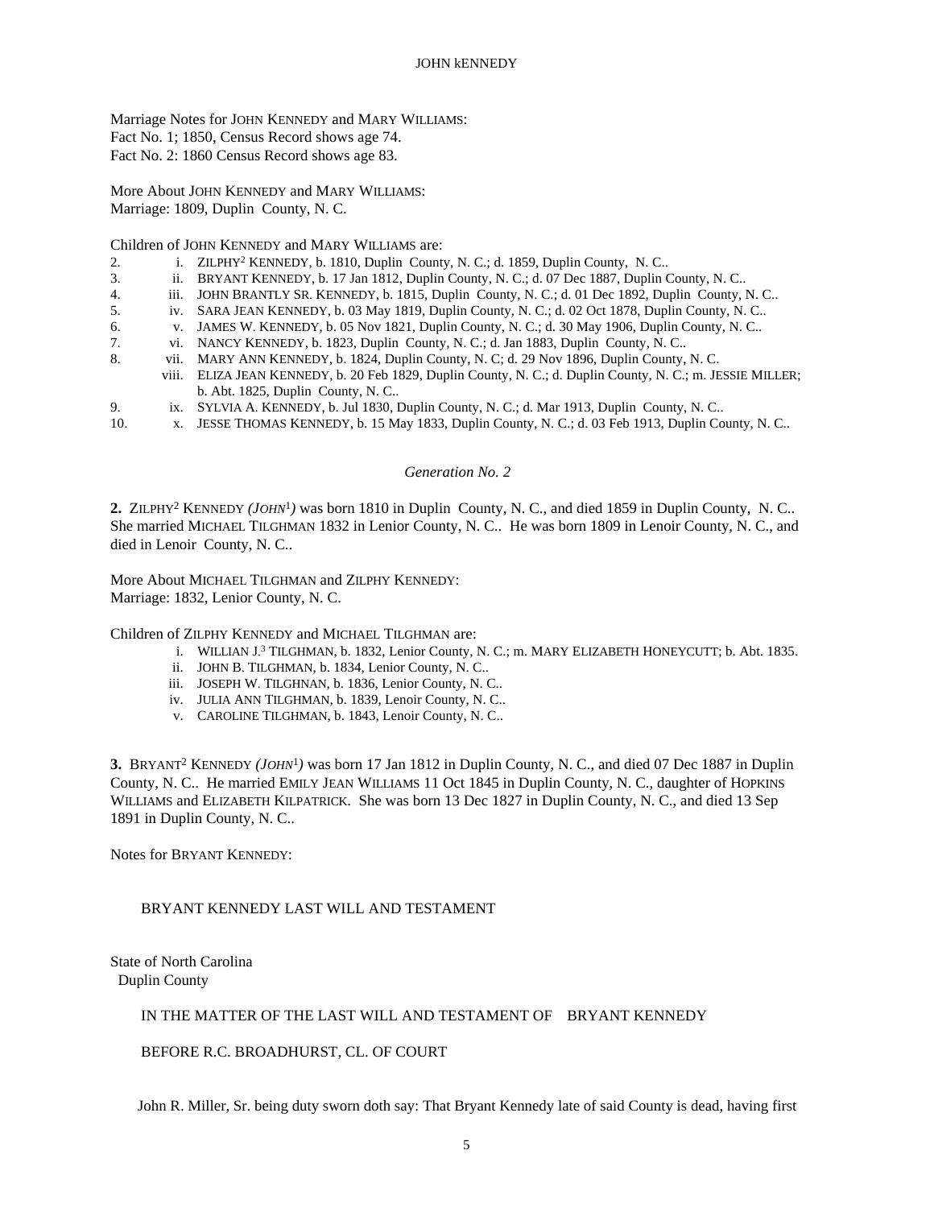Marriage Notes for JOHN KENNEDY and MARY WILLIAMS:
Fact No. 1; 1850, Census Record shows age 74.
Fact No. 2: 1860 Census Record shows age 83.

More About JOHN KENNEDY and MARY WILLIAMS:
Marriage: 1809, Duplin County, N. C.

Children of JOHN KENNEDY and MARY WILLIAMS are:

2. i. ZILPHY[2] KENNEDY, b. 1810, Duplin County, N. C.; d. 1859, Duplin County, N. C..
3. ii. BRYANT KENNEDY, b. 17 Jan 1812, Duplin County, N. C.; d. 07 Dec 1887, Duplin County, N. C..
4. iii. JOHN BRANTLY SR. KENNEDY, b. 1815, Duplin County, N. C.; d. 01 Dec 1892, Duplin County, N. C..
5. iv. SARA JEAN KENNEDY, b. 03 May 1819, Duplin County, N. C.; d. 02 Oct 1878, Duplin County, N. C..
6. v. JAMES W. KENNEDY, b. 05 Nov 1821, Duplin County, N. C.; d. 30 May 1906, Duplin County, N. C..
7. vi. NANCY KENNEDY, b. 1823, Duplin County, N. C.; d. Jan 1883, Duplin County, N. C..
8. vii. MARY ANN KENNEDY, b. 1824, Duplin County, N. C; d. 29 Nov 1896, Duplin County, N. C.
   viii. ELIZA JEAN KENNEDY, b. 20 Feb 1829, Duplin County, N. C.; d. Duplin County, N. C.; m. JESSIE MILLER; b. Abt. 1825, Duplin County, N. C..
9. ix. SYLVIA A. KENNEDY, b. Jul 1830, Duplin County, N. C.; d. Mar 1913, Duplin County, N. C..
10. x. JESSE THOMAS KENNEDY, b. 15 May 1833, Duplin County, N. C.; d. 03 Feb 1913, Duplin County, N. C..

## *Generation No. 2*

**2.** ZILPHY[2] KENNEDY *(JOHN[1])* was born 1810 in Duplin County, N. C., and died 1859 in Duplin County, N. C.. She married MICHAEL TILGHMAN 1832 in Lenior County, N. C.. He was born 1809 in Lenoir County, N. C., and died in Lenoir County, N. C..

More About MICHAEL TILGHMAN and ZILPHY KENNEDY:
Marriage: 1832, Lenior County, N. C.

Children of ZILPHY KENNEDY and MICHAEL TILGHMAN are:

i. WILLIAN J.[3] TILGHMAN, b. 1832, Lenior County, N. C.; m. MARY ELIZABETH HONEYCUTT; b. Abt. 1835.
ii. JOHN B. TILGHMAN, b. 1834, Lenior County, N. C..
iii. JOSEPH W. TILGHNAN, b. 1836, Lenior County, N. C..
iv. JULIA ANN TILGHMAN, b. 1839, Lenoir County, N. C..
v. CAROLINE TILGHMAN, b. 1843, Lenoir County, N. C..

**3.** BRYANT[2] KENNEDY *(JOHN[1])* was born 17 Jan 1812 in Duplin County, N. C., and died 07 Dec 1887 in Duplin County, N. C.. He married EMILY JEAN WILLIAMS 11 Oct 1845 in Duplin County, N. C., daughter of HOPKINS WILLIAMS and ELIZABETH KILPATRICK. She was born 13 Dec 1827 in Duplin County, N. C., and died 13 Sep 1891 in Duplin County, N. C..

Notes for BRYANT KENNEDY:

BRYANT KENNEDY LAST WILL AND TESTAMENT

State of North Carolina
Duplin County

IN THE MATTER OF THE LAST WILL AND TESTAMENT OF BRYANT KENNEDY

BEFORE R.C. BROADHURST, CL. OF COURT

John R. Miller, Sr. being duty sworn doth say: That Bryant Kennedy late of said County is dead, having first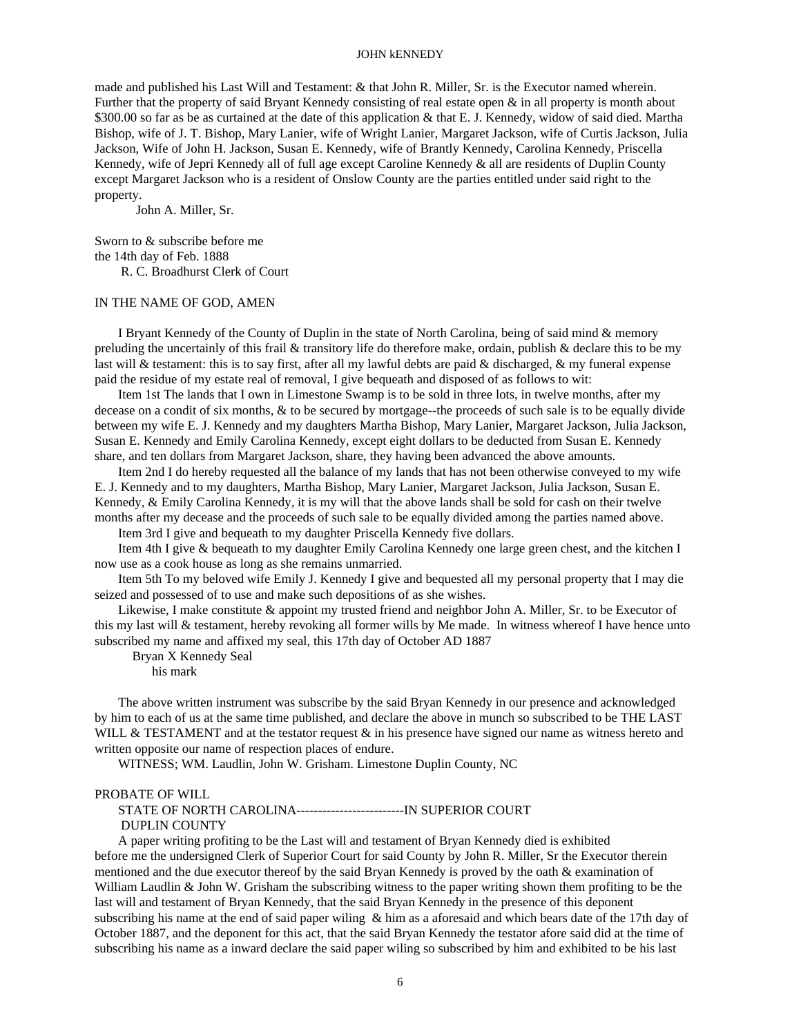made and published his Last Will and Testament: & that John R. Miller, Sr. is the Executor named wherein. Further that the property of said Bryant Kennedy consisting of real estate open & in all property is month about $300.00 so far as be as curtained at the date of this application & that E. J. Kennedy, widow of said died. Martha Bishop, wife of J. T. Bishop, Mary Lanier, wife of Wright Lanier, Margaret Jackson, wife of Curtis Jackson, Julia Jackson, Wife of John H. Jackson, Susan E. Kennedy, wife of Brantly Kennedy, Carolina Kennedy, Priscella Kennedy, wife of Jepri Kennedy all of full age except Caroline Kennedy & all are residents of Duplin County except Margaret Jackson who is a resident of Onslow County are the parties entitled under said right to the property.

John A. Miller, Sr.

Sworn to & subscribe before me
the 14th day of Feb. 1888
R. C. Broadhurst Clerk of Court

IN THE NAME OF GOD, AMEN

I Bryant Kennedy of the County of Duplin in the state of North Carolina, being of said mind & memory preluding the uncertainly of this frail & transitory life do therefore make, ordain, publish & declare this to be my last will & testament: this is to say first, after all my lawful debts are paid & discharged, & my funeral expense paid the residue of my estate real of removal, I give bequeath and disposed of as follows to wit:

Item 1st The lands that I own in Limestone Swamp is to be sold in three lots, in twelve months, after my decease on a condit of six months, & to be secured by mortgage--the proceeds of such sale is to be equally divide between my wife E. J. Kennedy and my daughters Martha Bishop, Mary Lanier, Margaret Jackson, Julia Jackson, Susan E. Kennedy and Emily Carolina Kennedy, except eight dollars to be deducted from Susan E. Kennedy share, and ten dollars from Margaret Jackson, share, they having been advanced the above amounts.

Item 2nd I do hereby requested all the balance of my lands that has not been otherwise conveyed to my wife E. J. Kennedy and to my daughters, Martha Bishop, Mary Lanier, Margaret Jackson, Julia Jackson, Susan E. Kennedy, & Emily Carolina Kennedy, it is my will that the above lands shall be sold for cash on their twelve months after my decease and the proceeds of such sale to be equally divided among the parties named above.

Item 3rd I give and bequeath to my daughter Priscella Kennedy five dollars.

Item 4th I give & bequeath to my daughter Emily Carolina Kennedy one large green chest, and the kitchen I now use as a cook house as long as she remains unmarried.

Item 5th To my beloved wife Emily J. Kennedy I give and bequested all my personal property that I may die seized and possessed of to use and make such depositions of as she wishes.

Likewise, I make constitute & appoint my trusted friend and neighbor John A. Miller, Sr. to be Executor of this my last will & testament, hereby revoking all former wills by Me made. In witness whereof I have hence unto subscribed my name and affixed my seal, this 17th day of October AD 1887

Bryan X Kennedy Seal
his mark

The above written instrument was subscribe by the said Bryan Kennedy in our presence and acknowledged by him to each of us at the same time published, and declare the above in munch so subscribed to be THE LAST WILL & TESTAMENT and at the testator request & in his presence have signed our name as witness hereto and written opposite our name of respection places of endure.

WITNESS; WM. Laudlin, John W. Grisham. Limestone Duplin County, NC

PROBATE OF WILL

STATE OF NORTH CAROLINA-------------------------IN SUPERIOR COURT
DUPLIN COUNTY

A paper writing profiting to be the Last will and testament of Bryan Kennedy died is exhibited before me the undersigned Clerk of Superior Court for said County by John R. Miller, Sr the Executor therein mentioned and the due executor thereof by the said Bryan Kennedy is proved by the oath & examination of William Laudlin & John W. Grisham the subscribing witness to the paper writing shown them profiting to be the last will and testament of Bryan Kennedy, that the said Bryan Kennedy in the presence of this deponent subscribing his name at the end of said paper wiling & him as a aforesaid and which bears date of the 17th day of October 1887, and the deponent for this act, that the said Bryan Kennedy the testator afore said did at the time of subscribing his name as a inward declare the said paper wiling so subscribed by him and exhibited to be his last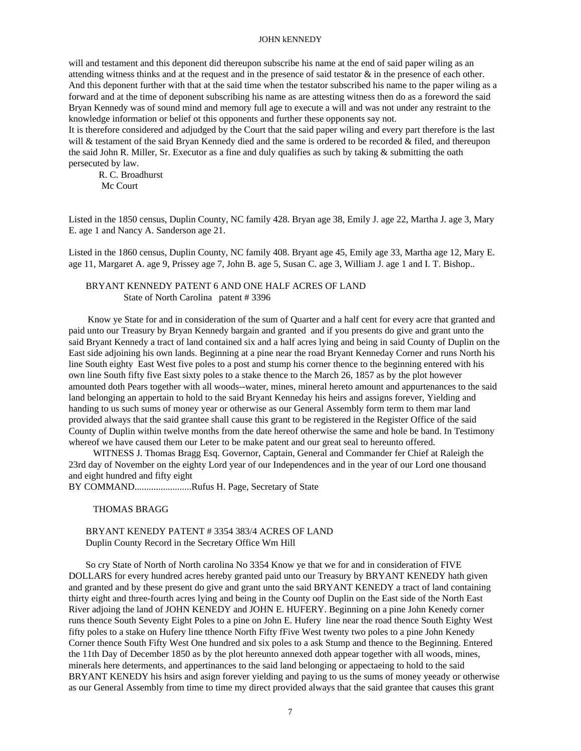will and testament and this deponent did thereupon subscribe his name at the end of said paper wiling as an attending witness thinks and at the request and in the presence of said testator & in the presence of each other. And this deponent further with that at the said time when the testator subscribed his name to the paper wiling as a forward and at the time of deponent subscribing his name as are attesting witness then do as a foreword the said Bryan Kennedy was of sound mind and memory full age to execute a will and was not under any restraint to the knowledge information or belief ot this opponents and further these opponents say not.
It is therefore considered and adjudged by the Court that the said paper wiling and every part therefore is the last will & testament of the said Bryan Kennedy died and the same is ordered to be recorded & filed, and thereupon the said John R. Miller, Sr. Executor as a fine and duly qualifies as such by taking & submitting the oath persecuted by law.

R. C. Broadhurst
Mc Court

Listed in the 1850 census, Duplin County, NC family 428. Bryan age 38, Emily J. age 22, Martha J. age 3, Mary E. age 1 and Nancy A. Sanderson age 21.

Listed in the 1860 census, Duplin County, NC family 408. Bryant age 45, Emily age 33, Martha age 12, Mary E. age 11, Margaret A. age 9, Prissey age 7, John B. age 5, Susan C. age 3, William J. age 1 and I. T. Bishop..

BRYANT KENNEDY PATENT 6 AND ONE HALF ACRES OF LAND
State of North Carolina patent # 3396

Know ye State for and in consideration of the sum of Quarter and a half cent for every acre that granted and paid unto our Treasury by Bryan Kennedy bargain and granted and if you presents do give and grant unto the said Bryant Kennedy a tract of land contained six and a half acres lying and being in said County of Duplin on the East side adjoining his own lands. Beginning at a pine near the road Bryant Kenneday Corner and runs North his line South eighty East West five poles to a post and stump his corner thence to the beginning entered with his own line South fifty five East sixty poles to a stake thence to the March 26, 1857 as by the plot however amounted doth Pears together with all woods--water, mines, mineral hereto amount and appurtenances to the said land belonging an appertain to hold to the said Bryant Kenneday his heirs and assigns forever, Yielding and handing to us such sums of money year or otherwise as our General Assembly form term to them mar land provided always that the said grantee shall cause this grant to be registered in the Register Office of the said County of Duplin within twelve months from the date hereof otherwise the same and hole be band. In Testimony whereof we have caused them our Leter to be make patent and our great seal to hereunto offered.

WITNESS J. Thomas Bragg Esq. Governor, Captain, General and Commander fer Chief at Raleigh the 23rd day of November on the eighty Lord year of our Independences and in the year of our Lord one thousand and eight hundred and fifty eight
BY COMMAND........................Rufus H. Page, Secretary of State

THOMAS BRAGG

BRYANT KENEDY PATENT # 3354 383/4 ACRES OF LAND
Duplin County Record in the Secretary Office Wm Hill

So cry State of North of North carolina No 3354 Know ye that we for and in consideration of FIVE DOLLARS for every hundred acres hereby granted paid unto our Treasury by BRYANT KENEDY hath given and granted and by these present do give and grant unto the said BRYANT KENEDY a tract of land containing thirty eight and three-fourth acres lying and being in the County oof Duplin on the East side of the North East River adjoing the land of JOHN KENEDY and JOHN E. HUFERY. Beginning on a pine John Kenedy corner runs thence South Seventy Eight Poles to a pine on John E. Hufery line near the road thence South Eighty West fifty poles to a stake on Hufery line tthence North Fifty fFive West twenty two poles to a pine John Kenedy Corner thence South Fifty West One hundred and six poles to a ask Stump and thence to the Beginning. Entered the 11th Day of December 1850 as by the plot hereunto annexed doth appear together with all woods, mines, minerals here determents, and appertinances to the said land belonging or appectaeing to hold to the said BRYANT KENEDY his hsirs and asign forever yielding and paying to us the sums of money yeeady or otherwise as our General Assembly from time to time my direct provided always that the said grantee that causes this grant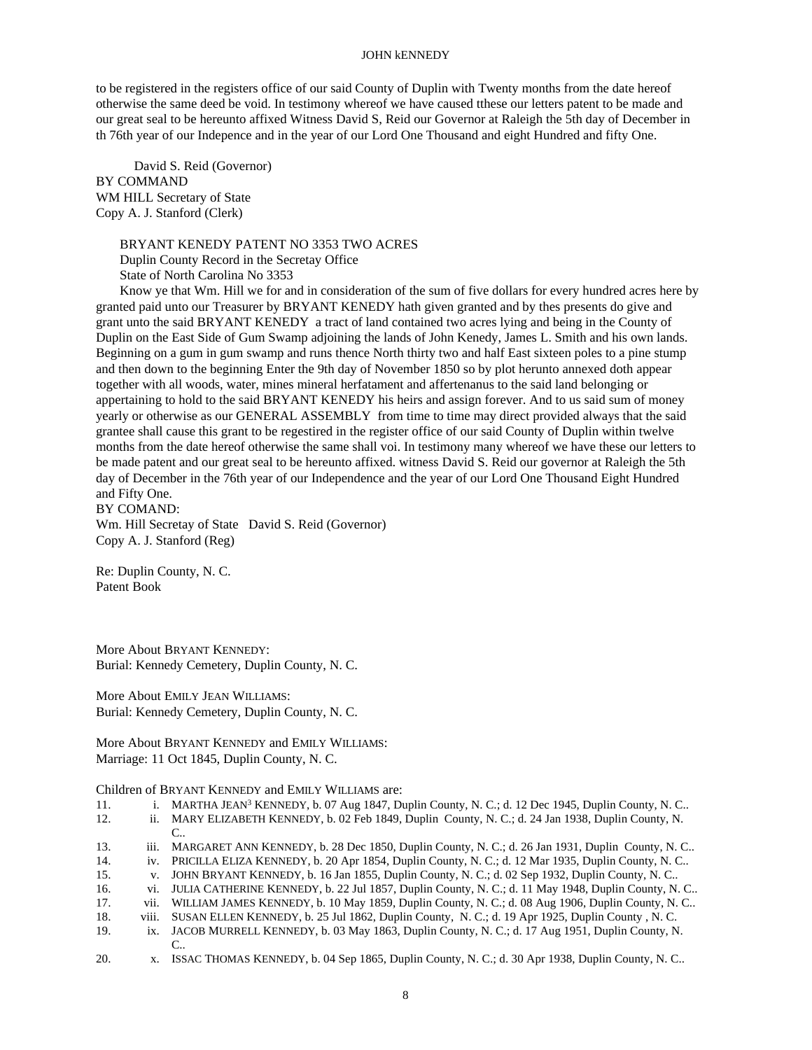to be registered in the registers office of our said County of Duplin with Twenty months from the date hereof otherwise the same deed be void. In testimony whereof we have caused tthese our letters patent to be made and our great seal to be hereunto affixed Witness David S, Reid our Governor at Raleigh the 5th day of December in th 76th year of our Indepence and in the year of our Lord One Thousand and eight Hundred and fifty One.

David S. Reid (Governor)
BY COMMAND
WM HILL Secretary of State
Copy A. J. Stanford (Clerk)

BRYANT KENEDY PATENT NO 3353 TWO ACRES
Duplin County Record in the Secretay Office
State of North Carolina No 3353

Know ye that Wm. Hill we for and in consideration of the sum of five dollars for every hundred acres here by granted paid unto our Treasurer by BRYANT KENEDY hath given granted and by thes presents do give and grant unto the said BRYANT KENEDY a tract of land contained two acres lying and being in the County of Duplin on the East Side of Gum Swamp adjoining the lands of John Kenedy, James L. Smith and his own lands. Beginning on a gum in gum swamp and runs thence North thirty two and half East sixteen poles to a pine stump and then down to the beginning Enter the 9th day of November 1850 so by plot herunto annexed doth appear together with all woods, water, mines mineral herfatament and affertenanus to the said land belonging or appertaining to hold to the said BRYANT KENEDY his heirs and assign forever. And to us said sum of money yearly or otherwise as our GENERAL ASSEMBLY from time to time may direct provided always that the said grantee shall cause this grant to be regestired in the register office of our said County of Duplin within twelve months from the date hereof otherwise the same shall voi. In testimony many whereof we have these our letters to be made patent and our great seal to be hereunto affixed. witness David S. Reid our governor at Raleigh the 5th day of December in the 76th year of our Independence and the year of our Lord One Thousand Eight Hundred and Fifty One.
BY COMAND:
Wm. Hill Secretay of State David S. Reid (Governor)
Copy A. J. Stanford (Reg)

Re: Duplin County, N. C.
Patent Book

More About BRYANT KENNEDY:
Burial: Kennedy Cemetery, Duplin County, N. C.

More About EMILY JEAN WILLIAMS:
Burial: Kennedy Cemetery, Duplin County, N. C.

More About BRYANT KENNEDY and EMILY WILLIAMS:
Marriage: 11 Oct 1845, Duplin County, N. C.

Children of BRYANT KENNEDY and EMILY WILLIAMS are:

11. i. MARTHA JEAN[3] KENNEDY, b. 07 Aug 1847, Duplin County, N. C.; d. 12 Dec 1945, Duplin County, N. C..
12. ii. MARY ELIZABETH KENNEDY, b. 02 Feb 1849, Duplin County, N. C.; d. 24 Jan 1938, Duplin County, N. C..
13. iii. MARGARET ANN KENNEDY, b. 28 Dec 1850, Duplin County, N. C.; d. 26 Jan 1931, Duplin County, N. C..
14. iv. PRICILLA ELIZA KENNEDY, b. 20 Apr 1854, Duplin County, N. C.; d. 12 Mar 1935, Duplin County, N. C..
15. v. JOHN BRYANT KENNEDY, b. 16 Jan 1855, Duplin County, N. C.; d. 02 Sep 1932, Duplin County, N. C..
16. vi. JULIA CATHERINE KENNEDY, b. 22 Jul 1857, Duplin County, N. C.; d. 11 May 1948, Duplin County, N. C..
17. vii. WILLIAM JAMES KENNEDY, b. 10 May 1859, Duplin County, N. C.; d. 08 Aug 1906, Duplin County, N. C..
18. viii. SUSAN ELLEN KENNEDY, b. 25 Jul 1862, Duplin County, N. C.; d. 19 Apr 1925, Duplin County , N. C.
19. ix. JACOB MURRELL KENNEDY, b. 03 May 1863, Duplin County, N. C.; d. 17 Aug 1951, Duplin County, N. C..
20. x. ISSAC THOMAS KENNEDY, b. 04 Sep 1865, Duplin County, N. C.; d. 30 Apr 1938, Duplin County, N. C..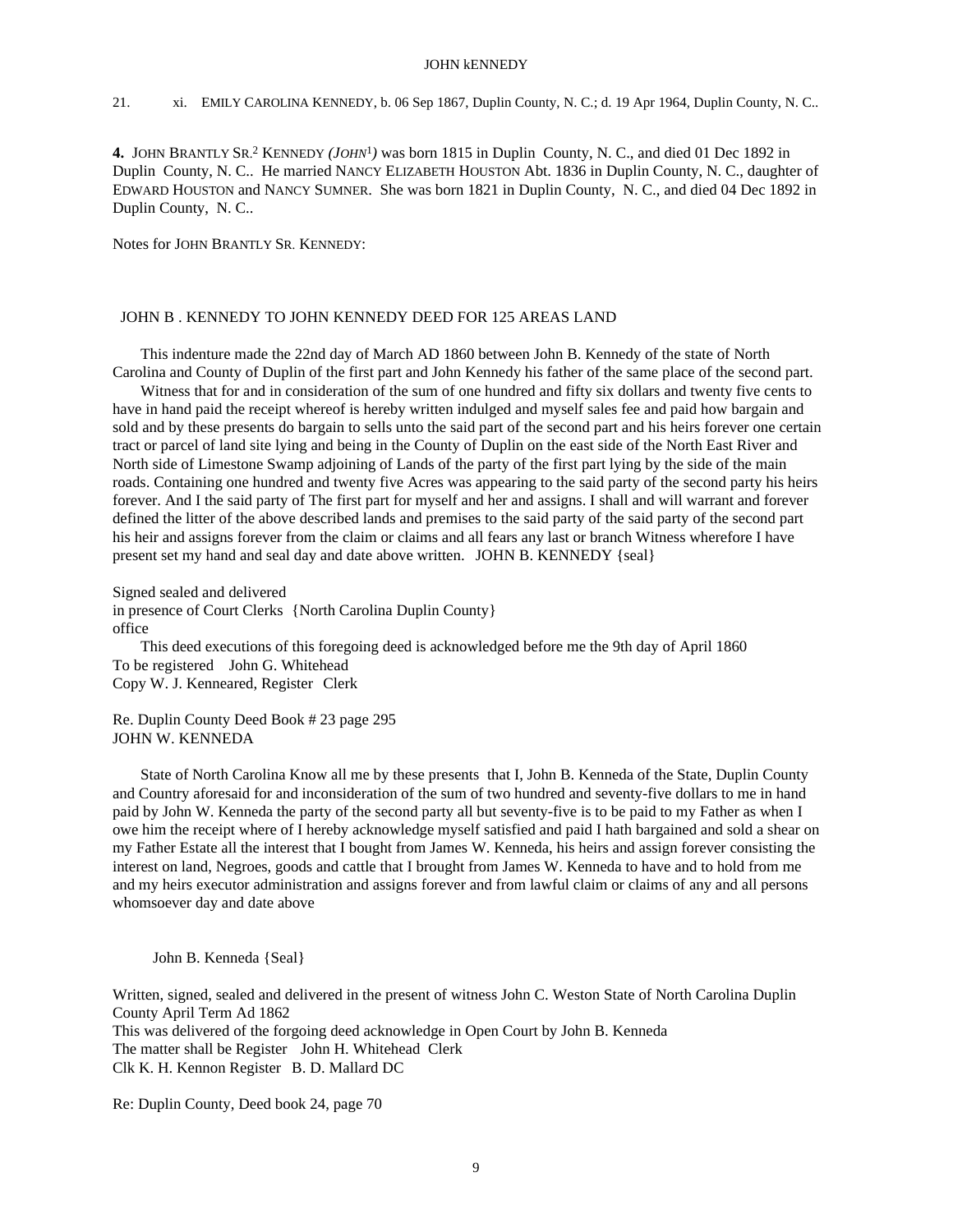21. xi. EMILY CAROLINA KENNEDY, b. 06 Sep 1867, Duplin County, N. C.; d. 19 Apr 1964, Duplin County, N. C..

**4.** JOHN BRANTLY SR.[2] KENNEDY *(JOHN[1])* was born 1815 in Duplin County, N. C., and died 01 Dec 1892 in Duplin County, N. C.. He married NANCY ELIZABETH HOUSTON Abt. 1836 in Duplin County, N. C., daughter of EDWARD HOUSTON and NANCY SUMNER. She was born 1821 in Duplin County, N. C., and died 04 Dec 1892 in Duplin County, N. C..

Notes for JOHN BRANTLY SR. KENNEDY:

JOHN B . KENNEDY TO JOHN KENNEDY DEED FOR 125 AREAS LAND

This indenture made the 22nd day of March AD 1860 between John B. Kennedy of the state of North Carolina and County of Duplin of the first part and John Kennedy his father of the same place of the second part.

Witness that for and in consideration of the sum of one hundred and fifty six dollars and twenty five cents to have in hand paid the receipt whereof is hereby written indulged and myself sales fee and paid how bargain and sold and by these presents do bargain to sells unto the said part of the second part and his heirs forever one certain tract or parcel of land site lying and being in the County of Duplin on the east side of the North East River and North side of Limestone Swamp adjoining of Lands of the party of the first part lying by the side of the main roads. Containing one hundred and twenty five Acres was appearing to the said party of the second party his heirs forever. And I the said party of The first part for myself and her and assigns. I shall and will warrant and forever defined the litter of the above described lands and premises to the said party of the said party of the second part his heir and assigns forever from the claim or claims and all fears any last or branch Witness wherefore I have present set my hand and seal day and date above written. JOHN B. KENNEDY {seal}

Signed sealed and delivered
in presence of Court Clerks {North Carolina Duplin County}
office

This deed executions of this foregoing deed is acknowledged before me the 9th day of April 1860
To be registered John G. Whitehead
Copy W. J. Kenneared, Register Clerk

Re. Duplin County Deed Book # 23 page 295
JOHN W. KENNEDA

State of North Carolina Know all me by these presents that I, John B. Kenneda of the State, Duplin County and Country aforesaid for and inconsideration of the sum of two hundred and seventy-five dollars to me in hand paid by John W. Kenneda the party of the second party all but seventy-five is to be paid to my Father as when I owe him the receipt where of I hereby acknowledge myself satisfied and paid I hath bargained and sold a shear on my Father Estate all the interest that I bought from James W. Kenneda, his heirs and assign forever consisting the interest on land, Negroes, goods and cattle that I brought from James W. Kenneda to have and to hold from me and my heirs executor administration and assigns forever and from lawful claim or claims of any and all persons whomsoever day and date above

John B. Kenneda {Seal}

Written, signed, sealed and delivered in the present of witness John C. Weston State of North Carolina Duplin County April Term Ad 1862
This was delivered of the forgoing deed acknowledge in Open Court by John B. Kenneda
The matter shall be Register John H. Whitehead Clerk
Clk K. H. Kennon Register B. D. Mallard DC

Re: Duplin County, Deed book 24, page 70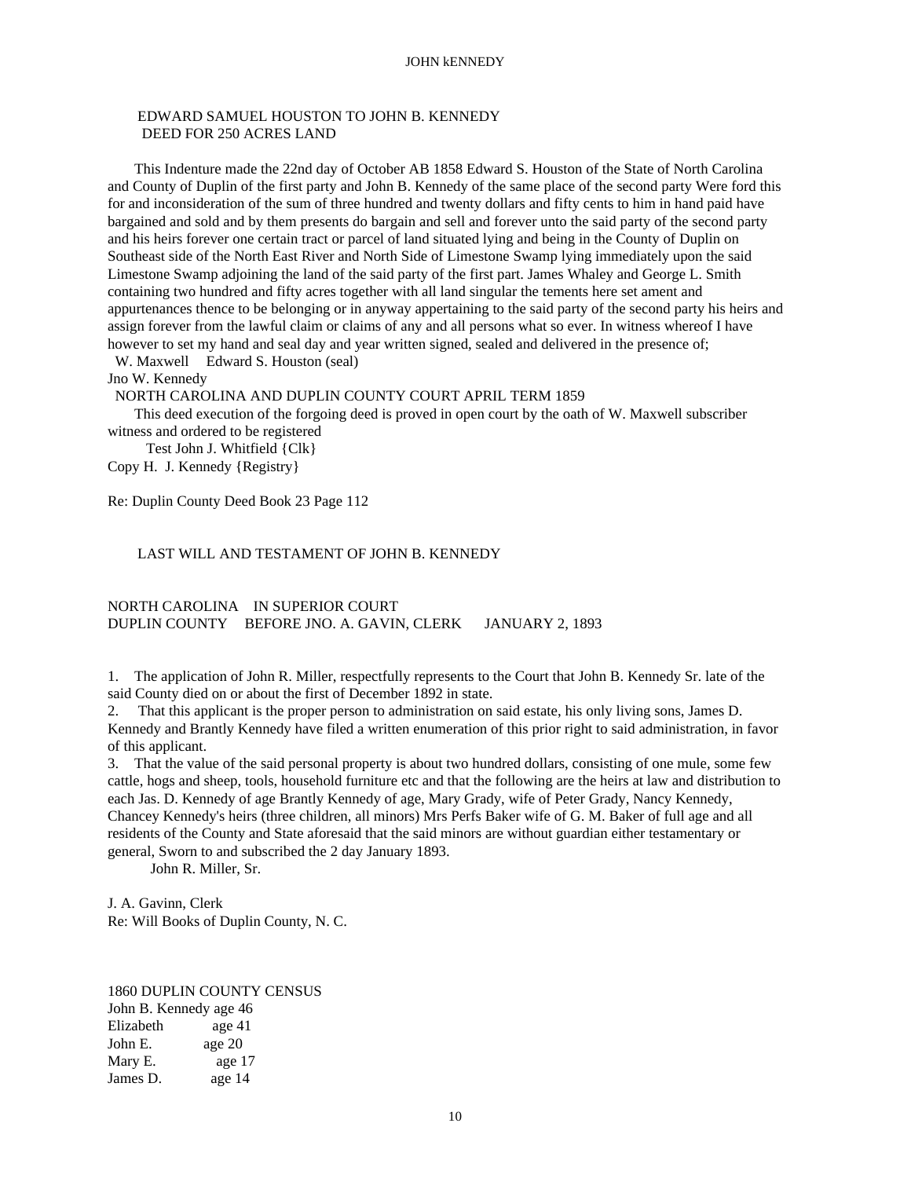EDWARD SAMUEL HOUSTON TO JOHN B. KENNEDY
DEED FOR 250 ACRES LAND

This Indenture made the 22nd day of October AB 1858 Edward S. Houston of the State of North Carolina and County of Duplin of the first party and John B. Kennedy of the same place of the second party Were ford this for and inconsideration of the sum of three hundred and twenty dollars and fifty cents to him in hand paid have bargained and sold and by them presents do bargain and sell and forever unto the said party of the second party and his heirs forever one certain tract or parcel of land situated lying and being in the County of Duplin on Southeast side of the North East River and North Side of Limestone Swamp lying immediately upon the said Limestone Swamp adjoining the land of the said party of the first part. James Whaley and George L. Smith containing two hundred and fifty acres together with all land singular the tements here set ament and appurtenances thence to be belonging or in anyway appertaining to the said party of the second party his heirs and assign forever from the lawful claim or claims of any and all persons what so ever. In witness whereof I have however to set my hand and seal day and year written signed, sealed and delivered in the presence of;
W. Maxwell Edward S. Houston (seal)
Jno W. Kennedy
NORTH CAROLINA AND DUPLIN COUNTY COURT APRIL TERM 1859

This deed execution of the forgoing deed is proved in open court by the oath of W. Maxwell subscriber witness and ordered to be registered
Test John J. Whitfield {Clk}
Copy H. J. Kennedy {Registry}

Re: Duplin County Deed Book 23 Page 112

LAST WILL AND TESTAMENT OF JOHN B. KENNEDY

NORTH CAROLINA IN SUPERIOR COURT
DUPLIN COUNTY BEFORE JNO. A. GAVIN, CLERK JANUARY 2, 1893

1. The application of John R. Miller, respectfully represents to the Court that John B. Kennedy Sr. late of the said County died on or about the first of December 1892 in state.
2. That this applicant is the proper person to administration on said estate, his only living sons, James D. Kennedy and Brantly Kennedy have filed a written enumeration of this prior right to said administration, in favor of this applicant.
3. That the value of the said personal property is about two hundred dollars, consisting of one mule, some few cattle, hogs and sheep, tools, household furniture etc and that the following are the heirs at law and distribution to each Jas. D. Kennedy of age Brantly Kennedy of age, Mary Grady, wife of Peter Grady, Nancy Kennedy, Chancey Kennedy's heirs (three children, all minors) Mrs Perfs Baker wife of G. M. Baker of full age and all residents of the County and State aforesaid that the said minors are without guardian either testamentary or general, Sworn to and subscribed the 2 day January 1893.
John R. Miller, Sr.

J. A. Gavinn, Clerk
Re: Will Books of Duplin County, N. C.

1860 DUPLIN COUNTY CENSUS
John B. Kennedy age 46
Elizabeth age 41
John E. age 20
Mary E. age 17
James D. age 14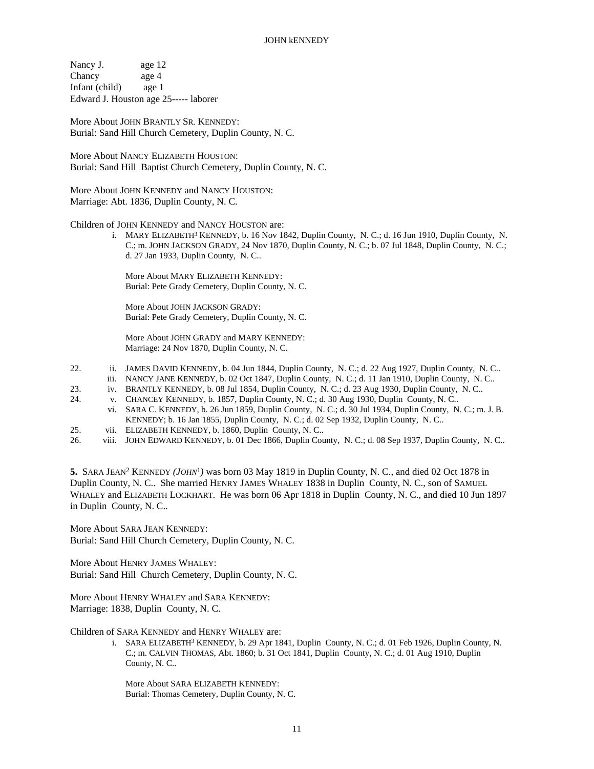Nancy J. age 12
Chancy age 4
Infant (child) age 1
Edward J. Houston age 25----- laborer

More About JOHN BRANTLY SR. KENNEDY:
Burial: Sand Hill Church Cemetery, Duplin County, N. C.

More About NANCY ELIZABETH HOUSTON:
Burial: Sand Hill Baptist Church Cemetery, Duplin County, N. C.

More About JOHN KENNEDY and NANCY HOUSTON:
Marriage: Abt. 1836, Duplin County, N. C.

Children of JOHN KENNEDY and NANCY HOUSTON are:

i. MARY ELIZABETH[3] KENNEDY, b. 16 Nov 1842, Duplin County, N. C.; d. 16 Jun 1910, Duplin County, N. C.; m. JOHN JACKSON GRADY, 24 Nov 1870, Duplin County, N. C.; b. 07 Jul 1848, Duplin County, N. C.; d. 27 Jan 1933, Duplin County, N. C..

More About MARY ELIZABETH KENNEDY:
Burial: Pete Grady Cemetery, Duplin County, N. C.

More About JOHN JACKSON GRADY:
Burial: Pete Grady Cemetery, Duplin County, N. C.

More About JOHN GRADY and MARY KENNEDY:
Marriage: 24 Nov 1870, Duplin County, N. C.

22. ii. JAMES DAVID KENNEDY, b. 04 Jun 1844, Duplin County, N. C.; d. 22 Aug 1927, Duplin County, N. C..
iii. NANCY JANE KENNEDY, b. 02 Oct 1847, Duplin County, N. C.; d. 11 Jan 1910, Duplin County, N. C..
23. iv. BRANTLY KENNEDY, b. 08 Jul 1854, Duplin County, N. C.; d. 23 Aug 1930, Duplin County, N. C..
24. v. CHANCEY KENNEDY, b. 1857, Duplin County, N. C.; d. 30 Aug 1930, Duplin County, N. C..
vi. SARA C. KENNEDY, b. 26 Jun 1859, Duplin County, N. C.; d. 30 Jul 1934, Duplin County, N. C.; m. J. B. KENNEDY; b. 16 Jan 1855, Duplin County, N. C.; d. 02 Sep 1932, Duplin County, N. C..
25. vii. ELIZABETH KENNEDY, b. 1860, Duplin County, N. C..
26. viii. JOHN EDWARD KENNEDY, b. 01 Dec 1866, Duplin County, N. C.; d. 08 Sep 1937, Duplin County, N. C..

**5.** SARA JEAN[2] KENNEDY *(JOHN[1])* was born 03 May 1819 in Duplin County, N. C., and died 02 Oct 1878 in Duplin County, N. C.. She married HENRY JAMES WHALEY 1838 in Duplin County, N. C., son of SAMUEL WHALEY and ELIZABETH LOCKHART. He was born 06 Apr 1818 in Duplin County, N. C., and died 10 Jun 1897 in Duplin County, N. C..

More About SARA JEAN KENNEDY:
Burial: Sand Hill Church Cemetery, Duplin County, N. C.

More About HENRY JAMES WHALEY:
Burial: Sand Hill Church Cemetery, Duplin County, N. C.

More About HENRY WHALEY and SARA KENNEDY:
Marriage: 1838, Duplin County, N. C.

Children of SARA KENNEDY and HENRY WHALEY are:

i. SARA ELIZABETH[3] KENNEDY, b. 29 Apr 1841, Duplin County, N. C.; d. 01 Feb 1926, Duplin County, N. C.; m. CALVIN THOMAS, Abt. 1860; b. 31 Oct 1841, Duplin County, N. C.; d. 01 Aug 1910, Duplin County, N. C..

More About SARA ELIZABETH KENNEDY:
Burial: Thomas Cemetery, Duplin County, N. C.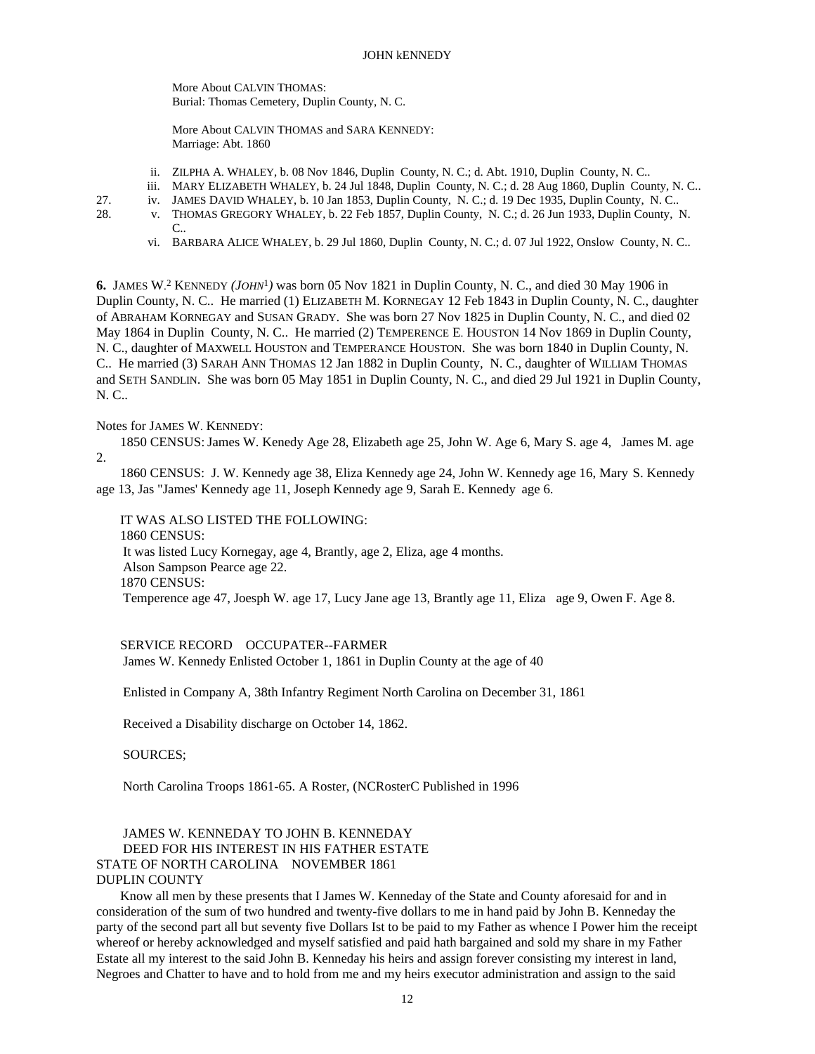More About CALVIN THOMAS:
Burial: Thomas Cemetery, Duplin County, N. C.

More About CALVIN THOMAS and SARA KENNEDY:
Marriage: Abt. 1860

ii. ZILPHA A. WHALEY, b. 08 Nov 1846, Duplin County, N. C.; d. Abt. 1910, Duplin County, N. C..
iii. MARY ELIZABETH WHALEY, b. 24 Jul 1848, Duplin County, N. C.; d. 28 Aug 1860, Duplin County, N. C..
27. iv. JAMES DAVID WHALEY, b. 10 Jan 1853, Duplin County, N. C.; d. 19 Dec 1935, Duplin County, N. C..
28. v. THOMAS GREGORY WHALEY, b. 22 Feb 1857, Duplin County, N. C.; d. 26 Jun 1933, Duplin County, N. C..
vi. BARBARA ALICE WHALEY, b. 29 Jul 1860, Duplin County, N. C.; d. 07 Jul 1922, Onslow County, N. C..

**6.** JAMES W.[2] KENNEDY *(JOHN[1])* was born 05 Nov 1821 in Duplin County, N. C., and died 30 May 1906 in Duplin County, N. C.. He married (1) ELIZABETH M. KORNEGAY 12 Feb 1843 in Duplin County, N. C., daughter of ABRAHAM KORNEGAY and SUSAN GRADY. She was born 27 Nov 1825 in Duplin County, N. C., and died 02 May 1864 in Duplin County, N. C.. He married (2) TEMPERENCE E. HOUSTON 14 Nov 1869 in Duplin County, N. C., daughter of MAXWELL HOUSTON and TEMPERANCE HOUSTON. She was born 1840 in Duplin County, N. C.. He married (3) SARAH ANN THOMAS 12 Jan 1882 in Duplin County, N. C., daughter of WILLIAM THOMAS and SETH SANDLIN. She was born 05 May 1851 in Duplin County, N. C., and died 29 Jul 1921 in Duplin County, N. C..

Notes for JAMES W. KENNEDY:

1850 CENSUS: James W. Kenedy Age 28, Elizabeth age 25, John W. Age 6, Mary S. age 4, James M. age 2.

1860 CENSUS: J. W. Kennedy age 38, Eliza Kennedy age 24, John W. Kennedy age 16, Mary S. Kennedy age 13, Jas "James' Kennedy age 11, Joseph Kennedy age 9, Sarah E. Kennedy age 6.

IT WAS ALSO LISTED THE FOLLOWING:
1860 CENSUS:
It was listed Lucy Kornegay, age 4, Brantly, age 2, Eliza, age 4 months.
Alson Sampson Pearce age 22.
1870 CENSUS:
Temperence age 47, Joesph W. age 17, Lucy Jane age 13, Brantly age 11, Eliza age 9, Owen F. Age 8.

SERVICE RECORD OCCUPATER--FARMER
James W. Kennedy Enlisted October 1, 1861 in Duplin County at the age of 40

Enlisted in Company A, 38th Infantry Regiment North Carolina on December 31, 1861

Received a Disability discharge on October 14, 1862.

SOURCES;

North Carolina Troops 1861-65. A Roster, (NCRosterC Published in 1996

JAMES W. KENNEDAY TO JOHN B. KENNEDAY
DEED FOR HIS INTEREST IN HIS FATHER ESTATE
STATE OF NORTH CAROLINA NOVEMBER 1861
DUPLIN COUNTY

Know all men by these presents that I James W. Kenneday of the State and County aforesaid for and in consideration of the sum of two hundred and twenty-five dollars to me in hand paid by John B. Kenneday the party of the second part all but seventy five Dollars Ist to be paid to my Father as whence I Power him the receipt whereof or hereby acknowledged and myself satisfied and paid hath bargained and sold my share in my Father Estate all my interest to the said John B. Kenneday his heirs and assign forever consisting my interest in land, Negroes and Chatter to have and to hold from me and my heirs executor administration and assign to the said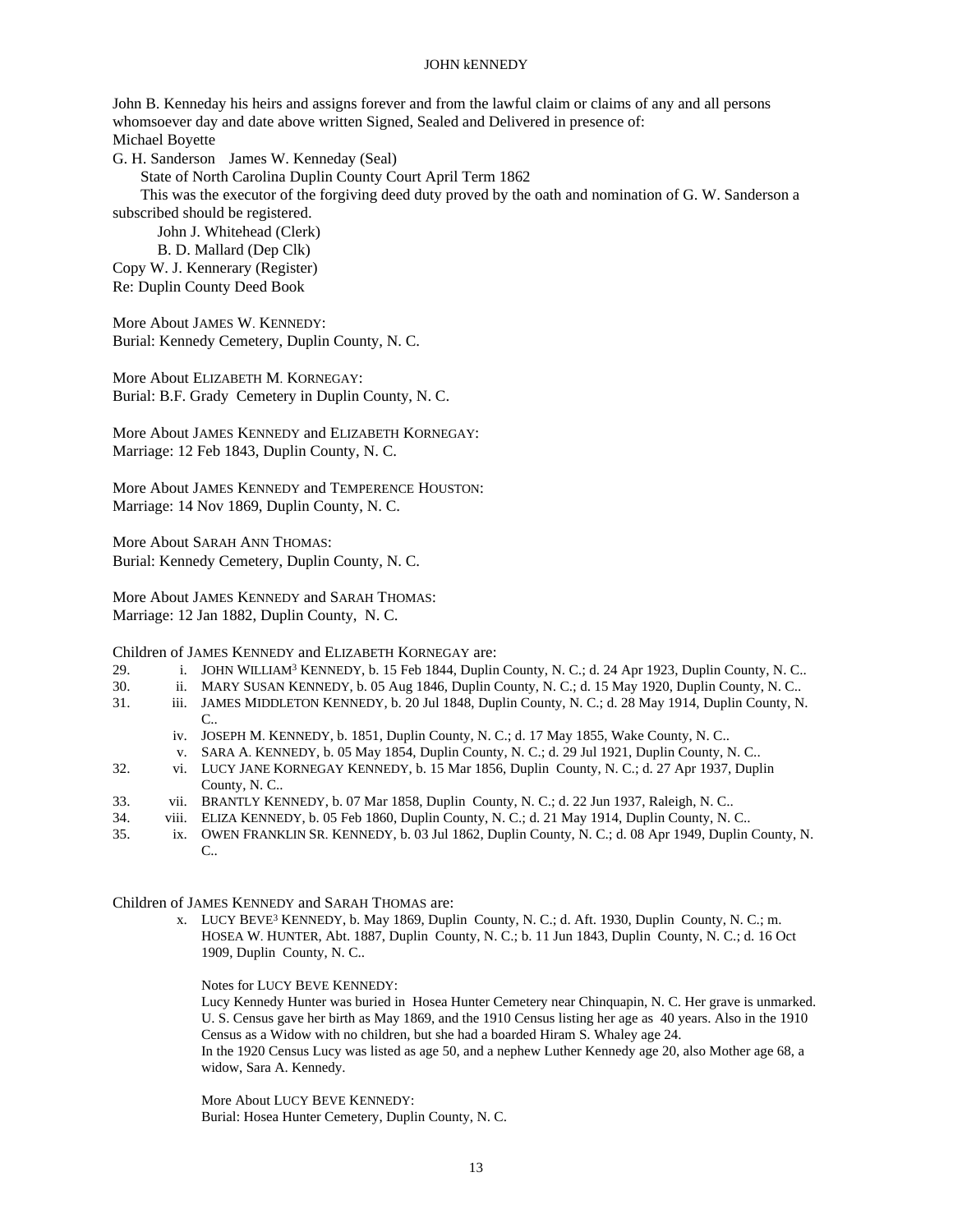John B. Kenneday his heirs and assigns forever and from the lawful claim or claims of any and all persons whomsoever day and date above written Signed, Sealed and Delivered in presence of:
Michael Boyette
G. H. Sanderson James W. Kenneday (Seal)
State of North Carolina Duplin County Court April Term 1862
This was the executor of the forgiving deed duty proved by the oath and nomination of G. W. Sanderson a subscribed should be registered.
John J. Whitehead (Clerk)
B. D. Mallard (Dep Clk)
Copy W. J. Kennerary (Register)
Re: Duplin County Deed Book

More About JAMES W. KENNEDY:
Burial: Kennedy Cemetery, Duplin County, N. C.

More About ELIZABETH M. KORNEGAY:
Burial: B.F. Grady Cemetery in Duplin County, N. C.

More About JAMES KENNEDY and ELIZABETH KORNEGAY:
Marriage: 12 Feb 1843, Duplin County, N. C.

More About JAMES KENNEDY and TEMPERENCE HOUSTON:
Marriage: 14 Nov 1869, Duplin County, N. C.

More About SARAH ANN THOMAS:
Burial: Kennedy Cemetery, Duplin County, N. C.

More About JAMES KENNEDY and SARAH THOMAS:
Marriage: 12 Jan 1882, Duplin County, N. C.

Children of JAMES KENNEDY and ELIZABETH KORNEGAY are:

29. i. JOHN WILLIAM[3] KENNEDY, b. 15 Feb 1844, Duplin County, N. C.; d. 24 Apr 1923, Duplin County, N. C..
30. ii. MARY SUSAN KENNEDY, b. 05 Aug 1846, Duplin County, N. C.; d. 15 May 1920, Duplin County, N. C..
31. iii. JAMES MIDDLETON KENNEDY, b. 20 Jul 1848, Duplin County, N. C.; d. 28 May 1914, Duplin County, N. C..
    iv. JOSEPH M. KENNEDY, b. 1851, Duplin County, N. C.; d. 17 May 1855, Wake County, N. C..
    v. SARA A. KENNEDY, b. 05 May 1854, Duplin County, N. C.; d. 29 Jul 1921, Duplin County, N. C..
32. vi. LUCY JANE KORNEGAY KENNEDY, b. 15 Mar 1856, Duplin County, N. C.; d. 27 Apr 1937, Duplin County, N. C..
33. vii. BRANTLY KENNEDY, b. 07 Mar 1858, Duplin County, N. C.; d. 22 Jun 1937, Raleigh, N. C..
34. viii. ELIZA KENNEDY, b. 05 Feb 1860, Duplin County, N. C.; d. 21 May 1914, Duplin County, N. C..
35. ix. OWEN FRANKLIN SR. KENNEDY, b. 03 Jul 1862, Duplin County, N. C.; d. 08 Apr 1949, Duplin County, N. C..

Children of JAMES KENNEDY and SARAH THOMAS are:

x. LUCY BEVE[3] KENNEDY, b. May 1869, Duplin County, N. C.; d. Aft. 1930, Duplin County, N. C.; m. HOSEA W. HUNTER, Abt. 1887, Duplin County, N. C.; b. 11 Jun 1843, Duplin County, N. C.; d. 16 Oct 1909, Duplin County, N. C..

Notes for LUCY BEVE KENNEDY:
Lucy Kennedy Hunter was buried in Hosea Hunter Cemetery near Chinquapin, N. C. Her grave is unmarked. U. S. Census gave her birth as May 1869, and the 1910 Census listing her age as 40 years. Also in the 1910 Census as a Widow with no children, but she had a boarded Hiram S. Whaley age 24.
In the 1920 Census Lucy was listed as age 50, and a nephew Luther Kennedy age 20, also Mother age 68, a widow, Sara A. Kennedy.

More About LUCY BEVE KENNEDY:
Burial: Hosea Hunter Cemetery, Duplin County, N. C.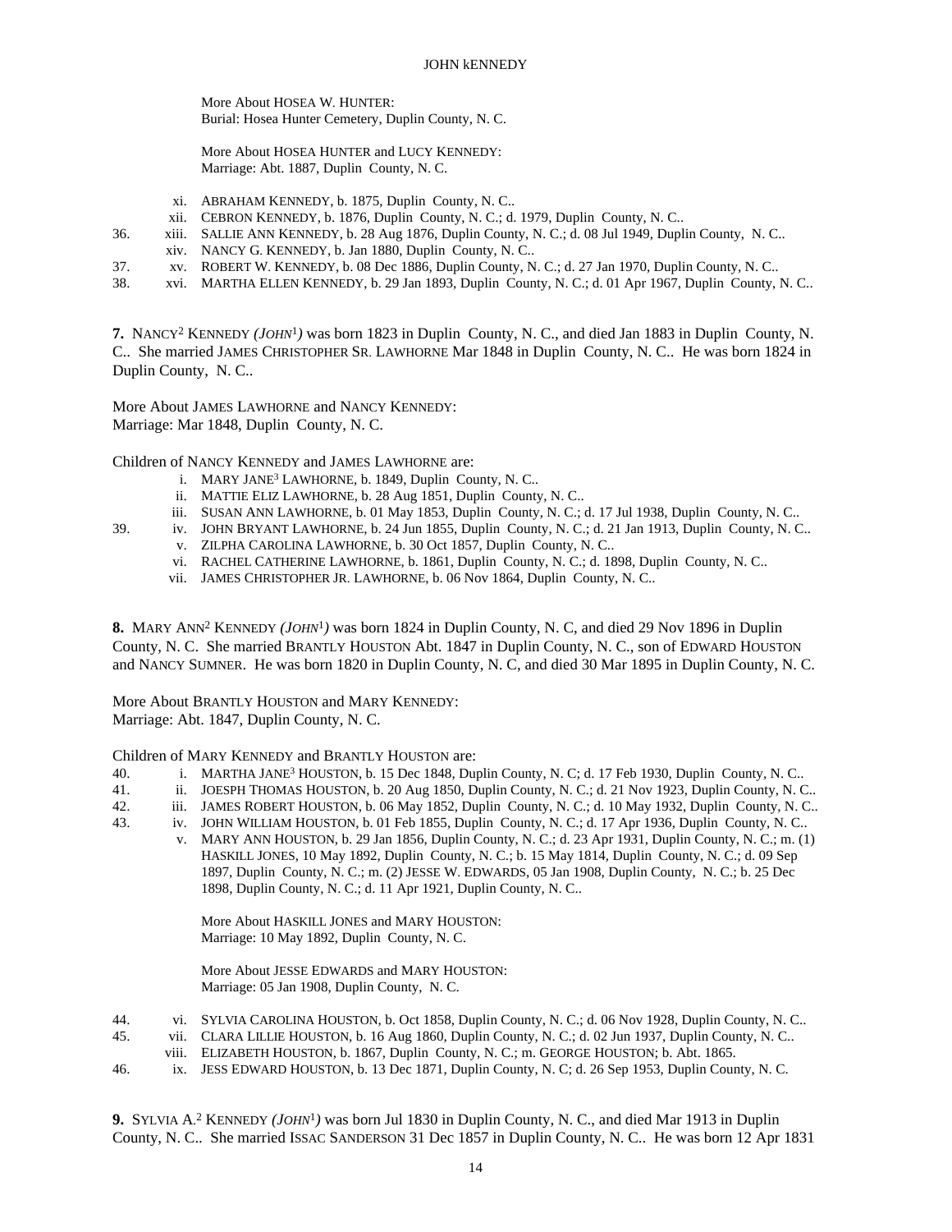More About HOSEA W. HUNTER:
Burial: Hosea Hunter Cemetery, Duplin County, N. C.

More About HOSEA HUNTER and LUCY KENNEDY:
Marriage: Abt. 1887, Duplin County, N. C.

xi. ABRAHAM KENNEDY, b. 1875, Duplin County, N. C..
xii. CEBRON KENNEDY, b. 1876, Duplin County, N. C.; d. 1979, Duplin County, N. C..
36. xiii. SALLIE ANN KENNEDY, b. 28 Aug 1876, Duplin County, N. C.; d. 08 Jul 1949, Duplin County, N. C..
xiv. NANCY G. KENNEDY, b. Jan 1880, Duplin County, N. C..
37. xv. ROBERT W. KENNEDY, b. 08 Dec 1886, Duplin County, N. C.; d. 27 Jan 1970, Duplin County, N. C..
38. xvi. MARTHA ELLEN KENNEDY, b. 29 Jan 1893, Duplin County, N. C.; d. 01 Apr 1967, Duplin County, N. C..

**7.** NANCY[2] KENNEDY *(JOHN[1])* was born 1823 in Duplin County, N. C., and died Jan 1883 in Duplin County, N. C.. She married JAMES CHRISTOPHER SR. LAWHORNE Mar 1848 in Duplin County, N. C.. He was born 1824 in Duplin County, N. C..

More About JAMES LAWHORNE and NANCY KENNEDY:
Marriage: Mar 1848, Duplin County, N. C.

Children of NANCY KENNEDY and JAMES LAWHORNE are:
i. MARY JANE[3] LAWHORNE, b. 1849, Duplin County, N. C..
ii. MATTIE ELIZ LAWHORNE, b. 28 Aug 1851, Duplin County, N. C..
iii. SUSAN ANN LAWHORNE, b. 01 May 1853, Duplin County, N. C.; d. 17 Jul 1938, Duplin County, N. C..
39. iv. JOHN BRYANT LAWHORNE, b. 24 Jun 1855, Duplin County, N. C.; d. 21 Jan 1913, Duplin County, N. C..
v. ZILPHA CAROLINA LAWHORNE, b. 30 Oct 1857, Duplin County, N. C..
vi. RACHEL CATHERINE LAWHORNE, b. 1861, Duplin County, N. C.; d. 1898, Duplin County, N. C..
vii. JAMES CHRISTOPHER JR. LAWHORNE, b. 06 Nov 1864, Duplin County, N. C..

**8.** MARY ANN[2] KENNEDY *(JOHN[1])* was born 1824 in Duplin County, N. C, and died 29 Nov 1896 in Duplin County, N. C. She married BRANTLY HOUSTON Abt. 1847 in Duplin County, N. C., son of EDWARD HOUSTON and NANCY SUMNER. He was born 1820 in Duplin County, N. C, and died 30 Mar 1895 in Duplin County, N. C.

More About BRANTLY HOUSTON and MARY KENNEDY:
Marriage: Abt. 1847, Duplin County, N. C.

Children of MARY KENNEDY and BRANTLY HOUSTON are:
40. i. MARTHA JANE[3] HOUSTON, b. 15 Dec 1848, Duplin County, N. C; d. 17 Feb 1930, Duplin County, N. C..
41. ii. JOESPH THOMAS HOUSTON, b. 20 Aug 1850, Duplin County, N. C.; d. 21 Nov 1923, Duplin County, N. C..
42. iii. JAMES ROBERT HOUSTON, b. 06 May 1852, Duplin County, N. C.; d. 10 May 1932, Duplin County, N. C..
43. iv. JOHN WILLIAM HOUSTON, b. 01 Feb 1855, Duplin County, N. C.; d. 17 Apr 1936, Duplin County, N. C..
v. MARY ANN HOUSTON, b. 29 Jan 1856, Duplin County, N. C.; d. 23 Apr 1931, Duplin County, N. C.; m. (1) HASKILL JONES, 10 May 1892, Duplin County, N. C.; b. 15 May 1814, Duplin County, N. C.; d. 09 Sep 1897, Duplin County, N. C.; m. (2) JESSE W. EDWARDS, 05 Jan 1908, Duplin County, N. C.; b. 25 Dec 1898, Duplin County, N. C.; d. 11 Apr 1921, Duplin County, N. C..

More About HASKILL JONES and MARY HOUSTON:
Marriage: 10 May 1892, Duplin County, N. C.

More About JESSE EDWARDS and MARY HOUSTON:
Marriage: 05 Jan 1908, Duplin County, N. C.

44. vi. SYLVIA CAROLINA HOUSTON, b. Oct 1858, Duplin County, N. C.; d. 06 Nov 1928, Duplin County, N. C..
45. vii. CLARA LILLIE HOUSTON, b. 16 Aug 1860, Duplin County, N. C.; d. 02 Jun 1937, Duplin County, N. C..
viii. ELIZABETH HOUSTON, b. 1867, Duplin County, N. C.; m. GEORGE HOUSTON; b. Abt. 1865.
46. ix. JESS EDWARD HOUSTON, b. 13 Dec 1871, Duplin County, N. C; d. 26 Sep 1953, Duplin County, N. C.

**9.** SYLVIA A.[2] KENNEDY *(JOHN[1])* was born Jul 1830 in Duplin County, N. C., and died Mar 1913 in Duplin County, N. C.. She married ISSAC SANDERSON 31 Dec 1857 in Duplin County, N. C.. He was born 12 Apr 1831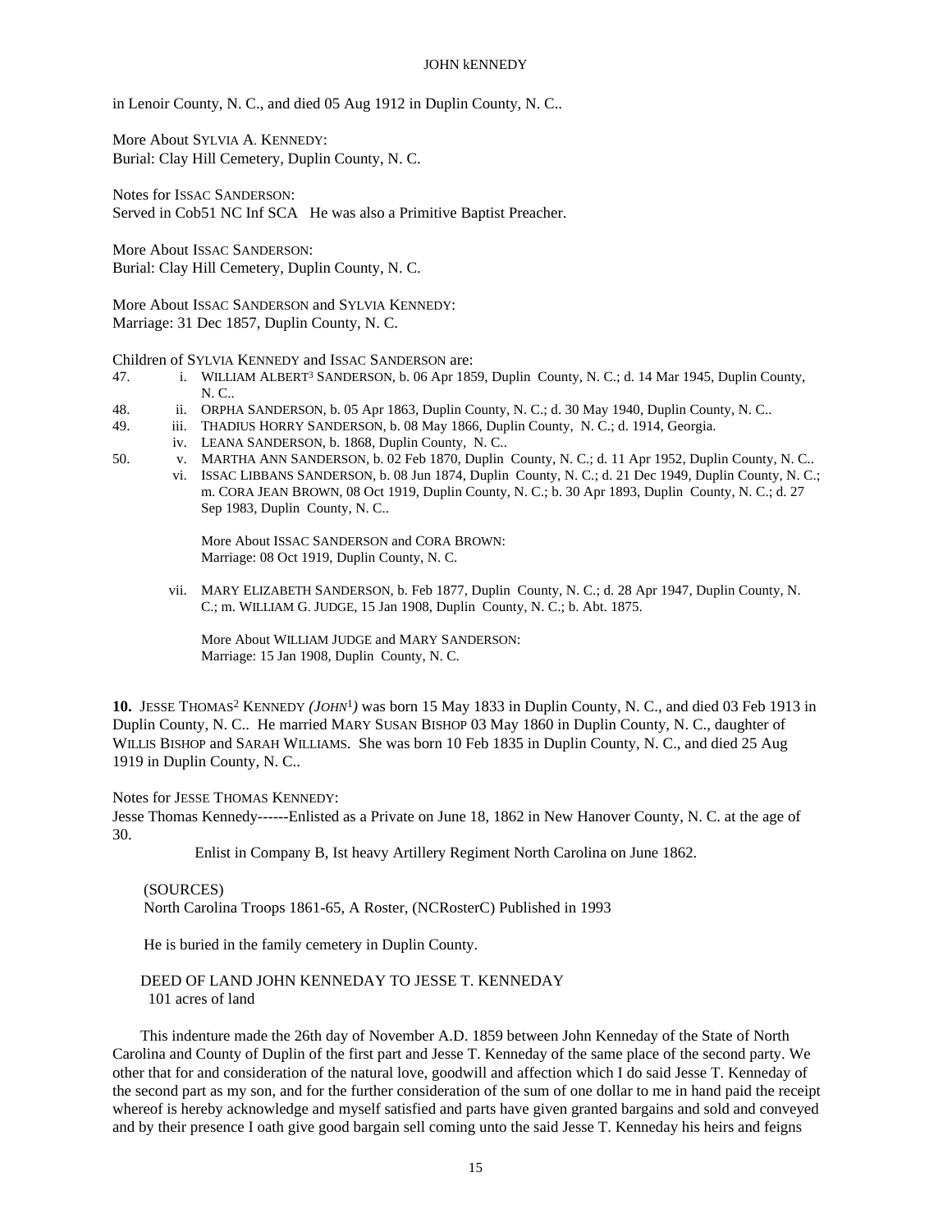in Lenoir County, N. C., and died 05 Aug 1912 in Duplin County, N. C..

More About SYLVIA A. KENNEDY:
Burial: Clay Hill Cemetery, Duplin County, N. C.

Notes for ISSAC SANDERSON:
Served in Cob51 NC Inf SCA   He was also a Primitive Baptist Preacher.

More About ISSAC SANDERSON:
Burial: Clay Hill Cemetery, Duplin County, N. C.

More About ISSAC SANDERSON and SYLVIA KENNEDY:
Marriage: 31 Dec 1857, Duplin County, N. C.

Children of SYLVIA KENNEDY and ISSAC SANDERSON are:

47. i. WILLIAM ALBERT[3] SANDERSON, b. 06 Apr 1859, Duplin County, N. C.; d. 14 Mar 1945, Duplin County, N. C..

48. ii. ORPHA SANDERSON, b. 05 Apr 1863, Duplin County, N. C.; d. 30 May 1940, Duplin County, N. C..

49. iii. THADIUS HORRY SANDERSON, b. 08 May 1866, Duplin County, N. C.; d. 1914, Georgia.

iv. LEANA SANDERSON, b. 1868, Duplin County, N. C..

50. v. MARTHA ANN SANDERSON, b. 02 Feb 1870, Duplin County, N. C.; d. 11 Apr 1952, Duplin County, N. C..

vi. ISSAC LIBBANS SANDERSON, b. 08 Jun 1874, Duplin County, N. C.; d. 21 Dec 1949, Duplin County, N. C.; m. CORA JEAN BROWN, 08 Oct 1919, Duplin County, N. C.; b. 30 Apr 1893, Duplin County, N. C.; d. 27 Sep 1983, Duplin County, N. C..

More About ISSAC SANDERSON and CORA BROWN:
Marriage: 08 Oct 1919, Duplin County, N. C.

vii. MARY ELIZABETH SANDERSON, b. Feb 1877, Duplin County, N. C.; d. 28 Apr 1947, Duplin County, N. C.; m. WILLIAM G. JUDGE, 15 Jan 1908, Duplin County, N. C.; b. Abt. 1875.

More About WILLIAM JUDGE and MARY SANDERSON:
Marriage: 15 Jan 1908, Duplin County, N. C.

**10.** JESSE THOMAS[2] KENNEDY *(JOHN[1])* was born 15 May 1833 in Duplin County, N. C., and died 03 Feb 1913 in Duplin County, N. C.. He married MARY SUSAN BISHOP 03 May 1860 in Duplin County, N. C., daughter of WILLIS BISHOP and SARAH WILLIAMS. She was born 10 Feb 1835 in Duplin County, N. C., and died 25 Aug 1919 in Duplin County, N. C..

Notes for JESSE THOMAS KENNEDY:
Jesse Thomas Kennedy------Enlisted as a Private on June 18, 1862 in New Hanover County, N. C. at the age of 30.

Enlist in Company B, Ist heavy Artillery Regiment North Carolina on June 1862.

(SOURCES)
North Carolina Troops 1861-65, A Roster, (NCRosterC) Published in 1993

He is buried in the family cemetery in Duplin County.

DEED OF LAND JOHN KENNEDAY TO JESSE T. KENNEDAY
101 acres of land

This indenture made the 26th day of November A.D. 1859 between John Kenneday of the State of North Carolina and County of Duplin of the first part and Jesse T. Kenneday of the same place of the second party. We other that for and consideration of the natural love, goodwill and affection which I do said Jesse T. Kenneday of the second part as my son, and for the further consideration of the sum of one dollar to me in hand paid the receipt whereof is hereby acknowledge and myself satisfied and parts have given granted bargains and sold and conveyed and by their presence I oath give good bargain sell coming unto the said Jesse T. Kenneday his heirs and feigns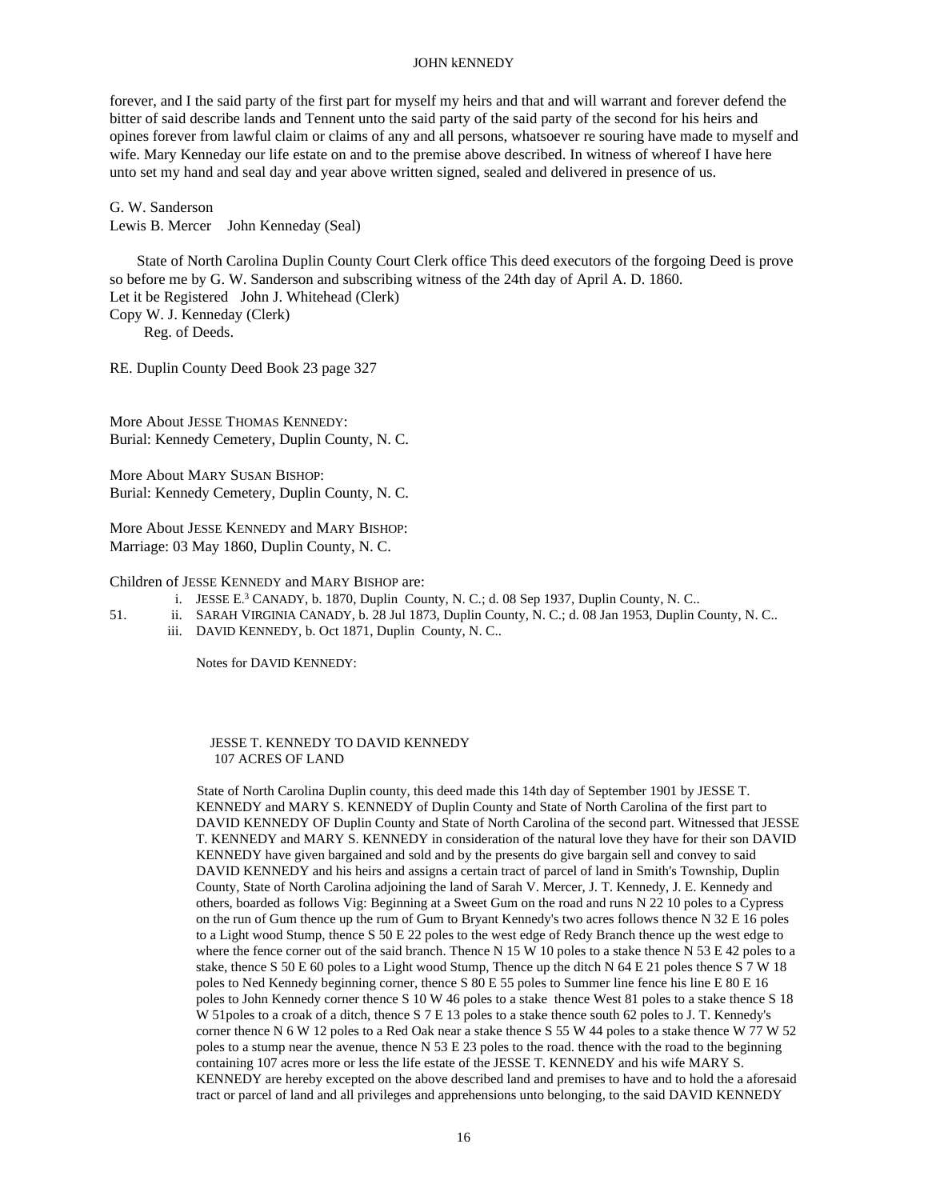forever, and I the said party of the first part for myself my heirs and that and will warrant and forever defend the bitter of said describe lands and Tennent unto the said party of the said party of the second for his heirs and opines forever from lawful claim or claims of any and all persons, whatsoever re souring have made to myself and wife. Mary Kenneday our life estate on and to the premise above described. In witness of whereof I have here unto set my hand and seal day and year above written signed, sealed and delivered in presence of us.

G. W. Sanderson
Lewis B. Mercer    John Kenneday (Seal)

State of North Carolina Duplin County Court Clerk office This deed executors of the forgoing Deed is prove so before me by G. W. Sanderson and subscribing witness of the 24th day of April A. D. 1860.
Let it be Registered    John J. Whitehead (Clerk)
Copy W. J. Kenneday (Clerk)
Reg. of Deeds.

RE. Duplin County Deed Book 23 page 327

More About JESSE THOMAS KENNEDY:
Burial: Kennedy Cemetery, Duplin County, N. C.

More About MARY SUSAN BISHOP:
Burial: Kennedy Cemetery, Duplin County, N. C.

More About JESSE KENNEDY and MARY BISHOP:
Marriage: 03 May 1860, Duplin County, N. C.

Children of JESSE KENNEDY and MARY BISHOP are:

i. JESSE E.[3] CANADY, b. 1870, Duplin County, N. C.; d. 08 Sep 1937, Duplin County, N. C..
51. ii. SARAH VIRGINIA CANADY, b. 28 Jul 1873, Duplin County, N. C.; d. 08 Jan 1953, Duplin County, N. C..
iii. DAVID KENNEDY, b. Oct 1871, Duplin County, N. C..

Notes for DAVID KENNEDY:

JESSE T. KENNEDY TO DAVID KENNEDY
107 ACRES OF LAND

State of North Carolina Duplin county, this deed made this 14th day of September 1901 by JESSE T. KENNEDY and MARY S. KENNEDY of Duplin County and State of North Carolina of the first part to DAVID KENNEDY OF Duplin County and State of North Carolina of the second part. Witnessed that JESSE T. KENNEDY and MARY S. KENNEDY in consideration of the natural love they have for their son DAVID KENNEDY have given bargained and sold and by the presents do give bargain sell and convey to said DAVID KENNEDY and his heirs and assigns a certain tract of parcel of land in Smith's Township, Duplin County, State of North Carolina adjoining the land of Sarah V. Mercer, J. T. Kennedy, J. E. Kennedy and others, boarded as follows Vig: Beginning at a Sweet Gum on the road and runs N 22 10 poles to a Cypress on the run of Gum thence up the rum of Gum to Bryant Kennedy's two acres follows thence N 32 E 16 poles to a Light wood Stump, thence S 50 E 22 poles to the west edge of Redy Branch thence up the west edge to where the fence corner out of the said branch. Thence N 15 W 10 poles to a stake thence N 53 E 42 poles to a stake, thence S 50 E 60 poles to a Light wood Stump, Thence up the ditch N 64 E 21 poles thence S 7 W 18 poles to Ned Kennedy beginning corner, thence S 80 E 55 poles to Summer line fence his line E 80 E 16 poles to John Kennedy corner thence S 10 W 46 poles to a stake thence West 81 poles to a stake thence S 18 W 51poles to a croak of a ditch, thence S 7 E 13 poles to a stake thence south 62 poles to J. T. Kennedy's corner thence N 6 W 12 poles to a Red Oak near a stake thence S 55 W 44 poles to a stake thence W 77 W 52 poles to a stump near the avenue, thence N 53 E 23 poles to the road. thence with the road to the beginning containing 107 acres more or less the life estate of the JESSE T. KENNEDY and his wife MARY S. KENNEDY are hereby excepted on the above described land and premises to have and to hold the a aforesaid tract or parcel of land and all privileges and apprehensions unto belonging, to the said DAVID KENNEDY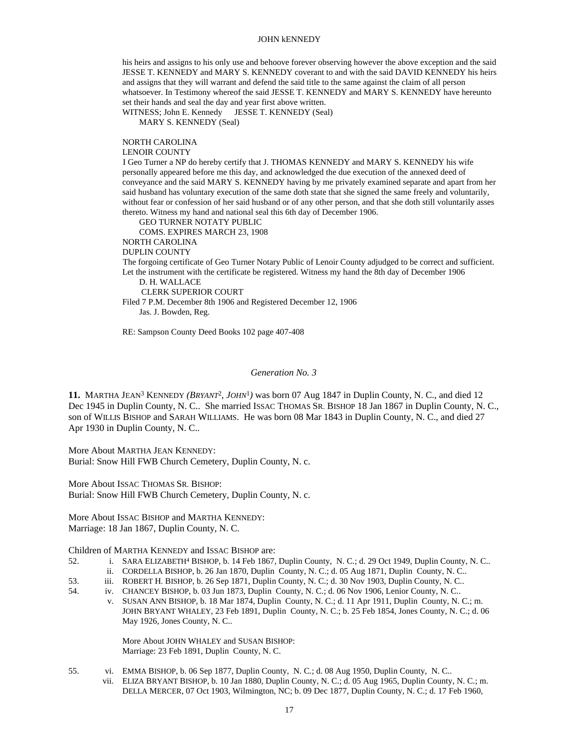his heirs and assigns to his only use and behoove forever observing however the above exception and the said JESSE T. KENNEDY and MARY S. KENNEDY coverant to and with the said DAVID KENNEDY his heirs and assigns that they will warrant and defend the said title to the same against the claim of all person whatsoever. In Testimony whereof the said JESSE T. KENNEDY and MARY S. KENNEDY have hereunto set their hands and seal the day and year first above written.
WITNESS; John E. Kennedy JESSE T. KENNEDY (Seal)
MARY S. KENNEDY (Seal)

NORTH CAROLINA
LENOIR COUNTY
I Geo Turner a NP do hereby certify that J. THOMAS KENNEDY and MARY S. KENNEDY his wife personally appeared before me this day, and acknowledged the due execution of the annexed deed of conveyance and the said MARY S. KENNEDY having by me privately examined separate and apart from her said husband has voluntary execution of the same doth state that she signed the same freely and voluntarily, without fear or confession of her said husband or of any other person, and that she doth still voluntarily asses thereto. Witness my hand and national seal this 6th day of December 1906.
GEO TURNER NOTATY PUBLIC
COMS. EXPIRES MARCH 23, 1908
NORTH CAROLINA
DUPLIN COUNTY
The forgoing certificate of Geo Turner Notary Public of Lenoir County adjudged to be correct and sufficient. Let the instrument with the certificate be registered. Witness my hand the 8th day of December 1906
D. H. WALLACE
CLERK SUPERIOR COURT
Filed 7 P.M. December 8th 1906 and Registered December 12, 1906
Jas. J. Bowden, Reg.

RE: Sampson County Deed Books 102 page 407-408

*Generation No. 3*

**11.** MARTHA JEAN[3] KENNEDY *(BRYANT[2], JOHN[1])* was born 07 Aug 1847 in Duplin County, N. C., and died 12 Dec 1945 in Duplin County, N. C.. She married ISSAC THOMAS SR. BISHOP 18 Jan 1867 in Duplin County, N. C., son of WILLIS BISHOP and SARAH WILLIAMS. He was born 08 Mar 1843 in Duplin County, N. C., and died 27 Apr 1930 in Duplin County, N. C..

More About MARTHA JEAN KENNEDY:
Burial: Snow Hill FWB Church Cemetery, Duplin County, N. c.

More About ISSAC THOMAS SR. BISHOP:
Burial: Snow Hill FWB Church Cemetery, Duplin County, N. c.

More About ISSAC BISHOP and MARTHA KENNEDY:
Marriage: 18 Jan 1867, Duplin County, N. C.

Children of MARTHA KENNEDY and ISSAC BISHOP are:

52. i. SARA ELIZABETH[4] BISHOP, b. 14 Feb 1867, Duplin County, N. C.; d. 29 Oct 1949, Duplin County, N. C..
ii. CORDELLA BISHOP, b. 26 Jan 1870, Duplin County, N. C.; d. 05 Aug 1871, Duplin County, N. C..
53. iii. ROBERT H. BISHOP, b. 26 Sep 1871, Duplin County, N. C.; d. 30 Nov 1903, Duplin County, N. C..
54. iv. CHANCEY BISHOP, b. 03 Jun 1873, Duplin County, N. C.; d. 06 Nov 1906, Lenior County, N. C..
v. SUSAN ANN BISHOP, b. 18 Mar 1874, Duplin County, N. C.; d. 11 Apr 1911, Duplin County, N. C.; m. JOHN BRYANT WHALEY, 23 Feb 1891, Duplin County, N. C.; b. 25 Feb 1854, Jones County, N. C.; d. 06 May 1926, Jones County, N. C..

   More About JOHN WHALEY and SUSAN BISHOP:
   Marriage: 23 Feb 1891, Duplin County, N. C.

55. vi. EMMA BISHOP, b. 06 Sep 1877, Duplin County, N. C.; d. 08 Aug 1950, Duplin County, N. C..
vii. ELIZA BRYANT BISHOP, b. 10 Jan 1880, Duplin County, N. C.; d. 05 Aug 1965, Duplin County, N. C.; m. DELLA MERCER, 07 Oct 1903, Wilmington, NC; b. 09 Dec 1877, Duplin County, N. C.; d. 17 Feb 1960,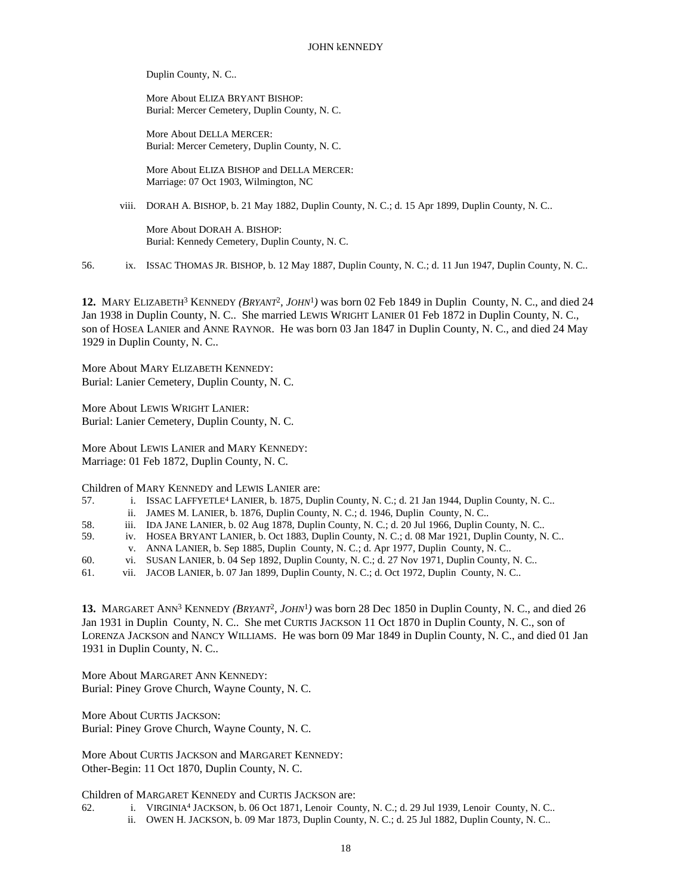Duplin County, N. C..

More About ELIZA BRYANT BISHOP:
Burial: Mercer Cemetery, Duplin County, N. C.

More About DELLA MERCER:
Burial: Mercer Cemetery, Duplin County, N. C.

More About ELIZA BISHOP and DELLA MERCER:
Marriage: 07 Oct 1903, Wilmington, NC

viii. DORAH A. BISHOP, b. 21 May 1882, Duplin County, N. C.; d. 15 Apr 1899, Duplin County, N. C..

More About DORAH A. BISHOP:
Burial: Kennedy Cemetery, Duplin County, N. C.

56. ix. ISSAC THOMAS JR. BISHOP, b. 12 May 1887, Duplin County, N. C.; d. 11 Jun 1947, Duplin County, N. C..

**12.** MARY ELIZABETH[3] KENNEDY *(BRYANT[2], JOHN[1])* was born 02 Feb 1849 in Duplin County, N. C., and died 24 Jan 1938 in Duplin County, N. C.. She married LEWIS WRIGHT LANIER 01 Feb 1872 in Duplin County, N. C., son of HOSEA LANIER and ANNE RAYNOR. He was born 03 Jan 1847 in Duplin County, N. C., and died 24 May 1929 in Duplin County, N. C..

More About MARY ELIZABETH KENNEDY:
Burial: Lanier Cemetery, Duplin County, N. C.

More About LEWIS WRIGHT LANIER:
Burial: Lanier Cemetery, Duplin County, N. C.

More About LEWIS LANIER and MARY KENNEDY:
Marriage: 01 Feb 1872, Duplin County, N. C.

Children of MARY KENNEDY and LEWIS LANIER are:

57. i. ISSAC LAFFYETLE[4] LANIER, b. 1875, Duplin County, N. C.; d. 21 Jan 1944, Duplin County, N. C..
ii. JAMES M. LANIER, b. 1876, Duplin County, N. C.; d. 1946, Duplin County, N. C..
58. iii. IDA JANE LANIER, b. 02 Aug 1878, Duplin County, N. C.; d. 20 Jul 1966, Duplin County, N. C..
59. iv. HOSEA BRYANT LANIER, b. Oct 1883, Duplin County, N. C.; d. 08 Mar 1921, Duplin County, N. C..
v. ANNA LANIER, b. Sep 1885, Duplin County, N. C.; d. Apr 1977, Duplin County, N. C..
60. vi. SUSAN LANIER, b. 04 Sep 1892, Duplin County, N. C.; d. 27 Nov 1971, Duplin County, N. C..
61. vii. JACOB LANIER, b. 07 Jan 1899, Duplin County, N. C.; d. Oct 1972, Duplin County, N. C..

**13.** MARGARET ANN[3] KENNEDY *(BRYANT[2], JOHN[1])* was born 28 Dec 1850 in Duplin County, N. C., and died 26 Jan 1931 in Duplin County, N. C.. She met CURTIS JACKSON 11 Oct 1870 in Duplin County, N. C., son of LORENZA JACKSON and NANCY WILLIAMS. He was born 09 Mar 1849 in Duplin County, N. C., and died 01 Jan 1931 in Duplin County, N. C..

More About MARGARET ANN KENNEDY:
Burial: Piney Grove Church, Wayne County, N. C.

More About CURTIS JACKSON:
Burial: Piney Grove Church, Wayne County, N. C.

More About CURTIS JACKSON and MARGARET KENNEDY:
Other-Begin: 11 Oct 1870, Duplin County, N. C.

Children of MARGARET KENNEDY and CURTIS JACKSON are:

62. i. VIRGINIA[4] JACKSON, b. 06 Oct 1871, Lenoir County, N. C.; d. 29 Jul 1939, Lenoir County, N. C..
ii. OWEN H. JACKSON, b. 09 Mar 1873, Duplin County, N. C.; d. 25 Jul 1882, Duplin County, N. C..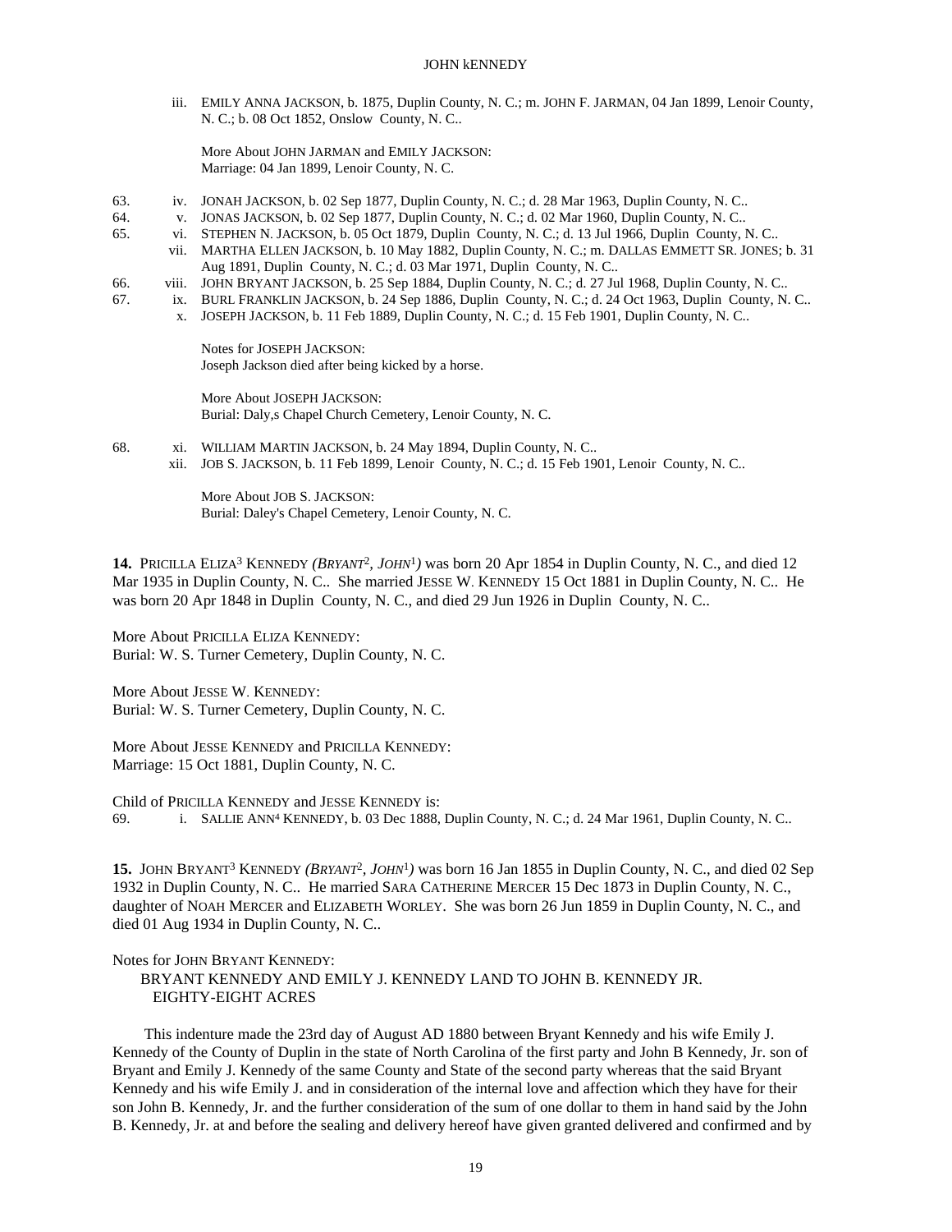iii. EMILY ANNA JACKSON, b. 1875, Duplin County, N. C.; m. JOHN F. JARMAN, 04 Jan 1899, Lenoir County, N. C.; b. 08 Oct 1852, Onslow County, N. C..

More About JOHN JARMAN and EMILY JACKSON:
Marriage: 04 Jan 1899, Lenoir County, N. C.

63. iv. JONAH JACKSON, b. 02 Sep 1877, Duplin County, N. C.; d. 28 Mar 1963, Duplin County, N. C..
64. v. JONAS JACKSON, b. 02 Sep 1877, Duplin County, N. C.; d. 02 Mar 1960, Duplin County, N. C..
65. vi. STEPHEN N. JACKSON, b. 05 Oct 1879, Duplin County, N. C.; d. 13 Jul 1966, Duplin County, N. C..
vii. MARTHA ELLEN JACKSON, b. 10 May 1882, Duplin County, N. C.; m. DALLAS EMMETT SR. JONES; b. 31 Aug 1891, Duplin County, N. C.; d. 03 Mar 1971, Duplin County, N. C..
66. viii. JOHN BRYANT JACKSON, b. 25 Sep 1884, Duplin County, N. C.; d. 27 Jul 1968, Duplin County, N. C..
67. ix. BURL FRANKLIN JACKSON, b. 24 Sep 1886, Duplin County, N. C.; d. 24 Oct 1963, Duplin County, N. C..
x. JOSEPH JACKSON, b. 11 Feb 1889, Duplin County, N. C.; d. 15 Feb 1901, Duplin County, N. C..

Notes for JOSEPH JACKSON:
Joseph Jackson died after being kicked by a horse.

More About JOSEPH JACKSON:
Burial: Daly,s Chapel Church Cemetery, Lenoir County, N. C.

68. xi. WILLIAM MARTIN JACKSON, b. 24 May 1894, Duplin County, N. C..
xii. JOB S. JACKSON, b. 11 Feb 1899, Lenoir County, N. C.; d. 15 Feb 1901, Lenoir County, N. C..

More About JOB S. JACKSON:
Burial: Daley's Chapel Cemetery, Lenoir County, N. C.

**14.** PRICILLA ELIZA[3] KENNEDY *(BRYANT[2], JOHN[1])* was born 20 Apr 1854 in Duplin County, N. C., and died 12 Mar 1935 in Duplin County, N. C.. She married JESSE W. KENNEDY 15 Oct 1881 in Duplin County, N. C.. He was born 20 Apr 1848 in Duplin County, N. C., and died 29 Jun 1926 in Duplin County, N. C..

More About PRICILLA ELIZA KENNEDY:
Burial: W. S. Turner Cemetery, Duplin County, N. C.

More About JESSE W. KENNEDY:
Burial: W. S. Turner Cemetery, Duplin County, N. C.

More About JESSE KENNEDY and PRICILLA KENNEDY:
Marriage: 15 Oct 1881, Duplin County, N. C.

Child of PRICILLA KENNEDY and JESSE KENNEDY is:
69. i. SALLIE ANN[4] KENNEDY, b. 03 Dec 1888, Duplin County, N. C.; d. 24 Mar 1961, Duplin County, N. C..

**15.** JOHN BRYANT[3] KENNEDY *(BRYANT[2], JOHN[1])* was born 16 Jan 1855 in Duplin County, N. C., and died 02 Sep 1932 in Duplin County, N. C.. He married SARA CATHERINE MERCER 15 Dec 1873 in Duplin County, N. C., daughter of NOAH MERCER and ELIZABETH WORLEY. She was born 26 Jun 1859 in Duplin County, N. C., and died 01 Aug 1934 in Duplin County, N. C..

Notes for JOHN BRYANT KENNEDY:

BRYANT KENNEDY AND EMILY J. KENNEDY LAND TO JOHN B. KENNEDY JR.
EIGHTY-EIGHT ACRES

This indenture made the 23rd day of August AD 1880 between Bryant Kennedy and his wife Emily J. Kennedy of the County of Duplin in the state of North Carolina of the first party and John B Kennedy, Jr. son of Bryant and Emily J. Kennedy of the same County and State of the second party whereas that the said Bryant Kennedy and his wife Emily J. and in consideration of the internal love and affection which they have for their son John B. Kennedy, Jr. and the further consideration of the sum of one dollar to them in hand said by the John B. Kennedy, Jr. at and before the sealing and delivery hereof have given granted delivered and confirmed and by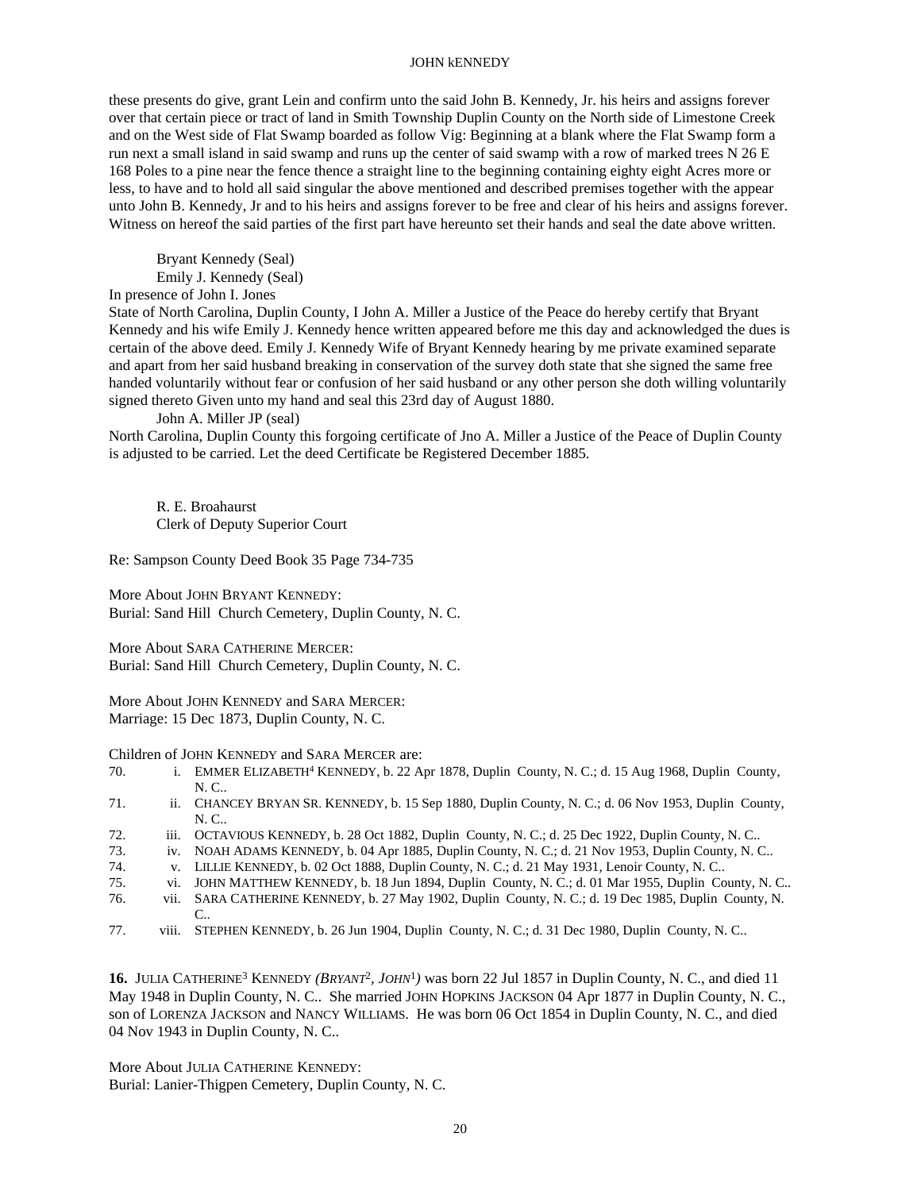these presents do give, grant Lein and confirm unto the said John B. Kennedy, Jr. his heirs and assigns forever over that certain piece or tract of land in Smith Township Duplin County on the North side of Limestone Creek and on the West side of Flat Swamp boarded as follow Vig: Beginning at a blank where the Flat Swamp form a run next a small island in said swamp and runs up the center of said swamp with a row of marked trees N 26 E 168 Poles to a pine near the fence thence a straight line to the beginning containing eighty eight Acres more or less, to have and to hold all said singular the above mentioned and described premises together with the appear unto John B. Kennedy, Jr and to his heirs and assigns forever to be free and clear of his heirs and assigns forever. Witness on hereof the said parties of the first part have hereunto set their hands and seal the date above written.

Bryant Kennedy (Seal)
Emily J. Kennedy (Seal)

In presence of John I. Jones

State of North Carolina, Duplin County, I John A. Miller a Justice of the Peace do hereby certify that Bryant Kennedy and his wife Emily J. Kennedy hence written appeared before me this day and acknowledged the dues is certain of the above deed. Emily J. Kennedy Wife of Bryant Kennedy hearing by me private examined separate and apart from her said husband breaking in conservation of the survey doth state that she signed the same free handed voluntarily without fear or confusion of her said husband or any other person she doth willing voluntarily signed thereto Given unto my hand and seal this 23rd day of August 1880.

John A. Miller JP (seal)

North Carolina, Duplin County this forgoing certificate of Jno A. Miller a Justice of the Peace of Duplin County is adjusted to be carried. Let the deed Certificate be Registered December 1885.

R. E. Broahaurst
Clerk of Deputy Superior Court

Re: Sampson County Deed Book 35 Page 734-735

More About JOHN BRYANT KENNEDY:
Burial: Sand Hill Church Cemetery, Duplin County, N. C.

More About SARA CATHERINE MERCER:
Burial: Sand Hill Church Cemetery, Duplin County, N. C.

More About JOHN KENNEDY and SARA MERCER:
Marriage: 15 Dec 1873, Duplin County, N. C.

Children of JOHN KENNEDY and SARA MERCER are:

70. i. EMMER ELIZABETH[4] KENNEDY, b. 22 Apr 1878, Duplin County, N. C.; d. 15 Aug 1968, Duplin County, N. C..
71. ii. CHANCEY BRYAN SR. KENNEDY, b. 15 Sep 1880, Duplin County, N. C.; d. 06 Nov 1953, Duplin County, N. C..
72. iii. OCTAVIOUS KENNEDY, b. 28 Oct 1882, Duplin County, N. C.; d. 25 Dec 1922, Duplin County, N. C..
73. iv. NOAH ADAMS KENNEDY, b. 04 Apr 1885, Duplin County, N. C.; d. 21 Nov 1953, Duplin County, N. C..
74. v. LILLIE KENNEDY, b. 02 Oct 1888, Duplin County, N. C.; d. 21 May 1931, Lenoir County, N. C..
75. vi. JOHN MATTHEW KENNEDY, b. 18 Jun 1894, Duplin County, N. C.; d. 01 Mar 1955, Duplin County, N. C..
76. vii. SARA CATHERINE KENNEDY, b. 27 May 1902, Duplin County, N. C.; d. 19 Dec 1985, Duplin County, N. C..
77. viii. STEPHEN KENNEDY, b. 26 Jun 1904, Duplin County, N. C.; d. 31 Dec 1980, Duplin County, N. C..

**16.** JULIA CATHERINE[3] KENNEDY *(BRYANT[2], JOHN[1])* was born 22 Jul 1857 in Duplin County, N. C., and died 11 May 1948 in Duplin County, N. C.. She married JOHN HOPKINS JACKSON 04 Apr 1877 in Duplin County, N. C., son of LORENZA JACKSON and NANCY WILLIAMS. He was born 06 Oct 1854 in Duplin County, N. C., and died 04 Nov 1943 in Duplin County, N. C..

More About JULIA CATHERINE KENNEDY:
Burial: Lanier-Thigpen Cemetery, Duplin County, N. C.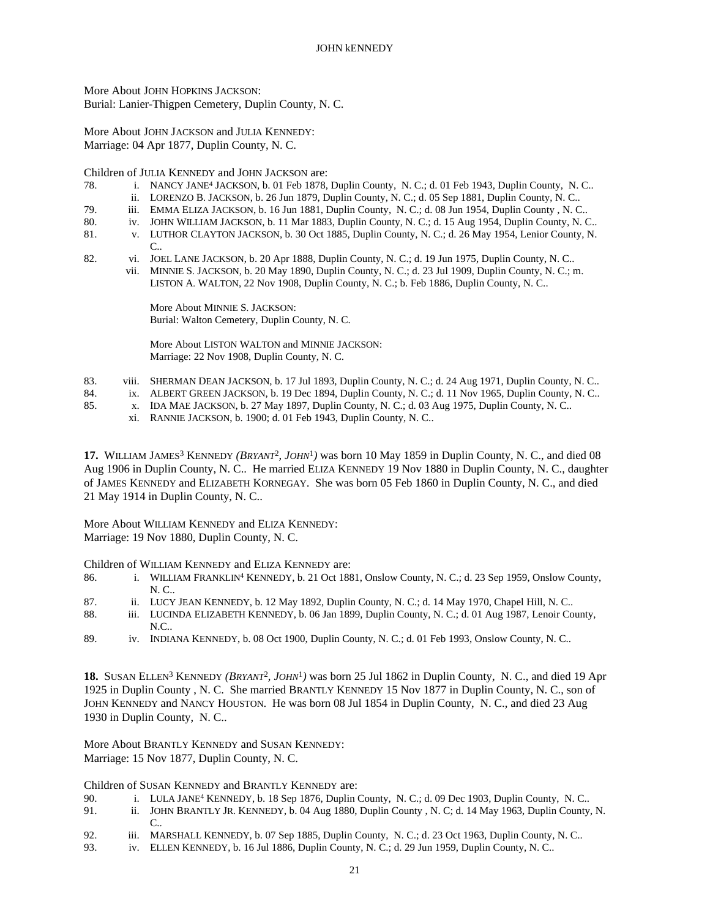More About JOHN HOPKINS JACKSON:
Burial: Lanier-Thigpen Cemetery, Duplin County, N. C.

More About JOHN JACKSON and JULIA KENNEDY:
Marriage: 04 Apr 1877, Duplin County, N. C.

Children of JULIA KENNEDY and JOHN JACKSON are:

78. i. NANCY JANE[4] JACKSON, b. 01 Feb 1878, Duplin County, N. C.; d. 01 Feb 1943, Duplin County, N. C..
    ii. LORENZO B. JACKSON, b. 26 Jun 1879, Duplin County, N. C.; d. 05 Sep 1881, Duplin County, N. C..
79. iii. EMMA ELIZA JACKSON, b. 16 Jun 1881, Duplin County, N. C.; d. 08 Jun 1954, Duplin County , N. C..
80. iv. JOHN WILLIAM JACKSON, b. 11 Mar 1883, Duplin County, N. C.; d. 15 Aug 1954, Duplin County, N. C..
81. v. LUTHOR CLAYTON JACKSON, b. 30 Oct 1885, Duplin County, N. C.; d. 26 May 1954, Lenior County, N. C..
82. vi. JOEL LANE JACKSON, b. 20 Apr 1888, Duplin County, N. C.; d. 19 Jun 1975, Duplin County, N. C..
    vii. MINNIE S. JACKSON, b. 20 May 1890, Duplin County, N. C.; d. 23 Jul 1909, Duplin County, N. C.; m. LISTON A. WALTON, 22 Nov 1908, Duplin County, N. C.; b. Feb 1886, Duplin County, N. C..

    More About MINNIE S. JACKSON:
    Burial: Walton Cemetery, Duplin County, N. C.

    More About LISTON WALTON and MINNIE JACKSON:
    Marriage: 22 Nov 1908, Duplin County, N. C.

83. viii. SHERMAN DEAN JACKSON, b. 17 Jul 1893, Duplin County, N. C.; d. 24 Aug 1971, Duplin County, N. C..
84. ix. ALBERT GREEN JACKSON, b. 19 Dec 1894, Duplin County, N. C.; d. 11 Nov 1965, Duplin County, N. C..
85. x. IDA MAE JACKSON, b. 27 May 1897, Duplin County, N. C.; d. 03 Aug 1975, Duplin County, N. C..
    xi. RANNIE JACKSON, b. 1900; d. 01 Feb 1943, Duplin County, N. C..

**17.** WILLIAM JAMES[3] KENNEDY *(BRYANT[2], JOHN[1])* was born 10 May 1859 in Duplin County, N. C., and died 08 Aug 1906 in Duplin County, N. C.. He married ELIZA KENNEDY 19 Nov 1880 in Duplin County, N. C., daughter of JAMES KENNEDY and ELIZABETH KORNEGAY. She was born 05 Feb 1860 in Duplin County, N. C., and died 21 May 1914 in Duplin County, N. C..

More About WILLIAM KENNEDY and ELIZA KENNEDY:
Marriage: 19 Nov 1880, Duplin County, N. C.

Children of WILLIAM KENNEDY and ELIZA KENNEDY are:

86. i. WILLIAM FRANKLIN[4] KENNEDY, b. 21 Oct 1881, Onslow County, N. C.; d. 23 Sep 1959, Onslow County, N. C..
87. ii. LUCY JEAN KENNEDY, b. 12 May 1892, Duplin County, N. C.; d. 14 May 1970, Chapel Hill, N. C..
88. iii. LUCINDA ELIZABETH KENNEDY, b. 06 Jan 1899, Duplin County, N. C.; d. 01 Aug 1987, Lenoir County, N.C..
89. iv. INDIANA KENNEDY, b. 08 Oct 1900, Duplin County, N. C.; d. 01 Feb 1993, Onslow County, N. C..

**18.** SUSAN ELLEN[3] KENNEDY *(BRYANT[2], JOHN[1])* was born 25 Jul 1862 in Duplin County, N. C., and died 19 Apr 1925 in Duplin County , N. C. She married BRANTLY KENNEDY 15 Nov 1877 in Duplin County, N. C., son of JOHN KENNEDY and NANCY HOUSTON. He was born 08 Jul 1854 in Duplin County, N. C., and died 23 Aug 1930 in Duplin County, N. C..

More About BRANTLY KENNEDY and SUSAN KENNEDY:
Marriage: 15 Nov 1877, Duplin County, N. C.

Children of SUSAN KENNEDY and BRANTLY KENNEDY are:

90. i. LULA JANE[4] KENNEDY, b. 18 Sep 1876, Duplin County, N. C.; d. 09 Dec 1903, Duplin County, N. C..
91. ii. JOHN BRANTLY JR. KENNEDY, b. 04 Aug 1880, Duplin County , N. C; d. 14 May 1963, Duplin County, N. C..
92. iii. MARSHALL KENNEDY, b. 07 Sep 1885, Duplin County, N. C.; d. 23 Oct 1963, Duplin County, N. C..
93. iv. ELLEN KENNEDY, b. 16 Jul 1886, Duplin County, N. C.; d. 29 Jun 1959, Duplin County, N. C..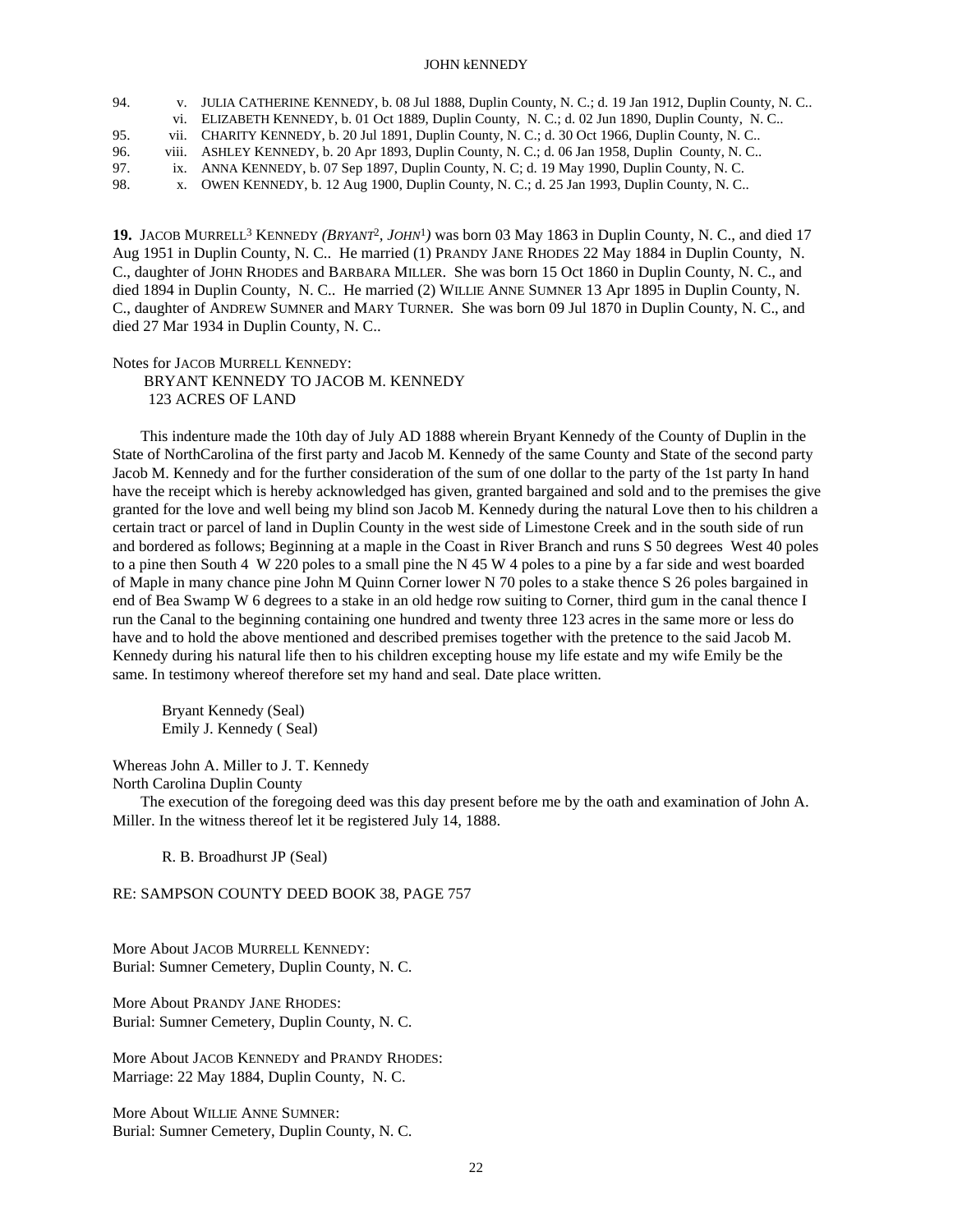94. v. JULIA CATHERINE KENNEDY, b. 08 Jul 1888, Duplin County, N. C.; d. 19 Jan 1912, Duplin County, N. C..
vi. ELIZABETH KENNEDY, b. 01 Oct 1889, Duplin County, N. C.; d. 02 Jun 1890, Duplin County, N. C..
95. vii. CHARITY KENNEDY, b. 20 Jul 1891, Duplin County, N. C.; d. 30 Oct 1966, Duplin County, N. C..
96. viii. ASHLEY KENNEDY, b. 20 Apr 1893, Duplin County, N. C.; d. 06 Jan 1958, Duplin County, N. C..
97. ix. ANNA KENNEDY, b. 07 Sep 1897, Duplin County, N. C; d. 19 May 1990, Duplin County, N. C.
98. x. OWEN KENNEDY, b. 12 Aug 1900, Duplin County, N. C.; d. 25 Jan 1993, Duplin County, N. C..

**19.** JACOB MURRELL[3] KENNEDY *(BRYANT[2], JOHN[1])* was born 03 May 1863 in Duplin County, N. C., and died 17 Aug 1951 in Duplin County, N. C.. He married (1) PRANDY JANE RHODES 22 May 1884 in Duplin County, N. C., daughter of JOHN RHODES and BARBARA MILLER. She was born 15 Oct 1860 in Duplin County, N. C., and died 1894 in Duplin County, N. C.. He married (2) WILLIE ANNE SUMNER 13 Apr 1895 in Duplin County, N. C., daughter of ANDREW SUMNER and MARY TURNER. She was born 09 Jul 1870 in Duplin County, N. C., and died 27 Mar 1934 in Duplin County, N. C..

Notes for JACOB MURRELL KENNEDY:

BRYANT KENNEDY TO JACOB M. KENNEDY
123 ACRES OF LAND

This indenture made the 10th day of July AD 1888 wherein Bryant Kennedy of the County of Duplin in the State of NorthCarolina of the first party and Jacob M. Kennedy of the same County and State of the second party Jacob M. Kennedy and for the further consideration of the sum of one dollar to the party of the 1st party In hand have the receipt which is hereby acknowledged has given, granted bargained and sold and to the premises the give granted for the love and well being my blind son Jacob M. Kennedy during the natural Love then to his children a certain tract or parcel of land in Duplin County in the west side of Limestone Creek and in the south side of run and bordered as follows; Beginning at a maple in the Coast in River Branch and runs S 50 degrees West 40 poles to a pine then South 4 W 220 poles to a small pine the N 45 W 4 poles to a pine by a far side and west boarded of Maple in many chance pine John M Quinn Corner lower N 70 poles to a stake thence S 26 poles bargained in end of Bea Swamp W 6 degrees to a stake in an old hedge row suiting to Corner, third gum in the canal thence I run the Canal to the beginning containing one hundred and twenty three 123 acres in the same more or less do have and to hold the above mentioned and described premises together with the pretence to the said Jacob M. Kennedy during his natural life then to his children excepting house my life estate and my wife Emily be the same. In testimony whereof therefore set my hand and seal. Date place written.

Bryant Kennedy (Seal)
Emily J. Kennedy ( Seal)

Whereas John A. Miller to J. T. Kennedy
North Carolina Duplin County

The execution of the foregoing deed was this day present before me by the oath and examination of John A. Miller. In the witness thereof let it be registered July 14, 1888.

R. B. Broadhurst JP (Seal)

RE: SAMPSON COUNTY DEED BOOK 38, PAGE 757

More About JACOB MURRELL KENNEDY:
Burial: Sumner Cemetery, Duplin County, N. C.

More About PRANDY JANE RHODES:
Burial: Sumner Cemetery, Duplin County, N. C.

More About JACOB KENNEDY and PRANDY RHODES:
Marriage: 22 May 1884, Duplin County, N. C.

More About WILLIE ANNE SUMNER:
Burial: Sumner Cemetery, Duplin County, N. C.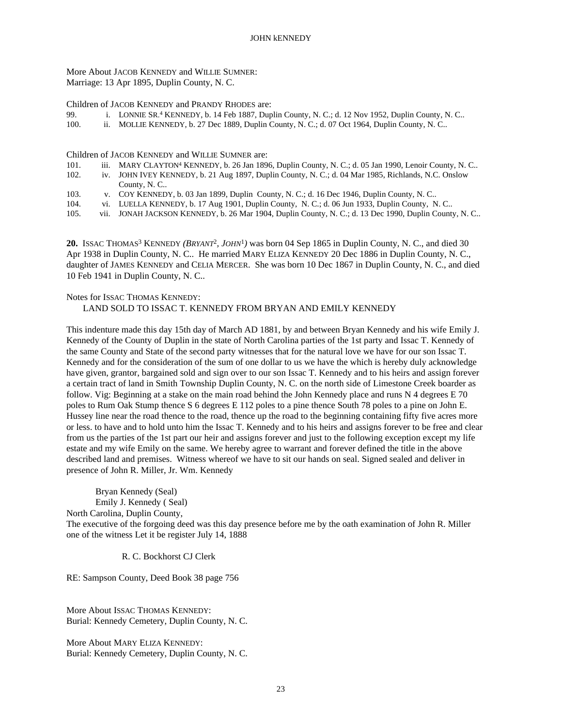More About JACOB KENNEDY and WILLIE SUMNER:
Marriage: 13 Apr 1895, Duplin County, N. C.

Children of JACOB KENNEDY and PRANDY RHODES are:

99. i. LONNIE SR.[4] KENNEDY, b. 14 Feb 1887, Duplin County, N. C.; d. 12 Nov 1952, Duplin County, N. C..
100. ii. MOLLIE KENNEDY, b. 27 Dec 1889, Duplin County, N. C.; d. 07 Oct 1964, Duplin County, N. C..

Children of JACOB KENNEDY and WILLIE SUMNER are:

101. iii. MARY CLAYTON[4] KENNEDY, b. 26 Jan 1896, Duplin County, N. C.; d. 05 Jan 1990, Lenoir County, N. C..
102. iv. JOHN IVEY KENNEDY, b. 21 Aug 1897, Duplin County, N. C.; d. 04 Mar 1985, Richlands, N.C. Onslow County, N. C..
103. v. COY KENNEDY, b. 03 Jan 1899, Duplin County, N. C.; d. 16 Dec 1946, Duplin County, N. C..
104. vi. LUELLA KENNEDY, b. 17 Aug 1901, Duplin County, N. C.; d. 06 Jun 1933, Duplin County, N. C..
105. vii. JONAH JACKSON KENNEDY, b. 26 Mar 1904, Duplin County, N. C.; d. 13 Dec 1990, Duplin County, N. C..

**20.** ISSAC THOMAS[3] KENNEDY *(BRYANT[2], JOHN[1])* was born 04 Sep 1865 in Duplin County, N. C., and died 30 Apr 1938 in Duplin County, N. C.. He married MARY ELIZA KENNEDY 20 Dec 1886 in Duplin County, N. C., daughter of JAMES KENNEDY and CELIA MERCER. She was born 10 Dec 1867 in Duplin County, N. C., and died 10 Feb 1941 in Duplin County, N. C..

Notes for ISSAC THOMAS KENNEDY:

LAND SOLD TO ISSAC T. KENNEDY FROM BRYAN AND EMILY KENNEDY

This indenture made this day 15th day of March AD 1881, by and between Bryan Kennedy and his wife Emily J. Kennedy of the County of Duplin in the state of North Carolina parties of the 1st party and Issac T. Kennedy of the same County and State of the second party witnesses that for the natural love we have for our son Issac T. Kennedy and for the consideration of the sum of one dollar to us we have the which is hereby duly acknowledge have given, grantor, bargained sold and sign over to our son Issac T. Kennedy and to his heirs and assign forever a certain tract of land in Smith Township Duplin County, N. C. on the north side of Limestone Creek boarder as follow. Vig: Beginning at a stake on the main road behind the John Kennedy place and runs N 4 degrees E 70 poles to Rum Oak Stump thence S 6 degrees E 112 poles to a pine thence South 78 poles to a pine on John E. Hussey line near the road thence to the road, thence up the road to the beginning containing fifty five acres more or less. to have and to hold unto him the Issac T. Kennedy and to his heirs and assigns forever to be free and clear from us the parties of the 1st part our heir and assigns forever and just to the following exception except my life estate and my wife Emily on the same. We hereby agree to warrant and forever defined the title in the above described land and premises. Witness whereof we have to sit our hands on seal. Signed sealed and deliver in presence of John R. Miller, Jr. Wm. Kennedy

Bryan Kennedy (Seal)
Emily J. Kennedy ( Seal)

North Carolina, Duplin County,
The executive of the forgoing deed was this day presence before me by the oath examination of John R. Miller one of the witness Let it be register July 14, 1888

R. C. Bockhorst CJ Clerk

RE: Sampson County, Deed Book 38 page 756

More About ISSAC THOMAS KENNEDY:
Burial: Kennedy Cemetery, Duplin County, N. C.

More About MARY ELIZA KENNEDY:
Burial: Kennedy Cemetery, Duplin County, N. C.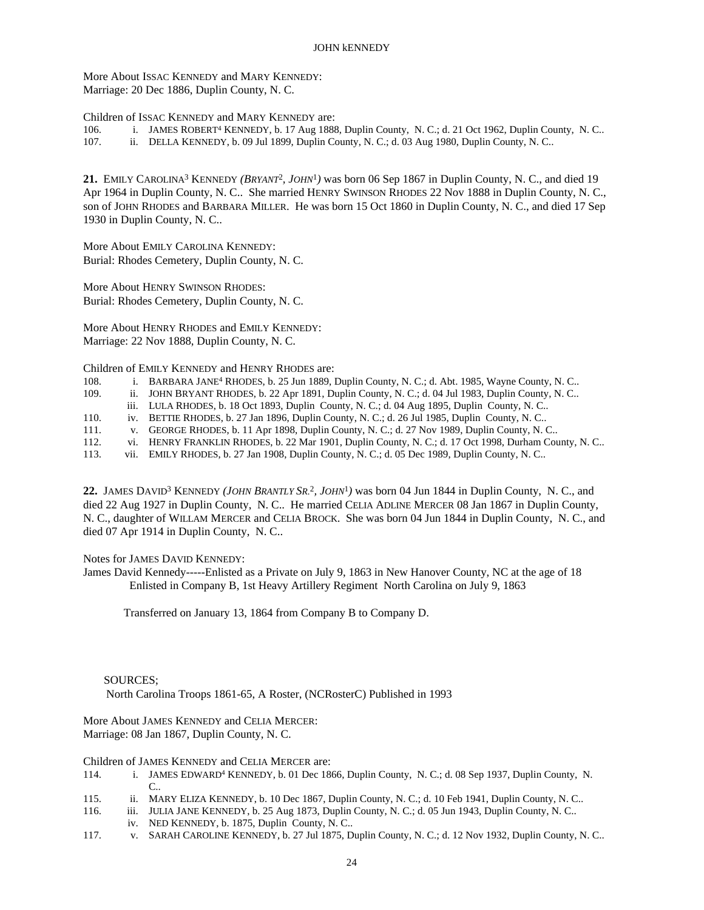More About ISSAC KENNEDY and MARY KENNEDY:
Marriage: 20 Dec 1886, Duplin County, N. C.

Children of ISSAC KENNEDY and MARY KENNEDY are:

106. i. JAMES ROBERT[4] KENNEDY, b. 17 Aug 1888, Duplin County, N. C.; d. 21 Oct 1962, Duplin County, N. C..
107. ii. DELLA KENNEDY, b. 09 Jul 1899, Duplin County, N. C.; d. 03 Aug 1980, Duplin County, N. C..

**21.** EMILY CAROLINA[3] KENNEDY *(BRYANT[2], JOHN[1])* was born 06 Sep 1867 in Duplin County, N. C., and died 19 Apr 1964 in Duplin County, N. C.. She married HENRY SWINSON RHODES 22 Nov 1888 in Duplin County, N. C., son of JOHN RHODES and BARBARA MILLER. He was born 15 Oct 1860 in Duplin County, N. C., and died 17 Sep 1930 in Duplin County, N. C..

More About EMILY CAROLINA KENNEDY:
Burial: Rhodes Cemetery, Duplin County, N. C.

More About HENRY SWINSON RHODES:
Burial: Rhodes Cemetery, Duplin County, N. C.

More About HENRY RHODES and EMILY KENNEDY:
Marriage: 22 Nov 1888, Duplin County, N. C.

Children of EMILY KENNEDY and HENRY RHODES are:

108. i. BARBARA JANE[4] RHODES, b. 25 Jun 1889, Duplin County, N. C.; d. Abt. 1985, Wayne County, N. C..
109. ii. JOHN BRYANT RHODES, b. 22 Apr 1891, Duplin County, N. C.; d. 04 Jul 1983, Duplin County, N. C..
iii. LULA RHODES, b. 18 Oct 1893, Duplin County, N. C.; d. 04 Aug 1895, Duplin County, N. C..
110. iv. BETTIE RHODES, b. 27 Jan 1896, Duplin County, N. C.; d. 26 Jul 1985, Duplin County, N. C..
111. v. GEORGE RHODES, b. 11 Apr 1898, Duplin County, N. C.; d. 27 Nov 1989, Duplin County, N. C..
112. vi. HENRY FRANKLIN RHODES, b. 22 Mar 1901, Duplin County, N. C.; d. 17 Oct 1998, Durham County, N. C..
113. vii. EMILY RHODES, b. 27 Jan 1908, Duplin County, N. C.; d. 05 Dec 1989, Duplin County, N. C..

**22.** JAMES DAVID[3] KENNEDY *(JOHN BRANTLY SR.[2], JOHN[1])* was born 04 Jun 1844 in Duplin County, N. C., and died 22 Aug 1927 in Duplin County, N. C.. He married CELIA ADLINE MERCER 08 Jan 1867 in Duplin County, N. C., daughter of WILLAM MERCER and CELIA BROCK. She was born 04 Jun 1844 in Duplin County, N. C., and died 07 Apr 1914 in Duplin County, N. C..

Notes for JAMES DAVID KENNEDY:

James David Kennedy-----Enlisted as a Private on July 9, 1863 in New Hanover County, NC at the age of 18
Enlisted in Company B, 1st Heavy Artillery Regiment North Carolina on July 9, 1863

Transferred on January 13, 1864 from Company B to Company D.

SOURCES;
North Carolina Troops 1861-65, A Roster, (NCRosterC) Published in 1993

More About JAMES KENNEDY and CELIA MERCER:
Marriage: 08 Jan 1867, Duplin County, N. C.

Children of JAMES KENNEDY and CELIA MERCER are:

114. i. JAMES EDWARD[4] KENNEDY, b. 01 Dec 1866, Duplin County, N. C.; d. 08 Sep 1937, Duplin County, N. C..
115. ii. MARY ELIZA KENNEDY, b. 10 Dec 1867, Duplin County, N. C.; d. 10 Feb 1941, Duplin County, N. C..
116. iii. JULIA JANE KENNEDY, b. 25 Aug 1873, Duplin County, N. C.; d. 05 Jun 1943, Duplin County, N. C..
iv. NED KENNEDY, b. 1875, Duplin County, N. C..
117. v. SARAH CAROLINE KENNEDY, b. 27 Jul 1875, Duplin County, N. C.; d. 12 Nov 1932, Duplin County, N. C..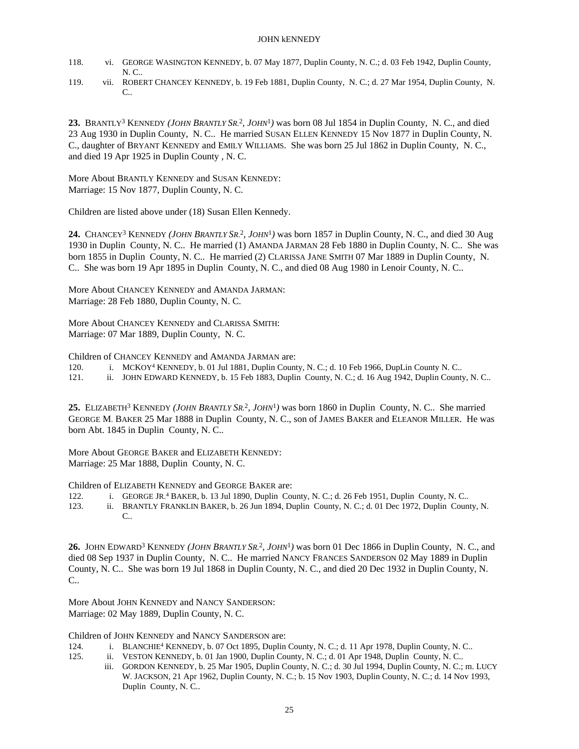118. vi. GEORGE WASINGTON KENNEDY, b. 07 May 1877, Duplin County, N. C.; d. 03 Feb 1942, Duplin County, N. C..
119. vii. ROBERT CHANCEY KENNEDY, b. 19 Feb 1881, Duplin County, N. C.; d. 27 Mar 1954, Duplin County, N. C..

**23.** BRANTLY[3] KENNEDY *(JOHN BRANTLY SR.[2], JOHN[1])* was born 08 Jul 1854 in Duplin County, N. C., and died 23 Aug 1930 in Duplin County, N. C.. He married SUSAN ELLEN KENNEDY 15 Nov 1877 in Duplin County, N. C., daughter of BRYANT KENNEDY and EMILY WILLIAMS. She was born 25 Jul 1862 in Duplin County, N. C., and died 19 Apr 1925 in Duplin County , N. C.

More About BRANTLY KENNEDY and SUSAN KENNEDY:
Marriage: 15 Nov 1877, Duplin County, N. C.

Children are listed above under (18) Susan Ellen Kennedy.

**24.** CHANCEY[3] KENNEDY *(JOHN BRANTLY SR.[2], JOHN[1])* was born 1857 in Duplin County, N. C., and died 30 Aug 1930 in Duplin County, N. C.. He married (1) AMANDA JARMAN 28 Feb 1880 in Duplin County, N. C.. She was born 1855 in Duplin County, N. C.. He married (2) CLARISSA JANE SMITH 07 Mar 1889 in Duplin County, N. C.. She was born 19 Apr 1895 in Duplin County, N. C., and died 08 Aug 1980 in Lenoir County, N. C..

More About CHANCEY KENNEDY and AMANDA JARMAN:
Marriage: 28 Feb 1880, Duplin County, N. C.

More About CHANCEY KENNEDY and CLARISSA SMITH:
Marriage: 07 Mar 1889, Duplin County, N. C.

Children of CHANCEY KENNEDY and AMANDA JARMAN are:
120. i. MCKOY[4] KENNEDY, b. 01 Jul 1881, Duplin County, N. C.; d. 10 Feb 1966, DupLin County N. C..
121. ii. JOHN EDWARD KENNEDY, b. 15 Feb 1883, Duplin County, N. C.; d. 16 Aug 1942, Duplin County, N. C..

**25.** ELIZABETH[3] KENNEDY *(JOHN BRANTLY SR.[2], JOHN[1])* was born 1860 in Duplin County, N. C.. She married GEORGE M. BAKER 25 Mar 1888 in Duplin County, N. C., son of JAMES BAKER and ELEANOR MILLER. He was born Abt. 1845 in Duplin County, N. C..

More About GEORGE BAKER and ELIZABETH KENNEDY:
Marriage: 25 Mar 1888, Duplin County, N. C.

Children of ELIZABETH KENNEDY and GEORGE BAKER are:
122. i. GEORGE JR.[4] BAKER, b. 13 Jul 1890, Duplin County, N. C.; d. 26 Feb 1951, Duplin County, N. C..
123. ii. BRANTLY FRANKLIN BAKER, b. 26 Jun 1894, Duplin County, N. C.; d. 01 Dec 1972, Duplin County, N. C..

**26.** JOHN EDWARD[3] KENNEDY *(JOHN BRANTLY SR.[2], JOHN[1])* was born 01 Dec 1866 in Duplin County, N. C., and died 08 Sep 1937 in Duplin County, N. C.. He married NANCY FRANCES SANDERSON 02 May 1889 in Duplin County, N. C.. She was born 19 Jul 1868 in Duplin County, N. C., and died 20 Dec 1932 in Duplin County, N. C..

More About JOHN KENNEDY and NANCY SANDERSON:
Marriage: 02 May 1889, Duplin County, N. C.

Children of JOHN KENNEDY and NANCY SANDERSON are:
124. i. BLANCHIE[4] KENNEDY, b. 07 Oct 1895, Duplin County, N. C.; d. 11 Apr 1978, Duplin County, N. C..
125. ii. VESTON KENNEDY, b. 01 Jan 1900, Duplin County, N. C.; d. 01 Apr 1948, Duplin County, N. C..
iii. GORDON KENNEDY, b. 25 Mar 1905, Duplin County, N. C.; d. 30 Jul 1994, Duplin County, N. C.; m. LUCY W. JACKSON, 21 Apr 1962, Duplin County, N. C.; b. 15 Nov 1903, Duplin County, N. C.; d. 14 Nov 1993, Duplin County, N. C..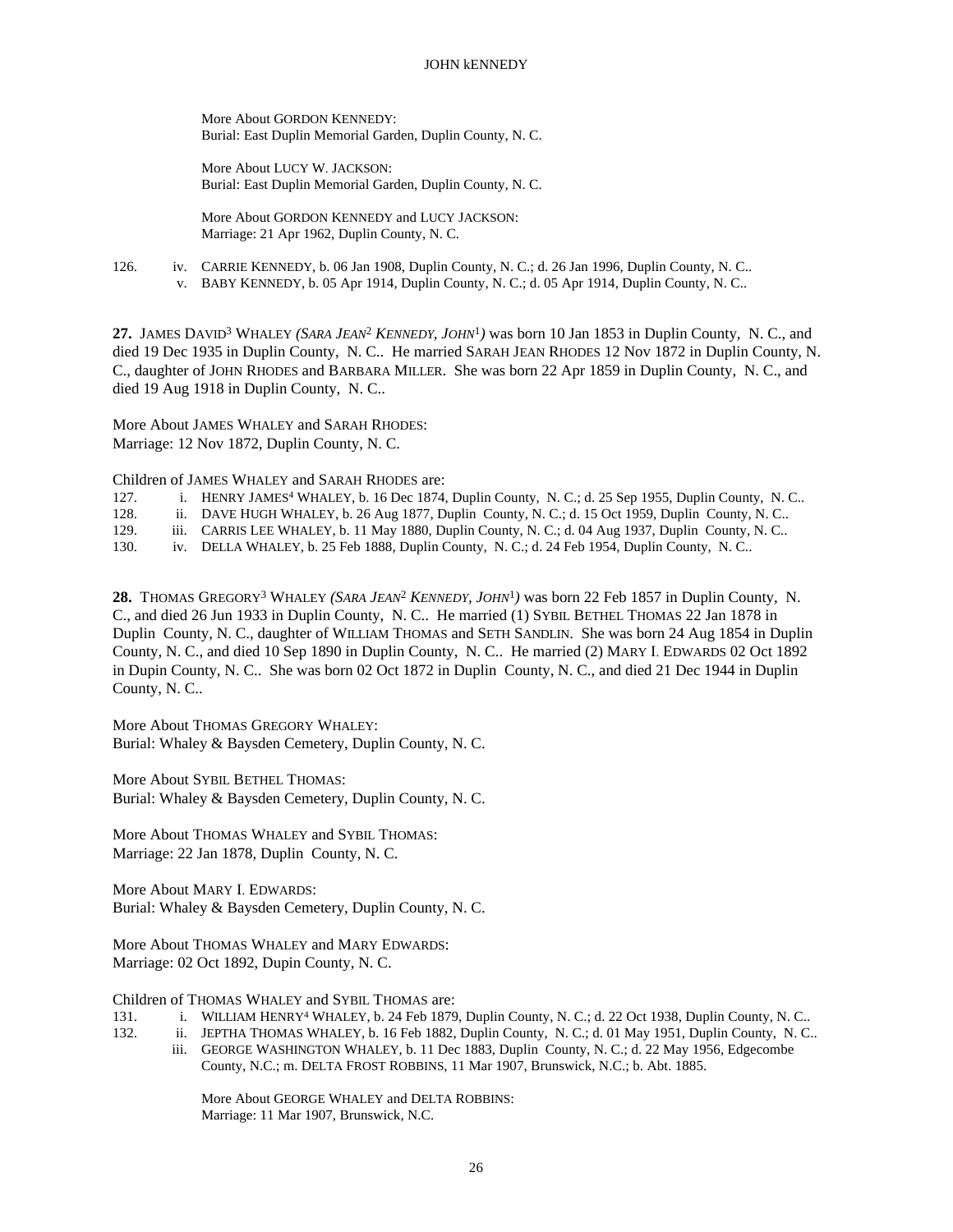More About GORDON KENNEDY:
Burial: East Duplin Memorial Garden, Duplin County, N. C.

More About LUCY W. JACKSON:
Burial: East Duplin Memorial Garden, Duplin County, N. C.

More About GORDON KENNEDY and LUCY JACKSON:
Marriage: 21 Apr 1962, Duplin County, N. C.

126. iv. CARRIE KENNEDY, b. 06 Jan 1908, Duplin County, N. C.; d. 26 Jan 1996, Duplin County, N. C..
v. BABY KENNEDY, b. 05 Apr 1914, Duplin County, N. C.; d. 05 Apr 1914, Duplin County, N. C..

**27.** JAMES DAVID[3] WHALEY *(SARA JEAN[2] KENNEDY, JOHN[1])* was born 10 Jan 1853 in Duplin County, N. C., and died 19 Dec 1935 in Duplin County, N. C.. He married SARAH JEAN RHODES 12 Nov 1872 in Duplin County, N. C., daughter of JOHN RHODES and BARBARA MILLER. She was born 22 Apr 1859 in Duplin County, N. C., and died 19 Aug 1918 in Duplin County, N. C..

More About JAMES WHALEY and SARAH RHODES:
Marriage: 12 Nov 1872, Duplin County, N. C.

Children of JAMES WHALEY and SARAH RHODES are:

127. i. HENRY JAMES[4] WHALEY, b. 16 Dec 1874, Duplin County, N. C.; d. 25 Sep 1955, Duplin County, N. C..
128. ii. DAVE HUGH WHALEY, b. 26 Aug 1877, Duplin County, N. C.; d. 15 Oct 1959, Duplin County, N. C..
129. iii. CARRIS LEE WHALEY, b. 11 May 1880, Duplin County, N. C.; d. 04 Aug 1937, Duplin County, N. C..
130. iv. DELLA WHALEY, b. 25 Feb 1888, Duplin County, N. C.; d. 24 Feb 1954, Duplin County, N. C..

**28.** THOMAS GREGORY[3] WHALEY *(SARA JEAN[2] KENNEDY, JOHN[1])* was born 22 Feb 1857 in Duplin County, N. C., and died 26 Jun 1933 in Duplin County, N. C.. He married (1) SYBIL BETHEL THOMAS 22 Jan 1878 in Duplin County, N. C., daughter of WILLIAM THOMAS and SETH SANDLIN. She was born 24 Aug 1854 in Duplin County, N. C., and died 10 Sep 1890 in Duplin County, N. C.. He married (2) MARY I. EDWARDS 02 Oct 1892 in Dupin County, N. C.. She was born 02 Oct 1872 in Duplin County, N. C., and died 21 Dec 1944 in Duplin County, N. C..

More About THOMAS GREGORY WHALEY:
Burial: Whaley & Baysden Cemetery, Duplin County, N. C.

More About SYBIL BETHEL THOMAS:
Burial: Whaley & Baysden Cemetery, Duplin County, N. C.

More About THOMAS WHALEY and SYBIL THOMAS:
Marriage: 22 Jan 1878, Duplin County, N. C.

More About MARY I. EDWARDS:
Burial: Whaley & Baysden Cemetery, Duplin County, N. C.

More About THOMAS WHALEY and MARY EDWARDS:
Marriage: 02 Oct 1892, Dupin County, N. C.

Children of THOMAS WHALEY and SYBIL THOMAS are:

131. i. WILLIAM HENRY[4] WHALEY, b. 24 Feb 1879, Duplin County, N. C.; d. 22 Oct 1938, Duplin County, N. C..
132. ii. JEPTHA THOMAS WHALEY, b. 16 Feb 1882, Duplin County, N. C.; d. 01 May 1951, Duplin County, N. C..
iii. GEORGE WASHINGTON WHALEY, b. 11 Dec 1883, Duplin County, N. C.; d. 22 May 1956, Edgecombe County, N.C.; m. DELTA FROST ROBBINS, 11 Mar 1907, Brunswick, N.C.; b. Abt. 1885.

More About GEORGE WHALEY and DELTA ROBBINS:
Marriage: 11 Mar 1907, Brunswick, N.C.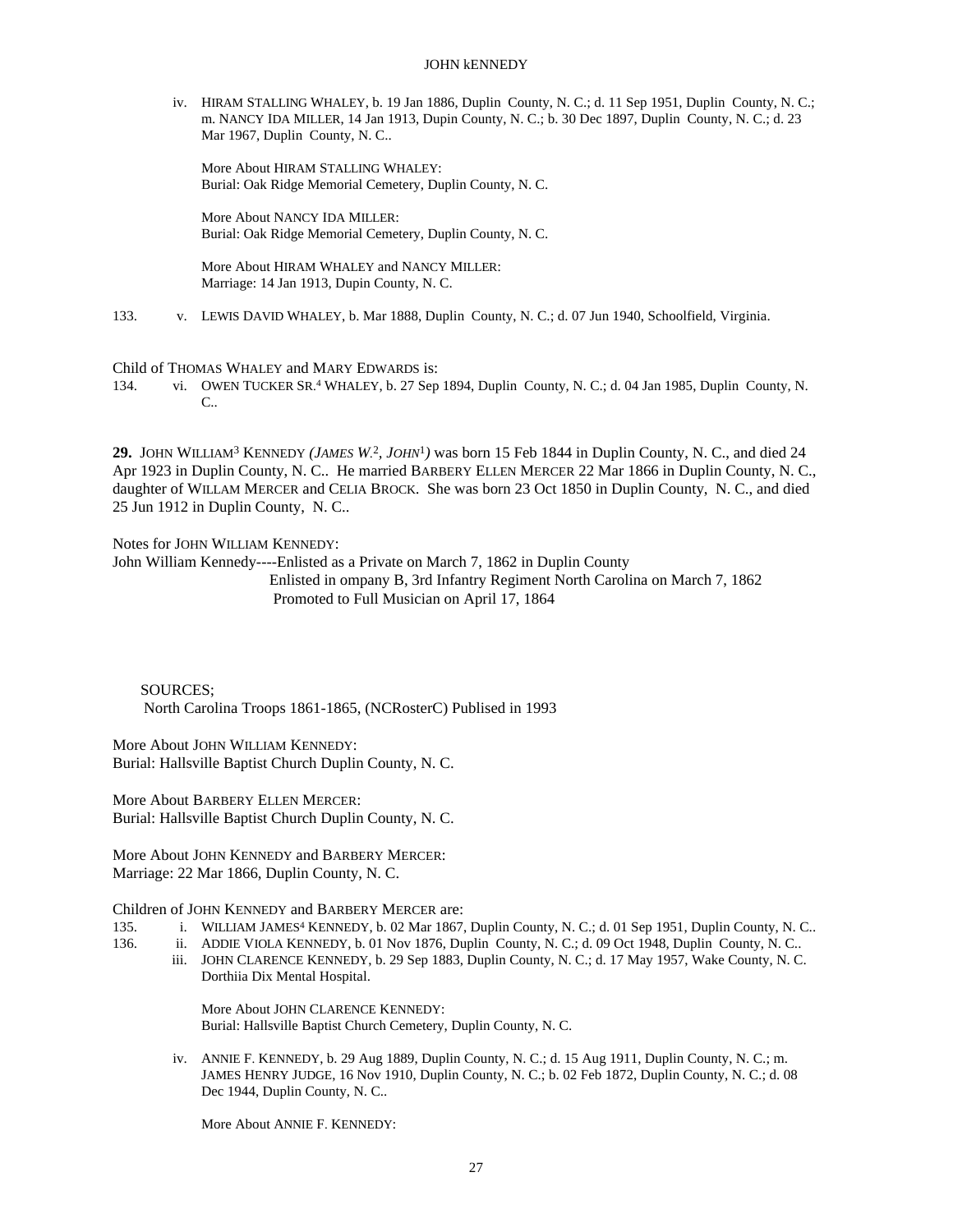iv. HIRAM STALLING WHALEY, b. 19 Jan 1886, Duplin County, N. C.; d. 11 Sep 1951, Duplin County, N. C.; m. NANCY IDA MILLER, 14 Jan 1913, Dupin County, N. C.; b. 30 Dec 1897, Duplin County, N. C.; d. 23 Mar 1967, Duplin County, N. C..

More About HIRAM STALLING WHALEY:
Burial: Oak Ridge Memorial Cemetery, Duplin County, N. C.

More About NANCY IDA MILLER:
Burial: Oak Ridge Memorial Cemetery, Duplin County, N. C.

More About HIRAM WHALEY and NANCY MILLER:
Marriage: 14 Jan 1913, Dupin County, N. C.

133. v. LEWIS DAVID WHALEY, b. Mar 1888, Duplin County, N. C.; d. 07 Jun 1940, Schoolfield, Virginia.

Child of THOMAS WHALEY and MARY EDWARDS is:

134. vi. OWEN TUCKER SR.[4] WHALEY, b. 27 Sep 1894, Duplin County, N. C.; d. 04 Jan 1985, Duplin County, N. C..

**29.** JOHN WILLIAM[3] KENNEDY *(JAMES W.[2], JOHN[1])* was born 15 Feb 1844 in Duplin County, N. C., and died 24 Apr 1923 in Duplin County, N. C.. He married BARBERY ELLEN MERCER 22 Mar 1866 in Duplin County, N. C., daughter of WILLAM MERCER and CELIA BROCK. She was born 23 Oct 1850 in Duplin County, N. C., and died 25 Jun 1912 in Duplin County, N. C..

Notes for JOHN WILLIAM KENNEDY:
John William Kennedy----Enlisted as a Private on March 7, 1862 in Duplin County
Enlisted in ompany B, 3rd Infantry Regiment North Carolina on March 7, 1862
Promoted to Full Musician on April 17, 1864

SOURCES;
North Carolina Troops 1861-1865, (NCRosterC) Publised in 1993

More About JOHN WILLIAM KENNEDY:
Burial: Hallsville Baptist Church Duplin County, N. C.

More About BARBERY ELLEN MERCER:
Burial: Hallsville Baptist Church Duplin County, N. C.

More About JOHN KENNEDY and BARBERY MERCER:
Marriage: 22 Mar 1866, Duplin County, N. C.

Children of JOHN KENNEDY and BARBERY MERCER are:

135. i. WILLIAM JAMES[4] KENNEDY, b. 02 Mar 1867, Duplin County, N. C.; d. 01 Sep 1951, Duplin County, N. C..

136. ii. ADDIE VIOLA KENNEDY, b. 01 Nov 1876, Duplin County, N. C.; d. 09 Oct 1948, Duplin County, N. C..

iii. JOHN CLARENCE KENNEDY, b. 29 Sep 1883, Duplin County, N. C.; d. 17 May 1957, Wake County, N. C. Dorthiia Dix Mental Hospital.

More About JOHN CLARENCE KENNEDY:
Burial: Hallsville Baptist Church Cemetery, Duplin County, N. C.

iv. ANNIE F. KENNEDY, b. 29 Aug 1889, Duplin County, N. C.; d. 15 Aug 1911, Duplin County, N. C.; m. JAMES HENRY JUDGE, 16 Nov 1910, Duplin County, N. C.; b. 02 Feb 1872, Duplin County, N. C.; d. 08 Dec 1944, Duplin County, N. C..

More About ANNIE F. KENNEDY: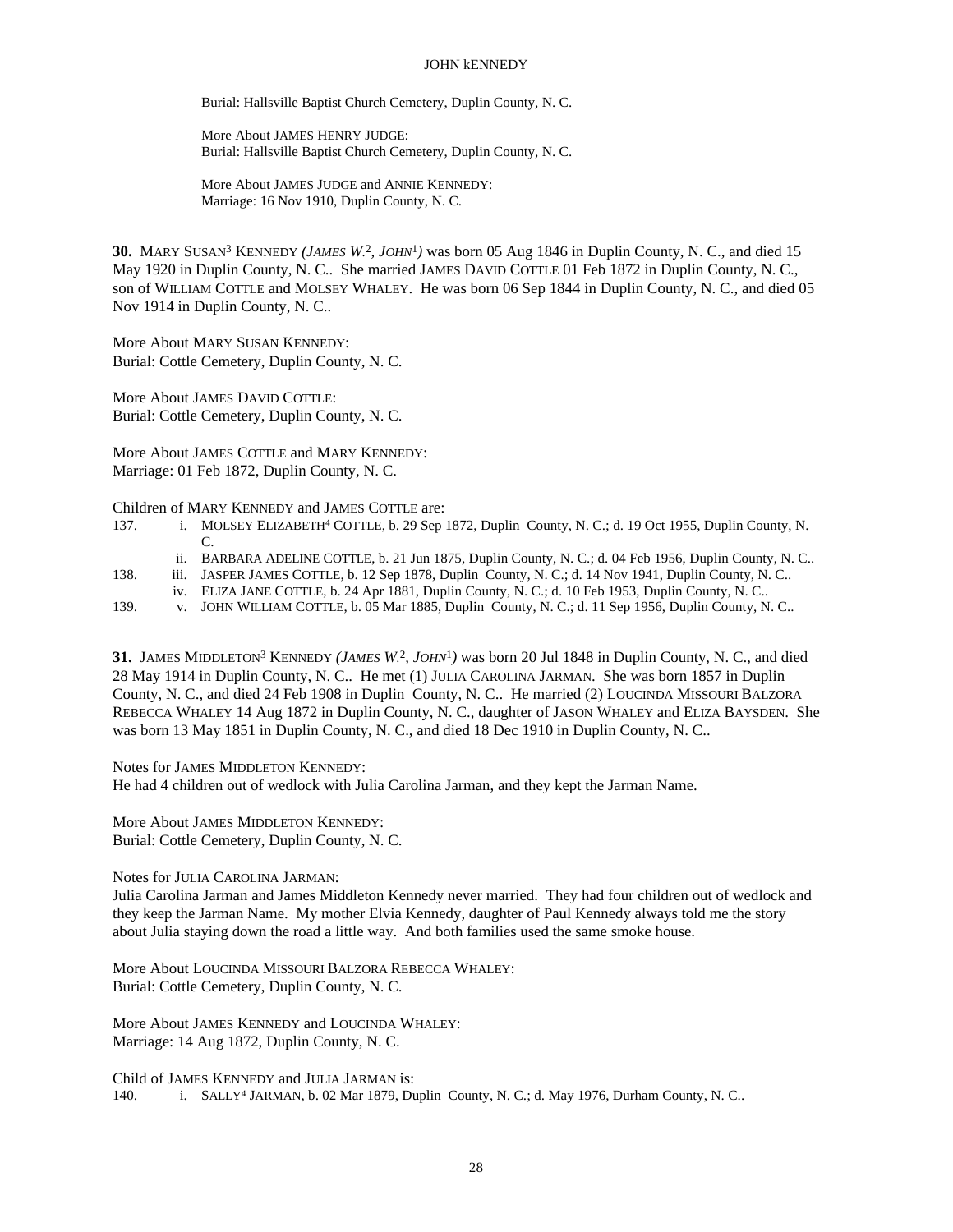Burial: Hallsville Baptist Church Cemetery, Duplin County, N. C.

More About JAMES HENRY JUDGE:
Burial: Hallsville Baptist Church Cemetery, Duplin County, N. C.

More About JAMES JUDGE and ANNIE KENNEDY:
Marriage: 16 Nov 1910, Duplin County, N. C.

**30.** MARY SUSAN[3] KENNEDY *(JAMES W.[2], JOHN[1])* was born 05 Aug 1846 in Duplin County, N. C., and died 15 May 1920 in Duplin County, N. C.. She married JAMES DAVID COTTLE 01 Feb 1872 in Duplin County, N. C., son of WILLIAM COTTLE and MOLSEY WHALEY. He was born 06 Sep 1844 in Duplin County, N. C., and died 05 Nov 1914 in Duplin County, N. C..

More About MARY SUSAN KENNEDY:
Burial: Cottle Cemetery, Duplin County, N. C.

More About JAMES DAVID COTTLE:
Burial: Cottle Cemetery, Duplin County, N. C.

More About JAMES COTTLE and MARY KENNEDY:
Marriage: 01 Feb 1872, Duplin County, N. C.

Children of MARY KENNEDY and JAMES COTTLE are:

137. i. MOLSEY ELIZABETH[4] COTTLE, b. 29 Sep 1872, Duplin County, N. C.; d. 19 Oct 1955, Duplin County, N. C.
  ii. BARBARA ADELINE COTTLE, b. 21 Jun 1875, Duplin County, N. C.; d. 04 Feb 1956, Duplin County, N. C..
138. iii. JASPER JAMES COTTLE, b. 12 Sep 1878, Duplin County, N. C.; d. 14 Nov 1941, Duplin County, N. C..
  iv. ELIZA JANE COTTLE, b. 24 Apr 1881, Duplin County, N. C.; d. 10 Feb 1953, Duplin County, N. C..
139. v. JOHN WILLIAM COTTLE, b. 05 Mar 1885, Duplin County, N. C.; d. 11 Sep 1956, Duplin County, N. C..

**31.** JAMES MIDDLETON[3] KENNEDY *(JAMES W.[2], JOHN[1])* was born 20 Jul 1848 in Duplin County, N. C., and died 28 May 1914 in Duplin County, N. C.. He met (1) JULIA CAROLINA JARMAN. She was born 1857 in Duplin County, N. C., and died 24 Feb 1908 in Duplin County, N. C.. He married (2) LOUCINDA MISSOURI BALZORA REBECCA WHALEY 14 Aug 1872 in Duplin County, N. C., daughter of JASON WHALEY and ELIZA BAYSDEN. She was born 13 May 1851 in Duplin County, N. C., and died 18 Dec 1910 in Duplin County, N. C..

Notes for JAMES MIDDLETON KENNEDY:
He had 4 children out of wedlock with Julia Carolina Jarman, and they kept the Jarman Name.

More About JAMES MIDDLETON KENNEDY:
Burial: Cottle Cemetery, Duplin County, N. C.

Notes for JULIA CAROLINA JARMAN:
Julia Carolina Jarman and James Middleton Kennedy never married. They had four children out of wedlock and they keep the Jarman Name. My mother Elvia Kennedy, daughter of Paul Kennedy always told me the story about Julia staying down the road a little way. And both families used the same smoke house.

More About LOUCINDA MISSOURI BALZORA REBECCA WHALEY:
Burial: Cottle Cemetery, Duplin County, N. C.

More About JAMES KENNEDY and LOUCINDA WHALEY:
Marriage: 14 Aug 1872, Duplin County, N. C.

Child of JAMES KENNEDY and JULIA JARMAN is:

140. i. SALLY[4] JARMAN, b. 02 Mar 1879, Duplin County, N. C.; d. May 1976, Durham County, N. C..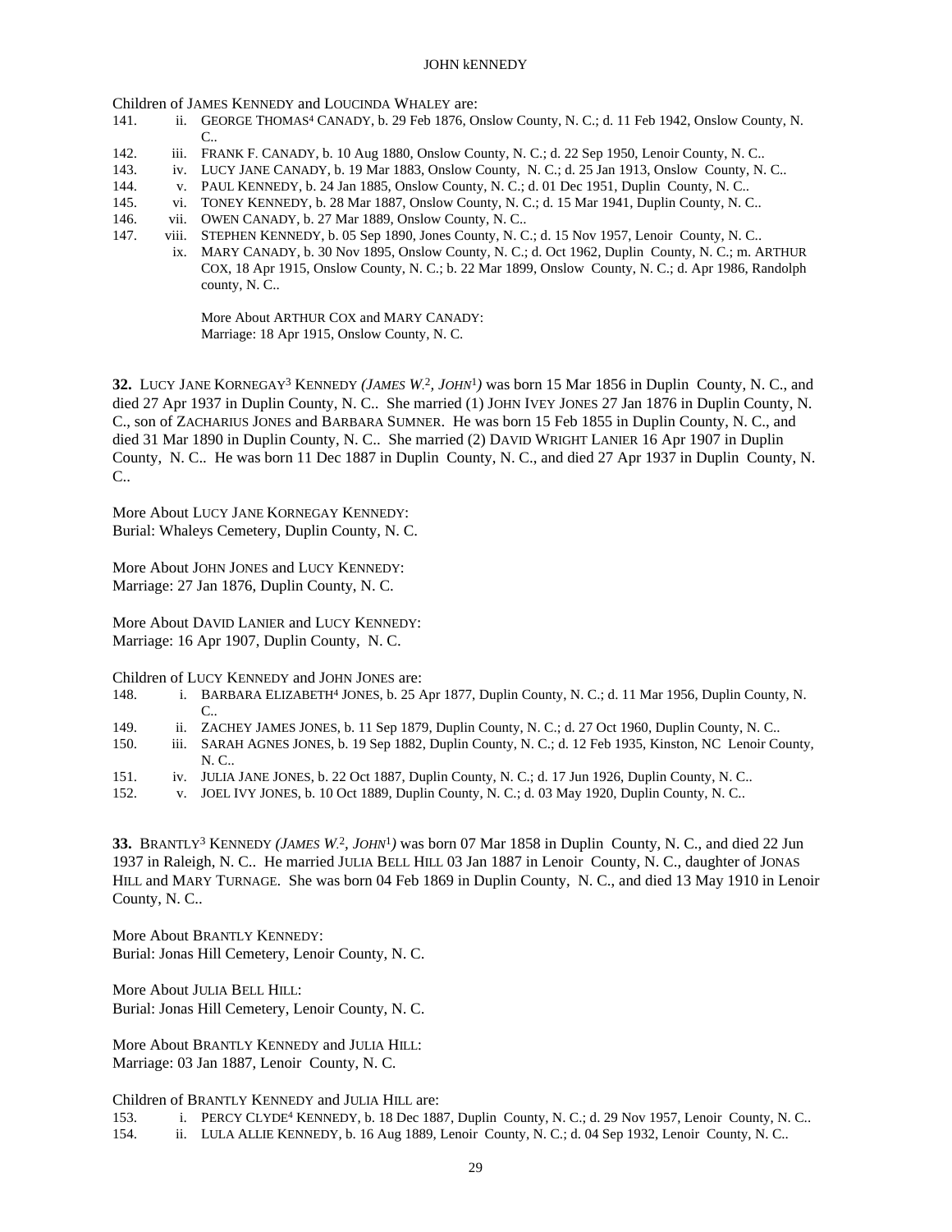Children of JAMES KENNEDY and LOUCINDA WHALEY are:

141. ii. GEORGE THOMAS[4] CANADY, b. 29 Feb 1876, Onslow County, N. C.; d. 11 Feb 1942, Onslow County, N. C..

142. iii. FRANK F. CANADY, b. 10 Aug 1880, Onslow County, N. C.; d. 22 Sep 1950, Lenoir County, N. C..

143. iv. LUCY JANE CANADY, b. 19 Mar 1883, Onslow County, N. C.; d. 25 Jan 1913, Onslow County, N. C..

144. v. PAUL KENNEDY, b. 24 Jan 1885, Onslow County, N. C.; d. 01 Dec 1951, Duplin County, N. C..

145. vi. TONEY KENNEDY, b. 28 Mar 1887, Onslow County, N. C.; d. 15 Mar 1941, Duplin County, N. C..

146. vii. OWEN CANADY, b. 27 Mar 1889, Onslow County, N. C..

147. viii. STEPHEN KENNEDY, b. 05 Sep 1890, Jones County, N. C.; d. 15 Nov 1957, Lenoir County, N. C..

ix. MARY CANADY, b. 30 Nov 1895, Onslow County, N. C.; d. Oct 1962, Duplin County, N. C.; m. ARTHUR COX, 18 Apr 1915, Onslow County, N. C.; b. 22 Mar 1899, Onslow County, N. C.; d. Apr 1986, Randolph county, N. C..

More About ARTHUR COX and MARY CANADY:
Marriage: 18 Apr 1915, Onslow County, N. C.

**32.** LUCY JANE KORNEGAY[3] KENNEDY *(JAMES W.[2], JOHN[1])* was born 15 Mar 1856 in Duplin County, N. C., and died 27 Apr 1937 in Duplin County, N. C.. She married (1) JOHN IVEY JONES 27 Jan 1876 in Duplin County, N. C., son of ZACHARIUS JONES and BARBARA SUMNER. He was born 15 Feb 1855 in Duplin County, N. C., and died 31 Mar 1890 in Duplin County, N. C.. She married (2) DAVID WRIGHT LANIER 16 Apr 1907 in Duplin County, N. C.. He was born 11 Dec 1887 in Duplin County, N. C., and died 27 Apr 1937 in Duplin County, N. C..

More About LUCY JANE KORNEGAY KENNEDY:
Burial: Whaleys Cemetery, Duplin County, N. C.

More About JOHN JONES and LUCY KENNEDY:
Marriage: 27 Jan 1876, Duplin County, N. C.

More About DAVID LANIER and LUCY KENNEDY:
Marriage: 16 Apr 1907, Duplin County, N. C.

Children of LUCY KENNEDY and JOHN JONES are:

148. i. BARBARA ELIZABETH[4] JONES, b. 25 Apr 1877, Duplin County, N. C.; d. 11 Mar 1956, Duplin County, N. C..

149. ii. ZACHEY JAMES JONES, b. 11 Sep 1879, Duplin County, N. C.; d. 27 Oct 1960, Duplin County, N. C..

150. iii. SARAH AGNES JONES, b. 19 Sep 1882, Duplin County, N. C.; d. 12 Feb 1935, Kinston, NC Lenoir County, N. C..

151. iv. JULIA JANE JONES, b. 22 Oct 1887, Duplin County, N. C.; d. 17 Jun 1926, Duplin County, N. C..

152. v. JOEL IVY JONES, b. 10 Oct 1889, Duplin County, N. C.; d. 03 May 1920, Duplin County, N. C..

**33.** BRANTLY[3] KENNEDY *(JAMES W.[2], JOHN[1])* was born 07 Mar 1858 in Duplin County, N. C., and died 22 Jun 1937 in Raleigh, N. C.. He married JULIA BELL HILL 03 Jan 1887 in Lenoir County, N. C., daughter of JONAS HILL and MARY TURNAGE. She was born 04 Feb 1869 in Duplin County, N. C., and died 13 May 1910 in Lenoir County, N. C..

More About BRANTLY KENNEDY:
Burial: Jonas Hill Cemetery, Lenoir County, N. C.

More About JULIA BELL HILL:
Burial: Jonas Hill Cemetery, Lenoir County, N. C.

More About BRANTLY KENNEDY and JULIA HILL:
Marriage: 03 Jan 1887, Lenoir County, N. C.

Children of BRANTLY KENNEDY and JULIA HILL are:

153. i. PERCY CLYDE[4] KENNEDY, b. 18 Dec 1887, Duplin County, N. C.; d. 29 Nov 1957, Lenoir County, N. C..

154. ii. LULA ALLIE KENNEDY, b. 16 Aug 1889, Lenoir County, N. C.; d. 04 Sep 1932, Lenoir County, N. C..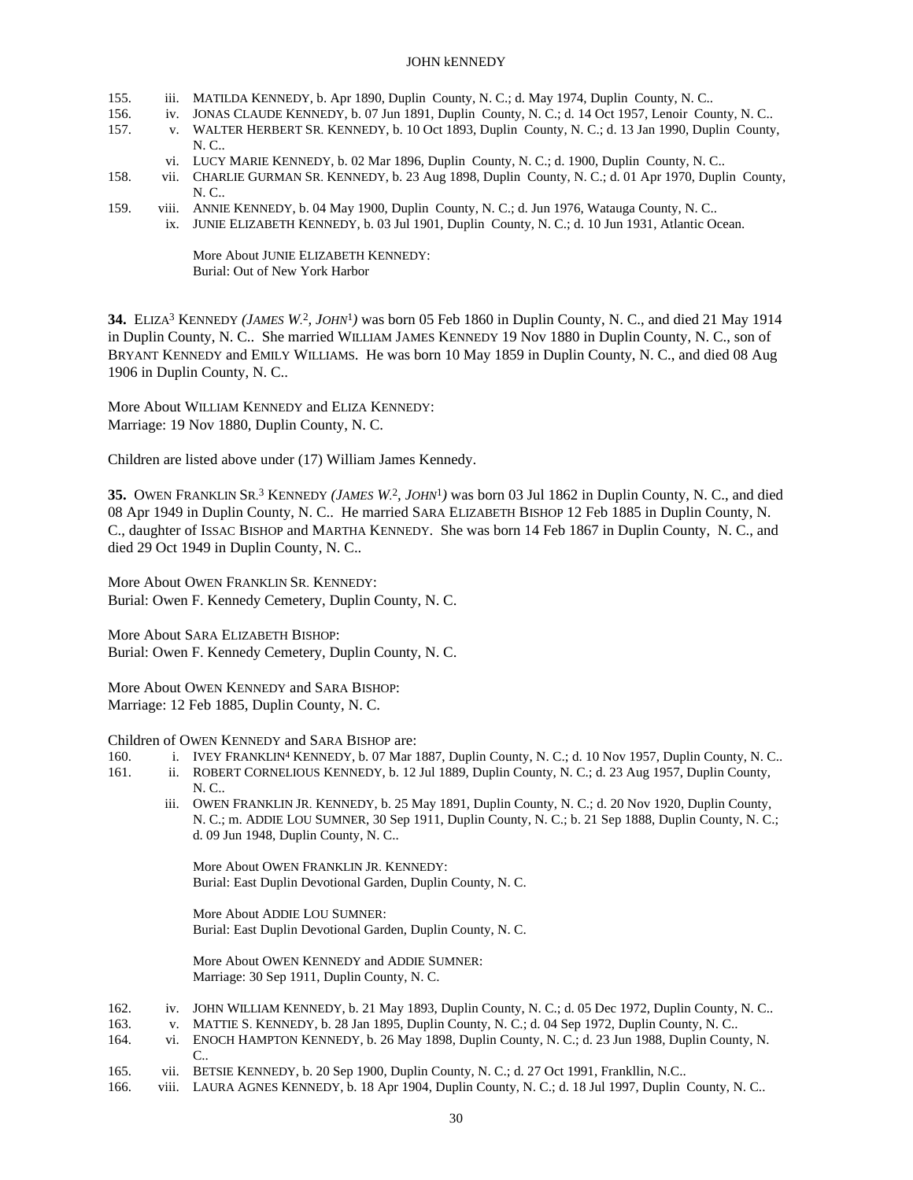155. iii. MATILDA KENNEDY, b. Apr 1890, Duplin County, N. C.; d. May 1974, Duplin County, N. C..
156. iv. JONAS CLAUDE KENNEDY, b. 07 Jun 1891, Duplin County, N. C.; d. 14 Oct 1957, Lenoir County, N. C..
157. v. WALTER HERBERT SR. KENNEDY, b. 10 Oct 1893, Duplin County, N. C.; d. 13 Jan 1990, Duplin County, N. C..
vi. LUCY MARIE KENNEDY, b. 02 Mar 1896, Duplin County, N. C.; d. 1900, Duplin County, N. C..
158. vii. CHARLIE GURMAN SR. KENNEDY, b. 23 Aug 1898, Duplin County, N. C.; d. 01 Apr 1970, Duplin County, N. C..
159. viii. ANNIE KENNEDY, b. 04 May 1900, Duplin County, N. C.; d. Jun 1976, Watauga County, N. C..
ix. JUNIE ELIZABETH KENNEDY, b. 03 Jul 1901, Duplin County, N. C.; d. 10 Jun 1931, Atlantic Ocean.

More About JUNIE ELIZABETH KENNEDY:
Burial: Out of New York Harbor

**34.** ELIZA[3] KENNEDY *(JAMES W.[2], JOHN[1])* was born 05 Feb 1860 in Duplin County, N. C., and died 21 May 1914 in Duplin County, N. C.. She married WILLIAM JAMES KENNEDY 19 Nov 1880 in Duplin County, N. C., son of BRYANT KENNEDY and EMILY WILLIAMS. He was born 10 May 1859 in Duplin County, N. C., and died 08 Aug 1906 in Duplin County, N. C..

More About WILLIAM KENNEDY and ELIZA KENNEDY:
Marriage: 19 Nov 1880, Duplin County, N. C.

Children are listed above under (17) William James Kennedy.

**35.** OWEN FRANKLIN SR.[3] KENNEDY *(JAMES W.[2], JOHN[1])* was born 03 Jul 1862 in Duplin County, N. C., and died 08 Apr 1949 in Duplin County, N. C.. He married SARA ELIZABETH BISHOP 12 Feb 1885 in Duplin County, N. C., daughter of ISSAC BISHOP and MARTHA KENNEDY. She was born 14 Feb 1867 in Duplin County, N. C., and died 29 Oct 1949 in Duplin County, N. C..

More About OWEN FRANKLIN SR. KENNEDY:
Burial: Owen F. Kennedy Cemetery, Duplin County, N. C.

More About SARA ELIZABETH BISHOP:
Burial: Owen F. Kennedy Cemetery, Duplin County, N. C.

More About OWEN KENNEDY and SARA BISHOP:
Marriage: 12 Feb 1885, Duplin County, N. C.

Children of OWEN KENNEDY and SARA BISHOP are:
160. i. IVEY FRANKLIN[4] KENNEDY, b. 07 Mar 1887, Duplin County, N. C.; d. 10 Nov 1957, Duplin County, N. C..
161. ii. ROBERT CORNELIOUS KENNEDY, b. 12 Jul 1889, Duplin County, N. C.; d. 23 Aug 1957, Duplin County, N. C..
iii. OWEN FRANKLIN JR. KENNEDY, b. 25 May 1891, Duplin County, N. C.; d. 20 Nov 1920, Duplin County, N. C.; m. ADDIE LOU SUMNER, 30 Sep 1911, Duplin County, N. C.; b. 21 Sep 1888, Duplin County, N. C.; d. 09 Jun 1948, Duplin County, N. C..

More About OWEN FRANKLIN JR. KENNEDY:
Burial: East Duplin Devotional Garden, Duplin County, N. C.

More About ADDIE LOU SUMNER:
Burial: East Duplin Devotional Garden, Duplin County, N. C.

More About OWEN KENNEDY and ADDIE SUMNER:
Marriage: 30 Sep 1911, Duplin County, N. C.

162. iv. JOHN WILLIAM KENNEDY, b. 21 May 1893, Duplin County, N. C.; d. 05 Dec 1972, Duplin County, N. C..
163. v. MATTIE S. KENNEDY, b. 28 Jan 1895, Duplin County, N. C.; d. 04 Sep 1972, Duplin County, N. C..
164. vi. ENOCH HAMPTON KENNEDY, b. 26 May 1898, Duplin County, N. C.; d. 23 Jun 1988, Duplin County, N. C..
165. vii. BETSIE KENNEDY, b. 20 Sep 1900, Duplin County, N. C.; d. 27 Oct 1991, Frankllin, N.C..
166. viii. LAURA AGNES KENNEDY, b. 18 Apr 1904, Duplin County, N. C.; d. 18 Jul 1997, Duplin County, N. C..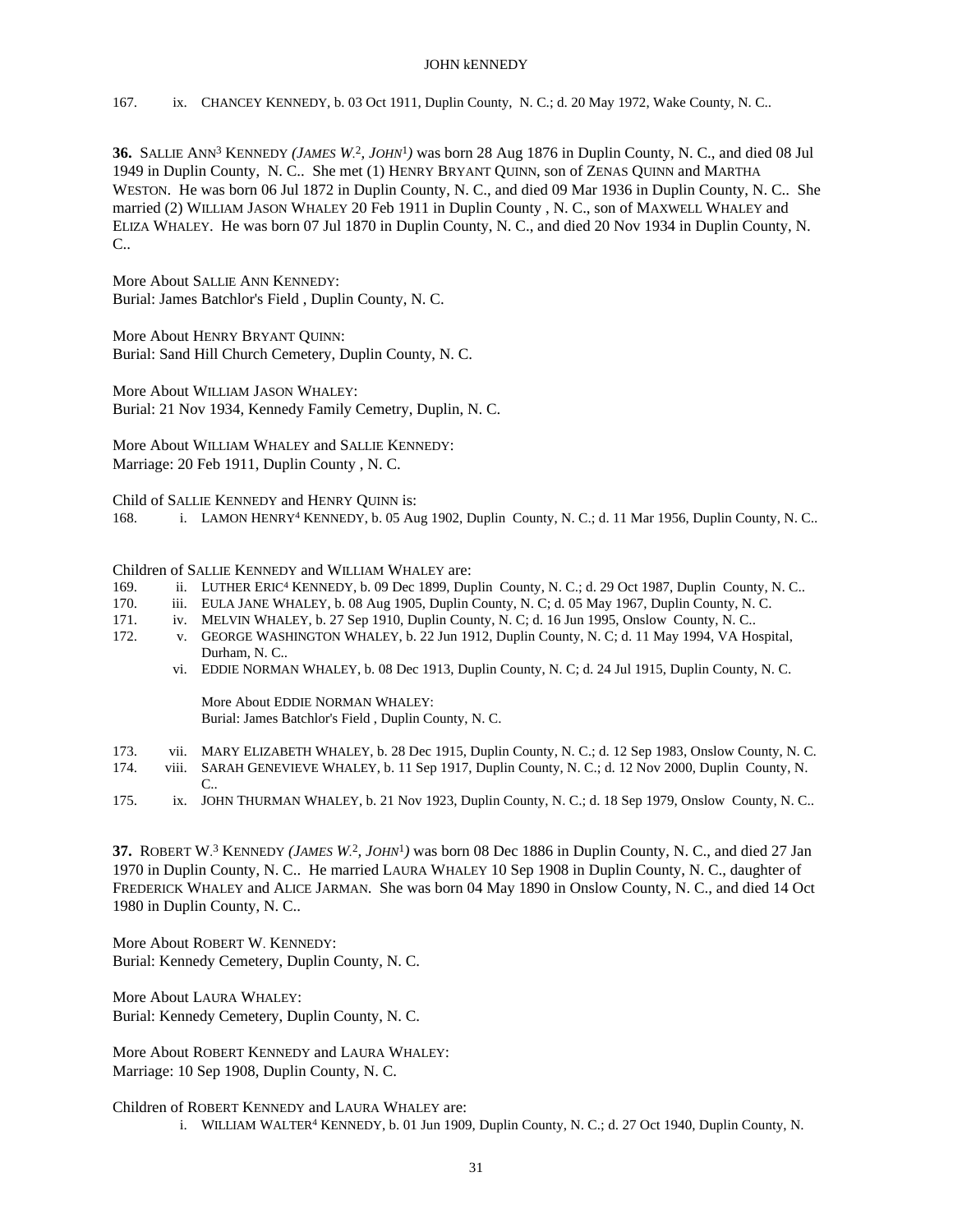167. ix. CHANCEY KENNEDY, b. 03 Oct 1911, Duplin County, N. C.; d. 20 May 1972, Wake County, N. C..

**36.** SALLIE ANN[3] KENNEDY *(JAMES W.[2], JOHN[1])* was born 28 Aug 1876 in Duplin County, N. C., and died 08 Jul 1949 in Duplin County, N. C.. She met (1) HENRY BRYANT QUINN, son of ZENAS QUINN and MARTHA WESTON. He was born 06 Jul 1872 in Duplin County, N. C., and died 09 Mar 1936 in Duplin County, N. C.. She married (2) WILLIAM JASON WHALEY 20 Feb 1911 in Duplin County , N. C., son of MAXWELL WHALEY and ELIZA WHALEY. He was born 07 Jul 1870 in Duplin County, N. C., and died 20 Nov 1934 in Duplin County, N. C..

More About SALLIE ANN KENNEDY:
Burial: James Batchlor's Field , Duplin County, N. C.

More About HENRY BRYANT QUINN:
Burial: Sand Hill Church Cemetery, Duplin County, N. C.

More About WILLIAM JASON WHALEY:
Burial: 21 Nov 1934, Kennedy Family Cemetry, Duplin, N. C.

More About WILLIAM WHALEY and SALLIE KENNEDY:
Marriage: 20 Feb 1911, Duplin County , N. C.

Child of SALLIE KENNEDY and HENRY QUINN is:

168. i. LAMON HENRY[4] KENNEDY, b. 05 Aug 1902, Duplin County, N. C.; d. 11 Mar 1956, Duplin County, N. C..

Children of SALLIE KENNEDY and WILLIAM WHALEY are:

169. ii. LUTHER ERIC[4] KENNEDY, b. 09 Dec 1899, Duplin County, N. C.; d. 29 Oct 1987, Duplin County, N. C..
170. iii. EULA JANE WHALEY, b. 08 Aug 1905, Duplin County, N. C; d. 05 May 1967, Duplin County, N. C.
171. iv. MELVIN WHALEY, b. 27 Sep 1910, Duplin County, N. C; d. 16 Jun 1995, Onslow County, N. C..
172. v. GEORGE WASHINGTON WHALEY, b. 22 Jun 1912, Duplin County, N. C; d. 11 May 1994, VA Hospital, Durham, N. C..
vi. EDDIE NORMAN WHALEY, b. 08 Dec 1913, Duplin County, N. C; d. 24 Jul 1915, Duplin County, N. C.

More About EDDIE NORMAN WHALEY:
Burial: James Batchlor's Field , Duplin County, N. C.

173. vii. MARY ELIZABETH WHALEY, b. 28 Dec 1915, Duplin County, N. C.; d. 12 Sep 1983, Onslow County, N. C.
174. viii. SARAH GENEVIEVE WHALEY, b. 11 Sep 1917, Duplin County, N. C.; d. 12 Nov 2000, Duplin County, N. C..
175. ix. JOHN THURMAN WHALEY, b. 21 Nov 1923, Duplin County, N. C.; d. 18 Sep 1979, Onslow County, N. C..

**37.** ROBERT W.[3] KENNEDY *(JAMES W.[2], JOHN[1])* was born 08 Dec 1886 in Duplin County, N. C., and died 27 Jan 1970 in Duplin County, N. C.. He married LAURA WHALEY 10 Sep 1908 in Duplin County, N. C., daughter of FREDERICK WHALEY and ALICE JARMAN. She was born 04 May 1890 in Onslow County, N. C., and died 14 Oct 1980 in Duplin County, N. C..

More About ROBERT W. KENNEDY:
Burial: Kennedy Cemetery, Duplin County, N. C.

More About LAURA WHALEY:
Burial: Kennedy Cemetery, Duplin County, N. C.

More About ROBERT KENNEDY and LAURA WHALEY:
Marriage: 10 Sep 1908, Duplin County, N. C.

Children of ROBERT KENNEDY and LAURA WHALEY are:

i. WILLIAM WALTER[4] KENNEDY, b. 01 Jun 1909, Duplin County, N. C.; d. 27 Oct 1940, Duplin County, N.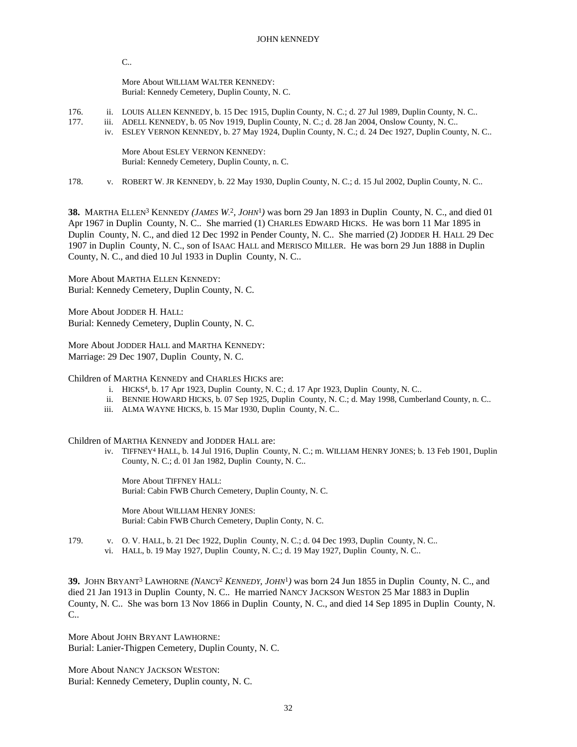C..

More About WILLIAM WALTER KENNEDY:
Burial: Kennedy Cemetery, Duplin County, N. C.

176. ii. LOUIS ALLEN KENNEDY, b. 15 Dec 1915, Duplin County, N. C.; d. 27 Jul 1989, Duplin County, N. C..
177. iii. ADELL KENNEDY, b. 05 Nov 1919, Duplin County, N. C.; d. 28 Jan 2004, Onslow County, N. C..
iv. ESLEY VERNON KENNEDY, b. 27 May 1924, Duplin County, N. C.; d. 24 Dec 1927, Duplin County, N. C..

More About ESLEY VERNON KENNEDY:
Burial: Kennedy Cemetery, Duplin County, n. C.

178. v. ROBERT W. JR KENNEDY, b. 22 May 1930, Duplin County, N. C.; d. 15 Jul 2002, Duplin County, N. C..

**38.** MARTHA ELLEN[3] KENNEDY *(JAMES W.[2], JOHN[1])* was born 29 Jan 1893 in Duplin County, N. C., and died 01 Apr 1967 in Duplin County, N. C.. She married (1) CHARLES EDWARD HICKS. He was born 11 Mar 1895 in Duplin County, N. C., and died 12 Dec 1992 in Pender County, N. C.. She married (2) JODDER H. HALL 29 Dec 1907 in Duplin County, N. C., son of ISAAC HALL and MERISCO MILLER. He was born 29 Jun 1888 in Duplin County, N. C., and died 10 Jul 1933 in Duplin County, N. C..

More About MARTHA ELLEN KENNEDY:
Burial: Kennedy Cemetery, Duplin County, N. C.

More About JODDER H. HALL:
Burial: Kennedy Cemetery, Duplin County, N. C.

More About JODDER HALL and MARTHA KENNEDY:
Marriage: 29 Dec 1907, Duplin County, N. C.

Children of MARTHA KENNEDY and CHARLES HICKS are:

i. HICKS[4], b. 17 Apr 1923, Duplin County, N. C.; d. 17 Apr 1923, Duplin County, N. C..
ii. BENNIE HOWARD HICKS, b. 07 Sep 1925, Duplin County, N. C.; d. May 1998, Cumberland County, n. C..
iii. ALMA WAYNE HICKS, b. 15 Mar 1930, Duplin County, N. C..

Children of MARTHA KENNEDY and JODDER HALL are:

iv. TIFFNEY[4] HALL, b. 14 Jul 1916, Duplin County, N. C.; m. WILLIAM HENRY JONES; b. 13 Feb 1901, Duplin County, N. C.; d. 01 Jan 1982, Duplin County, N. C..

More About TIFFNEY HALL:
Burial: Cabin FWB Church Cemetery, Duplin County, N. C.

More About WILLIAM HENRY JONES:
Burial: Cabin FWB Church Cemetery, Duplin Conty, N. C.

179. v. O. V. HALL, b. 21 Dec 1922, Duplin County, N. C.; d. 04 Dec 1993, Duplin County, N. C..
vi. HALL, b. 19 May 1927, Duplin County, N. C.; d. 19 May 1927, Duplin County, N. C..

**39.** JOHN BRYANT[3] LAWHORNE *(NANCY[2] KENNEDY, JOHN[1])* was born 24 Jun 1855 in Duplin County, N. C., and died 21 Jan 1913 in Duplin County, N. C.. He married NANCY JACKSON WESTON 25 Mar 1883 in Duplin County, N. C.. She was born 13 Nov 1866 in Duplin County, N. C., and died 14 Sep 1895 in Duplin County, N. C..

More About JOHN BRYANT LAWHORNE:
Burial: Lanier-Thigpen Cemetery, Duplin County, N. C.

More About NANCY JACKSON WESTON:
Burial: Kennedy Cemetery, Duplin county, N. C.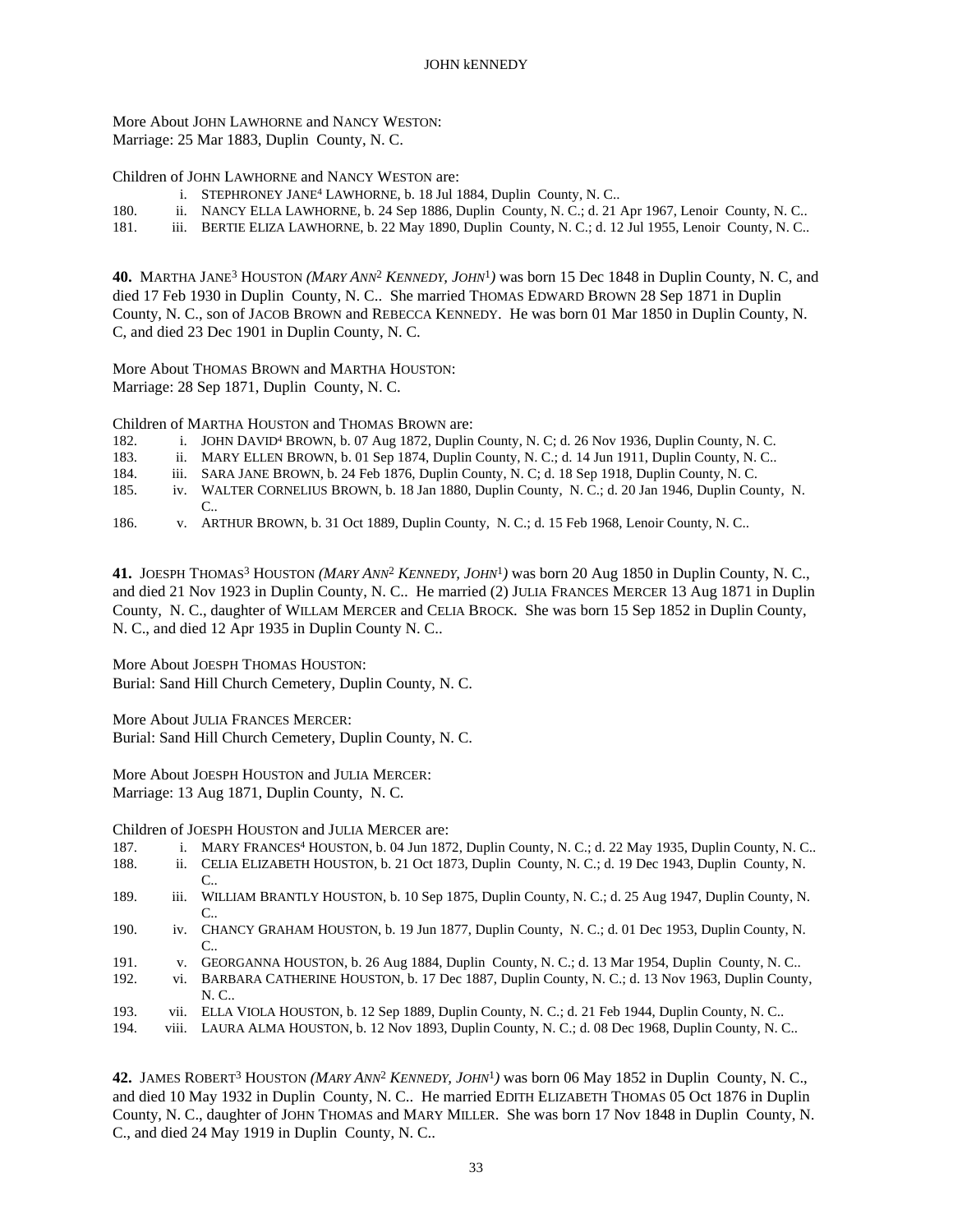More About JOHN LAWHORNE and NANCY WESTON:
Marriage: 25 Mar 1883, Duplin County, N. C.

Children of JOHN LAWHORNE and NANCY WESTON are:

- i. STEPHRONEY JANE[4] LAWHORNE, b. 18 Jul 1884, Duplin County, N. C..
- 180. ii. NANCY ELLA LAWHORNE, b. 24 Sep 1886, Duplin County, N. C.; d. 21 Apr 1967, Lenoir County, N. C..
- 181. iii. BERTIE ELIZA LAWHORNE, b. 22 May 1890, Duplin County, N. C.; d. 12 Jul 1955, Lenoir County, N. C..

**40.** MARTHA JANE[3] HOUSTON *(MARY ANN[2] KENNEDY, JOHN[1])* was born 15 Dec 1848 in Duplin County, N. C, and died 17 Feb 1930 in Duplin County, N. C.. She married THOMAS EDWARD BROWN 28 Sep 1871 in Duplin County, N. C., son of JACOB BROWN and REBECCA KENNEDY. He was born 01 Mar 1850 in Duplin County, N. C, and died 23 Dec 1901 in Duplin County, N. C.

More About THOMAS BROWN and MARTHA HOUSTON:
Marriage: 28 Sep 1871, Duplin County, N. C.

Children of MARTHA HOUSTON and THOMAS BROWN are:

- 182. i. JOHN DAVID[4] BROWN, b. 07 Aug 1872, Duplin County, N. C; d. 26 Nov 1936, Duplin County, N. C.
- 183. ii. MARY ELLEN BROWN, b. 01 Sep 1874, Duplin County, N. C.; d. 14 Jun 1911, Duplin County, N. C..
- 184. iii. SARA JANE BROWN, b. 24 Feb 1876, Duplin County, N. C; d. 18 Sep 1918, Duplin County, N. C.
- 185. iv. WALTER CORNELIUS BROWN, b. 18 Jan 1880, Duplin County, N. C.; d. 20 Jan 1946, Duplin County, N. C..
- 186. v. ARTHUR BROWN, b. 31 Oct 1889, Duplin County, N. C.; d. 15 Feb 1968, Lenoir County, N. C..

**41.** JOESPH THOMAS[3] HOUSTON *(MARY ANN[2] KENNEDY, JOHN[1])* was born 20 Aug 1850 in Duplin County, N. C., and died 21 Nov 1923 in Duplin County, N. C.. He married (2) JULIA FRANCES MERCER 13 Aug 1871 in Duplin County, N. C., daughter of WILLAM MERCER and CELIA BROCK. She was born 15 Sep 1852 in Duplin County, N. C., and died 12 Apr 1935 in Duplin County N. C..

More About JOESPH THOMAS HOUSTON:
Burial: Sand Hill Church Cemetery, Duplin County, N. C.

More About JULIA FRANCES MERCER:
Burial: Sand Hill Church Cemetery, Duplin County, N. C.

More About JOESPH HOUSTON and JULIA MERCER:
Marriage: 13 Aug 1871, Duplin County, N. C.

Children of JOESPH HOUSTON and JULIA MERCER are:

- 187. i. MARY FRANCES[4] HOUSTON, b. 04 Jun 1872, Duplin County, N. C.; d. 22 May 1935, Duplin County, N. C..
- 188. ii. CELIA ELIZABETH HOUSTON, b. 21 Oct 1873, Duplin County, N. C.; d. 19 Dec 1943, Duplin County, N. C..
- 189. iii. WILLIAM BRANTLY HOUSTON, b. 10 Sep 1875, Duplin County, N. C.; d. 25 Aug 1947, Duplin County, N. C..
- 190. iv. CHANCY GRAHAM HOUSTON, b. 19 Jun 1877, Duplin County, N. C.; d. 01 Dec 1953, Duplin County, N. C..
- 191. v. GEORGANNA HOUSTON, b. 26 Aug 1884, Duplin County, N. C.; d. 13 Mar 1954, Duplin County, N. C..
- 192. vi. BARBARA CATHERINE HOUSTON, b. 17 Dec 1887, Duplin County, N. C.; d. 13 Nov 1963, Duplin County, N. C..
- 193. vii. ELLA VIOLA HOUSTON, b. 12 Sep 1889, Duplin County, N. C.; d. 21 Feb 1944, Duplin County, N. C..
- 194. viii. LAURA ALMA HOUSTON, b. 12 Nov 1893, Duplin County, N. C.; d. 08 Dec 1968, Duplin County, N. C..

**42.** JAMES ROBERT[3] HOUSTON *(MARY ANN[2] KENNEDY, JOHN[1])* was born 06 May 1852 in Duplin County, N. C., and died 10 May 1932 in Duplin County, N. C.. He married EDITH ELIZABETH THOMAS 05 Oct 1876 in Duplin County, N. C., daughter of JOHN THOMAS and MARY MILLER. She was born 17 Nov 1848 in Duplin County, N. C., and died 24 May 1919 in Duplin County, N. C..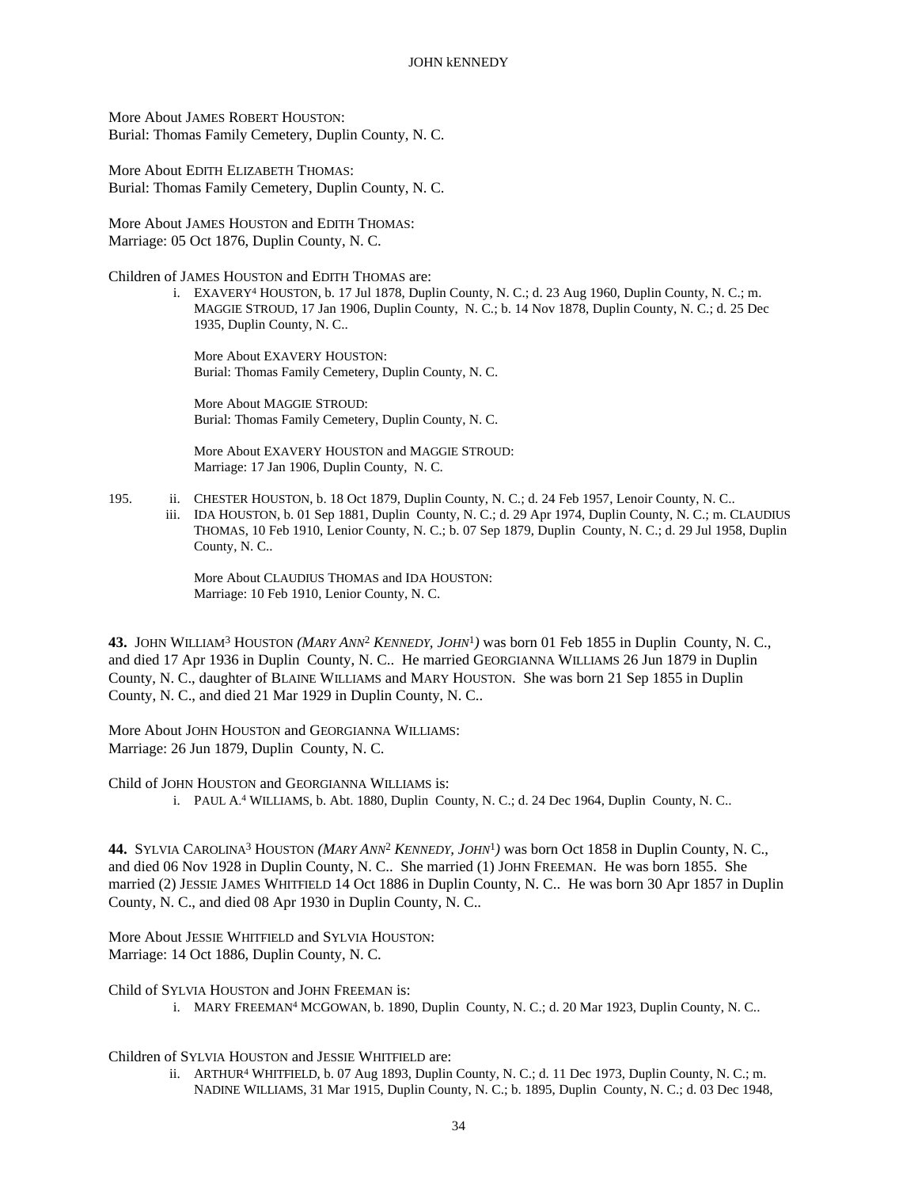More About JAMES ROBERT HOUSTON:
Burial: Thomas Family Cemetery, Duplin County, N. C.

More About EDITH ELIZABETH THOMAS:
Burial: Thomas Family Cemetery, Duplin County, N. C.

More About JAMES HOUSTON and EDITH THOMAS:
Marriage: 05 Oct 1876, Duplin County, N. C.

Children of JAMES HOUSTON and EDITH THOMAS are:

i. EXAVERY[4] HOUSTON, b. 17 Jul 1878, Duplin County, N. C.; d. 23 Aug 1960, Duplin County, N. C.; m. MAGGIE STROUD, 17 Jan 1906, Duplin County, N. C.; b. 14 Nov 1878, Duplin County, N. C.; d. 25 Dec 1935, Duplin County, N. C..

More About EXAVERY HOUSTON:
Burial: Thomas Family Cemetery, Duplin County, N. C.

More About MAGGIE STROUD:
Burial: Thomas Family Cemetery, Duplin County, N. C.

More About EXAVERY HOUSTON and MAGGIE STROUD:
Marriage: 17 Jan 1906, Duplin County, N. C.

195. ii. CHESTER HOUSTON, b. 18 Oct 1879, Duplin County, N. C.; d. 24 Feb 1957, Lenoir County, N. C..

iii. IDA HOUSTON, b. 01 Sep 1881, Duplin County, N. C.; d. 29 Apr 1974, Duplin County, N. C.; m. CLAUDIUS THOMAS, 10 Feb 1910, Lenoir County, N. C.; b. 07 Sep 1879, Duplin County, N. C.; d. 29 Jul 1958, Duplin County, N. C..

More About CLAUDIUS THOMAS and IDA HOUSTON:
Marriage: 10 Feb 1910, Lenoir County, N. C.

**43.** JOHN WILLIAM[3] HOUSTON *(MARY ANN[2] KENNEDY, JOHN[1])* was born 01 Feb 1855 in Duplin County, N. C., and died 17 Apr 1936 in Duplin County, N. C.. He married GEORGIANNA WILLIAMS 26 Jun 1879 in Duplin County, N. C., daughter of BLAINE WILLIAMS and MARY HOUSTON. She was born 21 Sep 1855 in Duplin County, N. C., and died 21 Mar 1929 in Duplin County, N. C..

More About JOHN HOUSTON and GEORGIANNA WILLIAMS:
Marriage: 26 Jun 1879, Duplin County, N. C.

Child of JOHN HOUSTON and GEORGIANNA WILLIAMS is:

i. PAUL A.[4] WILLIAMS, b. Abt. 1880, Duplin County, N. C.; d. 24 Dec 1964, Duplin County, N. C..

**44.** SYLVIA CAROLINA[3] HOUSTON *(MARY ANN[2] KENNEDY, JOHN[1])* was born Oct 1858 in Duplin County, N. C., and died 06 Nov 1928 in Duplin County, N. C.. She married (1) JOHN FREEMAN. He was born 1855. She married (2) JESSIE JAMES WHITFIELD 14 Oct 1886 in Duplin County, N. C.. He was born 30 Apr 1857 in Duplin County, N. C., and died 08 Apr 1930 in Duplin County, N. C..

More About JESSIE WHITFIELD and SYLVIA HOUSTON:
Marriage: 14 Oct 1886, Duplin County, N. C.

Child of SYLVIA HOUSTON and JOHN FREEMAN is:

i. MARY FREEMAN[4] MCGOWAN, b. 1890, Duplin County, N. C.; d. 20 Mar 1923, Duplin County, N. C..

Children of SYLVIA HOUSTON and JESSIE WHITFIELD are:

ii. ARTHUR[4] WHITFIELD, b. 07 Aug 1893, Duplin County, N. C.; d. 11 Dec 1973, Duplin County, N. C.; m. NADINE WILLIAMS, 31 Mar 1915, Duplin County, N. C.; b. 1895, Duplin County, N. C.; d. 03 Dec 1948,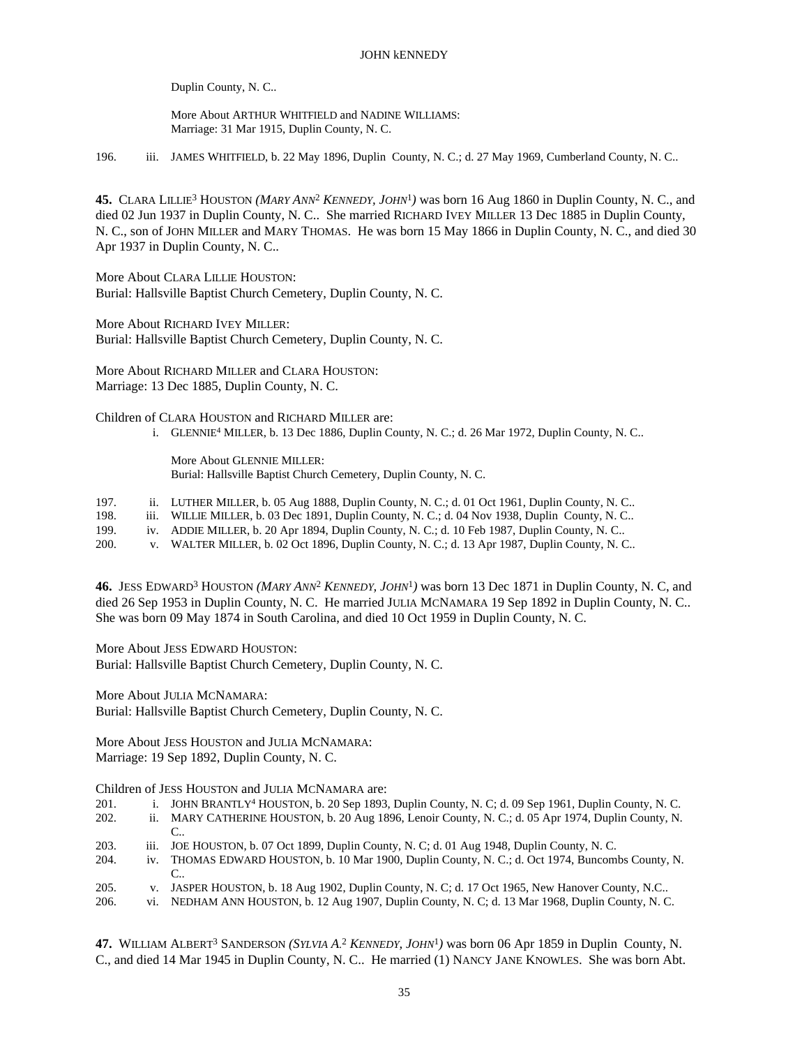Duplin County, N. C..

More About ARTHUR WHITFIELD and NADINE WILLIAMS:
Marriage: 31 Mar 1915, Duplin County, N. C.

196. iii. JAMES WHITFIELD, b. 22 May 1896, Duplin County, N. C.; d. 27 May 1969, Cumberland County, N. C..

**45.** CLARA LILLIE[3] HOUSTON *(MARY ANN[2] KENNEDY, JOHN[1])* was born 16 Aug 1860 in Duplin County, N. C., and died 02 Jun 1937 in Duplin County, N. C.. She married RICHARD IVEY MILLER 13 Dec 1885 in Duplin County, N. C., son of JOHN MILLER and MARY THOMAS. He was born 15 May 1866 in Duplin County, N. C., and died 30 Apr 1937 in Duplin County, N. C..

More About CLARA LILLIE HOUSTON:
Burial: Hallsville Baptist Church Cemetery, Duplin County, N. C.

More About RICHARD IVEY MILLER:
Burial: Hallsville Baptist Church Cemetery, Duplin County, N. C.

More About RICHARD MILLER and CLARA HOUSTON:
Marriage: 13 Dec 1885, Duplin County, N. C.

Children of CLARA HOUSTON and RICHARD MILLER are:

i. GLENNIE[4] MILLER, b. 13 Dec 1886, Duplin County, N. C.; d. 26 Mar 1972, Duplin County, N. C..

More About GLENNIE MILLER:
Burial: Hallsville Baptist Church Cemetery, Duplin County, N. C.

197. ii. LUTHER MILLER, b. 05 Aug 1888, Duplin County, N. C.; d. 01 Oct 1961, Duplin County, N. C..
198. iii. WILLIE MILLER, b. 03 Dec 1891, Duplin County, N. C.; d. 04 Nov 1938, Duplin County, N. C..
199. iv. ADDIE MILLER, b. 20 Apr 1894, Duplin County, N. C.; d. 10 Feb 1987, Duplin County, N. C..
200. v. WALTER MILLER, b. 02 Oct 1896, Duplin County, N. C.; d. 13 Apr 1987, Duplin County, N. C..

**46.** JESS EDWARD[3] HOUSTON *(MARY ANN[2] KENNEDY, JOHN[1])* was born 13 Dec 1871 in Duplin County, N. C, and died 26 Sep 1953 in Duplin County, N. C. He married JULIA MCNAMARA 19 Sep 1892 in Duplin County, N. C.. She was born 09 May 1874 in South Carolina, and died 10 Oct 1959 in Duplin County, N. C.

More About JESS EDWARD HOUSTON:
Burial: Hallsville Baptist Church Cemetery, Duplin County, N. C.

More About JULIA MCNAMARA:
Burial: Hallsville Baptist Church Cemetery, Duplin County, N. C.

More About JESS HOUSTON and JULIA MCNAMARA:
Marriage: 19 Sep 1892, Duplin County, N. C.

Children of JESS HOUSTON and JULIA MCNAMARA are:

201. i. JOHN BRANTLY[4] HOUSTON, b. 20 Sep 1893, Duplin County, N. C; d. 09 Sep 1961, Duplin County, N. C.
202. ii. MARY CATHERINE HOUSTON, b. 20 Aug 1896, Lenoir County, N. C.; d. 05 Apr 1974, Duplin County, N. C..
203. iii. JOE HOUSTON, b. 07 Oct 1899, Duplin County, N. C; d. 01 Aug 1948, Duplin County, N. C.
204. iv. THOMAS EDWARD HOUSTON, b. 10 Mar 1900, Duplin County, N. C.; d. Oct 1974, Buncombs County, N. C..
205. v. JASPER HOUSTON, b. 18 Aug 1902, Duplin County, N. C; d. 17 Oct 1965, New Hanover County, N.C..
206. vi. NEDHAM ANN HOUSTON, b. 12 Aug 1907, Duplin County, N. C; d. 13 Mar 1968, Duplin County, N. C.

**47.** WILLIAM ALBERT[3] SANDERSON *(SYLVIA A.[2] KENNEDY, JOHN[1])* was born 06 Apr 1859 in Duplin County, N. C., and died 14 Mar 1945 in Duplin County, N. C.. He married (1) NANCY JANE KNOWLES. She was born Abt.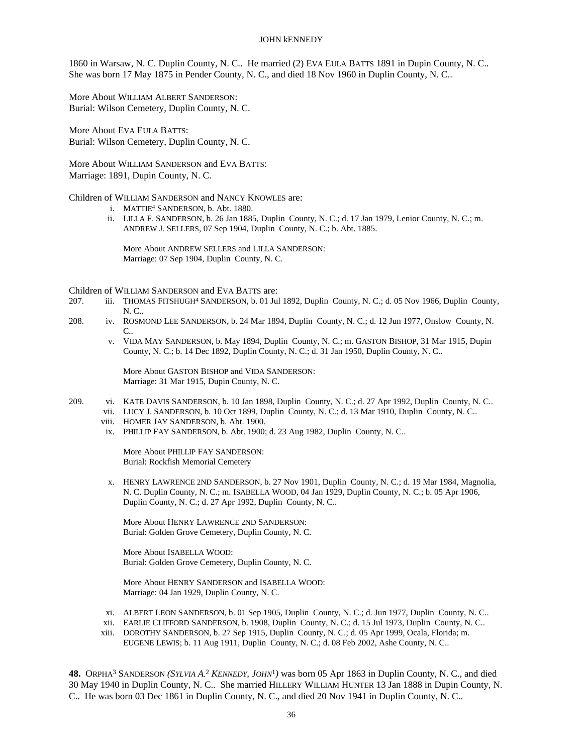1860 in Warsaw, N. C. Duplin County, N. C.. He married (2) EVA EULA BATTS 1891 in Dupin County, N. C.. She was born 17 May 1875 in Pender County, N. C., and died 18 Nov 1960 in Duplin County, N. C..

More About WILLIAM ALBERT SANDERSON:
Burial: Wilson Cemetery, Duplin County, N. C.

More About EVA EULA BATTS:
Burial: Wilson Cemetery, Duplin County, N. C.

More About WILLIAM SANDERSON and EVA BATTS:
Marriage: 1891, Dupin County, N. C.

Children of WILLIAM SANDERSON and NANCY KNOWLES are:

i. MATTIE[4] SANDERSON, b. Abt. 1880.

ii. LILLA F. SANDERSON, b. 26 Jan 1885, Duplin County, N. C.; d. 17 Jan 1979, Lenior County, N. C.; m. ANDREW J. SELLERS, 07 Sep 1904, Duplin County, N. C.; b. Abt. 1885.

More About ANDREW SELLERS and LILLA SANDERSON:
Marriage: 07 Sep 1904, Duplin County, N. C.

Children of WILLIAM SANDERSON and EVA BATTS are:

207. iii. THOMAS FITSHUGH[4] SANDERSON, b. 01 Jul 1892, Duplin County, N. C.; d. 05 Nov 1966, Duplin County, N. C..

208. iv. ROSMOND LEE SANDERSON, b. 24 Mar 1894, Duplin County, N. C.; d. 12 Jun 1977, Onslow County, N. C..

v. VIDA MAY SANDERSON, b. May 1894, Duplin County, N. C.; m. GASTON BISHOP, 31 Mar 1915, Dupin County, N. C.; b. 14 Dec 1892, Duplin County, N. C.; d. 31 Jan 1950, Duplin County, N. C..

More About GASTON BISHOP and VIDA SANDERSON:
Marriage: 31 Mar 1915, Dupin County, N. C.

209. vi. KATE DAVIS SANDERSON, b. 10 Jan 1898, Duplin County, N. C.; d. 27 Apr 1992, Duplin County, N. C..

vii. LUCY J. SANDERSON, b. 10 Oct 1899, Duplin County, N. C.; d. 13 Mar 1910, Duplin County, N. C..

viii. HOMER JAY SANDERSON, b. Abt. 1900.

ix. PHILLIP FAY SANDERSON, b. Abt. 1900; d. 23 Aug 1982, Duplin County, N. C..

More About PHILLIP FAY SANDERSON:
Burial: Rockfish Memorial Cemetery

x. HENRY LAWRENCE 2ND SANDERSON, b. 27 Nov 1901, Duplin County, N. C.; d. 19 Mar 1984, Magnolia, N. C. Duplin County, N. C.; m. ISABELLA WOOD, 04 Jan 1929, Duplin County, N. C.; b. 05 Apr 1906, Duplin County, N. C.; d. 27 Apr 1992, Duplin County, N. C..

More About HENRY LAWRENCE 2ND SANDERSON:
Burial: Golden Grove Cemetery, Duplin County, N. C.

More About ISABELLA WOOD:
Burial: Golden Grove Cemetery, Duplin County, N. C.

More About HENRY SANDERSON and ISABELLA WOOD:
Marriage: 04 Jan 1929, Duplin County, N. C.

xi. ALBERT LEON SANDERSON, b. 01 Sep 1905, Duplin County, N. C.; d. Jun 1977, Duplin County, N. C..

xii. EARLIE CLIFFORD SANDERSON, b. 1908, Duplin County, N. C.; d. 15 Jul 1973, Duplin County, N. C..

xiii. DOROTHY SANDERSON, b. 27 Sep 1915, Duplin County, N. C.; d. 05 Apr 1999, Ocala, Florida; m. EUGENE LEWIS; b. 11 Aug 1911, Duplin County, N. C.; d. 08 Feb 2002, Ashe County, N. C..

**48.** ORPHA[3] SANDERSON *(SYLVIA A.[2] KENNEDY, JOHN[1])* was born 05 Apr 1863 in Duplin County, N. C., and died 30 May 1940 in Duplin County, N. C.. She married HILLERY WILLIAM HUNTER 13 Jan 1888 in Dupin County, N. C.. He was born 03 Dec 1861 in Duplin County, N. C., and died 20 Nov 1941 in Duplin County, N. C..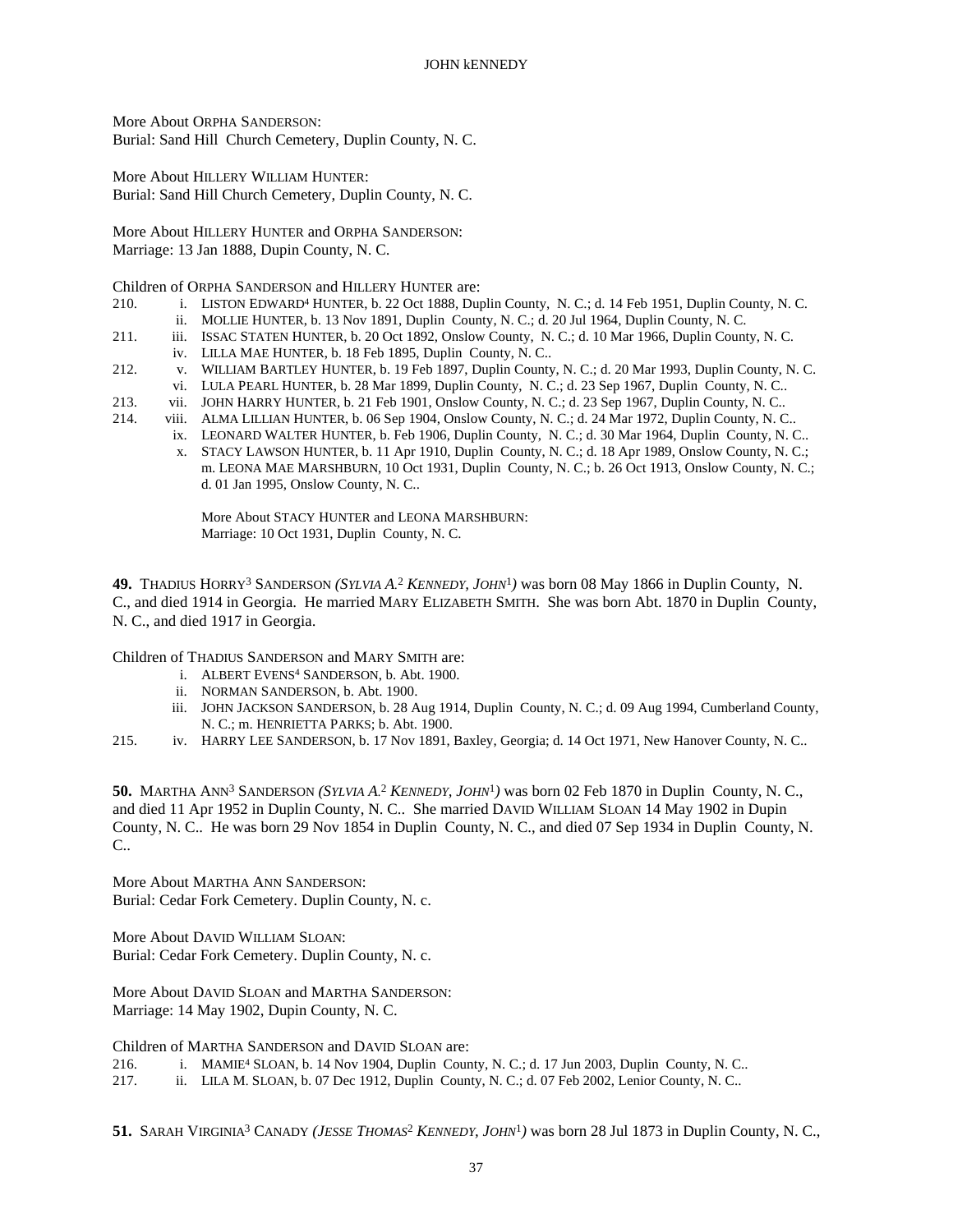More About ORPHA SANDERSON:
Burial: Sand Hill  Church Cemetery, Duplin County, N. C.

More About HILLERY WILLIAM HUNTER:
Burial: Sand Hill Church Cemetery, Duplin County, N. C.

More About HILLERY HUNTER and ORPHA SANDERSON:
Marriage: 13 Jan 1888, Dupin County, N. C.

Children of ORPHA SANDERSON and HILLERY HUNTER are:

210. i. LISTON EDWARD[4] HUNTER, b. 22 Oct 1888, Duplin County, N. C.; d. 14 Feb 1951, Duplin County, N. C.
ii. MOLLIE HUNTER, b. 13 Nov 1891, Duplin County, N. C.; d. 20 Jul 1964, Duplin County, N. C.
211. iii. ISSAC STATEN HUNTER, b. 20 Oct 1892, Onslow County, N. C.; d. 10 Mar 1966, Duplin County, N. C.
iv. LILLA MAE HUNTER, b. 18 Feb 1895, Duplin County, N. C..
212. v. WILLIAM BARTLEY HUNTER, b. 19 Feb 1897, Duplin County, N. C.; d. 20 Mar 1993, Duplin County, N. C.
vi. LULA PEARL HUNTER, b. 28 Mar 1899, Duplin County, N. C.; d. 23 Sep 1967, Duplin County, N. C..
213. vii. JOHN HARRY HUNTER, b. 21 Feb 1901, Onslow County, N. C.; d. 23 Sep 1967, Duplin County, N. C..
214. viii. ALMA LILLIAN HUNTER, b. 06 Sep 1904, Onslow County, N. C.; d. 24 Mar 1972, Duplin County, N. C..
ix. LEONARD WALTER HUNTER, b. Feb 1906, Duplin County, N. C.; d. 30 Mar 1964, Duplin County, N. C..
x. STACY LAWSON HUNTER, b. 11 Apr 1910, Duplin County, N. C.; d. 18 Apr 1989, Onslow County, N. C.; m. LEONA MAE MARSHBURN, 10 Oct 1931, Duplin County, N. C.; b. 26 Oct 1913, Onslow County, N. C.; d. 01 Jan 1995, Onslow County, N. C..

More About STACY HUNTER and LEONA MARSHBURN:
Marriage: 10 Oct 1931, Duplin County, N. C.

**49.** THADIUS HORRY[3] SANDERSON *(SYLVIA A.[2] KENNEDY, JOHN[1])* was born 08 May 1866 in Duplin County, N. C., and died 1914 in Georgia. He married MARY ELIZABETH SMITH. She was born Abt. 1870 in Duplin County, N. C., and died 1917 in Georgia.

Children of THADIUS SANDERSON and MARY SMITH are:

i. ALBERT EVENS[4] SANDERSON, b. Abt. 1900.
ii. NORMAN SANDERSON, b. Abt. 1900.
iii. JOHN JACKSON SANDERSON, b. 28 Aug 1914, Duplin County, N. C.; d. 09 Aug 1994, Cumberland County, N. C.; m. HENRIETTA PARKS; b. Abt. 1900.
215. iv. HARRY LEE SANDERSON, b. 17 Nov 1891, Baxley, Georgia; d. 14 Oct 1971, New Hanover County, N. C..

**50.** MARTHA ANN[3] SANDERSON *(SYLVIA A.[2] KENNEDY, JOHN[1])* was born 02 Feb 1870 in Duplin County, N. C., and died 11 Apr 1952 in Duplin County, N. C.. She married DAVID WILLIAM SLOAN 14 May 1902 in Dupin County, N. C.. He was born 29 Nov 1854 in Duplin County, N. C., and died 07 Sep 1934 in Duplin County, N. C..

More About MARTHA ANN SANDERSON:
Burial: Cedar Fork Cemetery. Duplin County, N. c.

More About DAVID WILLIAM SLOAN:
Burial: Cedar Fork Cemetery. Duplin County, N. c.

More About DAVID SLOAN and MARTHA SANDERSON:
Marriage: 14 May 1902, Dupin County, N. C.

Children of MARTHA SANDERSON and DAVID SLOAN are:

216. i. MAMIE[4] SLOAN, b. 14 Nov 1904, Duplin County, N. C.; d. 17 Jun 2003, Duplin County, N. C..
217. ii. LILA M. SLOAN, b. 07 Dec 1912, Duplin County, N. C.; d. 07 Feb 2002, Lenior County, N. C..

**51.** SARAH VIRGINIA[3] CANADY *(JESSE THOMAS[2] KENNEDY, JOHN[1])* was born 28 Jul 1873 in Duplin County, N. C.,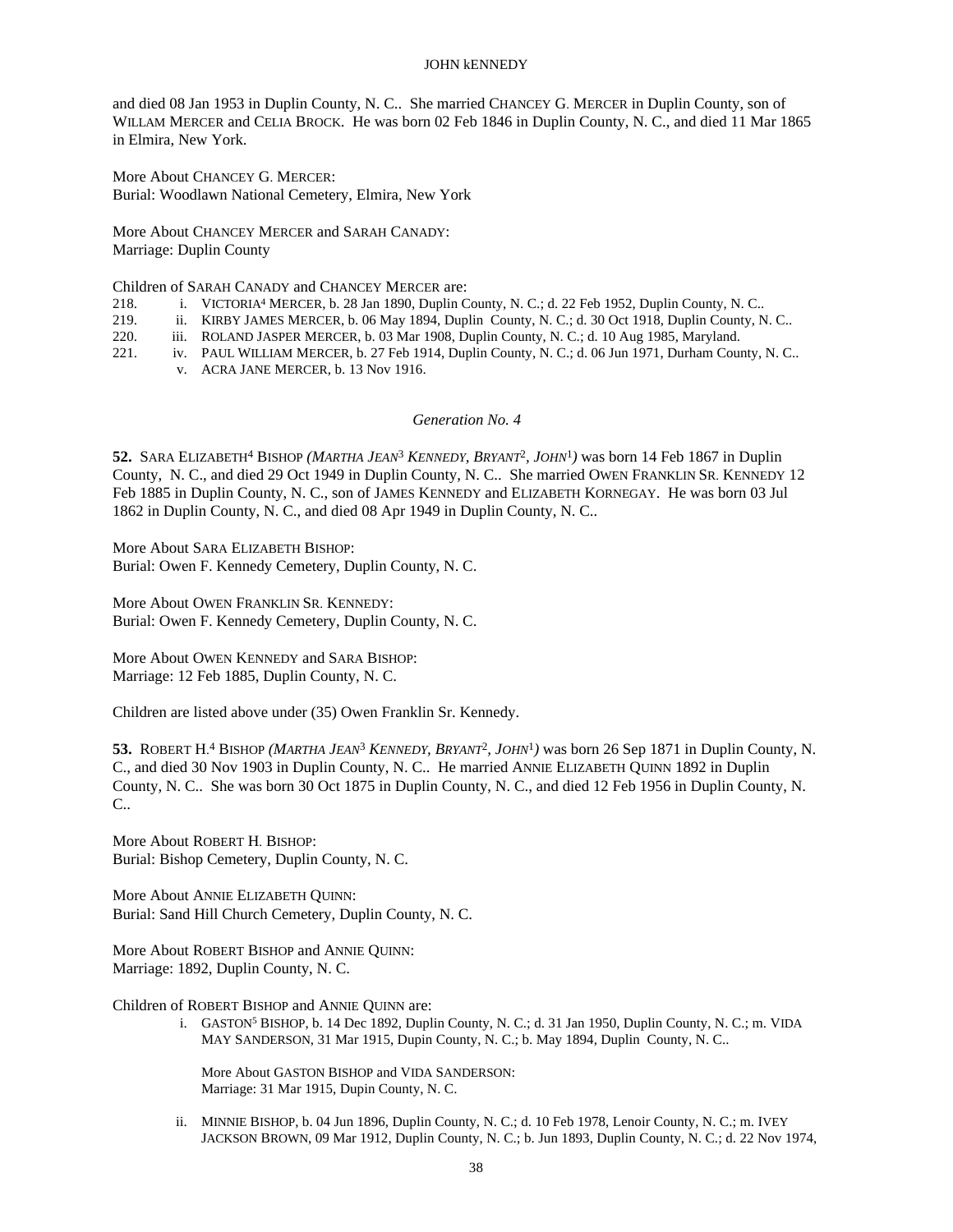and died 08 Jan 1953 in Duplin County, N. C.. She married CHANCEY G. MERCER in Duplin County, son of WILLAM MERCER and CELIA BROCK. He was born 02 Feb 1846 in Duplin County, N. C., and died 11 Mar 1865 in Elmira, New York.

More About CHANCEY G. MERCER:
Burial: Woodlawn National Cemetery, Elmira, New York

More About CHANCEY MERCER and SARAH CANADY:
Marriage: Duplin County

Children of SARAH CANADY and CHANCEY MERCER are:

218. i. VICTORIA[4] MERCER, b. 28 Jan 1890, Duplin County, N. C.; d. 22 Feb 1952, Duplin County, N. C..
219. ii. KIRBY JAMES MERCER, b. 06 May 1894, Duplin County, N. C.; d. 30 Oct 1918, Duplin County, N. C..
220. iii. ROLAND JASPER MERCER, b. 03 Mar 1908, Duplin County, N. C.; d. 10 Aug 1985, Maryland.
221. iv. PAUL WILLIAM MERCER, b. 27 Feb 1914, Duplin County, N. C.; d. 06 Jun 1971, Durham County, N. C..
v. ACRA JANE MERCER, b. 13 Nov 1916.

*Generation No. 4*

**52.** SARA ELIZABETH[4] BISHOP *(MARTHA JEAN[3] KENNEDY, BRYANT[2], JOHN[1])* was born 14 Feb 1867 in Duplin County, N. C., and died 29 Oct 1949 in Duplin County, N. C.. She married OWEN FRANKLIN SR. KENNEDY 12 Feb 1885 in Duplin County, N. C., son of JAMES KENNEDY and ELIZABETH KORNEGAY. He was born 03 Jul 1862 in Duplin County, N. C., and died 08 Apr 1949 in Duplin County, N. C..

More About SARA ELIZABETH BISHOP:
Burial: Owen F. Kennedy Cemetery, Duplin County, N. C.

More About OWEN FRANKLIN SR. KENNEDY:
Burial: Owen F. Kennedy Cemetery, Duplin County, N. C.

More About OWEN KENNEDY and SARA BISHOP:
Marriage: 12 Feb 1885, Duplin County, N. C.

Children are listed above under (35) Owen Franklin Sr. Kennedy.

**53.** ROBERT H.[4] BISHOP *(MARTHA JEAN[3] KENNEDY, BRYANT[2], JOHN[1])* was born 26 Sep 1871 in Duplin County, N. C., and died 30 Nov 1903 in Duplin County, N. C.. He married ANNIE ELIZABETH QUINN 1892 in Duplin County, N. C.. She was born 30 Oct 1875 in Duplin County, N. C., and died 12 Feb 1956 in Duplin County, N. C..

More About ROBERT H. BISHOP:
Burial: Bishop Cemetery, Duplin County, N. C.

More About ANNIE ELIZABETH QUINN:
Burial: Sand Hill Church Cemetery, Duplin County, N. C.

More About ROBERT BISHOP and ANNIE QUINN:
Marriage: 1892, Duplin County, N. C.

Children of ROBERT BISHOP and ANNIE QUINN are:

i. GASTON[5] BISHOP, b. 14 Dec 1892, Duplin County, N. C.; d. 31 Jan 1950, Duplin County, N. C.; m. VIDA MAY SANDERSON, 31 Mar 1915, Dupin County, N. C.; b. May 1894, Duplin County, N. C..

   More About GASTON BISHOP and VIDA SANDERSON:
   Marriage: 31 Mar 1915, Dupin County, N. C.

ii. MINNIE BISHOP, b. 04 Jun 1896, Duplin County, N. C.; d. 10 Feb 1978, Lenoir County, N. C.; m. IVEY JACKSON BROWN, 09 Mar 1912, Duplin County, N. C.; b. Jun 1893, Duplin County, N. C.; d. 22 Nov 1974,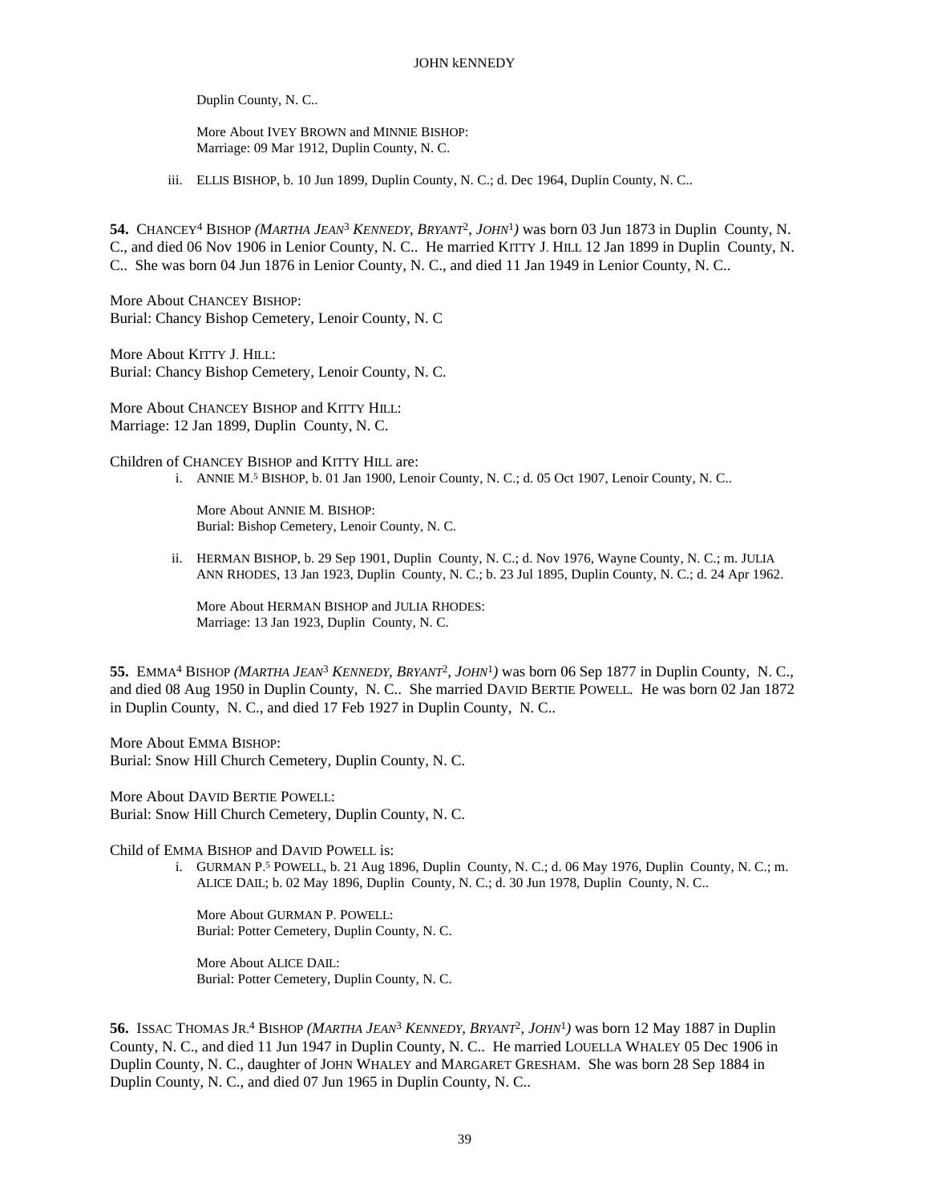Duplin County, N. C..

More About IVEY BROWN and MINNIE BISHOP:
Marriage: 09 Mar 1912, Duplin County, N. C.

iii. ELLIS BISHOP, b. 10 Jun 1899, Duplin County, N. C.; d. Dec 1964, Duplin County, N. C..

**54.** CHANCEY[4] BISHOP *(MARTHA JEAN*[3] *KENNEDY, BRYANT*[2]*, JOHN*[1]*)* was born 03 Jun 1873 in Duplin County, N. C., and died 06 Nov 1906 in Lenior County, N. C.. He married KITTY J. HILL 12 Jan 1899 in Duplin County, N. C.. She was born 04 Jun 1876 in Lenior County, N. C., and died 11 Jan 1949 in Lenior County, N. C..

More About CHANCEY BISHOP:
Burial: Chancy Bishop Cemetery, Lenoir County, N. C

More About KITTY J. HILL:
Burial: Chancy Bishop Cemetery, Lenoir County, N. C.

More About CHANCEY BISHOP and KITTY HILL:
Marriage: 12 Jan 1899, Duplin County, N. C.

Children of CHANCEY BISHOP and KITTY HILL are:

i. ANNIE M.[5] BISHOP, b. 01 Jan 1900, Lenoir County, N. C.; d. 05 Oct 1907, Lenoir County, N. C..

More About ANNIE M. BISHOP:
Burial: Bishop Cemetery, Lenoir County, N. C.

ii. HERMAN BISHOP, b. 29 Sep 1901, Duplin County, N. C.; d. Nov 1976, Wayne County, N. C.; m. JULIA ANN RHODES, 13 Jan 1923, Duplin County, N. C.; b. 23 Jul 1895, Duplin County, N. C.; d. 24 Apr 1962.

More About HERMAN BISHOP and JULIA RHODES:
Marriage: 13 Jan 1923, Duplin County, N. C.

**55.** EMMA[4] BISHOP *(MARTHA JEAN*[3] *KENNEDY, BRYANT*[2]*, JOHN*[1]*)* was born 06 Sep 1877 in Duplin County, N. C., and died 08 Aug 1950 in Duplin County, N. C.. She married DAVID BERTIE POWELL. He was born 02 Jan 1872 in Duplin County, N. C., and died 17 Feb 1927 in Duplin County, N. C..

More About EMMA BISHOP:
Burial: Snow Hill Church Cemetery, Duplin County, N. C.

More About DAVID BERTIE POWELL:
Burial: Snow Hill Church Cemetery, Duplin County, N. C.

Child of EMMA BISHOP and DAVID POWELL is:

i. GURMAN P.[5] POWELL, b. 21 Aug 1896, Duplin County, N. C.; d. 06 May 1976, Duplin County, N. C.; m. ALICE DAIL; b. 02 May 1896, Duplin County, N. C.; d. 30 Jun 1978, Duplin County, N. C..

More About GURMAN P. POWELL:
Burial: Potter Cemetery, Duplin County, N. C.

More About ALICE DAIL:
Burial: Potter Cemetery, Duplin County, N. C.

**56.** ISSAC THOMAS JR.[4] BISHOP *(MARTHA JEAN*[3] *KENNEDY, BRYANT*[2]*, JOHN*[1]*)* was born 12 May 1887 in Duplin County, N. C., and died 11 Jun 1947 in Duplin County, N. C.. He married LOUELLA WHALEY 05 Dec 1906 in Duplin County, N. C., daughter of JOHN WHALEY and MARGARET GRESHAM. She was born 28 Sep 1884 in Duplin County, N. C., and died 07 Jun 1965 in Duplin County, N. C..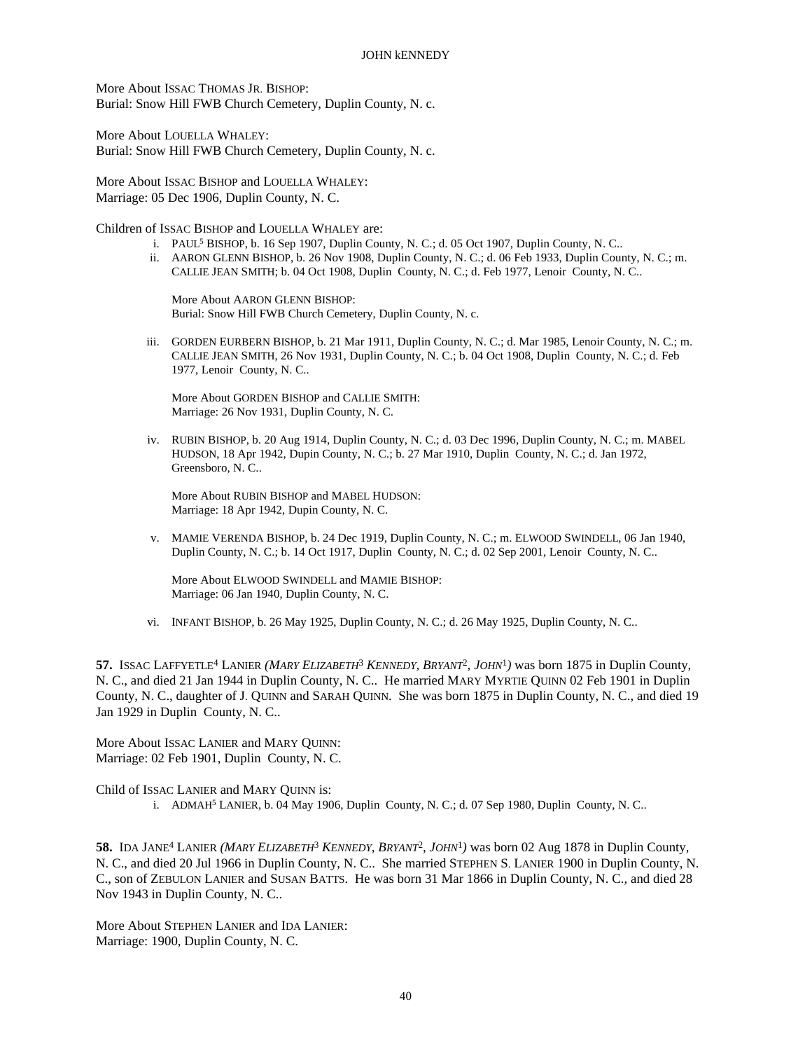More About ISSAC THOMAS JR. BISHOP:
Burial: Snow Hill FWB Church Cemetery, Duplin County, N. c.

More About LOUELLA WHALEY:
Burial: Snow Hill FWB Church Cemetery, Duplin County, N. c.

More About ISSAC BISHOP and LOUELLA WHALEY:
Marriage: 05 Dec 1906, Duplin County, N. C.

Children of ISSAC BISHOP and LOUELLA WHALEY are:

i. PAUL[5] BISHOP, b. 16 Sep 1907, Duplin County, N. C.; d. 05 Oct 1907, Duplin County, N. C..

ii. AARON GLENN BISHOP, b. 26 Nov 1908, Duplin County, N. C.; d. 06 Feb 1933, Duplin County, N. C.; m. CALLIE JEAN SMITH; b. 04 Oct 1908, Duplin County, N. C.; d. Feb 1977, Lenoir County, N. C..

More About AARON GLENN BISHOP:
Burial: Snow Hill FWB Church Cemetery, Duplin County, N. c.

iii. GORDEN EURBERN BISHOP, b. 21 Mar 1911, Duplin County, N. C.; d. Mar 1985, Lenoir County, N. C.; m. CALLIE JEAN SMITH, 26 Nov 1931, Duplin County, N. C.; b. 04 Oct 1908, Duplin County, N. C.; d. Feb 1977, Lenoir County, N. C..

More About GORDEN BISHOP and CALLIE SMITH:
Marriage: 26 Nov 1931, Duplin County, N. C.

iv. RUBIN BISHOP, b. 20 Aug 1914, Duplin County, N. C.; d. 03 Dec 1996, Duplin County, N. C.; m. MABEL HUDSON, 18 Apr 1942, Dupin County, N. C.; b. 27 Mar 1910, Duplin County, N. C.; d. Jan 1972, Greensboro, N. C..

More About RUBIN BISHOP and MABEL HUDSON:
Marriage: 18 Apr 1942, Dupin County, N. C.

v. MAMIE VERENDA BISHOP, b. 24 Dec 1919, Duplin County, N. C.; m. ELWOOD SWINDELL, 06 Jan 1940, Duplin County, N. C.; b. 14 Oct 1917, Duplin County, N. C.; d. 02 Sep 2001, Lenoir County, N. C..

More About ELWOOD SWINDELL and MAMIE BISHOP:
Marriage: 06 Jan 1940, Duplin County, N. C.

vi. INFANT BISHOP, b. 26 May 1925, Duplin County, N. C.; d. 26 May 1925, Duplin County, N. C..

**57.** ISSAC LAFFYETLE[4] LANIER *(MARY ELIZABETH[3] KENNEDY, BRYANT[2], JOHN[1])* was born 1875 in Duplin County, N. C., and died 21 Jan 1944 in Duplin County, N. C.. He married MARY MYRTIE QUINN 02 Feb 1901 in Duplin County, N. C., daughter of J. QUINN and SARAH QUINN. She was born 1875 in Duplin County, N. C., and died 19 Jan 1929 in Duplin County, N. C..

More About ISSAC LANIER and MARY QUINN:
Marriage: 02 Feb 1901, Duplin County, N. C.

Child of ISSAC LANIER and MARY QUINN is:

i. ADMAH[5] LANIER, b. 04 May 1906, Duplin County, N. C.; d. 07 Sep 1980, Duplin County, N. C..

**58.** IDA JANE[4] LANIER *(MARY ELIZABETH[3] KENNEDY, BRYANT[2], JOHN[1])* was born 02 Aug 1878 in Duplin County, N. C., and died 20 Jul 1966 in Duplin County, N. C.. She married STEPHEN S. LANIER 1900 in Duplin County, N. C., son of ZEBULON LANIER and SUSAN BATTS. He was born 31 Mar 1866 in Duplin County, N. C., and died 28 Nov 1943 in Duplin County, N. C..

More About STEPHEN LANIER and IDA LANIER:
Marriage: 1900, Duplin County, N. C.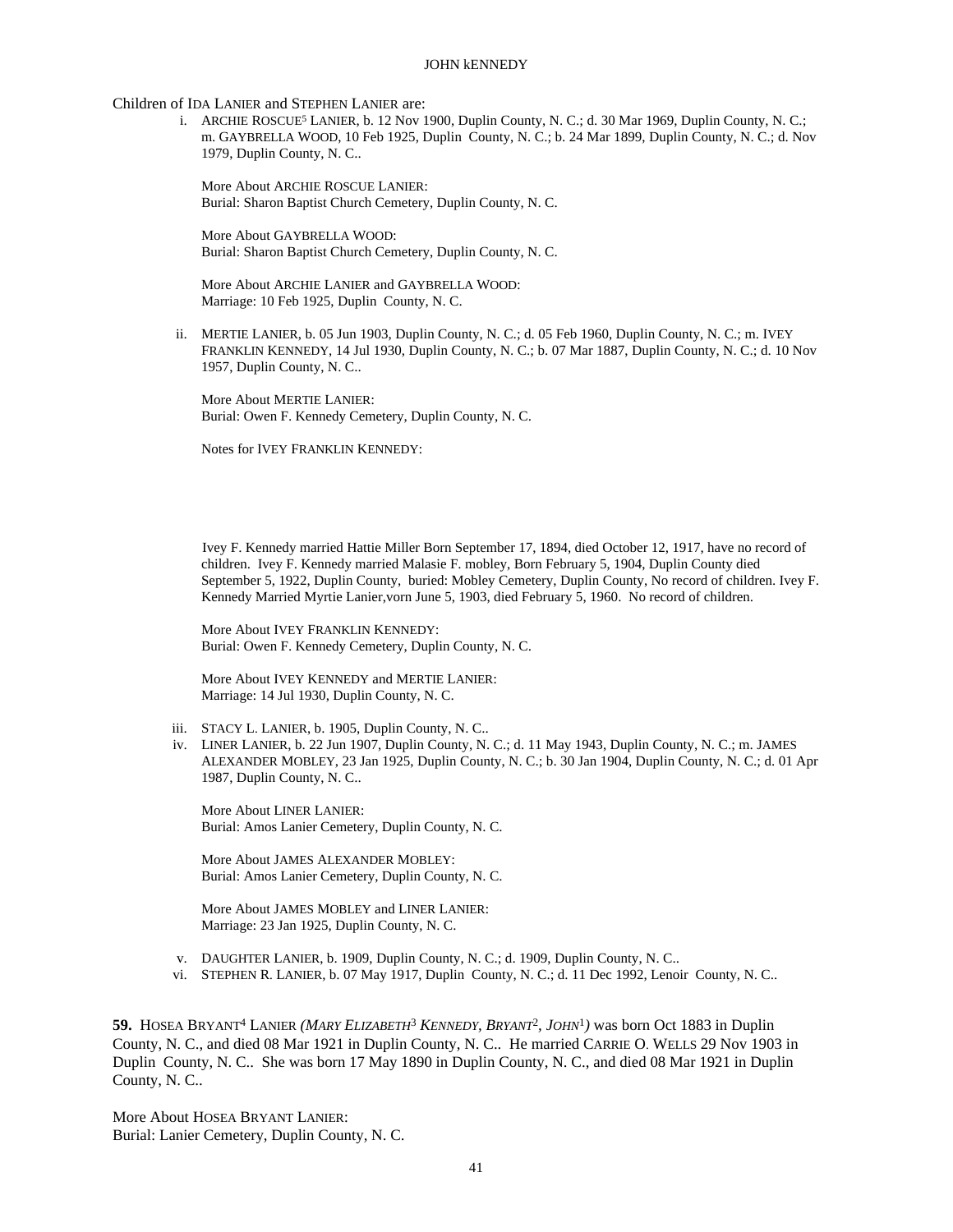Children of IDA LANIER and STEPHEN LANIER are:

i. ARCHIE ROSCUE[5] LANIER, b. 12 Nov 1900, Duplin County, N. C.; d. 30 Mar 1969, Duplin County, N. C.; m. GAYBRELLA WOOD, 10 Feb 1925, Duplin County, N. C.; b. 24 Mar 1899, Duplin County, N. C.; d. Nov 1979, Duplin County, N. C..

   More About ARCHIE ROSCUE LANIER:
   Burial: Sharon Baptist Church Cemetery, Duplin County, N. C.

   More About GAYBRELLA WOOD:
   Burial: Sharon Baptist Church Cemetery, Duplin County, N. C.

   More About ARCHIE LANIER and GAYBRELLA WOOD:
   Marriage: 10 Feb 1925, Duplin County, N. C.

ii. MERTIE LANIER, b. 05 Jun 1903, Duplin County, N. C.; d. 05 Feb 1960, Duplin County, N. C.; m. IVEY FRANKLIN KENNEDY, 14 Jul 1930, Duplin County, N. C.; b. 07 Mar 1887, Duplin County, N. C.; d. 10 Nov 1957, Duplin County, N. C..

   More About MERTIE LANIER:
   Burial: Owen F. Kennedy Cemetery, Duplin County, N. C.

   Notes for IVEY FRANKLIN KENNEDY:

   Ivey F. Kennedy married Hattie Miller Born September 17, 1894, died October 12, 1917, have no record of children. Ivey F. Kennedy married Malasie F. mobley, Born February 5, 1904, Duplin County died September 5, 1922, Duplin County, buried: Mobley Cemetery, Duplin County, No record of children. Ivey F. Kennedy Married Myrtie Lanier,vorn June 5, 1903, died February 5, 1960. No record of children.

   More About IVEY FRANKLIN KENNEDY:
   Burial: Owen F. Kennedy Cemetery, Duplin County, N. C.

   More About IVEY KENNEDY and MERTIE LANIER:
   Marriage: 14 Jul 1930, Duplin County, N. C.

iii. STACY L. LANIER, b. 1905, Duplin County, N. C..

iv. LINER LANIER, b. 22 Jun 1907, Duplin County, N. C.; d. 11 May 1943, Duplin County, N. C.; m. JAMES ALEXANDER MOBLEY, 23 Jan 1925, Duplin County, N. C.; b. 30 Jan 1904, Duplin County, N. C.; d. 01 Apr 1987, Duplin County, N. C..

   More About LINER LANIER:
   Burial: Amos Lanier Cemetery, Duplin County, N. C.

   More About JAMES ALEXANDER MOBLEY:
   Burial: Amos Lanier Cemetery, Duplin County, N. C.

   More About JAMES MOBLEY and LINER LANIER:
   Marriage: 23 Jan 1925, Duplin County, N. C.

v. DAUGHTER LANIER, b. 1909, Duplin County, N. C.; d. 1909, Duplin County, N. C..

vi. STEPHEN R. LANIER, b. 07 May 1917, Duplin County, N. C.; d. 11 Dec 1992, Lenoir County, N. C..

**59.** HOSEA BRYANT[4] LANIER *(MARY ELIZABETH[3] KENNEDY, BRYANT[2], JOHN[1])* was born Oct 1883 in Duplin County, N. C., and died 08 Mar 1921 in Duplin County, N. C.. He married CARRIE O. WELLS 29 Nov 1903 in Duplin County, N. C.. She was born 17 May 1890 in Duplin County, N. C., and died 08 Mar 1921 in Duplin County, N. C..

More About HOSEA BRYANT LANIER:
Burial: Lanier Cemetery, Duplin County, N. C.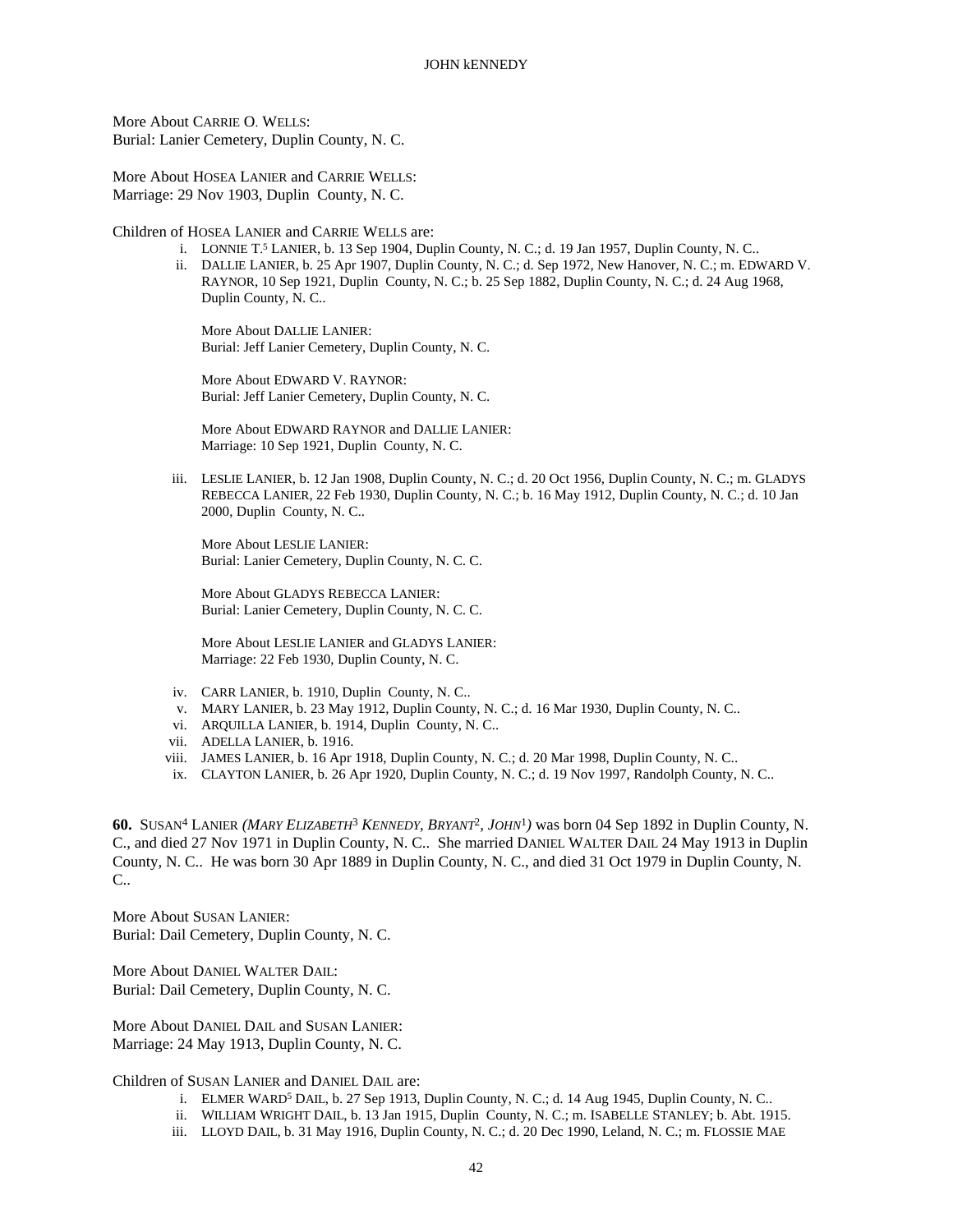More About Carrie O. Wells:
Burial: Lanier Cemetery, Duplin County, N. C.

More About Hosea Lanier and Carrie Wells:
Marriage: 29 Nov 1903, Duplin County, N. C.

Children of Hosea Lanier and Carrie Wells are:

- i. Lonnie T.[5] Lanier, b. 13 Sep 1904, Duplin County, N. C.; d. 19 Jan 1957, Duplin County, N. C..
- ii. Dallie Lanier, b. 25 Apr 1907, Duplin County, N. C.; d. Sep 1972, New Hanover, N. C.; m. Edward V. Raynor, 10 Sep 1921, Duplin County, N. C.; b. 25 Sep 1882, Duplin County, N. C.; d. 24 Aug 1968, Duplin County, N. C..

  More About Dallie Lanier:
  Burial: Jeff Lanier Cemetery, Duplin County, N. C.

  More About Edward V. Raynor:
  Burial: Jeff Lanier Cemetery, Duplin County, N. C.

  More About Edward Raynor and Dallie Lanier:
  Marriage: 10 Sep 1921, Duplin County, N. C.

- iii. Leslie Lanier, b. 12 Jan 1908, Duplin County, N. C.; d. 20 Oct 1956, Duplin County, N. C.; m. Gladys Rebecca Lanier, 22 Feb 1930, Duplin County, N. C.; b. 16 May 1912, Duplin County, N. C.; d. 10 Jan 2000, Duplin County, N. C..

  More About Leslie Lanier:
  Burial: Lanier Cemetery, Duplin County, N. C. C.

  More About Gladys Rebecca Lanier:
  Burial: Lanier Cemetery, Duplin County, N. C. C.

  More About Leslie Lanier and Gladys Lanier:
  Marriage: 22 Feb 1930, Duplin County, N. C.

- iv. Carr Lanier, b. 1910, Duplin County, N. C..
- v. Mary Lanier, b. 23 May 1912, Duplin County, N. C.; d. 16 Mar 1930, Duplin County, N. C..
- vi. Arquilla Lanier, b. 1914, Duplin County, N. C..
- vii. Adella Lanier, b. 1916.
- viii. James Lanier, b. 16 Apr 1918, Duplin County, N. C.; d. 20 Mar 1998, Duplin County, N. C..
- ix. Clayton Lanier, b. 26 Apr 1920, Duplin County, N. C.; d. 19 Nov 1997, Randolph County, N. C..

**60.** Susan[4] Lanier *(Mary Elizabeth[3] Kennedy, Bryant[2], John[1])* was born 04 Sep 1892 in Duplin County, N. C., and died 27 Nov 1971 in Duplin County, N. C.. She married Daniel Walter Dail 24 May 1913 in Duplin County, N. C.. He was born 30 Apr 1889 in Duplin County, N. C., and died 31 Oct 1979 in Duplin County, N. C..

More About Susan Lanier:
Burial: Dail Cemetery, Duplin County, N. C.

More About Daniel Walter Dail:
Burial: Dail Cemetery, Duplin County, N. C.

More About Daniel Dail and Susan Lanier:
Marriage: 24 May 1913, Duplin County, N. C.

Children of Susan Lanier and Daniel Dail are:

- i. Elmer Ward[5] Dail, b. 27 Sep 1913, Duplin County, N. C.; d. 14 Aug 1945, Duplin County, N. C..
- ii. William Wright Dail, b. 13 Jan 1915, Duplin County, N. C.; m. Isabelle Stanley; b. Abt. 1915.
- iii. Lloyd Dail, b. 31 May 1916, Duplin County, N. C.; d. 20 Dec 1990, Leland, N. C.; m. Flossie Mae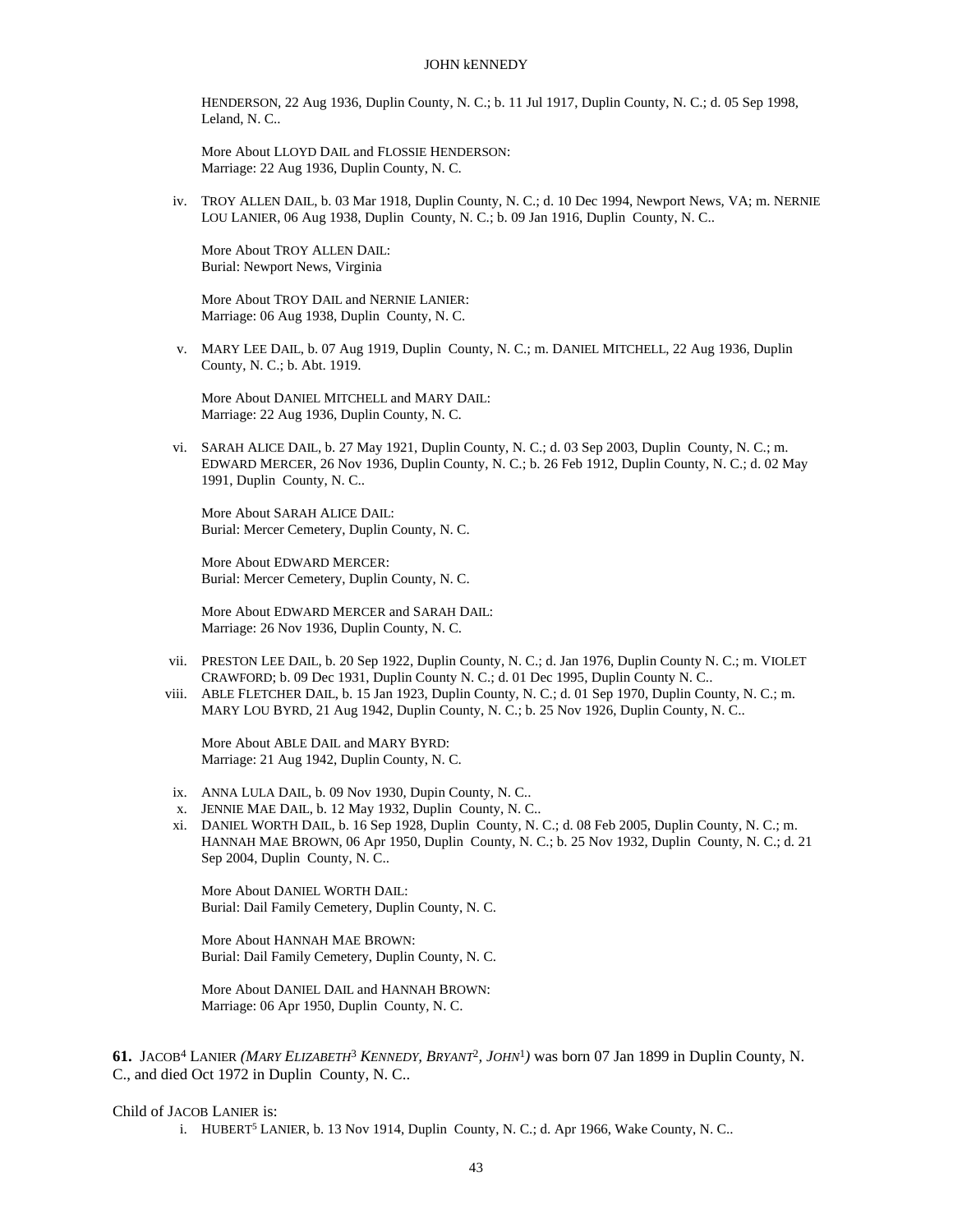HENDERSON, 22 Aug 1936, Duplin County, N. C.; b. 11 Jul 1917, Duplin County, N. C.; d. 05 Sep 1998, Leland, N. C..

More About LLOYD DAIL and FLOSSIE HENDERSON:
Marriage: 22 Aug 1936, Duplin County, N. C.

iv. TROY ALLEN DAIL, b. 03 Mar 1918, Duplin County, N. C.; d. 10 Dec 1994, Newport News, VA; m. NERNIE LOU LANIER, 06 Aug 1938, Duplin County, N. C.; b. 09 Jan 1916, Duplin County, N. C..

More About TROY ALLEN DAIL:
Burial: Newport News, Virginia

More About TROY DAIL and NERNIE LANIER:
Marriage: 06 Aug 1938, Duplin County, N. C.

v. MARY LEE DAIL, b. 07 Aug 1919, Duplin County, N. C.; m. DANIEL MITCHELL, 22 Aug 1936, Duplin County, N. C.; b. Abt. 1919.

More About DANIEL MITCHELL and MARY DAIL:
Marriage: 22 Aug 1936, Duplin County, N. C.

vi. SARAH ALICE DAIL, b. 27 May 1921, Duplin County, N. C.; d. 03 Sep 2003, Duplin County, N. C.; m. EDWARD MERCER, 26 Nov 1936, Duplin County, N. C.; b. 26 Feb 1912, Duplin County, N. C.; d. 02 May 1991, Duplin County, N. C..

More About SARAH ALICE DAIL:
Burial: Mercer Cemetery, Duplin County, N. C.

More About EDWARD MERCER:
Burial: Mercer Cemetery, Duplin County, N. C.

More About EDWARD MERCER and SARAH DAIL:
Marriage: 26 Nov 1936, Duplin County, N. C.

vii. PRESTON LEE DAIL, b. 20 Sep 1922, Duplin County, N. C.; d. Jan 1976, Duplin County N. C.; m. VIOLET CRAWFORD; b. 09 Dec 1931, Duplin County N. C.; d. 01 Dec 1995, Duplin County N. C..

viii. ABLE FLETCHER DAIL, b. 15 Jan 1923, Duplin County, N. C.; d. 01 Sep 1970, Duplin County, N. C.; m. MARY LOU BYRD, 21 Aug 1942, Duplin County, N. C.; b. 25 Nov 1926, Duplin County, N. C..

More About ABLE DAIL and MARY BYRD:
Marriage: 21 Aug 1942, Duplin County, N. C.

ix. ANNA LULA DAIL, b. 09 Nov 1930, Dupin County, N. C..

x. JENNIE MAE DAIL, b. 12 May 1932, Duplin County, N. C..

xi. DANIEL WORTH DAIL, b. 16 Sep 1928, Duplin County, N. C.; d. 08 Feb 2005, Duplin County, N. C.; m. HANNAH MAE BROWN, 06 Apr 1950, Duplin County, N. C.; b. 25 Nov 1932, Duplin County, N. C.; d. 21 Sep 2004, Duplin County, N. C..

More About DANIEL WORTH DAIL:
Burial: Dail Family Cemetery, Duplin County, N. C.

More About HANNAH MAE BROWN:
Burial: Dail Family Cemetery, Duplin County, N. C.

More About DANIEL DAIL and HANNAH BROWN:
Marriage: 06 Apr 1950, Duplin County, N. C.

**61.** JACOB[4] LANIER *(MARY ELIZABETH[3] KENNEDY, BRYANT[2], JOHN[1])* was born 07 Jan 1899 in Duplin County, N. C., and died Oct 1972 in Duplin County, N. C..

Child of JACOB LANIER is:

i. HUBERT[5] LANIER, b. 13 Nov 1914, Duplin County, N. C.; d. Apr 1966, Wake County, N. C..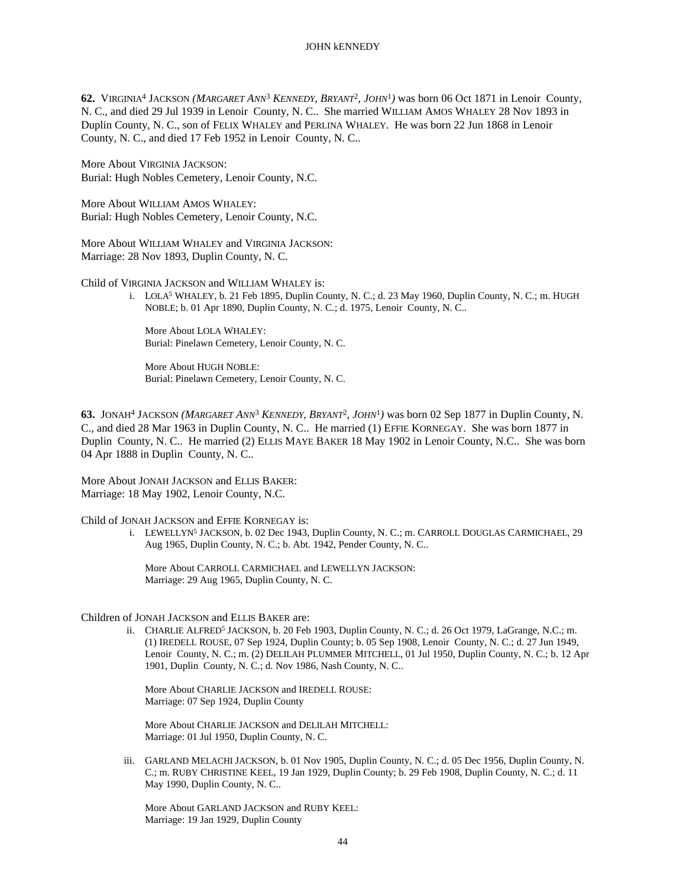**62.** VIRGINIA[4] JACKSON *(MARGARET ANN[3] KENNEDY, BRYANT[2], JOHN[1])* was born 06 Oct 1871 in Lenoir County, N. C., and died 29 Jul 1939 in Lenoir County, N. C.. She married WILLIAM AMOS WHALEY 28 Nov 1893 in Duplin County, N. C., son of FELIX WHALEY and PERLINA WHALEY. He was born 22 Jun 1868 in Lenoir County, N. C., and died 17 Feb 1952 in Lenoir County, N. C..

More About VIRGINIA JACKSON:
Burial: Hugh Nobles Cemetery, Lenoir County, N.C.

More About WILLIAM AMOS WHALEY:
Burial: Hugh Nobles Cemetery, Lenoir County, N.C.

More About WILLIAM WHALEY and VIRGINIA JACKSON:
Marriage: 28 Nov 1893, Duplin County, N. C.

Child of VIRGINIA JACKSON and WILLIAM WHALEY is:

i. LOLA[5] WHALEY, b. 21 Feb 1895, Duplin County, N. C.; d. 23 May 1960, Duplin County, N. C.; m. HUGH NOBLE; b. 01 Apr 1890, Duplin County, N. C.; d. 1975, Lenoir County, N. C..

More About LOLA WHALEY:
Burial: Pinelawn Cemetery, Lenoir County, N. C.

More About HUGH NOBLE:
Burial: Pinelawn Cemetery, Lenoir County, N. C.

**63.** JONAH[4] JACKSON *(MARGARET ANN[3] KENNEDY, BRYANT[2], JOHN[1])* was born 02 Sep 1877 in Duplin County, N. C., and died 28 Mar 1963 in Duplin County, N. C.. He married (1) EFFIE KORNEGAY. She was born 1877 in Duplin County, N. C.. He married (2) ELLIS MAYE BAKER 18 May 1902 in Lenoir County, N.C.. She was born 04 Apr 1888 in Duplin County, N. C..

More About JONAH JACKSON and ELLIS BAKER:
Marriage: 18 May 1902, Lenoir County, N.C.

Child of JONAH JACKSON and EFFIE KORNEGAY is:

i. LEWELLYN[5] JACKSON, b. 02 Dec 1943, Duplin County, N. C.; m. CARROLL DOUGLAS CARMICHAEL, 29 Aug 1965, Duplin County, N. C.; b. Abt. 1942, Pender County, N. C..

More About CARROLL CARMICHAEL and LEWELLYN JACKSON:
Marriage: 29 Aug 1965, Duplin County, N. C.

Children of JONAH JACKSON and ELLIS BAKER are:

ii. CHARLIE ALFRED[5] JACKSON, b. 20 Feb 1903, Duplin County, N. C.; d. 26 Oct 1979, LaGrange, N.C.; m. (1) IREDELL ROUSE, 07 Sep 1924, Duplin County; b. 05 Sep 1908, Lenoir County, N. C.; d. 27 Jun 1949, Lenoir County, N. C.; m. (2) DELILAH PLUMMER MITCHELL, 01 Jul 1950, Duplin County, N. C.; b. 12 Apr 1901, Duplin County, N. C.; d. Nov 1986, Nash County, N. C..

More About CHARLIE JACKSON and IREDELL ROUSE:
Marriage: 07 Sep 1924, Duplin County

More About CHARLIE JACKSON and DELILAH MITCHELL:
Marriage: 01 Jul 1950, Duplin County, N. C.

iii. GARLAND MELACHI JACKSON, b. 01 Nov 1905, Duplin County, N. C.; d. 05 Dec 1956, Duplin County, N. C.; m. RUBY CHRISTINE KEEL, 19 Jan 1929, Duplin County; b. 29 Feb 1908, Duplin County, N. C.; d. 11 May 1990, Duplin County, N. C..

More About GARLAND JACKSON and RUBY KEEL:
Marriage: 19 Jan 1929, Duplin County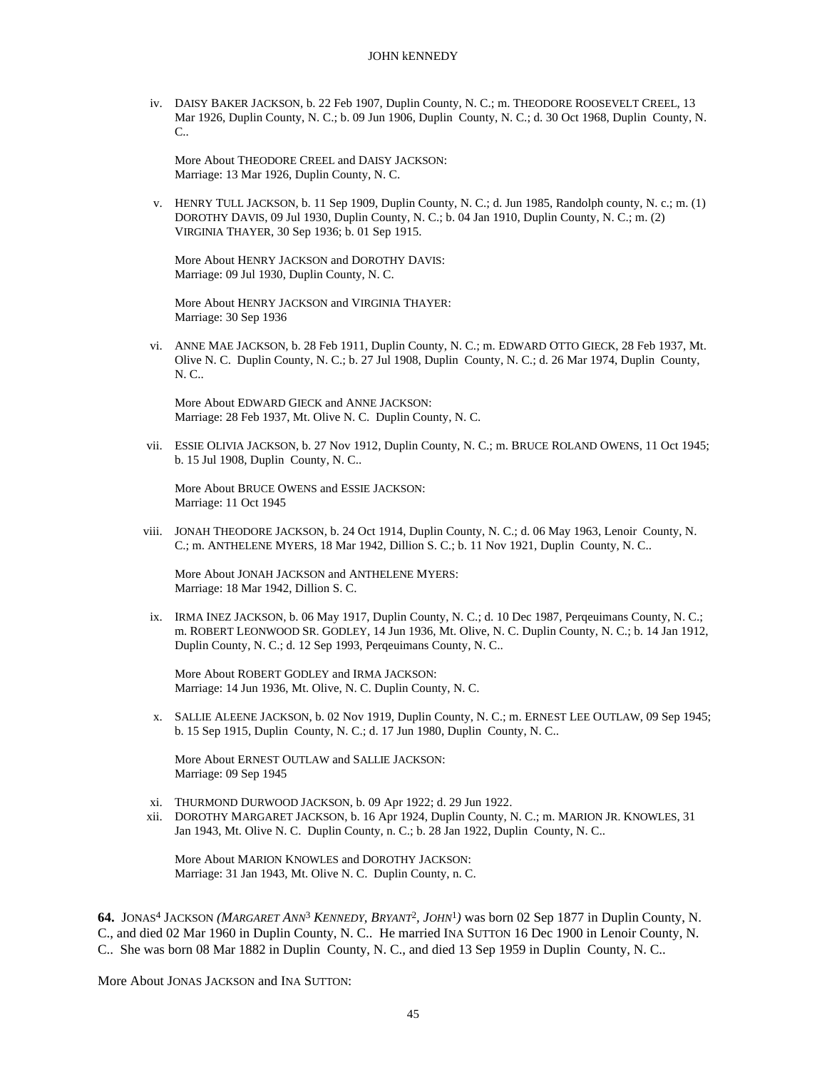iv. DAISY BAKER JACKSON, b. 22 Feb 1907, Duplin County, N. C.; m. THEODORE ROOSEVELT CREEL, 13 Mar 1926, Duplin County, N. C.; b. 09 Jun 1906, Duplin County, N. C.; d. 30 Oct 1968, Duplin County, N. C..

More About THEODORE CREEL and DAISY JACKSON:
Marriage: 13 Mar 1926, Duplin County, N. C.

v. HENRY TULL JACKSON, b. 11 Sep 1909, Duplin County, N. C.; d. Jun 1985, Randolph county, N. c.; m. (1) DOROTHY DAVIS, 09 Jul 1930, Duplin County, N. C.; b. 04 Jan 1910, Duplin County, N. C.; m. (2) VIRGINIA THAYER, 30 Sep 1936; b. 01 Sep 1915.

More About HENRY JACKSON and DOROTHY DAVIS:
Marriage: 09 Jul 1930, Duplin County, N. C.

More About HENRY JACKSON and VIRGINIA THAYER:
Marriage: 30 Sep 1936

vi. ANNE MAE JACKSON, b. 28 Feb 1911, Duplin County, N. C.; m. EDWARD OTTO GIECK, 28 Feb 1937, Mt. Olive N. C. Duplin County, N. C.; b. 27 Jul 1908, Duplin County, N. C.; d. 26 Mar 1974, Duplin County, N. C..

More About EDWARD GIECK and ANNE JACKSON:
Marriage: 28 Feb 1937, Mt. Olive N. C. Duplin County, N. C.

vii. ESSIE OLIVIA JACKSON, b. 27 Nov 1912, Duplin County, N. C.; m. BRUCE ROLAND OWENS, 11 Oct 1945; b. 15 Jul 1908, Duplin County, N. C..

More About BRUCE OWENS and ESSIE JACKSON:
Marriage: 11 Oct 1945

viii. JONAH THEODORE JACKSON, b. 24 Oct 1914, Duplin County, N. C.; d. 06 May 1963, Lenoir County, N. C.; m. ANTHELENE MYERS, 18 Mar 1942, Dillion S. C.; b. 11 Nov 1921, Duplin County, N. C..

More About JONAH JACKSON and ANTHELENE MYERS:
Marriage: 18 Mar 1942, Dillion S. C.

ix. IRMA INEZ JACKSON, b. 06 May 1917, Duplin County, N. C.; d. 10 Dec 1987, Perqeuimans County, N. C.; m. ROBERT LEONWOOD SR. GODLEY, 14 Jun 1936, Mt. Olive, N. C. Duplin County, N. C.; b. 14 Jan 1912, Duplin County, N. C.; d. 12 Sep 1993, Perqeuimans County, N. C..

More About ROBERT GODLEY and IRMA JACKSON:
Marriage: 14 Jun 1936, Mt. Olive, N. C. Duplin County, N. C.

x. SALLIE ALEENE JACKSON, b. 02 Nov 1919, Duplin County, N. C.; m. ERNEST LEE OUTLAW, 09 Sep 1945; b. 15 Sep 1915, Duplin County, N. C.; d. 17 Jun 1980, Duplin County, N. C..

More About ERNEST OUTLAW and SALLIE JACKSON:
Marriage: 09 Sep 1945

xi. THURMOND DURWOOD JACKSON, b. 09 Apr 1922; d. 29 Jun 1922.

xii. DOROTHY MARGARET JACKSON, b. 16 Apr 1924, Duplin County, N. C.; m. MARION JR. KNOWLES, 31 Jan 1943, Mt. Olive N. C. Duplin County, n. C.; b. 28 Jan 1922, Duplin County, N. C..

More About MARION KNOWLES and DOROTHY JACKSON:
Marriage: 31 Jan 1943, Mt. Olive N. C. Duplin County, n. C.

**64.** JONAS[4] JACKSON *(MARGARET ANN[3] KENNEDY, BRYANT[2], JOHN[1])* was born 02 Sep 1877 in Duplin County, N. C., and died 02 Mar 1960 in Duplin County, N. C.. He married INA SUTTON 16 Dec 1900 in Lenoir County, N. C.. She was born 08 Mar 1882 in Duplin County, N. C., and died 13 Sep 1959 in Duplin County, N. C..

More About JONAS JACKSON and INA SUTTON: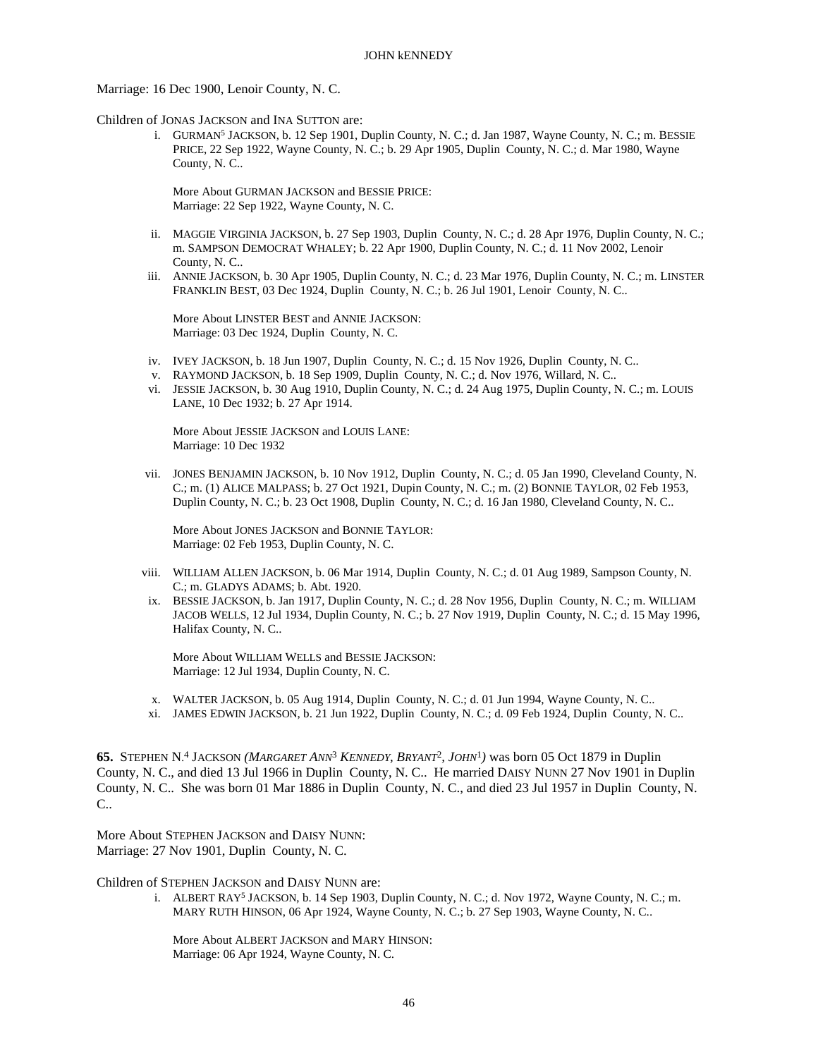Marriage: 16 Dec 1900, Lenoir County, N. C.

Children of JONAS JACKSON and INA SUTTON are:

i. GURMAN[5] JACKSON, b. 12 Sep 1901, Duplin County, N. C.; d. Jan 1987, Wayne County, N. C.; m. BESSIE PRICE, 22 Sep 1922, Wayne County, N. C.; b. 29 Apr 1905, Duplin County, N. C.; d. Mar 1980, Wayne County, N. C..

   More About GURMAN JACKSON and BESSIE PRICE:
   Marriage: 22 Sep 1922, Wayne County, N. C.

ii. MAGGIE VIRGINIA JACKSON, b. 27 Sep 1903, Duplin County, N. C.; d. 28 Apr 1976, Duplin County, N. C.; m. SAMPSON DEMOCRAT WHALEY; b. 22 Apr 1900, Duplin County, N. C.; d. 11 Nov 2002, Lenoir County, N. C..

iii. ANNIE JACKSON, b. 30 Apr 1905, Duplin County, N. C.; d. 23 Mar 1976, Duplin County, N. C.; m. LINSTER FRANKLIN BEST, 03 Dec 1924, Duplin County, N. C.; b. 26 Jul 1901, Lenoir County, N. C..

   More About LINSTER BEST and ANNIE JACKSON:
   Marriage: 03 Dec 1924, Duplin County, N. C.

iv. IVEY JACKSON, b. 18 Jun 1907, Duplin County, N. C.; d. 15 Nov 1926, Duplin County, N. C..

v. RAYMOND JACKSON, b. 18 Sep 1909, Duplin County, N. C.; d. Nov 1976, Willard, N. C..

vi. JESSIE JACKSON, b. 30 Aug 1910, Duplin County, N. C.; d. 24 Aug 1975, Duplin County, N. C.; m. LOUIS LANE, 10 Dec 1932; b. 27 Apr 1914.

   More About JESSIE JACKSON and LOUIS LANE:
   Marriage: 10 Dec 1932

vii. JONES BENJAMIN JACKSON, b. 10 Nov 1912, Duplin County, N. C.; d. 05 Jan 1990, Cleveland County, N. C.; m. (1) ALICE MALPASS; b. 27 Oct 1921, Dupin County, N. C.; m. (2) BONNIE TAYLOR, 02 Feb 1953, Duplin County, N. C.; b. 23 Oct 1908, Duplin County, N. C.; d. 16 Jan 1980, Cleveland County, N. C..

   More About JONES JACKSON and BONNIE TAYLOR:
   Marriage: 02 Feb 1953, Duplin County, N. C.

viii. WILLIAM ALLEN JACKSON, b. 06 Mar 1914, Duplin County, N. C.; d. 01 Aug 1989, Sampson County, N. C.; m. GLADYS ADAMS; b. Abt. 1920.

ix. BESSIE JACKSON, b. Jan 1917, Duplin County, N. C.; d. 28 Nov 1956, Duplin County, N. C.; m. WILLIAM JACOB WELLS, 12 Jul 1934, Duplin County, N. C.; b. 27 Nov 1919, Duplin County, N. C.; d. 15 May 1996, Halifax County, N. C..

   More About WILLIAM WELLS and BESSIE JACKSON:
   Marriage: 12 Jul 1934, Duplin County, N. C.

x. WALTER JACKSON, b. 05 Aug 1914, Duplin County, N. C.; d. 01 Jun 1994, Wayne County, N. C..

xi. JAMES EDWIN JACKSON, b. 21 Jun 1922, Duplin County, N. C.; d. 09 Feb 1924, Duplin County, N. C..

**65.** STEPHEN N.[4] JACKSON *(MARGARET ANN[3] KENNEDY, BRYANT[2], JOHN[1])* was born 05 Oct 1879 in Duplin County, N. C., and died 13 Jul 1966 in Duplin County, N. C.. He married DAISY NUNN 27 Nov 1901 in Duplin County, N. C.. She was born 01 Mar 1886 in Duplin County, N. C., and died 23 Jul 1957 in Duplin County, N. C..

More About STEPHEN JACKSON and DAISY NUNN:
Marriage: 27 Nov 1901, Duplin County, N. C.

Children of STEPHEN JACKSON and DAISY NUNN are:

i. ALBERT RAY[5] JACKSON, b. 14 Sep 1903, Duplin County, N. C.; d. Nov 1972, Wayne County, N. C.; m. MARY RUTH HINSON, 06 Apr 1924, Wayne County, N. C.; b. 27 Sep 1903, Wayne County, N. C..

   More About ALBERT JACKSON and MARY HINSON:
   Marriage: 06 Apr 1924, Wayne County, N. C.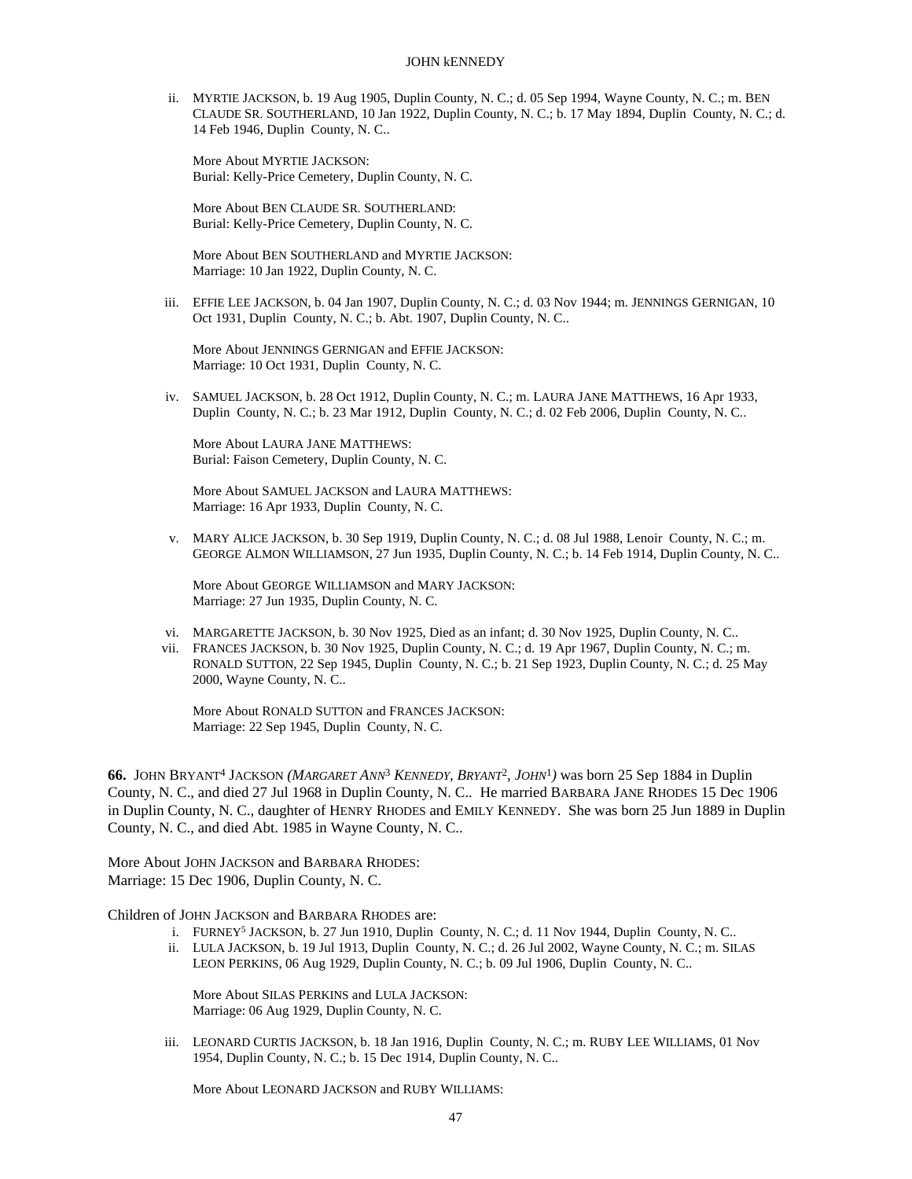ii. MYRTIE JACKSON, b. 19 Aug 1905, Duplin County, N. C.; d. 05 Sep 1994, Wayne County, N. C.; m. BEN CLAUDE SR. SOUTHERLAND, 10 Jan 1922, Duplin County, N. C.; b. 17 May 1894, Duplin County, N. C.; d. 14 Feb 1946, Duplin County, N. C..

More About MYRTIE JACKSON:
Burial: Kelly-Price Cemetery, Duplin County, N. C.

More About BEN CLAUDE SR. SOUTHERLAND:
Burial: Kelly-Price Cemetery, Duplin County, N. C.

More About BEN SOUTHERLAND and MYRTIE JACKSON:
Marriage: 10 Jan 1922, Duplin County, N. C.

iii. EFFIE LEE JACKSON, b. 04 Jan 1907, Duplin County, N. C.; d. 03 Nov 1944; m. JENNINGS GERNIGAN, 10 Oct 1931, Duplin County, N. C.; b. Abt. 1907, Duplin County, N. C..

More About JENNINGS GERNIGAN and EFFIE JACKSON:
Marriage: 10 Oct 1931, Duplin County, N. C.

iv. SAMUEL JACKSON, b. 28 Oct 1912, Duplin County, N. C.; m. LAURA JANE MATTHEWS, 16 Apr 1933, Duplin County, N. C.; b. 23 Mar 1912, Duplin County, N. C.; d. 02 Feb 2006, Duplin County, N. C..

More About LAURA JANE MATTHEWS:
Burial: Faison Cemetery, Duplin County, N. C.

More About SAMUEL JACKSON and LAURA MATTHEWS:
Marriage: 16 Apr 1933, Duplin County, N. C.

v. MARY ALICE JACKSON, b. 30 Sep 1919, Duplin County, N. C.; d. 08 Jul 1988, Lenoir County, N. C.; m. GEORGE ALMON WILLIAMSON, 27 Jun 1935, Duplin County, N. C.; b. 14 Feb 1914, Duplin County, N. C..

More About GEORGE WILLIAMSON and MARY JACKSON:
Marriage: 27 Jun 1935, Duplin County, N. C.

vi. MARGARETTE JACKSON, b. 30 Nov 1925, Died as an infant; d. 30 Nov 1925, Duplin County, N. C..

vii. FRANCES JACKSON, b. 30 Nov 1925, Duplin County, N. C.; d. 19 Apr 1967, Duplin County, N. C.; m. RONALD SUTTON, 22 Sep 1945, Duplin County, N. C.; b. 21 Sep 1923, Duplin County, N. C.; d. 25 May 2000, Wayne County, N. C..

More About RONALD SUTTON and FRANCES JACKSON:
Marriage: 22 Sep 1945, Duplin County, N. C.

**66.** JOHN BRYANT[4] JACKSON *(MARGARET ANN[3] KENNEDY, BRYANT[2], JOHN[1])* was born 25 Sep 1884 in Duplin County, N. C., and died 27 Jul 1968 in Duplin County, N. C.. He married BARBARA JANE RHODES 15 Dec 1906 in Duplin County, N. C., daughter of HENRY RHODES and EMILY KENNEDY. She was born 25 Jun 1889 in Duplin County, N. C., and died Abt. 1985 in Wayne County, N. C..

More About JOHN JACKSON and BARBARA RHODES:
Marriage: 15 Dec 1906, Duplin County, N. C.

Children of JOHN JACKSON and BARBARA RHODES are:

i. FURNEY[5] JACKSON, b. 27 Jun 1910, Duplin County, N. C.; d. 11 Nov 1944, Duplin County, N. C..

ii. LULA JACKSON, b. 19 Jul 1913, Duplin County, N. C.; d. 26 Jul 2002, Wayne County, N. C.; m. SILAS LEON PERKINS, 06 Aug 1929, Duplin County, N. C.; b. 09 Jul 1906, Duplin County, N. C..

More About SILAS PERKINS and LULA JACKSON:
Marriage: 06 Aug 1929, Duplin County, N. C.

iii. LEONARD CURTIS JACKSON, b. 18 Jan 1916, Duplin County, N. C.; m. RUBY LEE WILLIAMS, 01 Nov 1954, Duplin County, N. C.; b. 15 Dec 1914, Duplin County, N. C..

More About LEONARD JACKSON and RUBY WILLIAMS: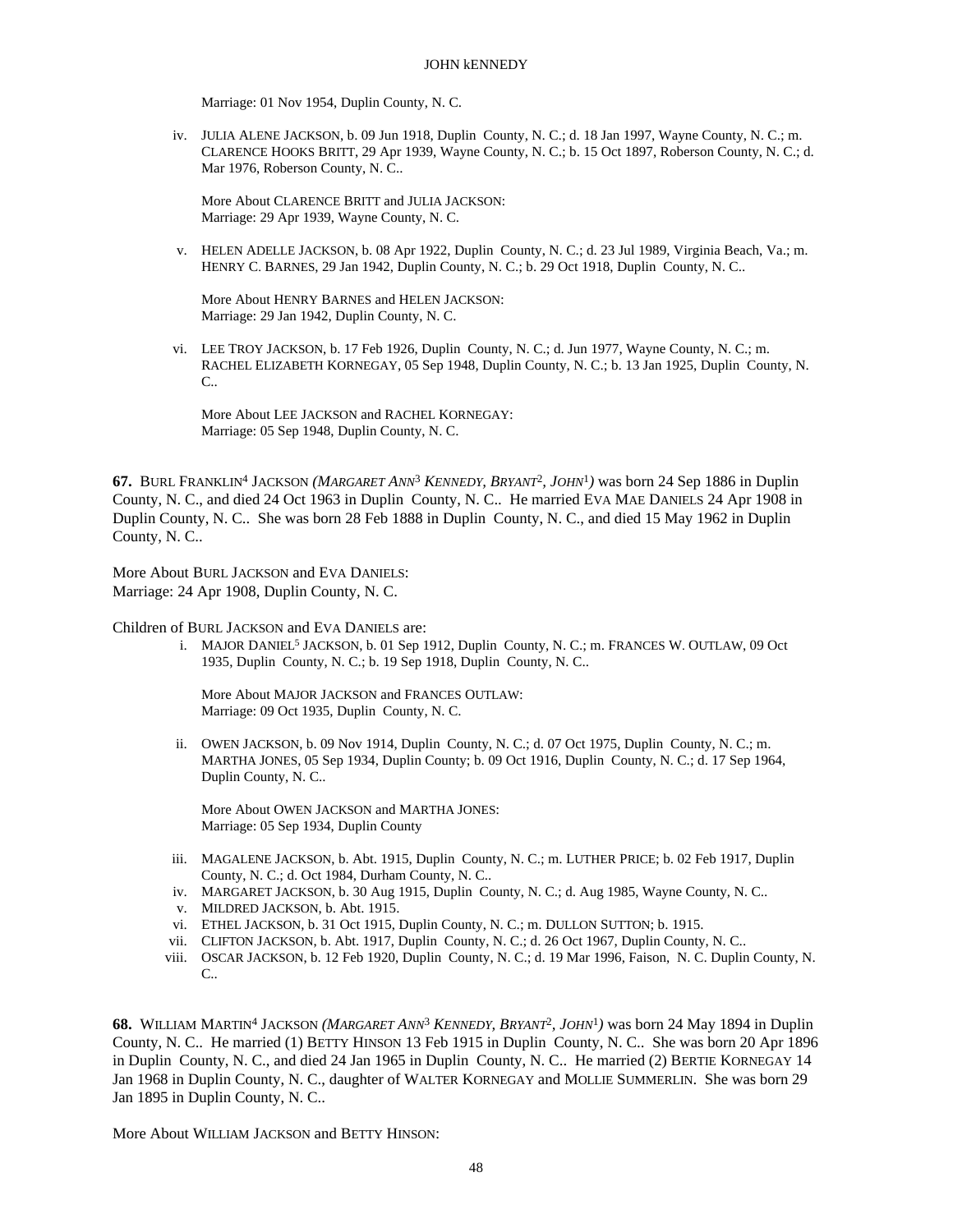Marriage: 01 Nov 1954, Duplin County, N. C.

iv. JULIA ALENE JACKSON, b. 09 Jun 1918, Duplin County, N. C.; d. 18 Jan 1997, Wayne County, N. C.; m. CLARENCE HOOKS BRITT, 29 Apr 1939, Wayne County, N. C.; b. 15 Oct 1897, Roberson County, N. C.; d. Mar 1976, Roberson County, N. C..

More About CLARENCE BRITT and JULIA JACKSON:
Marriage: 29 Apr 1939, Wayne County, N. C.

v. HELEN ADELLE JACKSON, b. 08 Apr 1922, Duplin County, N. C.; d. 23 Jul 1989, Virginia Beach, Va.; m. HENRY C. BARNES, 29 Jan 1942, Duplin County, N. C.; b. 29 Oct 1918, Duplin County, N. C..

More About HENRY BARNES and HELEN JACKSON:
Marriage: 29 Jan 1942, Duplin County, N. C.

vi. LEE TROY JACKSON, b. 17 Feb 1926, Duplin County, N. C.; d. Jun 1977, Wayne County, N. C.; m. RACHEL ELIZABETH KORNEGAY, 05 Sep 1948, Duplin County, N. C.; b. 13 Jan 1925, Duplin County, N. C..

More About LEE JACKSON and RACHEL KORNEGAY:
Marriage: 05 Sep 1948, Duplin County, N. C.

**67.** BURL FRANKLIN[4] JACKSON *(MARGARET ANN[3] KENNEDY, BRYANT[2], JOHN[1])* was born 24 Sep 1886 in Duplin County, N. C., and died 24 Oct 1963 in Duplin County, N. C.. He married EVA MAE DANIELS 24 Apr 1908 in Duplin County, N. C.. She was born 28 Feb 1888 in Duplin County, N. C., and died 15 May 1962 in Duplin County, N. C..

More About BURL JACKSON and EVA DANIELS:
Marriage: 24 Apr 1908, Duplin County, N. C.

Children of BURL JACKSON and EVA DANIELS are:

i. MAJOR DANIEL[5] JACKSON, b. 01 Sep 1912, Duplin County, N. C.; m. FRANCES W. OUTLAW, 09 Oct 1935, Duplin County, N. C.; b. 19 Sep 1918, Duplin County, N. C..

More About MAJOR JACKSON and FRANCES OUTLAW:
Marriage: 09 Oct 1935, Duplin County, N. C.

ii. OWEN JACKSON, b. 09 Nov 1914, Duplin County, N. C.; d. 07 Oct 1975, Duplin County, N. C.; m. MARTHA JONES, 05 Sep 1934, Duplin County; b. 09 Oct 1916, Duplin County, N. C.; d. 17 Sep 1964, Duplin County, N. C..

More About OWEN JACKSON and MARTHA JONES:
Marriage: 05 Sep 1934, Duplin County

iii. MAGALENE JACKSON, b. Abt. 1915, Duplin County, N. C.; m. LUTHER PRICE; b. 02 Feb 1917, Duplin County, N. C.; d. Oct 1984, Durham County, N. C..
iv. MARGARET JACKSON, b. 30 Aug 1915, Duplin County, N. C.; d. Aug 1985, Wayne County, N. C..
v. MILDRED JACKSON, b. Abt. 1915.
vi. ETHEL JACKSON, b. 31 Oct 1915, Duplin County, N. C.; m. DULLON SUTTON; b. 1915.
vii. CLIFTON JACKSON, b. Abt. 1917, Duplin County, N. C.; d. 26 Oct 1967, Duplin County, N. C..
viii. OSCAR JACKSON, b. 12 Feb 1920, Duplin County, N. C.; d. 19 Mar 1996, Faison, N. C. Duplin County, N. C..

**68.** WILLIAM MARTIN[4] JACKSON *(MARGARET ANN[3] KENNEDY, BRYANT[2], JOHN[1])* was born 24 May 1894 in Duplin County, N. C.. He married (1) BETTY HINSON 13 Feb 1915 in Duplin County, N. C.. She was born 20 Apr 1896 in Duplin County, N. C., and died 24 Jan 1965 in Duplin County, N. C.. He married (2) BERTIE KORNEGAY 14 Jan 1968 in Duplin County, N. C., daughter of WALTER KORNEGAY and MOLLIE SUMMERLIN. She was born 29 Jan 1895 in Duplin County, N. C..

More About WILLIAM JACKSON and BETTY HINSON: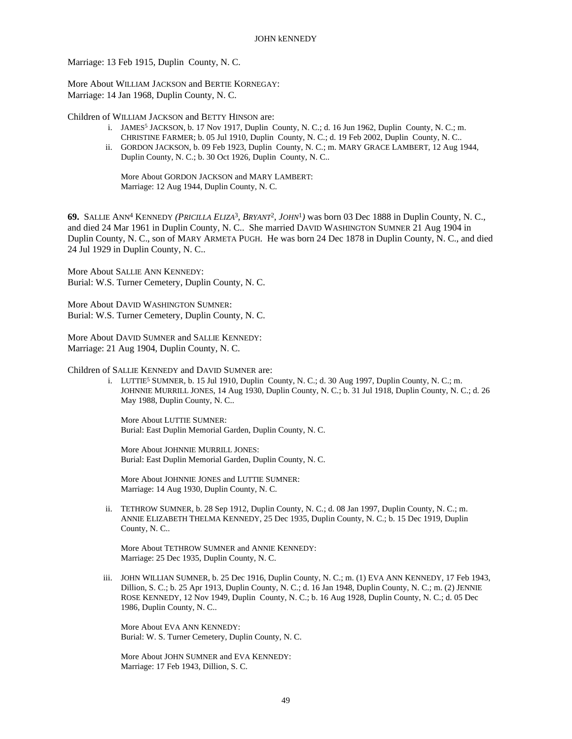Marriage: 13 Feb 1915, Duplin County, N. C.

More About WILLIAM JACKSON and BERTIE KORNEGAY:
Marriage: 14 Jan 1968, Duplin County, N. C.

Children of WILLIAM JACKSON and BETTY HINSON are:

- i. JAMES[5] JACKSON, b. 17 Nov 1917, Duplin County, N. C.; d. 16 Jun 1962, Duplin County, N. C.; m. CHRISTINE FARMER; b. 05 Jul 1910, Duplin County, N. C.; d. 19 Feb 2002, Duplin County, N. C..
- ii. GORDON JACKSON, b. 09 Feb 1923, Duplin County, N. C.; m. MARY GRACE LAMBERT, 12 Aug 1944, Duplin County, N. C.; b. 30 Oct 1926, Duplin County, N. C..

  More About GORDON JACKSON and MARY LAMBERT:
  Marriage: 12 Aug 1944, Duplin County, N. C.

**69.** SALLIE ANN[4] KENNEDY *(PRICILLA ELIZA[3], BRYANT[2], JOHN[1])* was born 03 Dec 1888 in Duplin County, N. C., and died 24 Mar 1961 in Duplin County, N. C.. She married DAVID WASHINGTON SUMNER 21 Aug 1904 in Duplin County, N. C., son of MARY ARMETA PUGH. He was born 24 Dec 1878 in Duplin County, N. C., and died 24 Jul 1929 in Duplin County, N. C..

More About SALLIE ANN KENNEDY:
Burial: W.S. Turner Cemetery, Duplin County, N. C.

More About DAVID WASHINGTON SUMNER:
Burial: W.S. Turner Cemetery, Duplin County, N. C.

More About DAVID SUMNER and SALLIE KENNEDY:
Marriage: 21 Aug 1904, Duplin County, N. C.

Children of SALLIE KENNEDY and DAVID SUMNER are:

- i. LUTTIE[5] SUMNER, b. 15 Jul 1910, Duplin County, N. C.; d. 30 Aug 1997, Duplin County, N. C.; m. JOHNNIE MURRILL JONES, 14 Aug 1930, Duplin County, N. C.; b. 31 Jul 1918, Duplin County, N. C.; d. 26 May 1988, Duplin County, N. C..

  More About LUTTIE SUMNER:
  Burial: East Duplin Memorial Garden, Duplin County, N. C.

  More About JOHNNIE MURRILL JONES:
  Burial: East Duplin Memorial Garden, Duplin County, N. C.

  More About JOHNNIE JONES and LUTTIE SUMNER:
  Marriage: 14 Aug 1930, Duplin County, N. C.

- ii. TETHROW SUMNER, b. 28 Sep 1912, Duplin County, N. C.; d. 08 Jan 1997, Duplin County, N. C.; m. ANNIE ELIZABETH THELMA KENNEDY, 25 Dec 1935, Duplin County, N. C.; b. 15 Dec 1919, Duplin County, N. C..

  More About TETHROW SUMNER and ANNIE KENNEDY:
  Marriage: 25 Dec 1935, Duplin County, N. C.

- iii. JOHN WILLIAN SUMNER, b. 25 Dec 1916, Duplin County, N. C.; m. (1) EVA ANN KENNEDY, 17 Feb 1943, Dillion, S. C.; b. 25 Apr 1913, Duplin County, N. C.; d. 16 Jan 1948, Duplin County, N. C.; m. (2) JENNIE ROSE KENNEDY, 12 Nov 1949, Duplin County, N. C.; b. 16 Aug 1928, Duplin County, N. C.; d. 05 Dec 1986, Duplin County, N. C..

  More About EVA ANN KENNEDY:
  Burial: W. S. Turner Cemetery, Duplin County, N. C.

  More About JOHN SUMNER and EVA KENNEDY:
  Marriage: 17 Feb 1943, Dillion, S. C.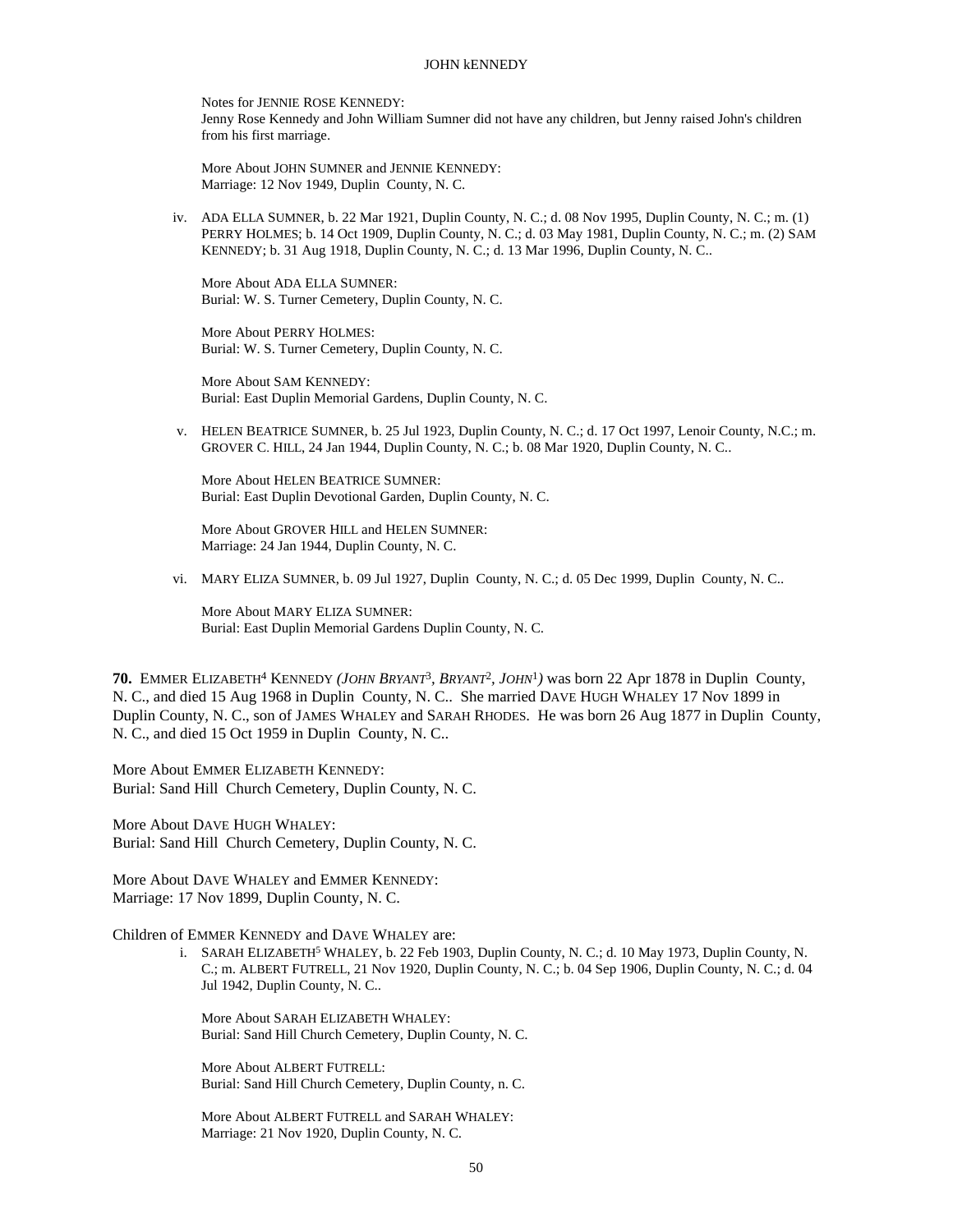Notes for JENNIE ROSE KENNEDY:
Jenny Rose Kennedy and John William Sumner did not have any children, but Jenny raised John's children from his first marriage.

More About JOHN SUMNER and JENNIE KENNEDY:
Marriage: 12 Nov 1949, Duplin County, N. C.

iv. ADA ELLA SUMNER, b. 22 Mar 1921, Duplin County, N. C.; d. 08 Nov 1995, Duplin County, N. C.; m. (1) PERRY HOLMES; b. 14 Oct 1909, Duplin County, N. C.; d. 03 May 1981, Duplin County, N. C.; m. (2) SAM KENNEDY; b. 31 Aug 1918, Duplin County, N. C.; d. 13 Mar 1996, Duplin County, N. C..

More About ADA ELLA SUMNER:
Burial: W. S. Turner Cemetery, Duplin County, N. C.

More About PERRY HOLMES:
Burial: W. S. Turner Cemetery, Duplin County, N. C.

More About SAM KENNEDY:
Burial: East Duplin Memorial Gardens, Duplin County, N. C.

v. HELEN BEATRICE SUMNER, b. 25 Jul 1923, Duplin County, N. C.; d. 17 Oct 1997, Lenoir County, N.C.; m. GROVER C. HILL, 24 Jan 1944, Duplin County, N. C.; b. 08 Mar 1920, Duplin County, N. C..

More About HELEN BEATRICE SUMNER:
Burial: East Duplin Devotional Garden, Duplin County, N. C.

More About GROVER HILL and HELEN SUMNER:
Marriage: 24 Jan 1944, Duplin County, N. C.

vi. MARY ELIZA SUMNER, b. 09 Jul 1927, Duplin County, N. C.; d. 05 Dec 1999, Duplin County, N. C..

More About MARY ELIZA SUMNER:
Burial: East Duplin Memorial Gardens Duplin County, N. C.

**70.** EMMER ELIZABETH[4] KENNEDY *(JOHN BRYANT[3], BRYANT[2], JOHN[1])* was born 22 Apr 1878 in Duplin County, N. C., and died 15 Aug 1968 in Duplin County, N. C.. She married DAVE HUGH WHALEY 17 Nov 1899 in Duplin County, N. C., son of JAMES WHALEY and SARAH RHODES. He was born 26 Aug 1877 in Duplin County, N. C., and died 15 Oct 1959 in Duplin County, N. C..

More About EMMER ELIZABETH KENNEDY:
Burial: Sand Hill Church Cemetery, Duplin County, N. C.

More About DAVE HUGH WHALEY:
Burial: Sand Hill Church Cemetery, Duplin County, N. C.

More About DAVE WHALEY and EMMER KENNEDY:
Marriage: 17 Nov 1899, Duplin County, N. C.

Children of EMMER KENNEDY and DAVE WHALEY are:

i. SARAH ELIZABETH[5] WHALEY, b. 22 Feb 1903, Duplin County, N. C.; d. 10 May 1973, Duplin County, N. C.; m. ALBERT FUTRELL, 21 Nov 1920, Duplin County, N. C.; b. 04 Sep 1906, Duplin County, N. C.; d. 04 Jul 1942, Duplin County, N. C..

More About SARAH ELIZABETH WHALEY:
Burial: Sand Hill Church Cemetery, Duplin County, N. C.

More About ALBERT FUTRELL:
Burial: Sand Hill Church Cemetery, Duplin County, n. C.

More About ALBERT FUTRELL and SARAH WHALEY:
Marriage: 21 Nov 1920, Duplin County, N. C.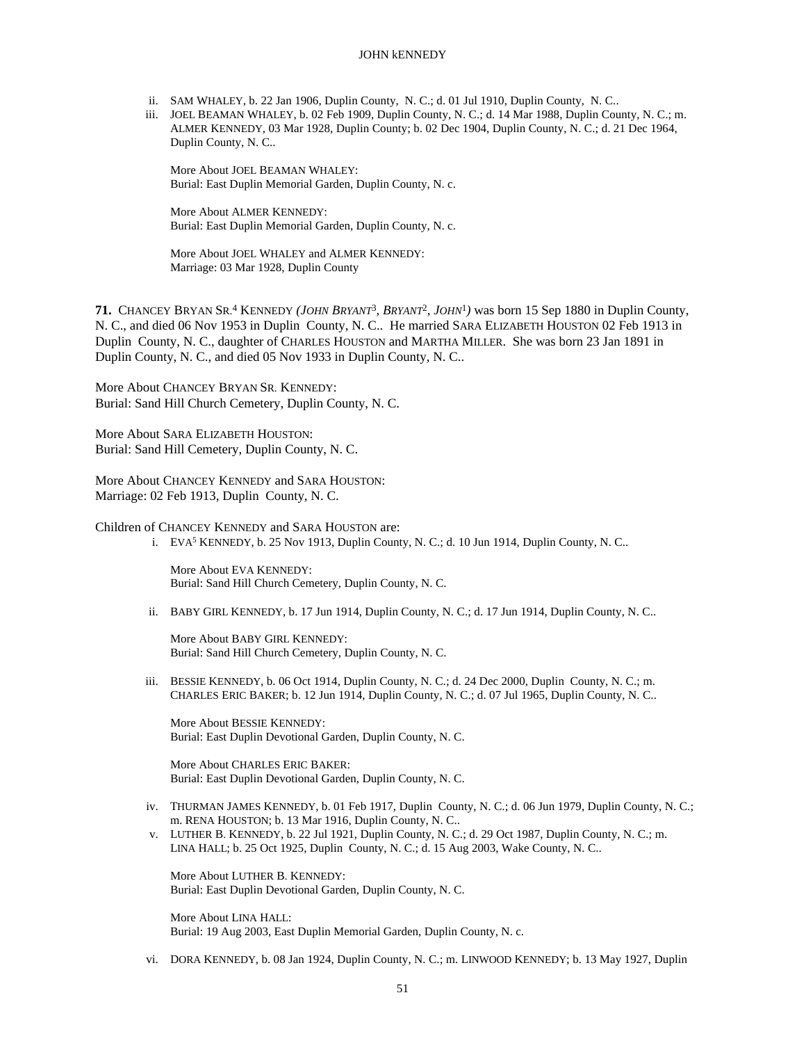ii. SAM WHALEY, b. 22 Jan 1906, Duplin County, N. C.; d. 01 Jul 1910, Duplin County, N. C..

iii. JOEL BEAMAN WHALEY, b. 02 Feb 1909, Duplin County, N. C.; d. 14 Mar 1988, Duplin County, N. C.; m. ALMER KENNEDY, 03 Mar 1928, Duplin County; b. 02 Dec 1904, Duplin County, N. C.; d. 21 Dec 1964, Duplin County, N. C..

More About JOEL BEAMAN WHALEY:
Burial: East Duplin Memorial Garden, Duplin County, N. c.

More About ALMER KENNEDY:
Burial: East Duplin Memorial Garden, Duplin County, N. c.

More About JOEL WHALEY and ALMER KENNEDY:
Marriage: 03 Mar 1928, Duplin County

**71.** CHANCEY BRYAN SR.[4] KENNEDY *(JOHN BRYANT[3], BRYANT[2], JOHN[1])* was born 15 Sep 1880 in Duplin County, N. C., and died 06 Nov 1953 in Duplin County, N. C.. He married SARA ELIZABETH HOUSTON 02 Feb 1913 in Duplin County, N. C., daughter of CHARLES HOUSTON and MARTHA MILLER. She was born 23 Jan 1891 in Duplin County, N. C., and died 05 Nov 1933 in Duplin County, N. C..

More About CHANCEY BRYAN SR. KENNEDY:
Burial: Sand Hill Church Cemetery, Duplin County, N. C.

More About SARA ELIZABETH HOUSTON:
Burial: Sand Hill Cemetery, Duplin County, N. C.

More About CHANCEY KENNEDY and SARA HOUSTON:
Marriage: 02 Feb 1913, Duplin County, N. C.

Children of CHANCEY KENNEDY and SARA HOUSTON are:

i. EVA[5] KENNEDY, b. 25 Nov 1913, Duplin County, N. C.; d. 10 Jun 1914, Duplin County, N. C..

More About EVA KENNEDY:
Burial: Sand Hill Church Cemetery, Duplin County, N. C.

ii. BABY GIRL KENNEDY, b. 17 Jun 1914, Duplin County, N. C.; d. 17 Jun 1914, Duplin County, N. C..

More About BABY GIRL KENNEDY:
Burial: Sand Hill Church Cemetery, Duplin County, N. C.

iii. BESSIE KENNEDY, b. 06 Oct 1914, Duplin County, N. C.; d. 24 Dec 2000, Duplin County, N. C.; m. CHARLES ERIC BAKER; b. 12 Jun 1914, Duplin County, N. C.; d. 07 Jul 1965, Duplin County, N. C..

More About BESSIE KENNEDY:
Burial: East Duplin Devotional Garden, Duplin County, N. C.

More About CHARLES ERIC BAKER:
Burial: East Duplin Devotional Garden, Duplin County, N. C.

iv. THURMAN JAMES KENNEDY, b. 01 Feb 1917, Duplin County, N. C.; d. 06 Jun 1979, Duplin County, N. C.; m. RENA HOUSTON; b. 13 Mar 1916, Duplin County, N. C..

v. LUTHER B. KENNEDY, b. 22 Jul 1921, Duplin County, N. C.; d. 29 Oct 1987, Duplin County, N. C.; m. LINA HALL; b. 25 Oct 1925, Duplin County, N. C.; d. 15 Aug 2003, Wake County, N. C..

More About LUTHER B. KENNEDY:
Burial: East Duplin Devotional Garden, Duplin County, N. C.

More About LINA HALL:
Burial: 19 Aug 2003, East Duplin Memorial Garden, Duplin County, N. c.

vi. DORA KENNEDY, b. 08 Jan 1924, Duplin County, N. C.; m. LINWOOD KENNEDY; b. 13 May 1927, Duplin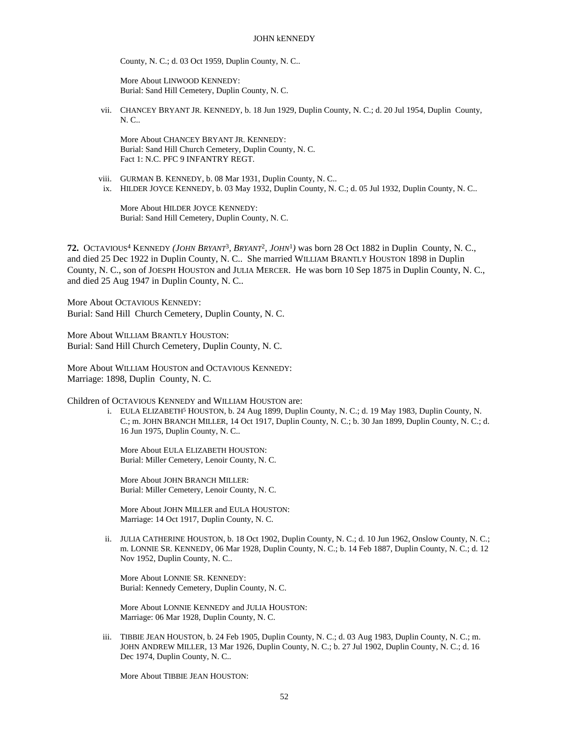County, N. C.; d. 03 Oct 1959, Duplin County, N. C..

More About LINWOOD KENNEDY:
Burial: Sand Hill Cemetery, Duplin County, N. C.

vii. CHANCEY BRYANT JR. KENNEDY, b. 18 Jun 1929, Duplin County, N. C.; d. 20 Jul 1954, Duplin County, N. C..

More About CHANCEY BRYANT JR. KENNEDY:
Burial: Sand Hill Church Cemetery, Duplin County, N. C.
Fact 1: N.C. PFC 9 INFANTRY REGT.

viii. GURMAN B. KENNEDY, b. 08 Mar 1931, Duplin County, N. C..

ix. HILDER JOYCE KENNEDY, b. 03 May 1932, Duplin County, N. C.; d. 05 Jul 1932, Duplin County, N. C..

More About HILDER JOYCE KENNEDY:
Burial: Sand Hill Cemetery, Duplin County, N. C.

**72.** OCTAVIOUS[4] KENNEDY *(JOHN BRYANT[3], BRYANT[2], JOHN[1])* was born 28 Oct 1882 in Duplin County, N. C., and died 25 Dec 1922 in Duplin County, N. C.. She married WILLIAM BRANTLY HOUSTON 1898 in Duplin County, N. C., son of JOESPH HOUSTON and JULIA MERCER. He was born 10 Sep 1875 in Duplin County, N. C., and died 25 Aug 1947 in Duplin County, N. C..

More About OCTAVIOUS KENNEDY:
Burial: Sand Hill Church Cemetery, Duplin County, N. C.

More About WILLIAM BRANTLY HOUSTON:
Burial: Sand Hill Church Cemetery, Duplin County, N. C.

More About WILLIAM HOUSTON and OCTAVIOUS KENNEDY:
Marriage: 1898, Duplin County, N. C.

Children of OCTAVIOUS KENNEDY and WILLIAM HOUSTON are:

i. EULA ELIZABETH[5] HOUSTON, b. 24 Aug 1899, Duplin County, N. C.; d. 19 May 1983, Duplin County, N. C.; m. JOHN BRANCH MILLER, 14 Oct 1917, Duplin County, N. C.; b. 30 Jan 1899, Duplin County, N. C.; d. 16 Jun 1975, Duplin County, N. C..

More About EULA ELIZABETH HOUSTON:
Burial: Miller Cemetery, Lenoir County, N. C.

More About JOHN BRANCH MILLER:
Burial: Miller Cemetery, Lenoir County, N. C.

More About JOHN MILLER and EULA HOUSTON:
Marriage: 14 Oct 1917, Duplin County, N. C.

ii. JULIA CATHERINE HOUSTON, b. 18 Oct 1902, Duplin County, N. C.; d. 10 Jun 1962, Onslow County, N. C.; m. LONNIE SR. KENNEDY, 06 Mar 1928, Duplin County, N. C.; b. 14 Feb 1887, Duplin County, N. C.; d. 12 Nov 1952, Duplin County, N. C..

More About LONNIE SR. KENNEDY:
Burial: Kennedy Cemetery, Duplin County, N. C.

More About LONNIE KENNEDY and JULIA HOUSTON:
Marriage: 06 Mar 1928, Duplin County, N. C.

iii. TIBBIE JEAN HOUSTON, b. 24 Feb 1905, Duplin County, N. C.; d. 03 Aug 1983, Duplin County, N. C.; m. JOHN ANDREW MILLER, 13 Mar 1926, Duplin County, N. C.; b. 27 Jul 1902, Duplin County, N. C.; d. 16 Dec 1974, Duplin County, N. C..

More About TIBBIE JEAN HOUSTON: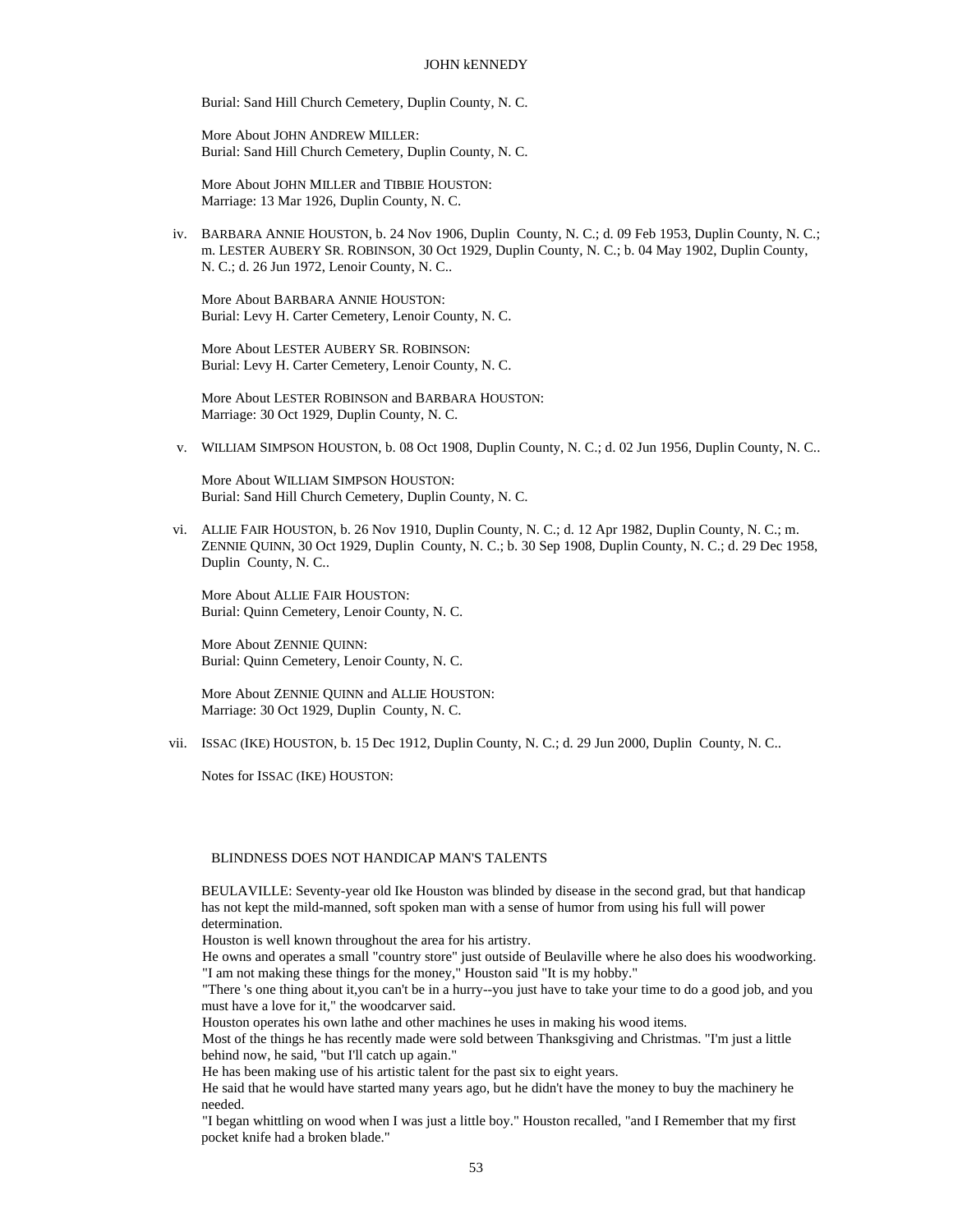Burial: Sand Hill Church Cemetery, Duplin County, N. C.

More About JOHN ANDREW MILLER:
Burial: Sand Hill Church Cemetery, Duplin County, N. C.

More About JOHN MILLER and TIBBIE HOUSTON:
Marriage: 13 Mar 1926, Duplin County, N. C.

iv. BARBARA ANNIE HOUSTON, b. 24 Nov 1906, Duplin County, N. C.; d. 09 Feb 1953, Duplin County, N. C.; m. LESTER AUBERY SR. ROBINSON, 30 Oct 1929, Duplin County, N. C.; b. 04 May 1902, Duplin County, N. C.; d. 26 Jun 1972, Lenoir County, N. C..

More About BARBARA ANNIE HOUSTON:
Burial: Levy H. Carter Cemetery, Lenoir County, N. C.

More About LESTER AUBERY SR. ROBINSON:
Burial: Levy H. Carter Cemetery, Lenoir County, N. C.

More About LESTER ROBINSON and BARBARA HOUSTON:
Marriage: 30 Oct 1929, Duplin County, N. C.

v. WILLIAM SIMPSON HOUSTON, b. 08 Oct 1908, Duplin County, N. C.; d. 02 Jun 1956, Duplin County, N. C..

More About WILLIAM SIMPSON HOUSTON:
Burial: Sand Hill Church Cemetery, Duplin County, N. C.

vi. ALLIE FAIR HOUSTON, b. 26 Nov 1910, Duplin County, N. C.; d. 12 Apr 1982, Duplin County, N. C.; m. ZENNIE QUINN, 30 Oct 1929, Duplin County, N. C.; b. 30 Sep 1908, Duplin County, N. C.; d. 29 Dec 1958, Duplin County, N. C..

More About ALLIE FAIR HOUSTON:
Burial: Quinn Cemetery, Lenoir County, N. C.

More About ZENNIE QUINN:
Burial: Quinn Cemetery, Lenoir County, N. C.

More About ZENNIE QUINN and ALLIE HOUSTON:
Marriage: 30 Oct 1929, Duplin County, N. C.

vii. ISSAC (IKE) HOUSTON, b. 15 Dec 1912, Duplin County, N. C.; d. 29 Jun 2000, Duplin County, N. C..

Notes for ISSAC (IKE) HOUSTON:

BLINDNESS DOES NOT HANDICAP MAN'S TALENTS

BEULAVILLE: Seventy-year old Ike Houston was blinded by disease in the second grad, but that handicap has not kept the mild-manned, soft spoken man with a sense of humor from using his full will power determination.
Houston is well known throughout the area for his artistry.
He owns and operates a small "country store" just outside of Beulaville where he also does his woodworking. "I am not making these things for the money," Houston said "It is my hobby."
"There 's one thing about it,you can't be in a hurry--you just have to take your time to do a good job, and you must have a love for it," the woodcarver said.
Houston operates his own lathe and other machines he uses in making his wood items.
Most of the things he has recently made were sold between Thanksgiving and Christmas. "I'm just a little behind now, he said, "but I'll catch up again."
He has been making use of his artistic talent for the past six to eight years.
He said that he would have started many years ago, but he didn't have the money to buy the machinery he needed.
"I began whittling on wood when I was just a little boy." Houston recalled, "and I Remember that my first pocket knife had a broken blade."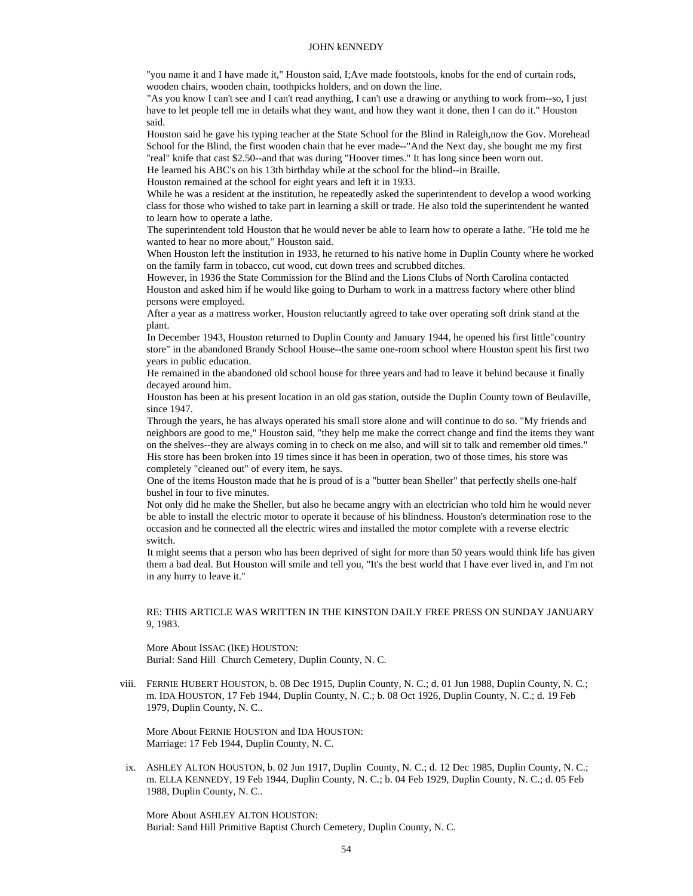"you name it and I have made it," Houston said, I;Ave made footstools, knobs for the end of curtain rods, wooden chairs, wooden chain, toothpicks holders, and on down the line.

"As you know I can't see and I can't read anything, I can't use a drawing or anything to work from--so, I just have to let people tell me in details what they want, and how they want it done, then I can do it." Houston said.

Houston said he gave his typing teacher at the State School for the Blind in Raleigh,now the Gov. Morehead School for the Blind, the first wooden chain that he ever made--"And the Next day, she bought me my first "real" knife that cast $2.50--and that was during "Hoover times." It has long since been worn out.

He learned his ABC's on his 13th birthday while at the school for the blind--in Braille.

Houston remained at the school for eight years and left it in 1933.

While he was a resident at the institution, he repeatedly asked the superintendent to develop a wood working class for those who wished to take part in learning a skill or trade. He also told the superintendent he wanted to learn how to operate a lathe.

The superintendent told Houston that he would never be able to learn how to operate a lathe. "He told me he wanted to hear no more about," Houston said.

When Houston left the institution in 1933, he returned to his native home in Duplin County where he worked on the family farm in tobacco, cut wood, cut down trees and scrubbed ditches.

However, in 1936 the State Commission for the Blind and the Lions Clubs of North Carolina contacted Houston and asked him if he would like going to Durham to work in a mattress factory where other blind persons were employed.

After a year as a mattress worker, Houston reluctantly agreed to take over operating soft drink stand at the plant.

In December 1943, Houston returned to Duplin County and January 1944, he opened his first little"country store" in the abandoned Brandy School House--the same one-room school where Houston spent his first two years in public education.

He remained in the abandoned old school house for three years and had to leave it behind because it finally decayed around him.

Houston has been at his present location in an old gas station, outside the Duplin County town of Beulaville, since 1947.

Through the years, he has always operated his small store alone and will continue to do so. "My friends and neighbors are good to me," Houston said, "they help me make the correct change and find the items they want on the shelves--they are always coming in to check on me also, and will sit to talk and remember old times."

His store has been broken into 19 times since it has been in operation, two of those times, his store was completely "cleaned out" of every item, he says.

One of the items Houston made that he is proud of is a "butter bean Sheller" that perfectly shells one-half bushel in four to five minutes.

Not only did he make the Sheller, but also he became angry with an electrician who told him he would never be able to install the electric motor to operate it because of his blindness. Houston's determination rose to the occasion and he connected all the electric wires and installed the motor complete with a reverse electric switch.

It might seems that a person who has been deprived of sight for more than 50 years would think life has given them a bad deal. But Houston will smile and tell you, "It's the best world that I have ever lived in, and I'm not in any hurry to leave it."

RE: THIS ARTICLE WAS WRITTEN IN THE KINSTON DAILY FREE PRESS ON SUNDAY JANUARY 9, 1983.

More About ISSAC (IKE) HOUSTON:
Burial: Sand Hill Church Cemetery, Duplin County, N. C.

viii. FERNIE HUBERT HOUSTON, b. 08 Dec 1915, Duplin County, N. C.; d. 01 Jun 1988, Duplin County, N. C.; m. IDA HOUSTON, 17 Feb 1944, Duplin County, N. C.; b. 08 Oct 1926, Duplin County, N. C.; d. 19 Feb 1979, Duplin County, N. C..

More About FERNIE HOUSTON and IDA HOUSTON:
Marriage: 17 Feb 1944, Duplin County, N. C.

ix. ASHLEY ALTON HOUSTON, b. 02 Jun 1917, Duplin County, N. C.; d. 12 Dec 1985, Duplin County, N. C.; m. ELLA KENNEDY, 19 Feb 1944, Duplin County, N. C.; b. 04 Feb 1929, Duplin County, N. C.; d. 05 Feb 1988, Duplin County, N. C..

More About ASHLEY ALTON HOUSTON:
Burial: Sand Hill Primitive Baptist Church Cemetery, Duplin County, N. C.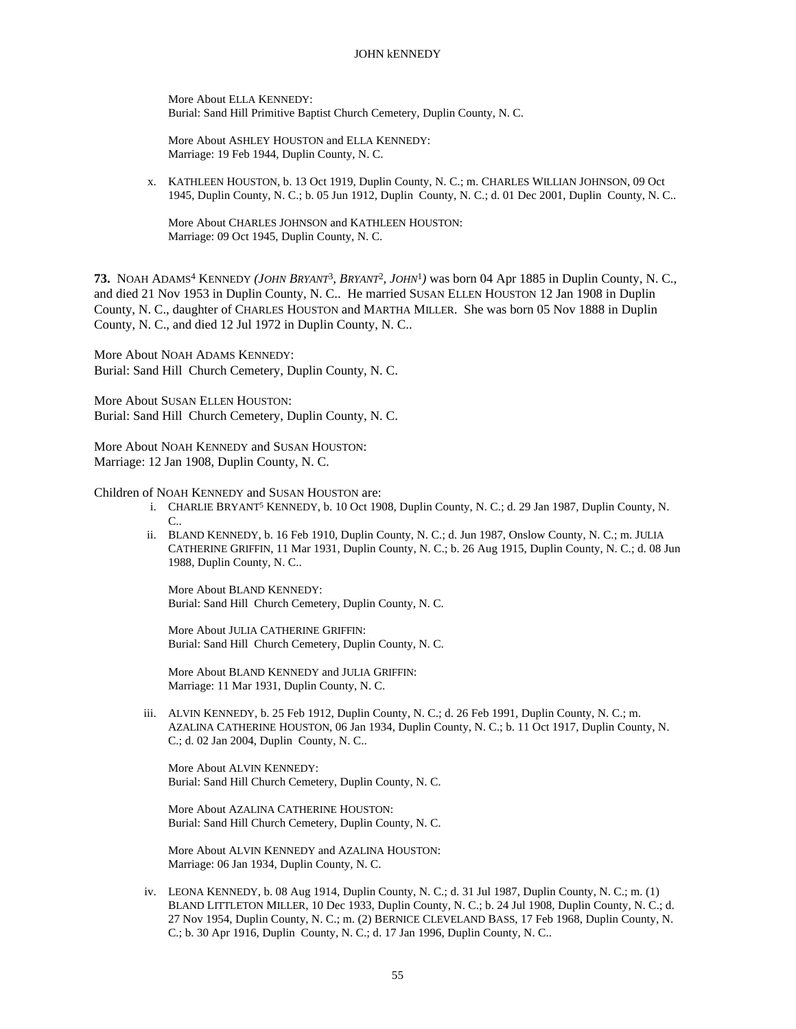More About ELLA KENNEDY:
Burial: Sand Hill Primitive Baptist Church Cemetery, Duplin County, N. C.

More About ASHLEY HOUSTON and ELLA KENNEDY:
Marriage: 19 Feb 1944, Duplin County, N. C.

x. KATHLEEN HOUSTON, b. 13 Oct 1919, Duplin County, N. C.; m. CHARLES WILLIAN JOHNSON, 09 Oct 1945, Duplin County, N. C.; b. 05 Jun 1912, Duplin County, N. C.; d. 01 Dec 2001, Duplin County, N. C..

More About CHARLES JOHNSON and KATHLEEN HOUSTON:
Marriage: 09 Oct 1945, Duplin County, N. C.

**73.** NOAH ADAMS[4] KENNEDY *(JOHN BRYANT[3], BRYANT[2], JOHN[1])* was born 04 Apr 1885 in Duplin County, N. C., and died 21 Nov 1953 in Duplin County, N. C.. He married SUSAN ELLEN HOUSTON 12 Jan 1908 in Duplin County, N. C., daughter of CHARLES HOUSTON and MARTHA MILLER. She was born 05 Nov 1888 in Duplin County, N. C., and died 12 Jul 1972 in Duplin County, N. C..

More About NOAH ADAMS KENNEDY:
Burial: Sand Hill Church Cemetery, Duplin County, N. C.

More About SUSAN ELLEN HOUSTON:
Burial: Sand Hill Church Cemetery, Duplin County, N. C.

More About NOAH KENNEDY and SUSAN HOUSTON:
Marriage: 12 Jan 1908, Duplin County, N. C.

Children of NOAH KENNEDY and SUSAN HOUSTON are:

i. CHARLIE BRYANT[5] KENNEDY, b. 10 Oct 1908, Duplin County, N. C.; d. 29 Jan 1987, Duplin County, N. C..

ii. BLAND KENNEDY, b. 16 Feb 1910, Duplin County, N. C.; d. Jun 1987, Onslow County, N. C.; m. JULIA CATHERINE GRIFFIN, 11 Mar 1931, Duplin County, N. C.; b. 26 Aug 1915, Duplin County, N. C.; d. 08 Jun 1988, Duplin County, N. C..

More About BLAND KENNEDY:
Burial: Sand Hill Church Cemetery, Duplin County, N. C.

More About JULIA CATHERINE GRIFFIN:
Burial: Sand Hill Church Cemetery, Duplin County, N. C.

More About BLAND KENNEDY and JULIA GRIFFIN:
Marriage: 11 Mar 1931, Duplin County, N. C.

iii. ALVIN KENNEDY, b. 25 Feb 1912, Duplin County, N. C.; d. 26 Feb 1991, Duplin County, N. C.; m. AZALINA CATHERINE HOUSTON, 06 Jan 1934, Duplin County, N. C.; b. 11 Oct 1917, Duplin County, N. C.; d. 02 Jan 2004, Duplin County, N. C..

More About ALVIN KENNEDY:
Burial: Sand Hill Church Cemetery, Duplin County, N. C.

More About AZALINA CATHERINE HOUSTON:
Burial: Sand Hill Church Cemetery, Duplin County, N. C.

More About ALVIN KENNEDY and AZALINA HOUSTON:
Marriage: 06 Jan 1934, Duplin County, N. C.

iv. LEONA KENNEDY, b. 08 Aug 1914, Duplin County, N. C.; d. 31 Jul 1987, Duplin County, N. C.; m. (1) BLAND LITTLETON MILLER, 10 Dec 1933, Duplin County, N. C.; b. 24 Jul 1908, Duplin County, N. C.; d. 27 Nov 1954, Duplin County, N. C.; m. (2) BERNICE CLEVELAND BASS, 17 Feb 1968, Duplin County, N. C.; b. 30 Apr 1916, Duplin County, N. C.; d. 17 Jan 1996, Duplin County, N. C..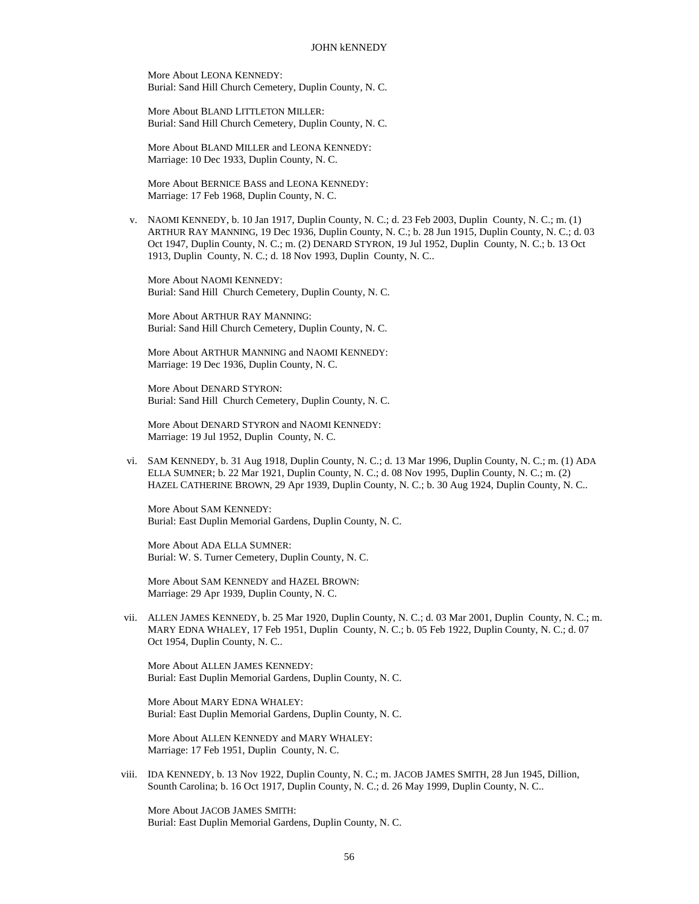More About LEONA KENNEDY:
Burial: Sand Hill Church Cemetery, Duplin County, N. C.

More About BLAND LITTLETON MILLER:
Burial: Sand Hill Church Cemetery, Duplin County, N. C.

More About BLAND MILLER and LEONA KENNEDY:
Marriage: 10 Dec 1933, Duplin County, N. C.

More About BERNICE BASS and LEONA KENNEDY:
Marriage: 17 Feb 1968, Duplin County, N. C.

v. NAOMI KENNEDY, b. 10 Jan 1917, Duplin County, N. C.; d. 23 Feb 2003, Duplin County, N. C.; m. (1) ARTHUR RAY MANNING, 19 Dec 1936, Duplin County, N. C.; b. 28 Jun 1915, Duplin County, N. C.; d. 03 Oct 1947, Duplin County, N. C.; m. (2) DENARD STYRON, 19 Jul 1952, Duplin County, N. C.; b. 13 Oct 1913, Duplin County, N. C.; d. 18 Nov 1993, Duplin County, N. C..

More About NAOMI KENNEDY:
Burial: Sand Hill Church Cemetery, Duplin County, N. C.

More About ARTHUR RAY MANNING:
Burial: Sand Hill Church Cemetery, Duplin County, N. C.

More About ARTHUR MANNING and NAOMI KENNEDY:
Marriage: 19 Dec 1936, Duplin County, N. C.

More About DENARD STYRON:
Burial: Sand Hill Church Cemetery, Duplin County, N. C.

More About DENARD STYRON and NAOMI KENNEDY:
Marriage: 19 Jul 1952, Duplin County, N. C.

vi. SAM KENNEDY, b. 31 Aug 1918, Duplin County, N. C.; d. 13 Mar 1996, Duplin County, N. C.; m. (1) ADA ELLA SUMNER; b. 22 Mar 1921, Duplin County, N. C.; d. 08 Nov 1995, Duplin County, N. C.; m. (2) HAZEL CATHERINE BROWN, 29 Apr 1939, Duplin County, N. C.; b. 30 Aug 1924, Duplin County, N. C..

More About SAM KENNEDY:
Burial: East Duplin Memorial Gardens, Duplin County, N. C.

More About ADA ELLA SUMNER:
Burial: W. S. Turner Cemetery, Duplin County, N. C.

More About SAM KENNEDY and HAZEL BROWN:
Marriage: 29 Apr 1939, Duplin County, N. C.

vii. ALLEN JAMES KENNEDY, b. 25 Mar 1920, Duplin County, N. C.; d. 03 Mar 2001, Duplin County, N. C.; m. MARY EDNA WHALEY, 17 Feb 1951, Duplin County, N. C.; b. 05 Feb 1922, Duplin County, N. C.; d. 07 Oct 1954, Duplin County, N. C..

More About ALLEN JAMES KENNEDY:
Burial: East Duplin Memorial Gardens, Duplin County, N. C.

More About MARY EDNA WHALEY:
Burial: East Duplin Memorial Gardens, Duplin County, N. C.

More About ALLEN KENNEDY and MARY WHALEY:
Marriage: 17 Feb 1951, Duplin County, N. C.

viii. IDA KENNEDY, b. 13 Nov 1922, Duplin County, N. C.; m. JACOB JAMES SMITH, 28 Jun 1945, Dillion, Sounth Carolina; b. 16 Oct 1917, Duplin County, N. C.; d. 26 May 1999, Duplin County, N. C..

More About JACOB JAMES SMITH:
Burial: East Duplin Memorial Gardens, Duplin County, N. C.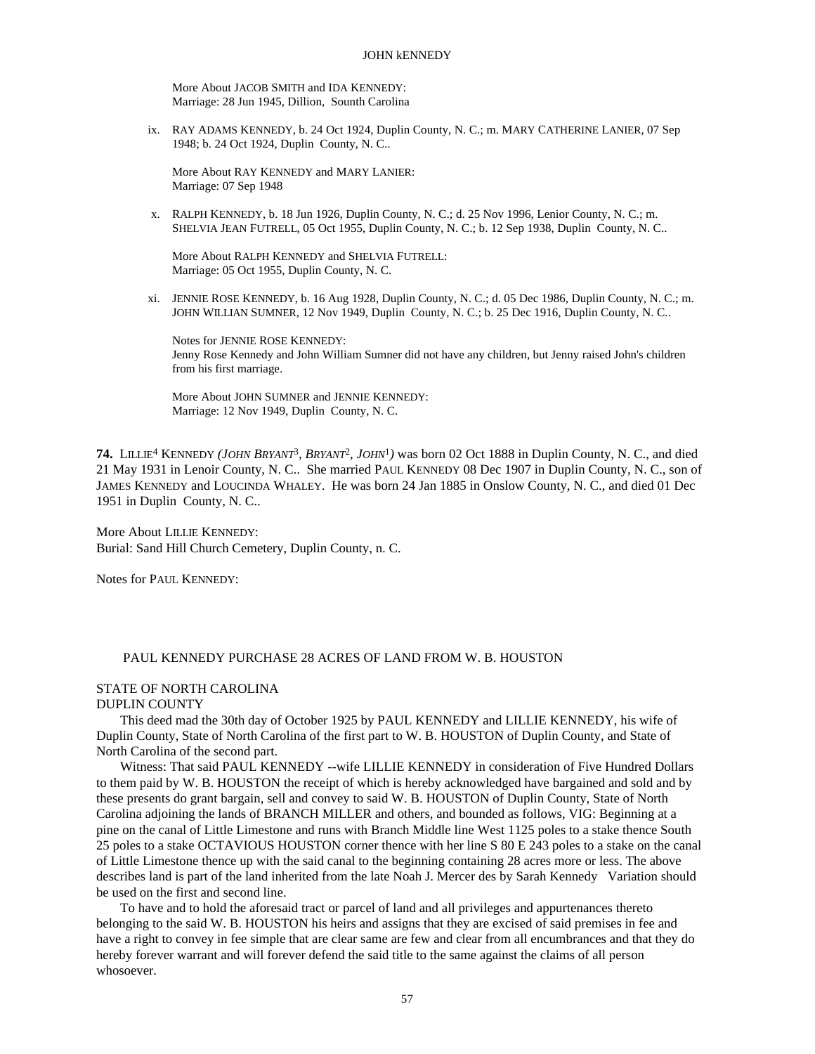More About JACOB SMITH and IDA KENNEDY:
Marriage: 28 Jun 1945, Dillion, Sounth Carolina

ix. RAY ADAMS KENNEDY, b. 24 Oct 1924, Duplin County, N. C.; m. MARY CATHERINE LANIER, 07 Sep 1948; b. 24 Oct 1924, Duplin County, N. C..

More About RAY KENNEDY and MARY LANIER:
Marriage: 07 Sep 1948

x. RALPH KENNEDY, b. 18 Jun 1926, Duplin County, N. C.; d. 25 Nov 1996, Lenior County, N. C.; m. SHELVIA JEAN FUTRELL, 05 Oct 1955, Duplin County, N. C.; b. 12 Sep 1938, Duplin County, N. C..

More About RALPH KENNEDY and SHELVIA FUTRELL:
Marriage: 05 Oct 1955, Duplin County, N. C.

xi. JENNIE ROSE KENNEDY, b. 16 Aug 1928, Duplin County, N. C.; d. 05 Dec 1986, Duplin County, N. C.; m. JOHN WILLIAN SUMNER, 12 Nov 1949, Duplin County, N. C.; b. 25 Dec 1916, Duplin County, N. C..

Notes for JENNIE ROSE KENNEDY:
Jenny Rose Kennedy and John William Sumner did not have any children, but Jenny raised John's children from his first marriage.

More About JOHN SUMNER and JENNIE KENNEDY:
Marriage: 12 Nov 1949, Duplin County, N. C.

**74.** LILLIE[4] KENNEDY *(JOHN BRYANT[3], BRYANT[2], JOHN[1])* was born 02 Oct 1888 in Duplin County, N. C., and died 21 May 1931 in Lenoir County, N. C.. She married PAUL KENNEDY 08 Dec 1907 in Duplin County, N. C., son of JAMES KENNEDY and LOUCINDA WHALEY. He was born 24 Jan 1885 in Onslow County, N. C., and died 01 Dec 1951 in Duplin County, N. C..

More About LILLIE KENNEDY:
Burial: Sand Hill Church Cemetery, Duplin County, n. C.

Notes for PAUL KENNEDY:

PAUL KENNEDY PURCHASE 28 ACRES OF LAND FROM W. B. HOUSTON

STATE OF NORTH CAROLINA
DUPLIN COUNTY

This deed mad the 30th day of October 1925 by PAUL KENNEDY and LILLIE KENNEDY, his wife of Duplin County, State of North Carolina of the first part to W. B. HOUSTON of Duplin County, and State of North Carolina of the second part.

Witness: That said PAUL KENNEDY --wife LILLIE KENNEDY in consideration of Five Hundred Dollars to them paid by W. B. HOUSTON the receipt of which is hereby acknowledged have bargained and sold and by these presents do grant bargain, sell and convey to said W. B. HOUSTON of Duplin County, State of North Carolina adjoining the lands of BRANCH MILLER and others, and bounded as follows, VIG: Beginning at a pine on the canal of Little Limestone and runs with Branch Middle line West 1125 poles to a stake thence South 25 poles to a stake OCTAVIOUS HOUSTON corner thence with her line S 80 E 243 poles to a stake on the canal of Little Limestone thence up with the said canal to the beginning containing 28 acres more or less. The above describes land is part of the land inherited from the late Noah J. Mercer des by Sarah Kennedy Variation should be used on the first and second line.

To have and to hold the aforesaid tract or parcel of land and all privileges and appurtenances thereto belonging to the said W. B. HOUSTON his heirs and assigns that they are excised of said premises in fee and have a right to convey in fee simple that are clear same are few and clear from all encumbrances and that they do hereby forever warrant and will forever defend the said title to the same against the claims of all person whosoever.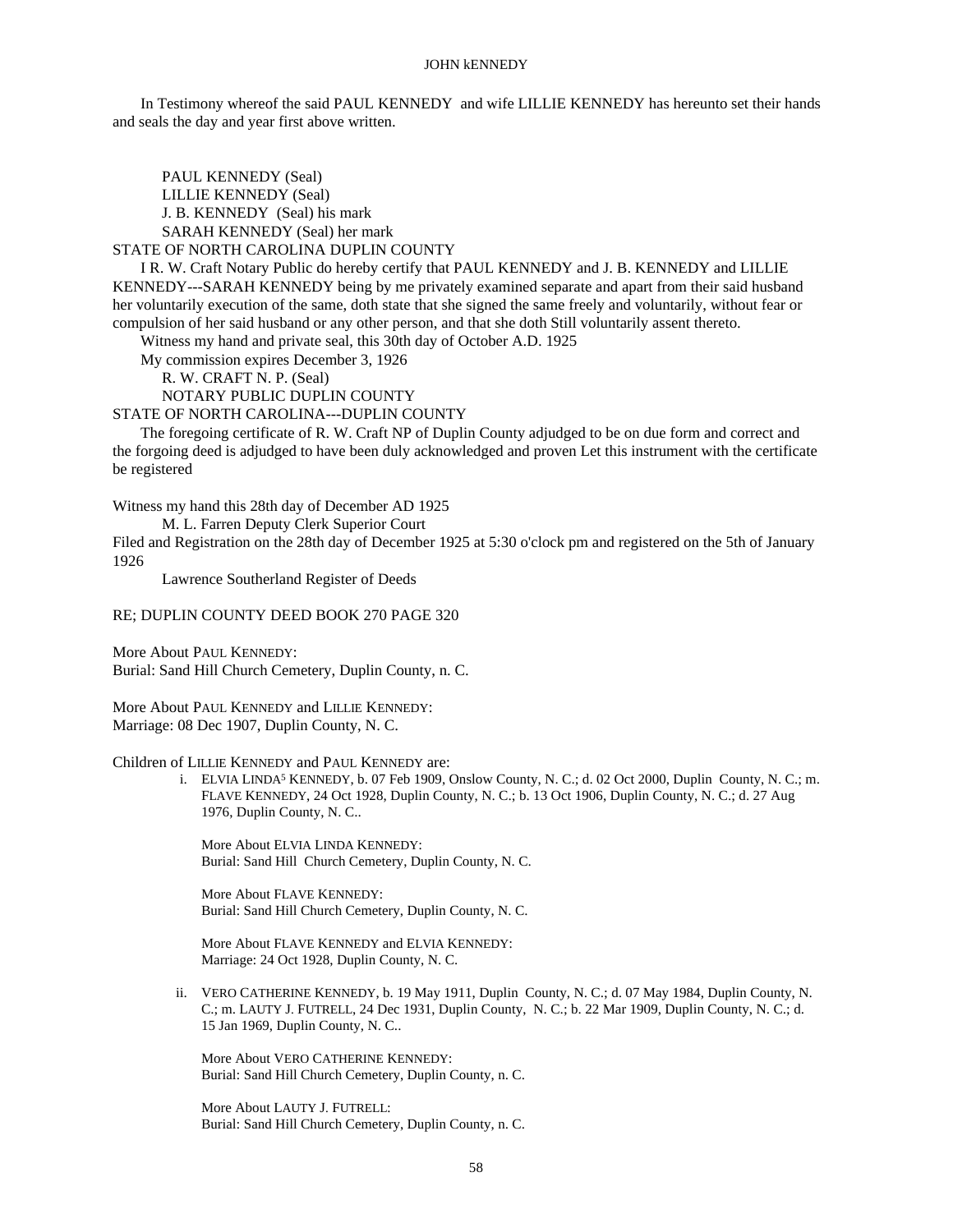In Testimony whereof the said PAUL KENNEDY and wife LILLIE KENNEDY has hereunto set their hands and seals the day and year first above written.

PAUL KENNEDY (Seal)
LILLIE KENNEDY (Seal)
J. B. KENNEDY (Seal) his mark
SARAH KENNEDY (Seal) her mark

STATE OF NORTH CAROLINA DUPLIN COUNTY

I R. W. Craft Notary Public do hereby certify that PAUL KENNEDY and J. B. KENNEDY and LILLIE KENNEDY---SARAH KENNEDY being by me privately examined separate and apart from their said husband her voluntarily execution of the same, doth state that she signed the same freely and voluntarily, without fear or compulsion of her said husband or any other person, and that she doth Still voluntarily assent thereto.

Witness my hand and private seal, this 30th day of October A.D. 1925

My commission expires December 3, 1926

R. W. CRAFT N. P. (Seal)
NOTARY PUBLIC DUPLIN COUNTY

STATE OF NORTH CAROLINA---DUPLIN COUNTY

The foregoing certificate of R. W. Craft NP of Duplin County adjudged to be on due form and correct and the forgoing deed is adjudged to have been duly acknowledged and proven Let this instrument with the certificate be registered

Witness my hand this 28th day of December AD 1925

M. L. Farren Deputy Clerk Superior Court

Filed and Registration on the 28th day of December 1925 at 5:30 o'clock pm and registered on the 5th of January 1926

Lawrence Southerland Register of Deeds

RE; DUPLIN COUNTY DEED BOOK 270 PAGE 320

More About PAUL KENNEDY:
Burial: Sand Hill Church Cemetery, Duplin County, n. C.

More About PAUL KENNEDY and LILLIE KENNEDY:
Marriage: 08 Dec 1907, Duplin County, N. C.

Children of LILLIE KENNEDY and PAUL KENNEDY are:

i. ELVIA LINDA[5] KENNEDY, b. 07 Feb 1909, Onslow County, N. C.; d. 02 Oct 2000, Duplin County, N. C.; m. FLAVE KENNEDY, 24 Oct 1928, Duplin County, N. C.; b. 13 Oct 1906, Duplin County, N. C.; d. 27 Aug 1976, Duplin County, N. C..

More About ELVIA LINDA KENNEDY:
Burial: Sand Hill Church Cemetery, Duplin County, N. C.

More About FLAVE KENNEDY:
Burial: Sand Hill Church Cemetery, Duplin County, N. C.

More About FLAVE KENNEDY and ELVIA KENNEDY:
Marriage: 24 Oct 1928, Duplin County, N. C.

ii. VERO CATHERINE KENNEDY, b. 19 May 1911, Duplin County, N. C.; d. 07 May 1984, Duplin County, N. C.; m. LAUTY J. FUTRELL, 24 Dec 1931, Duplin County, N. C.; b. 22 Mar 1909, Duplin County, N. C.; d. 15 Jan 1969, Duplin County, N. C..

More About VERO CATHERINE KENNEDY:
Burial: Sand Hill Church Cemetery, Duplin County, n. C.

More About LAUTY J. FUTRELL:
Burial: Sand Hill Church Cemetery, Duplin County, n. C.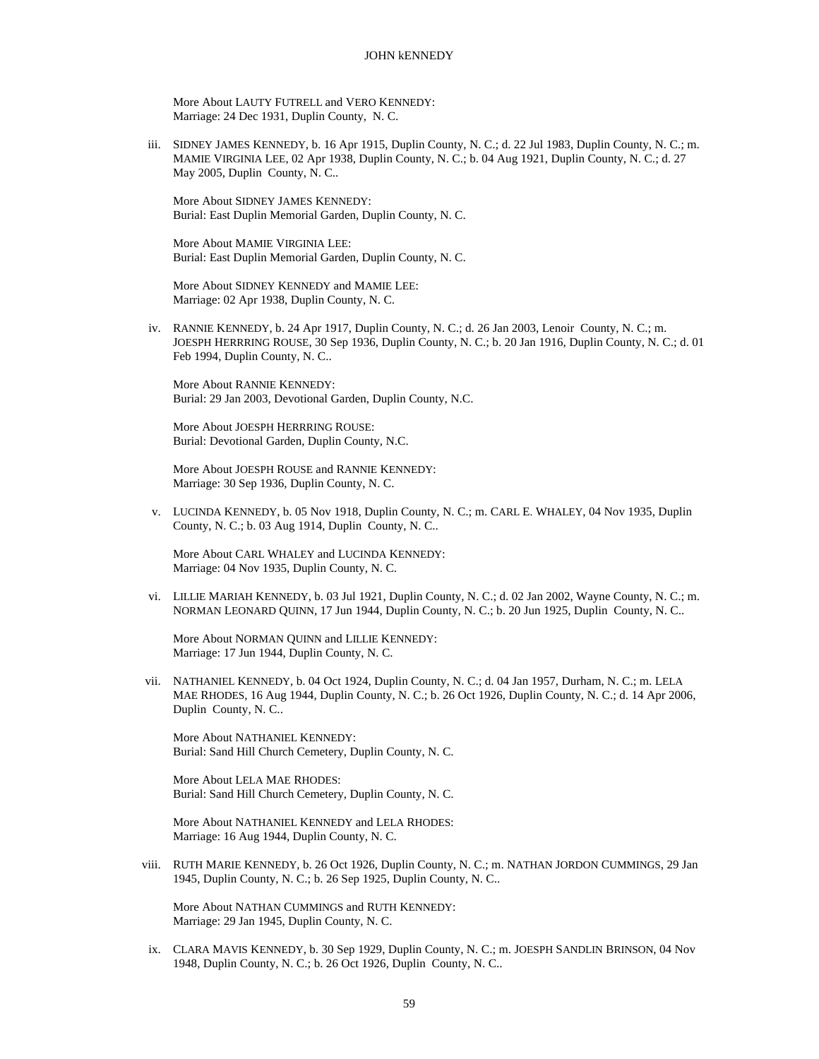More About LAUTY FUTRELL and VERO KENNEDY:
Marriage: 24 Dec 1931, Duplin County, N. C.

iii. SIDNEY JAMES KENNEDY, b. 16 Apr 1915, Duplin County, N. C.; d. 22 Jul 1983, Duplin County, N. C.; m. MAMIE VIRGINIA LEE, 02 Apr 1938, Duplin County, N. C.; b. 04 Aug 1921, Duplin County, N. C.; d. 27 May 2005, Duplin County, N. C..

More About SIDNEY JAMES KENNEDY:
Burial: East Duplin Memorial Garden, Duplin County, N. C.

More About MAMIE VIRGINIA LEE:
Burial: East Duplin Memorial Garden, Duplin County, N. C.

More About SIDNEY KENNEDY and MAMIE LEE:
Marriage: 02 Apr 1938, Duplin County, N. C.

iv. RANNIE KENNEDY, b. 24 Apr 1917, Duplin County, N. C.; d. 26 Jan 2003, Lenoir County, N. C.; m. JOESPH HERRRING ROUSE, 30 Sep 1936, Duplin County, N. C.; b. 20 Jan 1916, Duplin County, N. C.; d. 01 Feb 1994, Duplin County, N. C..

More About RANNIE KENNEDY:
Burial: 29 Jan 2003, Devotional Garden, Duplin County, N.C.

More About JOESPH HERRRING ROUSE:
Burial: Devotional Garden, Duplin County, N.C.

More About JOESPH ROUSE and RANNIE KENNEDY:
Marriage: 30 Sep 1936, Duplin County, N. C.

v. LUCINDA KENNEDY, b. 05 Nov 1918, Duplin County, N. C.; m. CARL E. WHALEY, 04 Nov 1935, Duplin County, N. C.; b. 03 Aug 1914, Duplin County, N. C..

More About CARL WHALEY and LUCINDA KENNEDY:
Marriage: 04 Nov 1935, Duplin County, N. C.

vi. LILLIE MARIAH KENNEDY, b. 03 Jul 1921, Duplin County, N. C.; d. 02 Jan 2002, Wayne County, N. C.; m. NORMAN LEONARD QUINN, 17 Jun 1944, Duplin County, N. C.; b. 20 Jun 1925, Duplin County, N. C..

More About NORMAN QUINN and LILLIE KENNEDY:
Marriage: 17 Jun 1944, Duplin County, N. C.

vii. NATHANIEL KENNEDY, b. 04 Oct 1924, Duplin County, N. C.; d. 04 Jan 1957, Durham, N. C.; m. LELA MAE RHODES, 16 Aug 1944, Duplin County, N. C.; b. 26 Oct 1926, Duplin County, N. C.; d. 14 Apr 2006, Duplin County, N. C..

More About NATHANIEL KENNEDY:
Burial: Sand Hill Church Cemetery, Duplin County, N. C.

More About LELA MAE RHODES:
Burial: Sand Hill Church Cemetery, Duplin County, N. C.

More About NATHANIEL KENNEDY and LELA RHODES:
Marriage: 16 Aug 1944, Duplin County, N. C.

viii. RUTH MARIE KENNEDY, b. 26 Oct 1926, Duplin County, N. C.; m. NATHAN JORDON CUMMINGS, 29 Jan 1945, Duplin County, N. C.; b. 26 Sep 1925, Duplin County, N. C..

More About NATHAN CUMMINGS and RUTH KENNEDY:
Marriage: 29 Jan 1945, Duplin County, N. C.

ix. CLARA MAVIS KENNEDY, b. 30 Sep 1929, Duplin County, N. C.; m. JOESPH SANDLIN BRINSON, 04 Nov 1948, Duplin County, N. C.; b. 26 Oct 1926, Duplin County, N. C..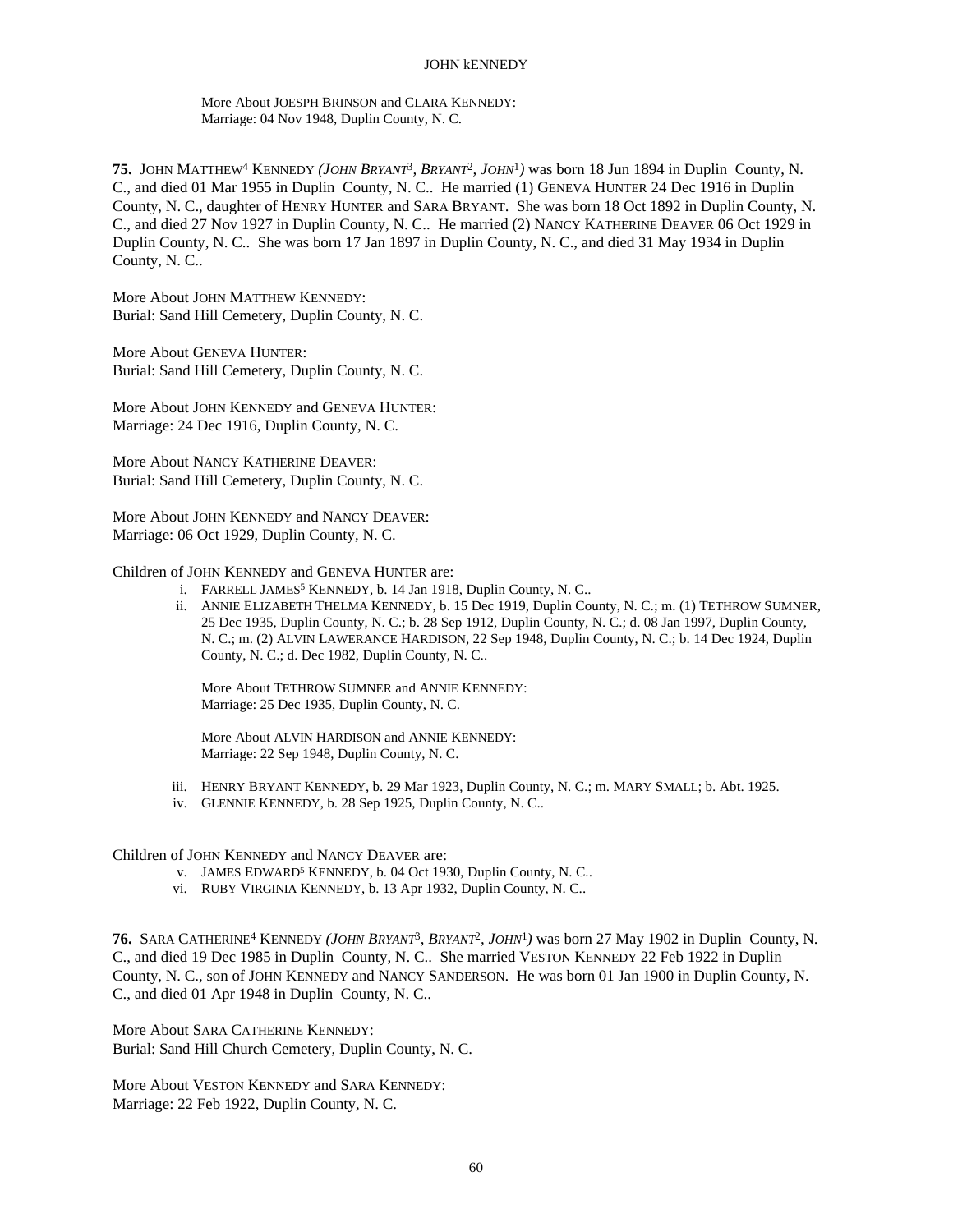More About JOESPH BRINSON and CLARA KENNEDY:
Marriage: 04 Nov 1948, Duplin County, N. C.

**75.** JOHN MATTHEW[4] KENNEDY *(JOHN BRYANT[3], BRYANT[2], JOHN[1])* was born 18 Jun 1894 in Duplin County, N. C., and died 01 Mar 1955 in Duplin County, N. C.. He married (1) GENEVA HUNTER 24 Dec 1916 in Duplin County, N. C., daughter of HENRY HUNTER and SARA BRYANT. She was born 18 Oct 1892 in Duplin County, N. C., and died 27 Nov 1927 in Duplin County, N. C.. He married (2) NANCY KATHERINE DEAVER 06 Oct 1929 in Duplin County, N. C.. She was born 17 Jan 1897 in Duplin County, N. C., and died 31 May 1934 in Duplin County, N. C..

More About JOHN MATTHEW KENNEDY:
Burial: Sand Hill Cemetery, Duplin County, N. C.

More About GENEVA HUNTER:
Burial: Sand Hill Cemetery, Duplin County, N. C.

More About JOHN KENNEDY and GENEVA HUNTER:
Marriage: 24 Dec 1916, Duplin County, N. C.

More About NANCY KATHERINE DEAVER:
Burial: Sand Hill Cemetery, Duplin County, N. C.

More About JOHN KENNEDY and NANCY DEAVER:
Marriage: 06 Oct 1929, Duplin County, N. C.

Children of JOHN KENNEDY and GENEVA HUNTER are:

i. FARRELL JAMES[5] KENNEDY, b. 14 Jan 1918, Duplin County, N. C..

ii. ANNIE ELIZABETH THELMA KENNEDY, b. 15 Dec 1919, Duplin County, N. C.; m. (1) TETHROW SUMNER, 25 Dec 1935, Duplin County, N. C.; b. 28 Sep 1912, Duplin County, N. C.; d. 08 Jan 1997, Duplin County, N. C.; m. (2) ALVIN LAWERANCE HARDISON, 22 Sep 1948, Duplin County, N. C.; b. 14 Dec 1924, Duplin County, N. C.; d. Dec 1982, Duplin County, N. C..

More About TETHROW SUMNER and ANNIE KENNEDY:
Marriage: 25 Dec 1935, Duplin County, N. C.

More About ALVIN HARDISON and ANNIE KENNEDY:
Marriage: 22 Sep 1948, Duplin County, N. C.

iii. HENRY BRYANT KENNEDY, b. 29 Mar 1923, Duplin County, N. C.; m. MARY SMALL; b. Abt. 1925.

iv. GLENNIE KENNEDY, b. 28 Sep 1925, Duplin County, N. C..

Children of JOHN KENNEDY and NANCY DEAVER are:

v. JAMES EDWARD[5] KENNEDY, b. 04 Oct 1930, Duplin County, N. C..

vi. RUBY VIRGINIA KENNEDY, b. 13 Apr 1932, Duplin County, N. C..

**76.** SARA CATHERINE[4] KENNEDY *(JOHN BRYANT[3], BRYANT[2], JOHN[1])* was born 27 May 1902 in Duplin County, N. C., and died 19 Dec 1985 in Duplin County, N. C.. She married VESTON KENNEDY 22 Feb 1922 in Duplin County, N. C., son of JOHN KENNEDY and NANCY SANDERSON. He was born 01 Jan 1900 in Duplin County, N. C., and died 01 Apr 1948 in Duplin County, N. C..

More About SARA CATHERINE KENNEDY:
Burial: Sand Hill Church Cemetery, Duplin County, N. C.

More About VESTON KENNEDY and SARA KENNEDY:
Marriage: 22 Feb 1922, Duplin County, N. C.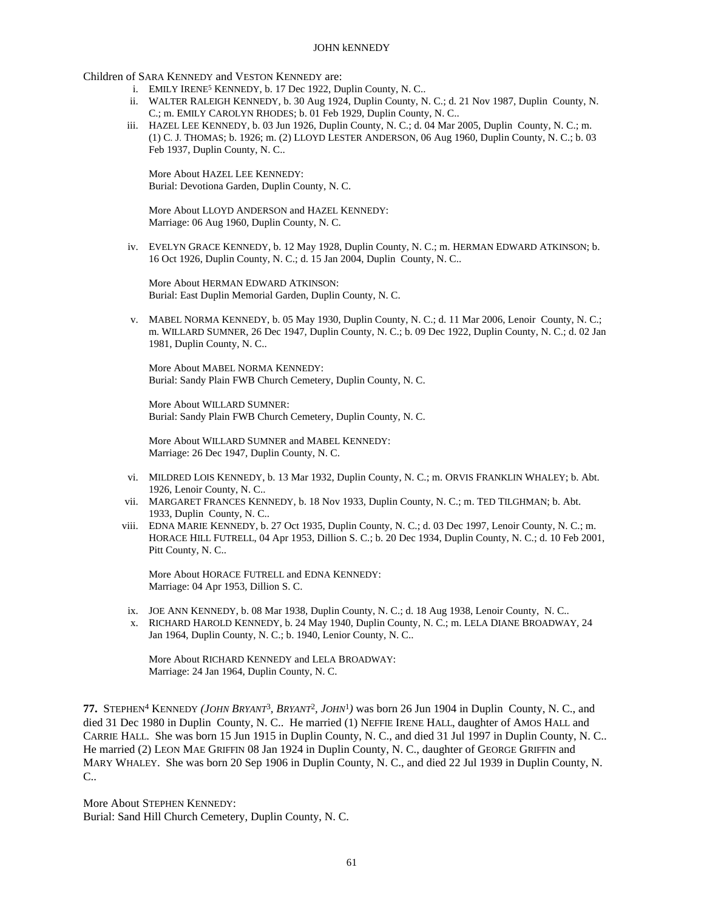Children of SARA KENNEDY and VESTON KENNEDY are:

i. EMILY IRENE[5] KENNEDY, b. 17 Dec 1922, Duplin County, N. C..

ii. WALTER RALEIGH KENNEDY, b. 30 Aug 1924, Duplin County, N. C.; d. 21 Nov 1987, Duplin County, N. C.; m. EMILY CAROLYN RHODES; b. 01 Feb 1929, Duplin County, N. C..

iii. HAZEL LEE KENNEDY, b. 03 Jun 1926, Duplin County, N. C.; d. 04 Mar 2005, Duplin County, N. C.; m. (1) C. J. THOMAS; b. 1926; m. (2) LLOYD LESTER ANDERSON, 06 Aug 1960, Duplin County, N. C.; b. 03 Feb 1937, Duplin County, N. C..

More About HAZEL LEE KENNEDY:
Burial: Devotiona Garden, Duplin County, N. C.

More About LLOYD ANDERSON and HAZEL KENNEDY:
Marriage: 06 Aug 1960, Duplin County, N. C.

iv. EVELYN GRACE KENNEDY, b. 12 May 1928, Duplin County, N. C.; m. HERMAN EDWARD ATKINSON; b. 16 Oct 1926, Duplin County, N. C.; d. 15 Jan 2004, Duplin County, N. C..

More About HERMAN EDWARD ATKINSON:
Burial: East Duplin Memorial Garden, Duplin County, N. C.

v. MABEL NORMA KENNEDY, b. 05 May 1930, Duplin County, N. C.; d. 11 Mar 2006, Lenoir County, N. C.; m. WILLARD SUMNER, 26 Dec 1947, Duplin County, N. C.; b. 09 Dec 1922, Duplin County, N. C.; d. 02 Jan 1981, Duplin County, N. C..

More About MABEL NORMA KENNEDY:
Burial: Sandy Plain FWB Church Cemetery, Duplin County, N. C.

More About WILLARD SUMNER:
Burial: Sandy Plain FWB Church Cemetery, Duplin County, N. C.

More About WILLARD SUMNER and MABEL KENNEDY:
Marriage: 26 Dec 1947, Duplin County, N. C.

vi. MILDRED LOIS KENNEDY, b. 13 Mar 1932, Duplin County, N. C.; m. ORVIS FRANKLIN WHALEY; b. Abt. 1926, Lenoir County, N. C..

vii. MARGARET FRANCES KENNEDY, b. 18 Nov 1933, Duplin County, N. C.; m. TED TILGHMAN; b. Abt. 1933, Duplin County, N. C..

viii. EDNA MARIE KENNEDY, b. 27 Oct 1935, Duplin County, N. C.; d. 03 Dec 1997, Lenoir County, N. C.; m. HORACE HILL FUTRELL, 04 Apr 1953, Dillion S. C.; b. 20 Dec 1934, Duplin County, N. C.; d. 10 Feb 2001, Pitt County, N. C..

More About HORACE FUTRELL and EDNA KENNEDY:
Marriage: 04 Apr 1953, Dillion S. C.

ix. JOE ANN KENNEDY, b. 08 Mar 1938, Duplin County, N. C.; d. 18 Aug 1938, Lenoir County, N. C..

x. RICHARD HAROLD KENNEDY, b. 24 May 1940, Duplin County, N. C.; m. LELA DIANE BROADWAY, 24 Jan 1964, Duplin County, N. C.; b. 1940, Lenior County, N. C..

More About RICHARD KENNEDY and LELA BROADWAY:
Marriage: 24 Jan 1964, Duplin County, N. C.

**77.** STEPHEN[4] KENNEDY *(JOHN BRYANT[3], BRYANT[2], JOHN[1])* was born 26 Jun 1904 in Duplin County, N. C., and died 31 Dec 1980 in Duplin County, N. C.. He married (1) NEFFIE IRENE HALL, daughter of AMOS HALL and CARRIE HALL. She was born 15 Jun 1915 in Duplin County, N. C., and died 31 Jul 1997 in Duplin County, N. C.. He married (2) LEON MAE GRIFFIN 08 Jan 1924 in Duplin County, N. C., daughter of GEORGE GRIFFIN and MARY WHALEY. She was born 20 Sep 1906 in Duplin County, N. C., and died 22 Jul 1939 in Duplin County, N. C..

More About STEPHEN KENNEDY:
Burial: Sand Hill Church Cemetery, Duplin County, N. C.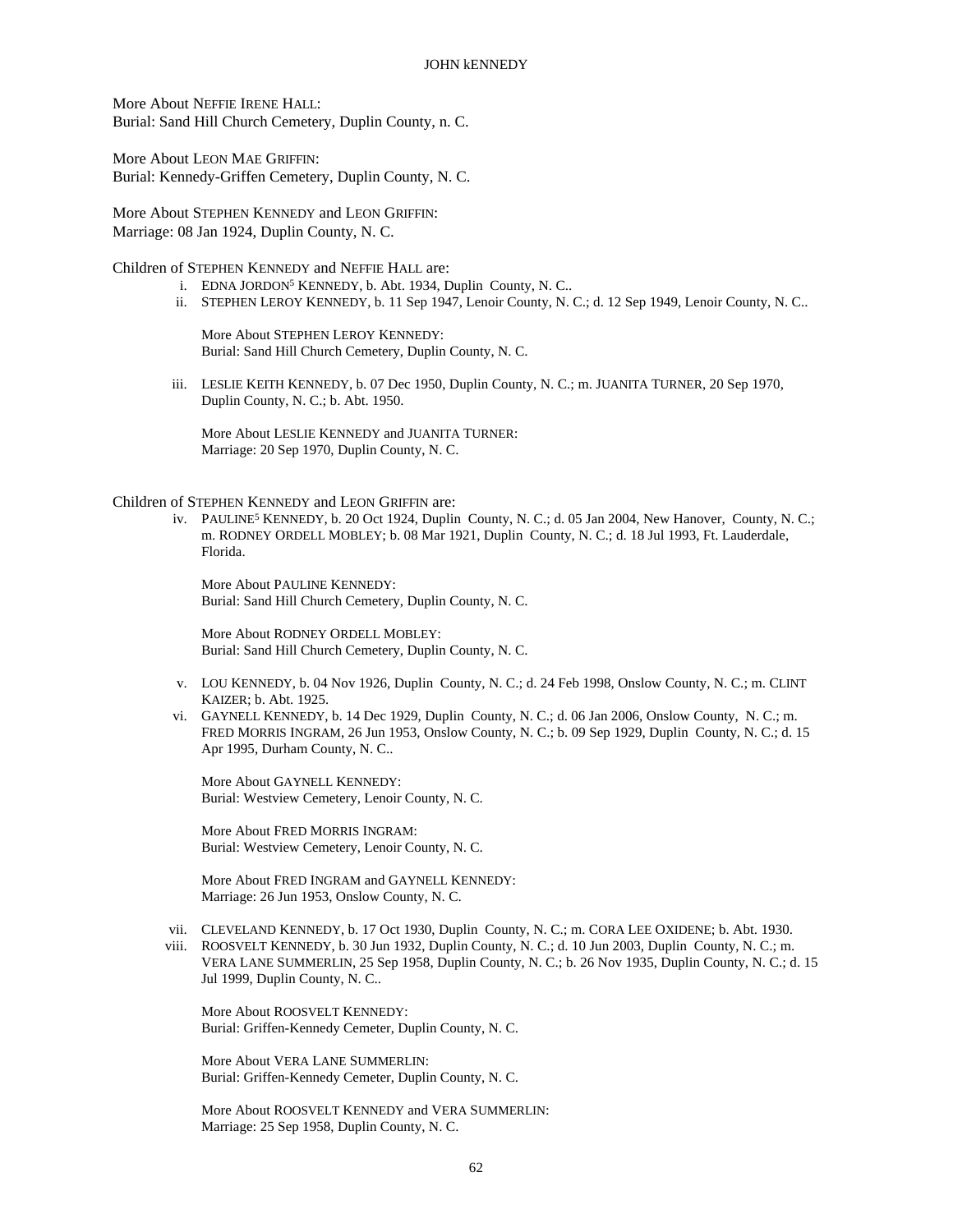More About NEFFIE IRENE HALL:
Burial: Sand Hill Church Cemetery, Duplin County, n. C.

More About LEON MAE GRIFFIN:
Burial: Kennedy-Griffen Cemetery, Duplin County, N. C.

More About STEPHEN KENNEDY and LEON GRIFFIN:
Marriage: 08 Jan 1924, Duplin County, N. C.

Children of STEPHEN KENNEDY and NEFFIE HALL are:

i. EDNA JORDON[5] KENNEDY, b. Abt. 1934, Duplin County, N. C..

ii. STEPHEN LEROY KENNEDY, b. 11 Sep 1947, Lenoir County, N. C.; d. 12 Sep 1949, Lenoir County, N. C..

More About STEPHEN LEROY KENNEDY:
Burial: Sand Hill Church Cemetery, Duplin County, N. C.

iii. LESLIE KEITH KENNEDY, b. 07 Dec 1950, Duplin County, N. C.; m. JUANITA TURNER, 20 Sep 1970, Duplin County, N. C.; b. Abt. 1950.

More About LESLIE KENNEDY and JUANITA TURNER:
Marriage: 20 Sep 1970, Duplin County, N. C.

Children of STEPHEN KENNEDY and LEON GRIFFIN are:

iv. PAULINE[5] KENNEDY, b. 20 Oct 1924, Duplin County, N. C.; d. 05 Jan 2004, New Hanover, County, N. C.; m. RODNEY ORDELL MOBLEY; b. 08 Mar 1921, Duplin County, N. C.; d. 18 Jul 1993, Ft. Lauderdale, Florida.

More About PAULINE KENNEDY:
Burial: Sand Hill Church Cemetery, Duplin County, N. C.

More About RODNEY ORDELL MOBLEY:
Burial: Sand Hill Church Cemetery, Duplin County, N. C.

v. LOU KENNEDY, b. 04 Nov 1926, Duplin County, N. C.; d. 24 Feb 1998, Onslow County, N. C.; m. CLINT KAIZER; b. Abt. 1925.

vi. GAYNELL KENNEDY, b. 14 Dec 1929, Duplin County, N. C.; d. 06 Jan 2006, Onslow County, N. C.; m. FRED MORRIS INGRAM, 26 Jun 1953, Onslow County, N. C.; b. 09 Sep 1929, Duplin County, N. C.; d. 15 Apr 1995, Durham County, N. C..

More About GAYNELL KENNEDY:
Burial: Westview Cemetery, Lenoir County, N. C.

More About FRED MORRIS INGRAM:
Burial: Westview Cemetery, Lenoir County, N. C.

More About FRED INGRAM and GAYNELL KENNEDY:
Marriage: 26 Jun 1953, Onslow County, N. C.

vii. CLEVELAND KENNEDY, b. 17 Oct 1930, Duplin County, N. C.; m. CORA LEE OXIDENE; b. Abt. 1930.

viii. ROOSVELT KENNEDY, b. 30 Jun 1932, Duplin County, N. C.; d. 10 Jun 2003, Duplin County, N. C.; m. VERA LANE SUMMERLIN, 25 Sep 1958, Duplin County, N. C.; b. 26 Nov 1935, Duplin County, N. C.; d. 15 Jul 1999, Duplin County, N. C..

More About ROOSVELT KENNEDY:
Burial: Griffen-Kennedy Cemeter, Duplin County, N. C.

More About VERA LANE SUMMERLIN:
Burial: Griffen-Kennedy Cemeter, Duplin County, N. C.

More About ROOSVELT KENNEDY and VERA SUMMERLIN:
Marriage: 25 Sep 1958, Duplin County, N. C.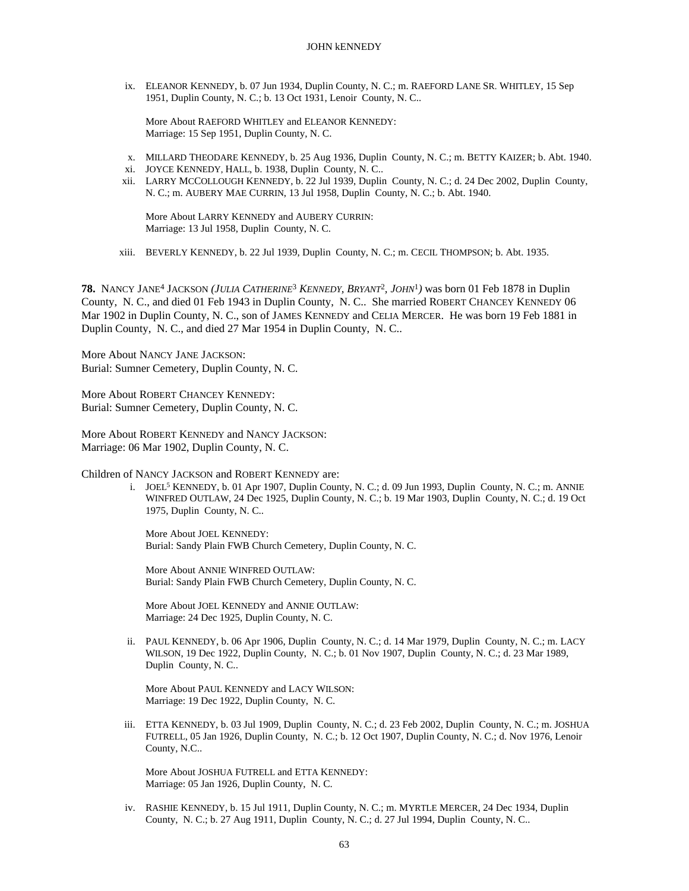ix. ELEANOR KENNEDY, b. 07 Jun 1934, Duplin County, N. C.; m. RAEFORD LANE SR. WHITLEY, 15 Sep 1951, Duplin County, N. C.; b. 13 Oct 1931, Lenoir County, N. C..

More About RAEFORD WHITLEY and ELEANOR KENNEDY:
Marriage: 15 Sep 1951, Duplin County, N. C.

x. MILLARD THEODARE KENNEDY, b. 25 Aug 1936, Duplin County, N. C.; m. BETTY KAIZER; b. Abt. 1940.

xi. JOYCE KENNEDY, HALL, b. 1938, Duplin County, N. C..

xii. LARRY MCCOLLOUGH KENNEDY, b. 22 Jul 1939, Duplin County, N. C.; d. 24 Dec 2002, Duplin County, N. C.; m. AUBERY MAE CURRIN, 13 Jul 1958, Duplin County, N. C.; b. Abt. 1940.

More About LARRY KENNEDY and AUBERY CURRIN:
Marriage: 13 Jul 1958, Duplin County, N. C.

xiii. BEVERLY KENNEDY, b. 22 Jul 1939, Duplin County, N. C.; m. CECIL THOMPSON; b. Abt. 1935.

**78.** NANCY JANE[4] JACKSON *(JULIA CATHERINE[3] KENNEDY, BRYANT[2], JOHN[1])* was born 01 Feb 1878 in Duplin County, N. C., and died 01 Feb 1943 in Duplin County, N. C.. She married ROBERT CHANCEY KENNEDY 06 Mar 1902 in Duplin County, N. C., son of JAMES KENNEDY and CELIA MERCER. He was born 19 Feb 1881 in Duplin County, N. C., and died 27 Mar 1954 in Duplin County, N. C..

More About NANCY JANE JACKSON:
Burial: Sumner Cemetery, Duplin County, N. C.

More About ROBERT CHANCEY KENNEDY:
Burial: Sumner Cemetery, Duplin County, N. C.

More About ROBERT KENNEDY and NANCY JACKSON:
Marriage: 06 Mar 1902, Duplin County, N. C.

Children of NANCY JACKSON and ROBERT KENNEDY are:

i. JOEL[5] KENNEDY, b. 01 Apr 1907, Duplin County, N. C.; d. 09 Jun 1993, Duplin County, N. C.; m. ANNIE WINFRED OUTLAW, 24 Dec 1925, Duplin County, N. C.; b. 19 Mar 1903, Duplin County, N. C.; d. 19 Oct 1975, Duplin County, N. C..

More About JOEL KENNEDY:
Burial: Sandy Plain FWB Church Cemetery, Duplin County, N. C.

More About ANNIE WINFRED OUTLAW:
Burial: Sandy Plain FWB Church Cemetery, Duplin County, N. C.

More About JOEL KENNEDY and ANNIE OUTLAW:
Marriage: 24 Dec 1925, Duplin County, N. C.

ii. PAUL KENNEDY, b. 06 Apr 1906, Duplin County, N. C.; d. 14 Mar 1979, Duplin County, N. C.; m. LACY WILSON, 19 Dec 1922, Duplin County, N. C.; b. 01 Nov 1907, Duplin County, N. C.; d. 23 Mar 1989, Duplin County, N. C..

More About PAUL KENNEDY and LACY WILSON:
Marriage: 19 Dec 1922, Duplin County, N. C.

iii. ETTA KENNEDY, b. 03 Jul 1909, Duplin County, N. C.; d. 23 Feb 2002, Duplin County, N. C.; m. JOSHUA FUTRELL, 05 Jan 1926, Duplin County, N. C.; b. 12 Oct 1907, Duplin County, N. C.; d. Nov 1976, Lenoir County, N.C..

More About JOSHUA FUTRELL and ETTA KENNEDY:
Marriage: 05 Jan 1926, Duplin County, N. C.

iv. RASHIE KENNEDY, b. 15 Jul 1911, Duplin County, N. C.; m. MYRTLE MERCER, 24 Dec 1934, Duplin County, N. C.; b. 27 Aug 1911, Duplin County, N. C.; d. 27 Jul 1994, Duplin County, N. C..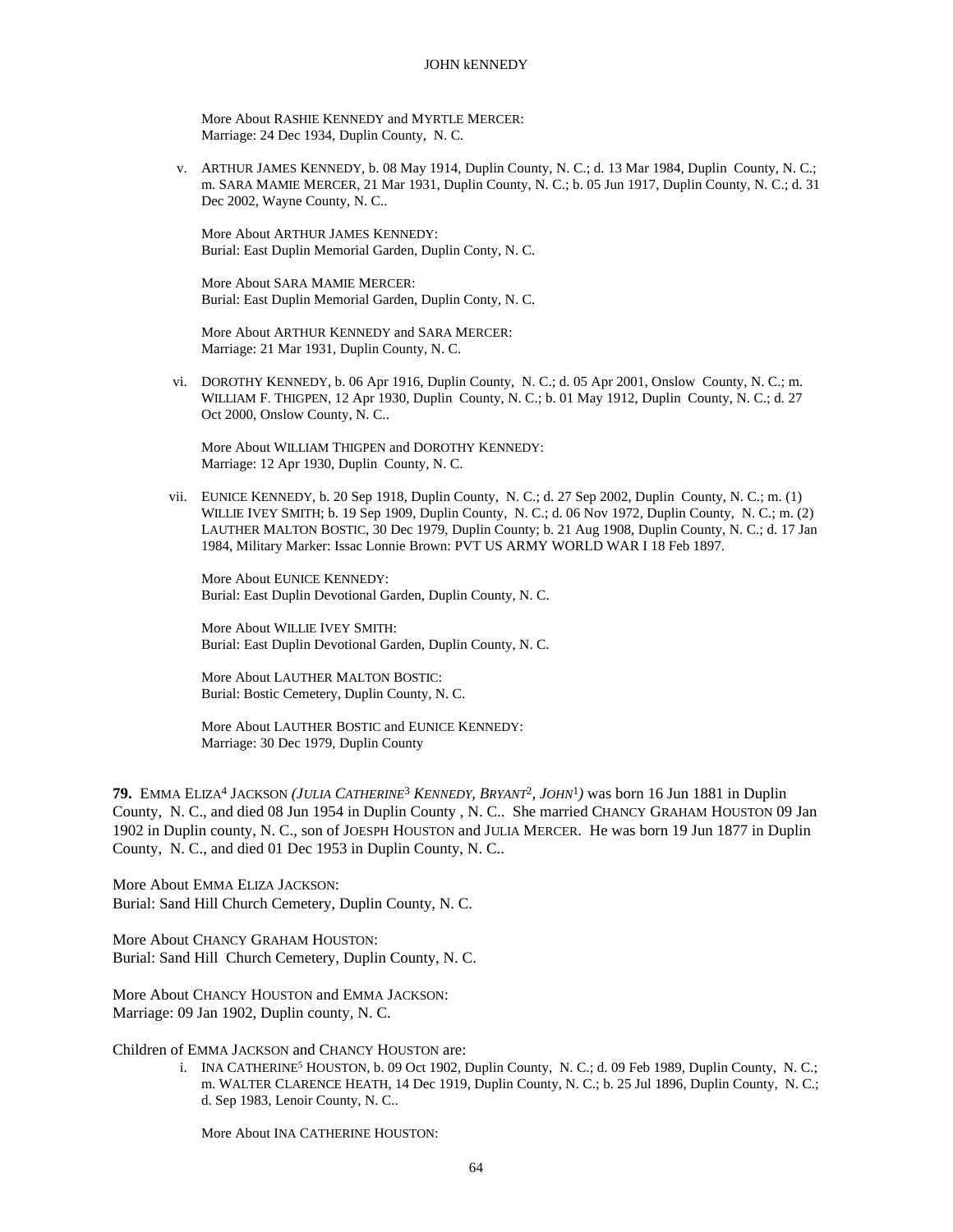More About RASHIE KENNEDY and MYRTLE MERCER:
Marriage: 24 Dec 1934, Duplin County, N. C.

v. ARTHUR JAMES KENNEDY, b. 08 May 1914, Duplin County, N. C.; d. 13 Mar 1984, Duplin County, N. C.; m. SARA MAMIE MERCER, 21 Mar 1931, Duplin County, N. C.; b. 05 Jun 1917, Duplin County, N. C.; d. 31 Dec 2002, Wayne County, N. C..

More About ARTHUR JAMES KENNEDY:
Burial: East Duplin Memorial Garden, Duplin Conty, N. C.

More About SARA MAMIE MERCER:
Burial: East Duplin Memorial Garden, Duplin Conty, N. C.

More About ARTHUR KENNEDY and SARA MERCER:
Marriage: 21 Mar 1931, Duplin County, N. C.

vi. DOROTHY KENNEDY, b. 06 Apr 1916, Duplin County, N. C.; d. 05 Apr 2001, Onslow County, N. C.; m. WILLIAM F. THIGPEN, 12 Apr 1930, Duplin County, N. C.; b. 01 May 1912, Duplin County, N. C.; d. 27 Oct 2000, Onslow County, N. C..

More About WILLIAM THIGPEN and DOROTHY KENNEDY:
Marriage: 12 Apr 1930, Duplin County, N. C.

vii. EUNICE KENNEDY, b. 20 Sep 1918, Duplin County, N. C.; d. 27 Sep 2002, Duplin County, N. C.; m. (1) WILLIE IVEY SMITH; b. 19 Sep 1909, Duplin County, N. C.; d. 06 Nov 1972, Duplin County, N. C.; m. (2) LAUTHER MALTON BOSTIC, 30 Dec 1979, Duplin County; b. 21 Aug 1908, Duplin County, N. C.; d. 17 Jan 1984, Military Marker: Issac Lonnie Brown: PVT US ARMY WORLD WAR I 18 Feb 1897.

More About EUNICE KENNEDY:
Burial: East Duplin Devotional Garden, Duplin County, N. C.

More About WILLIE IVEY SMITH:
Burial: East Duplin Devotional Garden, Duplin County, N. C.

More About LAUTHER MALTON BOSTIC:
Burial: Bostic Cemetery, Duplin County, N. C.

More About LAUTHER BOSTIC and EUNICE KENNEDY:
Marriage: 30 Dec 1979, Duplin County

**79.** EMMA ELIZA[4] JACKSON *(JULIA CATHERINE[3] KENNEDY, BRYANT[2], JOHN[1])* was born 16 Jun 1881 in Duplin County, N. C., and died 08 Jun 1954 in Duplin County , N. C.. She married CHANCY GRAHAM HOUSTON 09 Jan 1902 in Duplin county, N. C., son of JOESPH HOUSTON and JULIA MERCER. He was born 19 Jun 1877 in Duplin County, N. C., and died 01 Dec 1953 in Duplin County, N. C..

More About EMMA ELIZA JACKSON:
Burial: Sand Hill Church Cemetery, Duplin County, N. C.

More About CHANCY GRAHAM HOUSTON:
Burial: Sand Hill Church Cemetery, Duplin County, N. C.

More About CHANCY HOUSTON and EMMA JACKSON:
Marriage: 09 Jan 1902, Duplin county, N. C.

Children of EMMA JACKSON and CHANCY HOUSTON are:

i. INA CATHERINE[5] HOUSTON, b. 09 Oct 1902, Duplin County, N. C.; d. 09 Feb 1989, Duplin County, N. C.; m. WALTER CLARENCE HEATH, 14 Dec 1919, Duplin County, N. C.; b. 25 Jul 1896, Duplin County, N. C.; d. Sep 1983, Lenoir County, N. C..

More About INA CATHERINE HOUSTON: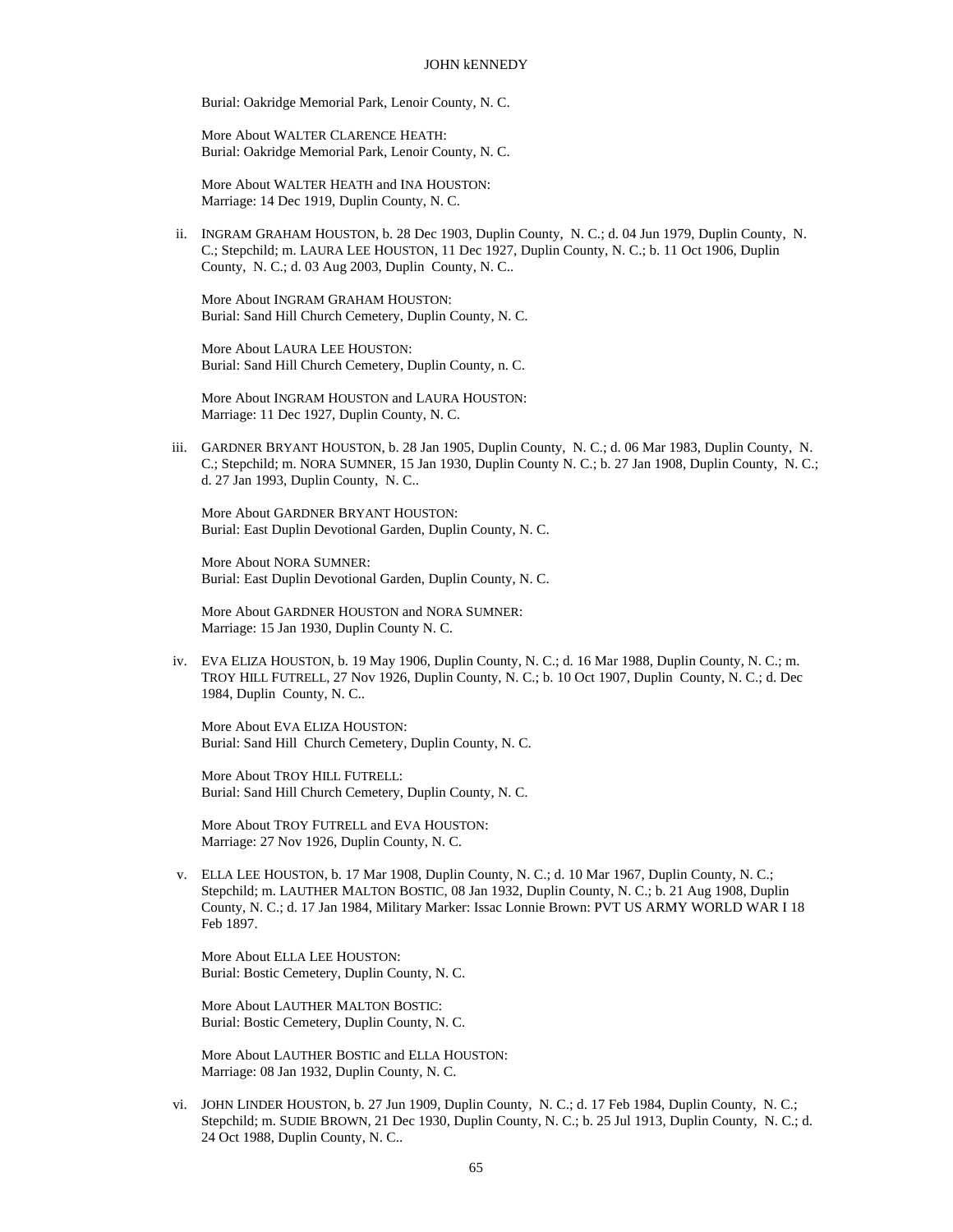Burial: Oakridge Memorial Park, Lenoir County, N. C.

More About WALTER CLARENCE HEATH:
Burial: Oakridge Memorial Park, Lenoir County, N. C.

More About WALTER HEATH and INA HOUSTON:
Marriage: 14 Dec 1919, Duplin County, N. C.

ii. INGRAM GRAHAM HOUSTON, b. 28 Dec 1903, Duplin County, N. C.; d. 04 Jun 1979, Duplin County, N. C.; Stepchild; m. LAURA LEE HOUSTON, 11 Dec 1927, Duplin County, N. C.; b. 11 Oct 1906, Duplin County, N. C.; d. 03 Aug 2003, Duplin County, N. C..

More About INGRAM GRAHAM HOUSTON:
Burial: Sand Hill Church Cemetery, Duplin County, N. C.

More About LAURA LEE HOUSTON:
Burial: Sand Hill Church Cemetery, Duplin County, n. C.

More About INGRAM HOUSTON and LAURA HOUSTON:
Marriage: 11 Dec 1927, Duplin County, N. C.

iii. GARDNER BRYANT HOUSTON, b. 28 Jan 1905, Duplin County, N. C.; d. 06 Mar 1983, Duplin County, N. C.; Stepchild; m. NORA SUMNER, 15 Jan 1930, Duplin County N. C.; b. 27 Jan 1908, Duplin County, N. C.; d. 27 Jan 1993, Duplin County, N. C..

More About GARDNER BRYANT HOUSTON:
Burial: East Duplin Devotional Garden, Duplin County, N. C.

More About NORA SUMNER:
Burial: East Duplin Devotional Garden, Duplin County, N. C.

More About GARDNER HOUSTON and NORA SUMNER:
Marriage: 15 Jan 1930, Duplin County N. C.

iv. EVA ELIZA HOUSTON, b. 19 May 1906, Duplin County, N. C.; d. 16 Mar 1988, Duplin County, N. C.; m. TROY HILL FUTRELL, 27 Nov 1926, Duplin County, N. C.; b. 10 Oct 1907, Duplin County, N. C.; d. Dec 1984, Duplin County, N. C..

More About EVA ELIZA HOUSTON:
Burial: Sand Hill Church Cemetery, Duplin County, N. C.

More About TROY HILL FUTRELL:
Burial: Sand Hill Church Cemetery, Duplin County, N. C.

More About TROY FUTRELL and EVA HOUSTON:
Marriage: 27 Nov 1926, Duplin County, N. C.

v. ELLA LEE HOUSTON, b. 17 Mar 1908, Duplin County, N. C.; d. 10 Mar 1967, Duplin County, N. C.; Stepchild; m. LAUTHER MALTON BOSTIC, 08 Jan 1932, Duplin County, N. C.; b. 21 Aug 1908, Duplin County, N. C.; d. 17 Jan 1984, Military Marker: Issac Lonnie Brown: PVT US ARMY WORLD WAR I 18 Feb 1897.

More About ELLA LEE HOUSTON:
Burial: Bostic Cemetery, Duplin County, N. C.

More About LAUTHER MALTON BOSTIC:
Burial: Bostic Cemetery, Duplin County, N. C.

More About LAUTHER BOSTIC and ELLA HOUSTON:
Marriage: 08 Jan 1932, Duplin County, N. C.

vi. JOHN LINDER HOUSTON, b. 27 Jun 1909, Duplin County, N. C.; d. 17 Feb 1984, Duplin County, N. C.; Stepchild; m. SUDIE BROWN, 21 Dec 1930, Duplin County, N. C.; b. 25 Jul 1913, Duplin County, N. C.; d. 24 Oct 1988, Duplin County, N. C..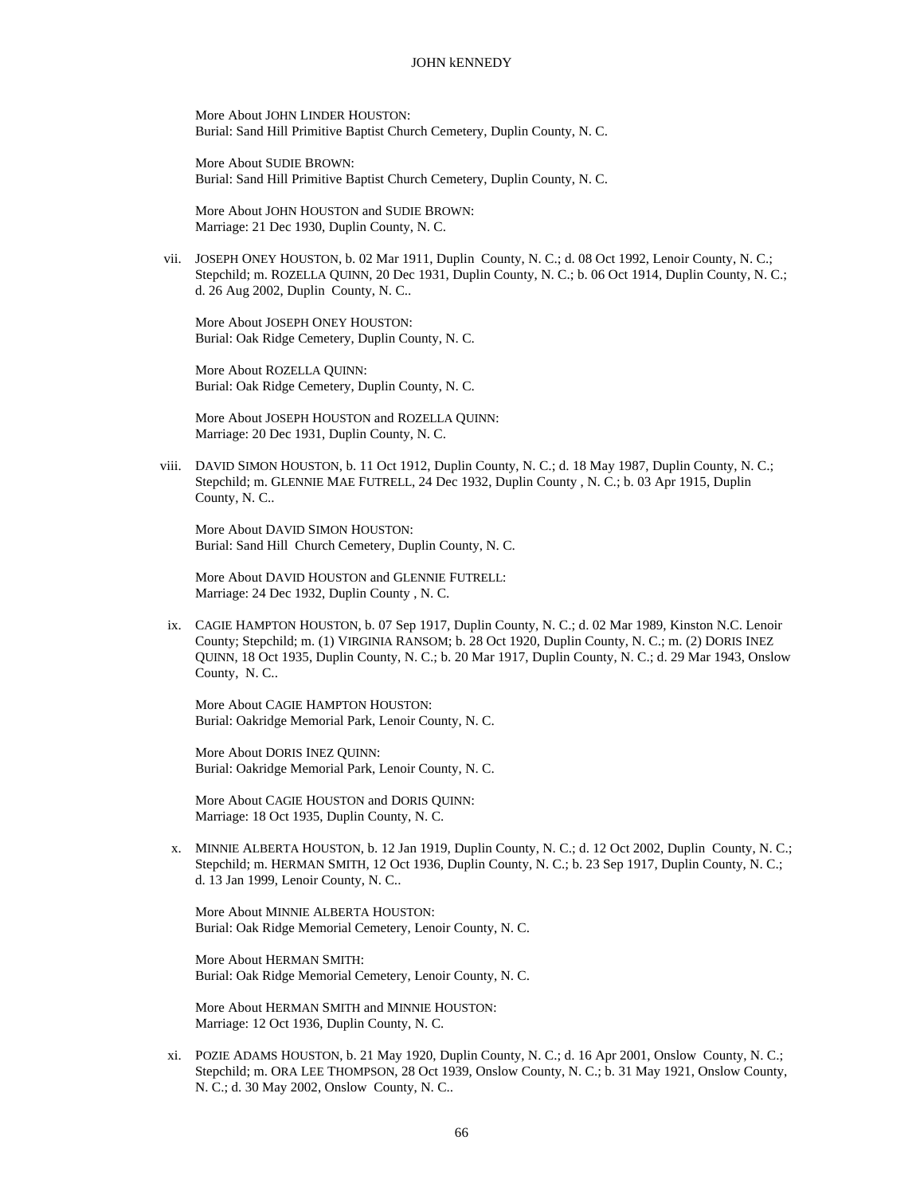More About JOHN LINDER HOUSTON:
Burial: Sand Hill Primitive Baptist Church Cemetery, Duplin County, N. C.

More About SUDIE BROWN:
Burial: Sand Hill Primitive Baptist Church Cemetery, Duplin County, N. C.

More About JOHN HOUSTON and SUDIE BROWN:
Marriage: 21 Dec 1930, Duplin County, N. C.

vii. JOSEPH ONEY HOUSTON, b. 02 Mar 1911, Duplin County, N. C.; d. 08 Oct 1992, Lenoir County, N. C.; Stepchild; m. ROZELLA QUINN, 20 Dec 1931, Duplin County, N. C.; b. 06 Oct 1914, Duplin County, N. C.; d. 26 Aug 2002, Duplin County, N. C..

More About JOSEPH ONEY HOUSTON:
Burial: Oak Ridge Cemetery, Duplin County, N. C.

More About ROZELLA QUINN:
Burial: Oak Ridge Cemetery, Duplin County, N. C.

More About JOSEPH HOUSTON and ROZELLA QUINN:
Marriage: 20 Dec 1931, Duplin County, N. C.

viii. DAVID SIMON HOUSTON, b. 11 Oct 1912, Duplin County, N. C.; d. 18 May 1987, Duplin County, N. C.; Stepchild; m. GLENNIE MAE FUTRELL, 24 Dec 1932, Duplin County , N. C.; b. 03 Apr 1915, Duplin County, N. C..

More About DAVID SIMON HOUSTON:
Burial: Sand Hill Church Cemetery, Duplin County, N. C.

More About DAVID HOUSTON and GLENNIE FUTRELL:
Marriage: 24 Dec 1932, Duplin County , N. C.

ix. CAGIE HAMPTON HOUSTON, b. 07 Sep 1917, Duplin County, N. C.; d. 02 Mar 1989, Kinston N.C. Lenoir County; Stepchild; m. (1) VIRGINIA RANSOM; b. 28 Oct 1920, Duplin County, N. C.; m. (2) DORIS INEZ QUINN, 18 Oct 1935, Duplin County, N. C.; b. 20 Mar 1917, Duplin County, N. C.; d. 29 Mar 1943, Onslow County, N. C..

More About CAGIE HAMPTON HOUSTON:
Burial: Oakridge Memorial Park, Lenoir County, N. C.

More About DORIS INEZ QUINN:
Burial: Oakridge Memorial Park, Lenoir County, N. C.

More About CAGIE HOUSTON and DORIS QUINN:
Marriage: 18 Oct 1935, Duplin County, N. C.

x. MINNIE ALBERTA HOUSTON, b. 12 Jan 1919, Duplin County, N. C.; d. 12 Oct 2002, Duplin County, N. C.; Stepchild; m. HERMAN SMITH, 12 Oct 1936, Duplin County, N. C.; b. 23 Sep 1917, Duplin County, N. C.; d. 13 Jan 1999, Lenoir County, N. C..

More About MINNIE ALBERTA HOUSTON:
Burial: Oak Ridge Memorial Cemetery, Lenoir County, N. C.

More About HERMAN SMITH:
Burial: Oak Ridge Memorial Cemetery, Lenoir County, N. C.

More About HERMAN SMITH and MINNIE HOUSTON:
Marriage: 12 Oct 1936, Duplin County, N. C.

xi. POZIE ADAMS HOUSTON, b. 21 May 1920, Duplin County, N. C.; d. 16 Apr 2001, Onslow County, N. C.; Stepchild; m. ORA LEE THOMPSON, 28 Oct 1939, Onslow County, N. C.; b. 31 May 1921, Onslow County, N. C.; d. 30 May 2002, Onslow County, N. C..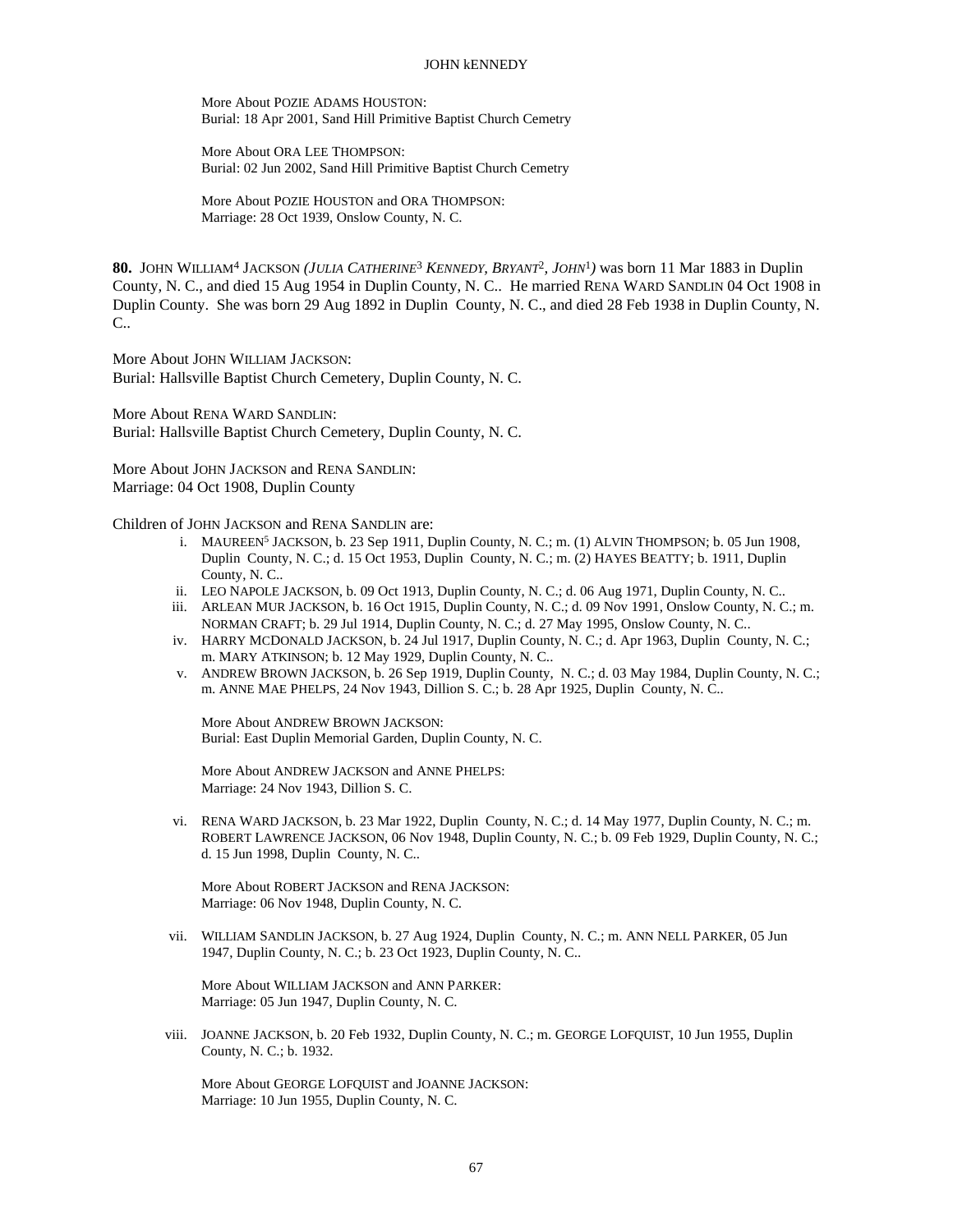More About POZIE ADAMS HOUSTON:
Burial: 18 Apr 2001, Sand Hill Primitive Baptist Church Cemetry

More About ORA LEE THOMPSON:
Burial: 02 Jun 2002, Sand Hill Primitive Baptist Church Cemetry

More About POZIE HOUSTON and ORA THOMPSON:
Marriage: 28 Oct 1939, Onslow County, N. C.

**80.** JOHN WILLIAM[4] JACKSON *(JULIA CATHERINE[3] KENNEDY, BRYANT[2], JOHN[1])* was born 11 Mar 1883 in Duplin County, N. C., and died 15 Aug 1954 in Duplin County, N. C.. He married RENA WARD SANDLIN 04 Oct 1908 in Duplin County. She was born 29 Aug 1892 in Duplin County, N. C., and died 28 Feb 1938 in Duplin County, N. C..

More About JOHN WILLIAM JACKSON:
Burial: Hallsville Baptist Church Cemetery, Duplin County, N. C.

More About RENA WARD SANDLIN:
Burial: Hallsville Baptist Church Cemetery, Duplin County, N. C.

More About JOHN JACKSON and RENA SANDLIN:
Marriage: 04 Oct 1908, Duplin County

Children of JOHN JACKSON and RENA SANDLIN are:

i. MAUREEN[5] JACKSON, b. 23 Sep 1911, Duplin County, N. C.; m. (1) ALVIN THOMPSON; b. 05 Jun 1908, Duplin County, N. C.; d. 15 Oct 1953, Duplin County, N. C.; m. (2) HAYES BEATTY; b. 1911, Duplin County, N. C..

ii. LEO NAPOLE JACKSON, b. 09 Oct 1913, Duplin County, N. C.; d. 06 Aug 1971, Duplin County, N. C..

iii. ARLEAN MUR JACKSON, b. 16 Oct 1915, Duplin County, N. C.; d. 09 Nov 1991, Onslow County, N. C.; m. NORMAN CRAFT; b. 29 Jul 1914, Duplin County, N. C.; d. 27 May 1995, Onslow County, N. C..

iv. HARRY MCDONALD JACKSON, b. 24 Jul 1917, Duplin County, N. C.; d. Apr 1963, Duplin County, N. C.; m. MARY ATKINSON; b. 12 May 1929, Duplin County, N. C..

v. ANDREW BROWN JACKSON, b. 26 Sep 1919, Duplin County, N. C.; d. 03 May 1984, Duplin County, N. C.; m. ANNE MAE PHELPS, 24 Nov 1943, Dillion S. C.; b. 28 Apr 1925, Duplin County, N. C..

More About ANDREW BROWN JACKSON:
Burial: East Duplin Memorial Garden, Duplin County, N. C.

More About ANDREW JACKSON and ANNE PHELPS:
Marriage: 24 Nov 1943, Dillion S. C.

vi. RENA WARD JACKSON, b. 23 Mar 1922, Duplin County, N. C.; d. 14 May 1977, Duplin County, N. C.; m. ROBERT LAWRENCE JACKSON, 06 Nov 1948, Duplin County, N. C.; b. 09 Feb 1929, Duplin County, N. C.; d. 15 Jun 1998, Duplin County, N. C..

More About ROBERT JACKSON and RENA JACKSON:
Marriage: 06 Nov 1948, Duplin County, N. C.

vii. WILLIAM SANDLIN JACKSON, b. 27 Aug 1924, Duplin County, N. C.; m. ANN NELL PARKER, 05 Jun 1947, Duplin County, N. C.; b. 23 Oct 1923, Duplin County, N. C..

More About WILLIAM JACKSON and ANN PARKER:
Marriage: 05 Jun 1947, Duplin County, N. C.

viii. JOANNE JACKSON, b. 20 Feb 1932, Duplin County, N. C.; m. GEORGE LOFQUIST, 10 Jun 1955, Duplin County, N. C.; b. 1932.

More About GEORGE LOFQUIST and JOANNE JACKSON:
Marriage: 10 Jun 1955, Duplin County, N. C.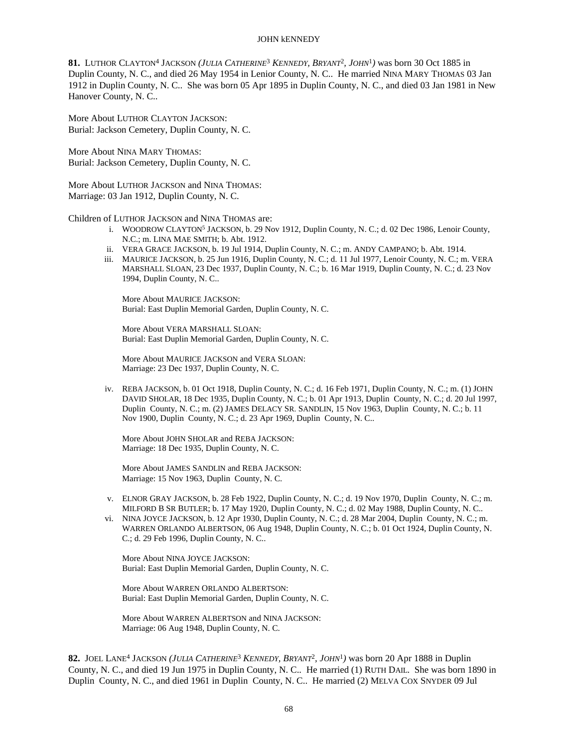**81.** Luthor Clayton[4] Jackson *(Julia Catherine[3] Kennedy, Bryant[2], John[1])* was born 30 Oct 1885 in Duplin County, N. C., and died 26 May 1954 in Lenior County, N. C.. He married Nina Mary Thomas 03 Jan 1912 in Duplin County, N. C.. She was born 05 Apr 1895 in Duplin County, N. C., and died 03 Jan 1981 in New Hanover County, N. C..

More About Luthor Clayton Jackson:
Burial: Jackson Cemetery, Duplin County, N. C.

More About Nina Mary Thomas:
Burial: Jackson Cemetery, Duplin County, N. C.

More About Luthor Jackson and Nina Thomas:
Marriage: 03 Jan 1912, Duplin County, N. C.

Children of Luthor Jackson and Nina Thomas are:

i. Woodrow Clayton[5] Jackson, b. 29 Nov 1912, Duplin County, N. C.; d. 02 Dec 1986, Lenoir County, N.C.; m. Lina Mae Smith; b. Abt. 1912.

ii. Vera Grace Jackson, b. 19 Jul 1914, Duplin County, N. C.; m. Andy Campano; b. Abt. 1914.

iii. Maurice Jackson, b. 25 Jun 1916, Duplin County, N. C.; d. 11 Jul 1977, Lenoir County, N. C.; m. Vera Marshall Sloan, 23 Dec 1937, Duplin County, N. C.; b. 16 Mar 1919, Duplin County, N. C.; d. 23 Nov 1994, Duplin County, N. C..

More About Maurice Jackson:
Burial: East Duplin Memorial Garden, Duplin County, N. C.

More About Vera Marshall Sloan:
Burial: East Duplin Memorial Garden, Duplin County, N. C.

More About Maurice Jackson and Vera Sloan:
Marriage: 23 Dec 1937, Duplin County, N. C.

iv. Reba Jackson, b. 01 Oct 1918, Duplin County, N. C.; d. 16 Feb 1971, Duplin County, N. C.; m. (1) John David Sholar, 18 Dec 1935, Duplin County, N. C.; b. 01 Apr 1913, Duplin County, N. C.; d. 20 Jul 1997, Duplin County, N. C.; m. (2) James Delacy Sr. Sandlin, 15 Nov 1963, Duplin County, N. C.; b. 11 Nov 1900, Duplin County, N. C.; d. 23 Apr 1969, Duplin County, N. C..

More About John Sholar and Reba Jackson:
Marriage: 18 Dec 1935, Duplin County, N. C.

More About James Sandlin and Reba Jackson:
Marriage: 15 Nov 1963, Duplin County, N. C.

v. Elnor Gray Jackson, b. 28 Feb 1922, Duplin County, N. C.; d. 19 Nov 1970, Duplin County, N. C.; m. Milford B Sr Butler; b. 17 May 1920, Duplin County, N. C.; d. 02 May 1988, Duplin County, N. C..

vi. Nina Joyce Jackson, b. 12 Apr 1930, Duplin County, N. C.; d. 28 Mar 2004, Duplin County, N. C.; m. Warren Orlando Albertson, 06 Aug 1948, Duplin County, N. C.; b. 01 Oct 1924, Duplin County, N. C.; d. 29 Feb 1996, Duplin County, N. C..

More About Nina Joyce Jackson:
Burial: East Duplin Memorial Garden, Duplin County, N. C.

More About Warren Orlando Albertson:
Burial: East Duplin Memorial Garden, Duplin County, N. C.

More About Warren Albertson and Nina Jackson:
Marriage: 06 Aug 1948, Duplin County, N. C.

**82.** Joel Lane[4] Jackson *(Julia Catherine[3] Kennedy, Bryant[2], John[1])* was born 20 Apr 1888 in Duplin County, N. C., and died 19 Jun 1975 in Duplin County, N. C.. He married (1) Ruth Dail. She was born 1890 in Duplin County, N. C., and died 1961 in Duplin County, N. C.. He married (2) Melva Cox Snyder 09 Jul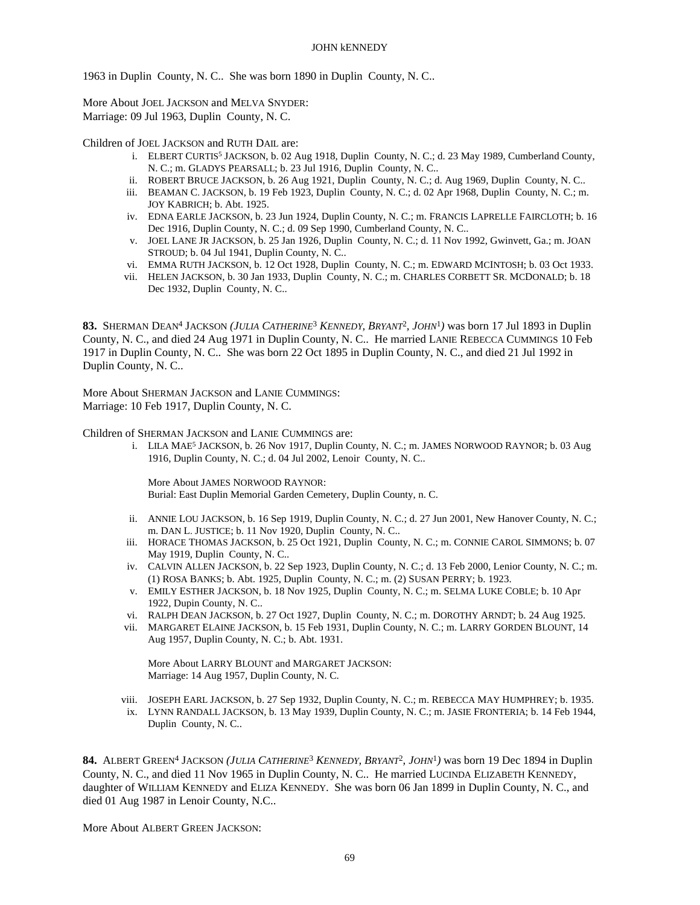1963 in Duplin County, N. C.. She was born 1890 in Duplin County, N. C..

More About JOEL JACKSON and MELVA SNYDER:
Marriage: 09 Jul 1963, Duplin County, N. C.

Children of JOEL JACKSON and RUTH DAIL are:

i. ELBERT CURTIS[5] JACKSON, b. 02 Aug 1918, Duplin County, N. C.; d. 23 May 1989, Cumberland County, N. C.; m. GLADYS PEARSALL; b. 23 Jul 1916, Duplin County, N. C..

ii. ROBERT BRUCE JACKSON, b. 26 Aug 1921, Duplin County, N. C.; d. Aug 1969, Duplin County, N. C..

iii. BEAMAN C. JACKSON, b. 19 Feb 1923, Duplin County, N. C.; d. 02 Apr 1968, Duplin County, N. C.; m. JOY KABRICH; b. Abt. 1925.

iv. EDNA EARLE JACKSON, b. 23 Jun 1924, Duplin County, N. C.; m. FRANCIS LAPRELLE FAIRCLOTH; b. 16 Dec 1916, Duplin County, N. C.; d. 09 Sep 1990, Cumberland County, N. C..

v. JOEL LANE JR JACKSON, b. 25 Jan 1926, Duplin County, N. C.; d. 11 Nov 1992, Gwinvett, Ga.; m. JOAN STROUD; b. 04 Jul 1941, Duplin County, N. C..

vi. EMMA RUTH JACKSON, b. 12 Oct 1928, Duplin County, N. C.; m. EDWARD MCINTOSH; b. 03 Oct 1933.

vii. HELEN JACKSON, b. 30 Jan 1933, Duplin County, N. C.; m. CHARLES CORBETT SR. MCDONALD; b. 18 Dec 1932, Duplin County, N. C..

**83.** SHERMAN DEAN[4] JACKSON *(JULIA CATHERINE[3] KENNEDY, BRYANT[2], JOHN[1])* was born 17 Jul 1893 in Duplin County, N. C., and died 24 Aug 1971 in Duplin County, N. C.. He married LANIE REBECCA CUMMINGS 10 Feb 1917 in Duplin County, N. C.. She was born 22 Oct 1895 in Duplin County, N. C., and died 21 Jul 1992 in Duplin County, N. C..

More About SHERMAN JACKSON and LANIE CUMMINGS:
Marriage: 10 Feb 1917, Duplin County, N. C.

Children of SHERMAN JACKSON and LANIE CUMMINGS are:

i. LILA MAE[5] JACKSON, b. 26 Nov 1917, Duplin County, N. C.; m. JAMES NORWOOD RAYNOR; b. 03 Aug 1916, Duplin County, N. C.; d. 04 Jul 2002, Lenoir County, N. C..

   More About JAMES NORWOOD RAYNOR:
   Burial: East Duplin Memorial Garden Cemetery, Duplin County, n. C.

ii. ANNIE LOU JACKSON, b. 16 Sep 1919, Duplin County, N. C.; d. 27 Jun 2001, New Hanover County, N. C.; m. DAN L. JUSTICE; b. 11 Nov 1920, Duplin County, N. C..

iii. HORACE THOMAS JACKSON, b. 25 Oct 1921, Duplin County, N. C.; m. CONNIE CAROL SIMMONS; b. 07 May 1919, Duplin County, N. C..

iv. CALVIN ALLEN JACKSON, b. 22 Sep 1923, Duplin County, N. C.; d. 13 Feb 2000, Lenior County, N. C.; m. (1) ROSA BANKS; b. Abt. 1925, Duplin County, N. C.; m. (2) SUSAN PERRY; b. 1923.

v. EMILY ESTHER JACKSON, b. 18 Nov 1925, Duplin County, N. C.; m. SELMA LUKE COBLE; b. 10 Apr 1922, Dupin County, N. C..

vi. RALPH DEAN JACKSON, b. 27 Oct 1927, Duplin County, N. C.; m. DOROTHY ARNDT; b. 24 Aug 1925.

vii. MARGARET ELAINE JACKSON, b. 15 Feb 1931, Duplin County, N. C.; m. LARRY GORDEN BLOUNT, 14 Aug 1957, Duplin County, N. C.; b. Abt. 1931.

   More About LARRY BLOUNT and MARGARET JACKSON:
   Marriage: 14 Aug 1957, Duplin County, N. C.

viii. JOSEPH EARL JACKSON, b. 27 Sep 1932, Duplin County, N. C.; m. REBECCA MAY HUMPHREY; b. 1935.

ix. LYNN RANDALL JACKSON, b. 13 May 1939, Duplin County, N. C.; m. JASIE FRONTERIA; b. 14 Feb 1944, Duplin County, N. C..

**84.** ALBERT GREEN[4] JACKSON *(JULIA CATHERINE[3] KENNEDY, BRYANT[2], JOHN[1])* was born 19 Dec 1894 in Duplin County, N. C., and died 11 Nov 1965 in Duplin County, N. C.. He married LUCINDA ELIZABETH KENNEDY, daughter of WILLIAM KENNEDY and ELIZA KENNEDY. She was born 06 Jan 1899 in Duplin County, N. C., and died 01 Aug 1987 in Lenoir County, N.C..

More About ALBERT GREEN JACKSON: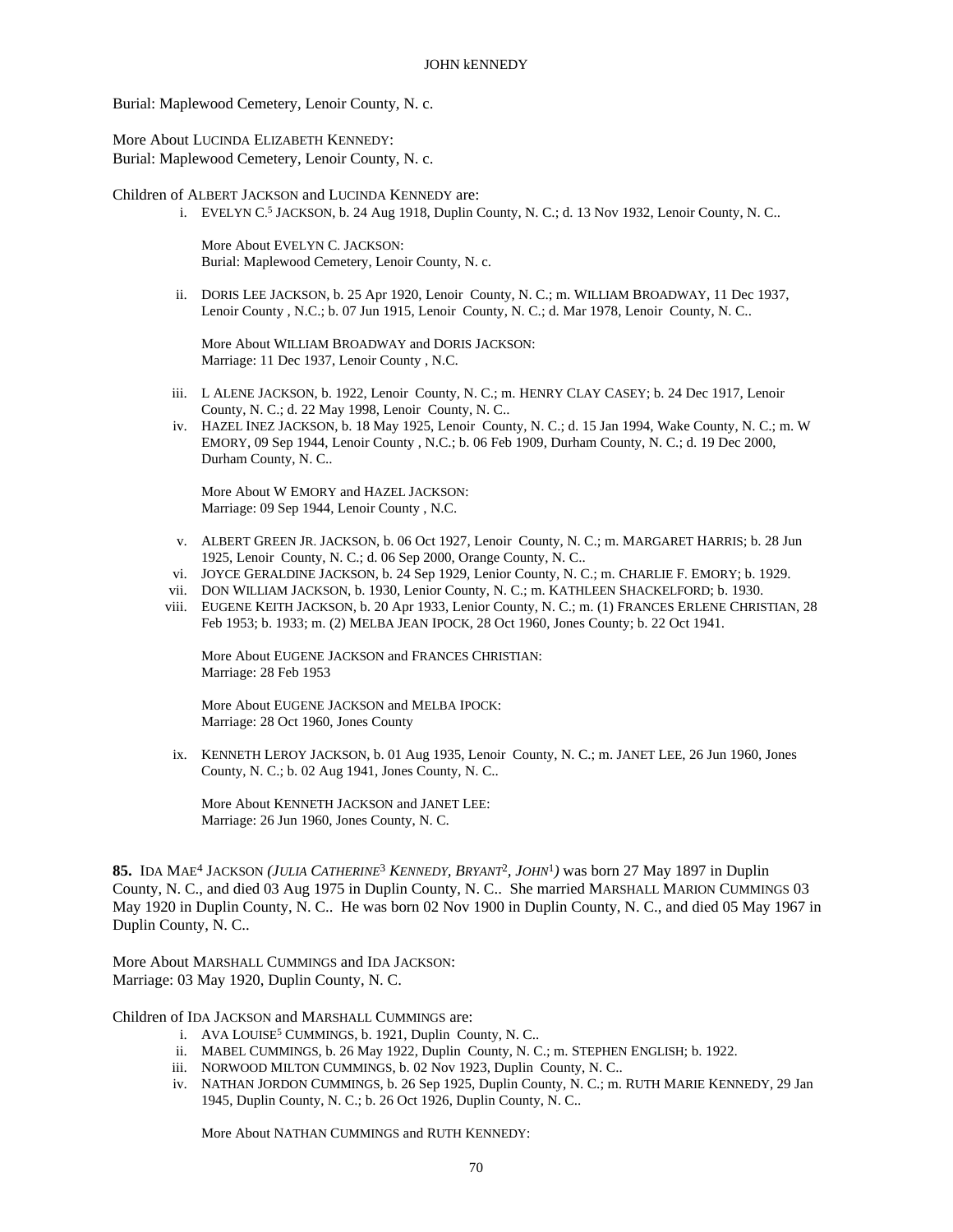Burial: Maplewood Cemetery, Lenoir County, N. c.

More About LUCINDA ELIZABETH KENNEDY:
Burial: Maplewood Cemetery, Lenoir County, N. c.

Children of ALBERT JACKSON and LUCINDA KENNEDY are:

i. EVELYN C.[5] JACKSON, b. 24 Aug 1918, Duplin County, N. C.; d. 13 Nov 1932, Lenoir County, N. C..

   More About EVELYN C. JACKSON:
   Burial: Maplewood Cemetery, Lenoir County, N. c.

ii. DORIS LEE JACKSON, b. 25 Apr 1920, Lenoir County, N. C.; m. WILLIAM BROADWAY, 11 Dec 1937, Lenoir County , N.C.; b. 07 Jun 1915, Lenoir County, N. C.; d. Mar 1978, Lenoir County, N. C..

   More About WILLIAM BROADWAY and DORIS JACKSON:
   Marriage: 11 Dec 1937, Lenoir County , N.C.

iii. L ALENE JACKSON, b. 1922, Lenoir County, N. C.; m. HENRY CLAY CASEY; b. 24 Dec 1917, Lenoir County, N. C.; d. 22 May 1998, Lenoir County, N. C..

iv. HAZEL INEZ JACKSON, b. 18 May 1925, Lenoir County, N. C.; d. 15 Jan 1994, Wake County, N. C.; m. W EMORY, 09 Sep 1944, Lenoir County , N.C.; b. 06 Feb 1909, Durham County, N. C.; d. 19 Dec 2000, Durham County, N. C..

   More About W EMORY and HAZEL JACKSON:
   Marriage: 09 Sep 1944, Lenoir County , N.C.

v. ALBERT GREEN JR. JACKSON, b. 06 Oct 1927, Lenoir County, N. C.; m. MARGARET HARRIS; b. 28 Jun 1925, Lenoir County, N. C.; d. 06 Sep 2000, Orange County, N. C..

vi. JOYCE GERALDINE JACKSON, b. 24 Sep 1929, Lenior County, N. C.; m. CHARLIE F. EMORY; b. 1929.

vii. DON WILLIAM JACKSON, b. 1930, Lenior County, N. C.; m. KATHLEEN SHACKELFORD; b. 1930.

viii. EUGENE KEITH JACKSON, b. 20 Apr 1933, Lenior County, N. C.; m. (1) FRANCES ERLENE CHRISTIAN, 28 Feb 1953; b. 1933; m. (2) MELBA JEAN IPOCK, 28 Oct 1960, Jones County; b. 22 Oct 1941.

   More About EUGENE JACKSON and FRANCES CHRISTIAN:
   Marriage: 28 Feb 1953

   More About EUGENE JACKSON and MELBA IPOCK:
   Marriage: 28 Oct 1960, Jones County

ix. KENNETH LEROY JACKSON, b. 01 Aug 1935, Lenoir County, N. C.; m. JANET LEE, 26 Jun 1960, Jones County, N. C.; b. 02 Aug 1941, Jones County, N. C..

   More About KENNETH JACKSON and JANET LEE:
   Marriage: 26 Jun 1960, Jones County, N. C.

**85.** IDA MAE[4] JACKSON *(JULIA CATHERINE[3] KENNEDY, BRYANT[2], JOHN[1])* was born 27 May 1897 in Duplin County, N. C., and died 03 Aug 1975 in Duplin County, N. C.. She married MARSHALL MARION CUMMINGS 03 May 1920 in Duplin County, N. C.. He was born 02 Nov 1900 in Duplin County, N. C., and died 05 May 1967 in Duplin County, N. C..

More About MARSHALL CUMMINGS and IDA JACKSON:
Marriage: 03 May 1920, Duplin County, N. C.

Children of IDA JACKSON and MARSHALL CUMMINGS are:

i. AVA LOUISE[5] CUMMINGS, b. 1921, Duplin County, N. C..

ii. MABEL CUMMINGS, b. 26 May 1922, Duplin County, N. C.; m. STEPHEN ENGLISH; b. 1922.

iii. NORWOOD MILTON CUMMINGS, b. 02 Nov 1923, Duplin County, N. C..

iv. NATHAN JORDON CUMMINGS, b. 26 Sep 1925, Duplin County, N. C.; m. RUTH MARIE KENNEDY, 29 Jan 1945, Duplin County, N. C.; b. 26 Oct 1926, Duplin County, N. C..

   More About NATHAN CUMMINGS and RUTH KENNEDY: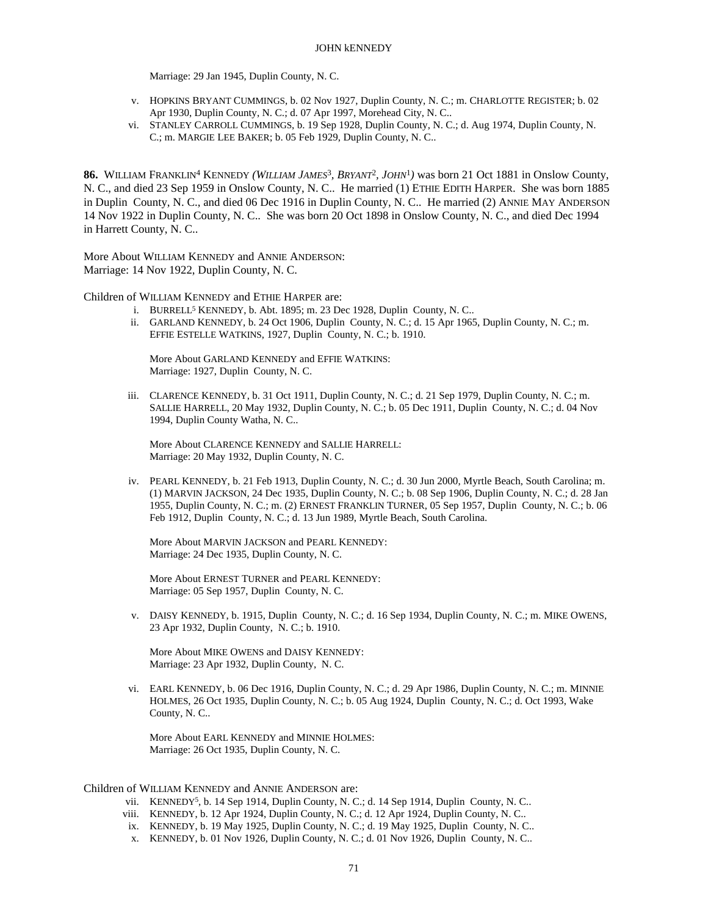Marriage: 29 Jan 1945, Duplin County, N. C.

v. HOPKINS BRYANT CUMMINGS, b. 02 Nov 1927, Duplin County, N. C.; m. CHARLOTTE REGISTER; b. 02 Apr 1930, Duplin County, N. C.; d. 07 Apr 1997, Morehead City, N. C..

vi. STANLEY CARROLL CUMMINGS, b. 19 Sep 1928, Duplin County, N. C.; d. Aug 1974, Duplin County, N. C.; m. MARGIE LEE BAKER; b. 05 Feb 1929, Duplin County, N. C..

**86.** WILLIAM FRANKLIN[4] KENNEDY *(WILLIAM JAMES[3], BRYANT[2], JOHN[1])* was born 21 Oct 1881 in Onslow County, N. C., and died 23 Sep 1959 in Onslow County, N. C.. He married (1) ETHIE EDITH HARPER. She was born 1885 in Duplin County, N. C., and died 06 Dec 1916 in Duplin County, N. C.. He married (2) ANNIE MAY ANDERSON 14 Nov 1922 in Duplin County, N. C.. She was born 20 Oct 1898 in Onslow County, N. C., and died Dec 1994 in Harrett County, N. C..

More About WILLIAM KENNEDY and ANNIE ANDERSON:
Marriage: 14 Nov 1922, Duplin County, N. C.

Children of WILLIAM KENNEDY and ETHIE HARPER are:

i. BURRELL[5] KENNEDY, b. Abt. 1895; m. 23 Dec 1928, Duplin County, N. C..

ii. GARLAND KENNEDY, b. 24 Oct 1906, Duplin County, N. C.; d. 15 Apr 1965, Duplin County, N. C.; m. EFFIE ESTELLE WATKINS, 1927, Duplin County, N. C.; b. 1910.

More About GARLAND KENNEDY and EFFIE WATKINS:
Marriage: 1927, Duplin County, N. C.

iii. CLARENCE KENNEDY, b. 31 Oct 1911, Duplin County, N. C.; d. 21 Sep 1979, Duplin County, N. C.; m. SALLIE HARRELL, 20 May 1932, Duplin County, N. C.; b. 05 Dec 1911, Duplin County, N. C.; d. 04 Nov 1994, Duplin County Watha, N. C..

More About CLARENCE KENNEDY and SALLIE HARRELL:
Marriage: 20 May 1932, Duplin County, N. C.

iv. PEARL KENNEDY, b. 21 Feb 1913, Duplin County, N. C.; d. 30 Jun 2000, Myrtle Beach, South Carolina; m. (1) MARVIN JACKSON, 24 Dec 1935, Duplin County, N. C.; b. 08 Sep 1906, Duplin County, N. C.; d. 28 Jan 1955, Duplin County, N. C.; m. (2) ERNEST FRANKLIN TURNER, 05 Sep 1957, Duplin County, N. C.; b. 06 Feb 1912, Duplin County, N. C.; d. 13 Jun 1989, Myrtle Beach, South Carolina.

More About MARVIN JACKSON and PEARL KENNEDY:
Marriage: 24 Dec 1935, Duplin County, N. C.

More About ERNEST TURNER and PEARL KENNEDY:
Marriage: 05 Sep 1957, Duplin County, N. C.

v. DAISY KENNEDY, b. 1915, Duplin County, N. C.; d. 16 Sep 1934, Duplin County, N. C.; m. MIKE OWENS, 23 Apr 1932, Duplin County, N. C.; b. 1910.

More About MIKE OWENS and DAISY KENNEDY:
Marriage: 23 Apr 1932, Duplin County, N. C.

vi. EARL KENNEDY, b. 06 Dec 1916, Duplin County, N. C.; d. 29 Apr 1986, Duplin County, N. C.; m. MINNIE HOLMES, 26 Oct 1935, Duplin County, N. C.; b. 05 Aug 1924, Duplin County, N. C.; d. Oct 1993, Wake County, N. C..

More About EARL KENNEDY and MINNIE HOLMES:
Marriage: 26 Oct 1935, Duplin County, N. C.

Children of WILLIAM KENNEDY and ANNIE ANDERSON are:

vii. KENNEDY[5], b. 14 Sep 1914, Duplin County, N. C.; d. 14 Sep 1914, Duplin County, N. C..

viii. KENNEDY, b. 12 Apr 1924, Duplin County, N. C.; d. 12 Apr 1924, Duplin County, N. C..

ix. KENNEDY, b. 19 May 1925, Duplin County, N. C.; d. 19 May 1925, Duplin County, N. C..

x. KENNEDY, b. 01 Nov 1926, Duplin County, N. C.; d. 01 Nov 1926, Duplin County, N. C..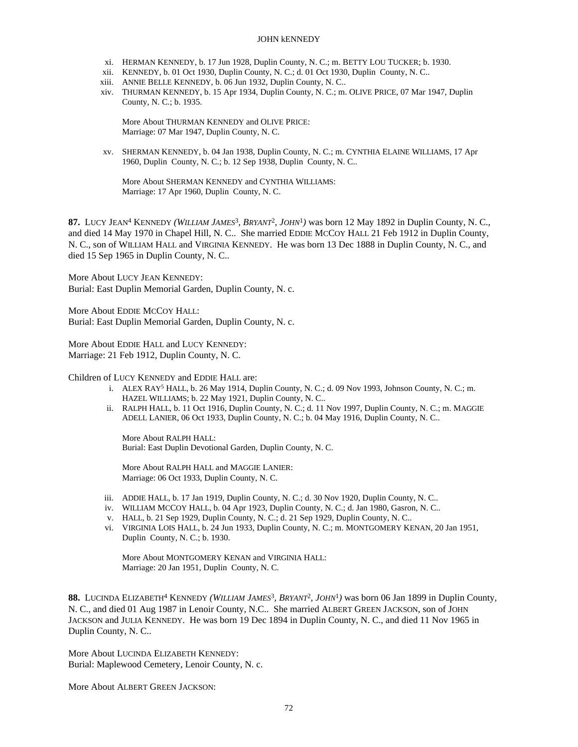xi. HERMAN KENNEDY, b. 17 Jun 1928, Duplin County, N. C.; m. BETTY LOU TUCKER; b. 1930.
xii. KENNEDY, b. 01 Oct 1930, Duplin County, N. C.; d. 01 Oct 1930, Duplin County, N. C..
xiii. ANNIE BELLE KENNEDY, b. 06 Jun 1932, Duplin County, N. C..
xiv. THURMAN KENNEDY, b. 15 Apr 1934, Duplin County, N. C.; m. OLIVE PRICE, 07 Mar 1947, Duplin County, N. C.; b. 1935.

More About THURMAN KENNEDY and OLIVE PRICE:
Marriage: 07 Mar 1947, Duplin County, N. C.

xv. SHERMAN KENNEDY, b. 04 Jan 1938, Duplin County, N. C.; m. CYNTHIA ELAINE WILLIAMS, 17 Apr 1960, Duplin County, N. C.; b. 12 Sep 1938, Duplin County, N. C..

More About SHERMAN KENNEDY and CYNTHIA WILLIAMS:
Marriage: 17 Apr 1960, Duplin County, N. C.

**87.** LUCY JEAN[4] KENNEDY *(WILLIAM JAMES[3], BRYANT[2], JOHN[1])* was born 12 May 1892 in Duplin County, N. C., and died 14 May 1970 in Chapel Hill, N. C.. She married EDDIE MCCOY HALL 21 Feb 1912 in Duplin County, N. C., son of WILLIAM HALL and VIRGINIA KENNEDY. He was born 13 Dec 1888 in Duplin County, N. C., and died 15 Sep 1965 in Duplin County, N. C..

More About LUCY JEAN KENNEDY:
Burial: East Duplin Memorial Garden, Duplin County, N. c.

More About EDDIE MCCOY HALL:
Burial: East Duplin Memorial Garden, Duplin County, N. c.

More About EDDIE HALL and LUCY KENNEDY:
Marriage: 21 Feb 1912, Duplin County, N. C.

Children of LUCY KENNEDY and EDDIE HALL are:

i. ALEX RAY[5] HALL, b. 26 May 1914, Duplin County, N. C.; d. 09 Nov 1993, Johnson County, N. C.; m. HAZEL WILLIAMS; b. 22 May 1921, Duplin County, N. C..
ii. RALPH HALL, b. 11 Oct 1916, Duplin County, N. C.; d. 11 Nov 1997, Duplin County, N. C.; m. MAGGIE ADELL LANIER, 06 Oct 1933, Duplin County, N. C.; b. 04 May 1916, Duplin County, N. C..

More About RALPH HALL:
Burial: East Duplin Devotional Garden, Duplin County, N. C.

More About RALPH HALL and MAGGIE LANIER:
Marriage: 06 Oct 1933, Duplin County, N. C.

iii. ADDIE HALL, b. 17 Jan 1919, Duplin County, N. C.; d. 30 Nov 1920, Duplin County, N. C..
iv. WILLIAM MCCOY HALL, b. 04 Apr 1923, Duplin County, N. C.; d. Jan 1980, Gasron, N. C..
v. HALL, b. 21 Sep 1929, Duplin County, N. C.; d. 21 Sep 1929, Duplin County, N. C..
vi. VIRGINIA LOIS HALL, b. 24 Jun 1933, Duplin County, N. C.; m. MONTGOMERY KENAN, 20 Jan 1951, Duplin County, N. C.; b. 1930.

More About MONTGOMERY KENAN and VIRGINIA HALL:
Marriage: 20 Jan 1951, Duplin County, N. C.

**88.** LUCINDA ELIZABETH[4] KENNEDY *(WILLIAM JAMES[3], BRYANT[2], JOHN[1])* was born 06 Jan 1899 in Duplin County, N. C., and died 01 Aug 1987 in Lenoir County, N.C.. She married ALBERT GREEN JACKSON, son of JOHN JACKSON and JULIA KENNEDY. He was born 19 Dec 1894 in Duplin County, N. C., and died 11 Nov 1965 in Duplin County, N. C..

More About LUCINDA ELIZABETH KENNEDY:
Burial: Maplewood Cemetery, Lenoir County, N. c.

More About ALBERT GREEN JACKSON: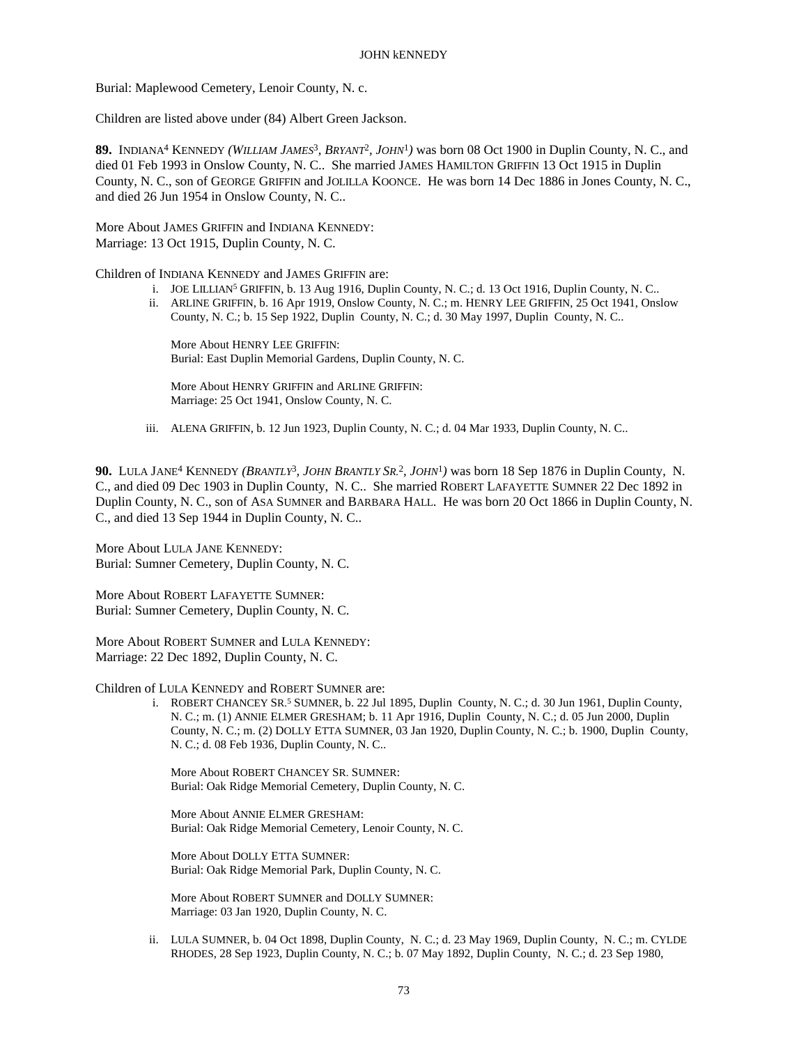Burial: Maplewood Cemetery, Lenoir County, N. c.

Children are listed above under (84) Albert Green Jackson.

**89.** INDIANA[4] KENNEDY *(WILLIAM JAMES[3], BRYANT[2], JOHN[1])* was born 08 Oct 1900 in Duplin County, N. C., and died 01 Feb 1993 in Onslow County, N. C.. She married JAMES HAMILTON GRIFFIN 13 Oct 1915 in Duplin County, N. C., son of GEORGE GRIFFIN and JOLILLA KOONCE. He was born 14 Dec 1886 in Jones County, N. C., and died 26 Jun 1954 in Onslow County, N. C..

More About JAMES GRIFFIN and INDIANA KENNEDY:
Marriage: 13 Oct 1915, Duplin County, N. C.

Children of INDIANA KENNEDY and JAMES GRIFFIN are:

i. JOE LILLIAN[5] GRIFFIN, b. 13 Aug 1916, Duplin County, N. C.; d. 13 Oct 1916, Duplin County, N. C..

ii. ARLINE GRIFFIN, b. 16 Apr 1919, Onslow County, N. C.; m. HENRY LEE GRIFFIN, 25 Oct 1941, Onslow County, N. C.; b. 15 Sep 1922, Duplin County, N. C.; d. 30 May 1997, Duplin County, N. C..

More About HENRY LEE GRIFFIN:
Burial: East Duplin Memorial Gardens, Duplin County, N. C.

More About HENRY GRIFFIN and ARLINE GRIFFIN:
Marriage: 25 Oct 1941, Onslow County, N. C.

iii. ALENA GRIFFIN, b. 12 Jun 1923, Duplin County, N. C.; d. 04 Mar 1933, Duplin County, N. C..

**90.** LULA JANE[4] KENNEDY *(BRANTLY[3], JOHN BRANTLY SR.[2], JOHN[1])* was born 18 Sep 1876 in Duplin County, N. C., and died 09 Dec 1903 in Duplin County, N. C.. She married ROBERT LAFAYETTE SUMNER 22 Dec 1892 in Duplin County, N. C., son of ASA SUMNER and BARBARA HALL. He was born 20 Oct 1866 in Duplin County, N. C., and died 13 Sep 1944 in Duplin County, N. C..

More About LULA JANE KENNEDY:
Burial: Sumner Cemetery, Duplin County, N. C.

More About ROBERT LAFAYETTE SUMNER:
Burial: Sumner Cemetery, Duplin County, N. C.

More About ROBERT SUMNER and LULA KENNEDY:
Marriage: 22 Dec 1892, Duplin County, N. C.

Children of LULA KENNEDY and ROBERT SUMNER are:

i. ROBERT CHANCEY SR.[5] SUMNER, b. 22 Jul 1895, Duplin County, N. C.; d. 30 Jun 1961, Duplin County, N. C.; m. (1) ANNIE ELMER GRESHAM; b. 11 Apr 1916, Duplin County, N. C.; d. 05 Jun 2000, Duplin County, N. C.; m. (2) DOLLY ETTA SUMNER, 03 Jan 1920, Duplin County, N. C.; b. 1900, Duplin County, N. C.; d. 08 Feb 1936, Duplin County, N. C..

More About ROBERT CHANCEY SR. SUMNER:
Burial: Oak Ridge Memorial Cemetery, Duplin County, N. C.

More About ANNIE ELMER GRESHAM:
Burial: Oak Ridge Memorial Cemetery, Lenoir County, N. C.

More About DOLLY ETTA SUMNER:
Burial: Oak Ridge Memorial Park, Duplin County, N. C.

More About ROBERT SUMNER and DOLLY SUMNER:
Marriage: 03 Jan 1920, Duplin County, N. C.

ii. LULA SUMNER, b. 04 Oct 1898, Duplin County, N. C.; d. 23 May 1969, Duplin County, N. C.; m. CYLDE RHODES, 28 Sep 1923, Duplin County, N. C.; b. 07 May 1892, Duplin County, N. C.; d. 23 Sep 1980,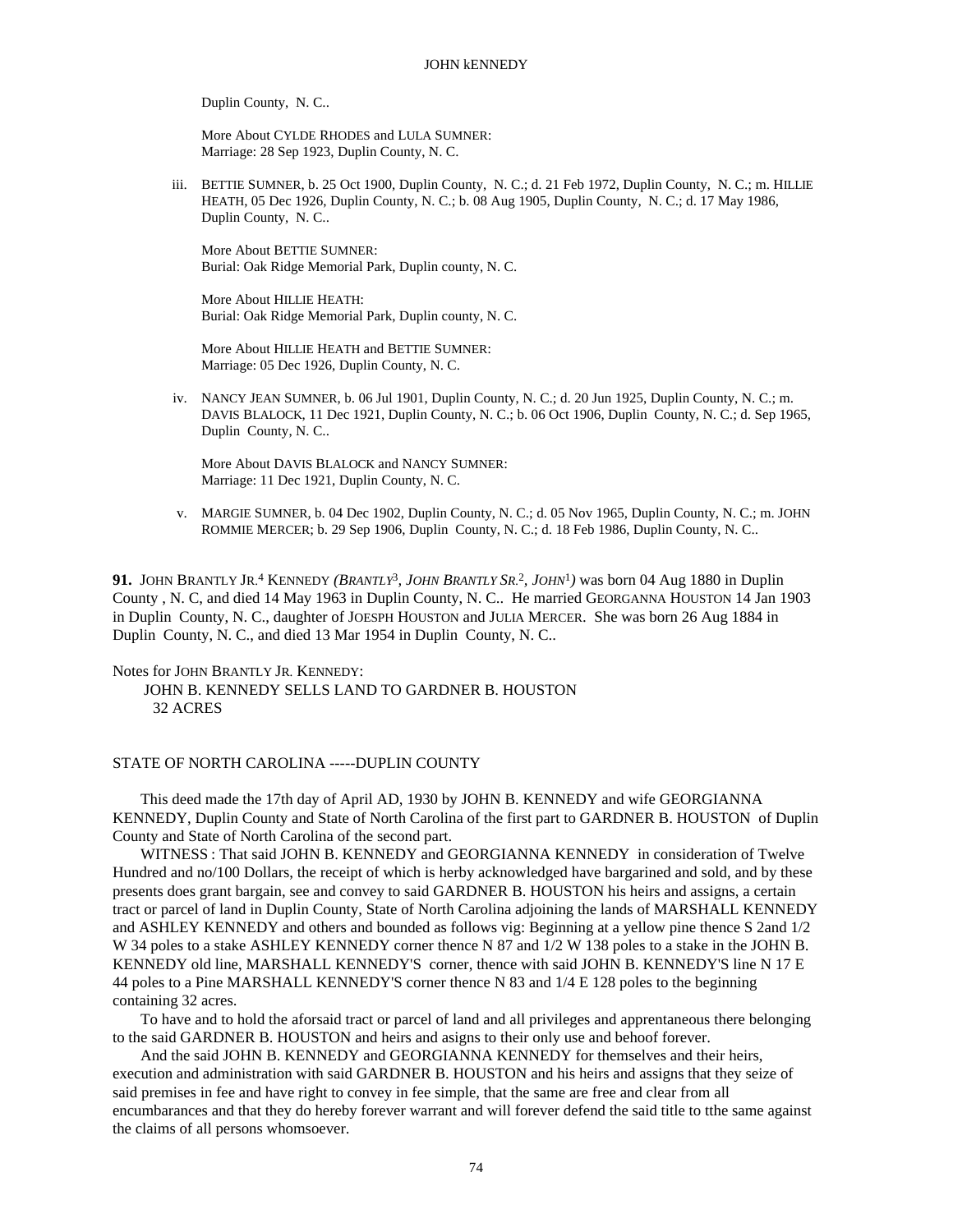Duplin County, N. C..

More About CYLDE RHODES and LULA SUMNER:
Marriage: 28 Sep 1923, Duplin County, N. C.

iii. BETTIE SUMNER, b. 25 Oct 1900, Duplin County, N. C.; d. 21 Feb 1972, Duplin County, N. C.; m. HILLIE HEATH, 05 Dec 1926, Duplin County, N. C.; b. 08 Aug 1905, Duplin County, N. C.; d. 17 May 1986, Duplin County, N. C..

More About BETTIE SUMNER:
Burial: Oak Ridge Memorial Park, Duplin county, N. C.

More About HILLIE HEATH:
Burial: Oak Ridge Memorial Park, Duplin county, N. C.

More About HILLIE HEATH and BETTIE SUMNER:
Marriage: 05 Dec 1926, Duplin County, N. C.

iv. NANCY JEAN SUMNER, b. 06 Jul 1901, Duplin County, N. C.; d. 20 Jun 1925, Duplin County, N. C.; m. DAVIS BLALOCK, 11 Dec 1921, Duplin County, N. C.; b. 06 Oct 1906, Duplin County, N. C.; d. Sep 1965, Duplin County, N. C..

More About DAVIS BLALOCK and NANCY SUMNER:
Marriage: 11 Dec 1921, Duplin County, N. C.

v. MARGIE SUMNER, b. 04 Dec 1902, Duplin County, N. C.; d. 05 Nov 1965, Duplin County, N. C.; m. JOHN ROMMIE MERCER; b. 29 Sep 1906, Duplin County, N. C.; d. 18 Feb 1986, Duplin County, N. C..

**91.** JOHN BRANTLY JR.[4] KENNEDY *(BRANTLY[3], JOHN BRANTLY SR.[2], JOHN[1])* was born 04 Aug 1880 in Duplin County , N. C, and died 14 May 1963 in Duplin County, N. C.. He married GEORGANNA HOUSTON 14 Jan 1903 in Duplin County, N. C., daughter of JOESPH HOUSTON and JULIA MERCER. She was born 26 Aug 1884 in Duplin County, N. C., and died 13 Mar 1954 in Duplin County, N. C..

Notes for JOHN BRANTLY JR. KENNEDY:
JOHN B. KENNEDY SELLS LAND TO GARDNER B. HOUSTON
32 ACRES

STATE OF NORTH CAROLINA -----DUPLIN COUNTY

This deed made the 17th day of April AD, 1930 by JOHN B. KENNEDY and wife GEORGIANNA KENNEDY, Duplin County and State of North Carolina of the first part to GARDNER B. HOUSTON of Duplin County and State of North Carolina of the second part.

WITNESS : That said JOHN B. KENNEDY and GEORGIANNA KENNEDY in consideration of Twelve Hundred and no/100 Dollars, the receipt of which is herby acknowledged have bargarined and sold, and by these presents does grant bargain, see and convey to said GARDNER B. HOUSTON his heirs and assigns, a certain tract or parcel of land in Duplin County, State of North Carolina adjoining the lands of MARSHALL KENNEDY and ASHLEY KENNEDY and others and bounded as follows vig: Beginning at a yellow pine thence S 2and 1/2 W 34 poles to a stake ASHLEY KENNEDY corner thence N 87 and 1/2 W 138 poles to a stake in the JOHN B. KENNEDY old line, MARSHALL KENNEDY'S corner, thence with said JOHN B. KENNEDY'S line N 17 E 44 poles to a Pine MARSHALL KENNEDY'S corner thence N 83 and 1/4 E 128 poles to the beginning containing 32 acres.

To have and to hold the aforsaid tract or parcel of land and all privileges and apprentaneous there belonging to the said GARDNER B. HOUSTON and heirs and asigns to their only use and behoof forever.

And the said JOHN B. KENNEDY and GEORGIANNA KENNEDY for themselves and their heirs, execution and administration with said GARDNER B. HOUSTON and his heirs and assigns that they seize of said premises in fee and have right to convey in fee simple, that the same are free and clear from all encumbarances and that they do hereby forever warrant and will forever defend the said title to tthe same against the claims of all persons whomsoever.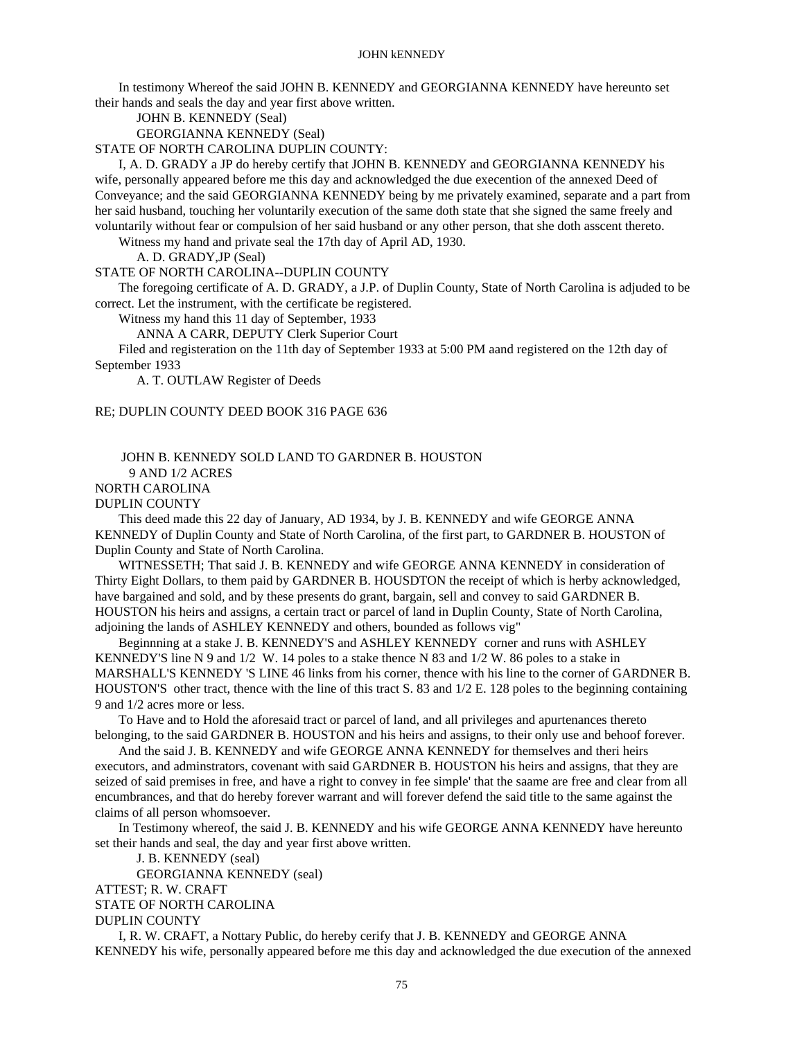In testimony Whereof the said JOHN B. KENNEDY and GEORGIANNA KENNEDY have hereunto set their hands and seals the day and year first above written.

JOHN B. KENNEDY (Seal)

GEORGIANNA KENNEDY (Seal)

STATE OF NORTH CAROLINA DUPLIN COUNTY:

I, A. D. GRADY a JP do hereby certify that JOHN B. KENNEDY and GEORGIANNA KENNEDY his wife, personally appeared before me this day and acknowledged the due execention of the annexed Deed of Conveyance; and the said GEORGIANNA KENNEDY being by me privately examined, separate and a part from her said husband, touching her voluntarily execution of the same doth state that she signed the same freely and voluntarily without fear or compulsion of her said husband or any other person, that she doth asscent thereto.

Witness my hand and private seal the 17th day of April AD, 1930.

A. D. GRADY,JP (Seal)

STATE OF NORTH CAROLINA--DUPLIN COUNTY

The foregoing certificate of A. D. GRADY, a J.P. of Duplin County, State of North Carolina is adjuded to be correct. Let the instrument, with the certificate be registered.

Witness my hand this 11 day of September, 1933

ANNA A CARR, DEPUTY Clerk Superior Court

Filed and registeration on the 11th day of September 1933 at 5:00 PM aand registered on the 12th day of September 1933

A. T. OUTLAW Register of Deeds

RE; DUPLIN COUNTY DEED BOOK 316 PAGE 636

JOHN B. KENNEDY SOLD LAND TO GARDNER B. HOUSTON

9 AND 1/2 ACRES

NORTH CAROLINA

DUPLIN COUNTY

This deed made this 22 day of January, AD 1934, by J. B. KENNEDY and wife GEORGE ANNA KENNEDY of Duplin County and State of North Carolina, of the first part, to GARDNER B. HOUSTON of Duplin County and State of North Carolina.

WITNESSETH; That said J. B. KENNEDY and wife GEORGE ANNA KENNEDY in consideration of Thirty Eight Dollars, to them paid by GARDNER B. HOUSDTON the receipt of which is herby acknowledged, have bargained and sold, and by these presents do grant, bargain, sell and convey to said GARDNER B. HOUSTON his heirs and assigns, a certain tract or parcel of land in Duplin County, State of North Carolina, adjoining the lands of ASHLEY KENNEDY and others, bounded as follows vig"

Beginnning at a stake J. B. KENNEDY'S and ASHLEY KENNEDY corner and runs with ASHLEY KENNEDY'S line N 9 and 1/2 W. 14 poles to a stake thence N 83 and 1/2 W. 86 poles to a stake in MARSHALL'S KENNEDY 'S LINE 46 links from his corner, thence with his line to the corner of GARDNER B. HOUSTON'S other tract, thence with the line of this tract S. 83 and 1/2 E. 128 poles to the beginning containing 9 and 1/2 acres more or less.

To Have and to Hold the aforesaid tract or parcel of land, and all privileges and apurtenances thereto belonging, to the said GARDNER B. HOUSTON and his heirs and assigns, to their only use and behoof forever.

And the said J. B. KENNEDY and wife GEORGE ANNA KENNEDY for themselves and theri heirs executors, and adminstrators, covenant with said GARDNER B. HOUSTON his heirs and assigns, that they are seized of said premises in free, and have a right to convey in fee simple' that the saame are free and clear from all encumbrances, and that do hereby forever warrant and will forever defend the said title to the same against the claims of all person whomsoever.

In Testimony whereof, the said J. B. KENNEDY and his wife GEORGE ANNA KENNEDY have hereunto set their hands and seal, the day and year first above written.

J. B. KENNEDY (seal)

GEORGIANNA KENNEDY (seal)

ATTEST; R. W. CRAFT

STATE OF NORTH CAROLINA

DUPLIN COUNTY

I, R. W. CRAFT, a Nottary Public, do hereby cerify that J. B. KENNEDY and GEORGE ANNA KENNEDY his wife, personally appeared before me this day and acknowledged the due execution of the annexed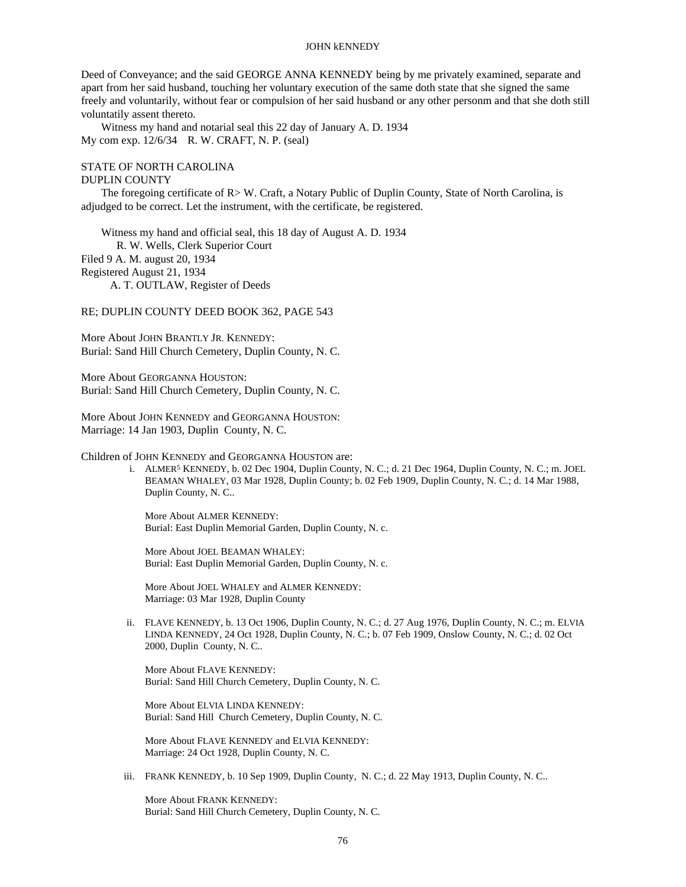Deed of Conveyance; and the said GEORGE ANNA KENNEDY being by me privately examined, separate and apart from her said husband, touching her voluntary execution of the same doth state that she signed the same freely and voluntarily, without fear or compulsion of her said husband or any other personm and that she doth still voluntatily assent thereto.

Witness my hand and notarial seal this 22 day of January A. D. 1934
My com exp. 12/6/34 R. W. CRAFT, N. P. (seal)

STATE OF NORTH CAROLINA
DUPLIN COUNTY

The foregoing certificate of R> W. Craft, a Notary Public of Duplin County, State of North Carolina, is adjudged to be correct. Let the instrument, with the certificate, be registered.

Witness my hand and official seal, this 18 day of August A. D. 1934
R. W. Wells, Clerk Superior Court
Filed 9 A. M. august 20, 1934
Registered August 21, 1934
A. T. OUTLAW, Register of Deeds

RE; DUPLIN COUNTY DEED BOOK 362, PAGE 543

More About JOHN BRANTLY JR. KENNEDY:
Burial: Sand Hill Church Cemetery, Duplin County, N. C.

More About GEORGANNA HOUSTON:
Burial: Sand Hill Church Cemetery, Duplin County, N. C.

More About JOHN KENNEDY and GEORGANNA HOUSTON:
Marriage: 14 Jan 1903, Duplin County, N. C.

Children of JOHN KENNEDY and GEORGANNA HOUSTON are:

i. ALMER[5] KENNEDY, b. 02 Dec 1904, Duplin County, N. C.; d. 21 Dec 1964, Duplin County, N. C.; m. JOEL BEAMAN WHALEY, 03 Mar 1928, Duplin County; b. 02 Feb 1909, Duplin County, N. C.; d. 14 Mar 1988, Duplin County, N. C..

More About ALMER KENNEDY:
Burial: East Duplin Memorial Garden, Duplin County, N. c.

More About JOEL BEAMAN WHALEY:
Burial: East Duplin Memorial Garden, Duplin County, N. c.

More About JOEL WHALEY and ALMER KENNEDY:
Marriage: 03 Mar 1928, Duplin County

ii. FLAVE KENNEDY, b. 13 Oct 1906, Duplin County, N. C.; d. 27 Aug 1976, Duplin County, N. C.; m. ELVIA LINDA KENNEDY, 24 Oct 1928, Duplin County, N. C.; b. 07 Feb 1909, Onslow County, N. C.; d. 02 Oct 2000, Duplin County, N. C..

More About FLAVE KENNEDY:
Burial: Sand Hill Church Cemetery, Duplin County, N. C.

More About ELVIA LINDA KENNEDY:
Burial: Sand Hill Church Cemetery, Duplin County, N. C.

More About FLAVE KENNEDY and ELVIA KENNEDY:
Marriage: 24 Oct 1928, Duplin County, N. C.

iii. FRANK KENNEDY, b. 10 Sep 1909, Duplin County, N. C.; d. 22 May 1913, Duplin County, N. C..

More About FRANK KENNEDY:
Burial: Sand Hill Church Cemetery, Duplin County, N. C.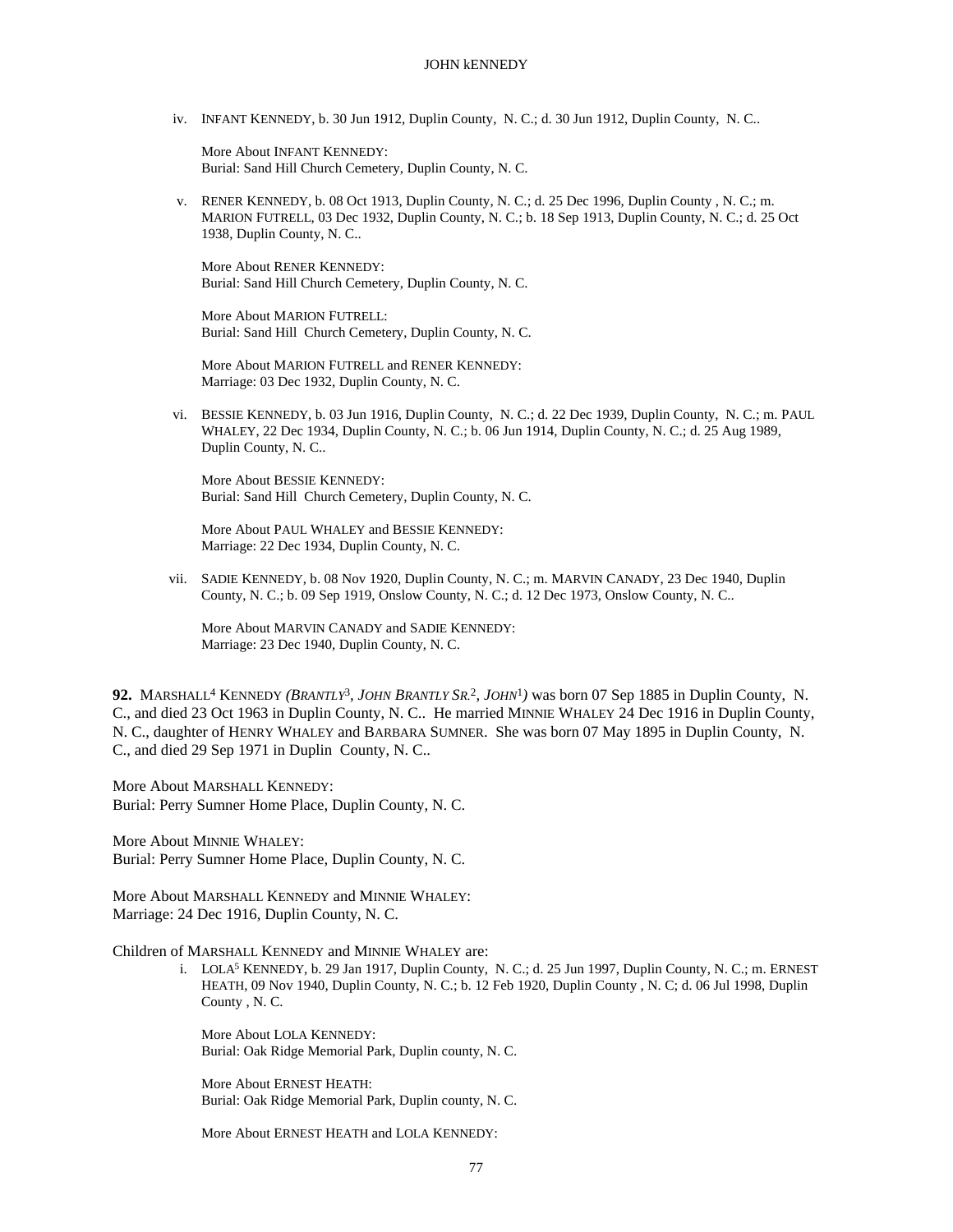iv. INFANT KENNEDY, b. 30 Jun 1912, Duplin County, N. C.; d. 30 Jun 1912, Duplin County, N. C..

More About INFANT KENNEDY:
Burial: Sand Hill Church Cemetery, Duplin County, N. C.

v. RENER KENNEDY, b. 08 Oct 1913, Duplin County, N. C.; d. 25 Dec 1996, Duplin County , N. C.; m. MARION FUTRELL, 03 Dec 1932, Duplin County, N. C.; b. 18 Sep 1913, Duplin County, N. C.; d. 25 Oct 1938, Duplin County, N. C..

More About RENER KENNEDY:
Burial: Sand Hill Church Cemetery, Duplin County, N. C.

More About MARION FUTRELL:
Burial: Sand Hill Church Cemetery, Duplin County, N. C.

More About MARION FUTRELL and RENER KENNEDY:
Marriage: 03 Dec 1932, Duplin County, N. C.

vi. BESSIE KENNEDY, b. 03 Jun 1916, Duplin County, N. C.; d. 22 Dec 1939, Duplin County, N. C.; m. PAUL WHALEY, 22 Dec 1934, Duplin County, N. C.; b. 06 Jun 1914, Duplin County, N. C.; d. 25 Aug 1989, Duplin County, N. C..

More About BESSIE KENNEDY:
Burial: Sand Hill Church Cemetery, Duplin County, N. C.

More About PAUL WHALEY and BESSIE KENNEDY:
Marriage: 22 Dec 1934, Duplin County, N. C.

vii. SADIE KENNEDY, b. 08 Nov 1920, Duplin County, N. C.; m. MARVIN CANADY, 23 Dec 1940, Duplin County, N. C.; b. 09 Sep 1919, Onslow County, N. C.; d. 12 Dec 1973, Onslow County, N. C..

More About MARVIN CANADY and SADIE KENNEDY:
Marriage: 23 Dec 1940, Duplin County, N. C.

**92.** MARSHALL[4] KENNEDY *(BRANTLY[3], JOHN BRANTLY SR.[2], JOHN[1])* was born 07 Sep 1885 in Duplin County, N. C., and died 23 Oct 1963 in Duplin County, N. C.. He married MINNIE WHALEY 24 Dec 1916 in Duplin County, N. C., daughter of HENRY WHALEY and BARBARA SUMNER. She was born 07 May 1895 in Duplin County, N. C., and died 29 Sep 1971 in Duplin County, N. C..

More About MARSHALL KENNEDY:
Burial: Perry Sumner Home Place, Duplin County, N. C.

More About MINNIE WHALEY:
Burial: Perry Sumner Home Place, Duplin County, N. C.

More About MARSHALL KENNEDY and MINNIE WHALEY:
Marriage: 24 Dec 1916, Duplin County, N. C.

Children of MARSHALL KENNEDY and MINNIE WHALEY are:

i. LOLA[5] KENNEDY, b. 29 Jan 1917, Duplin County, N. C.; d. 25 Jun 1997, Duplin County, N. C.; m. ERNEST HEATH, 09 Nov 1940, Duplin County, N. C.; b. 12 Feb 1920, Duplin County , N. C; d. 06 Jul 1998, Duplin County , N. C.

More About LOLA KENNEDY:
Burial: Oak Ridge Memorial Park, Duplin county, N. C.

More About ERNEST HEATH:
Burial: Oak Ridge Memorial Park, Duplin county, N. C.

More About ERNEST HEATH and LOLA KENNEDY: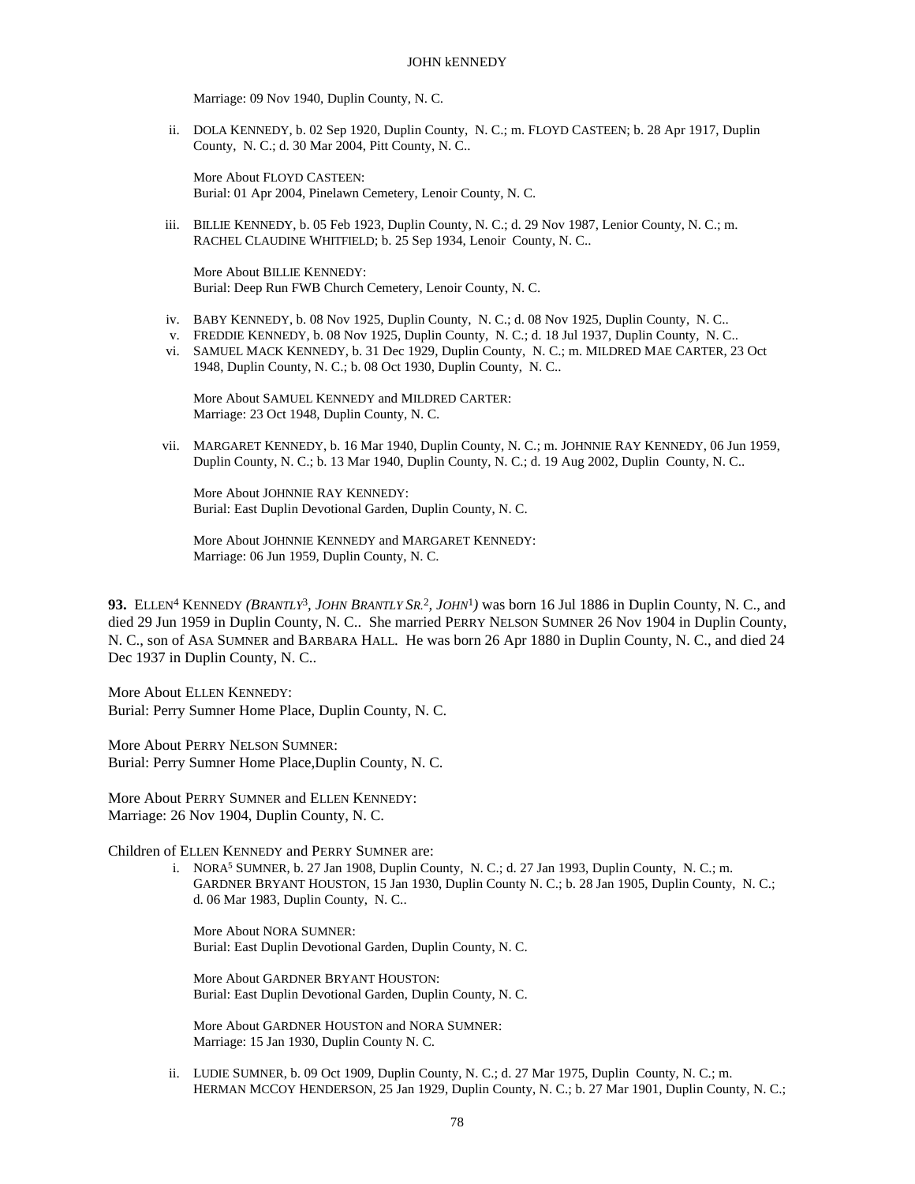Marriage: 09 Nov 1940, Duplin County, N. C.

ii. DOLA KENNEDY, b. 02 Sep 1920, Duplin County, N. C.; m. FLOYD CASTEEN; b. 28 Apr 1917, Duplin County, N. C.; d. 30 Mar 2004, Pitt County, N. C..

More About FLOYD CASTEEN:
Burial: 01 Apr 2004, Pinelawn Cemetery, Lenoir County, N. C.

iii. BILLIE KENNEDY, b. 05 Feb 1923, Duplin County, N. C.; d. 29 Nov 1987, Lenior County, N. C.; m. RACHEL CLAUDINE WHITFIELD; b. 25 Sep 1934, Lenoir County, N. C..

More About BILLIE KENNEDY:
Burial: Deep Run FWB Church Cemetery, Lenoir County, N. C.

iv. BABY KENNEDY, b. 08 Nov 1925, Duplin County, N. C.; d. 08 Nov 1925, Duplin County, N. C..
v. FREDDIE KENNEDY, b. 08 Nov 1925, Duplin County, N. C.; d. 18 Jul 1937, Duplin County, N. C..
vi. SAMUEL MACK KENNEDY, b. 31 Dec 1929, Duplin County, N. C.; m. MILDRED MAE CARTER, 23 Oct 1948, Duplin County, N. C.; b. 08 Oct 1930, Duplin County, N. C..

More About SAMUEL KENNEDY and MILDRED CARTER:
Marriage: 23 Oct 1948, Duplin County, N. C.

vii. MARGARET KENNEDY, b. 16 Mar 1940, Duplin County, N. C.; m. JOHNNIE RAY KENNEDY, 06 Jun 1959, Duplin County, N. C.; b. 13 Mar 1940, Duplin County, N. C.; d. 19 Aug 2002, Duplin County, N. C..

More About JOHNNIE RAY KENNEDY:
Burial: East Duplin Devotional Garden, Duplin County, N. C.

More About JOHNNIE KENNEDY and MARGARET KENNEDY:
Marriage: 06 Jun 1959, Duplin County, N. C.

**93.** ELLEN[4] KENNEDY *(BRANTLY[3], JOHN BRANTLY SR.[2], JOHN[1])* was born 16 Jul 1886 in Duplin County, N. C., and died 29 Jun 1959 in Duplin County, N. C.. She married PERRY NELSON SUMNER 26 Nov 1904 in Duplin County, N. C., son of ASA SUMNER and BARBARA HALL. He was born 26 Apr 1880 in Duplin County, N. C., and died 24 Dec 1937 in Duplin County, N. C..

More About ELLEN KENNEDY:
Burial: Perry Sumner Home Place, Duplin County, N. C.

More About PERRY NELSON SUMNER:
Burial: Perry Sumner Home Place,Duplin County, N. C.

More About PERRY SUMNER and ELLEN KENNEDY:
Marriage: 26 Nov 1904, Duplin County, N. C.

Children of ELLEN KENNEDY and PERRY SUMNER are:

i. NORA[5] SUMNER, b. 27 Jan 1908, Duplin County, N. C.; d. 27 Jan 1993, Duplin County, N. C.; m. GARDNER BRYANT HOUSTON, 15 Jan 1930, Duplin County N. C.; b. 28 Jan 1905, Duplin County, N. C.; d. 06 Mar 1983, Duplin County, N. C..

More About NORA SUMNER:
Burial: East Duplin Devotional Garden, Duplin County, N. C.

More About GARDNER BRYANT HOUSTON:
Burial: East Duplin Devotional Garden, Duplin County, N. C.

More About GARDNER HOUSTON and NORA SUMNER:
Marriage: 15 Jan 1930, Duplin County N. C.

ii. LUDIE SUMNER, b. 09 Oct 1909, Duplin County, N. C.; d. 27 Mar 1975, Duplin County, N. C.; m. HERMAN MCCOY HENDERSON, 25 Jan 1929, Duplin County, N. C.; b. 27 Mar 1901, Duplin County, N. C.;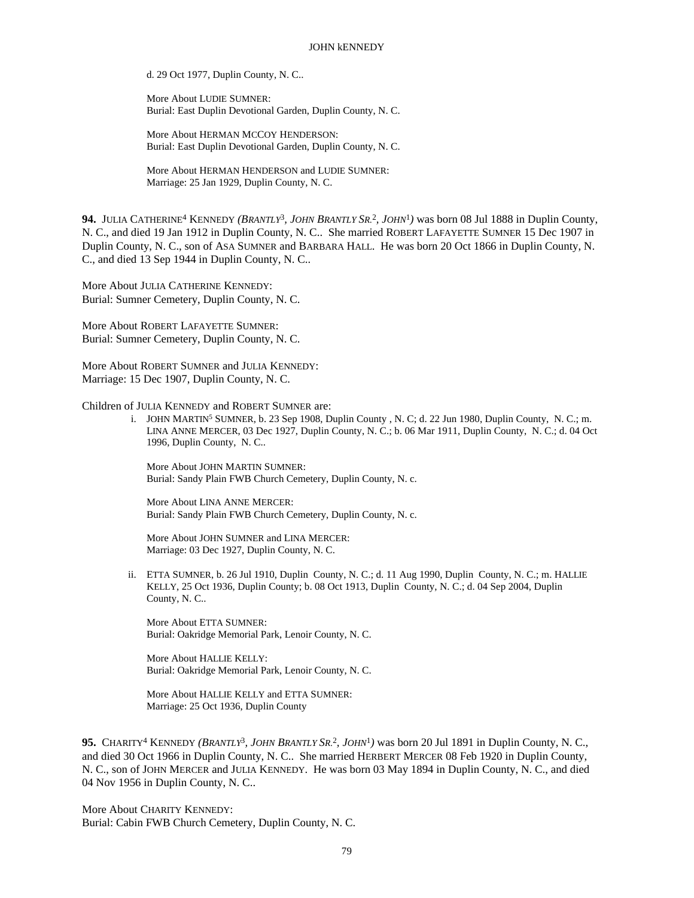d. 29 Oct 1977, Duplin County, N. C..

More About LUDIE SUMNER:
Burial: East Duplin Devotional Garden, Duplin County, N. C.

More About HERMAN MCCOY HENDERSON:
Burial: East Duplin Devotional Garden, Duplin County, N. C.

More About HERMAN HENDERSON and LUDIE SUMNER:
Marriage: 25 Jan 1929, Duplin County, N. C.

**94.** JULIA CATHERINE[4] KENNEDY *(BRANTLY[3], JOHN BRANTLY SR.[2], JOHN[1])* was born 08 Jul 1888 in Duplin County, N. C., and died 19 Jan 1912 in Duplin County, N. C.. She married ROBERT LAFAYETTE SUMNER 15 Dec 1907 in Duplin County, N. C., son of ASA SUMNER and BARBARA HALL. He was born 20 Oct 1866 in Duplin County, N. C., and died 13 Sep 1944 in Duplin County, N. C..

More About JULIA CATHERINE KENNEDY:
Burial: Sumner Cemetery, Duplin County, N. C.

More About ROBERT LAFAYETTE SUMNER:
Burial: Sumner Cemetery, Duplin County, N. C.

More About ROBERT SUMNER and JULIA KENNEDY:
Marriage: 15 Dec 1907, Duplin County, N. C.

Children of JULIA KENNEDY and ROBERT SUMNER are:

i. JOHN MARTIN[5] SUMNER, b. 23 Sep 1908, Duplin County , N. C; d. 22 Jun 1980, Duplin County, N. C.; m. LINA ANNE MERCER, 03 Dec 1927, Duplin County, N. C.; b. 06 Mar 1911, Duplin County, N. C.; d. 04 Oct 1996, Duplin County, N. C..

More About JOHN MARTIN SUMNER:
Burial: Sandy Plain FWB Church Cemetery, Duplin County, N. c.

More About LINA ANNE MERCER:
Burial: Sandy Plain FWB Church Cemetery, Duplin County, N. c.

More About JOHN SUMNER and LINA MERCER:
Marriage: 03 Dec 1927, Duplin County, N. C.

ii. ETTA SUMNER, b. 26 Jul 1910, Duplin County, N. C.; d. 11 Aug 1990, Duplin County, N. C.; m. HALLIE KELLY, 25 Oct 1936, Duplin County; b. 08 Oct 1913, Duplin County, N. C.; d. 04 Sep 2004, Duplin County, N. C..

More About ETTA SUMNER:
Burial: Oakridge Memorial Park, Lenoir County, N. C.

More About HALLIE KELLY:
Burial: Oakridge Memorial Park, Lenoir County, N. C.

More About HALLIE KELLY and ETTA SUMNER:
Marriage: 25 Oct 1936, Duplin County

**95.** CHARITY[4] KENNEDY *(BRANTLY[3], JOHN BRANTLY SR.[2], JOHN[1])* was born 20 Jul 1891 in Duplin County, N. C., and died 30 Oct 1966 in Duplin County, N. C.. She married HERBERT MERCER 08 Feb 1920 in Duplin County, N. C., son of JOHN MERCER and JULIA KENNEDY. He was born 03 May 1894 in Duplin County, N. C., and died 04 Nov 1956 in Duplin County, N. C..

More About CHARITY KENNEDY:
Burial: Cabin FWB Church Cemetery, Duplin County, N. C.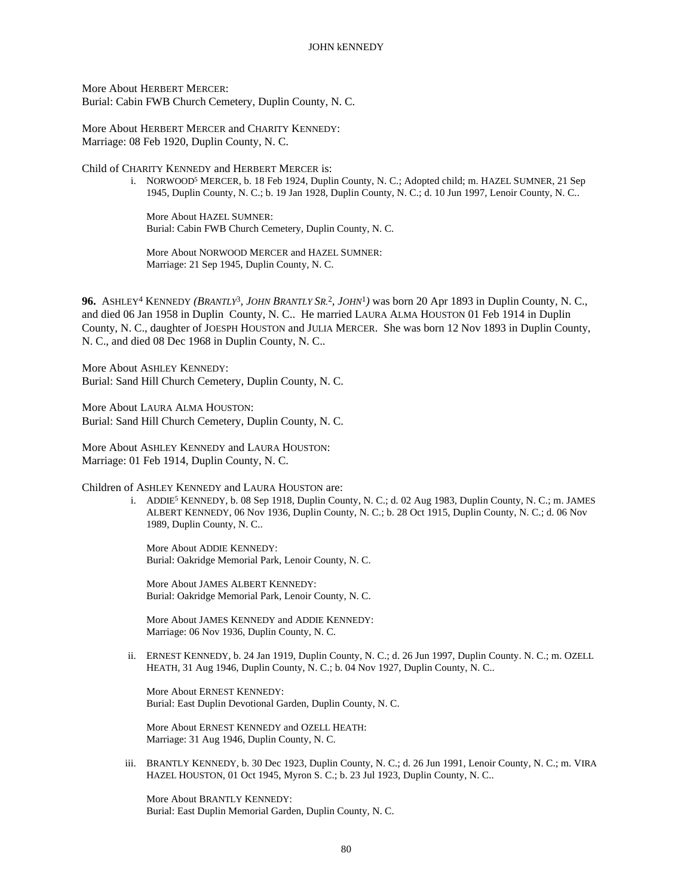More About HERBERT MERCER:
Burial: Cabin FWB Church Cemetery, Duplin County, N. C.

More About HERBERT MERCER and CHARITY KENNEDY:
Marriage: 08 Feb 1920, Duplin County, N. C.

Child of CHARITY KENNEDY and HERBERT MERCER is:

i. NORWOOD[5] MERCER, b. 18 Feb 1924, Duplin County, N. C.; Adopted child; m. HAZEL SUMNER, 21 Sep 1945, Duplin County, N. C.; b. 19 Jan 1928, Duplin County, N. C.; d. 10 Jun 1997, Lenoir County, N. C..

More About HAZEL SUMNER:
Burial: Cabin FWB Church Cemetery, Duplin County, N. C.

More About NORWOOD MERCER and HAZEL SUMNER:
Marriage: 21 Sep 1945, Duplin County, N. C.

**96.** ASHLEY[4] KENNEDY *(BRANTLY*[3]*, JOHN BRANTLY SR.*[2]*, JOHN*[1]*)* was born 20 Apr 1893 in Duplin County, N. C., and died 06 Jan 1958 in Duplin County, N. C.. He married LAURA ALMA HOUSTON 01 Feb 1914 in Duplin County, N. C., daughter of JOESPH HOUSTON and JULIA MERCER. She was born 12 Nov 1893 in Duplin County, N. C., and died 08 Dec 1968 in Duplin County, N. C..

More About ASHLEY KENNEDY:
Burial: Sand Hill Church Cemetery, Duplin County, N. C.

More About LAURA ALMA HOUSTON:
Burial: Sand Hill Church Cemetery, Duplin County, N. C.

More About ASHLEY KENNEDY and LAURA HOUSTON:
Marriage: 01 Feb 1914, Duplin County, N. C.

Children of ASHLEY KENNEDY and LAURA HOUSTON are:

i. ADDIE[5] KENNEDY, b. 08 Sep 1918, Duplin County, N. C.; d. 02 Aug 1983, Duplin County, N. C.; m. JAMES ALBERT KENNEDY, 06 Nov 1936, Duplin County, N. C.; b. 28 Oct 1915, Duplin County, N. C.; d. 06 Nov 1989, Duplin County, N. C..

More About ADDIE KENNEDY:
Burial: Oakridge Memorial Park, Lenoir County, N. C.

More About JAMES ALBERT KENNEDY:
Burial: Oakridge Memorial Park, Lenoir County, N. C.

More About JAMES KENNEDY and ADDIE KENNEDY:
Marriage: 06 Nov 1936, Duplin County, N. C.

ii. ERNEST KENNEDY, b. 24 Jan 1919, Duplin County, N. C.; d. 26 Jun 1997, Duplin County. N. C.; m. OZELL HEATH, 31 Aug 1946, Duplin County, N. C.; b. 04 Nov 1927, Duplin County, N. C..

More About ERNEST KENNEDY:
Burial: East Duplin Devotional Garden, Duplin County, N. C.

More About ERNEST KENNEDY and OZELL HEATH:
Marriage: 31 Aug 1946, Duplin County, N. C.

iii. BRANTLY KENNEDY, b. 30 Dec 1923, Duplin County, N. C.; d. 26 Jun 1991, Lenoir County, N. C.; m. VIRA HAZEL HOUSTON, 01 Oct 1945, Myron S. C.; b. 23 Jul 1923, Duplin County, N. C..

More About BRANTLY KENNEDY:
Burial: East Duplin Memorial Garden, Duplin County, N. C.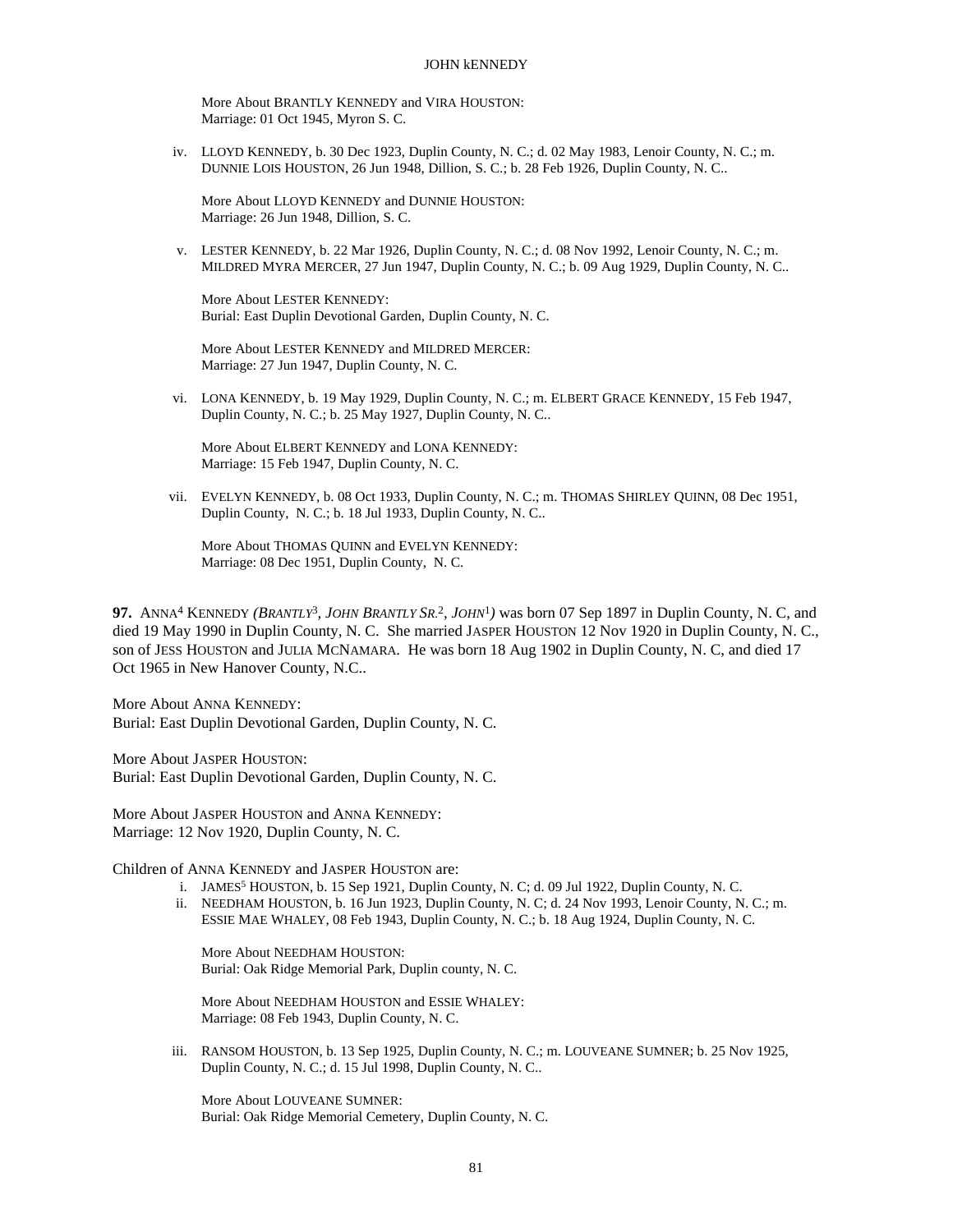More About BRANTLY KENNEDY and VIRA HOUSTON:
Marriage: 01 Oct 1945, Myron S. C.

iv. LLOYD KENNEDY, b. 30 Dec 1923, Duplin County, N. C.; d. 02 May 1983, Lenoir County, N. C.; m. DUNNIE LOIS HOUSTON, 26 Jun 1948, Dillion, S. C.; b. 28 Feb 1926, Duplin County, N. C..

More About LLOYD KENNEDY and DUNNIE HOUSTON:
Marriage: 26 Jun 1948, Dillion, S. C.

v. LESTER KENNEDY, b. 22 Mar 1926, Duplin County, N. C.; d. 08 Nov 1992, Lenoir County, N. C.; m. MILDRED MYRA MERCER, 27 Jun 1947, Duplin County, N. C.; b. 09 Aug 1929, Duplin County, N. C..

More About LESTER KENNEDY:
Burial: East Duplin Devotional Garden, Duplin County, N. C.

More About LESTER KENNEDY and MILDRED MERCER:
Marriage: 27 Jun 1947, Duplin County, N. C.

vi. LONA KENNEDY, b. 19 May 1929, Duplin County, N. C.; m. ELBERT GRACE KENNEDY, 15 Feb 1947, Duplin County, N. C.; b. 25 May 1927, Duplin County, N. C..

More About ELBERT KENNEDY and LONA KENNEDY:
Marriage: 15 Feb 1947, Duplin County, N. C.

vii. EVELYN KENNEDY, b. 08 Oct 1933, Duplin County, N. C.; m. THOMAS SHIRLEY QUINN, 08 Dec 1951, Duplin County, N. C.; b. 18 Jul 1933, Duplin County, N. C..

More About THOMAS QUINN and EVELYN KENNEDY:
Marriage: 08 Dec 1951, Duplin County, N. C.

**97.** ANNA[4] KENNEDY *(BRANTLY[3], JOHN BRANTLY SR.[2], JOHN[1])* was born 07 Sep 1897 in Duplin County, N. C, and died 19 May 1990 in Duplin County, N. C. She married JASPER HOUSTON 12 Nov 1920 in Duplin County, N. C., son of JESS HOUSTON and JULIA MCNAMARA. He was born 18 Aug 1902 in Duplin County, N. C, and died 17 Oct 1965 in New Hanover County, N.C..

More About ANNA KENNEDY:
Burial: East Duplin Devotional Garden, Duplin County, N. C.

More About JASPER HOUSTON:
Burial: East Duplin Devotional Garden, Duplin County, N. C.

More About JASPER HOUSTON and ANNA KENNEDY:
Marriage: 12 Nov 1920, Duplin County, N. C.

Children of ANNA KENNEDY and JASPER HOUSTON are:

i. JAMES[5] HOUSTON, b. 15 Sep 1921, Duplin County, N. C; d. 09 Jul 1922, Duplin County, N. C.

ii. NEEDHAM HOUSTON, b. 16 Jun 1923, Duplin County, N. C; d. 24 Nov 1993, Lenoir County, N. C.; m. ESSIE MAE WHALEY, 08 Feb 1943, Duplin County, N. C.; b. 18 Aug 1924, Duplin County, N. C.

More About NEEDHAM HOUSTON:
Burial: Oak Ridge Memorial Park, Duplin county, N. C.

More About NEEDHAM HOUSTON and ESSIE WHALEY:
Marriage: 08 Feb 1943, Duplin County, N. C.

iii. RANSOM HOUSTON, b. 13 Sep 1925, Duplin County, N. C.; m. LOUVEANE SUMNER; b. 25 Nov 1925, Duplin County, N. C.; d. 15 Jul 1998, Duplin County, N. C..

More About LOUVEANE SUMNER:
Burial: Oak Ridge Memorial Cemetery, Duplin County, N. C.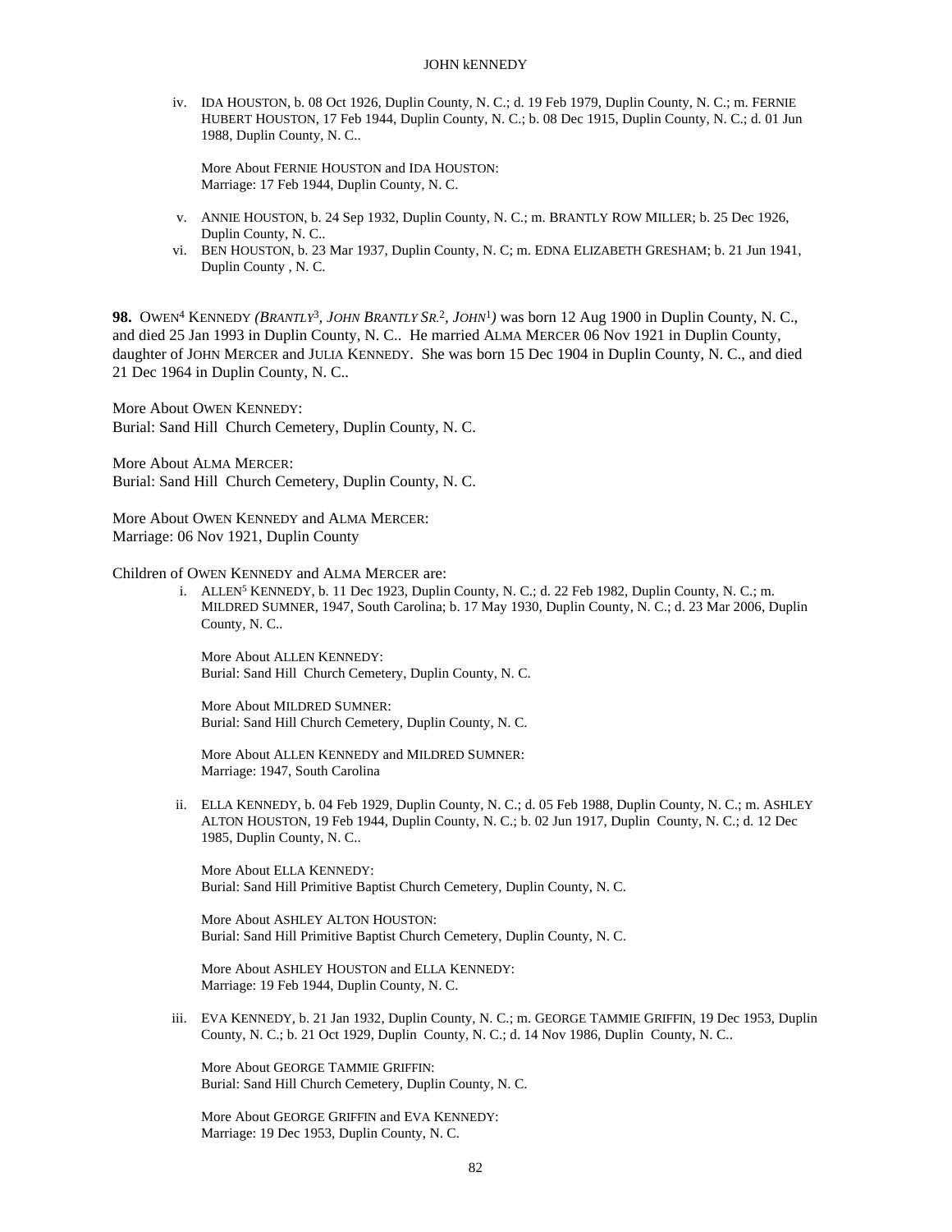iv. IDA HOUSTON, b. 08 Oct 1926, Duplin County, N. C.; d. 19 Feb 1979, Duplin County, N. C.; m. FERNIE HUBERT HOUSTON, 17 Feb 1944, Duplin County, N. C.; b. 08 Dec 1915, Duplin County, N. C.; d. 01 Jun 1988, Duplin County, N. C..

More About FERNIE HOUSTON and IDA HOUSTON:
Marriage: 17 Feb 1944, Duplin County, N. C.

v. ANNIE HOUSTON, b. 24 Sep 1932, Duplin County, N. C.; m. BRANTLY ROW MILLER; b. 25 Dec 1926, Duplin County, N. C..

vi. BEN HOUSTON, b. 23 Mar 1937, Duplin County, N. C; m. EDNA ELIZABETH GRESHAM; b. 21 Jun 1941, Duplin County , N. C.

**98.** OWEN[4] KENNEDY *(BRANTLY[3], JOHN BRANTLY SR.[2], JOHN[1])* was born 12 Aug 1900 in Duplin County, N. C., and died 25 Jan 1993 in Duplin County, N. C.. He married ALMA MERCER 06 Nov 1921 in Duplin County, daughter of JOHN MERCER and JULIA KENNEDY. She was born 15 Dec 1904 in Duplin County, N. C., and died 21 Dec 1964 in Duplin County, N. C..

More About OWEN KENNEDY:
Burial: Sand Hill Church Cemetery, Duplin County, N. C.

More About ALMA MERCER:
Burial: Sand Hill Church Cemetery, Duplin County, N. C.

More About OWEN KENNEDY and ALMA MERCER:
Marriage: 06 Nov 1921, Duplin County

Children of OWEN KENNEDY and ALMA MERCER are:

i. ALLEN[5] KENNEDY, b. 11 Dec 1923, Duplin County, N. C.; d. 22 Feb 1982, Duplin County, N. C.; m. MILDRED SUMNER, 1947, South Carolina; b. 17 May 1930, Duplin County, N. C.; d. 23 Mar 2006, Duplin County, N. C..

More About ALLEN KENNEDY:
Burial: Sand Hill Church Cemetery, Duplin County, N. C.

More About MILDRED SUMNER:
Burial: Sand Hill Church Cemetery, Duplin County, N. C.

More About ALLEN KENNEDY and MILDRED SUMNER:
Marriage: 1947, South Carolina

ii. ELLA KENNEDY, b. 04 Feb 1929, Duplin County, N. C.; d. 05 Feb 1988, Duplin County, N. C.; m. ASHLEY ALTON HOUSTON, 19 Feb 1944, Duplin County, N. C.; b. 02 Jun 1917, Duplin County, N. C.; d. 12 Dec 1985, Duplin County, N. C..

More About ELLA KENNEDY:
Burial: Sand Hill Primitive Baptist Church Cemetery, Duplin County, N. C.

More About ASHLEY ALTON HOUSTON:
Burial: Sand Hill Primitive Baptist Church Cemetery, Duplin County, N. C.

More About ASHLEY HOUSTON and ELLA KENNEDY:
Marriage: 19 Feb 1944, Duplin County, N. C.

iii. EVA KENNEDY, b. 21 Jan 1932, Duplin County, N. C.; m. GEORGE TAMMIE GRIFFIN, 19 Dec 1953, Duplin County, N. C.; b. 21 Oct 1929, Duplin County, N. C.; d. 14 Nov 1986, Duplin County, N. C..

More About GEORGE TAMMIE GRIFFIN:
Burial: Sand Hill Church Cemetery, Duplin County, N. C.

More About GEORGE GRIFFIN and EVA KENNEDY:
Marriage: 19 Dec 1953, Duplin County, N. C.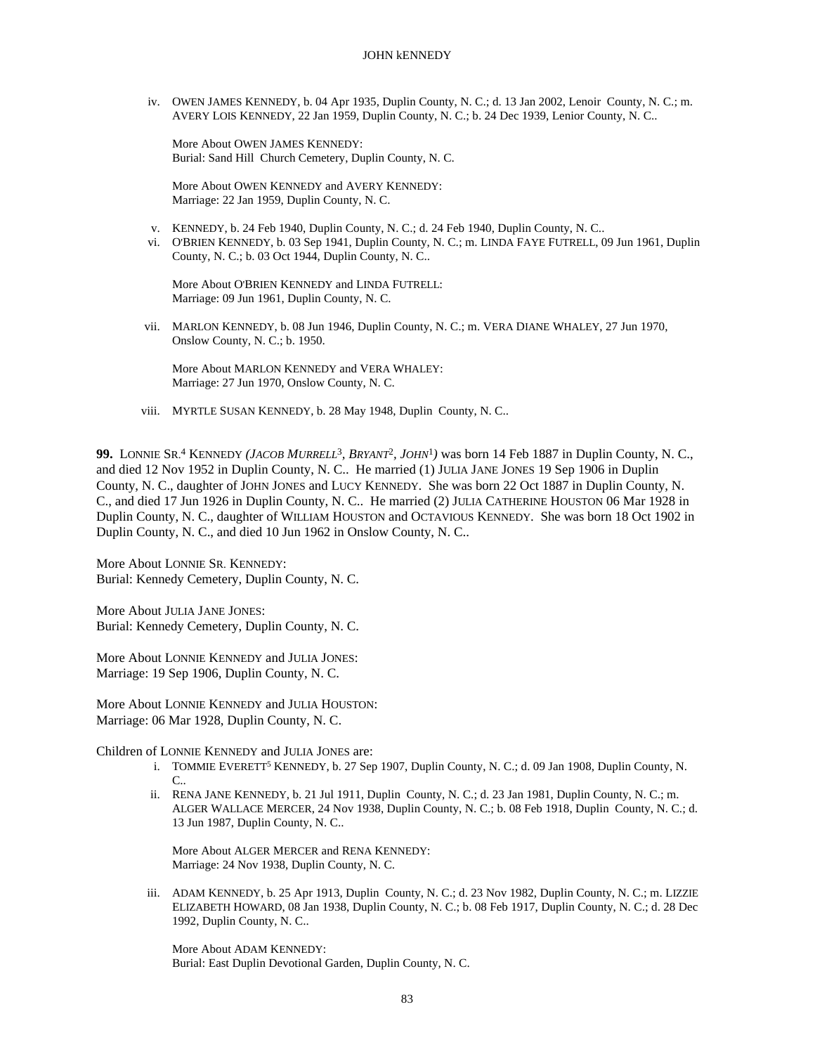iv. OWEN JAMES KENNEDY, b. 04 Apr 1935, Duplin County, N. C.; d. 13 Jan 2002, Lenoir County, N. C.; m. AVERY LOIS KENNEDY, 22 Jan 1959, Duplin County, N. C.; b. 24 Dec 1939, Lenior County, N. C..

More About OWEN JAMES KENNEDY:
Burial: Sand Hill Church Cemetery, Duplin County, N. C.

More About OWEN KENNEDY and AVERY KENNEDY:
Marriage: 22 Jan 1959, Duplin County, N. C.

v. KENNEDY, b. 24 Feb 1940, Duplin County, N. C.; d. 24 Feb 1940, Duplin County, N. C..

vi. O'BRIEN KENNEDY, b. 03 Sep 1941, Duplin County, N. C.; m. LINDA FAYE FUTRELL, 09 Jun 1961, Duplin County, N. C.; b. 03 Oct 1944, Duplin County, N. C..

More About O'BRIEN KENNEDY and LINDA FUTRELL:
Marriage: 09 Jun 1961, Duplin County, N. C.

vii. MARLON KENNEDY, b. 08 Jun 1946, Duplin County, N. C.; m. VERA DIANE WHALEY, 27 Jun 1970, Onslow County, N. C.; b. 1950.

More About MARLON KENNEDY and VERA WHALEY:
Marriage: 27 Jun 1970, Onslow County, N. C.

viii. MYRTLE SUSAN KENNEDY, b. 28 May 1948, Duplin County, N. C..

**99.** LONNIE SR.[4] KENNEDY *(JACOB MURRELL[3], BRYANT[2], JOHN[1])* was born 14 Feb 1887 in Duplin County, N. C., and died 12 Nov 1952 in Duplin County, N. C.. He married (1) JULIA JANE JONES 19 Sep 1906 in Duplin County, N. C., daughter of JOHN JONES and LUCY KENNEDY. She was born 22 Oct 1887 in Duplin County, N. C., and died 17 Jun 1926 in Duplin County, N. C.. He married (2) JULIA CATHERINE HOUSTON 06 Mar 1928 in Duplin County, N. C., daughter of WILLIAM HOUSTON and OCTAVIOUS KENNEDY. She was born 18 Oct 1902 in Duplin County, N. C., and died 10 Jun 1962 in Onslow County, N. C..

More About LONNIE SR. KENNEDY:
Burial: Kennedy Cemetery, Duplin County, N. C.

More About JULIA JANE JONES:
Burial: Kennedy Cemetery, Duplin County, N. C.

More About LONNIE KENNEDY and JULIA JONES:
Marriage: 19 Sep 1906, Duplin County, N. C.

More About LONNIE KENNEDY and JULIA HOUSTON:
Marriage: 06 Mar 1928, Duplin County, N. C.

Children of LONNIE KENNEDY and JULIA JONES are:

i. TOMMIE EVERETT[5] KENNEDY, b. 27 Sep 1907, Duplin County, N. C.; d. 09 Jan 1908, Duplin County, N. C..

ii. RENA JANE KENNEDY, b. 21 Jul 1911, Duplin County, N. C.; d. 23 Jan 1981, Duplin County, N. C.; m. ALGER WALLACE MERCER, 24 Nov 1938, Duplin County, N. C.; b. 08 Feb 1918, Duplin County, N. C.; d. 13 Jun 1987, Duplin County, N. C..

More About ALGER MERCER and RENA KENNEDY:
Marriage: 24 Nov 1938, Duplin County, N. C.

iii. ADAM KENNEDY, b. 25 Apr 1913, Duplin County, N. C.; d. 23 Nov 1982, Duplin County, N. C.; m. LIZZIE ELIZABETH HOWARD, 08 Jan 1938, Duplin County, N. C.; b. 08 Feb 1917, Duplin County, N. C.; d. 28 Dec 1992, Duplin County, N. C..

More About ADAM KENNEDY:
Burial: East Duplin Devotional Garden, Duplin County, N. C.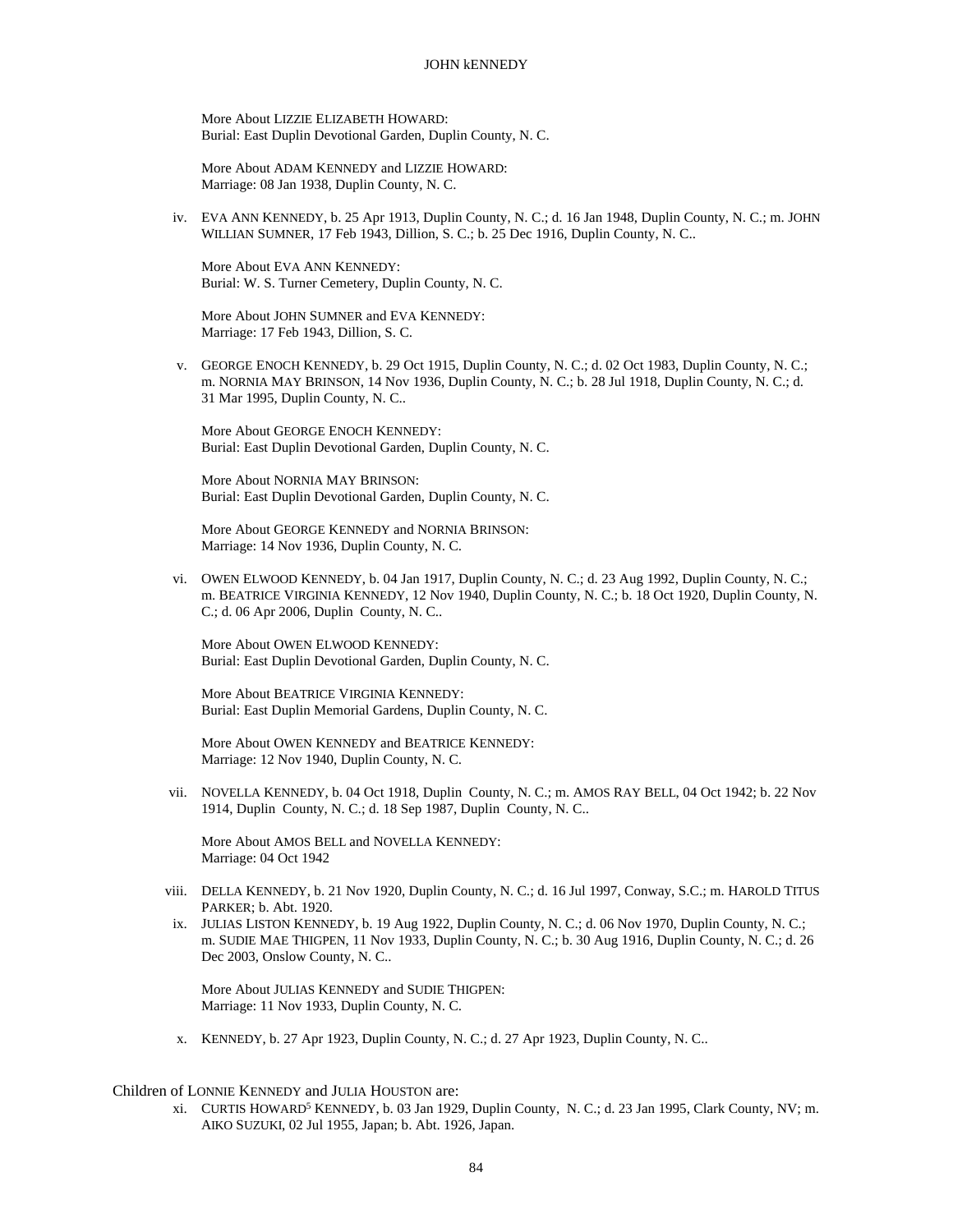More About LIZZIE ELIZABETH HOWARD:
Burial: East Duplin Devotional Garden, Duplin County, N. C.

More About ADAM KENNEDY and LIZZIE HOWARD:
Marriage: 08 Jan 1938, Duplin County, N. C.

iv. EVA ANN KENNEDY, b. 25 Apr 1913, Duplin County, N. C.; d. 16 Jan 1948, Duplin County, N. C.; m. JOHN WILLIAN SUMNER, 17 Feb 1943, Dillion, S. C.; b. 25 Dec 1916, Duplin County, N. C..

More About EVA ANN KENNEDY:
Burial: W. S. Turner Cemetery, Duplin County, N. C.

More About JOHN SUMNER and EVA KENNEDY:
Marriage: 17 Feb 1943, Dillion, S. C.

v. GEORGE ENOCH KENNEDY, b. 29 Oct 1915, Duplin County, N. C.; d. 02 Oct 1983, Duplin County, N. C.; m. NORNIA MAY BRINSON, 14 Nov 1936, Duplin County, N. C.; b. 28 Jul 1918, Duplin County, N. C.; d. 31 Mar 1995, Duplin County, N. C..

More About GEORGE ENOCH KENNEDY:
Burial: East Duplin Devotional Garden, Duplin County, N. C.

More About NORNIA MAY BRINSON:
Burial: East Duplin Devotional Garden, Duplin County, N. C.

More About GEORGE KENNEDY and NORNIA BRINSON:
Marriage: 14 Nov 1936, Duplin County, N. C.

vi. OWEN ELWOOD KENNEDY, b. 04 Jan 1917, Duplin County, N. C.; d. 23 Aug 1992, Duplin County, N. C.; m. BEATRICE VIRGINIA KENNEDY, 12 Nov 1940, Duplin County, N. C.; b. 18 Oct 1920, Duplin County, N. C.; d. 06 Apr 2006, Duplin County, N. C..

More About OWEN ELWOOD KENNEDY:
Burial: East Duplin Devotional Garden, Duplin County, N. C.

More About BEATRICE VIRGINIA KENNEDY:
Burial: East Duplin Memorial Gardens, Duplin County, N. C.

More About OWEN KENNEDY and BEATRICE KENNEDY:
Marriage: 12 Nov 1940, Duplin County, N. C.

vii. NOVELLA KENNEDY, b. 04 Oct 1918, Duplin County, N. C.; m. AMOS RAY BELL, 04 Oct 1942; b. 22 Nov 1914, Duplin County, N. C.; d. 18 Sep 1987, Duplin County, N. C..

More About AMOS BELL and NOVELLA KENNEDY:
Marriage: 04 Oct 1942

viii. DELLA KENNEDY, b. 21 Nov 1920, Duplin County, N. C.; d. 16 Jul 1997, Conway, S.C.; m. HAROLD TITUS PARKER; b. Abt. 1920.

ix. JULIAS LISTON KENNEDY, b. 19 Aug 1922, Duplin County, N. C.; d. 06 Nov 1970, Duplin County, N. C.; m. SUDIE MAE THIGPEN, 11 Nov 1933, Duplin County, N. C.; b. 30 Aug 1916, Duplin County, N. C.; d. 26 Dec 2003, Onslow County, N. C..

More About JULIAS KENNEDY and SUDIE THIGPEN:
Marriage: 11 Nov 1933, Duplin County, N. C.

x. KENNEDY, b. 27 Apr 1923, Duplin County, N. C.; d. 27 Apr 1923, Duplin County, N. C..

Children of LONNIE KENNEDY and JULIA HOUSTON are:

xi. CURTIS HOWARD[5] KENNEDY, b. 03 Jan 1929, Duplin County, N. C.; d. 23 Jan 1995, Clark County, NV; m. AIKO SUZUKI, 02 Jul 1955, Japan; b. Abt. 1926, Japan.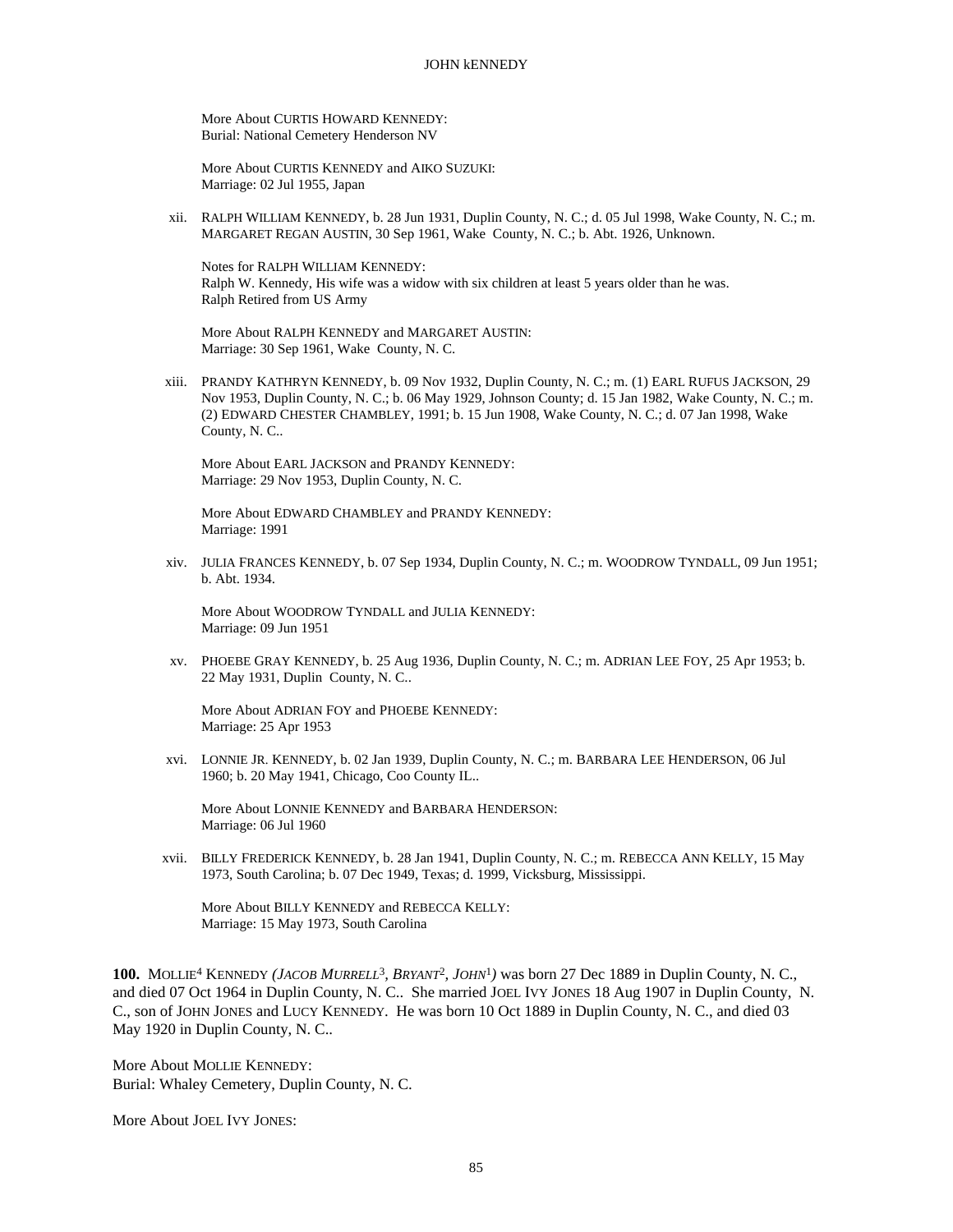More About CURTIS HOWARD KENNEDY:
Burial: National Cemetery Henderson NV

More About CURTIS KENNEDY and AIKO SUZUKI:
Marriage: 02 Jul 1955, Japan

xii. RALPH WILLIAM KENNEDY, b. 28 Jun 1931, Duplin County, N. C.; d. 05 Jul 1998, Wake County, N. C.; m. MARGARET REGAN AUSTIN, 30 Sep 1961, Wake County, N. C.; b. Abt. 1926, Unknown.

Notes for RALPH WILLIAM KENNEDY:
Ralph W. Kennedy, His wife was a widow with six children at least 5 years older than he was.
Ralph Retired from US Army

More About RALPH KENNEDY and MARGARET AUSTIN:
Marriage: 30 Sep 1961, Wake County, N. C.

xiii. PRANDY KATHRYN KENNEDY, b. 09 Nov 1932, Duplin County, N. C.; m. (1) EARL RUFUS JACKSON, 29 Nov 1953, Duplin County, N. C.; b. 06 May 1929, Johnson County; d. 15 Jan 1982, Wake County, N. C.; m. (2) EDWARD CHESTER CHAMBLEY, 1991; b. 15 Jun 1908, Wake County, N. C.; d. 07 Jan 1998, Wake County, N. C..

More About EARL JACKSON and PRANDY KENNEDY:
Marriage: 29 Nov 1953, Duplin County, N. C.

More About EDWARD CHAMBLEY and PRANDY KENNEDY:
Marriage: 1991

xiv. JULIA FRANCES KENNEDY, b. 07 Sep 1934, Duplin County, N. C.; m. WOODROW TYNDALL, 09 Jun 1951; b. Abt. 1934.

More About WOODROW TYNDALL and JULIA KENNEDY:
Marriage: 09 Jun 1951

xv. PHOEBE GRAY KENNEDY, b. 25 Aug 1936, Duplin County, N. C.; m. ADRIAN LEE FOY, 25 Apr 1953; b. 22 May 1931, Duplin County, N. C..

More About ADRIAN FOY and PHOEBE KENNEDY:
Marriage: 25 Apr 1953

xvi. LONNIE JR. KENNEDY, b. 02 Jan 1939, Duplin County, N. C.; m. BARBARA LEE HENDERSON, 06 Jul 1960; b. 20 May 1941, Chicago, Coo County IL..

More About LONNIE KENNEDY and BARBARA HENDERSON:
Marriage: 06 Jul 1960

xvii. BILLY FREDERICK KENNEDY, b. 28 Jan 1941, Duplin County, N. C.; m. REBECCA ANN KELLY, 15 May 1973, South Carolina; b. 07 Dec 1949, Texas; d. 1999, Vicksburg, Mississippi.

More About BILLY KENNEDY and REBECCA KELLY:
Marriage: 15 May 1973, South Carolina

**100.** MOLLIE[4] KENNEDY *(JACOB MURRELL[3], BRYANT[2], JOHN[1])* was born 27 Dec 1889 in Duplin County, N. C., and died 07 Oct 1964 in Duplin County, N. C.. She married JOEL IVY JONES 18 Aug 1907 in Duplin County, N. C., son of JOHN JONES and LUCY KENNEDY. He was born 10 Oct 1889 in Duplin County, N. C., and died 03 May 1920 in Duplin County, N. C..

More About MOLLIE KENNEDY:
Burial: Whaley Cemetery, Duplin County, N. C.

More About JOEL IVY JONES: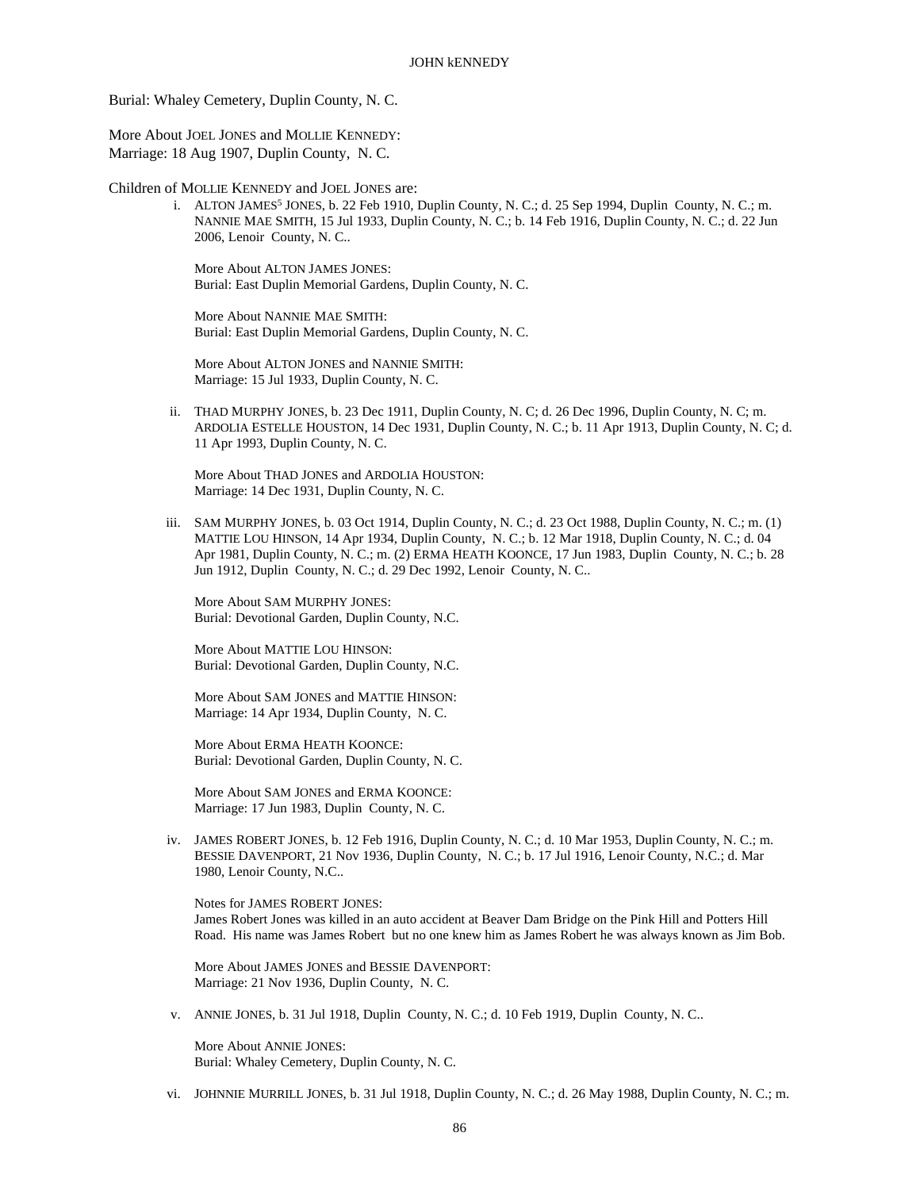Burial: Whaley Cemetery, Duplin County, N. C.

More About JOEL JONES and MOLLIE KENNEDY:
Marriage: 18 Aug 1907, Duplin County, N. C.

Children of MOLLIE KENNEDY and JOEL JONES are:

i. ALTON JAMES[5] JONES, b. 22 Feb 1910, Duplin County, N. C.; d. 25 Sep 1994, Duplin County, N. C.; m. NANNIE MAE SMITH, 15 Jul 1933, Duplin County, N. C.; b. 14 Feb 1916, Duplin County, N. C.; d. 22 Jun 2006, Lenoir County, N. C..

   More About ALTON JAMES JONES:
   Burial: East Duplin Memorial Gardens, Duplin County, N. C.

   More About NANNIE MAE SMITH:
   Burial: East Duplin Memorial Gardens, Duplin County, N. C.

   More About ALTON JONES and NANNIE SMITH:
   Marriage: 15 Jul 1933, Duplin County, N. C.

ii. THAD MURPHY JONES, b. 23 Dec 1911, Duplin County, N. C; d. 26 Dec 1996, Duplin County, N. C; m. ARDOLIA ESTELLE HOUSTON, 14 Dec 1931, Duplin County, N. C.; b. 11 Apr 1913, Duplin County, N. C; d. 11 Apr 1993, Duplin County, N. C.

   More About THAD JONES and ARDOLIA HOUSTON:
   Marriage: 14 Dec 1931, Duplin County, N. C.

iii. SAM MURPHY JONES, b. 03 Oct 1914, Duplin County, N. C.; d. 23 Oct 1988, Duplin County, N. C.; m. (1) MATTIE LOU HINSON, 14 Apr 1934, Duplin County, N. C.; b. 12 Mar 1918, Duplin County, N. C.; d. 04 Apr 1981, Duplin County, N. C.; m. (2) ERMA HEATH KOONCE, 17 Jun 1983, Duplin County, N. C.; b. 28 Jun 1912, Duplin County, N. C.; d. 29 Dec 1992, Lenoir County, N. C..

   More About SAM MURPHY JONES:
   Burial: Devotional Garden, Duplin County, N.C.

   More About MATTIE LOU HINSON:
   Burial: Devotional Garden, Duplin County, N.C.

   More About SAM JONES and MATTIE HINSON:
   Marriage: 14 Apr 1934, Duplin County, N. C.

   More About ERMA HEATH KOONCE:
   Burial: Devotional Garden, Duplin County, N. C.

   More About SAM JONES and ERMA KOONCE:
   Marriage: 17 Jun 1983, Duplin County, N. C.

iv. JAMES ROBERT JONES, b. 12 Feb 1916, Duplin County, N. C.; d. 10 Mar 1953, Duplin County, N. C.; m. BESSIE DAVENPORT, 21 Nov 1936, Duplin County, N. C.; b. 17 Jul 1916, Lenoir County, N.C.; d. Mar 1980, Lenoir County, N.C..

   Notes for JAMES ROBERT JONES:
   James Robert Jones was killed in an auto accident at Beaver Dam Bridge on the Pink Hill and Potters Hill Road. His name was James Robert but no one knew him as James Robert he was always known as Jim Bob.

   More About JAMES JONES and BESSIE DAVENPORT:
   Marriage: 21 Nov 1936, Duplin County, N. C.

v. ANNIE JONES, b. 31 Jul 1918, Duplin County, N. C.; d. 10 Feb 1919, Duplin County, N. C..

   More About ANNIE JONES:
   Burial: Whaley Cemetery, Duplin County, N. C.

vi. JOHNNIE MURRILL JONES, b. 31 Jul 1918, Duplin County, N. C.; d. 26 May 1988, Duplin County, N. C.; m.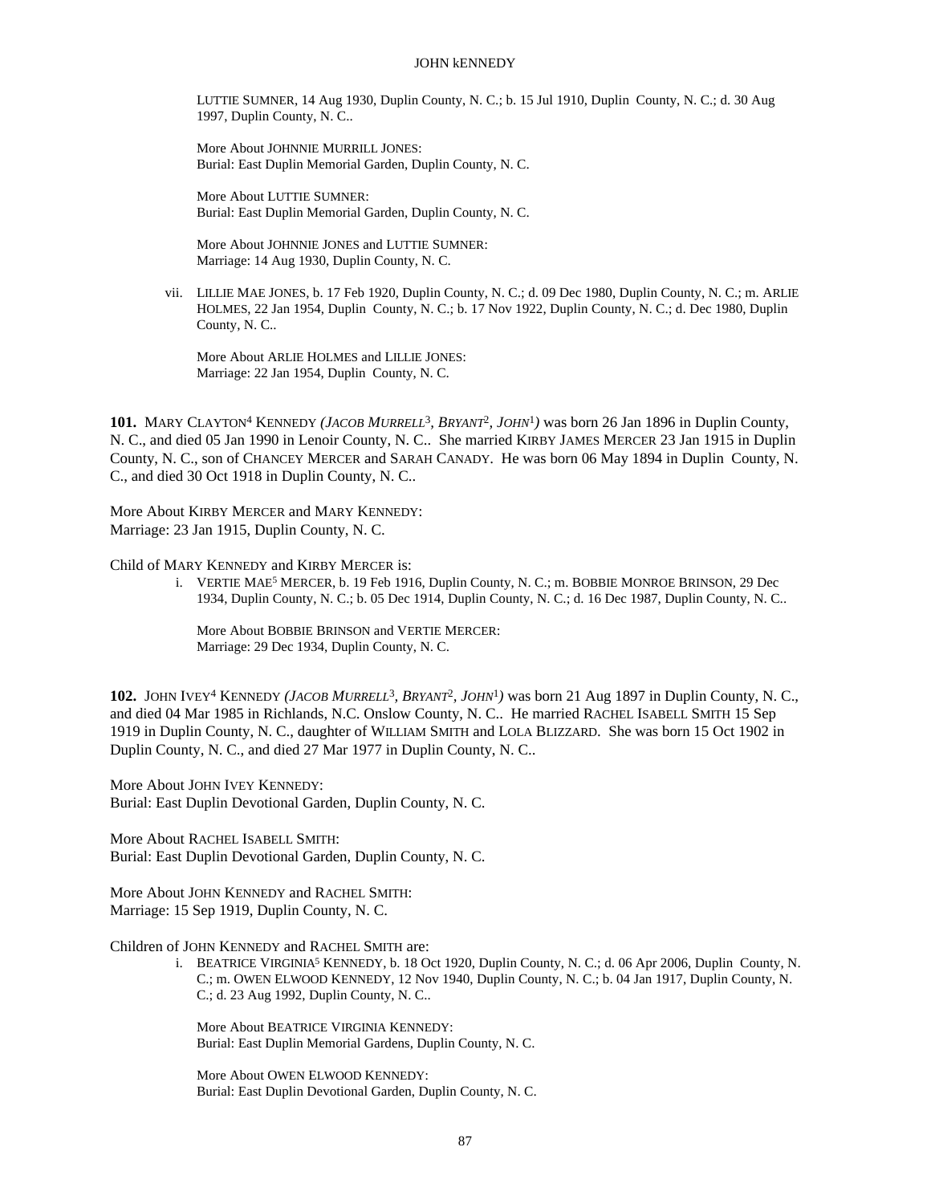LUTTIE SUMNER, 14 Aug 1930, Duplin County, N. C.; b. 15 Jul 1910, Duplin County, N. C.; d. 30 Aug 1997, Duplin County, N. C..

More About JOHNNIE MURRILL JONES:
Burial: East Duplin Memorial Garden, Duplin County, N. C.

More About LUTTIE SUMNER:
Burial: East Duplin Memorial Garden, Duplin County, N. C.

More About JOHNNIE JONES and LUTTIE SUMNER:
Marriage: 14 Aug 1930, Duplin County, N. C.

vii. LILLIE MAE JONES, b. 17 Feb 1920, Duplin County, N. C.; d. 09 Dec 1980, Duplin County, N. C.; m. ARLIE HOLMES, 22 Jan 1954, Duplin County, N. C.; b. 17 Nov 1922, Duplin County, N. C.; d. Dec 1980, Duplin County, N. C..

More About ARLIE HOLMES and LILLIE JONES:
Marriage: 22 Jan 1954, Duplin County, N. C.

**101.** MARY CLAYTON[4] KENNEDY *(JACOB MURRELL[3], BRYANT[2], JOHN[1])* was born 26 Jan 1896 in Duplin County, N. C., and died 05 Jan 1990 in Lenoir County, N. C.. She married KIRBY JAMES MERCER 23 Jan 1915 in Duplin County, N. C., son of CHANCEY MERCER and SARAH CANADY. He was born 06 May 1894 in Duplin County, N. C., and died 30 Oct 1918 in Duplin County, N. C..

More About KIRBY MERCER and MARY KENNEDY:
Marriage: 23 Jan 1915, Duplin County, N. C.

Child of MARY KENNEDY and KIRBY MERCER is:

i. VERTIE MAE[5] MERCER, b. 19 Feb 1916, Duplin County, N. C.; m. BOBBIE MONROE BRINSON, 29 Dec 1934, Duplin County, N. C.; b. 05 Dec 1914, Duplin County, N. C.; d. 16 Dec 1987, Duplin County, N. C..

More About BOBBIE BRINSON and VERTIE MERCER:
Marriage: 29 Dec 1934, Duplin County, N. C.

**102.** JOHN IVEY[4] KENNEDY *(JACOB MURRELL[3], BRYANT[2], JOHN[1])* was born 21 Aug 1897 in Duplin County, N. C., and died 04 Mar 1985 in Richlands, N.C. Onslow County, N. C.. He married RACHEL ISABELL SMITH 15 Sep 1919 in Duplin County, N. C., daughter of WILLIAM SMITH and LOLA BLIZZARD. She was born 15 Oct 1902 in Duplin County, N. C., and died 27 Mar 1977 in Duplin County, N. C..

More About JOHN IVEY KENNEDY:
Burial: East Duplin Devotional Garden, Duplin County, N. C.

More About RACHEL ISABELL SMITH:
Burial: East Duplin Devotional Garden, Duplin County, N. C.

More About JOHN KENNEDY and RACHEL SMITH:
Marriage: 15 Sep 1919, Duplin County, N. C.

Children of JOHN KENNEDY and RACHEL SMITH are:

i. BEATRICE VIRGINIA[5] KENNEDY, b. 18 Oct 1920, Duplin County, N. C.; d. 06 Apr 2006, Duplin County, N. C.; m. OWEN ELWOOD KENNEDY, 12 Nov 1940, Duplin County, N. C.; b. 04 Jan 1917, Duplin County, N. C.; d. 23 Aug 1992, Duplin County, N. C..

More About BEATRICE VIRGINIA KENNEDY:
Burial: East Duplin Memorial Gardens, Duplin County, N. C.

More About OWEN ELWOOD KENNEDY:
Burial: East Duplin Devotional Garden, Duplin County, N. C.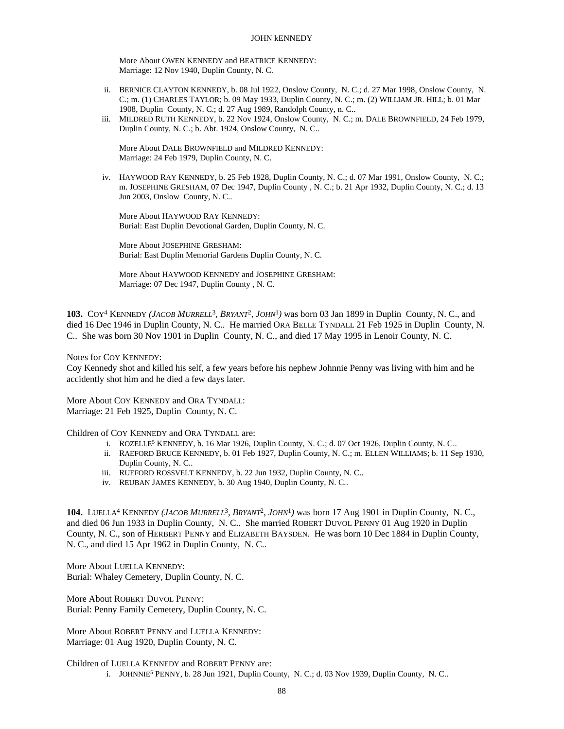More About OWEN KENNEDY and BEATRICE KENNEDY:
Marriage: 12 Nov 1940, Duplin County, N. C.

ii. BERNICE CLAYTON KENNEDY, b. 08 Jul 1922, Onslow County, N. C.; d. 27 Mar 1998, Onslow County, N. C.; m. (1) CHARLES TAYLOR; b. 09 May 1933, Duplin County, N. C.; m. (2) WILLIAM JR. HILL; b. 01 Mar 1908, Duplin County, N. C.; d. 27 Aug 1989, Randolph County, n. C..

iii. MILDRED RUTH KENNEDY, b. 22 Nov 1924, Onslow County, N. C.; m. DALE BROWNFIELD, 24 Feb 1979, Duplin County, N. C.; b. Abt. 1924, Onslow County, N. C..

More About DALE BROWNFIELD and MILDRED KENNEDY:
Marriage: 24 Feb 1979, Duplin County, N. C.

iv. HAYWOOD RAY KENNEDY, b. 25 Feb 1928, Duplin County, N. C.; d. 07 Mar 1991, Onslow County, N. C.; m. JOSEPHINE GRESHAM, 07 Dec 1947, Duplin County , N. C.; b. 21 Apr 1932, Duplin County, N. C.; d. 13 Jun 2003, Onslow County, N. C..

More About HAYWOOD RAY KENNEDY:
Burial: East Duplin Devotional Garden, Duplin County, N. C.

More About JOSEPHINE GRESHAM:
Burial: East Duplin Memorial Gardens Duplin County, N. C.

More About HAYWOOD KENNEDY and JOSEPHINE GRESHAM:
Marriage: 07 Dec 1947, Duplin County , N. C.

**103.** COY[4] KENNEDY *(JACOB MURRELL[3], BRYANT[2], JOHN[1])* was born 03 Jan 1899 in Duplin County, N. C., and died 16 Dec 1946 in Duplin County, N. C.. He married ORA BELLE TYNDALL 21 Feb 1925 in Duplin County, N. C.. She was born 30 Nov 1901 in Duplin County, N. C., and died 17 May 1995 in Lenoir County, N. C.

Notes for COY KENNEDY:
Coy Kennedy shot and killed his self, a few years before his nephew Johnnie Penny was living with him and he accidently shot him and he died a few days later.

More About COY KENNEDY and ORA TYNDALL:
Marriage: 21 Feb 1925, Duplin County, N. C.

Children of COY KENNEDY and ORA TYNDALL are:

i. ROZELLE[5] KENNEDY, b. 16 Mar 1926, Duplin County, N. C.; d. 07 Oct 1926, Duplin County, N. C..

ii. RAEFORD BRUCE KENNEDY, b. 01 Feb 1927, Duplin County, N. C.; m. ELLEN WILLIAMS; b. 11 Sep 1930, Duplin County, N. C..

iii. RUEFORD ROSSVELT KENNEDY, b. 22 Jun 1932, Duplin County, N. C..

iv. REUBAN JAMES KENNEDY, b. 30 Aug 1940, Duplin County, N. C..

**104.** LUELLA[4] KENNEDY *(JACOB MURRELL[3], BRYANT[2], JOHN[1])* was born 17 Aug 1901 in Duplin County, N. C., and died 06 Jun 1933 in Duplin County, N. C.. She married ROBERT DUVOL PENNY 01 Aug 1920 in Duplin County, N. C., son of HERBERT PENNY and ELIZABETH BAYSDEN. He was born 10 Dec 1884 in Duplin County, N. C., and died 15 Apr 1962 in Duplin County, N. C..

More About LUELLA KENNEDY:
Burial: Whaley Cemetery, Duplin County, N. C.

More About ROBERT DUVOL PENNY:
Burial: Penny Family Cemetery, Duplin County, N. C.

More About ROBERT PENNY and LUELLA KENNEDY:
Marriage: 01 Aug 1920, Duplin County, N. C.

Children of LUELLA KENNEDY and ROBERT PENNY are:

i. JOHNNIE[5] PENNY, b. 28 Jun 1921, Duplin County, N. C.; d. 03 Nov 1939, Duplin County, N. C..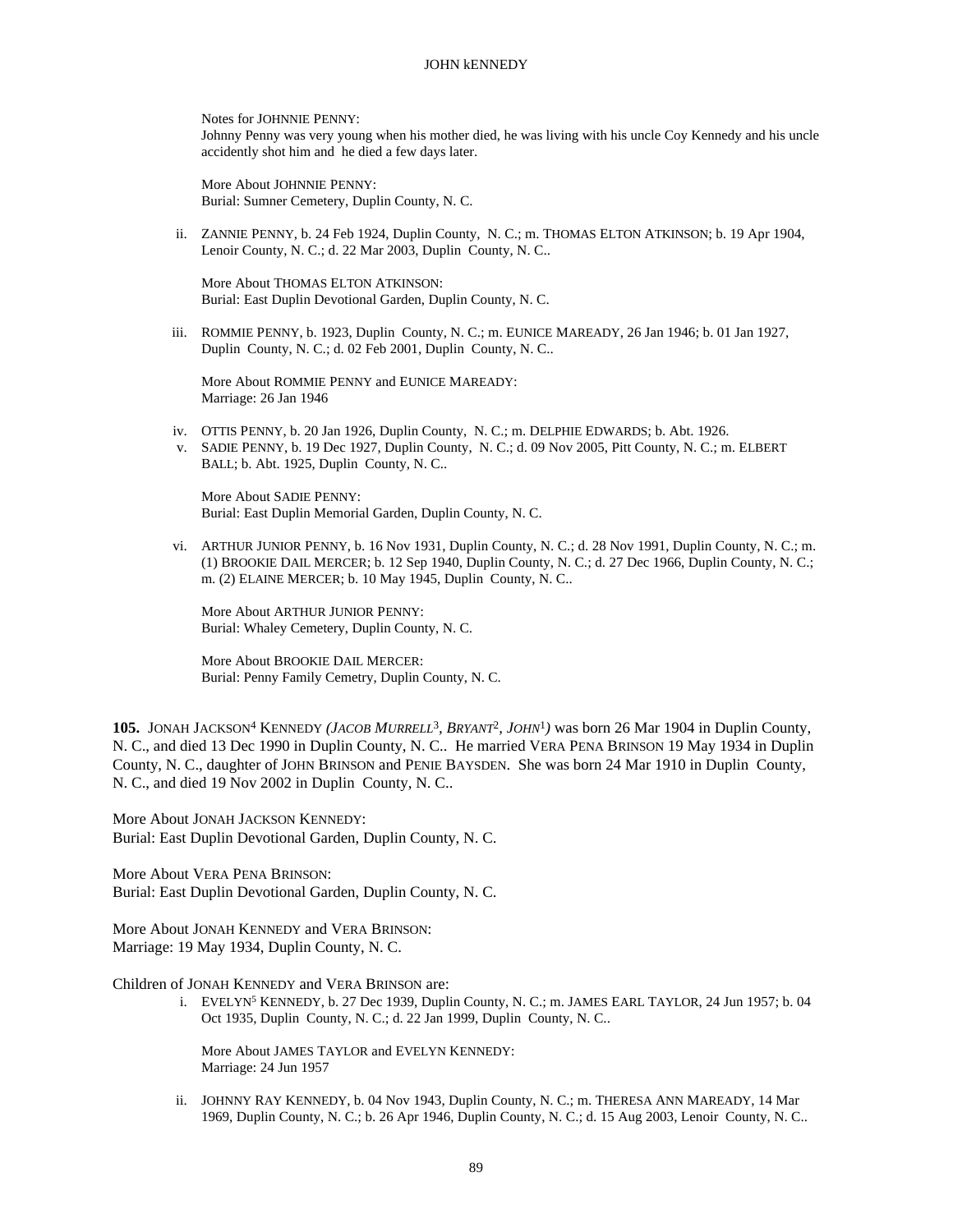Notes for JOHNNIE PENNY:
Johnny Penny was very young when his mother died, he was living with his uncle Coy Kennedy and his uncle accidently shot him and he died a few days later.

More About JOHNNIE PENNY:
Burial: Sumner Cemetery, Duplin County, N. C.

ii. ZANNIE PENNY, b. 24 Feb 1924, Duplin County, N. C.; m. THOMAS ELTON ATKINSON; b. 19 Apr 1904, Lenoir County, N. C.; d. 22 Mar 2003, Duplin County, N. C..

More About THOMAS ELTON ATKINSON:
Burial: East Duplin Devotional Garden, Duplin County, N. C.

iii. ROMMIE PENNY, b. 1923, Duplin County, N. C.; m. EUNICE MAREADY, 26 Jan 1946; b. 01 Jan 1927, Duplin County, N. C.; d. 02 Feb 2001, Duplin County, N. C..

More About ROMMIE PENNY and EUNICE MAREADY:
Marriage: 26 Jan 1946

iv. OTTIS PENNY, b. 20 Jan 1926, Duplin County, N. C.; m. DELPHIE EDWARDS; b. Abt. 1926.

v. SADIE PENNY, b. 19 Dec 1927, Duplin County, N. C.; d. 09 Nov 2005, Pitt County, N. C.; m. ELBERT BALL; b. Abt. 1925, Duplin County, N. C..

More About SADIE PENNY:
Burial: East Duplin Memorial Garden, Duplin County, N. C.

vi. ARTHUR JUNIOR PENNY, b. 16 Nov 1931, Duplin County, N. C.; d. 28 Nov 1991, Duplin County, N. C.; m. (1) BROOKIE DAIL MERCER; b. 12 Sep 1940, Duplin County, N. C.; d. 27 Dec 1966, Duplin County, N. C.; m. (2) ELAINE MERCER; b. 10 May 1945, Duplin County, N. C..

More About ARTHUR JUNIOR PENNY:
Burial: Whaley Cemetery, Duplin County, N. C.

More About BROOKIE DAIL MERCER:
Burial: Penny Family Cemetry, Duplin County, N. C.

**105.** JONAH JACKSON[4] KENNEDY *(JACOB MURRELL[3], BRYANT[2], JOHN[1])* was born 26 Mar 1904 in Duplin County, N. C., and died 13 Dec 1990 in Duplin County, N. C.. He married VERA PENA BRINSON 19 May 1934 in Duplin County, N. C., daughter of JOHN BRINSON and PENIE BAYSDEN. She was born 24 Mar 1910 in Duplin County, N. C., and died 19 Nov 2002 in Duplin County, N. C..

More About JONAH JACKSON KENNEDY:
Burial: East Duplin Devotional Garden, Duplin County, N. C.

More About VERA PENA BRINSON:
Burial: East Duplin Devotional Garden, Duplin County, N. C.

More About JONAH KENNEDY and VERA BRINSON:
Marriage: 19 May 1934, Duplin County, N. C.

Children of JONAH KENNEDY and VERA BRINSON are:

i. EVELYN[5] KENNEDY, b. 27 Dec 1939, Duplin County, N. C.; m. JAMES EARL TAYLOR, 24 Jun 1957; b. 04 Oct 1935, Duplin County, N. C.; d. 22 Jan 1999, Duplin County, N. C..

More About JAMES TAYLOR and EVELYN KENNEDY:
Marriage: 24 Jun 1957

ii. JOHNNY RAY KENNEDY, b. 04 Nov 1943, Duplin County, N. C.; m. THERESA ANN MAREADY, 14 Mar 1969, Duplin County, N. C.; b. 26 Apr 1946, Duplin County, N. C.; d. 15 Aug 2003, Lenoir County, N. C..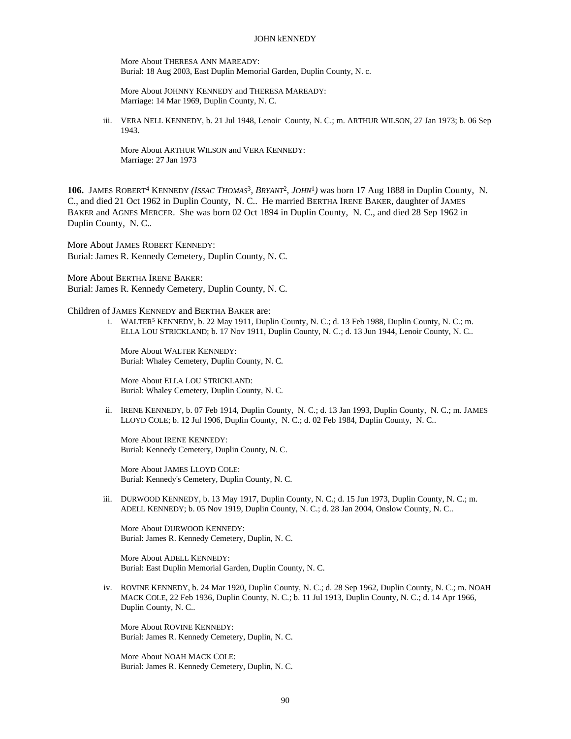More About THERESA ANN MAREADY:
Burial: 18 Aug 2003, East Duplin Memorial Garden, Duplin County, N. c.

More About JOHNNY KENNEDY and THERESA MAREADY:
Marriage: 14 Mar 1969, Duplin County, N. C.

iii. VERA NELL KENNEDY, b. 21 Jul 1948, Lenoir County, N. C.; m. ARTHUR WILSON, 27 Jan 1973; b. 06 Sep 1943.

More About ARTHUR WILSON and VERA KENNEDY:
Marriage: 27 Jan 1973

**106.** JAMES ROBERT[4] KENNEDY *(ISSAC THOMAS[3], BRYANT[2], JOHN[1])* was born 17 Aug 1888 in Duplin County, N. C., and died 21 Oct 1962 in Duplin County, N. C.. He married BERTHA IRENE BAKER, daughter of JAMES BAKER and AGNES MERCER. She was born 02 Oct 1894 in Duplin County, N. C., and died 28 Sep 1962 in Duplin County, N. C..

More About JAMES ROBERT KENNEDY:
Burial: James R. Kennedy Cemetery, Duplin County, N. C.

More About BERTHA IRENE BAKER:
Burial: James R. Kennedy Cemetery, Duplin County, N. C.

Children of JAMES KENNEDY and BERTHA BAKER are:

i. WALTER[5] KENNEDY, b. 22 May 1911, Duplin County, N. C.; d. 13 Feb 1988, Duplin County, N. C.; m. ELLA LOU STRICKLAND; b. 17 Nov 1911, Duplin County, N. C.; d. 13 Jun 1944, Lenoir County, N. C..

More About WALTER KENNEDY:
Burial: Whaley Cemetery, Duplin County, N. C.

More About ELLA LOU STRICKLAND:
Burial: Whaley Cemetery, Duplin County, N. C.

ii. IRENE KENNEDY, b. 07 Feb 1914, Duplin County, N. C.; d. 13 Jan 1993, Duplin County, N. C.; m. JAMES LLOYD COLE; b. 12 Jul 1906, Duplin County, N. C.; d. 02 Feb 1984, Duplin County, N. C..

More About IRENE KENNEDY:
Burial: Kennedy Cemetery, Duplin County, N. C.

More About JAMES LLOYD COLE:
Burial: Kennedy's Cemetery, Duplin County, N. C.

iii. DURWOOD KENNEDY, b. 13 May 1917, Duplin County, N. C.; d. 15 Jun 1973, Duplin County, N. C.; m. ADELL KENNEDY; b. 05 Nov 1919, Duplin County, N. C.; d. 28 Jan 2004, Onslow County, N. C..

More About DURWOOD KENNEDY:
Burial: James R. Kennedy Cemetery, Duplin, N. C.

More About ADELL KENNEDY:
Burial: East Duplin Memorial Garden, Duplin County, N. C.

iv. ROVINE KENNEDY, b. 24 Mar 1920, Duplin County, N. C.; d. 28 Sep 1962, Duplin County, N. C.; m. NOAH MACK COLE, 22 Feb 1936, Duplin County, N. C.; b. 11 Jul 1913, Duplin County, N. C.; d. 14 Apr 1966, Duplin County, N. C..

More About ROVINE KENNEDY:
Burial: James R. Kennedy Cemetery, Duplin, N. C.

More About NOAH MACK COLE:
Burial: James R. Kennedy Cemetery, Duplin, N. C.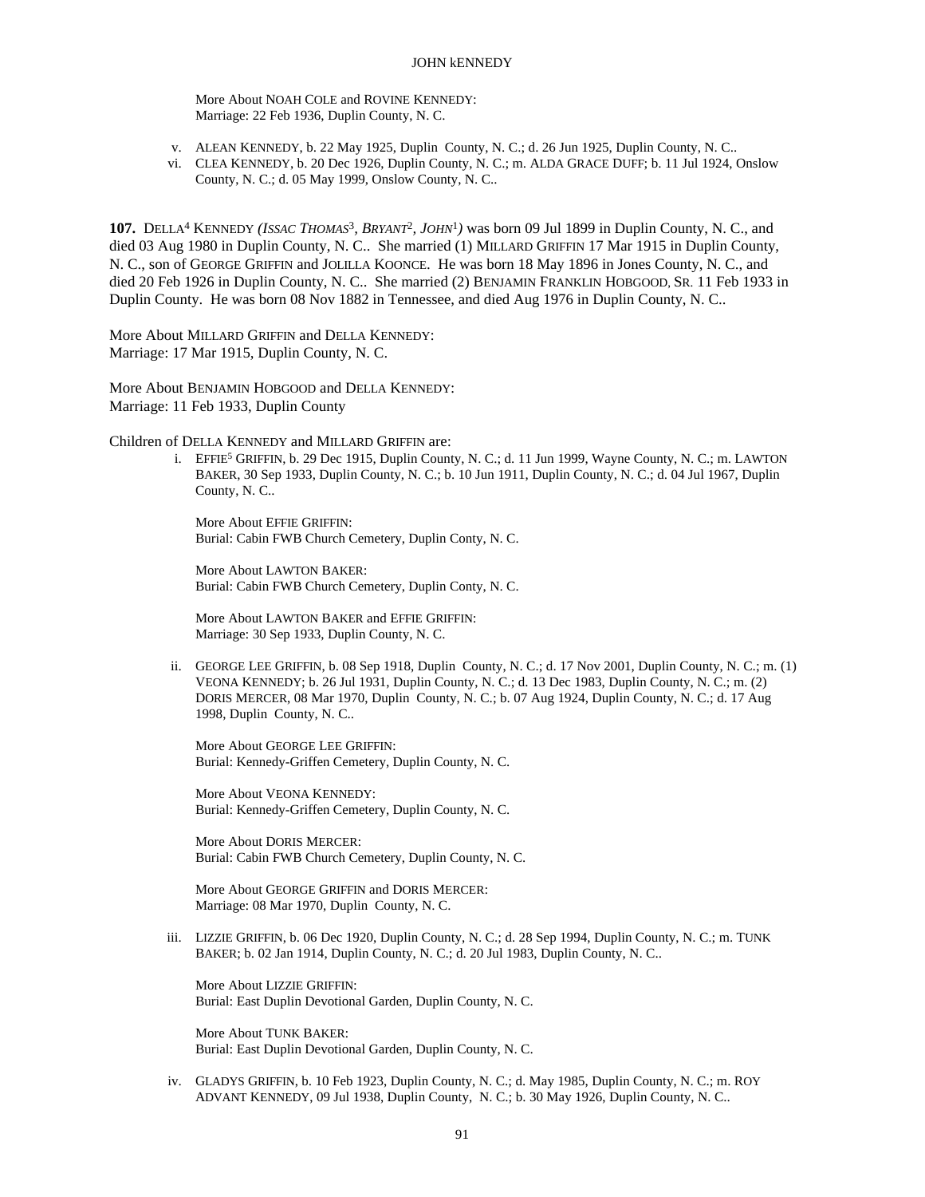More About NOAH COLE and ROVINE KENNEDY:
Marriage: 22 Feb 1936, Duplin County, N. C.

v. ALEAN KENNEDY, b. 22 May 1925, Duplin  County, N. C.; d. 26 Jun 1925, Duplin County, N. C..
vi. CLEA KENNEDY, b. 20 Dec 1926, Duplin County, N. C.; m. ALDA GRACE DUFF; b. 11 Jul 1924, Onslow County, N. C.; d. 05 May 1999, Onslow County, N. C..

**107.** DELLA[4] KENNEDY *(ISSAC THOMAS[3], BRYANT[2], JOHN[1])* was born 09 Jul 1899 in Duplin County, N. C., and died 03 Aug 1980 in Duplin County, N. C..  She married (1) MILLARD GRIFFIN 17 Mar 1915 in Duplin County, N. C., son of GEORGE GRIFFIN and JOLILLA KOONCE.  He was born 18 May 1896 in Jones County, N. C., and died 20 Feb 1926 in Duplin County, N. C..  She married (2) BENJAMIN FRANKLIN HOBGOOD, SR. 11 Feb 1933 in Duplin County.  He was born 08 Nov 1882 in Tennessee, and died Aug 1976 in Duplin County, N. C..

More About MILLARD GRIFFIN and DELLA KENNEDY:
Marriage: 17 Mar 1915, Duplin County, N. C.

More About BENJAMIN HOBGOOD and DELLA KENNEDY:
Marriage: 11 Feb 1933, Duplin County

Children of DELLA KENNEDY and MILLARD GRIFFIN are:

i. EFFIE[5] GRIFFIN, b. 29 Dec 1915, Duplin County, N. C.; d. 11 Jun 1999, Wayne County, N. C.; m. LAWTON BAKER, 30 Sep 1933, Duplin County, N. C.; b. 10 Jun 1911, Duplin County, N. C.; d. 04 Jul 1967, Duplin County, N. C..

More About EFFIE GRIFFIN:
Burial: Cabin FWB Church Cemetery, Duplin Conty, N. C.

More About LAWTON BAKER:
Burial: Cabin FWB Church Cemetery, Duplin Conty, N. C.

More About LAWTON BAKER and EFFIE GRIFFIN:
Marriage: 30 Sep 1933, Duplin County, N. C.

ii. GEORGE LEE GRIFFIN, b. 08 Sep 1918, Duplin  County, N. C.; d. 17 Nov 2001, Duplin County, N. C.; m. (1) VEONA KENNEDY; b. 26 Jul 1931, Duplin County, N. C.; d. 13 Dec 1983, Duplin County, N. C.; m. (2) DORIS MERCER, 08 Mar 1970, Duplin  County, N. C.; b. 07 Aug 1924, Duplin County, N. C.; d. 17 Aug 1998, Duplin  County, N. C..

More About GEORGE LEE GRIFFIN:
Burial: Kennedy-Griffen Cemetery, Duplin County, N. C.

More About VEONA KENNEDY:
Burial: Kennedy-Griffen Cemetery, Duplin County, N. C.

More About DORIS MERCER:
Burial: Cabin FWB Church Cemetery, Duplin County, N. C.

More About GEORGE GRIFFIN and DORIS MERCER:
Marriage: 08 Mar 1970, Duplin  County, N. C.

iii. LIZZIE GRIFFIN, b. 06 Dec 1920, Duplin County, N. C.; d. 28 Sep 1994, Duplin County, N. C.; m. TUNK BAKER; b. 02 Jan 1914, Duplin County, N. C.; d. 20 Jul 1983, Duplin County, N. C..

More About LIZZIE GRIFFIN:
Burial: East Duplin Devotional Garden, Duplin County, N. C.

More About TUNK BAKER:
Burial: East Duplin Devotional Garden, Duplin County, N. C.

iv. GLADYS GRIFFIN, b. 10 Feb 1923, Duplin County, N. C.; d. May 1985, Duplin County, N. C.; m. ROY ADVANT KENNEDY, 09 Jul 1938, Duplin County,  N. C.; b. 30 May 1926, Duplin County, N. C..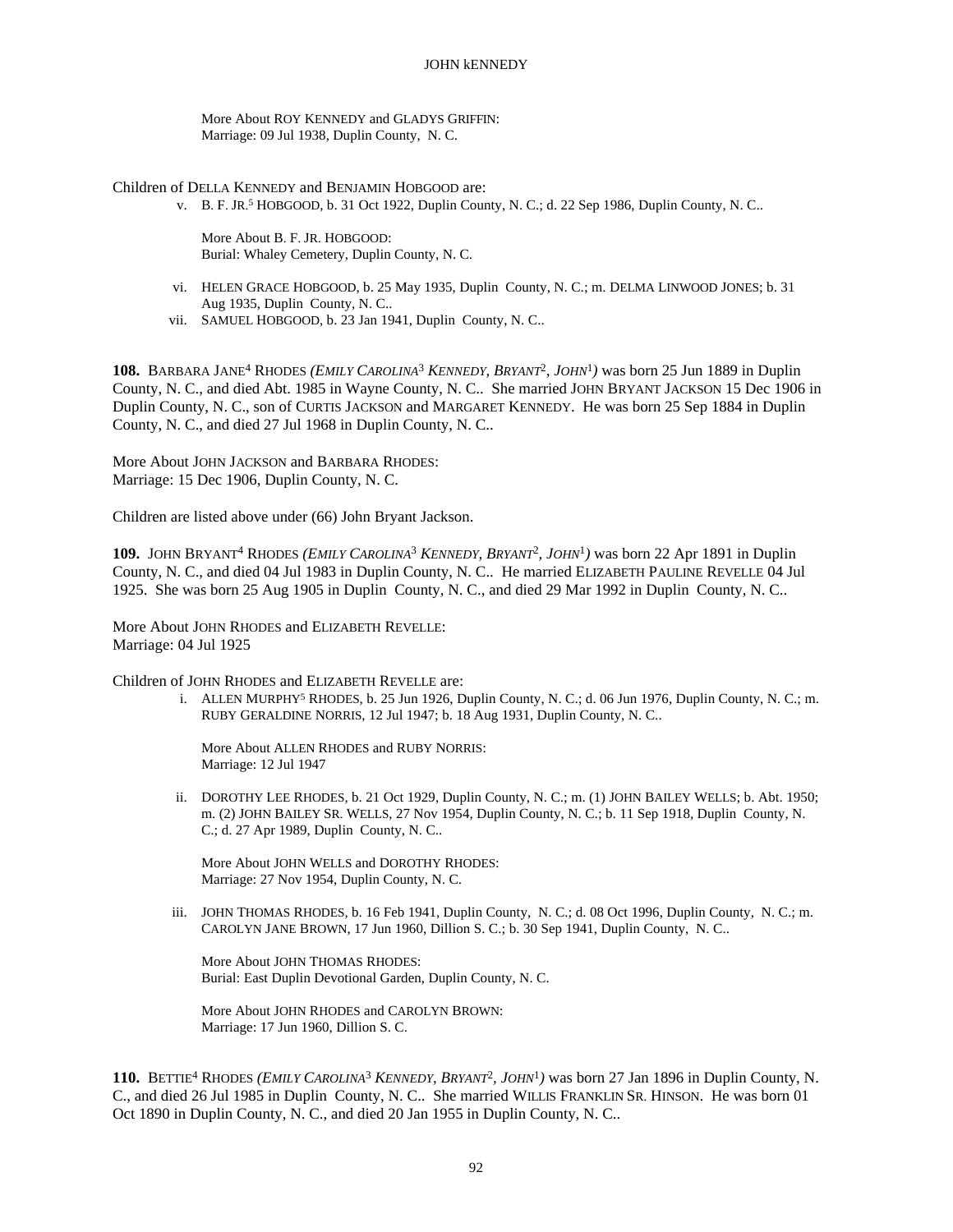More About ROY KENNEDY and GLADYS GRIFFIN:
Marriage: 09 Jul 1938, Duplin County, N. C.

Children of DELLA KENNEDY and BENJAMIN HOBGOOD are:

v. B. F. JR.[5] HOBGOOD, b. 31 Oct 1922, Duplin County, N. C.; d. 22 Sep 1986, Duplin County, N. C..

More About B. F. JR. HOBGOOD:
Burial: Whaley Cemetery, Duplin County, N. C.

vi. HELEN GRACE HOBGOOD, b. 25 May 1935, Duplin County, N. C.; m. DELMA LINWOOD JONES; b. 31 Aug 1935, Duplin County, N. C..

vii. SAMUEL HOBGOOD, b. 23 Jan 1941, Duplin County, N. C..

**108.** BARBARA JANE[4] RHODES *(EMILY CAROLINA[3] KENNEDY, BRYANT[2], JOHN[1])* was born 25 Jun 1889 in Duplin County, N. C., and died Abt. 1985 in Wayne County, N. C.. She married JOHN BRYANT JACKSON 15 Dec 1906 in Duplin County, N. C., son of CURTIS JACKSON and MARGARET KENNEDY. He was born 25 Sep 1884 in Duplin County, N. C., and died 27 Jul 1968 in Duplin County, N. C..

More About JOHN JACKSON and BARBARA RHODES:
Marriage: 15 Dec 1906, Duplin County, N. C.

Children are listed above under (66) John Bryant Jackson.

**109.** JOHN BRYANT[4] RHODES *(EMILY CAROLINA[3] KENNEDY, BRYANT[2], JOHN[1])* was born 22 Apr 1891 in Duplin County, N. C., and died 04 Jul 1983 in Duplin County, N. C.. He married ELIZABETH PAULINE REVELLE 04 Jul 1925. She was born 25 Aug 1905 in Duplin County, N. C., and died 29 Mar 1992 in Duplin County, N. C..

More About JOHN RHODES and ELIZABETH REVELLE:
Marriage: 04 Jul 1925

Children of JOHN RHODES and ELIZABETH REVELLE are:

i. ALLEN MURPHY[5] RHODES, b. 25 Jun 1926, Duplin County, N. C.; d. 06 Jun 1976, Duplin County, N. C.; m. RUBY GERALDINE NORRIS, 12 Jul 1947; b. 18 Aug 1931, Duplin County, N. C..

More About ALLEN RHODES and RUBY NORRIS:
Marriage: 12 Jul 1947

ii. DOROTHY LEE RHODES, b. 21 Oct 1929, Duplin County, N. C.; m. (1) JOHN BAILEY WELLS; b. Abt. 1950; m. (2) JOHN BAILEY SR. WELLS, 27 Nov 1954, Duplin County, N. C.; b. 11 Sep 1918, Duplin County, N. C.; d. 27 Apr 1989, Duplin County, N. C..

More About JOHN WELLS and DOROTHY RHODES:
Marriage: 27 Nov 1954, Duplin County, N. C.

iii. JOHN THOMAS RHODES, b. 16 Feb 1941, Duplin County, N. C.; d. 08 Oct 1996, Duplin County, N. C.; m. CAROLYN JANE BROWN, 17 Jun 1960, Dillion S. C.; b. 30 Sep 1941, Duplin County, N. C..

More About JOHN THOMAS RHODES:
Burial: East Duplin Devotional Garden, Duplin County, N. C.

More About JOHN RHODES and CAROLYN BROWN:
Marriage: 17 Jun 1960, Dillion S. C.

**110.** BETTIE[4] RHODES *(EMILY CAROLINA[3] KENNEDY, BRYANT[2], JOHN[1])* was born 27 Jan 1896 in Duplin County, N. C., and died 26 Jul 1985 in Duplin County, N. C.. She married WILLIS FRANKLIN SR. HINSON. He was born 01 Oct 1890 in Duplin County, N. C., and died 20 Jan 1955 in Duplin County, N. C..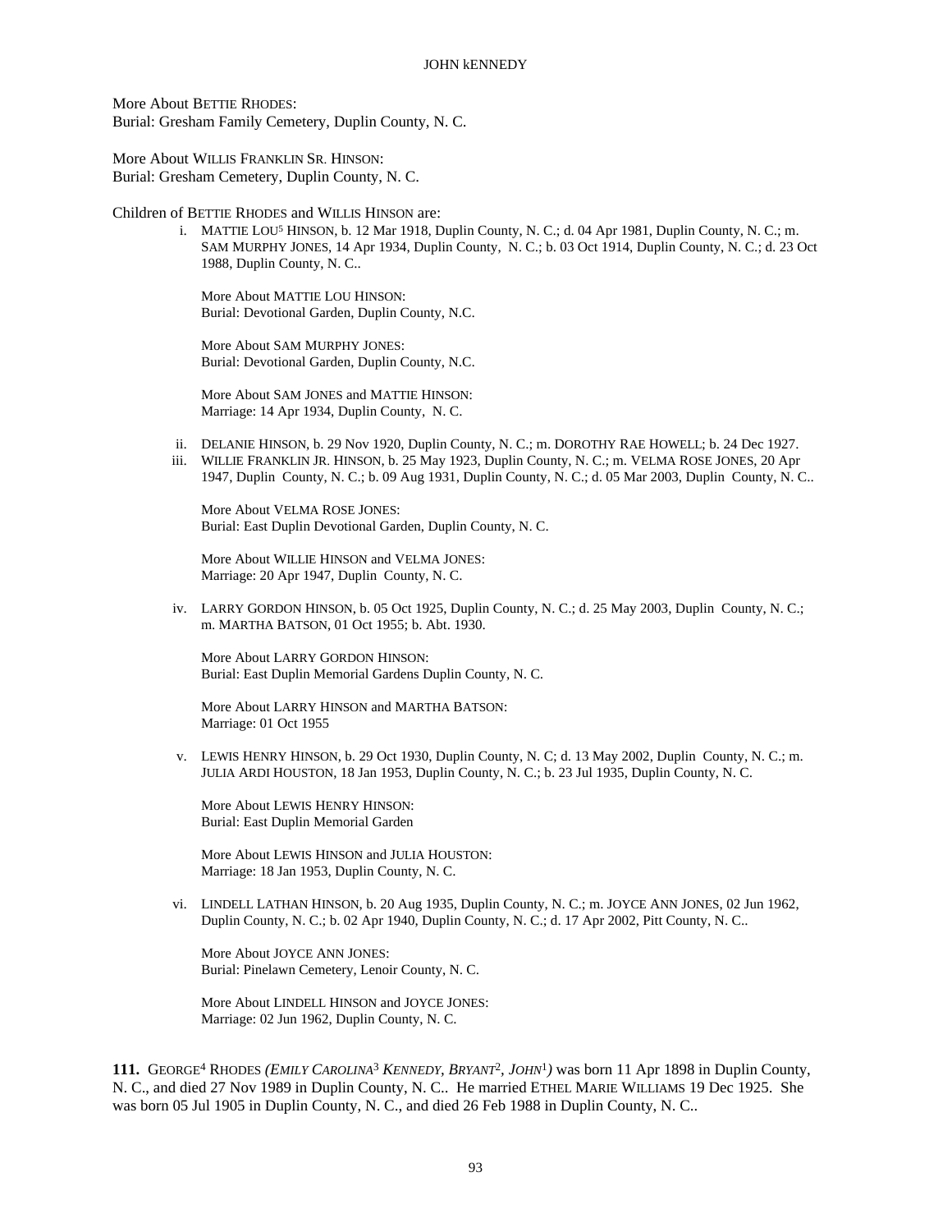More About BETTIE RHODES:
Burial: Gresham Family Cemetery, Duplin County, N. C.

More About WILLIS FRANKLIN SR. HINSON:
Burial: Gresham Cemetery, Duplin County, N. C.

Children of BETTIE RHODES and WILLIS HINSON are:

i. MATTIE LOU[5] HINSON, b. 12 Mar 1918, Duplin County, N. C.; d. 04 Apr 1981, Duplin County, N. C.; m. SAM MURPHY JONES, 14 Apr 1934, Duplin County, N. C.; b. 03 Oct 1914, Duplin County, N. C.; d. 23 Oct 1988, Duplin County, N. C..

More About MATTIE LOU HINSON:
Burial: Devotional Garden, Duplin County, N.C.

More About SAM MURPHY JONES:
Burial: Devotional Garden, Duplin County, N.C.

More About SAM JONES and MATTIE HINSON:
Marriage: 14 Apr 1934, Duplin County, N. C.

ii. DELANIE HINSON, b. 29 Nov 1920, Duplin County, N. C.; m. DOROTHY RAE HOWELL; b. 24 Dec 1927.

iii. WILLIE FRANKLIN JR. HINSON, b. 25 May 1923, Duplin County, N. C.; m. VELMA ROSE JONES, 20 Apr 1947, Duplin County, N. C.; b. 09 Aug 1931, Duplin County, N. C.; d. 05 Mar 2003, Duplin County, N. C..

More About VELMA ROSE JONES:
Burial: East Duplin Devotional Garden, Duplin County, N. C.

More About WILLIE HINSON and VELMA JONES:
Marriage: 20 Apr 1947, Duplin County, N. C.

iv. LARRY GORDON HINSON, b. 05 Oct 1925, Duplin County, N. C.; d. 25 May 2003, Duplin County, N. C.; m. MARTHA BATSON, 01 Oct 1955; b. Abt. 1930.

More About LARRY GORDON HINSON:
Burial: East Duplin Memorial Gardens Duplin County, N. C.

More About LARRY HINSON and MARTHA BATSON:
Marriage: 01 Oct 1955

v. LEWIS HENRY HINSON, b. 29 Oct 1930, Duplin County, N. C; d. 13 May 2002, Duplin County, N. C.; m. JULIA ARDI HOUSTON, 18 Jan 1953, Duplin County, N. C.; b. 23 Jul 1935, Duplin County, N. C.

More About LEWIS HENRY HINSON:
Burial: East Duplin Memorial Garden

More About LEWIS HINSON and JULIA HOUSTON:
Marriage: 18 Jan 1953, Duplin County, N. C.

vi. LINDELL LATHAN HINSON, b. 20 Aug 1935, Duplin County, N. C.; m. JOYCE ANN JONES, 02 Jun 1962, Duplin County, N. C.; b. 02 Apr 1940, Duplin County, N. C.; d. 17 Apr 2002, Pitt County, N. C..

More About JOYCE ANN JONES:
Burial: Pinelawn Cemetery, Lenoir County, N. C.

More About LINDELL HINSON and JOYCE JONES:
Marriage: 02 Jun 1962, Duplin County, N. C.

**111.** GEORGE[4] RHODES *(EMILY CAROLINA[3] KENNEDY, BRYANT[2], JOHN[1])* was born 11 Apr 1898 in Duplin County, N. C., and died 27 Nov 1989 in Duplin County, N. C.. He married ETHEL MARIE WILLIAMS 19 Dec 1925. She was born 05 Jul 1905 in Duplin County, N. C., and died 26 Feb 1988 in Duplin County, N. C..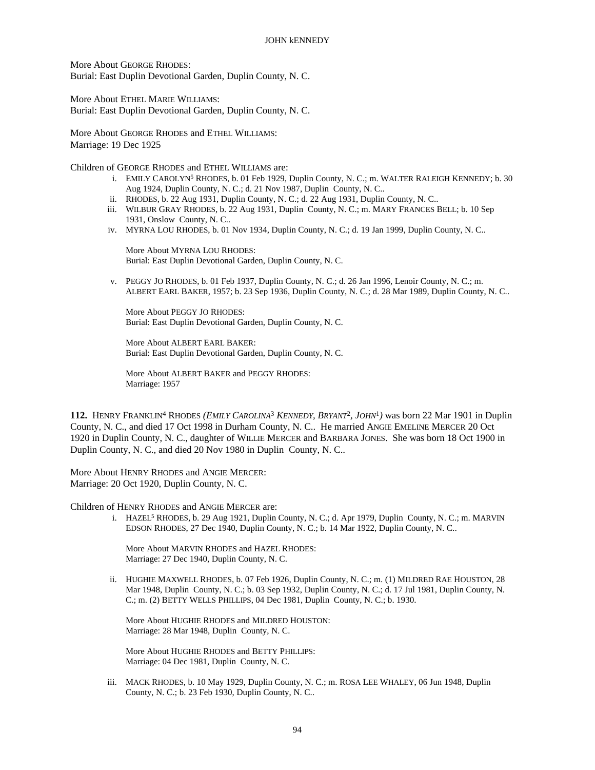More About GEORGE RHODES:
Burial: East Duplin Devotional Garden, Duplin County, N. C.

More About ETHEL MARIE WILLIAMS:
Burial: East Duplin Devotional Garden, Duplin County, N. C.

More About GEORGE RHODES and ETHEL WILLIAMS:
Marriage: 19 Dec 1925

Children of GEORGE RHODES and ETHEL WILLIAMS are:

i. EMILY CAROLYN[5] RHODES, b. 01 Feb 1929, Duplin County, N. C.; m. WALTER RALEIGH KENNEDY; b. 30 Aug 1924, Duplin County, N. C.; d. 21 Nov 1987, Duplin County, N. C..

ii. RHODES, b. 22 Aug 1931, Duplin County, N. C.; d. 22 Aug 1931, Duplin County, N. C..

iii. WILBUR GRAY RHODES, b. 22 Aug 1931, Duplin County, N. C.; m. MARY FRANCES BELL; b. 10 Sep 1931, Onslow County, N. C..

iv. MYRNA LOU RHODES, b. 01 Nov 1934, Duplin County, N. C.; d. 19 Jan 1999, Duplin County, N. C..

More About MYRNA LOU RHODES:
Burial: East Duplin Devotional Garden, Duplin County, N. C.

v. PEGGY JO RHODES, b. 01 Feb 1937, Duplin County, N. C.; d. 26 Jan 1996, Lenoir County, N. C.; m. ALBERT EARL BAKER, 1957; b. 23 Sep 1936, Duplin County, N. C.; d. 28 Mar 1989, Duplin County, N. C..

More About PEGGY JO RHODES:
Burial: East Duplin Devotional Garden, Duplin County, N. C.

More About ALBERT EARL BAKER:
Burial: East Duplin Devotional Garden, Duplin County, N. C.

More About ALBERT BAKER and PEGGY RHODES:
Marriage: 1957

**112.** HENRY FRANKLIN[4] RHODES *(EMILY CAROLINA[3] KENNEDY, BRYANT[2], JOHN[1])* was born 22 Mar 1901 in Duplin County, N. C., and died 17 Oct 1998 in Durham County, N. C.. He married ANGIE EMELINE MERCER 20 Oct 1920 in Duplin County, N. C., daughter of WILLIE MERCER and BARBARA JONES. She was born 18 Oct 1900 in Duplin County, N. C., and died 20 Nov 1980 in Duplin County, N. C..

More About HENRY RHODES and ANGIE MERCER:
Marriage: 20 Oct 1920, Duplin County, N. C.

Children of HENRY RHODES and ANGIE MERCER are:

i. HAZEL[5] RHODES, b. 29 Aug 1921, Duplin County, N. C.; d. Apr 1979, Duplin County, N. C.; m. MARVIN EDSON RHODES, 27 Dec 1940, Duplin County, N. C.; b. 14 Mar 1922, Duplin County, N. C..

More About MARVIN RHODES and HAZEL RHODES:
Marriage: 27 Dec 1940, Duplin County, N. C.

ii. HUGHIE MAXWELL RHODES, b. 07 Feb 1926, Duplin County, N. C.; m. (1) MILDRED RAE HOUSTON, 28 Mar 1948, Duplin County, N. C.; b. 03 Sep 1932, Duplin County, N. C.; d. 17 Jul 1981, Duplin County, N. C.; m. (2) BETTY WELLS PHILLIPS, 04 Dec 1981, Duplin County, N. C.; b. 1930.

More About HUGHIE RHODES and MILDRED HOUSTON:
Marriage: 28 Mar 1948, Duplin County, N. C.

More About HUGHIE RHODES and BETTY PHILLIPS:
Marriage: 04 Dec 1981, Duplin County, N. C.

iii. MACK RHODES, b. 10 May 1929, Duplin County, N. C.; m. ROSA LEE WHALEY, 06 Jun 1948, Duplin County, N. C.; b. 23 Feb 1930, Duplin County, N. C..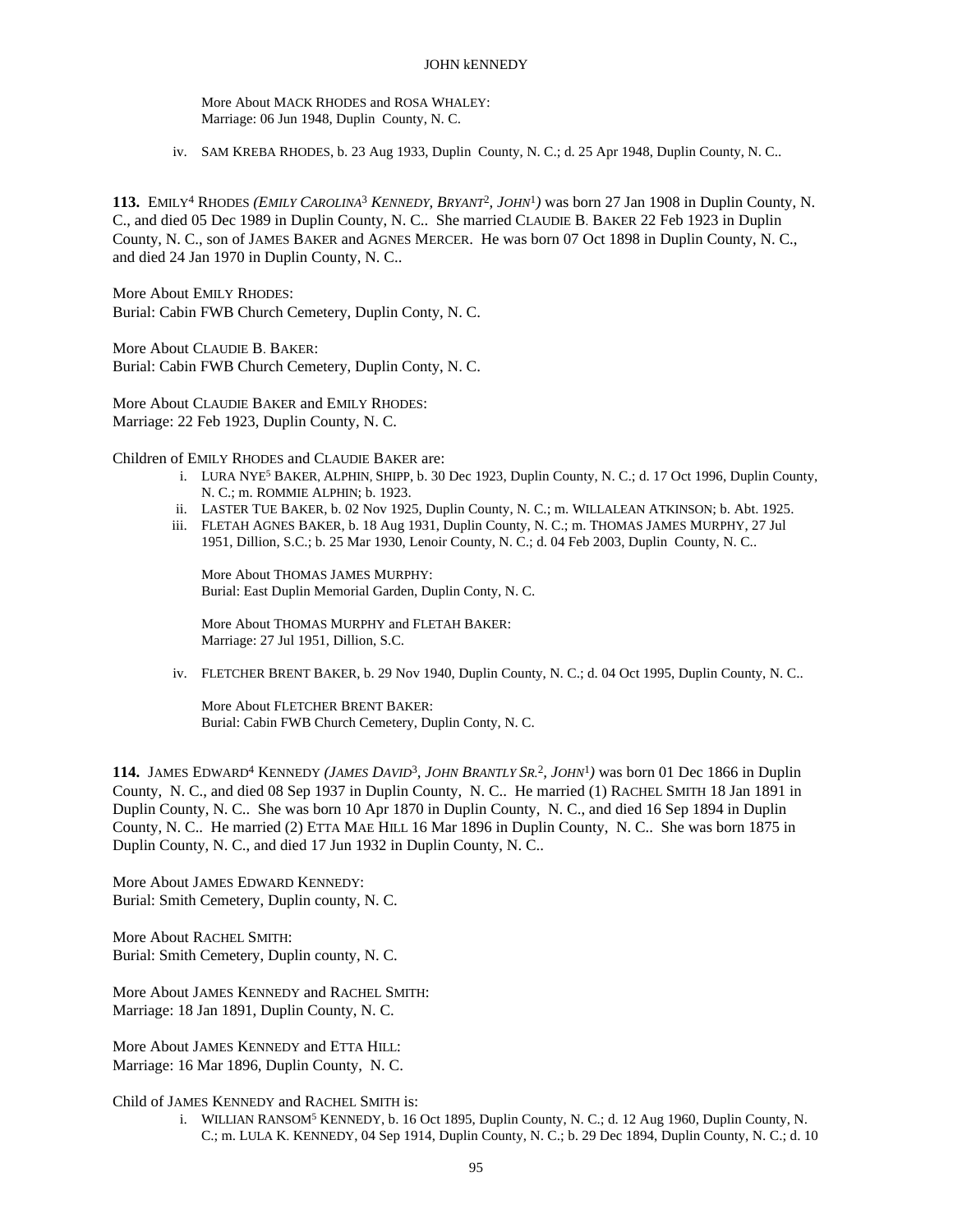More About MACK RHODES and ROSA WHALEY:
Marriage: 06 Jun 1948, Duplin County, N. C.

iv. SAM KREBA RHODES, b. 23 Aug 1933, Duplin County, N. C.; d. 25 Apr 1948, Duplin County, N. C..

**113.** EMILY[4] RHODES *(EMILY CAROLINA[3] KENNEDY, BRYANT[2], JOHN[1])* was born 27 Jan 1908 in Duplin County, N. C., and died 05 Dec 1989 in Duplin County, N. C.. She married CLAUDIE B. BAKER 22 Feb 1923 in Duplin County, N. C., son of JAMES BAKER and AGNES MERCER. He was born 07 Oct 1898 in Duplin County, N. C., and died 24 Jan 1970 in Duplin County, N. C..

More About EMILY RHODES:
Burial: Cabin FWB Church Cemetery, Duplin Conty, N. C.

More About CLAUDIE B. BAKER:
Burial: Cabin FWB Church Cemetery, Duplin Conty, N. C.

More About CLAUDIE BAKER and EMILY RHODES:
Marriage: 22 Feb 1923, Duplin County, N. C.

Children of EMILY RHODES and CLAUDIE BAKER are:

i. LURA NYE[5] BAKER, ALPHIN, SHIPP, b. 30 Dec 1923, Duplin County, N. C.; d. 17 Oct 1996, Duplin County, N. C.; m. ROMMIE ALPHIN; b. 1923.

ii. LASTER TUE BAKER, b. 02 Nov 1925, Duplin County, N. C.; m. WILLALEAN ATKINSON; b. Abt. 1925.

iii. FLETAH AGNES BAKER, b. 18 Aug 1931, Duplin County, N. C.; m. THOMAS JAMES MURPHY, 27 Jul 1951, Dillion, S.C.; b. 25 Mar 1930, Lenoir County, N. C.; d. 04 Feb 2003, Duplin County, N. C..

More About THOMAS JAMES MURPHY:
Burial: East Duplin Memorial Garden, Duplin Conty, N. C.

More About THOMAS MURPHY and FLETAH BAKER:
Marriage: 27 Jul 1951, Dillion, S.C.

iv. FLETCHER BRENT BAKER, b. 29 Nov 1940, Duplin County, N. C.; d. 04 Oct 1995, Duplin County, N. C..

More About FLETCHER BRENT BAKER:
Burial: Cabin FWB Church Cemetery, Duplin Conty, N. C.

**114.** JAMES EDWARD[4] KENNEDY *(JAMES DAVID[3], JOHN BRANTLY SR.[2], JOHN[1])* was born 01 Dec 1866 in Duplin County, N. C., and died 08 Sep 1937 in Duplin County, N. C.. He married (1) RACHEL SMITH 18 Jan 1891 in Duplin County, N. C.. She was born 10 Apr 1870 in Duplin County, N. C., and died 16 Sep 1894 in Duplin County, N. C.. He married (2) ETTA MAE HILL 16 Mar 1896 in Duplin County, N. C.. She was born 1875 in Duplin County, N. C., and died 17 Jun 1932 in Duplin County, N. C..

More About JAMES EDWARD KENNEDY:
Burial: Smith Cemetery, Duplin county, N. C.

More About RACHEL SMITH:
Burial: Smith Cemetery, Duplin county, N. C.

More About JAMES KENNEDY and RACHEL SMITH:
Marriage: 18 Jan 1891, Duplin County, N. C.

More About JAMES KENNEDY and ETTA HILL:
Marriage: 16 Mar 1896, Duplin County, N. C.

Child of JAMES KENNEDY and RACHEL SMITH is:

i. WILLIAN RANSOM[5] KENNEDY, b. 16 Oct 1895, Duplin County, N. C.; d. 12 Aug 1960, Duplin County, N. C.; m. LULA K. KENNEDY, 04 Sep 1914, Duplin County, N. C.; b. 29 Dec 1894, Duplin County, N. C.; d. 10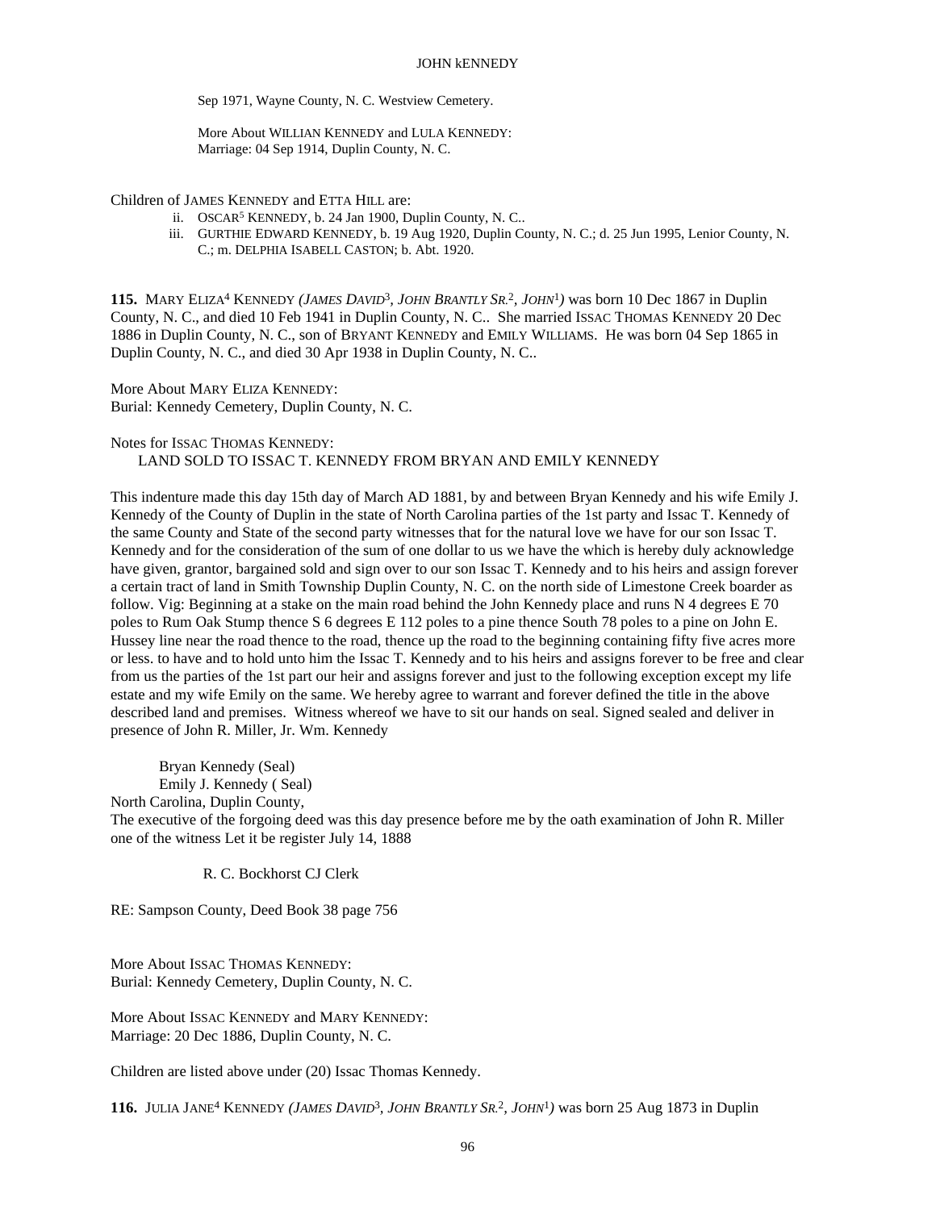Sep 1971, Wayne County, N. C. Westview Cemetery.

More About WILLIAN KENNEDY and LULA KENNEDY:
Marriage: 04 Sep 1914, Duplin County, N. C.

Children of JAMES KENNEDY and ETTA HILL are:

- ii. OSCAR[5] KENNEDY, b. 24 Jan 1900, Duplin County, N. C..
- iii. GURTHIE EDWARD KENNEDY, b. 19 Aug 1920, Duplin County, N. C.; d. 25 Jun 1995, Lenior County, N. C.; m. DELPHIA ISABELL CASTON; b. Abt. 1920.

**115.** MARY ELIZA[4] KENNEDY *(JAMES DAVID[3], JOHN BRANTLY SR.[2], JOHN[1])* was born 10 Dec 1867 in Duplin County, N. C., and died 10 Feb 1941 in Duplin County, N. C.. She married ISSAC THOMAS KENNEDY 20 Dec 1886 in Duplin County, N. C., son of BRYANT KENNEDY and EMILY WILLIAMS. He was born 04 Sep 1865 in Duplin County, N. C., and died 30 Apr 1938 in Duplin County, N. C..

More About MARY ELIZA KENNEDY:
Burial: Kennedy Cemetery, Duplin County, N. C.

Notes for ISSAC THOMAS KENNEDY:
LAND SOLD TO ISSAC T. KENNEDY FROM BRYAN AND EMILY KENNEDY

This indenture made this day 15th day of March AD 1881, by and between Bryan Kennedy and his wife Emily J. Kennedy of the County of Duplin in the state of North Carolina parties of the 1st party and Issac T. Kennedy of the same County and State of the second party witnesses that for the natural love we have for our son Issac T. Kennedy and for the consideration of the sum of one dollar to us we have the which is hereby duly acknowledge have given, grantor, bargained sold and sign over to our son Issac T. Kennedy and to his heirs and assign forever a certain tract of land in Smith Township Duplin County, N. C. on the north side of Limestone Creek boarder as follow. Vig: Beginning at a stake on the main road behind the John Kennedy place and runs N 4 degrees E 70 poles to Rum Oak Stump thence S 6 degrees E 112 poles to a pine thence South 78 poles to a pine on John E. Hussey line near the road thence to the road, thence up the road to the beginning containing fifty five acres more or less. to have and to hold unto him the Issac T. Kennedy and to his heirs and assigns forever to be free and clear from us the parties of the 1st part our heir and assigns forever and just to the following exception except my life estate and my wife Emily on the same. We hereby agree to warrant and forever defined the title in the above described land and premises. Witness whereof we have to sit our hands on seal. Signed sealed and deliver in presence of John R. Miller, Jr. Wm. Kennedy

Bryan Kennedy (Seal)
Emily J. Kennedy ( Seal)
North Carolina, Duplin County,
The executive of the forgoing deed was this day presence before me by the oath examination of John R. Miller one of the witness Let it be register July 14, 1888

R. C. Bockhorst CJ Clerk

RE: Sampson County, Deed Book 38 page 756

More About ISSAC THOMAS KENNEDY:
Burial: Kennedy Cemetery, Duplin County, N. C.

More About ISSAC KENNEDY and MARY KENNEDY:
Marriage: 20 Dec 1886, Duplin County, N. C.

Children are listed above under (20) Issac Thomas Kennedy.

**116.** JULIA JANE[4] KENNEDY *(JAMES DAVID[3], JOHN BRANTLY SR.[2], JOHN[1])* was born 25 Aug 1873 in Duplin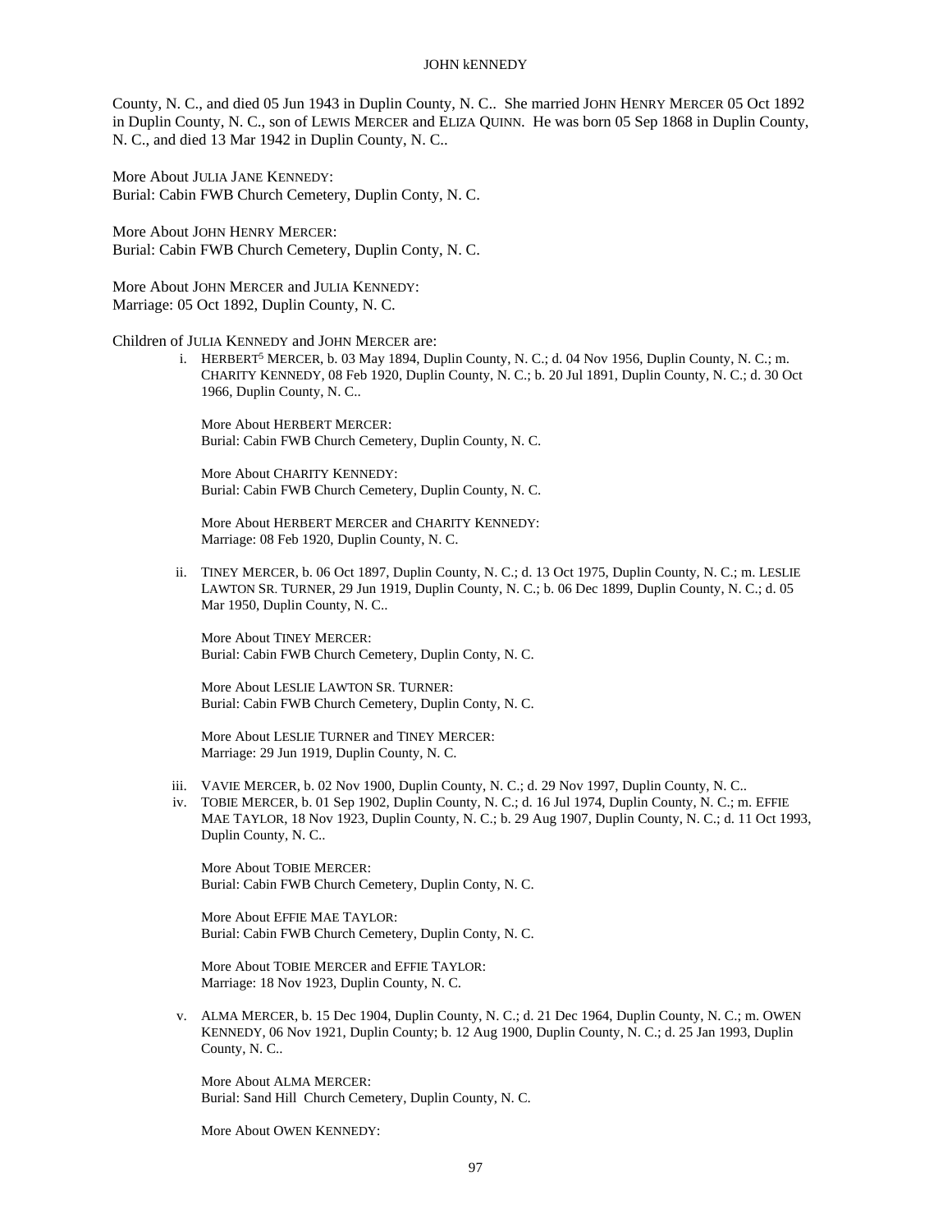County, N. C., and died 05 Jun 1943 in Duplin County, N. C.. She married JOHN HENRY MERCER 05 Oct 1892 in Duplin County, N. C., son of LEWIS MERCER and ELIZA QUINN. He was born 05 Sep 1868 in Duplin County, N. C., and died 13 Mar 1942 in Duplin County, N. C..

More About JULIA JANE KENNEDY:
Burial: Cabin FWB Church Cemetery, Duplin Conty, N. C.

More About JOHN HENRY MERCER:
Burial: Cabin FWB Church Cemetery, Duplin Conty, N. C.

More About JOHN MERCER and JULIA KENNEDY:
Marriage: 05 Oct 1892, Duplin County, N. C.

Children of JULIA KENNEDY and JOHN MERCER are:

i. HERBERT[5] MERCER, b. 03 May 1894, Duplin County, N. C.; d. 04 Nov 1956, Duplin County, N. C.; m. CHARITY KENNEDY, 08 Feb 1920, Duplin County, N. C.; b. 20 Jul 1891, Duplin County, N. C.; d. 30 Oct 1966, Duplin County, N. C..

   More About HERBERT MERCER:
   Burial: Cabin FWB Church Cemetery, Duplin County, N. C.

   More About CHARITY KENNEDY:
   Burial: Cabin FWB Church Cemetery, Duplin County, N. C.

   More About HERBERT MERCER and CHARITY KENNEDY:
   Marriage: 08 Feb 1920, Duplin County, N. C.

ii. TINEY MERCER, b. 06 Oct 1897, Duplin County, N. C.; d. 13 Oct 1975, Duplin County, N. C.; m. LESLIE LAWTON SR. TURNER, 29 Jun 1919, Duplin County, N. C.; b. 06 Dec 1899, Duplin County, N. C.; d. 05 Mar 1950, Duplin County, N. C..

   More About TINEY MERCER:
   Burial: Cabin FWB Church Cemetery, Duplin Conty, N. C.

   More About LESLIE LAWTON SR. TURNER:
   Burial: Cabin FWB Church Cemetery, Duplin Conty, N. C.

   More About LESLIE TURNER and TINEY MERCER:
   Marriage: 29 Jun 1919, Duplin County, N. C.

iii. VAVIE MERCER, b. 02 Nov 1900, Duplin County, N. C.; d. 29 Nov 1997, Duplin County, N. C..

iv. TOBIE MERCER, b. 01 Sep 1902, Duplin County, N. C.; d. 16 Jul 1974, Duplin County, N. C.; m. EFFIE MAE TAYLOR, 18 Nov 1923, Duplin County, N. C.; b. 29 Aug 1907, Duplin County, N. C.; d. 11 Oct 1993, Duplin County, N. C..

   More About TOBIE MERCER:
   Burial: Cabin FWB Church Cemetery, Duplin Conty, N. C.

   More About EFFIE MAE TAYLOR:
   Burial: Cabin FWB Church Cemetery, Duplin Conty, N. C.

   More About TOBIE MERCER and EFFIE TAYLOR:
   Marriage: 18 Nov 1923, Duplin County, N. C.

v. ALMA MERCER, b. 15 Dec 1904, Duplin County, N. C.; d. 21 Dec 1964, Duplin County, N. C.; m. OWEN KENNEDY, 06 Nov 1921, Duplin County; b. 12 Aug 1900, Duplin County, N. C.; d. 25 Jan 1993, Duplin County, N. C..

   More About ALMA MERCER:
   Burial: Sand Hill Church Cemetery, Duplin County, N. C.

   More About OWEN KENNEDY: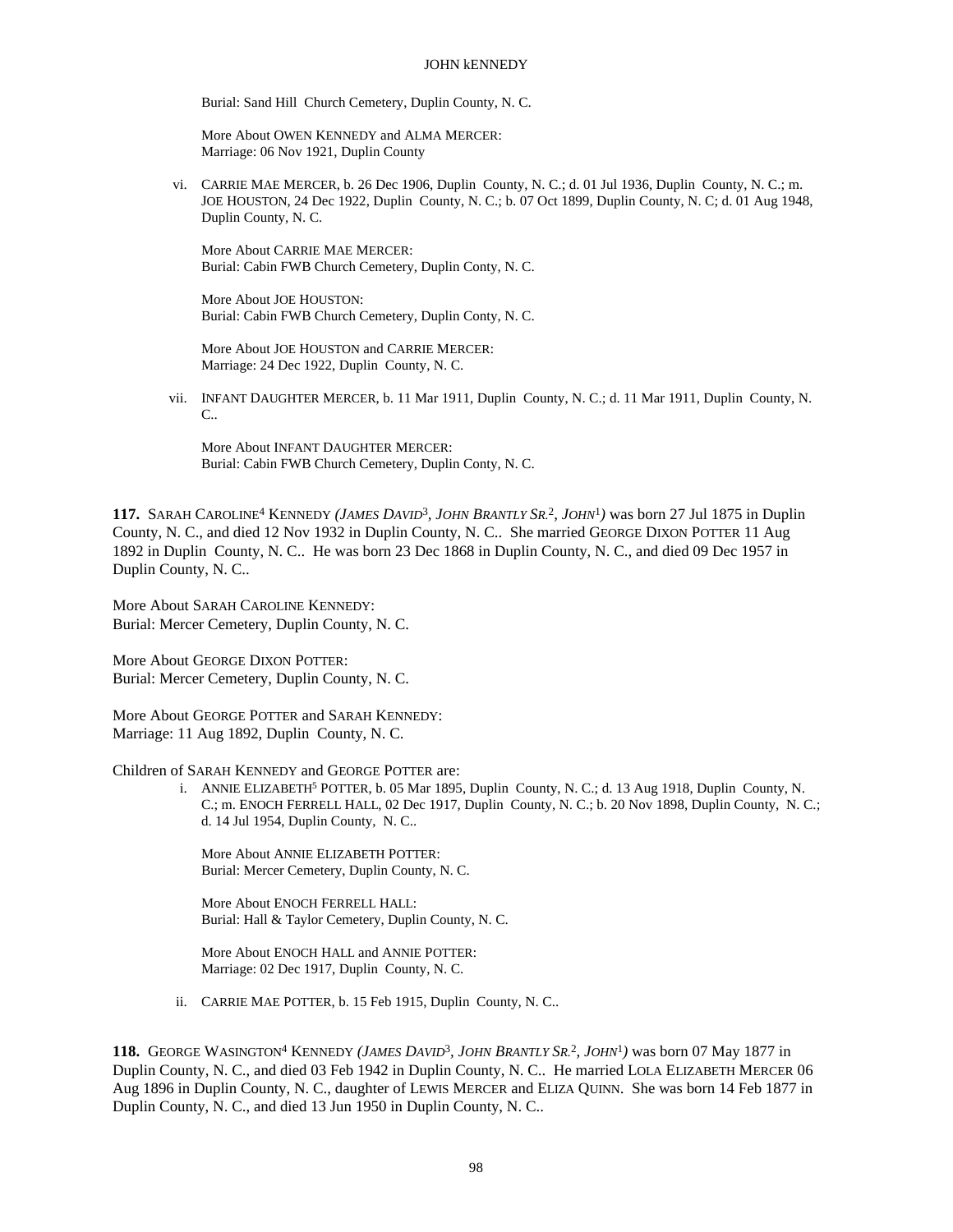Burial: Sand Hill  Church Cemetery, Duplin County, N. C.

More About OWEN KENNEDY and ALMA MERCER:
Marriage: 06 Nov 1921, Duplin County

vi. CARRIE MAE MERCER, b. 26 Dec 1906, Duplin  County, N. C.; d. 01 Jul 1936, Duplin  County, N. C.; m. JOE HOUSTON, 24 Dec 1922, Duplin  County, N. C.; b. 07 Oct 1899, Duplin County, N. C; d. 01 Aug 1948, Duplin County, N. C.

More About CARRIE MAE MERCER:
Burial: Cabin FWB Church Cemetery, Duplin Conty, N. C.

More About JOE HOUSTON:
Burial: Cabin FWB Church Cemetery, Duplin Conty, N. C.

More About JOE HOUSTON and CARRIE MERCER:
Marriage: 24 Dec 1922, Duplin  County, N. C.

vii. INFANT DAUGHTER MERCER, b. 11 Mar 1911, Duplin  County, N. C.; d. 11 Mar 1911, Duplin  County, N. C..

More About INFANT DAUGHTER MERCER:
Burial: Cabin FWB Church Cemetery, Duplin Conty, N. C.

**117.** SARAH CAROLINE[4] KENNEDY *(JAMES DAVID*[3]*, JOHN BRANTLY SR.*[2]*, JOHN*[1]*)* was born 27 Jul 1875 in Duplin County, N. C., and died 12 Nov 1932 in Duplin County, N. C..  She married GEORGE DIXON POTTER 11 Aug 1892 in Duplin  County, N. C..  He was born 23 Dec 1868 in Duplin County, N. C., and died 09 Dec 1957 in Duplin County, N. C..

More About SARAH CAROLINE KENNEDY:
Burial: Mercer Cemetery, Duplin County, N. C.

More About GEORGE DIXON POTTER:
Burial: Mercer Cemetery, Duplin County, N. C.

More About GEORGE POTTER and SARAH KENNEDY:
Marriage: 11 Aug 1892, Duplin  County, N. C.

Children of SARAH KENNEDY and GEORGE POTTER are:

i. ANNIE ELIZABETH[5] POTTER, b. 05 Mar 1895, Duplin  County, N. C.; d. 13 Aug 1918, Duplin  County, N. C.; m. ENOCH FERRELL HALL, 02 Dec 1917, Duplin  County, N. C.; b. 20 Nov 1898, Duplin County,  N. C.; d. 14 Jul 1954, Duplin County,  N. C..

More About ANNIE ELIZABETH POTTER:
Burial: Mercer Cemetery, Duplin County, N. C.

More About ENOCH FERRELL HALL:
Burial: Hall & Taylor Cemetery, Duplin County, N. C.

More About ENOCH HALL and ANNIE POTTER:
Marriage: 02 Dec 1917, Duplin  County, N. C.

ii. CARRIE MAE POTTER, b. 15 Feb 1915, Duplin  County, N. C..

**118.** GEORGE WASINGTON[4] KENNEDY *(JAMES DAVID*[3]*, JOHN BRANTLY SR.*[2]*, JOHN*[1]*)* was born 07 May 1877 in Duplin County, N. C., and died 03 Feb 1942 in Duplin County, N. C..  He married LOLA ELIZABETH MERCER 06 Aug 1896 in Duplin County, N. C., daughter of LEWIS MERCER and ELIZA QUINN.  She was born 14 Feb 1877 in Duplin County, N. C., and died 13 Jun 1950 in Duplin County, N. C..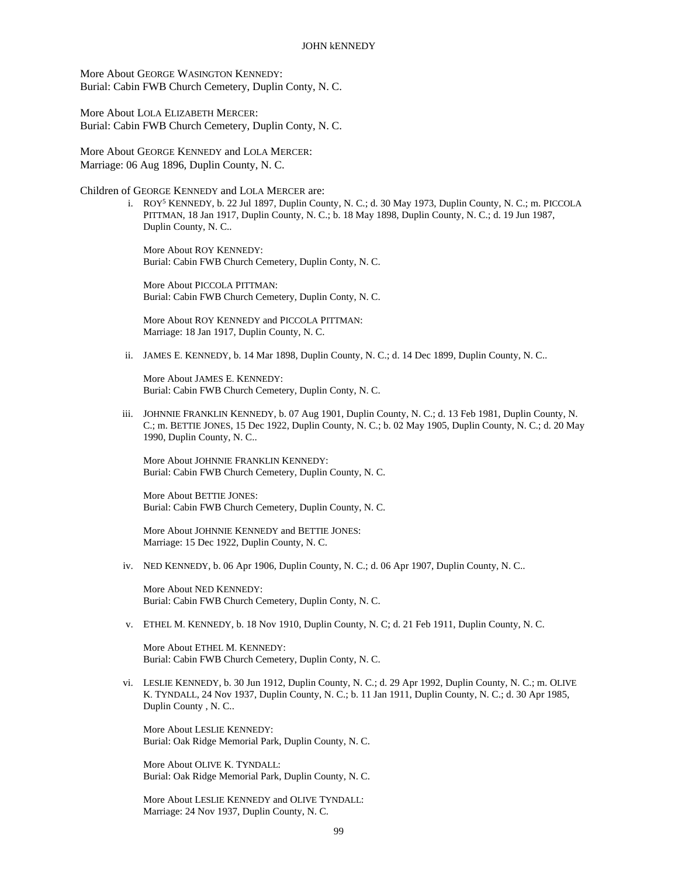More About GEORGE WASINGTON KENNEDY:
Burial: Cabin FWB Church Cemetery, Duplin Conty, N. C.

More About LOLA ELIZABETH MERCER:
Burial: Cabin FWB Church Cemetery, Duplin Conty, N. C.

More About GEORGE KENNEDY and LOLA MERCER:
Marriage: 06 Aug 1896, Duplin County, N. C.

Children of GEORGE KENNEDY and LOLA MERCER are:

i. ROY[5] KENNEDY, b. 22 Jul 1897, Duplin County, N. C.; d. 30 May 1973, Duplin County, N. C.; m. PICCOLA PITTMAN, 18 Jan 1917, Duplin County, N. C.; b. 18 May 1898, Duplin County, N. C.; d. 19 Jun 1987, Duplin County, N. C..

   More About ROY KENNEDY:
   Burial: Cabin FWB Church Cemetery, Duplin Conty, N. C.

   More About PICCOLA PITTMAN:
   Burial: Cabin FWB Church Cemetery, Duplin Conty, N. C.

   More About ROY KENNEDY and PICCOLA PITTMAN:
   Marriage: 18 Jan 1917, Duplin County, N. C.

ii. JAMES E. KENNEDY, b. 14 Mar 1898, Duplin County, N. C.; d. 14 Dec 1899, Duplin County, N. C..

   More About JAMES E. KENNEDY:
   Burial: Cabin FWB Church Cemetery, Duplin Conty, N. C.

iii. JOHNNIE FRANKLIN KENNEDY, b. 07 Aug 1901, Duplin County, N. C.; d. 13 Feb 1981, Duplin County, N. C.; m. BETTIE JONES, 15 Dec 1922, Duplin County, N. C.; b. 02 May 1905, Duplin County, N. C.; d. 20 May 1990, Duplin County, N. C..

   More About JOHNNIE FRANKLIN KENNEDY:
   Burial: Cabin FWB Church Cemetery, Duplin County, N. C.

   More About BETTIE JONES:
   Burial: Cabin FWB Church Cemetery, Duplin County, N. C.

   More About JOHNNIE KENNEDY and BETTIE JONES:
   Marriage: 15 Dec 1922, Duplin County, N. C.

iv. NED KENNEDY, b. 06 Apr 1906, Duplin County, N. C.; d. 06 Apr 1907, Duplin County, N. C..

   More About NED KENNEDY:
   Burial: Cabin FWB Church Cemetery, Duplin Conty, N. C.

v. ETHEL M. KENNEDY, b. 18 Nov 1910, Duplin County, N. C; d. 21 Feb 1911, Duplin County, N. C.

   More About ETHEL M. KENNEDY:
   Burial: Cabin FWB Church Cemetery, Duplin Conty, N. C.

vi. LESLIE KENNEDY, b. 30 Jun 1912, Duplin County, N. C.; d. 29 Apr 1992, Duplin County, N. C.; m. OLIVE K. TYNDALL, 24 Nov 1937, Duplin County, N. C.; b. 11 Jan 1911, Duplin County, N. C.; d. 30 Apr 1985, Duplin County , N. C..

   More About LESLIE KENNEDY:
   Burial: Oak Ridge Memorial Park, Duplin County, N. C.

   More About OLIVE K. TYNDALL:
   Burial: Oak Ridge Memorial Park, Duplin County, N. C.

   More About LESLIE KENNEDY and OLIVE TYNDALL:
   Marriage: 24 Nov 1937, Duplin County, N. C.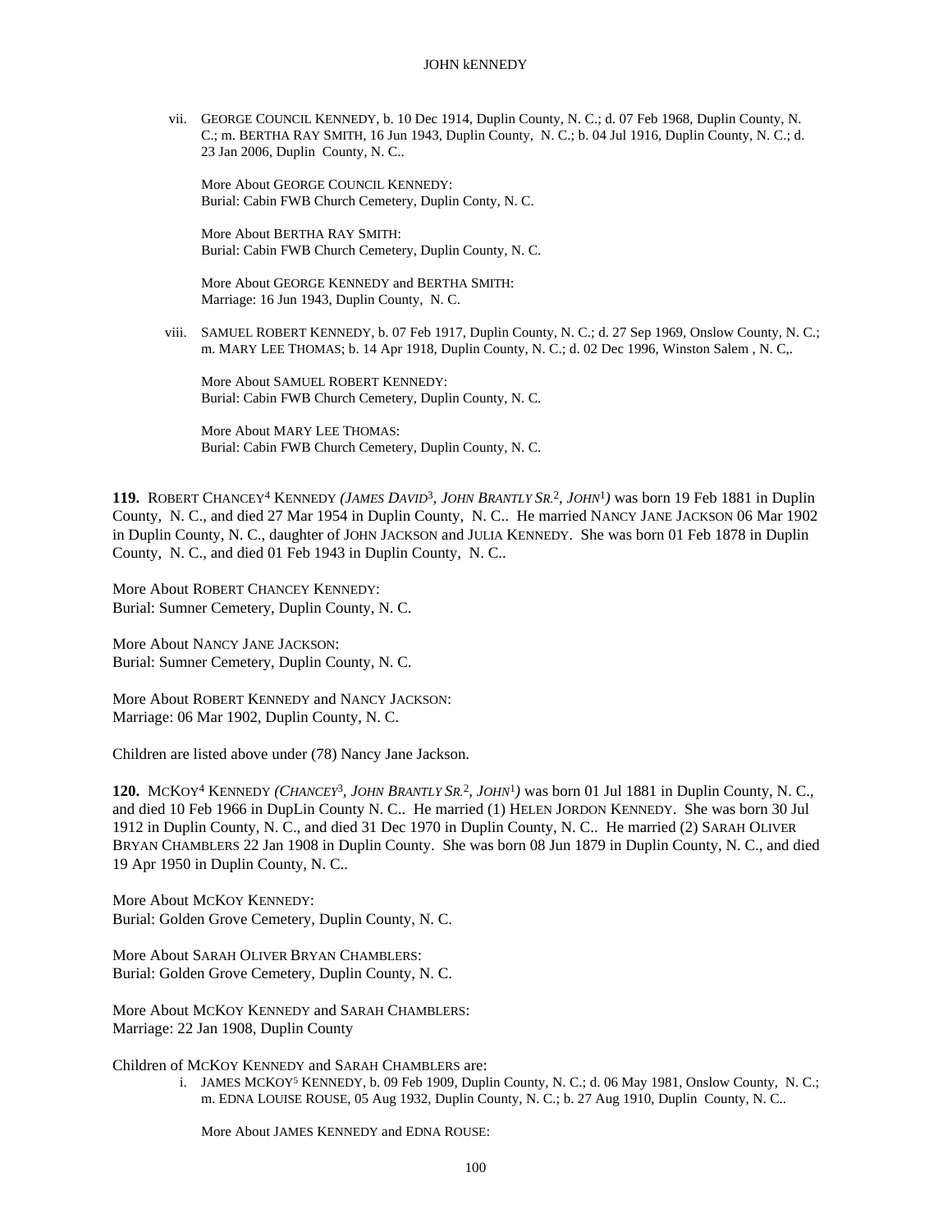vii. GEORGE COUNCIL KENNEDY, b. 10 Dec 1914, Duplin County, N. C.; d. 07 Feb 1968, Duplin County, N. C.; m. BERTHA RAY SMITH, 16 Jun 1943, Duplin County, N. C.; b. 04 Jul 1916, Duplin County, N. C.; d. 23 Jan 2006, Duplin County, N. C..

More About GEORGE COUNCIL KENNEDY:
Burial: Cabin FWB Church Cemetery, Duplin Conty, N. C.

More About BERTHA RAY SMITH:
Burial: Cabin FWB Church Cemetery, Duplin County, N. C.

More About GEORGE KENNEDY and BERTHA SMITH:
Marriage: 16 Jun 1943, Duplin County, N. C.

viii. SAMUEL ROBERT KENNEDY, b. 07 Feb 1917, Duplin County, N. C.; d. 27 Sep 1969, Onslow County, N. C.; m. MARY LEE THOMAS; b. 14 Apr 1918, Duplin County, N. C.; d. 02 Dec 1996, Winston Salem , N. C,.

More About SAMUEL ROBERT KENNEDY:
Burial: Cabin FWB Church Cemetery, Duplin County, N. C.

More About MARY LEE THOMAS:
Burial: Cabin FWB Church Cemetery, Duplin County, N. C.

**119.** ROBERT CHANCEY[4] KENNEDY *(JAMES DAVID[3], JOHN BRANTLY SR.[2], JOHN[1])* was born 19 Feb 1881 in Duplin County, N. C., and died 27 Mar 1954 in Duplin County, N. C.. He married NANCY JANE JACKSON 06 Mar 1902 in Duplin County, N. C., daughter of JOHN JACKSON and JULIA KENNEDY. She was born 01 Feb 1878 in Duplin County, N. C., and died 01 Feb 1943 in Duplin County, N. C..

More About ROBERT CHANCEY KENNEDY:
Burial: Sumner Cemetery, Duplin County, N. C.

More About NANCY JANE JACKSON:
Burial: Sumner Cemetery, Duplin County, N. C.

More About ROBERT KENNEDY and NANCY JACKSON:
Marriage: 06 Mar 1902, Duplin County, N. C.

Children are listed above under (78) Nancy Jane Jackson.

**120.** MCKOY[4] KENNEDY *(CHANCEY[3], JOHN BRANTLY SR.[2], JOHN[1])* was born 01 Jul 1881 in Duplin County, N. C., and died 10 Feb 1966 in DupLin County N. C.. He married (1) HELEN JORDON KENNEDY. She was born 30 Jul 1912 in Duplin County, N. C., and died 31 Dec 1970 in Duplin County, N. C.. He married (2) SARAH OLIVER BRYAN CHAMBLERS 22 Jan 1908 in Duplin County. She was born 08 Jun 1879 in Duplin County, N. C., and died 19 Apr 1950 in Duplin County, N. C..

More About MCKOY KENNEDY:
Burial: Golden Grove Cemetery, Duplin County, N. C.

More About SARAH OLIVER BRYAN CHAMBLERS:
Burial: Golden Grove Cemetery, Duplin County, N. C.

More About MCKOY KENNEDY and SARAH CHAMBLERS:
Marriage: 22 Jan 1908, Duplin County

Children of MCKOY KENNEDY and SARAH CHAMBLERS are:

i. JAMES MCKOY[5] KENNEDY, b. 09 Feb 1909, Duplin County, N. C.; d. 06 May 1981, Onslow County, N. C.; m. EDNA LOUISE ROUSE, 05 Aug 1932, Duplin County, N. C.; b. 27 Aug 1910, Duplin County, N. C..

More About JAMES KENNEDY and EDNA ROUSE: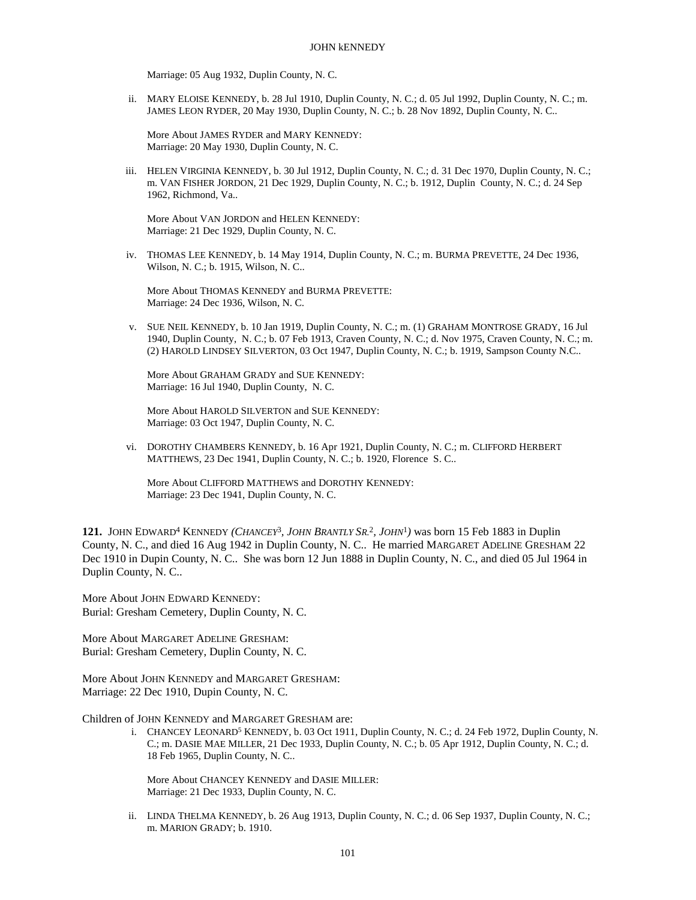Marriage: 05 Aug 1932, Duplin County, N. C.

ii. MARY ELOISE KENNEDY, b. 28 Jul 1910, Duplin County, N. C.; d. 05 Jul 1992, Duplin County, N. C.; m. JAMES LEON RYDER, 20 May 1930, Duplin County, N. C.; b. 28 Nov 1892, Duplin County, N. C..

More About JAMES RYDER and MARY KENNEDY:
Marriage: 20 May 1930, Duplin County, N. C.

iii. HELEN VIRGINIA KENNEDY, b. 30 Jul 1912, Duplin County, N. C.; d. 31 Dec 1970, Duplin County, N. C.; m. VAN FISHER JORDON, 21 Dec 1929, Duplin County, N. C.; b. 1912, Duplin County, N. C.; d. 24 Sep 1962, Richmond, Va..

More About VAN JORDON and HELEN KENNEDY:
Marriage: 21 Dec 1929, Duplin County, N. C.

iv. THOMAS LEE KENNEDY, b. 14 May 1914, Duplin County, N. C.; m. BURMA PREVETTE, 24 Dec 1936, Wilson, N. C.; b. 1915, Wilson, N. C..

More About THOMAS KENNEDY and BURMA PREVETTE:
Marriage: 24 Dec 1936, Wilson, N. C.

v. SUE NEIL KENNEDY, b. 10 Jan 1919, Duplin County, N. C.; m. (1) GRAHAM MONTROSE GRADY, 16 Jul 1940, Duplin County, N. C.; b. 07 Feb 1913, Craven County, N. C.; d. Nov 1975, Craven County, N. C.; m. (2) HAROLD LINDSEY SILVERTON, 03 Oct 1947, Duplin County, N. C.; b. 1919, Sampson County N.C..

More About GRAHAM GRADY and SUE KENNEDY:
Marriage: 16 Jul 1940, Duplin County, N. C.

More About HAROLD SILVERTON and SUE KENNEDY:
Marriage: 03 Oct 1947, Duplin County, N. C.

vi. DOROTHY CHAMBERS KENNEDY, b. 16 Apr 1921, Duplin County, N. C.; m. CLIFFORD HERBERT MATTHEWS, 23 Dec 1941, Duplin County, N. C.; b. 1920, Florence S. C..

More About CLIFFORD MATTHEWS and DOROTHY KENNEDY:
Marriage: 23 Dec 1941, Duplin County, N. C.

**121.** JOHN EDWARD[4] KENNEDY *(CHANCEY[3], JOHN BRANTLY SR.[2], JOHN[1])* was born 15 Feb 1883 in Duplin County, N. C., and died 16 Aug 1942 in Duplin County, N. C.. He married MARGARET ADELINE GRESHAM 22 Dec 1910 in Dupin County, N. C.. She was born 12 Jun 1888 in Duplin County, N. C., and died 05 Jul 1964 in Duplin County, N. C..

More About JOHN EDWARD KENNEDY:
Burial: Gresham Cemetery, Duplin County, N. C.

More About MARGARET ADELINE GRESHAM:
Burial: Gresham Cemetery, Duplin County, N. C.

More About JOHN KENNEDY and MARGARET GRESHAM:
Marriage: 22 Dec 1910, Dupin County, N. C.

Children of JOHN KENNEDY and MARGARET GRESHAM are:

i. CHANCEY LEONARD[5] KENNEDY, b. 03 Oct 1911, Duplin County, N. C.; d. 24 Feb 1972, Duplin County, N. C.; m. DASIE MAE MILLER, 21 Dec 1933, Duplin County, N. C.; b. 05 Apr 1912, Duplin County, N. C.; d. 18 Feb 1965, Duplin County, N. C..

More About CHANCEY KENNEDY and DASIE MILLER:
Marriage: 21 Dec 1933, Duplin County, N. C.

ii. LINDA THELMA KENNEDY, b. 26 Aug 1913, Duplin County, N. C.; d. 06 Sep 1937, Duplin County, N. C.; m. MARION GRADY; b. 1910.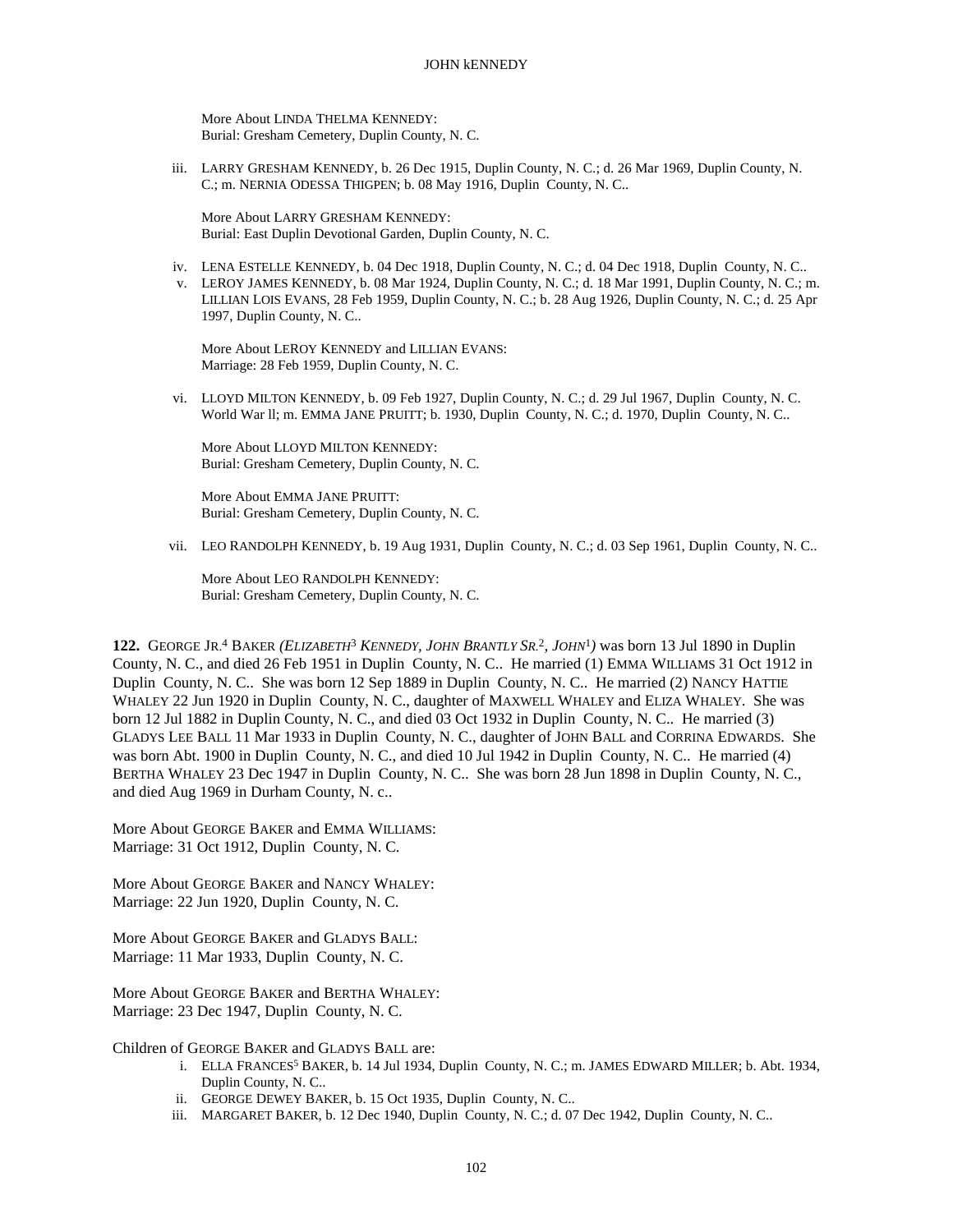More About LINDA THELMA KENNEDY:
Burial: Gresham Cemetery, Duplin County, N. C.

iii. LARRY GRESHAM KENNEDY, b. 26 Dec 1915, Duplin County, N. C.; d. 26 Mar 1969, Duplin County, N. C.; m. NERNIA ODESSA THIGPEN; b. 08 May 1916, Duplin County, N. C..

More About LARRY GRESHAM KENNEDY:
Burial: East Duplin Devotional Garden, Duplin County, N. C.

iv. LENA ESTELLE KENNEDY, b. 04 Dec 1918, Duplin County, N. C.; d. 04 Dec 1918, Duplin County, N. C..

v. LEROY JAMES KENNEDY, b. 08 Mar 1924, Duplin County, N. C.; d. 18 Mar 1991, Duplin County, N. C.; m. LILLIAN LOIS EVANS, 28 Feb 1959, Duplin County, N. C.; b. 28 Aug 1926, Duplin County, N. C.; d. 25 Apr 1997, Duplin County, N. C..

More About LEROY KENNEDY and LILLIAN EVANS:
Marriage: 28 Feb 1959, Duplin County, N. C.

vi. LLOYD MILTON KENNEDY, b. 09 Feb 1927, Duplin County, N. C.; d. 29 Jul 1967, Duplin County, N. C. World War ll; m. EMMA JANE PRUITT; b. 1930, Duplin County, N. C.; d. 1970, Duplin County, N. C..

More About LLOYD MILTON KENNEDY:
Burial: Gresham Cemetery, Duplin County, N. C.

More About EMMA JANE PRUITT:
Burial: Gresham Cemetery, Duplin County, N. C.

vii. LEO RANDOLPH KENNEDY, b. 19 Aug 1931, Duplin County, N. C.; d. 03 Sep 1961, Duplin County, N. C..

More About LEO RANDOLPH KENNEDY:
Burial: Gresham Cemetery, Duplin County, N. C.

**122.** GEORGE JR.[4] BAKER *(ELIZABETH[3] KENNEDY, JOHN BRANTLY SR.[2], JOHN[1])* was born 13 Jul 1890 in Duplin County, N. C., and died 26 Feb 1951 in Duplin County, N. C.. He married (1) EMMA WILLIAMS 31 Oct 1912 in Duplin County, N. C.. She was born 12 Sep 1889 in Duplin County, N. C.. He married (2) NANCY HATTIE WHALEY 22 Jun 1920 in Duplin County, N. C., daughter of MAXWELL WHALEY and ELIZA WHALEY. She was born 12 Jul 1882 in Duplin County, N. C., and died 03 Oct 1932 in Duplin County, N. C.. He married (3) GLADYS LEE BALL 11 Mar 1933 in Duplin County, N. C., daughter of JOHN BALL and CORRINA EDWARDS. She was born Abt. 1900 in Duplin County, N. C., and died 10 Jul 1942 in Duplin County, N. C.. He married (4) BERTHA WHALEY 23 Dec 1947 in Duplin County, N. C.. She was born 28 Jun 1898 in Duplin County, N. C., and died Aug 1969 in Durham County, N. c..

More About GEORGE BAKER and EMMA WILLIAMS:
Marriage: 31 Oct 1912, Duplin County, N. C.

More About GEORGE BAKER and NANCY WHALEY:
Marriage: 22 Jun 1920, Duplin County, N. C.

More About GEORGE BAKER and GLADYS BALL:
Marriage: 11 Mar 1933, Duplin County, N. C.

More About GEORGE BAKER and BERTHA WHALEY:
Marriage: 23 Dec 1947, Duplin County, N. C.

Children of GEORGE BAKER and GLADYS BALL are:

i. ELLA FRANCES[5] BAKER, b. 14 Jul 1934, Duplin County, N. C.; m. JAMES EDWARD MILLER; b. Abt. 1934, Duplin County, N. C..

ii. GEORGE DEWEY BAKER, b. 15 Oct 1935, Duplin County, N. C..

iii. MARGARET BAKER, b. 12 Dec 1940, Duplin County, N. C.; d. 07 Dec 1942, Duplin County, N. C..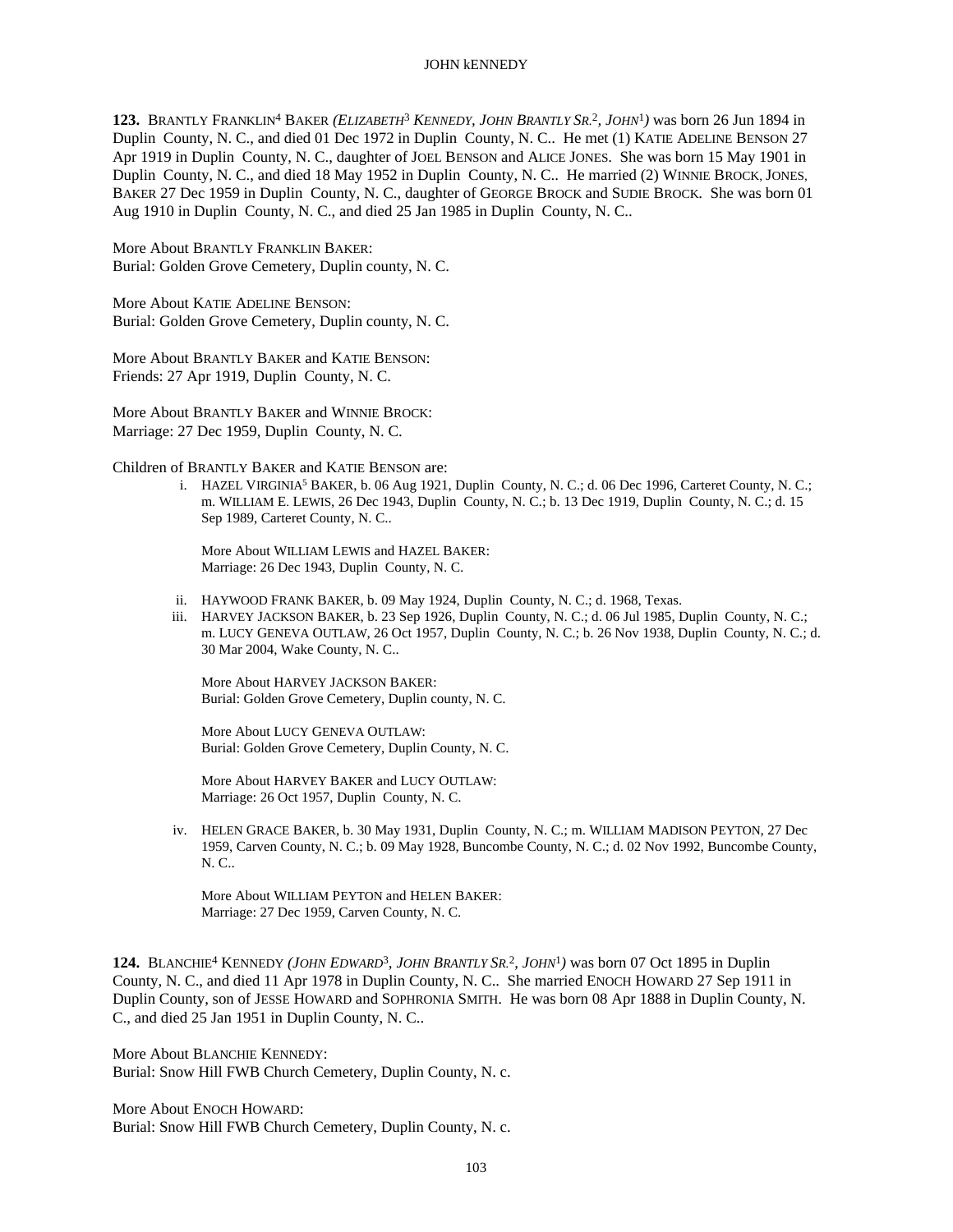**123.** BRANTLY FRANKLIN[4] BAKER *(ELIZABETH[3] KENNEDY, JOHN BRANTLY SR.[2], JOHN[1])* was born 26 Jun 1894 in Duplin County, N. C., and died 01 Dec 1972 in Duplin County, N. C.. He met (1) KATIE ADELINE BENSON 27 Apr 1919 in Duplin County, N. C., daughter of JOEL BENSON and ALICE JONES. She was born 15 May 1901 in Duplin County, N. C., and died 18 May 1952 in Duplin County, N. C.. He married (2) WINNIE BROCK, JONES, BAKER 27 Dec 1959 in Duplin County, N. C., daughter of GEORGE BROCK and SUDIE BROCK. She was born 01 Aug 1910 in Duplin County, N. C., and died 25 Jan 1985 in Duplin County, N. C..

More About BRANTLY FRANKLIN BAKER:
Burial: Golden Grove Cemetery, Duplin county, N. C.

More About KATIE ADELINE BENSON:
Burial: Golden Grove Cemetery, Duplin county, N. C.

More About BRANTLY BAKER and KATIE BENSON:
Friends: 27 Apr 1919, Duplin County, N. C.

More About BRANTLY BAKER and WINNIE BROCK:
Marriage: 27 Dec 1959, Duplin County, N. C.

Children of BRANTLY BAKER and KATIE BENSON are:

i. HAZEL VIRGINIA[5] BAKER, b. 06 Aug 1921, Duplin County, N. C.; d. 06 Dec 1996, Carteret County, N. C.; m. WILLIAM E. LEWIS, 26 Dec 1943, Duplin County, N. C.; b. 13 Dec 1919, Duplin County, N. C.; d. 15 Sep 1989, Carteret County, N. C..

   More About WILLIAM LEWIS and HAZEL BAKER:
   Marriage: 26 Dec 1943, Duplin County, N. C.

ii. HAYWOOD FRANK BAKER, b. 09 May 1924, Duplin County, N. C.; d. 1968, Texas.

iii. HARVEY JACKSON BAKER, b. 23 Sep 1926, Duplin County, N. C.; d. 06 Jul 1985, Duplin County, N. C.; m. LUCY GENEVA OUTLAW, 26 Oct 1957, Duplin County, N. C.; b. 26 Nov 1938, Duplin County, N. C.; d. 30 Mar 2004, Wake County, N. C..

   More About HARVEY JACKSON BAKER:
   Burial: Golden Grove Cemetery, Duplin county, N. C.

   More About LUCY GENEVA OUTLAW:
   Burial: Golden Grove Cemetery, Duplin County, N. C.

   More About HARVEY BAKER and LUCY OUTLAW:
   Marriage: 26 Oct 1957, Duplin County, N. C.

iv. HELEN GRACE BAKER, b. 30 May 1931, Duplin County, N. C.; m. WILLIAM MADISON PEYTON, 27 Dec 1959, Carven County, N. C.; b. 09 May 1928, Buncombe County, N. C.; d. 02 Nov 1992, Buncombe County, N. C..

   More About WILLIAM PEYTON and HELEN BAKER:
   Marriage: 27 Dec 1959, Carven County, N. C.

**124.** BLANCHIE[4] KENNEDY *(JOHN EDWARD[3], JOHN BRANTLY SR.[2], JOHN[1])* was born 07 Oct 1895 in Duplin County, N. C., and died 11 Apr 1978 in Duplin County, N. C.. She married ENOCH HOWARD 27 Sep 1911 in Duplin County, son of JESSE HOWARD and SOPHRONIA SMITH. He was born 08 Apr 1888 in Duplin County, N. C., and died 25 Jan 1951 in Duplin County, N. C..

More About BLANCHIE KENNEDY:
Burial: Snow Hill FWB Church Cemetery, Duplin County, N. c.

More About ENOCH HOWARD:
Burial: Snow Hill FWB Church Cemetery, Duplin County, N. c.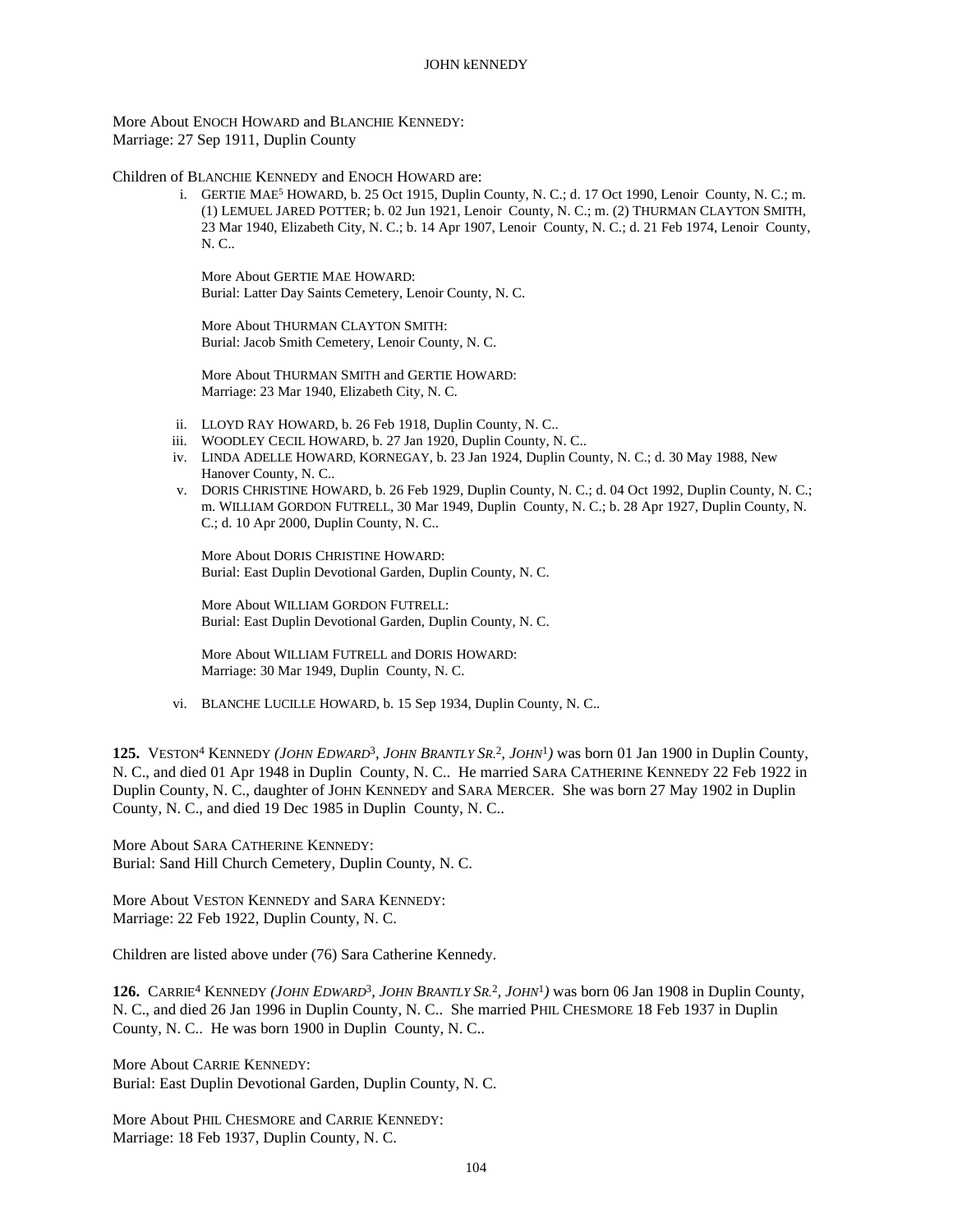More About ENOCH HOWARD and BLANCHIE KENNEDY:
Marriage: 27 Sep 1911, Duplin County

Children of BLANCHIE KENNEDY and ENOCH HOWARD are:

i. GERTIE MAE[5] HOWARD, b. 25 Oct 1915, Duplin County, N. C.; d. 17 Oct 1990, Lenoir County, N. C.; m. (1) LEMUEL JARED POTTER; b. 02 Jun 1921, Lenoir County, N. C.; m. (2) THURMAN CLAYTON SMITH, 23 Mar 1940, Elizabeth City, N. C.; b. 14 Apr 1907, Lenoir County, N. C.; d. 21 Feb 1974, Lenoir County, N. C..

More About GERTIE MAE HOWARD:
Burial: Latter Day Saints Cemetery, Lenoir County, N. C.

More About THURMAN CLAYTON SMITH:
Burial: Jacob Smith Cemetery, Lenoir County, N. C.

More About THURMAN SMITH and GERTIE HOWARD:
Marriage: 23 Mar 1940, Elizabeth City, N. C.

ii. LLOYD RAY HOWARD, b. 26 Feb 1918, Duplin County, N. C..

iii. WOODLEY CECIL HOWARD, b. 27 Jan 1920, Duplin County, N. C..

iv. LINDA ADELLE HOWARD, KORNEGAY, b. 23 Jan 1924, Duplin County, N. C.; d. 30 May 1988, New Hanover County, N. C..

v. DORIS CHRISTINE HOWARD, b. 26 Feb 1929, Duplin County, N. C.; d. 04 Oct 1992, Duplin County, N. C.; m. WILLIAM GORDON FUTRELL, 30 Mar 1949, Duplin County, N. C.; b. 28 Apr 1927, Duplin County, N. C.; d. 10 Apr 2000, Duplin County, N. C..

More About DORIS CHRISTINE HOWARD:
Burial: East Duplin Devotional Garden, Duplin County, N. C.

More About WILLIAM GORDON FUTRELL:
Burial: East Duplin Devotional Garden, Duplin County, N. C.

More About WILLIAM FUTRELL and DORIS HOWARD:
Marriage: 30 Mar 1949, Duplin County, N. C.

vi. BLANCHE LUCILLE HOWARD, b. 15 Sep 1934, Duplin County, N. C..

**125.** VESTON[4] KENNEDY *(JOHN EDWARD[3], JOHN BRANTLY SR.[2], JOHN[1])* was born 01 Jan 1900 in Duplin County, N. C., and died 01 Apr 1948 in Duplin County, N. C.. He married SARA CATHERINE KENNEDY 22 Feb 1922 in Duplin County, N. C., daughter of JOHN KENNEDY and SARA MERCER. She was born 27 May 1902 in Duplin County, N. C., and died 19 Dec 1985 in Duplin County, N. C..

More About SARA CATHERINE KENNEDY:
Burial: Sand Hill Church Cemetery, Duplin County, N. C.

More About VESTON KENNEDY and SARA KENNEDY:
Marriage: 22 Feb 1922, Duplin County, N. C.

Children are listed above under (76) Sara Catherine Kennedy.

**126.** CARRIE[4] KENNEDY *(JOHN EDWARD[3], JOHN BRANTLY SR.[2], JOHN[1])* was born 06 Jan 1908 in Duplin County, N. C., and died 26 Jan 1996 in Duplin County, N. C.. She married PHIL CHESMORE 18 Feb 1937 in Duplin County, N. C.. He was born 1900 in Duplin County, N. C..

More About CARRIE KENNEDY:
Burial: East Duplin Devotional Garden, Duplin County, N. C.

More About PHIL CHESMORE and CARRIE KENNEDY:
Marriage: 18 Feb 1937, Duplin County, N. C.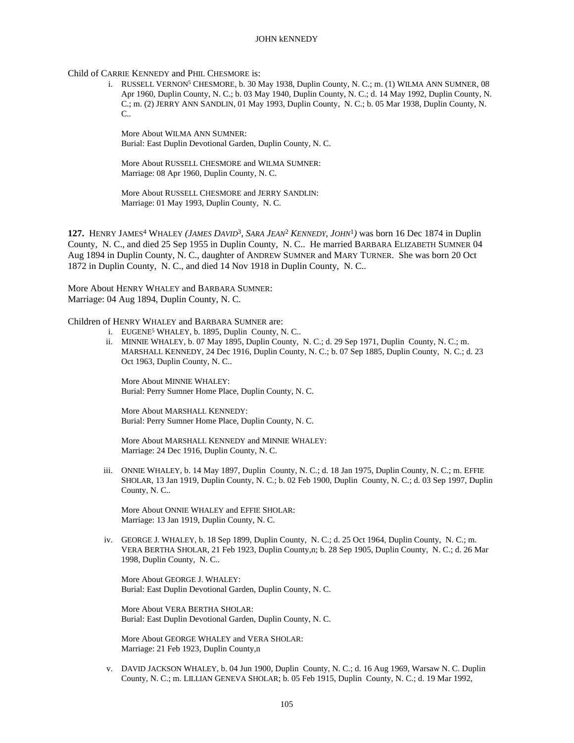Child of CARRIE KENNEDY and PHIL CHESMORE is:

i. RUSSELL VERNON[5] CHESMORE, b. 30 May 1938, Duplin County, N. C.; m. (1) WILMA ANN SUMNER, 08 Apr 1960, Duplin County, N. C.; b. 03 May 1940, Duplin County, N. C.; d. 14 May 1992, Duplin County, N. C.; m. (2) JERRY ANN SANDLIN, 01 May 1993, Duplin County, N. C.; b. 05 Mar 1938, Duplin County, N. C..

More About WILMA ANN SUMNER:
Burial: East Duplin Devotional Garden, Duplin County, N. C.

More About RUSSELL CHESMORE and WILMA SUMNER:
Marriage: 08 Apr 1960, Duplin County, N. C.

More About RUSSELL CHESMORE and JERRY SANDLIN:
Marriage: 01 May 1993, Duplin County, N. C.

**127.** HENRY JAMES[4] WHALEY *(JAMES DAVID[3], SARA JEAN[2] KENNEDY, JOHN[1])* was born 16 Dec 1874 in Duplin County, N. C., and died 25 Sep 1955 in Duplin County, N. C.. He married BARBARA ELIZABETH SUMNER 04 Aug 1894 in Duplin County, N. C., daughter of ANDREW SUMNER and MARY TURNER. She was born 20 Oct 1872 in Duplin County, N. C., and died 14 Nov 1918 in Duplin County, N. C..

More About HENRY WHALEY and BARBARA SUMNER:
Marriage: 04 Aug 1894, Duplin County, N. C.

Children of HENRY WHALEY and BARBARA SUMNER are:

i. EUGENE[5] WHALEY, b. 1895, Duplin County, N. C..

ii. MINNIE WHALEY, b. 07 May 1895, Duplin County, N. C.; d. 29 Sep 1971, Duplin County, N. C.; m. MARSHALL KENNEDY, 24 Dec 1916, Duplin County, N. C.; b. 07 Sep 1885, Duplin County, N. C.; d. 23 Oct 1963, Duplin County, N. C..

More About MINNIE WHALEY:
Burial: Perry Sumner Home Place, Duplin County, N. C.

More About MARSHALL KENNEDY:
Burial: Perry Sumner Home Place, Duplin County, N. C.

More About MARSHALL KENNEDY and MINNIE WHALEY:
Marriage: 24 Dec 1916, Duplin County, N. C.

iii. ONNIE WHALEY, b. 14 May 1897, Duplin County, N. C.; d. 18 Jan 1975, Duplin County, N. C.; m. EFFIE SHOLAR, 13 Jan 1919, Duplin County, N. C.; b. 02 Feb 1900, Duplin County, N. C.; d. 03 Sep 1997, Duplin County, N. C..

More About ONNIE WHALEY and EFFIE SHOLAR:
Marriage: 13 Jan 1919, Duplin County, N. C.

iv. GEORGE J. WHALEY, b. 18 Sep 1899, Duplin County, N. C.; d. 25 Oct 1964, Duplin County, N. C.; m. VERA BERTHA SHOLAR, 21 Feb 1923, Duplin County,n; b. 28 Sep 1905, Duplin County, N. C.; d. 26 Mar 1998, Duplin County, N. C..

More About GEORGE J. WHALEY:
Burial: East Duplin Devotional Garden, Duplin County, N. C.

More About VERA BERTHA SHOLAR:
Burial: East Duplin Devotional Garden, Duplin County, N. C.

More About GEORGE WHALEY and VERA SHOLAR:
Marriage: 21 Feb 1923, Duplin County,n

v. DAVID JACKSON WHALEY, b. 04 Jun 1900, Duplin County, N. C.; d. 16 Aug 1969, Warsaw N. C. Duplin County, N. C.; m. LILLIAN GENEVA SHOLAR; b. 05 Feb 1915, Duplin County, N. C.; d. 19 Mar 1992,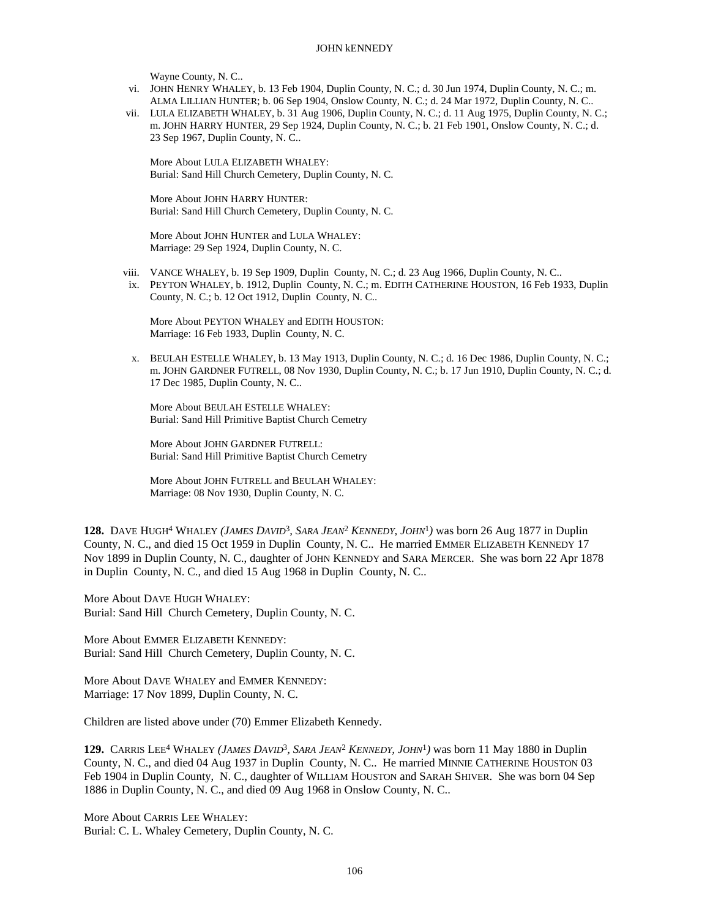Wayne County, N. C..

vi. JOHN HENRY WHALEY, b. 13 Feb 1904, Duplin County, N. C.; d. 30 Jun 1974, Duplin County, N. C.; m. ALMA LILLIAN HUNTER; b. 06 Sep 1904, Onslow County, N. C.; d. 24 Mar 1972, Duplin County, N. C..

vii. LULA ELIZABETH WHALEY, b. 31 Aug 1906, Duplin County, N. C.; d. 11 Aug 1975, Duplin County, N. C.; m. JOHN HARRY HUNTER, 29 Sep 1924, Duplin County, N. C.; b. 21 Feb 1901, Onslow County, N. C.; d. 23 Sep 1967, Duplin County, N. C..

More About LULA ELIZABETH WHALEY:
Burial: Sand Hill Church Cemetery, Duplin County, N. C.

More About JOHN HARRY HUNTER:
Burial: Sand Hill Church Cemetery, Duplin County, N. C.

More About JOHN HUNTER and LULA WHALEY:
Marriage: 29 Sep 1924, Duplin County, N. C.

viii. VANCE WHALEY, b. 19 Sep 1909, Duplin County, N. C.; d. 23 Aug 1966, Duplin County, N. C..

ix. PEYTON WHALEY, b. 1912, Duplin County, N. C.; m. EDITH CATHERINE HOUSTON, 16 Feb 1933, Duplin County, N. C.; b. 12 Oct 1912, Duplin County, N. C..

More About PEYTON WHALEY and EDITH HOUSTON:
Marriage: 16 Feb 1933, Duplin County, N. C.

x. BEULAH ESTELLE WHALEY, b. 13 May 1913, Duplin County, N. C.; d. 16 Dec 1986, Duplin County, N. C.; m. JOHN GARDNER FUTRELL, 08 Nov 1930, Duplin County, N. C.; b. 17 Jun 1910, Duplin County, N. C.; d. 17 Dec 1985, Duplin County, N. C..

More About BEULAH ESTELLE WHALEY:
Burial: Sand Hill Primitive Baptist Church Cemetry

More About JOHN GARDNER FUTRELL:
Burial: Sand Hill Primitive Baptist Church Cemetry

More About JOHN FUTRELL and BEULAH WHALEY:
Marriage: 08 Nov 1930, Duplin County, N. C.

**128.** DAVE HUGH[4] WHALEY *(JAMES DAVID[3], SARA JEAN[2] KENNEDY, JOHN[1])* was born 26 Aug 1877 in Duplin County, N. C., and died 15 Oct 1959 in Duplin County, N. C.. He married EMMER ELIZABETH KENNEDY 17 Nov 1899 in Duplin County, N. C., daughter of JOHN KENNEDY and SARA MERCER. She was born 22 Apr 1878 in Duplin County, N. C., and died 15 Aug 1968 in Duplin County, N. C..

More About DAVE HUGH WHALEY:
Burial: Sand Hill Church Cemetery, Duplin County, N. C.

More About EMMER ELIZABETH KENNEDY:
Burial: Sand Hill Church Cemetery, Duplin County, N. C.

More About DAVE WHALEY and EMMER KENNEDY:
Marriage: 17 Nov 1899, Duplin County, N. C.

Children are listed above under (70) Emmer Elizabeth Kennedy.

**129.** CARRIS LEE[4] WHALEY *(JAMES DAVID[3], SARA JEAN[2] KENNEDY, JOHN[1])* was born 11 May 1880 in Duplin County, N. C., and died 04 Aug 1937 in Duplin County, N. C.. He married MINNIE CATHERINE HOUSTON 03 Feb 1904 in Duplin County, N. C., daughter of WILLIAM HOUSTON and SARAH SHIVER. She was born 04 Sep 1886 in Duplin County, N. C., and died 09 Aug 1968 in Onslow County, N. C..

More About CARRIS LEE WHALEY:
Burial: C. L. Whaley Cemetery, Duplin County, N. C.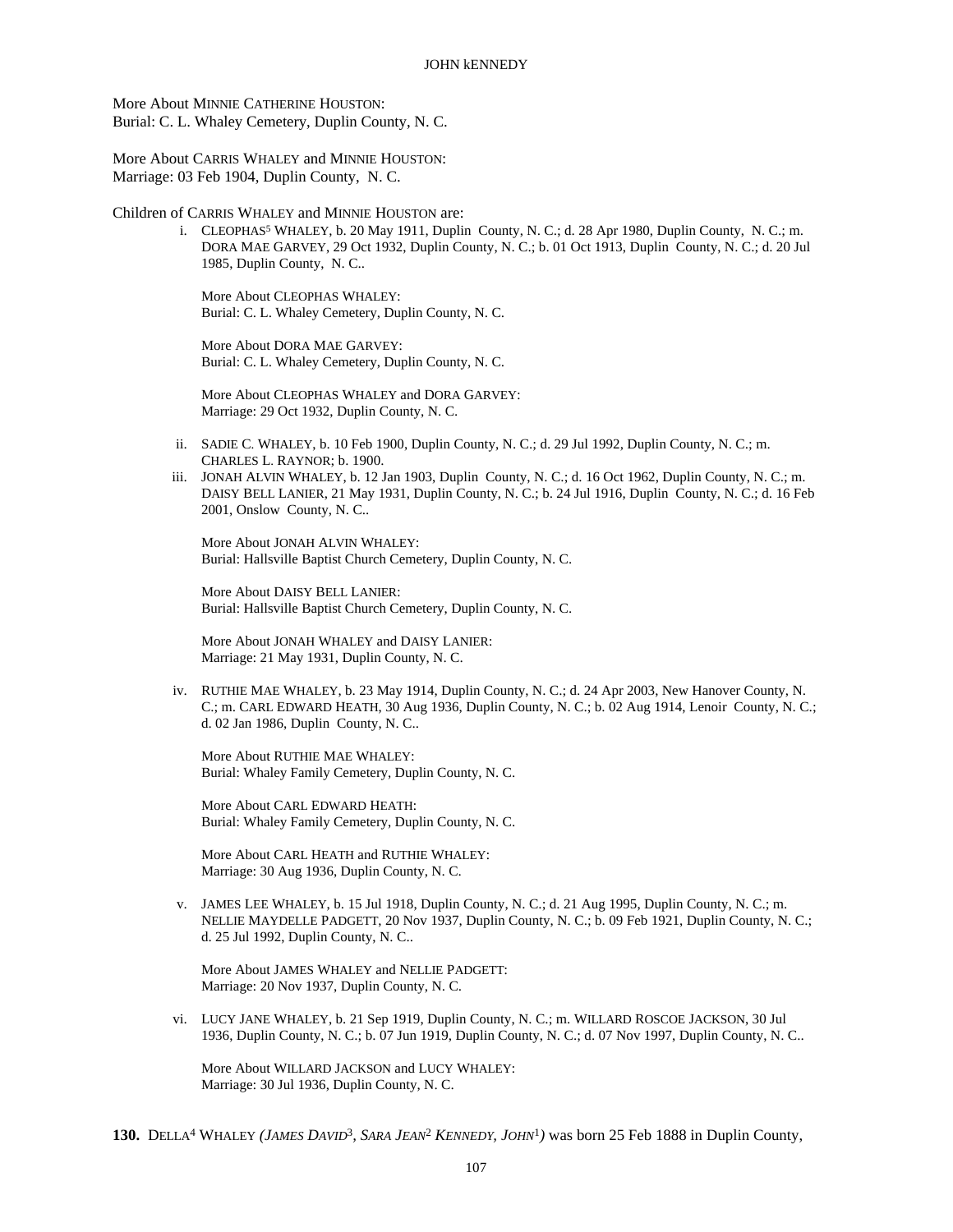More About MINNIE CATHERINE HOUSTON:
Burial: C. L. Whaley Cemetery, Duplin County, N. C.

More About CARRIS WHALEY and MINNIE HOUSTON:
Marriage: 03 Feb 1904, Duplin County, N. C.

Children of CARRIS WHALEY and MINNIE HOUSTON are:

i. CLEOPHAS[5] WHALEY, b. 20 May 1911, Duplin County, N. C.; d. 28 Apr 1980, Duplin County, N. C.; m. DORA MAE GARVEY, 29 Oct 1932, Duplin County, N. C.; b. 01 Oct 1913, Duplin County, N. C.; d. 20 Jul 1985, Duplin County, N. C..

   More About CLEOPHAS WHALEY:
   Burial: C. L. Whaley Cemetery, Duplin County, N. C.

   More About DORA MAE GARVEY:
   Burial: C. L. Whaley Cemetery, Duplin County, N. C.

   More About CLEOPHAS WHALEY and DORA GARVEY:
   Marriage: 29 Oct 1932, Duplin County, N. C.

ii. SADIE C. WHALEY, b. 10 Feb 1900, Duplin County, N. C.; d. 29 Jul 1992, Duplin County, N. C.; m. CHARLES L. RAYNOR; b. 1900.

iii. JONAH ALVIN WHALEY, b. 12 Jan 1903, Duplin County, N. C.; d. 16 Oct 1962, Duplin County, N. C.; m. DAISY BELL LANIER, 21 May 1931, Duplin County, N. C.; b. 24 Jul 1916, Duplin County, N. C.; d. 16 Feb 2001, Onslow County, N. C..

   More About JONAH ALVIN WHALEY:
   Burial: Hallsville Baptist Church Cemetery, Duplin County, N. C.

   More About DAISY BELL LANIER:
   Burial: Hallsville Baptist Church Cemetery, Duplin County, N. C.

   More About JONAH WHALEY and DAISY LANIER:
   Marriage: 21 May 1931, Duplin County, N. C.

iv. RUTHIE MAE WHALEY, b. 23 May 1914, Duplin County, N. C.; d. 24 Apr 2003, New Hanover County, N. C.; m. CARL EDWARD HEATH, 30 Aug 1936, Duplin County, N. C.; b. 02 Aug 1914, Lenoir County, N. C.; d. 02 Jan 1986, Duplin County, N. C..

   More About RUTHIE MAE WHALEY:
   Burial: Whaley Family Cemetery, Duplin County, N. C.

   More About CARL EDWARD HEATH:
   Burial: Whaley Family Cemetery, Duplin County, N. C.

   More About CARL HEATH and RUTHIE WHALEY:
   Marriage: 30 Aug 1936, Duplin County, N. C.

v. JAMES LEE WHALEY, b. 15 Jul 1918, Duplin County, N. C.; d. 21 Aug 1995, Duplin County, N. C.; m. NELLIE MAYDELLE PADGETT, 20 Nov 1937, Duplin County, N. C.; b. 09 Feb 1921, Duplin County, N. C.; d. 25 Jul 1992, Duplin County, N. C..

   More About JAMES WHALEY and NELLIE PADGETT:
   Marriage: 20 Nov 1937, Duplin County, N. C.

vi. LUCY JANE WHALEY, b. 21 Sep 1919, Duplin County, N. C.; m. WILLARD ROSCOE JACKSON, 30 Jul 1936, Duplin County, N. C.; b. 07 Jun 1919, Duplin County, N. C.; d. 07 Nov 1997, Duplin County, N. C..

   More About WILLARD JACKSON and LUCY WHALEY:
   Marriage: 30 Jul 1936, Duplin County, N. C.

**130.** DELLA[4] WHALEY *(JAMES DAVID[3], SARA JEAN[2] KENNEDY, JOHN[1])* was born 25 Feb 1888 in Duplin County,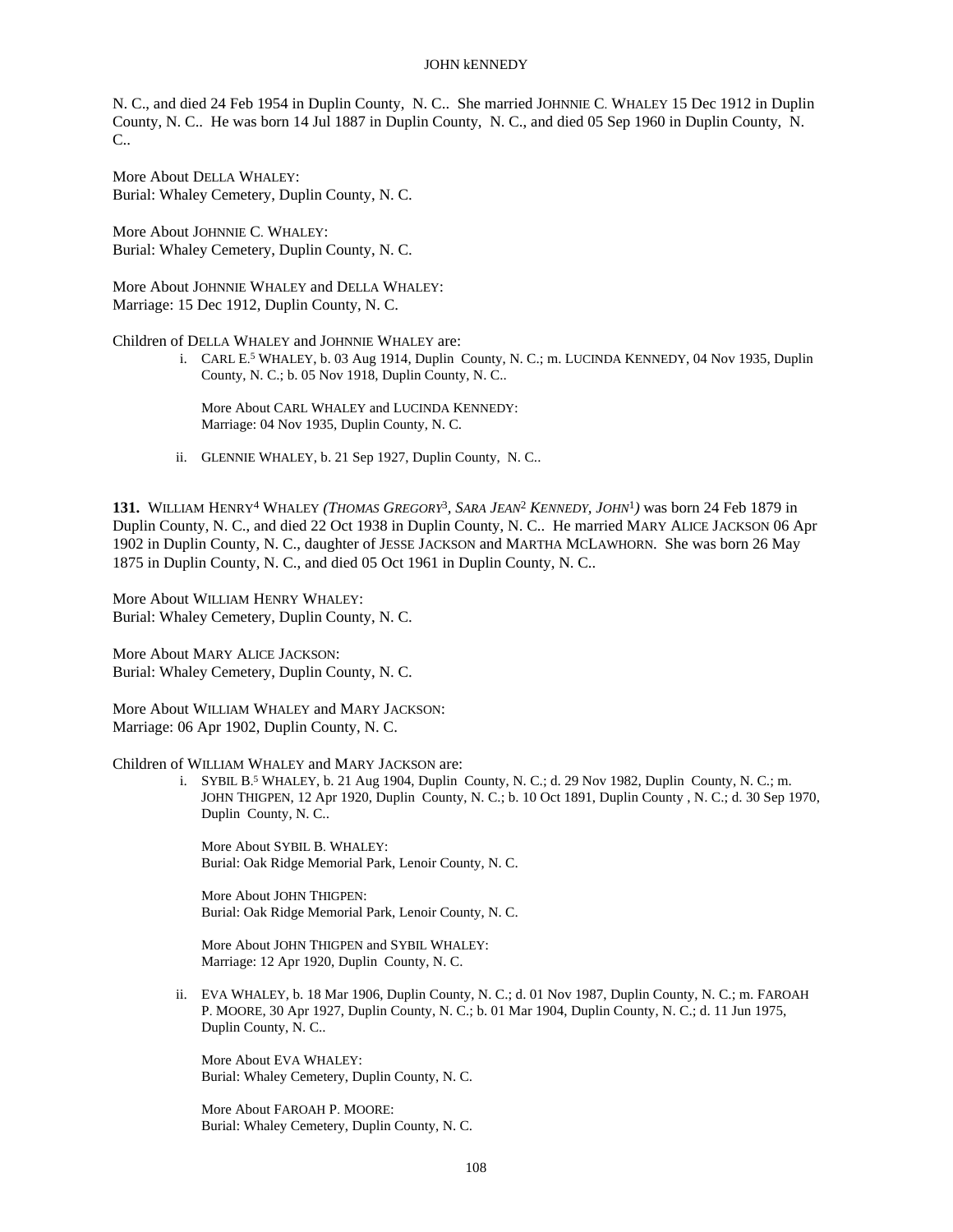N. C., and died 24 Feb 1954 in Duplin County, N. C.. She married JOHNNIE C. WHALEY 15 Dec 1912 in Duplin County, N. C.. He was born 14 Jul 1887 in Duplin County, N. C., and died 05 Sep 1960 in Duplin County, N. C..

More About DELLA WHALEY:
Burial: Whaley Cemetery, Duplin County, N. C.

More About JOHNNIE C. WHALEY:
Burial: Whaley Cemetery, Duplin County, N. C.

More About JOHNNIE WHALEY and DELLA WHALEY:
Marriage: 15 Dec 1912, Duplin County, N. C.

Children of DELLA WHALEY and JOHNNIE WHALEY are:

i. CARL E.[5] WHALEY, b. 03 Aug 1914, Duplin County, N. C.; m. LUCINDA KENNEDY, 04 Nov 1935, Duplin County, N. C.; b. 05 Nov 1918, Duplin County, N. C..

More About CARL WHALEY and LUCINDA KENNEDY:
Marriage: 04 Nov 1935, Duplin County, N. C.

ii. GLENNIE WHALEY, b. 21 Sep 1927, Duplin County, N. C..

**131.** WILLIAM HENRY[4] WHALEY *(THOMAS GREGORY[3], SARA JEAN[2] KENNEDY, JOHN[1])* was born 24 Feb 1879 in Duplin County, N. C., and died 22 Oct 1938 in Duplin County, N. C.. He married MARY ALICE JACKSON 06 Apr 1902 in Duplin County, N. C., daughter of JESSE JACKSON and MARTHA MCLAWHORN. She was born 26 May 1875 in Duplin County, N. C., and died 05 Oct 1961 in Duplin County, N. C..

More About WILLIAM HENRY WHALEY:
Burial: Whaley Cemetery, Duplin County, N. C.

More About MARY ALICE JACKSON:
Burial: Whaley Cemetery, Duplin County, N. C.

More About WILLIAM WHALEY and MARY JACKSON:
Marriage: 06 Apr 1902, Duplin County, N. C.

Children of WILLIAM WHALEY and MARY JACKSON are:

i. SYBIL B.[5] WHALEY, b. 21 Aug 1904, Duplin County, N. C.; d. 29 Nov 1982, Duplin County, N. C.; m. JOHN THIGPEN, 12 Apr 1920, Duplin County, N. C.; b. 10 Oct 1891, Duplin County , N. C.; d. 30 Sep 1970, Duplin County, N. C..

More About SYBIL B. WHALEY:
Burial: Oak Ridge Memorial Park, Lenoir County, N. C.

More About JOHN THIGPEN:
Burial: Oak Ridge Memorial Park, Lenoir County, N. C.

More About JOHN THIGPEN and SYBIL WHALEY:
Marriage: 12 Apr 1920, Duplin County, N. C.

ii. EVA WHALEY, b. 18 Mar 1906, Duplin County, N. C.; d. 01 Nov 1987, Duplin County, N. C.; m. FAROAH P. MOORE, 30 Apr 1927, Duplin County, N. C.; b. 01 Mar 1904, Duplin County, N. C.; d. 11 Jun 1975, Duplin County, N. C..

More About EVA WHALEY:
Burial: Whaley Cemetery, Duplin County, N. C.

More About FAROAH P. MOORE:
Burial: Whaley Cemetery, Duplin County, N. C.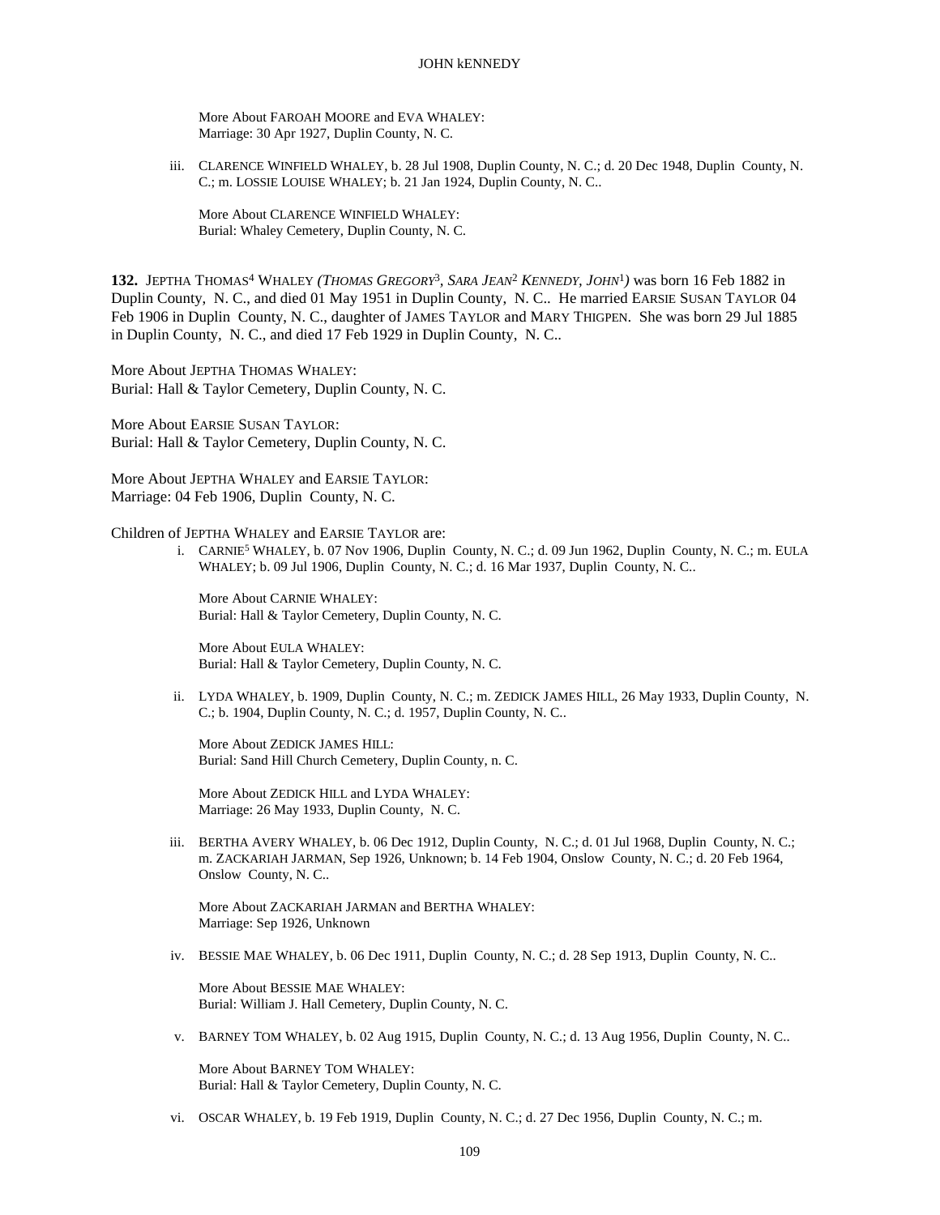More About FAROAH MOORE and EVA WHALEY:
Marriage: 30 Apr 1927, Duplin County, N. C.

iii. CLARENCE WINFIELD WHALEY, b. 28 Jul 1908, Duplin County, N. C.; d. 20 Dec 1948, Duplin County, N. C.; m. LOSSIE LOUISE WHALEY; b. 21 Jan 1924, Duplin County, N. C..

More About CLARENCE WINFIELD WHALEY:
Burial: Whaley Cemetery, Duplin County, N. C.

**132.** JEPTHA THOMAS[4] WHALEY *(THOMAS GREGORY[3], SARA JEAN[2] KENNEDY, JOHN[1])* was born 16 Feb 1882 in Duplin County, N. C., and died 01 May 1951 in Duplin County, N. C.. He married EARSIE SUSAN TAYLOR 04 Feb 1906 in Duplin County, N. C., daughter of JAMES TAYLOR and MARY THIGPEN. She was born 29 Jul 1885 in Duplin County, N. C., and died 17 Feb 1929 in Duplin County, N. C..

More About JEPTHA THOMAS WHALEY:
Burial: Hall & Taylor Cemetery, Duplin County, N. C.

More About EARSIE SUSAN TAYLOR:
Burial: Hall & Taylor Cemetery, Duplin County, N. C.

More About JEPTHA WHALEY and EARSIE TAYLOR:
Marriage: 04 Feb 1906, Duplin County, N. C.

Children of JEPTHA WHALEY and EARSIE TAYLOR are:

i. CARNIE[5] WHALEY, b. 07 Nov 1906, Duplin County, N. C.; d. 09 Jun 1962, Duplin County, N. C.; m. EULA WHALEY; b. 09 Jul 1906, Duplin County, N. C.; d. 16 Mar 1937, Duplin County, N. C..

More About CARNIE WHALEY:
Burial: Hall & Taylor Cemetery, Duplin County, N. C.

More About EULA WHALEY:
Burial: Hall & Taylor Cemetery, Duplin County, N. C.

ii. LYDA WHALEY, b. 1909, Duplin County, N. C.; m. ZEDICK JAMES HILL, 26 May 1933, Duplin County, N. C.; b. 1904, Duplin County, N. C.; d. 1957, Duplin County, N. C..

More About ZEDICK JAMES HILL:
Burial: Sand Hill Church Cemetery, Duplin County, n. C.

More About ZEDICK HILL and LYDA WHALEY:
Marriage: 26 May 1933, Duplin County, N. C.

iii. BERTHA AVERY WHALEY, b. 06 Dec 1912, Duplin County, N. C.; d. 01 Jul 1968, Duplin County, N. C.; m. ZACKARIAH JARMAN, Sep 1926, Unknown; b. 14 Feb 1904, Onslow County, N. C.; d. 20 Feb 1964, Onslow County, N. C..

More About ZACKARIAH JARMAN and BERTHA WHALEY:
Marriage: Sep 1926, Unknown

iv. BESSIE MAE WHALEY, b. 06 Dec 1911, Duplin County, N. C.; d. 28 Sep 1913, Duplin County, N. C..

More About BESSIE MAE WHALEY:
Burial: William J. Hall Cemetery, Duplin County, N. C.

v. BARNEY TOM WHALEY, b. 02 Aug 1915, Duplin County, N. C.; d. 13 Aug 1956, Duplin County, N. C..

More About BARNEY TOM WHALEY:
Burial: Hall & Taylor Cemetery, Duplin County, N. C.

vi. OSCAR WHALEY, b. 19 Feb 1919, Duplin County, N. C.; d. 27 Dec 1956, Duplin County, N. C.; m.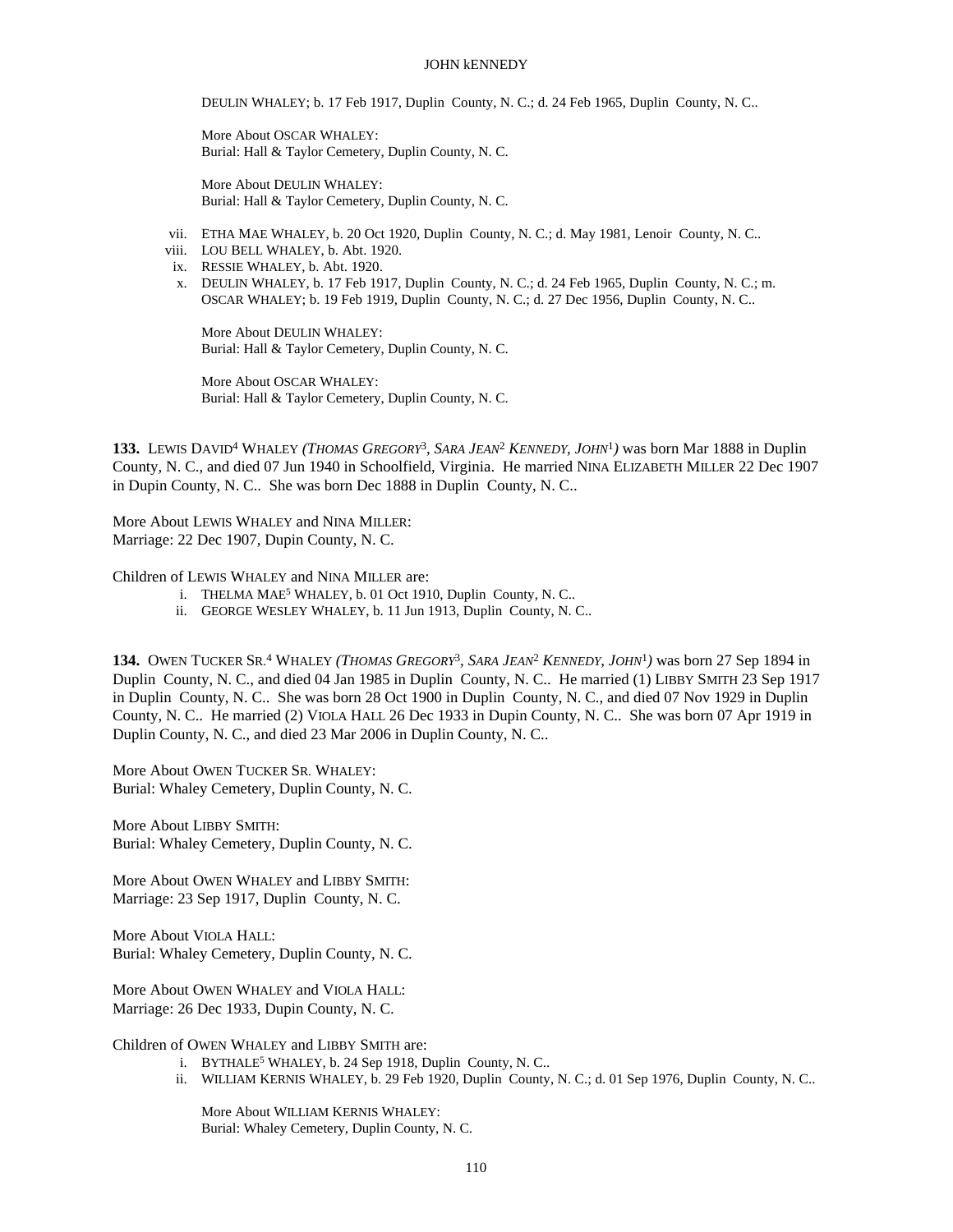DEULIN WHALEY; b. 17 Feb 1917, Duplin County, N. C.; d. 24 Feb 1965, Duplin County, N. C..

More About OSCAR WHALEY:
Burial: Hall & Taylor Cemetery, Duplin County, N. C.

More About DEULIN WHALEY:
Burial: Hall & Taylor Cemetery, Duplin County, N. C.

vii. ETHA MAE WHALEY, b. 20 Oct 1920, Duplin County, N. C.; d. May 1981, Lenoir County, N. C..
viii. LOU BELL WHALEY, b. Abt. 1920.
ix. RESSIE WHALEY, b. Abt. 1920.
x. DEULIN WHALEY, b. 17 Feb 1917, Duplin County, N. C.; d. 24 Feb 1965, Duplin County, N. C.; m. OSCAR WHALEY; b. 19 Feb 1919, Duplin County, N. C.; d. 27 Dec 1956, Duplin County, N. C..

More About DEULIN WHALEY:
Burial: Hall & Taylor Cemetery, Duplin County, N. C.

More About OSCAR WHALEY:
Burial: Hall & Taylor Cemetery, Duplin County, N. C.

**133.** LEWIS DAVID[4] WHALEY *(THOMAS GREGORY[3], SARA JEAN[2] KENNEDY, JOHN[1])* was born Mar 1888 in Duplin County, N. C., and died 07 Jun 1940 in Schoolfield, Virginia. He married NINA ELIZABETH MILLER 22 Dec 1907 in Dupin County, N. C.. She was born Dec 1888 in Duplin County, N. C..

More About LEWIS WHALEY and NINA MILLER:
Marriage: 22 Dec 1907, Dupin County, N. C.

Children of LEWIS WHALEY and NINA MILLER are:

i. THELMA MAE[5] WHALEY, b. 01 Oct 1910, Duplin County, N. C..
ii. GEORGE WESLEY WHALEY, b. 11 Jun 1913, Duplin County, N. C..

**134.** OWEN TUCKER SR.[4] WHALEY *(THOMAS GREGORY[3], SARA JEAN[2] KENNEDY, JOHN[1])* was born 27 Sep 1894 in Duplin County, N. C., and died 04 Jan 1985 in Duplin County, N. C.. He married (1) LIBBY SMITH 23 Sep 1917 in Duplin County, N. C.. She was born 28 Oct 1900 in Duplin County, N. C., and died 07 Nov 1929 in Duplin County, N. C.. He married (2) VIOLA HALL 26 Dec 1933 in Dupin County, N. C.. She was born 07 Apr 1919 in Duplin County, N. C., and died 23 Mar 2006 in Duplin County, N. C..

More About OWEN TUCKER SR. WHALEY:
Burial: Whaley Cemetery, Duplin County, N. C.

More About LIBBY SMITH:
Burial: Whaley Cemetery, Duplin County, N. C.

More About OWEN WHALEY and LIBBY SMITH:
Marriage: 23 Sep 1917, Duplin County, N. C.

More About VIOLA HALL:
Burial: Whaley Cemetery, Duplin County, N. C.

More About OWEN WHALEY and VIOLA HALL:
Marriage: 26 Dec 1933, Dupin County, N. C.

Children of OWEN WHALEY and LIBBY SMITH are:

i. BYTHALE[5] WHALEY, b. 24 Sep 1918, Duplin County, N. C..
ii. WILLIAM KERNIS WHALEY, b. 29 Feb 1920, Duplin County, N. C.; d. 01 Sep 1976, Duplin County, N. C..

More About WILLIAM KERNIS WHALEY:
Burial: Whaley Cemetery, Duplin County, N. C.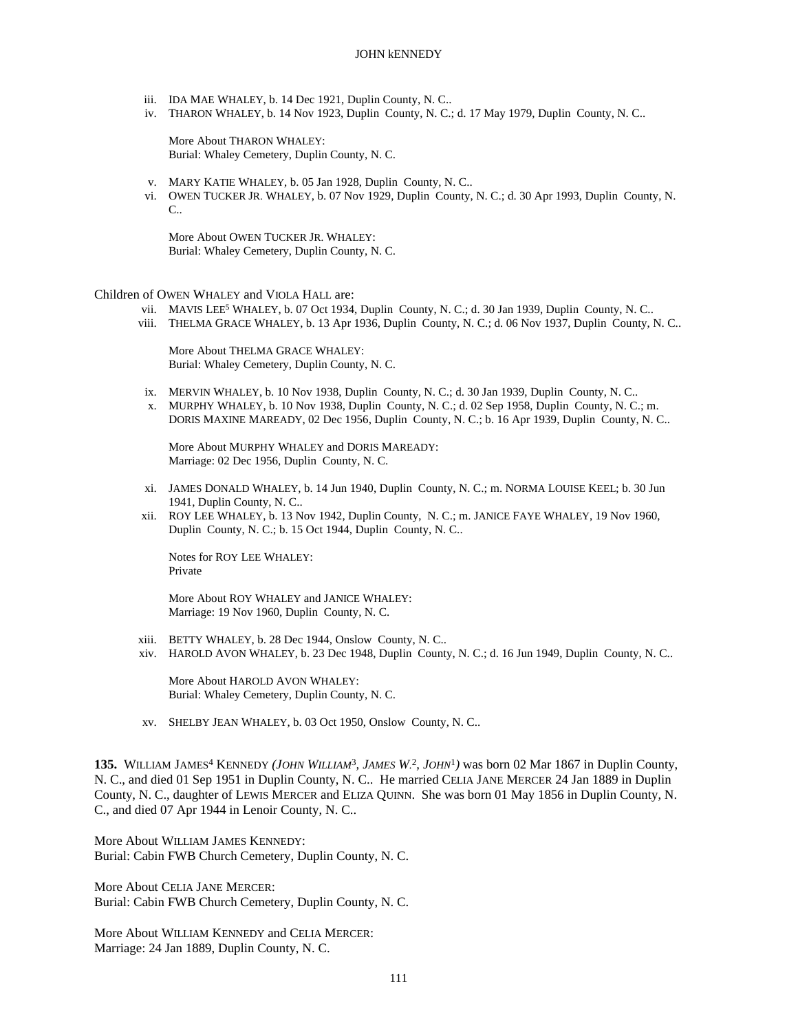iii. IDA MAE WHALEY, b. 14 Dec 1921, Duplin County, N. C..

iv. THARON WHALEY, b. 14 Nov 1923, Duplin County, N. C.; d. 17 May 1979, Duplin County, N. C..

More About THARON WHALEY:
Burial: Whaley Cemetery, Duplin County, N. C.

v. MARY KATIE WHALEY, b. 05 Jan 1928, Duplin County, N. C..

vi. OWEN TUCKER JR. WHALEY, b. 07 Nov 1929, Duplin County, N. C.; d. 30 Apr 1993, Duplin County, N. C..

More About OWEN TUCKER JR. WHALEY:
Burial: Whaley Cemetery, Duplin County, N. C.

Children of OWEN WHALEY and VIOLA HALL are:

vii. MAVIS LEE[5] WHALEY, b. 07 Oct 1934, Duplin County, N. C.; d. 30 Jan 1939, Duplin County, N. C..

viii. THELMA GRACE WHALEY, b. 13 Apr 1936, Duplin County, N. C.; d. 06 Nov 1937, Duplin County, N. C..

More About THELMA GRACE WHALEY:
Burial: Whaley Cemetery, Duplin County, N. C.

ix. MERVIN WHALEY, b. 10 Nov 1938, Duplin County, N. C.; d. 30 Jan 1939, Duplin County, N. C..

x. MURPHY WHALEY, b. 10 Nov 1938, Duplin County, N. C.; d. 02 Sep 1958, Duplin County, N. C.; m. DORIS MAXINE MAREADY, 02 Dec 1956, Duplin County, N. C.; b. 16 Apr 1939, Duplin County, N. C..

More About MURPHY WHALEY and DORIS MAREADY:
Marriage: 02 Dec 1956, Duplin County, N. C.

xi. JAMES DONALD WHALEY, b. 14 Jun 1940, Duplin County, N. C.; m. NORMA LOUISE KEEL; b. 30 Jun 1941, Duplin County, N. C..

xii. ROY LEE WHALEY, b. 13 Nov 1942, Duplin County, N. C.; m. JANICE FAYE WHALEY, 19 Nov 1960, Duplin County, N. C.; b. 15 Oct 1944, Duplin County, N. C..

Notes for ROY LEE WHALEY:
Private

More About ROY WHALEY and JANICE WHALEY:
Marriage: 19 Nov 1960, Duplin County, N. C.

xiii. BETTY WHALEY, b. 28 Dec 1944, Onslow County, N. C..

xiv. HAROLD AVON WHALEY, b. 23 Dec 1948, Duplin County, N. C.; d. 16 Jun 1949, Duplin County, N. C..

More About HAROLD AVON WHALEY:
Burial: Whaley Cemetery, Duplin County, N. C.

xv. SHELBY JEAN WHALEY, b. 03 Oct 1950, Onslow County, N. C..

**135.** WILLIAM JAMES[4] KENNEDY *(JOHN WILLIAM[3], JAMES W.[2], JOHN[1])* was born 02 Mar 1867 in Duplin County, N. C., and died 01 Sep 1951 in Duplin County, N. C.. He married CELIA JANE MERCER 24 Jan 1889 in Duplin County, N. C., daughter of LEWIS MERCER and ELIZA QUINN. She was born 01 May 1856 in Duplin County, N. C., and died 07 Apr 1944 in Lenoir County, N. C..

More About WILLIAM JAMES KENNEDY:
Burial: Cabin FWB Church Cemetery, Duplin County, N. C.

More About CELIA JANE MERCER:
Burial: Cabin FWB Church Cemetery, Duplin County, N. C.

More About WILLIAM KENNEDY and CELIA MERCER:
Marriage: 24 Jan 1889, Duplin County, N. C.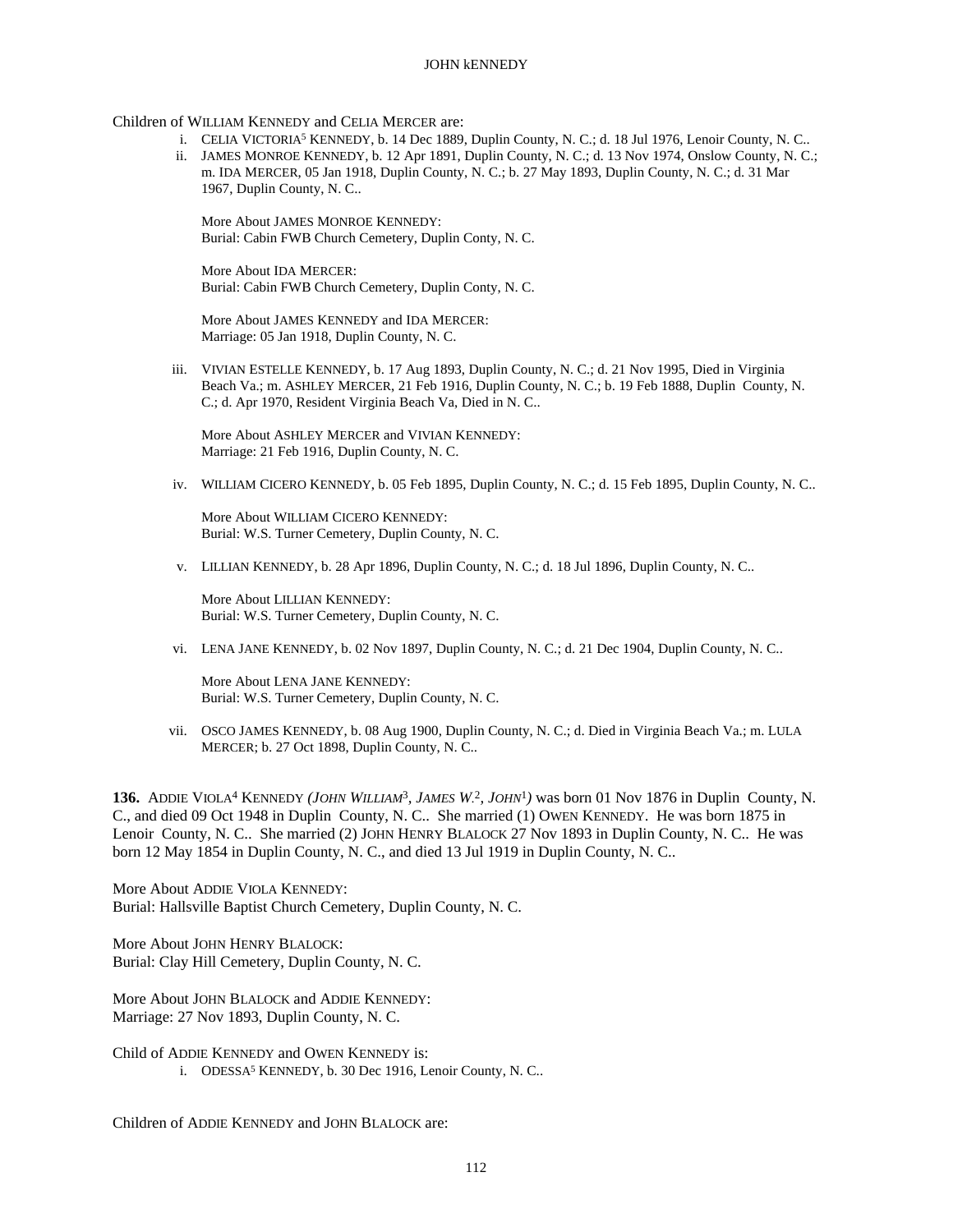Children of WILLIAM KENNEDY and CELIA MERCER are:

i. CELIA VICTORIA[5] KENNEDY, b. 14 Dec 1889, Duplin County, N. C.; d. 18 Jul 1976, Lenoir County, N. C..

ii. JAMES MONROE KENNEDY, b. 12 Apr 1891, Duplin County, N. C.; d. 13 Nov 1974, Onslow County, N. C.; m. IDA MERCER, 05 Jan 1918, Duplin County, N. C.; b. 27 May 1893, Duplin County, N. C.; d. 31 Mar 1967, Duplin County, N. C..

More About JAMES MONROE KENNEDY:
Burial: Cabin FWB Church Cemetery, Duplin Conty, N. C.

More About IDA MERCER:
Burial: Cabin FWB Church Cemetery, Duplin Conty, N. C.

More About JAMES KENNEDY and IDA MERCER:
Marriage: 05 Jan 1918, Duplin County, N. C.

iii. VIVIAN ESTELLE KENNEDY, b. 17 Aug 1893, Duplin County, N. C.; d. 21 Nov 1995, Died in Virginia Beach Va.; m. ASHLEY MERCER, 21 Feb 1916, Duplin County, N. C.; b. 19 Feb 1888, Duplin County, N. C.; d. Apr 1970, Resident Virginia Beach Va, Died in N. C..

More About ASHLEY MERCER and VIVIAN KENNEDY:
Marriage: 21 Feb 1916, Duplin County, N. C.

iv. WILLIAM CICERO KENNEDY, b. 05 Feb 1895, Duplin County, N. C.; d. 15 Feb 1895, Duplin County, N. C..

More About WILLIAM CICERO KENNEDY:
Burial: W.S. Turner Cemetery, Duplin County, N. C.

v. LILLIAN KENNEDY, b. 28 Apr 1896, Duplin County, N. C.; d. 18 Jul 1896, Duplin County, N. C..

More About LILLIAN KENNEDY:
Burial: W.S. Turner Cemetery, Duplin County, N. C.

vi. LENA JANE KENNEDY, b. 02 Nov 1897, Duplin County, N. C.; d. 21 Dec 1904, Duplin County, N. C..

More About LENA JANE KENNEDY:
Burial: W.S. Turner Cemetery, Duplin County, N. C.

vii. OSCO JAMES KENNEDY, b. 08 Aug 1900, Duplin County, N. C.; d. Died in Virginia Beach Va.; m. LULA MERCER; b. 27 Oct 1898, Duplin County, N. C..

**136.** ADDIE VIOLA[4] KENNEDY *(JOHN WILLIAM[3], JAMES W.[2], JOHN[1])* was born 01 Nov 1876 in Duplin County, N. C., and died 09 Oct 1948 in Duplin County, N. C.. She married (1) OWEN KENNEDY. He was born 1875 in Lenoir County, N. C.. She married (2) JOHN HENRY BLALOCK 27 Nov 1893 in Duplin County, N. C.. He was born 12 May 1854 in Duplin County, N. C., and died 13 Jul 1919 in Duplin County, N. C..

More About ADDIE VIOLA KENNEDY:
Burial: Hallsville Baptist Church Cemetery, Duplin County, N. C.

More About JOHN HENRY BLALOCK:
Burial: Clay Hill Cemetery, Duplin County, N. C.

More About JOHN BLALOCK and ADDIE KENNEDY:
Marriage: 27 Nov 1893, Duplin County, N. C.

Child of ADDIE KENNEDY and OWEN KENNEDY is:

i. ODESSA[5] KENNEDY, b. 30 Dec 1916, Lenoir County, N. C..

Children of ADDIE KENNEDY and JOHN BLALOCK are: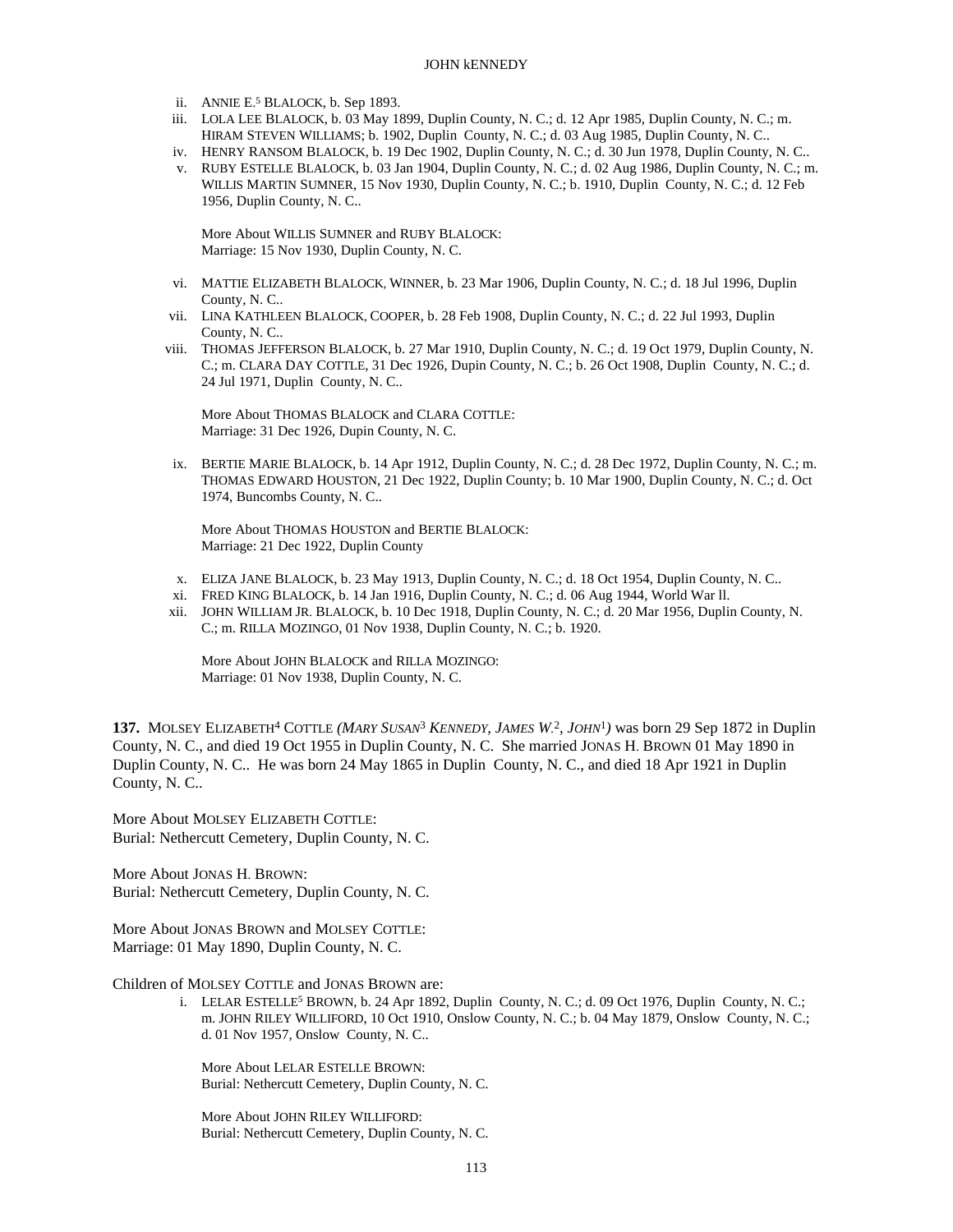ii. ANNIE E.[5] BLALOCK, b. Sep 1893.

iii. LOLA LEE BLALOCK, b. 03 May 1899, Duplin County, N. C.; d. 12 Apr 1985, Duplin County, N. C.; m. HIRAM STEVEN WILLIAMS; b. 1902, Duplin County, N. C.; d. 03 Aug 1985, Duplin County, N. C..

iv. HENRY RANSOM BLALOCK, b. 19 Dec 1902, Duplin County, N. C.; d. 30 Jun 1978, Duplin County, N. C..

v. RUBY ESTELLE BLALOCK, b. 03 Jan 1904, Duplin County, N. C.; d. 02 Aug 1986, Duplin County, N. C.; m. WILLIS MARTIN SUMNER, 15 Nov 1930, Duplin County, N. C.; b. 1910, Duplin County, N. C.; d. 12 Feb 1956, Duplin County, N. C..

More About WILLIS SUMNER and RUBY BLALOCK:
Marriage: 15 Nov 1930, Duplin County, N. C.

vi. MATTIE ELIZABETH BLALOCK, WINNER, b. 23 Mar 1906, Duplin County, N. C.; d. 18 Jul 1996, Duplin County, N. C..

vii. LINA KATHLEEN BLALOCK, COOPER, b. 28 Feb 1908, Duplin County, N. C.; d. 22 Jul 1993, Duplin County, N. C..

viii. THOMAS JEFFERSON BLALOCK, b. 27 Mar 1910, Duplin County, N. C.; d. 19 Oct 1979, Duplin County, N. C.; m. CLARA DAY COTTLE, 31 Dec 1926, Dupin County, N. C.; b. 26 Oct 1908, Duplin County, N. C.; d. 24 Jul 1971, Duplin County, N. C..

More About THOMAS BLALOCK and CLARA COTTLE:
Marriage: 31 Dec 1926, Dupin County, N. C.

ix. BERTIE MARIE BLALOCK, b. 14 Apr 1912, Duplin County, N. C.; d. 28 Dec 1972, Duplin County, N. C.; m. THOMAS EDWARD HOUSTON, 21 Dec 1922, Duplin County; b. 10 Mar 1900, Duplin County, N. C.; d. Oct 1974, Buncombs County, N. C..

More About THOMAS HOUSTON and BERTIE BLALOCK:
Marriage: 21 Dec 1922, Duplin County

x. ELIZA JANE BLALOCK, b. 23 May 1913, Duplin County, N. C.; d. 18 Oct 1954, Duplin County, N. C..

xi. FRED KING BLALOCK, b. 14 Jan 1916, Duplin County, N. C.; d. 06 Aug 1944, World War ll.

xii. JOHN WILLIAM JR. BLALOCK, b. 10 Dec 1918, Duplin County, N. C.; d. 20 Mar 1956, Duplin County, N. C.; m. RILLA MOZINGO, 01 Nov 1938, Duplin County, N. C.; b. 1920.

More About JOHN BLALOCK and RILLA MOZINGO:
Marriage: 01 Nov 1938, Duplin County, N. C.

**137.** MOLSEY ELIZABETH[4] COTTLE *(MARY SUSAN[3] KENNEDY, JAMES W.[2], JOHN[1])* was born 29 Sep 1872 in Duplin County, N. C., and died 19 Oct 1955 in Duplin County, N. C. She married JONAS H. BROWN 01 May 1890 in Duplin County, N. C.. He was born 24 May 1865 in Duplin County, N. C., and died 18 Apr 1921 in Duplin County, N. C..

More About MOLSEY ELIZABETH COTTLE:
Burial: Nethercutt Cemetery, Duplin County, N. C.

More About JONAS H. BROWN:
Burial: Nethercutt Cemetery, Duplin County, N. C.

More About JONAS BROWN and MOLSEY COTTLE:
Marriage: 01 May 1890, Duplin County, N. C.

Children of MOLSEY COTTLE and JONAS BROWN are:

i. LELAR ESTELLE[5] BROWN, b. 24 Apr 1892, Duplin County, N. C.; d. 09 Oct 1976, Duplin County, N. C.; m. JOHN RILEY WILLIFORD, 10 Oct 1910, Onslow County, N. C.; b. 04 May 1879, Onslow County, N. C.; d. 01 Nov 1957, Onslow County, N. C..

More About LELAR ESTELLE BROWN:
Burial: Nethercutt Cemetery, Duplin County, N. C.

More About JOHN RILEY WILLIFORD:
Burial: Nethercutt Cemetery, Duplin County, N. C.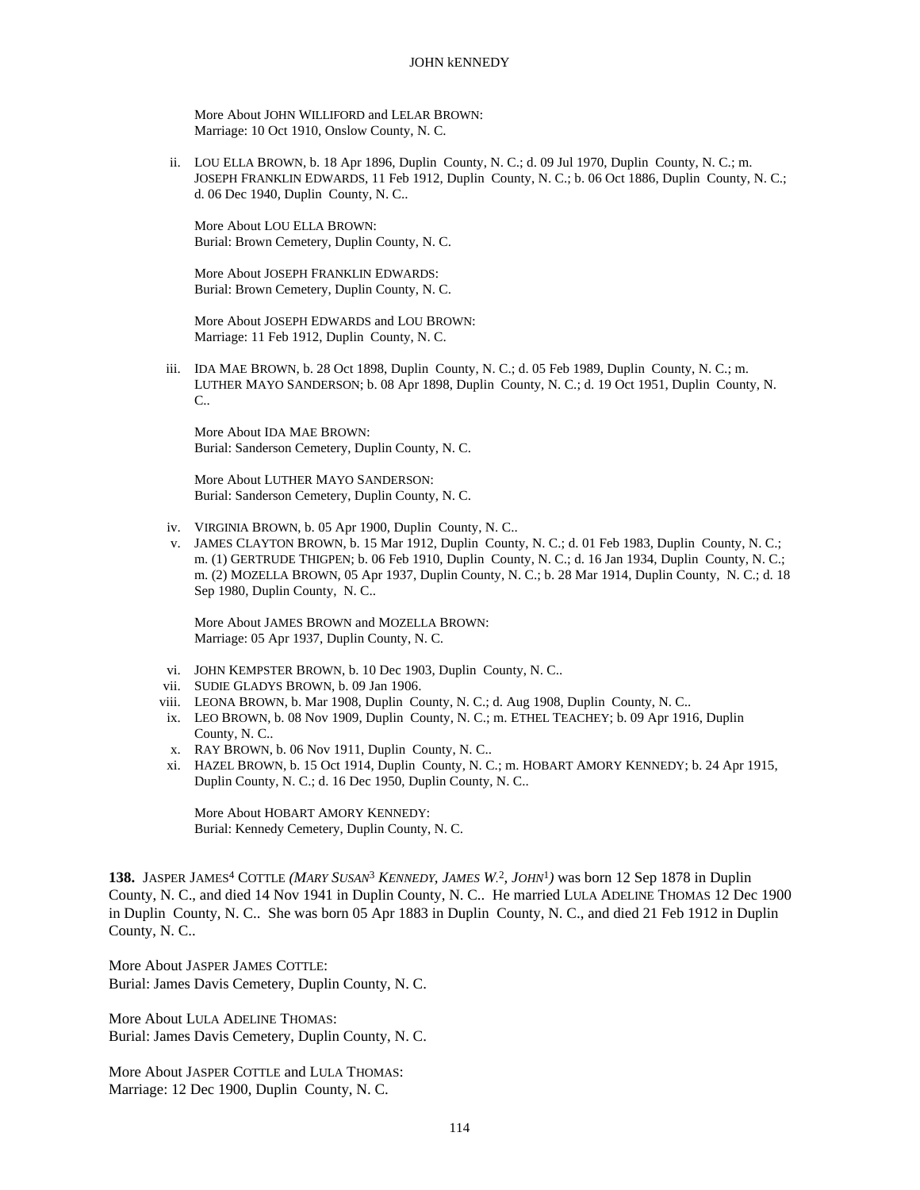More About JOHN WILLIFORD and LELAR BROWN:
Marriage: 10 Oct 1910, Onslow County, N. C.

ii. LOU ELLA BROWN, b. 18 Apr 1896, Duplin County, N. C.; d. 09 Jul 1970, Duplin County, N. C.; m. JOSEPH FRANKLIN EDWARDS, 11 Feb 1912, Duplin County, N. C.; b. 06 Oct 1886, Duplin County, N. C.; d. 06 Dec 1940, Duplin County, N. C..

More About LOU ELLA BROWN:
Burial: Brown Cemetery, Duplin County, N. C.

More About JOSEPH FRANKLIN EDWARDS:
Burial: Brown Cemetery, Duplin County, N. C.

More About JOSEPH EDWARDS and LOU BROWN:
Marriage: 11 Feb 1912, Duplin County, N. C.

iii. IDA MAE BROWN, b. 28 Oct 1898, Duplin County, N. C.; d. 05 Feb 1989, Duplin County, N. C.; m. LUTHER MAYO SANDERSON; b. 08 Apr 1898, Duplin County, N. C.; d. 19 Oct 1951, Duplin County, N. C..

More About IDA MAE BROWN:
Burial: Sanderson Cemetery, Duplin County, N. C.

More About LUTHER MAYO SANDERSON:
Burial: Sanderson Cemetery, Duplin County, N. C.

iv. VIRGINIA BROWN, b. 05 Apr 1900, Duplin County, N. C..

v. JAMES CLAYTON BROWN, b. 15 Mar 1912, Duplin County, N. C.; d. 01 Feb 1983, Duplin County, N. C.; m. (1) GERTRUDE THIGPEN; b. 06 Feb 1910, Duplin County, N. C.; d. 16 Jan 1934, Duplin County, N. C.; m. (2) MOZELLA BROWN, 05 Apr 1937, Duplin County, N. C.; b. 28 Mar 1914, Duplin County, N. C.; d. 18 Sep 1980, Duplin County, N. C..

More About JAMES BROWN and MOZELLA BROWN:
Marriage: 05 Apr 1937, Duplin County, N. C.

vi. JOHN KEMPSTER BROWN, b. 10 Dec 1903, Duplin County, N. C..

vii. SUDIE GLADYS BROWN, b. 09 Jan 1906.

viii. LEONA BROWN, b. Mar 1908, Duplin County, N. C.; d. Aug 1908, Duplin County, N. C..

ix. LEO BROWN, b. 08 Nov 1909, Duplin County, N. C.; m. ETHEL TEACHEY; b. 09 Apr 1916, Duplin County, N. C..

x. RAY BROWN, b. 06 Nov 1911, Duplin County, N. C..

xi. HAZEL BROWN, b. 15 Oct 1914, Duplin County, N. C.; m. HOBART AMORY KENNEDY; b. 24 Apr 1915, Duplin County, N. C.; d. 16 Dec 1950, Duplin County, N. C..

More About HOBART AMORY KENNEDY:
Burial: Kennedy Cemetery, Duplin County, N. C.

**138.** JASPER JAMES[4] COTTLE *(MARY SUSAN[3] KENNEDY, JAMES W.[2], JOHN[1])* was born 12 Sep 1878 in Duplin County, N. C., and died 14 Nov 1941 in Duplin County, N. C.. He married LULA ADELINE THOMAS 12 Dec 1900 in Duplin County, N. C.. She was born 05 Apr 1883 in Duplin County, N. C., and died 21 Feb 1912 in Duplin County, N. C..

More About JASPER JAMES COTTLE:
Burial: James Davis Cemetery, Duplin County, N. C.

More About LULA ADELINE THOMAS:
Burial: James Davis Cemetery, Duplin County, N. C.

More About JASPER COTTLE and LULA THOMAS:
Marriage: 12 Dec 1900, Duplin County, N. C.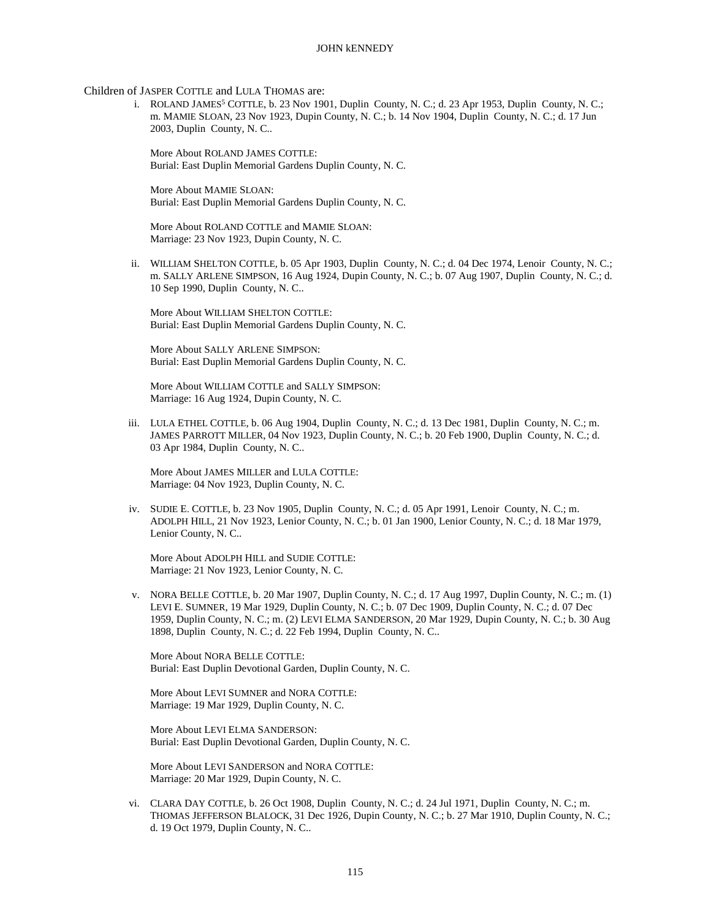Children of JASPER COTTLE and LULA THOMAS are:

i. ROLAND JAMES[5] COTTLE, b. 23 Nov 1901, Duplin County, N. C.; d. 23 Apr 1953, Duplin County, N. C.; m. MAMIE SLOAN, 23 Nov 1923, Dupin County, N. C.; b. 14 Nov 1904, Duplin County, N. C.; d. 17 Jun 2003, Duplin County, N. C..

   More About ROLAND JAMES COTTLE:
   Burial: East Duplin Memorial Gardens Duplin County, N. C.

   More About MAMIE SLOAN:
   Burial: East Duplin Memorial Gardens Duplin County, N. C.

   More About ROLAND COTTLE and MAMIE SLOAN:
   Marriage: 23 Nov 1923, Dupin County, N. C.

ii. WILLIAM SHELTON COTTLE, b. 05 Apr 1903, Duplin County, N. C.; d. 04 Dec 1974, Lenoir County, N. C.; m. SALLY ARLENE SIMPSON, 16 Aug 1924, Dupin County, N. C.; b. 07 Aug 1907, Duplin County, N. C.; d. 10 Sep 1990, Duplin County, N. C..

   More About WILLIAM SHELTON COTTLE:
   Burial: East Duplin Memorial Gardens Duplin County, N. C.

   More About SALLY ARLENE SIMPSON:
   Burial: East Duplin Memorial Gardens Duplin County, N. C.

   More About WILLIAM COTTLE and SALLY SIMPSON:
   Marriage: 16 Aug 1924, Dupin County, N. C.

iii. LULA ETHEL COTTLE, b. 06 Aug 1904, Duplin County, N. C.; d. 13 Dec 1981, Duplin County, N. C.; m. JAMES PARROTT MILLER, 04 Nov 1923, Duplin County, N. C.; b. 20 Feb 1900, Duplin County, N. C.; d. 03 Apr 1984, Duplin County, N. C..

   More About JAMES MILLER and LULA COTTLE:
   Marriage: 04 Nov 1923, Duplin County, N. C.

iv. SUDIE E. COTTLE, b. 23 Nov 1905, Duplin County, N. C.; d. 05 Apr 1991, Lenoir County, N. C.; m. ADOLPH HILL, 21 Nov 1923, Lenior County, N. C.; b. 01 Jan 1900, Lenior County, N. C.; d. 18 Mar 1979, Lenior County, N. C..

   More About ADOLPH HILL and SUDIE COTTLE:
   Marriage: 21 Nov 1923, Lenior County, N. C.

v. NORA BELLE COTTLE, b. 20 Mar 1907, Duplin County, N. C.; d. 17 Aug 1997, Duplin County, N. C.; m. (1) LEVI E. SUMNER, 19 Mar 1929, Duplin County, N. C.; b. 07 Dec 1909, Duplin County, N. C.; d. 07 Dec 1959, Duplin County, N. C.; m. (2) LEVI ELMA SANDERSON, 20 Mar 1929, Dupin County, N. C.; b. 30 Aug 1898, Duplin County, N. C.; d. 22 Feb 1994, Duplin County, N. C..

   More About NORA BELLE COTTLE:
   Burial: East Duplin Devotional Garden, Duplin County, N. C.

   More About LEVI SUMNER and NORA COTTLE:
   Marriage: 19 Mar 1929, Duplin County, N. C.

   More About LEVI ELMA SANDERSON:
   Burial: East Duplin Devotional Garden, Duplin County, N. C.

   More About LEVI SANDERSON and NORA COTTLE:
   Marriage: 20 Mar 1929, Dupin County, N. C.

vi. CLARA DAY COTTLE, b. 26 Oct 1908, Duplin County, N. C.; d. 24 Jul 1971, Duplin County, N. C.; m. THOMAS JEFFERSON BLALOCK, 31 Dec 1926, Dupin County, N. C.; b. 27 Mar 1910, Duplin County, N. C.; d. 19 Oct 1979, Duplin County, N. C..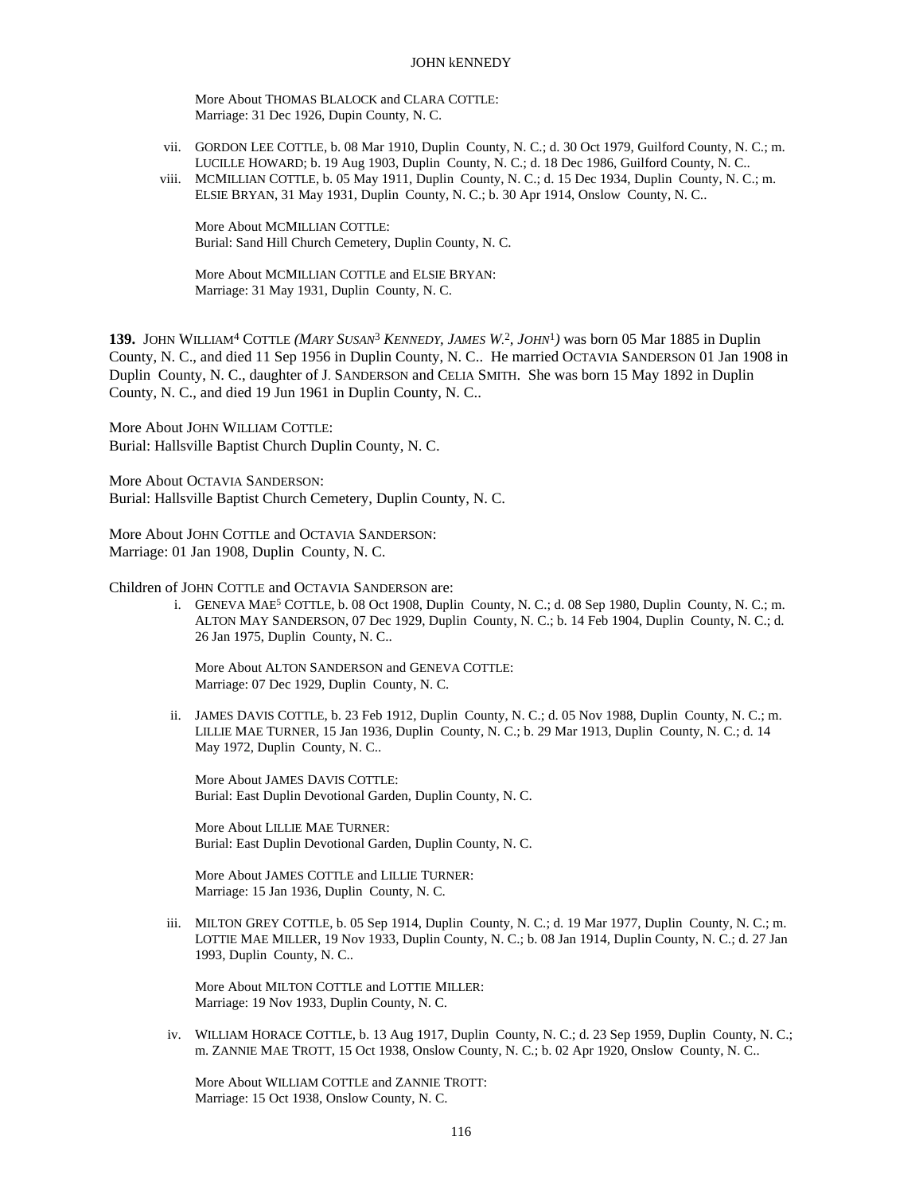More About THOMAS BLALOCK and CLARA COTTLE:
Marriage: 31 Dec 1926, Dupin County, N. C.

vii. GORDON LEE COTTLE, b. 08 Mar 1910, Duplin County, N. C.; d. 30 Oct 1979, Guilford County, N. C.; m. LUCILLE HOWARD; b. 19 Aug 1903, Duplin County, N. C.; d. 18 Dec 1986, Guilford County, N. C..

viii. MCMILLIAN COTTLE, b. 05 May 1911, Duplin County, N. C.; d. 15 Dec 1934, Duplin County, N. C.; m. ELSIE BRYAN, 31 May 1931, Duplin County, N. C.; b. 30 Apr 1914, Onslow County, N. C..

More About MCMILLIAN COTTLE:
Burial: Sand Hill Church Cemetery, Duplin County, N. C.

More About MCMILLIAN COTTLE and ELSIE BRYAN:
Marriage: 31 May 1931, Duplin County, N. C.

**139.** JOHN WILLIAM[4] COTTLE *(MARY SUSAN[3] KENNEDY, JAMES W.[2], JOHN[1])* was born 05 Mar 1885 in Duplin County, N. C., and died 11 Sep 1956 in Duplin County, N. C.. He married OCTAVIA SANDERSON 01 Jan 1908 in Duplin County, N. C., daughter of J. SANDERSON and CELIA SMITH. She was born 15 May 1892 in Duplin County, N. C., and died 19 Jun 1961 in Duplin County, N. C..

More About JOHN WILLIAM COTTLE:
Burial: Hallsville Baptist Church Duplin County, N. C.

More About OCTAVIA SANDERSON:
Burial: Hallsville Baptist Church Cemetery, Duplin County, N. C.

More About JOHN COTTLE and OCTAVIA SANDERSON:
Marriage: 01 Jan 1908, Duplin County, N. C.

Children of JOHN COTTLE and OCTAVIA SANDERSON are:

i. GENEVA MAE[5] COTTLE, b. 08 Oct 1908, Duplin County, N. C.; d. 08 Sep 1980, Duplin County, N. C.; m. ALTON MAY SANDERSON, 07 Dec 1929, Duplin County, N. C.; b. 14 Feb 1904, Duplin County, N. C.; d. 26 Jan 1975, Duplin County, N. C..

More About ALTON SANDERSON and GENEVA COTTLE:
Marriage: 07 Dec 1929, Duplin County, N. C.

ii. JAMES DAVIS COTTLE, b. 23 Feb 1912, Duplin County, N. C.; d. 05 Nov 1988, Duplin County, N. C.; m. LILLIE MAE TURNER, 15 Jan 1936, Duplin County, N. C.; b. 29 Mar 1913, Duplin County, N. C.; d. 14 May 1972, Duplin County, N. C..

More About JAMES DAVIS COTTLE:
Burial: East Duplin Devotional Garden, Duplin County, N. C.

More About LILLIE MAE TURNER:
Burial: East Duplin Devotional Garden, Duplin County, N. C.

More About JAMES COTTLE and LILLIE TURNER:
Marriage: 15 Jan 1936, Duplin County, N. C.

iii. MILTON GREY COTTLE, b. 05 Sep 1914, Duplin County, N. C.; d. 19 Mar 1977, Duplin County, N. C.; m. LOTTIE MAE MILLER, 19 Nov 1933, Duplin County, N. C.; b. 08 Jan 1914, Duplin County, N. C.; d. 27 Jan 1993, Duplin County, N. C..

More About MILTON COTTLE and LOTTIE MILLER:
Marriage: 19 Nov 1933, Duplin County, N. C.

iv. WILLIAM HORACE COTTLE, b. 13 Aug 1917, Duplin County, N. C.; d. 23 Sep 1959, Duplin County, N. C.; m. ZANNIE MAE TROTT, 15 Oct 1938, Onslow County, N. C.; b. 02 Apr 1920, Onslow County, N. C..

More About WILLIAM COTTLE and ZANNIE TROTT:
Marriage: 15 Oct 1938, Onslow County, N. C.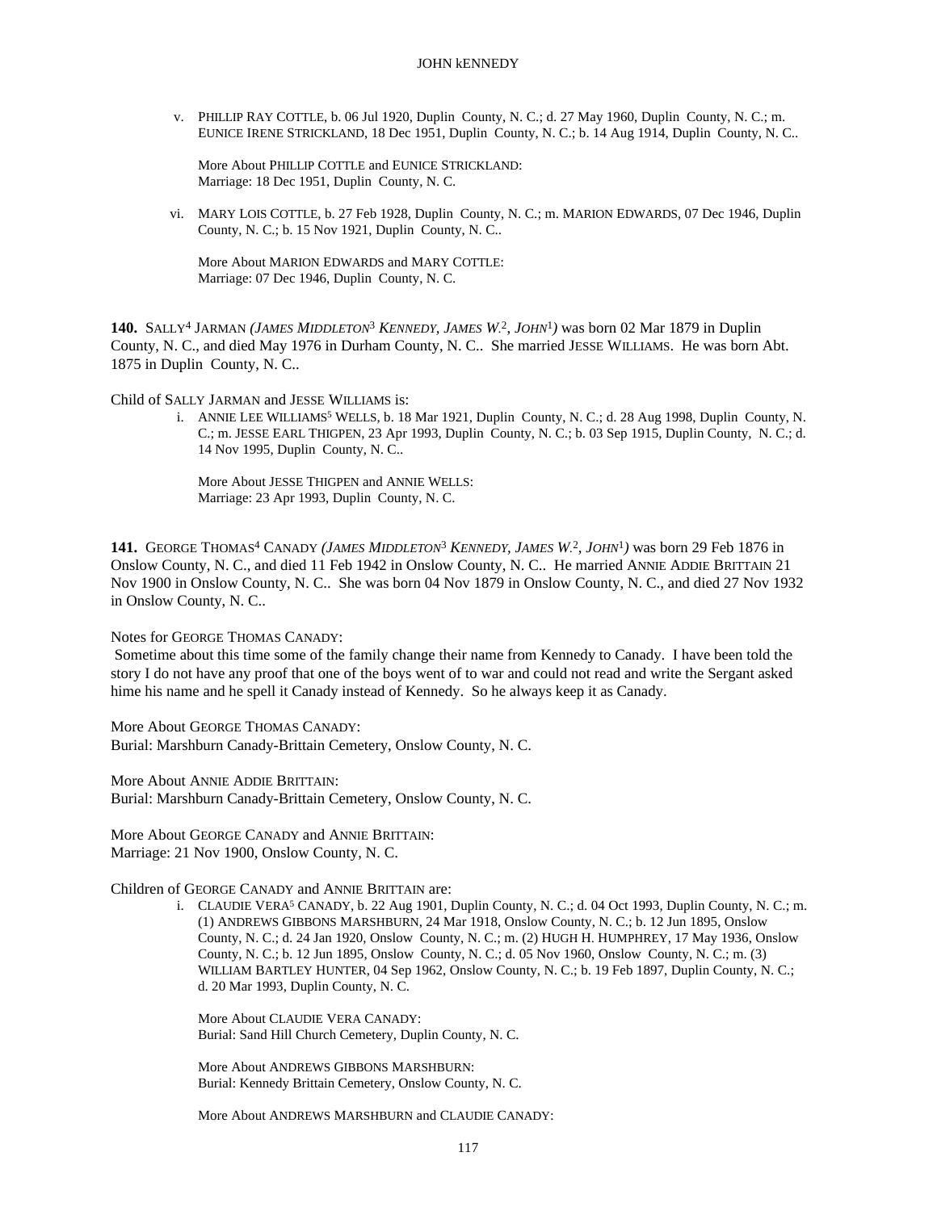v. PHILLIP RAY COTTLE, b. 06 Jul 1920, Duplin County, N. C.; d. 27 May 1960, Duplin County, N. C.; m. EUNICE IRENE STRICKLAND, 18 Dec 1951, Duplin County, N. C.; b. 14 Aug 1914, Duplin County, N. C..

More About PHILLIP COTTLE and EUNICE STRICKLAND:
Marriage: 18 Dec 1951, Duplin County, N. C.

vi. MARY LOIS COTTLE, b. 27 Feb 1928, Duplin County, N. C.; m. MARION EDWARDS, 07 Dec 1946, Duplin County, N. C.; b. 15 Nov 1921, Duplin County, N. C..

More About MARION EDWARDS and MARY COTTLE:
Marriage: 07 Dec 1946, Duplin County, N. C.

**140.** SALLY[4] JARMAN *(JAMES MIDDLETON[3] KENNEDY, JAMES W.[2], JOHN[1])* was born 02 Mar 1879 in Duplin County, N. C., and died May 1976 in Durham County, N. C.. She married JESSE WILLIAMS. He was born Abt. 1875 in Duplin County, N. C..

Child of SALLY JARMAN and JESSE WILLIAMS is:

i. ANNIE LEE WILLIAMS[5] WELLS, b. 18 Mar 1921, Duplin County, N. C.; d. 28 Aug 1998, Duplin County, N. C.; m. JESSE EARL THIGPEN, 23 Apr 1993, Duplin County, N. C.; b. 03 Sep 1915, Duplin County, N. C.; d. 14 Nov 1995, Duplin County, N. C..

More About JESSE THIGPEN and ANNIE WELLS:
Marriage: 23 Apr 1993, Duplin County, N. C.

**141.** GEORGE THOMAS[4] CANADY *(JAMES MIDDLETON[3] KENNEDY, JAMES W.[2], JOHN[1])* was born 29 Feb 1876 in Onslow County, N. C., and died 11 Feb 1942 in Onslow County, N. C.. He married ANNIE ADDIE BRITTAIN 21 Nov 1900 in Onslow County, N. C.. She was born 04 Nov 1879 in Onslow County, N. C., and died 27 Nov 1932 in Onslow County, N. C..

Notes for GEORGE THOMAS CANADY:
Sometime about this time some of the family change their name from Kennedy to Canady. I have been told the story I do not have any proof that one of the boys went of to war and could not read and write the Sergant asked hime his name and he spell it Canady instead of Kennedy. So he always keep it as Canady.

More About GEORGE THOMAS CANADY:
Burial: Marshburn Canady-Brittain Cemetery, Onslow County, N. C.

More About ANNIE ADDIE BRITTAIN:
Burial: Marshburn Canady-Brittain Cemetery, Onslow County, N. C.

More About GEORGE CANADY and ANNIE BRITTAIN:
Marriage: 21 Nov 1900, Onslow County, N. C.

Children of GEORGE CANADY and ANNIE BRITTAIN are:

i. CLAUDIE VERA[5] CANADY, b. 22 Aug 1901, Duplin County, N. C.; d. 04 Oct 1993, Duplin County, N. C.; m. (1) ANDREWS GIBBONS MARSHBURN, 24 Mar 1918, Onslow County, N. C.; b. 12 Jun 1895, Onslow County, N. C.; d. 24 Jan 1920, Onslow County, N. C.; m. (2) HUGH H. HUMPHREY, 17 May 1936, Onslow County, N. C.; b. 12 Jun 1895, Onslow County, N. C.; d. 05 Nov 1960, Onslow County, N. C.; m. (3) WILLIAM BARTLEY HUNTER, 04 Sep 1962, Onslow County, N. C.; b. 19 Feb 1897, Duplin County, N. C.; d. 20 Mar 1993, Duplin County, N. C.

More About CLAUDIE VERA CANADY:
Burial: Sand Hill Church Cemetery, Duplin County, N. C.

More About ANDREWS GIBBONS MARSHBURN:
Burial: Kennedy Brittain Cemetery, Onslow County, N. C.

More About ANDREWS MARSHBURN and CLAUDIE CANADY: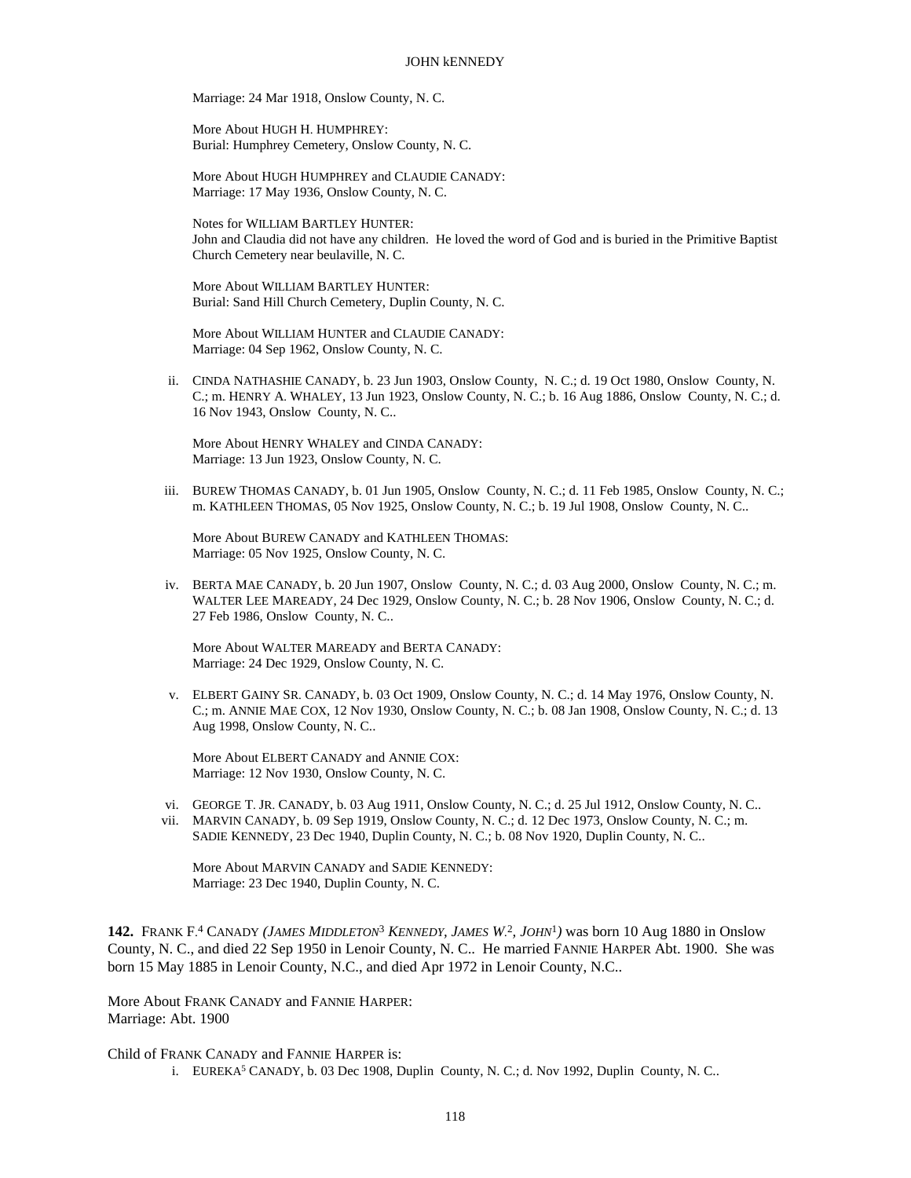Marriage: 24 Mar 1918, Onslow County, N. C.

More About HUGH H. HUMPHREY:
Burial: Humphrey Cemetery, Onslow County, N. C.

More About HUGH HUMPHREY and CLAUDIE CANADY:
Marriage: 17 May 1936, Onslow County, N. C.

Notes for WILLIAM BARTLEY HUNTER:
John and Claudia did not have any children. He loved the word of God and is buried in the Primitive Baptist Church Cemetery near beulaville, N. C.

More About WILLIAM BARTLEY HUNTER:
Burial: Sand Hill Church Cemetery, Duplin County, N. C.

More About WILLIAM HUNTER and CLAUDIE CANADY:
Marriage: 04 Sep 1962, Onslow County, N. C.

ii. CINDA NATHASHIE CANADY, b. 23 Jun 1903, Onslow County, N. C.; d. 19 Oct 1980, Onslow County, N. C.; m. HENRY A. WHALEY, 13 Jun 1923, Onslow County, N. C.; b. 16 Aug 1886, Onslow County, N. C.; d. 16 Nov 1943, Onslow County, N. C..

More About HENRY WHALEY and CINDA CANADY:
Marriage: 13 Jun 1923, Onslow County, N. C.

iii. BUREW THOMAS CANADY, b. 01 Jun 1905, Onslow County, N. C.; d. 11 Feb 1985, Onslow County, N. C.; m. KATHLEEN THOMAS, 05 Nov 1925, Onslow County, N. C.; b. 19 Jul 1908, Onslow County, N. C..

More About BUREW CANADY and KATHLEEN THOMAS:
Marriage: 05 Nov 1925, Onslow County, N. C.

iv. BERTA MAE CANADY, b. 20 Jun 1907, Onslow County, N. C.; d. 03 Aug 2000, Onslow County, N. C.; m. WALTER LEE MAREADY, 24 Dec 1929, Onslow County, N. C.; b. 28 Nov 1906, Onslow County, N. C.; d. 27 Feb 1986, Onslow County, N. C..

More About WALTER MAREADY and BERTA CANADY:
Marriage: 24 Dec 1929, Onslow County, N. C.

v. ELBERT GAINY SR. CANADY, b. 03 Oct 1909, Onslow County, N. C.; d. 14 May 1976, Onslow County, N. C.; m. ANNIE MAE COX, 12 Nov 1930, Onslow County, N. C.; b. 08 Jan 1908, Onslow County, N. C.; d. 13 Aug 1998, Onslow County, N. C..

More About ELBERT CANADY and ANNIE COX:
Marriage: 12 Nov 1930, Onslow County, N. C.

vi. GEORGE T. JR. CANADY, b. 03 Aug 1911, Onslow County, N. C.; d. 25 Jul 1912, Onslow County, N. C..

vii. MARVIN CANADY, b. 09 Sep 1919, Onslow County, N. C.; d. 12 Dec 1973, Onslow County, N. C.; m. SADIE KENNEDY, 23 Dec 1940, Duplin County, N. C.; b. 08 Nov 1920, Duplin County, N. C..

More About MARVIN CANADY and SADIE KENNEDY:
Marriage: 23 Dec 1940, Duplin County, N. C.

**142.** FRANK F.[4] CANADY *(JAMES MIDDLETON[3] KENNEDY, JAMES W.[2], JOHN[1])* was born 10 Aug 1880 in Onslow County, N. C., and died 22 Sep 1950 in Lenoir County, N. C.. He married FANNIE HARPER Abt. 1900. She was born 15 May 1885 in Lenoir County, N.C., and died Apr 1972 in Lenoir County, N.C..

More About FRANK CANADY and FANNIE HARPER:
Marriage: Abt. 1900

Child of FRANK CANADY and FANNIE HARPER is:

i. EUREKA[5] CANADY, b. 03 Dec 1908, Duplin County, N. C.; d. Nov 1992, Duplin County, N. C..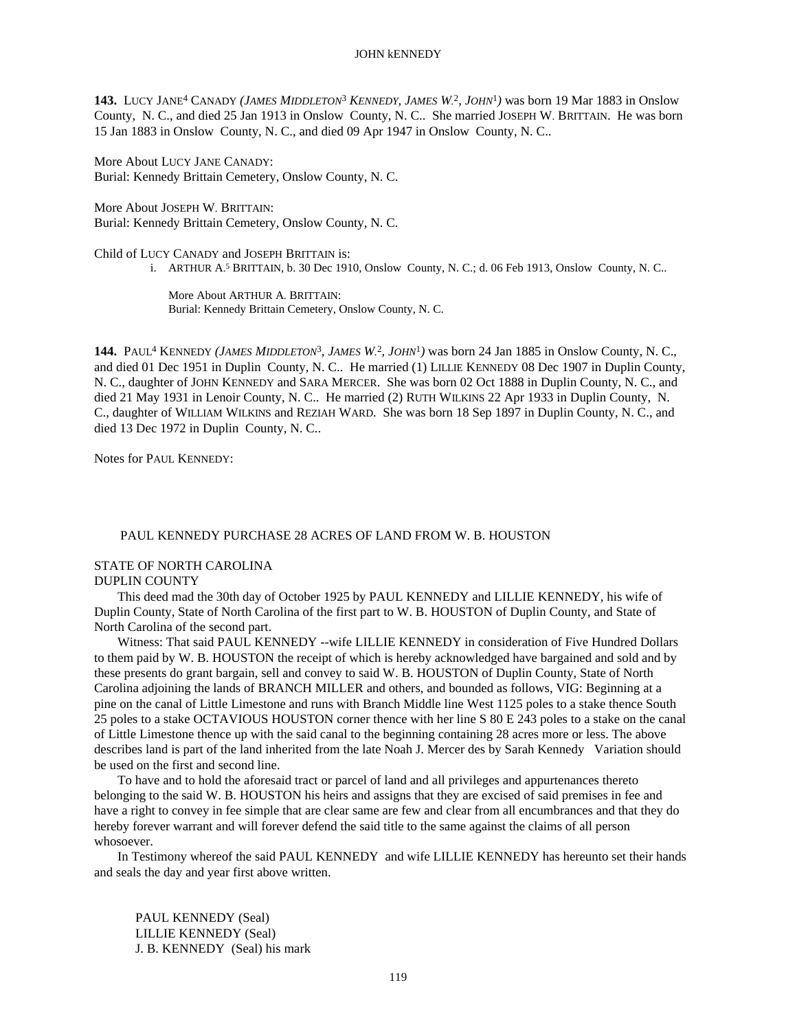**143.** LUCY JANE[4] CANADY *(JAMES MIDDLETON[3] KENNEDY, JAMES W.[2], JOHN[1])* was born 19 Mar 1883 in Onslow County, N. C., and died 25 Jan 1913 in Onslow County, N. C.. She married JOSEPH W. BRITTAIN. He was born 15 Jan 1883 in Onslow County, N. C., and died 09 Apr 1947 in Onslow County, N. C..

More About LUCY JANE CANADY:
Burial: Kennedy Brittain Cemetery, Onslow County, N. C.

More About JOSEPH W. BRITTAIN:
Burial: Kennedy Brittain Cemetery, Onslow County, N. C.

Child of LUCY CANADY and JOSEPH BRITTAIN is:

i. ARTHUR A.[5] BRITTAIN, b. 30 Dec 1910, Onslow County, N. C.; d. 06 Feb 1913, Onslow County, N. C..

More About ARTHUR A. BRITTAIN:
Burial: Kennedy Brittain Cemetery, Onslow County, N. C.

**144.** PAUL[4] KENNEDY *(JAMES MIDDLETON[3], JAMES W.[2], JOHN[1])* was born 24 Jan 1885 in Onslow County, N. C., and died 01 Dec 1951 in Duplin County, N. C.. He married (1) LILLIE KENNEDY 08 Dec 1907 in Duplin County, N. C., daughter of JOHN KENNEDY and SARA MERCER. She was born 02 Oct 1888 in Duplin County, N. C., and died 21 May 1931 in Lenoir County, N. C.. He married (2) RUTH WILKINS 22 Apr 1933 in Duplin County, N. C., daughter of WILLIAM WILKINS and REZIAH WARD. She was born 18 Sep 1897 in Duplin County, N. C., and died 13 Dec 1972 in Duplin County, N. C..

Notes for PAUL KENNEDY:

PAUL KENNEDY PURCHASE 28 ACRES OF LAND FROM W. B. HOUSTON

STATE OF NORTH CAROLINA
DUPLIN COUNTY

This deed mad the 30th day of October 1925 by PAUL KENNEDY and LILLIE KENNEDY, his wife of Duplin County, State of North Carolina of the first part to W. B. HOUSTON of Duplin County, and State of North Carolina of the second part.

Witness: That said PAUL KENNEDY --wife LILLIE KENNEDY in consideration of Five Hundred Dollars to them paid by W. B. HOUSTON the receipt of which is hereby acknowledged have bargained and sold and by these presents do grant bargain, sell and convey to said W. B. HOUSTON of Duplin County, State of North Carolina adjoining the lands of BRANCH MILLER and others, and bounded as follows, VIG: Beginning at a pine on the canal of Little Limestone and runs with Branch Middle line West 1125 poles to a stake thence South 25 poles to a stake OCTAVIOUS HOUSTON corner thence with her line S 80 E 243 poles to a stake on the canal of Little Limestone thence up with the said canal to the beginning containing 28 acres more or less. The above describes land is part of the land inherited from the late Noah J. Mercer des by Sarah Kennedy Variation should be used on the first and second line.

To have and to hold the aforesaid tract or parcel of land and all privileges and appurtenances thereto belonging to the said W. B. HOUSTON his heirs and assigns that they are excised of said premises in fee and have a right to convey in fee simple that are clear same are few and clear from all encumbrances and that they do hereby forever warrant and will forever defend the said title to the same against the claims of all person whosoever.

In Testimony whereof the said PAUL KENNEDY and wife LILLIE KENNEDY has hereunto set their hands and seals the day and year first above written.

PAUL KENNEDY (Seal)
LILLIE KENNEDY (Seal)
J. B. KENNEDY (Seal) his mark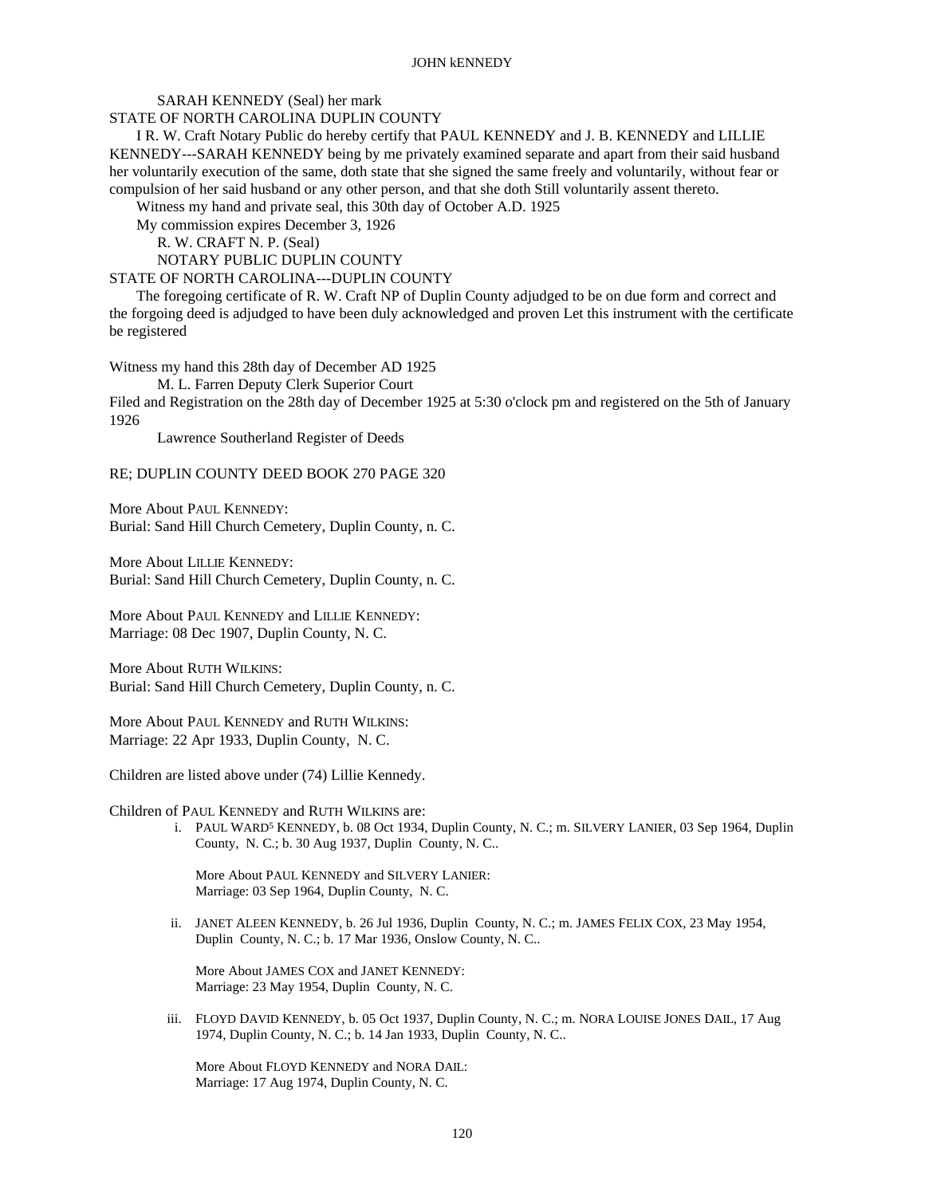SARAH KENNEDY (Seal) her mark

STATE OF NORTH CAROLINA DUPLIN COUNTY

I R. W. Craft Notary Public do hereby certify that PAUL KENNEDY and J. B. KENNEDY and LILLIE KENNEDY---SARAH KENNEDY being by me privately examined separate and apart from their said husband her voluntarily execution of the same, doth state that she signed the same freely and voluntarily, without fear or compulsion of her said husband or any other person, and that she doth Still voluntarily assent thereto.

Witness my hand and private seal, this 30th day of October A.D. 1925

My commission expires December 3, 1926

R. W. CRAFT N. P. (Seal)

NOTARY PUBLIC DUPLIN COUNTY

STATE OF NORTH CAROLINA---DUPLIN COUNTY

The foregoing certificate of R. W. Craft NP of Duplin County adjudged to be on due form and correct and the forgoing deed is adjudged to have been duly acknowledged and proven Let this instrument with the certificate be registered

Witness my hand this 28th day of December AD 1925

M. L. Farren Deputy Clerk Superior Court

Filed and Registration on the 28th day of December 1925 at 5:30 o'clock pm and registered on the 5th of January 1926

Lawrence Southerland Register of Deeds

RE; DUPLIN COUNTY DEED BOOK 270 PAGE 320

More About PAUL KENNEDY:
Burial: Sand Hill Church Cemetery, Duplin County, n. C.

More About LILLIE KENNEDY:
Burial: Sand Hill Church Cemetery, Duplin County, n. C.

More About PAUL KENNEDY and LILLIE KENNEDY:
Marriage: 08 Dec 1907, Duplin County, N. C.

More About RUTH WILKINS:
Burial: Sand Hill Church Cemetery, Duplin County, n. C.

More About PAUL KENNEDY and RUTH WILKINS:
Marriage: 22 Apr 1933, Duplin County, N. C.

Children are listed above under (74) Lillie Kennedy.

Children of PAUL KENNEDY and RUTH WILKINS are:

i. PAUL WARD[5] KENNEDY, b. 08 Oct 1934, Duplin County, N. C.; m. SILVERY LANIER, 03 Sep 1964, Duplin County, N. C.; b. 30 Aug 1937, Duplin County, N. C..

   More About PAUL KENNEDY and SILVERY LANIER:
   Marriage: 03 Sep 1964, Duplin County, N. C.

ii. JANET ALEEN KENNEDY, b. 26 Jul 1936, Duplin County, N. C.; m. JAMES FELIX COX, 23 May 1954, Duplin County, N. C.; b. 17 Mar 1936, Onslow County, N. C..

   More About JAMES COX and JANET KENNEDY:
   Marriage: 23 May 1954, Duplin County, N. C.

iii. FLOYD DAVID KENNEDY, b. 05 Oct 1937, Duplin County, N. C.; m. NORA LOUISE JONES DAIL, 17 Aug 1974, Duplin County, N. C.; b. 14 Jan 1933, Duplin County, N. C..

   More About FLOYD KENNEDY and NORA DAIL:
   Marriage: 17 Aug 1974, Duplin County, N. C.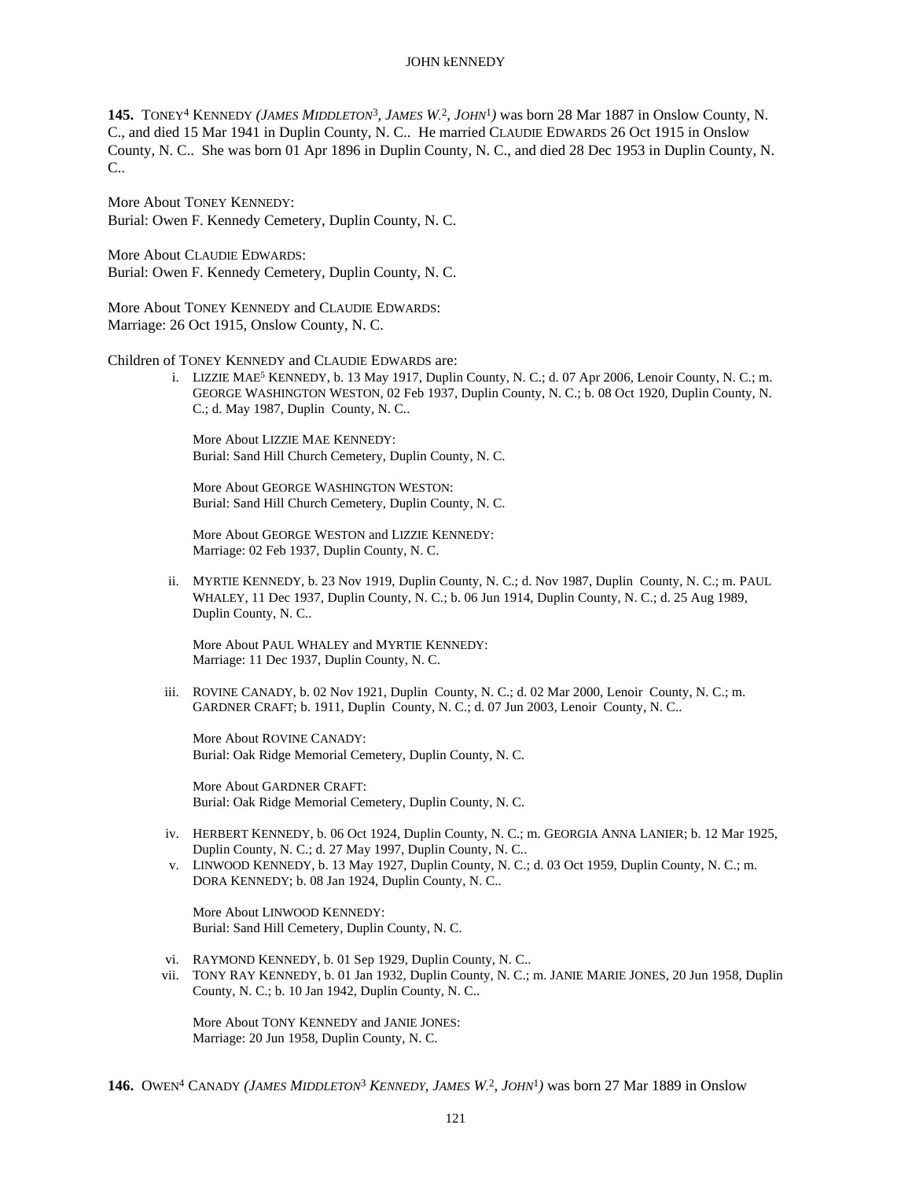**145.** TONEY[4] KENNEDY *(JAMES MIDDLETON[3], JAMES W.[2], JOHN[1])* was born 28 Mar 1887 in Onslow County, N. C., and died 15 Mar 1941 in Duplin County, N. C.. He married CLAUDIE EDWARDS 26 Oct 1915 in Onslow County, N. C.. She was born 01 Apr 1896 in Duplin County, N. C., and died 28 Dec 1953 in Duplin County, N. C..

More About TONEY KENNEDY:
Burial: Owen F. Kennedy Cemetery, Duplin County, N. C.

More About CLAUDIE EDWARDS:
Burial: Owen F. Kennedy Cemetery, Duplin County, N. C.

More About TONEY KENNEDY and CLAUDIE EDWARDS:
Marriage: 26 Oct 1915, Onslow County, N. C.

Children of TONEY KENNEDY and CLAUDIE EDWARDS are:

i. LIZZIE MAE[5] KENNEDY, b. 13 May 1917, Duplin County, N. C.; d. 07 Apr 2006, Lenoir County, N. C.; m. GEORGE WASHINGTON WESTON, 02 Feb 1937, Duplin County, N. C.; b. 08 Oct 1920, Duplin County, N. C.; d. May 1987, Duplin County, N. C..

   More About LIZZIE MAE KENNEDY:
   Burial: Sand Hill Church Cemetery, Duplin County, N. C.

   More About GEORGE WASHINGTON WESTON:
   Burial: Sand Hill Church Cemetery, Duplin County, N. C.

   More About GEORGE WESTON and LIZZIE KENNEDY:
   Marriage: 02 Feb 1937, Duplin County, N. C.

ii. MYRTIE KENNEDY, b. 23 Nov 1919, Duplin County, N. C.; d. Nov 1987, Duplin County, N. C.; m. PAUL WHALEY, 11 Dec 1937, Duplin County, N. C.; b. 06 Jun 1914, Duplin County, N. C.; d. 25 Aug 1989, Duplin County, N. C..

   More About PAUL WHALEY and MYRTIE KENNEDY:
   Marriage: 11 Dec 1937, Duplin County, N. C.

iii. ROVINE CANADY, b. 02 Nov 1921, Duplin County, N. C.; d. 02 Mar 2000, Lenoir County, N. C.; m. GARDNER CRAFT; b. 1911, Duplin County, N. C.; d. 07 Jun 2003, Lenoir County, N. C..

   More About ROVINE CANADY:
   Burial: Oak Ridge Memorial Cemetery, Duplin County, N. C.

   More About GARDNER CRAFT:
   Burial: Oak Ridge Memorial Cemetery, Duplin County, N. C.

iv. HERBERT KENNEDY, b. 06 Oct 1924, Duplin County, N. C.; m. GEORGIA ANNA LANIER; b. 12 Mar 1925, Duplin County, N. C.; d. 27 May 1997, Duplin County, N. C..

v. LINWOOD KENNEDY, b. 13 May 1927, Duplin County, N. C.; d. 03 Oct 1959, Duplin County, N. C.; m. DORA KENNEDY; b. 08 Jan 1924, Duplin County, N. C..

   More About LINWOOD KENNEDY:
   Burial: Sand Hill Cemetery, Duplin County, N. C.

vi. RAYMOND KENNEDY, b. 01 Sep 1929, Duplin County, N. C..

vii. TONY RAY KENNEDY, b. 01 Jan 1932, Duplin County, N. C.; m. JANIE MARIE JONES, 20 Jun 1958, Duplin County, N. C.; b. 10 Jan 1942, Duplin County, N. C..

   More About TONY KENNEDY and JANIE JONES:
   Marriage: 20 Jun 1958, Duplin County, N. C.

**146.** OWEN[4] CANADY *(JAMES MIDDLETON[3] KENNEDY, JAMES W.[2], JOHN[1])* was born 27 Mar 1889 in Onslow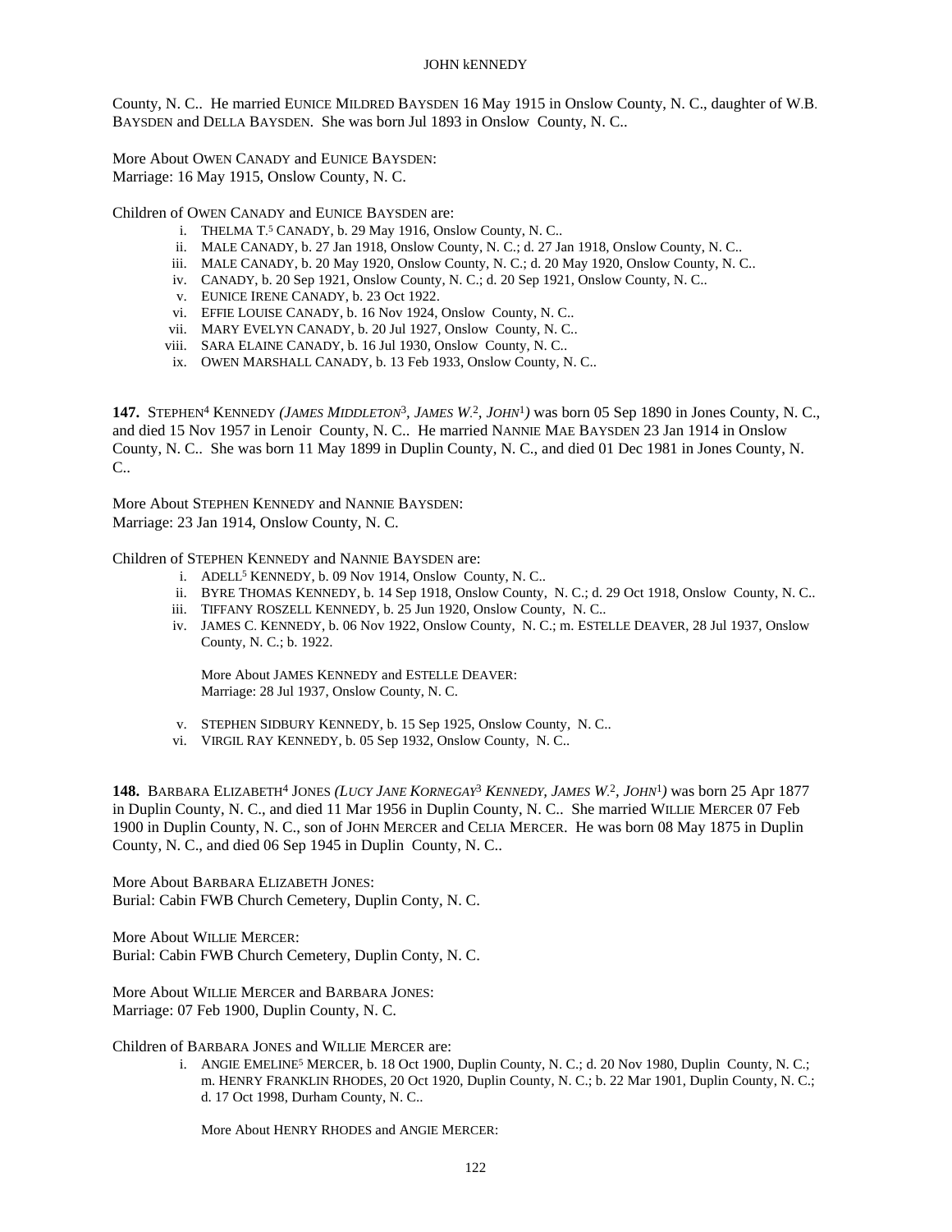County, N. C.. He married EUNICE MILDRED BAYSDEN 16 May 1915 in Onslow County, N. C., daughter of W.B. BAYSDEN and DELLA BAYSDEN. She was born Jul 1893 in Onslow County, N. C..

More About OWEN CANADY and EUNICE BAYSDEN:
Marriage: 16 May 1915, Onslow County, N. C.

Children of OWEN CANADY and EUNICE BAYSDEN are:

- i. THELMA T.[5] CANADY, b. 29 May 1916, Onslow County, N. C..
- ii. MALE CANADY, b. 27 Jan 1918, Onslow County, N. C.; d. 27 Jan 1918, Onslow County, N. C..
- iii. MALE CANADY, b. 20 May 1920, Onslow County, N. C.; d. 20 May 1920, Onslow County, N. C..
- iv. CANADY, b. 20 Sep 1921, Onslow County, N. C.; d. 20 Sep 1921, Onslow County, N. C..
- v. EUNICE IRENE CANADY, b. 23 Oct 1922.
- vi. EFFIE LOUISE CANADY, b. 16 Nov 1924, Onslow County, N. C..
- vii. MARY EVELYN CANADY, b. 20 Jul 1927, Onslow County, N. C..
- viii. SARA ELAINE CANADY, b. 16 Jul 1930, Onslow County, N. C..
- ix. OWEN MARSHALL CANADY, b. 13 Feb 1933, Onslow County, N. C..

**147.** STEPHEN[4] KENNEDY *(JAMES MIDDLETON[3], JAMES W.[2], JOHN[1])* was born 05 Sep 1890 in Jones County, N. C., and died 15 Nov 1957 in Lenoir County, N. C.. He married NANNIE MAE BAYSDEN 23 Jan 1914 in Onslow County, N. C.. She was born 11 May 1899 in Duplin County, N. C., and died 01 Dec 1981 in Jones County, N. C..

More About STEPHEN KENNEDY and NANNIE BAYSDEN:
Marriage: 23 Jan 1914, Onslow County, N. C.

Children of STEPHEN KENNEDY and NANNIE BAYSDEN are:

- i. ADELL[5] KENNEDY, b. 09 Nov 1914, Onslow County, N. C..
- ii. BYRE THOMAS KENNEDY, b. 14 Sep 1918, Onslow County, N. C.; d. 29 Oct 1918, Onslow County, N. C..
- iii. TIFFANY ROSZELL KENNEDY, b. 25 Jun 1920, Onslow County, N. C..
- iv. JAMES C. KENNEDY, b. 06 Nov 1922, Onslow County, N. C.; m. ESTELLE DEAVER, 28 Jul 1937, Onslow County, N. C.; b. 1922.

  More About JAMES KENNEDY and ESTELLE DEAVER:
  Marriage: 28 Jul 1937, Onslow County, N. C.

- v. STEPHEN SIDBURY KENNEDY, b. 15 Sep 1925, Onslow County, N. C..
- vi. VIRGIL RAY KENNEDY, b. 05 Sep 1932, Onslow County, N. C..

**148.** BARBARA ELIZABETH[4] JONES *(LUCY JANE KORNEGAY[3] KENNEDY, JAMES W.[2], JOHN[1])* was born 25 Apr 1877 in Duplin County, N. C., and died 11 Mar 1956 in Duplin County, N. C.. She married WILLIE MERCER 07 Feb 1900 in Duplin County, N. C., son of JOHN MERCER and CELIA MERCER. He was born 08 May 1875 in Duplin County, N. C., and died 06 Sep 1945 in Duplin County, N. C..

More About BARBARA ELIZABETH JONES:
Burial: Cabin FWB Church Cemetery, Duplin Conty, N. C.

More About WILLIE MERCER:
Burial: Cabin FWB Church Cemetery, Duplin Conty, N. C.

More About WILLIE MERCER and BARBARA JONES:
Marriage: 07 Feb 1900, Duplin County, N. C.

Children of BARBARA JONES and WILLIE MERCER are:

- i. ANGIE EMELINE[5] MERCER, b. 18 Oct 1900, Duplin County, N. C.; d. 20 Nov 1980, Duplin County, N. C.; m. HENRY FRANKLIN RHODES, 20 Oct 1920, Duplin County, N. C.; b. 22 Mar 1901, Duplin County, N. C.; d. 17 Oct 1998, Durham County, N. C..

  More About HENRY RHODES and ANGIE MERCER: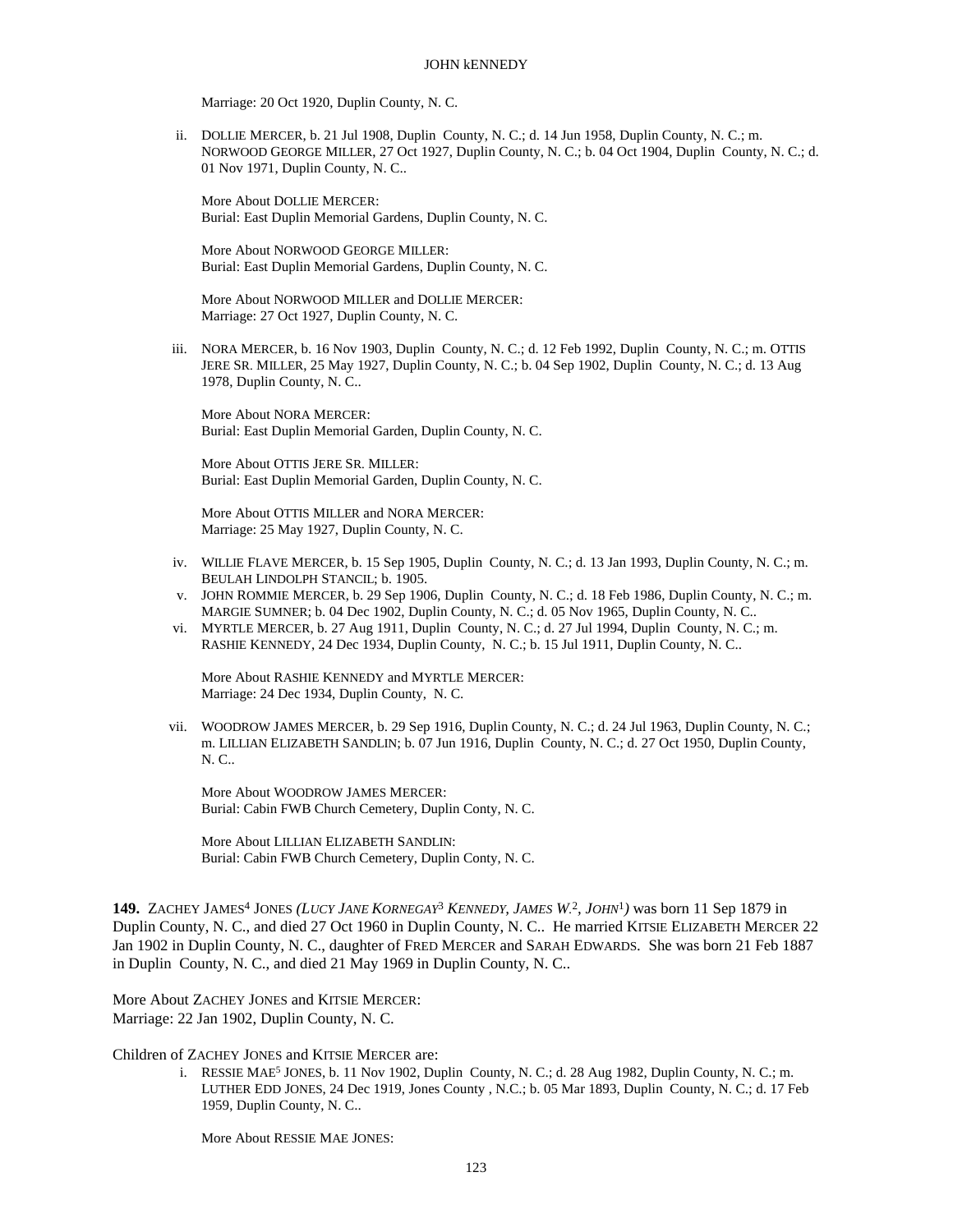Marriage: 20 Oct 1920, Duplin County, N. C.

ii. DOLLIE MERCER, b. 21 Jul 1908, Duplin County, N. C.; d. 14 Jun 1958, Duplin County, N. C.; m. NORWOOD GEORGE MILLER, 27 Oct 1927, Duplin County, N. C.; b. 04 Oct 1904, Duplin County, N. C.; d. 01 Nov 1971, Duplin County, N. C..

More About DOLLIE MERCER:
Burial: East Duplin Memorial Gardens, Duplin County, N. C.

More About NORWOOD GEORGE MILLER:
Burial: East Duplin Memorial Gardens, Duplin County, N. C.

More About NORWOOD MILLER and DOLLIE MERCER:
Marriage: 27 Oct 1927, Duplin County, N. C.

iii. NORA MERCER, b. 16 Nov 1903, Duplin County, N. C.; d. 12 Feb 1992, Duplin County, N. C.; m. OTTIS JERE SR. MILLER, 25 May 1927, Duplin County, N. C.; b. 04 Sep 1902, Duplin County, N. C.; d. 13 Aug 1978, Duplin County, N. C..

More About NORA MERCER:
Burial: East Duplin Memorial Garden, Duplin County, N. C.

More About OTTIS JERE SR. MILLER:
Burial: East Duplin Memorial Garden, Duplin County, N. C.

More About OTTIS MILLER and NORA MERCER:
Marriage: 25 May 1927, Duplin County, N. C.

iv. WILLIE FLAVE MERCER, b. 15 Sep 1905, Duplin County, N. C.; d. 13 Jan 1993, Duplin County, N. C.; m. BEULAH LINDOLPH STANCIL; b. 1905.

v. JOHN ROMMIE MERCER, b. 29 Sep 1906, Duplin County, N. C.; d. 18 Feb 1986, Duplin County, N. C.; m. MARGIE SUMNER; b. 04 Dec 1902, Duplin County, N. C.; d. 05 Nov 1965, Duplin County, N. C..

vi. MYRTLE MERCER, b. 27 Aug 1911, Duplin County, N. C.; d. 27 Jul 1994, Duplin County, N. C.; m. RASHIE KENNEDY, 24 Dec 1934, Duplin County, N. C.; b. 15 Jul 1911, Duplin County, N. C..

More About RASHIE KENNEDY and MYRTLE MERCER:
Marriage: 24 Dec 1934, Duplin County, N. C.

vii. WOODROW JAMES MERCER, b. 29 Sep 1916, Duplin County, N. C.; d. 24 Jul 1963, Duplin County, N. C.; m. LILLIAN ELIZABETH SANDLIN; b. 07 Jun 1916, Duplin County, N. C.; d. 27 Oct 1950, Duplin County, N. C..

More About WOODROW JAMES MERCER:
Burial: Cabin FWB Church Cemetery, Duplin Conty, N. C.

More About LILLIAN ELIZABETH SANDLIN:
Burial: Cabin FWB Church Cemetery, Duplin Conty, N. C.

**149.** ZACHEY JAMES[4] JONES *(LUCY JANE KORNEGAY[3] KENNEDY, JAMES W.[2], JOHN[1])* was born 11 Sep 1879 in Duplin County, N. C., and died 27 Oct 1960 in Duplin County, N. C.. He married KITSIE ELIZABETH MERCER 22 Jan 1902 in Duplin County, N. C., daughter of FRED MERCER and SARAH EDWARDS. She was born 21 Feb 1887 in Duplin County, N. C., and died 21 May 1969 in Duplin County, N. C..

More About ZACHEY JONES and KITSIE MERCER:
Marriage: 22 Jan 1902, Duplin County, N. C.

Children of ZACHEY JONES and KITSIE MERCER are:

i. RESSIE MAE[5] JONES, b. 11 Nov 1902, Duplin County, N. C.; d. 28 Aug 1982, Duplin County, N. C.; m. LUTHER EDD JONES, 24 Dec 1919, Jones County , N.C.; b. 05 Mar 1893, Duplin County, N. C.; d. 17 Feb 1959, Duplin County, N. C..

More About RESSIE MAE JONES: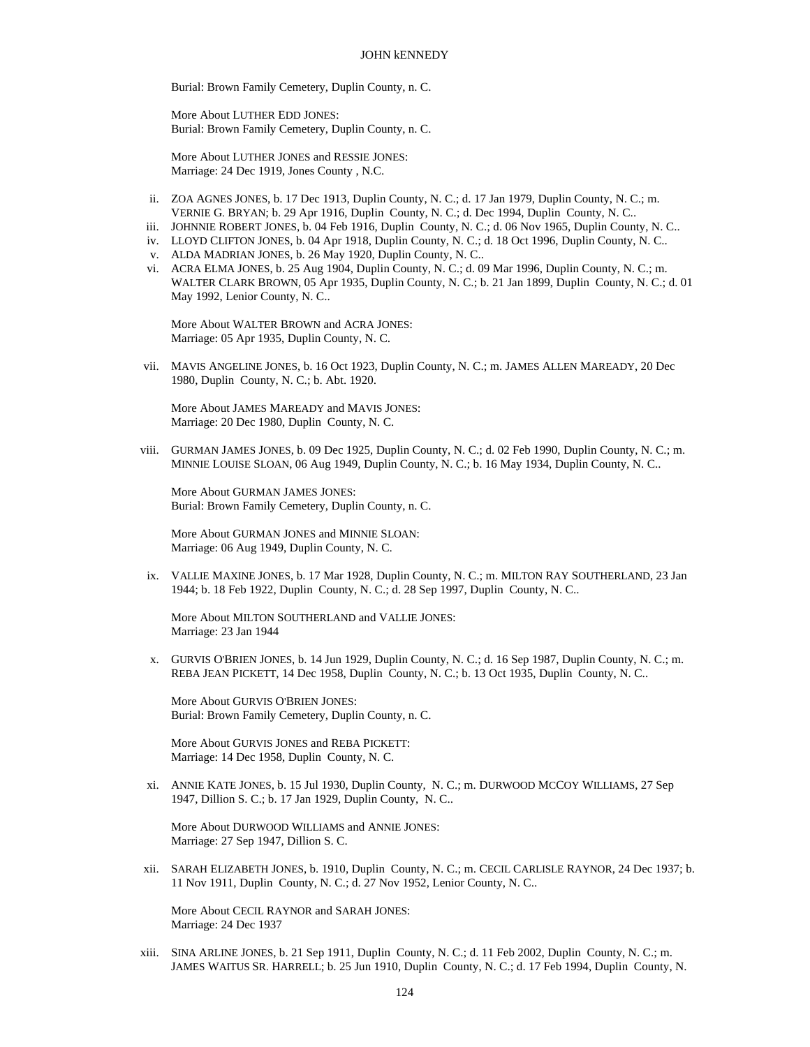Burial: Brown Family Cemetery, Duplin County, n. C.

More About LUTHER EDD JONES:
Burial: Brown Family Cemetery, Duplin County, n. C.

More About LUTHER JONES and RESSIE JONES:
Marriage: 24 Dec 1919, Jones County , N.C.

ii. ZOA AGNES JONES, b. 17 Dec 1913, Duplin County, N. C.; d. 17 Jan 1979, Duplin County, N. C.; m. VERNIE G. BRYAN; b. 29 Apr 1916, Duplin County, N. C.; d. Dec 1994, Duplin County, N. C..

iii. JOHNNIE ROBERT JONES, b. 04 Feb 1916, Duplin County, N. C.; d. 06 Nov 1965, Duplin County, N. C..

iv. LLOYD CLIFTON JONES, b. 04 Apr 1918, Duplin County, N. C.; d. 18 Oct 1996, Duplin County, N. C..

v. ALDA MADRIAN JONES, b. 26 May 1920, Duplin County, N. C..

vi. ACRA ELMA JONES, b. 25 Aug 1904, Duplin County, N. C.; d. 09 Mar 1996, Duplin County, N. C.; m. WALTER CLARK BROWN, 05 Apr 1935, Duplin County, N. C.; b. 21 Jan 1899, Duplin County, N. C.; d. 01 May 1992, Lenior County, N. C..

More About WALTER BROWN and ACRA JONES:
Marriage: 05 Apr 1935, Duplin County, N. C.

vii. MAVIS ANGELINE JONES, b. 16 Oct 1923, Duplin County, N. C.; m. JAMES ALLEN MAREADY, 20 Dec 1980, Duplin County, N. C.; b. Abt. 1920.

More About JAMES MAREADY and MAVIS JONES:
Marriage: 20 Dec 1980, Duplin County, N. C.

viii. GURMAN JAMES JONES, b. 09 Dec 1925, Duplin County, N. C.; d. 02 Feb 1990, Duplin County, N. C.; m. MINNIE LOUISE SLOAN, 06 Aug 1949, Duplin County, N. C.; b. 16 May 1934, Duplin County, N. C..

More About GURMAN JAMES JONES:
Burial: Brown Family Cemetery, Duplin County, n. C.

More About GURMAN JONES and MINNIE SLOAN:
Marriage: 06 Aug 1949, Duplin County, N. C.

ix. VALLIE MAXINE JONES, b. 17 Mar 1928, Duplin County, N. C.; m. MILTON RAY SOUTHERLAND, 23 Jan 1944; b. 18 Feb 1922, Duplin County, N. C.; d. 28 Sep 1997, Duplin County, N. C..

More About MILTON SOUTHERLAND and VALLIE JONES:
Marriage: 23 Jan 1944

x. GURVIS O'BRIEN JONES, b. 14 Jun 1929, Duplin County, N. C.; d. 16 Sep 1987, Duplin County, N. C.; m. REBA JEAN PICKETT, 14 Dec 1958, Duplin County, N. C.; b. 13 Oct 1935, Duplin County, N. C..

More About GURVIS O'BRIEN JONES:
Burial: Brown Family Cemetery, Duplin County, n. C.

More About GURVIS JONES and REBA PICKETT:
Marriage: 14 Dec 1958, Duplin County, N. C.

xi. ANNIE KATE JONES, b. 15 Jul 1930, Duplin County, N. C.; m. DURWOOD MCCOY WILLIAMS, 27 Sep 1947, Dillion S. C.; b. 17 Jan 1929, Duplin County, N. C..

More About DURWOOD WILLIAMS and ANNIE JONES:
Marriage: 27 Sep 1947, Dillion S. C.

xii. SARAH ELIZABETH JONES, b. 1910, Duplin County, N. C.; m. CECIL CARLISLE RAYNOR, 24 Dec 1937; b. 11 Nov 1911, Duplin County, N. C.; d. 27 Nov 1952, Lenior County, N. C..

More About CECIL RAYNOR and SARAH JONES:
Marriage: 24 Dec 1937

xiii. SINA ARLINE JONES, b. 21 Sep 1911, Duplin County, N. C.; d. 11 Feb 2002, Duplin County, N. C.; m. JAMES WAITUS SR. HARRELL; b. 25 Jun 1910, Duplin County, N. C.; d. 17 Feb 1994, Duplin County, N.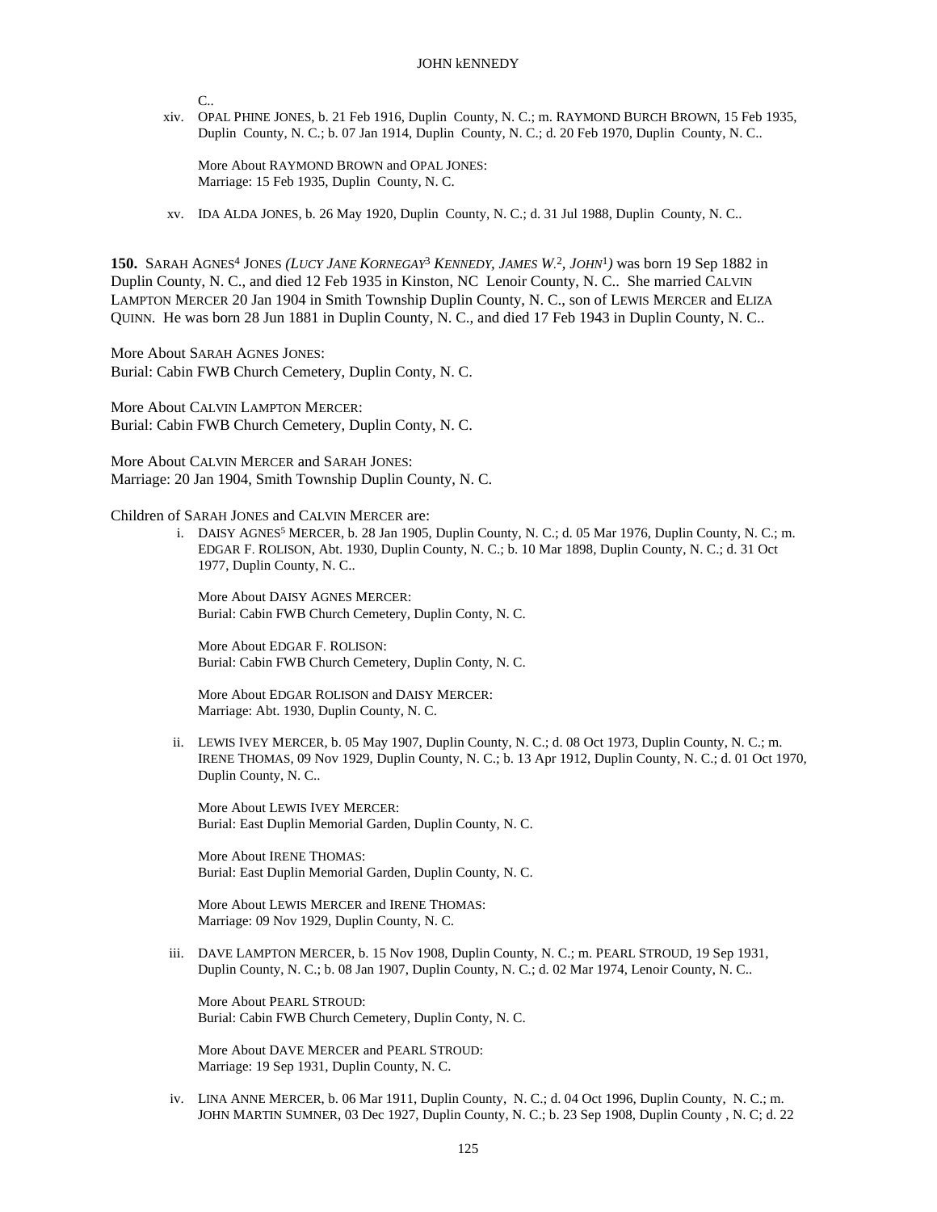C..

xiv. OPAL PHINE JONES, b. 21 Feb 1916, Duplin County, N. C.; m. RAYMOND BURCH BROWN, 15 Feb 1935, Duplin County, N. C.; b. 07 Jan 1914, Duplin County, N. C.; d. 20 Feb 1970, Duplin County, N. C..

More About RAYMOND BROWN and OPAL JONES:
Marriage: 15 Feb 1935, Duplin County, N. C.

xv. IDA ALDA JONES, b. 26 May 1920, Duplin County, N. C.; d. 31 Jul 1988, Duplin County, N. C..

**150.** SARAH AGNES[4] JONES *(LUCY JANE KORNEGAY[3] KENNEDY, JAMES W.[2], JOHN[1])* was born 19 Sep 1882 in Duplin County, N. C., and died 12 Feb 1935 in Kinston, NC Lenoir County, N. C.. She married CALVIN LAMPTON MERCER 20 Jan 1904 in Smith Township Duplin County, N. C., son of LEWIS MERCER and ELIZA QUINN. He was born 28 Jun 1881 in Duplin County, N. C., and died 17 Feb 1943 in Duplin County, N. C..

More About SARAH AGNES JONES:
Burial: Cabin FWB Church Cemetery, Duplin Conty, N. C.

More About CALVIN LAMPTON MERCER:
Burial: Cabin FWB Church Cemetery, Duplin Conty, N. C.

More About CALVIN MERCER and SARAH JONES:
Marriage: 20 Jan 1904, Smith Township Duplin County, N. C.

Children of SARAH JONES and CALVIN MERCER are:

i. DAISY AGNES[5] MERCER, b. 28 Jan 1905, Duplin County, N. C.; d. 05 Mar 1976, Duplin County, N. C.; m. EDGAR F. ROLISON, Abt. 1930, Duplin County, N. C.; b. 10 Mar 1898, Duplin County, N. C.; d. 31 Oct 1977, Duplin County, N. C..

More About DAISY AGNES MERCER:
Burial: Cabin FWB Church Cemetery, Duplin Conty, N. C.

More About EDGAR F. ROLISON:
Burial: Cabin FWB Church Cemetery, Duplin Conty, N. C.

More About EDGAR ROLISON and DAISY MERCER:
Marriage: Abt. 1930, Duplin County, N. C.

ii. LEWIS IVEY MERCER, b. 05 May 1907, Duplin County, N. C.; d. 08 Oct 1973, Duplin County, N. C.; m. IRENE THOMAS, 09 Nov 1929, Duplin County, N. C.; b. 13 Apr 1912, Duplin County, N. C.; d. 01 Oct 1970, Duplin County, N. C..

More About LEWIS IVEY MERCER:
Burial: East Duplin Memorial Garden, Duplin County, N. C.

More About IRENE THOMAS:
Burial: East Duplin Memorial Garden, Duplin County, N. C.

More About LEWIS MERCER and IRENE THOMAS:
Marriage: 09 Nov 1929, Duplin County, N. C.

iii. DAVE LAMPTON MERCER, b. 15 Nov 1908, Duplin County, N. C.; m. PEARL STROUD, 19 Sep 1931, Duplin County, N. C.; b. 08 Jan 1907, Duplin County, N. C.; d. 02 Mar 1974, Lenoir County, N. C..

More About PEARL STROUD:
Burial: Cabin FWB Church Cemetery, Duplin Conty, N. C.

More About DAVE MERCER and PEARL STROUD:
Marriage: 19 Sep 1931, Duplin County, N. C.

iv. LINA ANNE MERCER, b. 06 Mar 1911, Duplin County, N. C.; d. 04 Oct 1996, Duplin County, N. C.; m. JOHN MARTIN SUMNER, 03 Dec 1927, Duplin County, N. C.; b. 23 Sep 1908, Duplin County , N. C; d. 22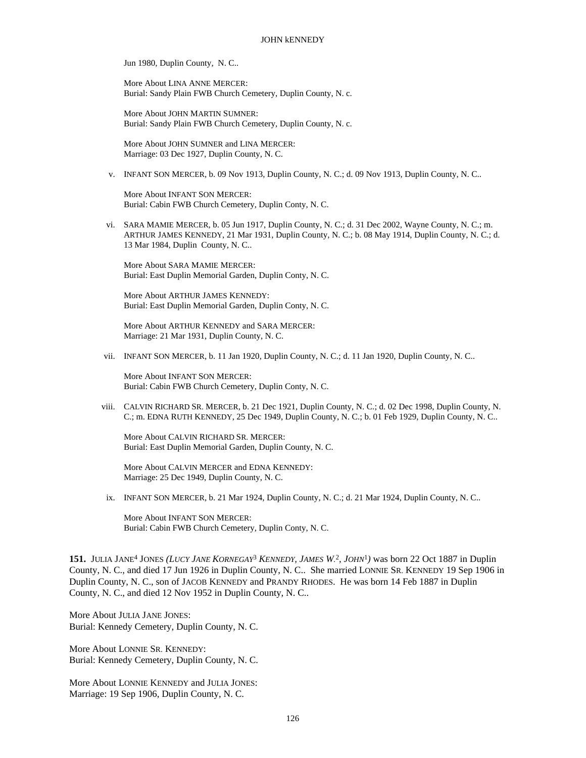Jun 1980, Duplin County, N. C..

More About LINA ANNE MERCER:
Burial: Sandy Plain FWB Church Cemetery, Duplin County, N. c.

More About JOHN MARTIN SUMNER:
Burial: Sandy Plain FWB Church Cemetery, Duplin County, N. c.

More About JOHN SUMNER and LINA MERCER:
Marriage: 03 Dec 1927, Duplin County, N. C.

v. INFANT SON MERCER, b. 09 Nov 1913, Duplin County, N. C.; d. 09 Nov 1913, Duplin County, N. C..

More About INFANT SON MERCER:
Burial: Cabin FWB Church Cemetery, Duplin Conty, N. C.

vi. SARA MAMIE MERCER, b. 05 Jun 1917, Duplin County, N. C.; d. 31 Dec 2002, Wayne County, N. C.; m. ARTHUR JAMES KENNEDY, 21 Mar 1931, Duplin County, N. C.; b. 08 May 1914, Duplin County, N. C.; d. 13 Mar 1984, Duplin County, N. C..

More About SARA MAMIE MERCER:
Burial: East Duplin Memorial Garden, Duplin Conty, N. C.

More About ARTHUR JAMES KENNEDY:
Burial: East Duplin Memorial Garden, Duplin Conty, N. C.

More About ARTHUR KENNEDY and SARA MERCER:
Marriage: 21 Mar 1931, Duplin County, N. C.

vii. INFANT SON MERCER, b. 11 Jan 1920, Duplin County, N. C.; d. 11 Jan 1920, Duplin County, N. C..

More About INFANT SON MERCER:
Burial: Cabin FWB Church Cemetery, Duplin Conty, N. C.

viii. CALVIN RICHARD SR. MERCER, b. 21 Dec 1921, Duplin County, N. C.; d. 02 Dec 1998, Duplin County, N. C.; m. EDNA RUTH KENNEDY, 25 Dec 1949, Duplin County, N. C.; b. 01 Feb 1929, Duplin County, N. C..

More About CALVIN RICHARD SR. MERCER:
Burial: East Duplin Memorial Garden, Duplin County, N. C.

More About CALVIN MERCER and EDNA KENNEDY:
Marriage: 25 Dec 1949, Duplin County, N. C.

ix. INFANT SON MERCER, b. 21 Mar 1924, Duplin County, N. C.; d. 21 Mar 1924, Duplin County, N. C..

More About INFANT SON MERCER:
Burial: Cabin FWB Church Cemetery, Duplin Conty, N. C.

**151.** JULIA JANE[4] JONES *(LUCY JANE KORNEGAY[3] KENNEDY, JAMES W.[2], JOHN[1])* was born 22 Oct 1887 in Duplin County, N. C., and died 17 Jun 1926 in Duplin County, N. C.. She married LONNIE SR. KENNEDY 19 Sep 1906 in Duplin County, N. C., son of JACOB KENNEDY and PRANDY RHODES. He was born 14 Feb 1887 in Duplin County, N. C., and died 12 Nov 1952 in Duplin County, N. C..

More About JULIA JANE JONES:
Burial: Kennedy Cemetery, Duplin County, N. C.

More About LONNIE SR. KENNEDY:
Burial: Kennedy Cemetery, Duplin County, N. C.

More About LONNIE KENNEDY and JULIA JONES:
Marriage: 19 Sep 1906, Duplin County, N. C.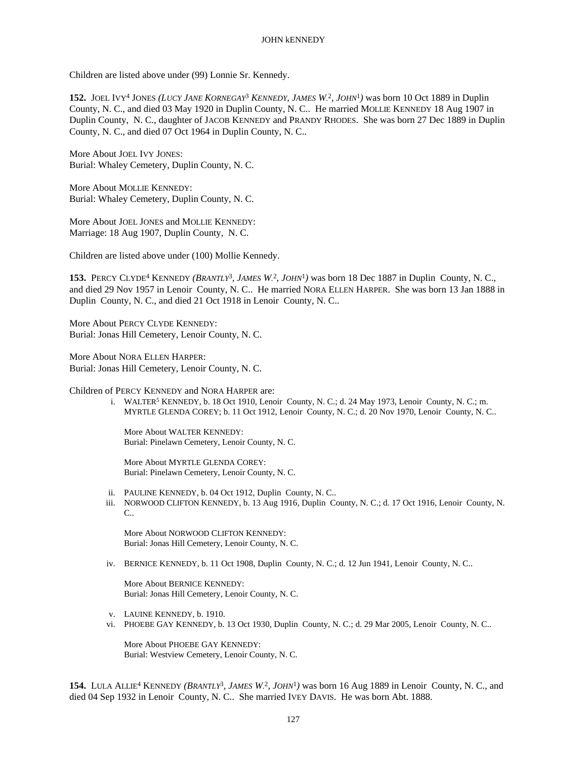Children are listed above under (99) Lonnie Sr. Kennedy.

**152.** JOEL IVY[4] JONES *(LUCY JANE KORNEGAY[3] KENNEDY, JAMES W.[2], JOHN[1])* was born 10 Oct 1889 in Duplin County, N. C., and died 03 May 1920 in Duplin County, N. C.. He married MOLLIE KENNEDY 18 Aug 1907 in Duplin County, N. C., daughter of JACOB KENNEDY and PRANDY RHODES. She was born 27 Dec 1889 in Duplin County, N. C., and died 07 Oct 1964 in Duplin County, N. C..

More About JOEL IVY JONES:
Burial: Whaley Cemetery, Duplin County, N. C.

More About MOLLIE KENNEDY:
Burial: Whaley Cemetery, Duplin County, N. C.

More About JOEL JONES and MOLLIE KENNEDY:
Marriage: 18 Aug 1907, Duplin County, N. C.

Children are listed above under (100) Mollie Kennedy.

**153.** PERCY CLYDE[4] KENNEDY *(BRANTLY[3], JAMES W.[2], JOHN[1])* was born 18 Dec 1887 in Duplin County, N. C., and died 29 Nov 1957 in Lenoir County, N. C.. He married NORA ELLEN HARPER. She was born 13 Jan 1888 in Duplin County, N. C., and died 21 Oct 1918 in Lenoir County, N. C..

More About PERCY CLYDE KENNEDY:
Burial: Jonas Hill Cemetery, Lenoir County, N. C.

More About NORA ELLEN HARPER:
Burial: Jonas Hill Cemetery, Lenoir County, N. C.

Children of PERCY KENNEDY and NORA HARPER are:

i. WALTER[5] KENNEDY, b. 18 Oct 1910, Lenoir County, N. C.; d. 24 May 1973, Lenoir County, N. C.; m. MYRTLE GLENDA COREY; b. 11 Oct 1912, Lenoir County, N. C.; d. 20 Nov 1970, Lenoir County, N. C..

   More About WALTER KENNEDY:
   Burial: Pinelawn Cemetery, Lenoir County, N. C.

   More About MYRTLE GLENDA COREY:
   Burial: Pinelawn Cemetery, Lenoir County, N. C.

ii. PAULINE KENNEDY, b. 04 Oct 1912, Duplin County, N. C..

iii. NORWOOD CLIFTON KENNEDY, b. 13 Aug 1916, Duplin County, N. C.; d. 17 Oct 1916, Lenoir County, N. C..

   More About NORWOOD CLIFTON KENNEDY:
   Burial: Jonas Hill Cemetery, Lenoir County, N. C.

iv. BERNICE KENNEDY, b. 11 Oct 1908, Duplin County, N. C.; d. 12 Jun 1941, Lenoir County, N. C..

   More About BERNICE KENNEDY:
   Burial: Jonas Hill Cemetery, Lenoir County, N. C.

v. LAUINE KENNEDY, b. 1910.

vi. PHOEBE GAY KENNEDY, b. 13 Oct 1930, Duplin County, N. C.; d. 29 Mar 2005, Lenoir County, N. C..

   More About PHOEBE GAY KENNEDY:
   Burial: Westview Cemetery, Lenoir County, N. C.

**154.** LULA ALLIE[4] KENNEDY *(BRANTLY[3], JAMES W.[2], JOHN[1])* was born 16 Aug 1889 in Lenoir County, N. C., and died 04 Sep 1932 in Lenoir County, N. C.. She married IVEY DAVIS. He was born Abt. 1888.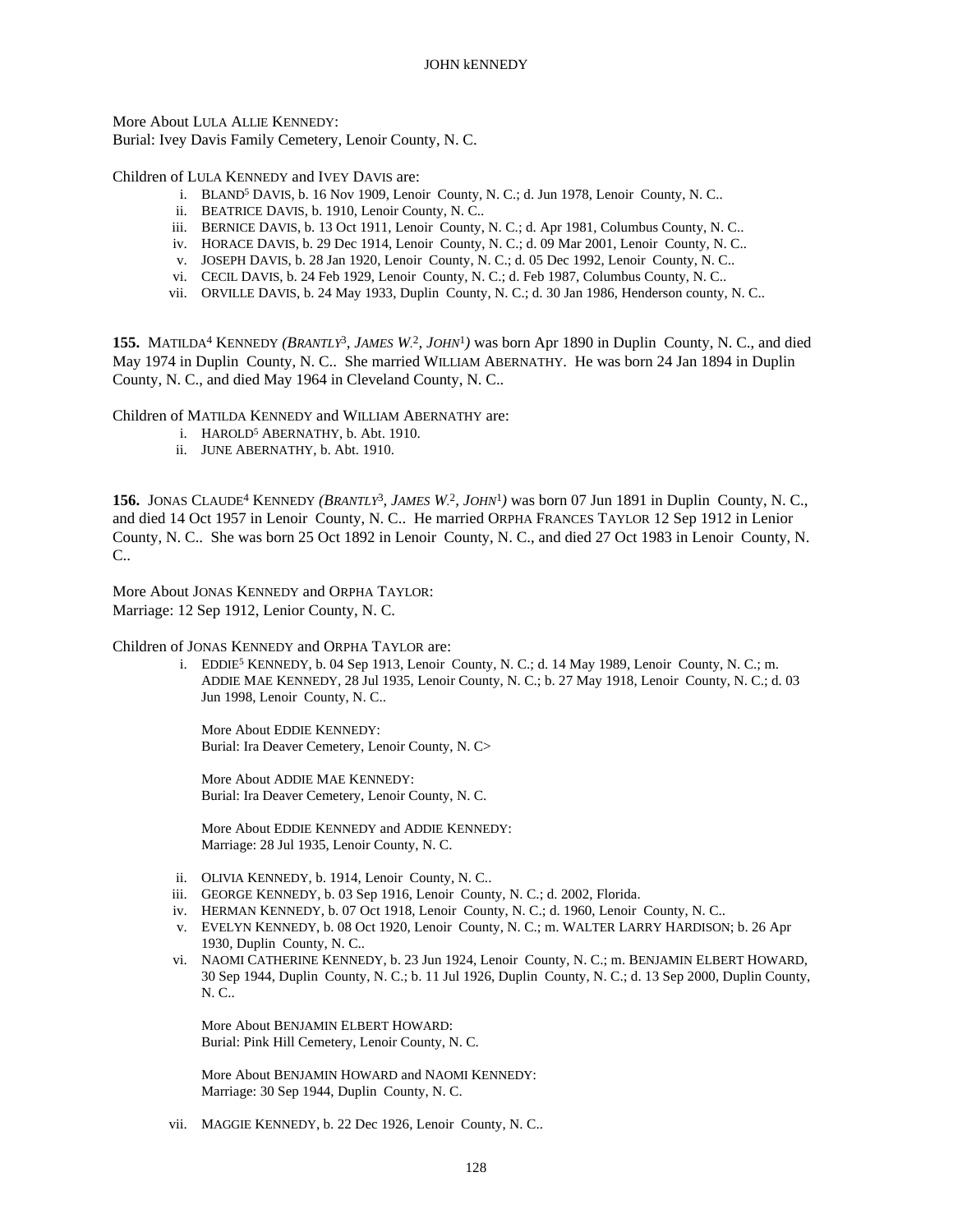More About Lula Allie Kennedy:
Burial: Ivey Davis Family Cemetery, Lenoir County, N. C.

Children of Lula Kennedy and Ivey Davis are:

- i. Bland[5] Davis, b. 16 Nov 1909, Lenoir County, N. C.; d. Jun 1978, Lenoir County, N. C..
- ii. Beatrice Davis, b. 1910, Lenoir County, N. C..
- iii. Bernice Davis, b. 13 Oct 1911, Lenoir County, N. C.; d. Apr 1981, Columbus County, N. C..
- iv. Horace Davis, b. 29 Dec 1914, Lenoir County, N. C.; d. 09 Mar 2001, Lenoir County, N. C..
- v. Joseph Davis, b. 28 Jan 1920, Lenoir County, N. C.; d. 05 Dec 1992, Lenoir County, N. C..
- vi. Cecil Davis, b. 24 Feb 1929, Lenoir County, N. C.; d. Feb 1987, Columbus County, N. C..
- vii. Orville Davis, b. 24 May 1933, Duplin County, N. C.; d. 30 Jan 1986, Henderson county, N. C..

**155.** Matilda[4] Kennedy *(Brantly[3], James W.[2], John[1])* was born Apr 1890 in Duplin County, N. C., and died May 1974 in Duplin County, N. C.. She married William Abernathy. He was born 24 Jan 1894 in Duplin County, N. C., and died May 1964 in Cleveland County, N. C..

Children of Matilda Kennedy and William Abernathy are:

- i. Harold[5] Abernathy, b. Abt. 1910.
- ii. June Abernathy, b. Abt. 1910.

**156.** Jonas Claude[4] Kennedy *(Brantly[3], James W.[2], John[1])* was born 07 Jun 1891 in Duplin County, N. C., and died 14 Oct 1957 in Lenoir County, N. C.. He married Orpha Frances Taylor 12 Sep 1912 in Lenior County, N. C.. She was born 25 Oct 1892 in Lenoir County, N. C., and died 27 Oct 1983 in Lenoir County, N. C..

More About Jonas Kennedy and Orpha Taylor:
Marriage: 12 Sep 1912, Lenior County, N. C.

Children of Jonas Kennedy and Orpha Taylor are:

- i. Eddie[5] Kennedy, b. 04 Sep 1913, Lenoir County, N. C.; d. 14 May 1989, Lenoir County, N. C.; m. Addie Mae Kennedy, 28 Jul 1935, Lenoir County, N. C.; b. 27 May 1918, Lenoir County, N. C.; d. 03 Jun 1998, Lenoir County, N. C..

  More About Eddie Kennedy:
  Burial: Ira Deaver Cemetery, Lenoir County, N. C>

  More About Addie Mae Kennedy:
  Burial: Ira Deaver Cemetery, Lenoir County, N. C.

  More About Eddie Kennedy and Addie Kennedy:
  Marriage: 28 Jul 1935, Lenoir County, N. C.

- ii. Olivia Kennedy, b. 1914, Lenoir County, N. C..
- iii. George Kennedy, b. 03 Sep 1916, Lenoir County, N. C.; d. 2002, Florida.
- iv. Herman Kennedy, b. 07 Oct 1918, Lenoir County, N. C.; d. 1960, Lenoir County, N. C..
- v. Evelyn Kennedy, b. 08 Oct 1920, Lenoir County, N. C.; m. Walter Larry Hardison; b. 26 Apr 1930, Duplin County, N. C..
- vi. Naomi Catherine Kennedy, b. 23 Jun 1924, Lenoir County, N. C.; m. Benjamin Elbert Howard, 30 Sep 1944, Duplin County, N. C.; b. 11 Jul 1926, Duplin County, N. C.; d. 13 Sep 2000, Duplin County, N. C..

  More About Benjamin Elbert Howard:
  Burial: Pink Hill Cemetery, Lenoir County, N. C.

  More About Benjamin Howard and Naomi Kennedy:
  Marriage: 30 Sep 1944, Duplin County, N. C.

- vii. Maggie Kennedy, b. 22 Dec 1926, Lenoir County, N. C..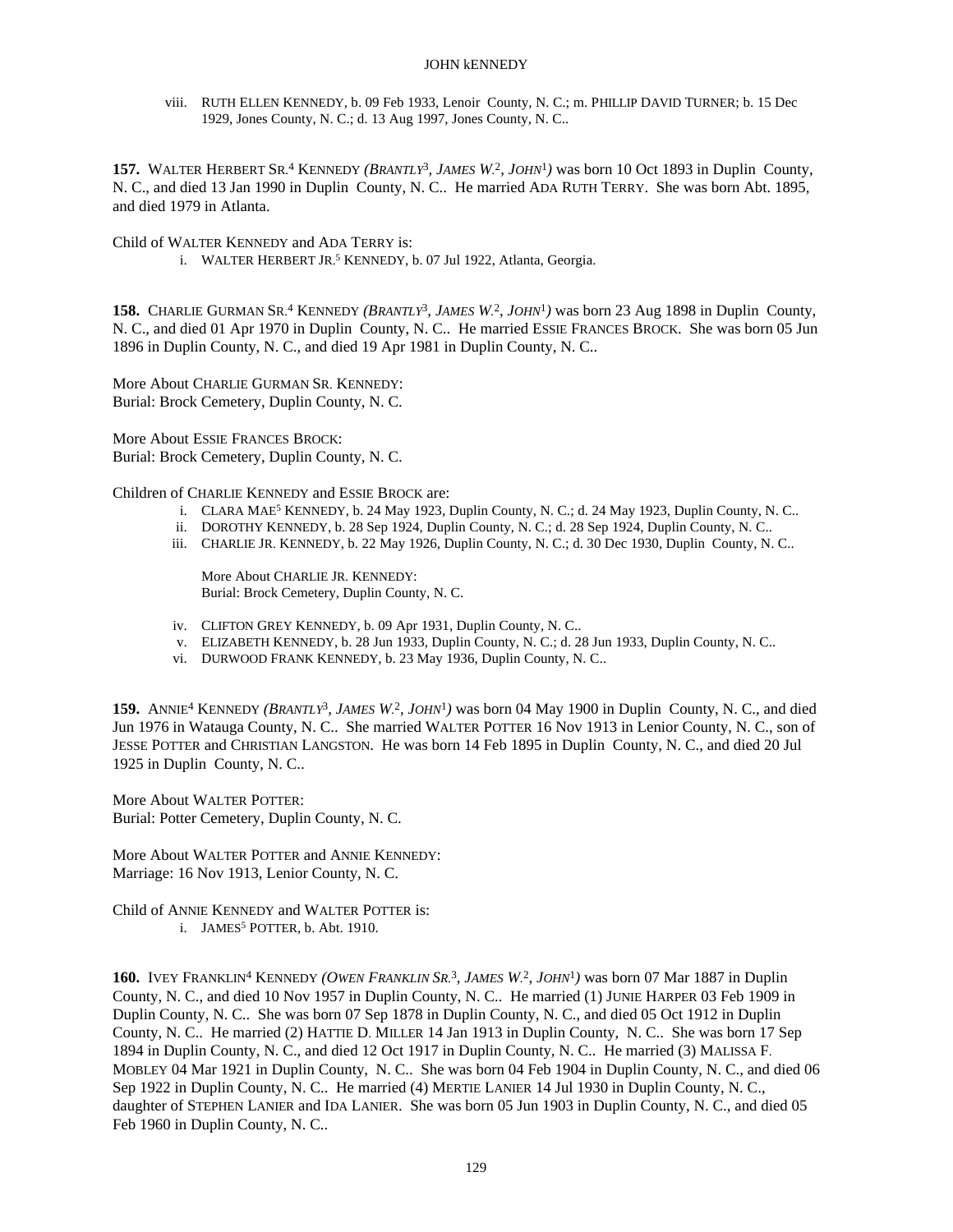viii. RUTH ELLEN KENNEDY, b. 09 Feb 1933, Lenoir County, N. C.; m. PHILLIP DAVID TURNER; b. 15 Dec 1929, Jones County, N. C.; d. 13 Aug 1997, Jones County, N. C..

**157.** WALTER HERBERT SR.[4] KENNEDY *(BRANTLY[3], JAMES W.[2], JOHN[1])* was born 10 Oct 1893 in Duplin County, N. C., and died 13 Jan 1990 in Duplin County, N. C.. He married ADA RUTH TERRY. She was born Abt. 1895, and died 1979 in Atlanta.

Child of WALTER KENNEDY and ADA TERRY is:

i. WALTER HERBERT JR.[5] KENNEDY, b. 07 Jul 1922, Atlanta, Georgia.

**158.** CHARLIE GURMAN SR.[4] KENNEDY *(BRANTLY[3], JAMES W.[2], JOHN[1])* was born 23 Aug 1898 in Duplin County, N. C., and died 01 Apr 1970 in Duplin County, N. C.. He married ESSIE FRANCES BROCK. She was born 05 Jun 1896 in Duplin County, N. C., and died 19 Apr 1981 in Duplin County, N. C..

More About CHARLIE GURMAN SR. KENNEDY:
Burial: Brock Cemetery, Duplin County, N. C.

More About ESSIE FRANCES BROCK:
Burial: Brock Cemetery, Duplin County, N. C.

Children of CHARLIE KENNEDY and ESSIE BROCK are:

i. CLARA MAE[5] KENNEDY, b. 24 May 1923, Duplin County, N. C.; d. 24 May 1923, Duplin County, N. C..
ii. DOROTHY KENNEDY, b. 28 Sep 1924, Duplin County, N. C.; d. 28 Sep 1924, Duplin County, N. C..
iii. CHARLIE JR. KENNEDY, b. 22 May 1926, Duplin County, N. C.; d. 30 Dec 1930, Duplin County, N. C..

More About CHARLIE JR. KENNEDY:
Burial: Brock Cemetery, Duplin County, N. C.

iv. CLIFTON GREY KENNEDY, b. 09 Apr 1931, Duplin County, N. C..
v. ELIZABETH KENNEDY, b. 28 Jun 1933, Duplin County, N. C.; d. 28 Jun 1933, Duplin County, N. C..
vi. DURWOOD FRANK KENNEDY, b. 23 May 1936, Duplin County, N. C..

**159.** ANNIE[4] KENNEDY *(BRANTLY[3], JAMES W.[2], JOHN[1])* was born 04 May 1900 in Duplin County, N. C., and died Jun 1976 in Watauga County, N. C.. She married WALTER POTTER 16 Nov 1913 in Lenior County, N. C., son of JESSE POTTER and CHRISTIAN LANGSTON. He was born 14 Feb 1895 in Duplin County, N. C., and died 20 Jul 1925 in Duplin County, N. C..

More About WALTER POTTER:
Burial: Potter Cemetery, Duplin County, N. C.

More About WALTER POTTER and ANNIE KENNEDY:
Marriage: 16 Nov 1913, Lenior County, N. C.

Child of ANNIE KENNEDY and WALTER POTTER is:

i. JAMES[5] POTTER, b. Abt. 1910.

**160.** IVEY FRANKLIN[4] KENNEDY *(OWEN FRANKLIN SR.[3], JAMES W.[2], JOHN[1])* was born 07 Mar 1887 in Duplin County, N. C., and died 10 Nov 1957 in Duplin County, N. C.. He married (1) JUNIE HARPER 03 Feb 1909 in Duplin County, N. C.. She was born 07 Sep 1878 in Duplin County, N. C., and died 05 Oct 1912 in Duplin County, N. C.. He married (2) HATTIE D. MILLER 14 Jan 1913 in Duplin County, N. C.. She was born 17 Sep 1894 in Duplin County, N. C., and died 12 Oct 1917 in Duplin County, N. C.. He married (3) MALISSA F. MOBLEY 04 Mar 1921 in Duplin County, N. C.. She was born 04 Feb 1904 in Duplin County, N. C., and died 06 Sep 1922 in Duplin County, N. C.. He married (4) MERTIE LANIER 14 Jul 1930 in Duplin County, N. C., daughter of STEPHEN LANIER and IDA LANIER. She was born 05 Jun 1903 in Duplin County, N. C., and died 05 Feb 1960 in Duplin County, N. C..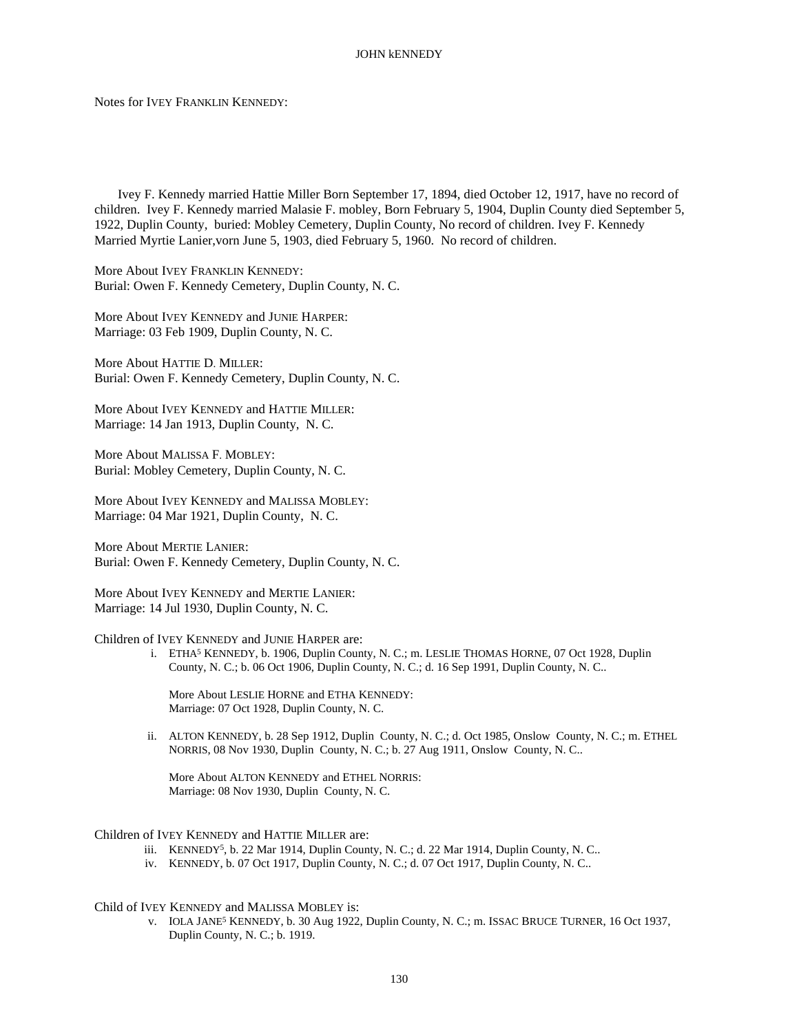Notes for IVEY FRANKLIN KENNEDY:

Ivey F. Kennedy married Hattie Miller Born September 17, 1894, died October 12, 1917, have no record of children. Ivey F. Kennedy married Malasie F. mobley, Born February 5, 1904, Duplin County died September 5, 1922, Duplin County, buried: Mobley Cemetery, Duplin County, No record of children. Ivey F. Kennedy Married Myrtie Lanier,vorn June 5, 1903, died February 5, 1960. No record of children.

More About IVEY FRANKLIN KENNEDY:
Burial: Owen F. Kennedy Cemetery, Duplin County, N. C.

More About IVEY KENNEDY and JUNIE HARPER:
Marriage: 03 Feb 1909, Duplin County, N. C.

More About HATTIE D. MILLER:
Burial: Owen F. Kennedy Cemetery, Duplin County, N. C.

More About IVEY KENNEDY and HATTIE MILLER:
Marriage: 14 Jan 1913, Duplin County, N. C.

More About MALISSA F. MOBLEY:
Burial: Mobley Cemetery, Duplin County, N. C.

More About IVEY KENNEDY and MALISSA MOBLEY:
Marriage: 04 Mar 1921, Duplin County, N. C.

More About MERTIE LANIER:
Burial: Owen F. Kennedy Cemetery, Duplin County, N. C.

More About IVEY KENNEDY and MERTIE LANIER:
Marriage: 14 Jul 1930, Duplin County, N. C.

Children of IVEY KENNEDY and JUNIE HARPER are:

i. ETHA[5] KENNEDY, b. 1906, Duplin County, N. C.; m. LESLIE THOMAS HORNE, 07 Oct 1928, Duplin County, N. C.; b. 06 Oct 1906, Duplin County, N. C.; d. 16 Sep 1991, Duplin County, N. C..

   More About LESLIE HORNE and ETHA KENNEDY:
   Marriage: 07 Oct 1928, Duplin County, N. C.

ii. ALTON KENNEDY, b. 28 Sep 1912, Duplin County, N. C.; d. Oct 1985, Onslow County, N. C.; m. ETHEL NORRIS, 08 Nov 1930, Duplin County, N. C.; b. 27 Aug 1911, Onslow County, N. C..

   More About ALTON KENNEDY and ETHEL NORRIS:
   Marriage: 08 Nov 1930, Duplin County, N. C.

Children of IVEY KENNEDY and HATTIE MILLER are:

iii. KENNEDY[5], b. 22 Mar 1914, Duplin County, N. C.; d. 22 Mar 1914, Duplin County, N. C..

iv. KENNEDY, b. 07 Oct 1917, Duplin County, N. C.; d. 07 Oct 1917, Duplin County, N. C..

Child of IVEY KENNEDY and MALISSA MOBLEY is:

v. IOLA JANE[5] KENNEDY, b. 30 Aug 1922, Duplin County, N. C.; m. ISSAC BRUCE TURNER, 16 Oct 1937, Duplin County, N. C.; b. 1919.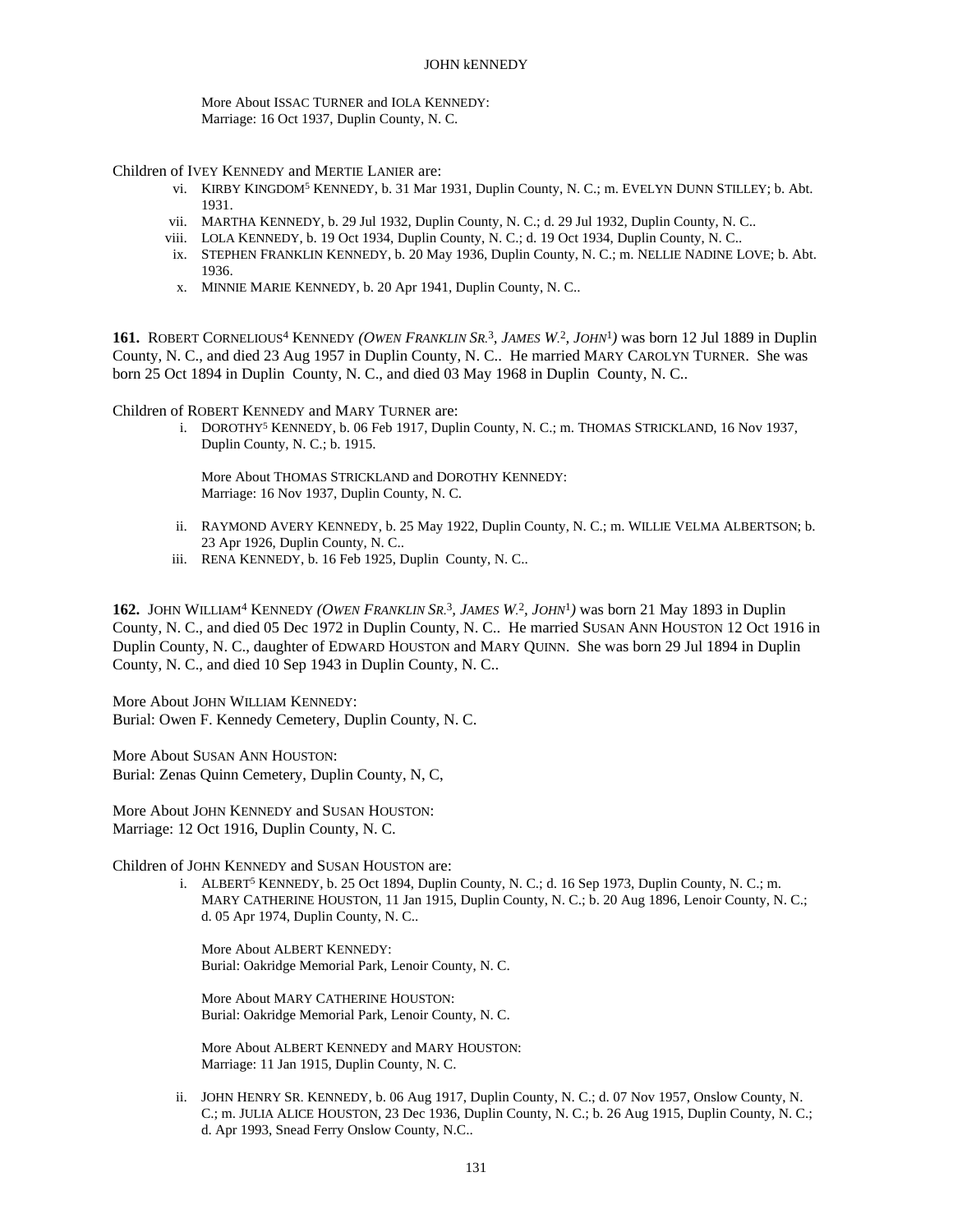More About ISSAC TURNER and IOLA KENNEDY:
Marriage: 16 Oct 1937, Duplin County, N. C.

Children of IVEY KENNEDY and MERTIE LANIER are:

- vi. KIRBY KINGDOM[5] KENNEDY, b. 31 Mar 1931, Duplin County, N. C.; m. EVELYN DUNN STILLEY; b. Abt. 1931.
- vii. MARTHA KENNEDY, b. 29 Jul 1932, Duplin County, N. C.; d. 29 Jul 1932, Duplin County, N. C..
- viii. LOLA KENNEDY, b. 19 Oct 1934, Duplin County, N. C.; d. 19 Oct 1934, Duplin County, N. C..
- ix. STEPHEN FRANKLIN KENNEDY, b. 20 May 1936, Duplin County, N. C.; m. NELLIE NADINE LOVE; b. Abt. 1936.
- x. MINNIE MARIE KENNEDY, b. 20 Apr 1941, Duplin County, N. C..

**161.** ROBERT CORNELIOUS[4] KENNEDY *(OWEN FRANKLIN SR.[3], JAMES W.[2], JOHN[1])* was born 12 Jul 1889 in Duplin County, N. C., and died 23 Aug 1957 in Duplin County, N. C.. He married MARY CAROLYN TURNER. She was born 25 Oct 1894 in Duplin County, N. C., and died 03 May 1968 in Duplin County, N. C..

Children of ROBERT KENNEDY and MARY TURNER are:

- i. DOROTHY[5] KENNEDY, b. 06 Feb 1917, Duplin County, N. C.; m. THOMAS STRICKLAND, 16 Nov 1937, Duplin County, N. C.; b. 1915.

  More About THOMAS STRICKLAND and DOROTHY KENNEDY:
  Marriage: 16 Nov 1937, Duplin County, N. C.

- ii. RAYMOND AVERY KENNEDY, b. 25 May 1922, Duplin County, N. C.; m. WILLIE VELMA ALBERTSON; b. 23 Apr 1926, Duplin County, N. C..
- iii. RENA KENNEDY, b. 16 Feb 1925, Duplin County, N. C..

**162.** JOHN WILLIAM[4] KENNEDY *(OWEN FRANKLIN SR.[3], JAMES W.[2], JOHN[1])* was born 21 May 1893 in Duplin County, N. C., and died 05 Dec 1972 in Duplin County, N. C.. He married SUSAN ANN HOUSTON 12 Oct 1916 in Duplin County, N. C., daughter of EDWARD HOUSTON and MARY QUINN. She was born 29 Jul 1894 in Duplin County, N. C., and died 10 Sep 1943 in Duplin County, N. C..

More About JOHN WILLIAM KENNEDY:
Burial: Owen F. Kennedy Cemetery, Duplin County, N. C.

More About SUSAN ANN HOUSTON:
Burial: Zenas Quinn Cemetery, Duplin County, N, C,

More About JOHN KENNEDY and SUSAN HOUSTON:
Marriage: 12 Oct 1916, Duplin County, N. C.

Children of JOHN KENNEDY and SUSAN HOUSTON are:

- i. ALBERT[5] KENNEDY, b. 25 Oct 1894, Duplin County, N. C.; d. 16 Sep 1973, Duplin County, N. C.; m. MARY CATHERINE HOUSTON, 11 Jan 1915, Duplin County, N. C.; b. 20 Aug 1896, Lenoir County, N. C.; d. 05 Apr 1974, Duplin County, N. C..

  More About ALBERT KENNEDY:
  Burial: Oakridge Memorial Park, Lenoir County, N. C.

  More About MARY CATHERINE HOUSTON:
  Burial: Oakridge Memorial Park, Lenoir County, N. C.

  More About ALBERT KENNEDY and MARY HOUSTON:
  Marriage: 11 Jan 1915, Duplin County, N. C.

- ii. JOHN HENRY SR. KENNEDY, b. 06 Aug 1917, Duplin County, N. C.; d. 07 Nov 1957, Onslow County, N. C.; m. JULIA ALICE HOUSTON, 23 Dec 1936, Duplin County, N. C.; b. 26 Aug 1915, Duplin County, N. C.; d. Apr 1993, Snead Ferry Onslow County, N.C..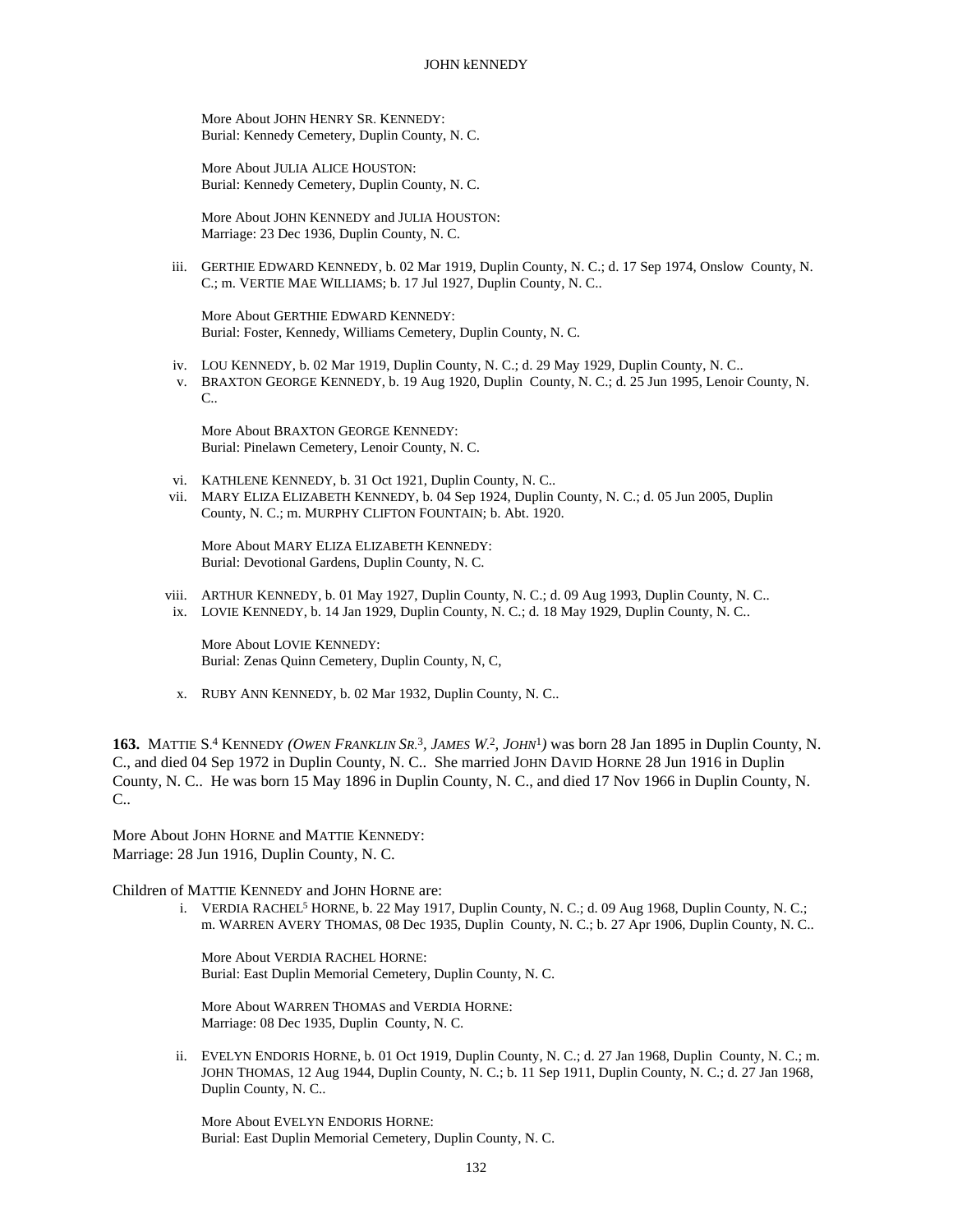More About JOHN HENRY SR. KENNEDY:
Burial: Kennedy Cemetery, Duplin County, N. C.

More About JULIA ALICE HOUSTON:
Burial: Kennedy Cemetery, Duplin County, N. C.

More About JOHN KENNEDY and JULIA HOUSTON:
Marriage: 23 Dec 1936, Duplin County, N. C.

iii. GERTHIE EDWARD KENNEDY, b. 02 Mar 1919, Duplin County, N. C.; d. 17 Sep 1974, Onslow County, N. C.; m. VERTIE MAE WILLIAMS; b. 17 Jul 1927, Duplin County, N. C..

More About GERTHIE EDWARD KENNEDY:
Burial: Foster, Kennedy, Williams Cemetery, Duplin County, N. C.

iv. LOU KENNEDY, b. 02 Mar 1919, Duplin County, N. C.; d. 29 May 1929, Duplin County, N. C..

v. BRAXTON GEORGE KENNEDY, b. 19 Aug 1920, Duplin County, N. C.; d. 25 Jun 1995, Lenoir County, N. C..

More About BRAXTON GEORGE KENNEDY:
Burial: Pinelawn Cemetery, Lenoir County, N. C.

vi. KATHLENE KENNEDY, b. 31 Oct 1921, Duplin County, N. C..

vii. MARY ELIZA ELIZABETH KENNEDY, b. 04 Sep 1924, Duplin County, N. C.; d. 05 Jun 2005, Duplin County, N. C.; m. MURPHY CLIFTON FOUNTAIN; b. Abt. 1920.

More About MARY ELIZA ELIZABETH KENNEDY:
Burial: Devotional Gardens, Duplin County, N. C.

viii. ARTHUR KENNEDY, b. 01 May 1927, Duplin County, N. C.; d. 09 Aug 1993, Duplin County, N. C..

ix. LOVIE KENNEDY, b. 14 Jan 1929, Duplin County, N. C.; d. 18 May 1929, Duplin County, N. C..

More About LOVIE KENNEDY:
Burial: Zenas Quinn Cemetery, Duplin County, N, C,

x. RUBY ANN KENNEDY, b. 02 Mar 1932, Duplin County, N. C..

**163.** MATTIE S.[4] KENNEDY *(OWEN FRANKLIN SR.[3], JAMES W.[2], JOHN[1])* was born 28 Jan 1895 in Duplin County, N. C., and died 04 Sep 1972 in Duplin County, N. C.. She married JOHN DAVID HORNE 28 Jun 1916 in Duplin County, N. C.. He was born 15 May 1896 in Duplin County, N. C., and died 17 Nov 1966 in Duplin County, N. C..

More About JOHN HORNE and MATTIE KENNEDY:
Marriage: 28 Jun 1916, Duplin County, N. C.

Children of MATTIE KENNEDY and JOHN HORNE are:

i. VERDIA RACHEL[5] HORNE, b. 22 May 1917, Duplin County, N. C.; d. 09 Aug 1968, Duplin County, N. C.; m. WARREN AVERY THOMAS, 08 Dec 1935, Duplin County, N. C.; b. 27 Apr 1906, Duplin County, N. C..

More About VERDIA RACHEL HORNE:
Burial: East Duplin Memorial Cemetery, Duplin County, N. C.

More About WARREN THOMAS and VERDIA HORNE:
Marriage: 08 Dec 1935, Duplin County, N. C.

ii. EVELYN ENDORIS HORNE, b. 01 Oct 1919, Duplin County, N. C.; d. 27 Jan 1968, Duplin County, N. C.; m. JOHN THOMAS, 12 Aug 1944, Duplin County, N. C.; b. 11 Sep 1911, Duplin County, N. C.; d. 27 Jan 1968, Duplin County, N. C..

More About EVELYN ENDORIS HORNE:
Burial: East Duplin Memorial Cemetery, Duplin County, N. C.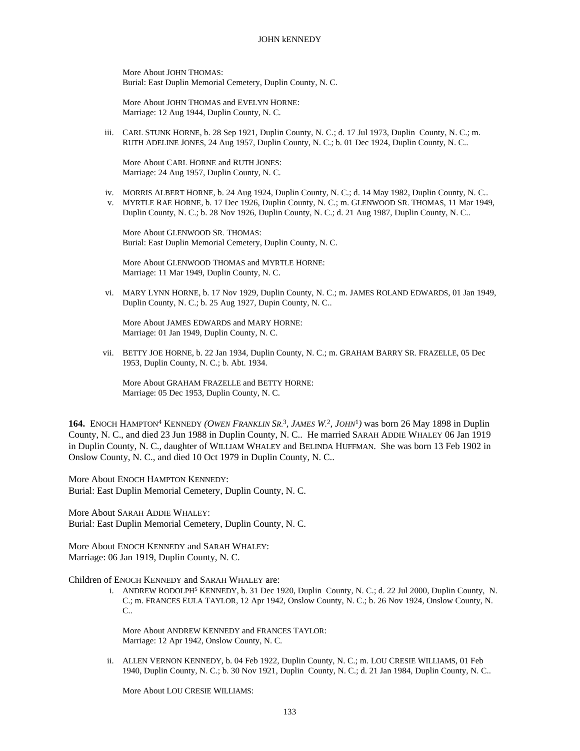More About JOHN THOMAS:
Burial: East Duplin Memorial Cemetery, Duplin County, N. C.

More About JOHN THOMAS and EVELYN HORNE:
Marriage: 12 Aug 1944, Duplin County, N. C.

iii. CARL STUNK HORNE, b. 28 Sep 1921, Duplin County, N. C.; d. 17 Jul 1973, Duplin County, N. C.; m. RUTH ADELINE JONES, 24 Aug 1957, Duplin County, N. C.; b. 01 Dec 1924, Duplin County, N. C..

More About CARL HORNE and RUTH JONES:
Marriage: 24 Aug 1957, Duplin County, N. C.

iv. MORRIS ALBERT HORNE, b. 24 Aug 1924, Duplin County, N. C.; d. 14 May 1982, Duplin County, N. C..

v. MYRTLE RAE HORNE, b. 17 Dec 1926, Duplin County, N. C.; m. GLENWOOD SR. THOMAS, 11 Mar 1949, Duplin County, N. C.; b. 28 Nov 1926, Duplin County, N. C.; d. 21 Aug 1987, Duplin County, N. C..

More About GLENWOOD SR. THOMAS:
Burial: East Duplin Memorial Cemetery, Duplin County, N. C.

More About GLENWOOD THOMAS and MYRTLE HORNE:
Marriage: 11 Mar 1949, Duplin County, N. C.

vi. MARY LYNN HORNE, b. 17 Nov 1929, Duplin County, N. C.; m. JAMES ROLAND EDWARDS, 01 Jan 1949, Duplin County, N. C.; b. 25 Aug 1927, Dupin County, N. C..

More About JAMES EDWARDS and MARY HORNE:
Marriage: 01 Jan 1949, Duplin County, N. C.

vii. BETTY JOE HORNE, b. 22 Jan 1934, Duplin County, N. C.; m. GRAHAM BARRY SR. FRAZELLE, 05 Dec 1953, Duplin County, N. C.; b. Abt. 1934.

More About GRAHAM FRAZELLE and BETTY HORNE:
Marriage: 05 Dec 1953, Duplin County, N. C.

**164.** ENOCH HAMPTON[4] KENNEDY *(OWEN FRANKLIN SR.*[3]*, JAMES W.*[2]*, JOHN*[1]*)* was born 26 May 1898 in Duplin County, N. C., and died 23 Jun 1988 in Duplin County, N. C.. He married SARAH ADDIE WHALEY 06 Jan 1919 in Duplin County, N. C., daughter of WILLIAM WHALEY and BELINDA HUFFMAN. She was born 13 Feb 1902 in Onslow County, N. C., and died 10 Oct 1979 in Duplin County, N. C..

More About ENOCH HAMPTON KENNEDY:
Burial: East Duplin Memorial Cemetery, Duplin County, N. C.

More About SARAH ADDIE WHALEY:
Burial: East Duplin Memorial Cemetery, Duplin County, N. C.

More About ENOCH KENNEDY and SARAH WHALEY:
Marriage: 06 Jan 1919, Duplin County, N. C.

Children of ENOCH KENNEDY and SARAH WHALEY are:

i. ANDREW RODOLPH[5] KENNEDY, b. 31 Dec 1920, Duplin County, N. C.; d. 22 Jul 2000, Duplin County, N. C.; m. FRANCES EULA TAYLOR, 12 Apr 1942, Onslow County, N. C.; b. 26 Nov 1924, Onslow County, N. C..

More About ANDREW KENNEDY and FRANCES TAYLOR:
Marriage: 12 Apr 1942, Onslow County, N. C.

ii. ALLEN VERNON KENNEDY, b. 04 Feb 1922, Duplin County, N. C.; m. LOU CRESIE WILLIAMS, 01 Feb 1940, Duplin County, N. C.; b. 30 Nov 1921, Duplin County, N. C.; d. 21 Jan 1984, Duplin County, N. C..

More About LOU CRESIE WILLIAMS: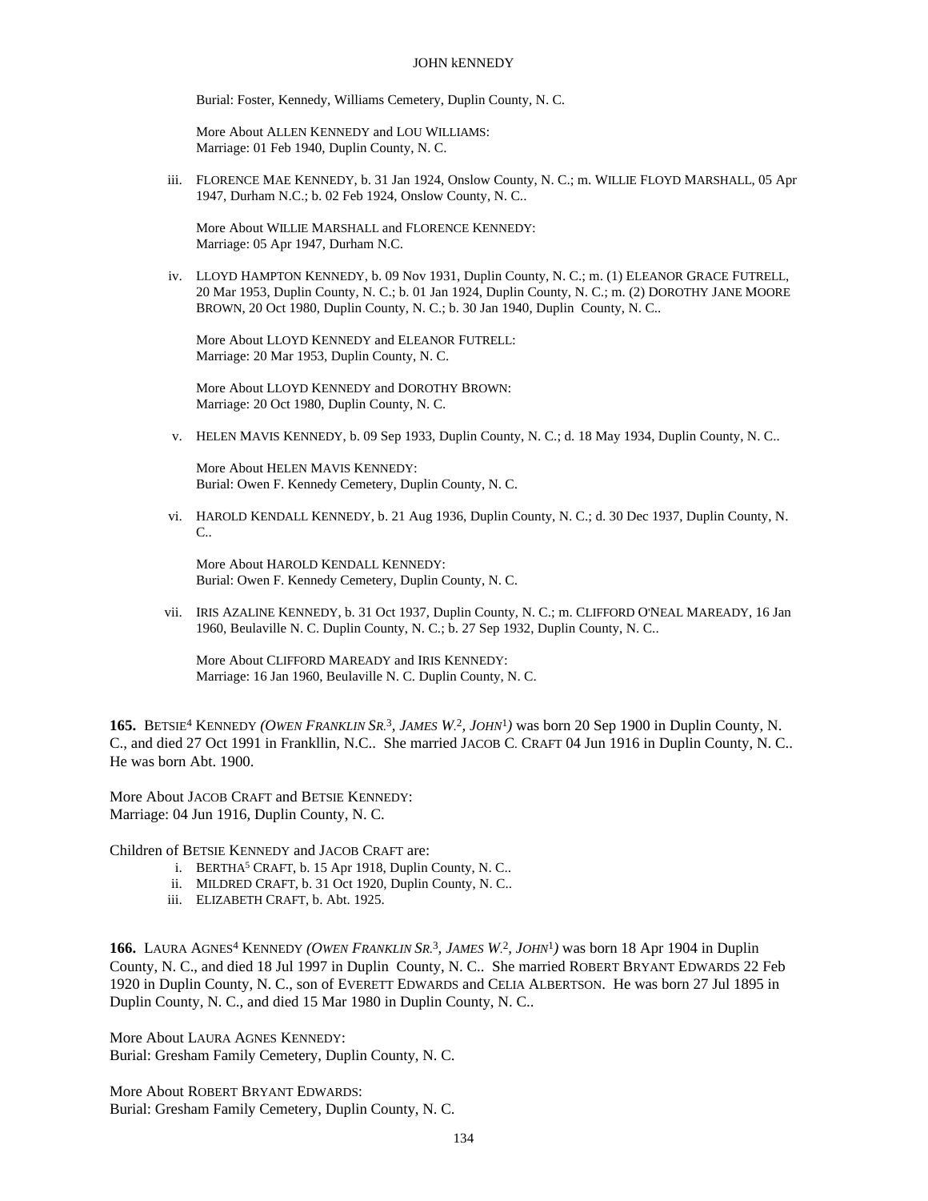Burial: Foster, Kennedy, Williams Cemetery, Duplin County, N. C.

More About ALLEN KENNEDY and LOU WILLIAMS:
Marriage: 01 Feb 1940, Duplin County, N. C.

iii. FLORENCE MAE KENNEDY, b. 31 Jan 1924, Onslow County, N. C.; m. WILLIE FLOYD MARSHALL, 05 Apr 1947, Durham N.C.; b. 02 Feb 1924, Onslow County, N. C..

More About WILLIE MARSHALL and FLORENCE KENNEDY:
Marriage: 05 Apr 1947, Durham N.C.

iv. LLOYD HAMPTON KENNEDY, b. 09 Nov 1931, Duplin County, N. C.; m. (1) ELEANOR GRACE FUTRELL, 20 Mar 1953, Duplin County, N. C.; b. 01 Jan 1924, Duplin County, N. C.; m. (2) DOROTHY JANE MOORE BROWN, 20 Oct 1980, Duplin County, N. C.; b. 30 Jan 1940, Duplin County, N. C..

More About LLOYD KENNEDY and ELEANOR FUTRELL:
Marriage: 20 Mar 1953, Duplin County, N. C.

More About LLOYD KENNEDY and DOROTHY BROWN:
Marriage: 20 Oct 1980, Duplin County, N. C.

v. HELEN MAVIS KENNEDY, b. 09 Sep 1933, Duplin County, N. C.; d. 18 May 1934, Duplin County, N. C..

More About HELEN MAVIS KENNEDY:
Burial: Owen F. Kennedy Cemetery, Duplin County, N. C.

vi. HAROLD KENDALL KENNEDY, b. 21 Aug 1936, Duplin County, N. C.; d. 30 Dec 1937, Duplin County, N. C..

More About HAROLD KENDALL KENNEDY:
Burial: Owen F. Kennedy Cemetery, Duplin County, N. C.

vii. IRIS AZALINE KENNEDY, b. 31 Oct 1937, Duplin County, N. C.; m. CLIFFORD O'NEAL MAREADY, 16 Jan 1960, Beulaville N. C. Duplin County, N. C.; b. 27 Sep 1932, Duplin County, N. C..

More About CLIFFORD MAREADY and IRIS KENNEDY:
Marriage: 16 Jan 1960, Beulaville N. C. Duplin County, N. C.

**165.** BETSIE[4] KENNEDY *(OWEN FRANKLIN SR.[3], JAMES W.[2], JOHN[1])* was born 20 Sep 1900 in Duplin County, N. C., and died 27 Oct 1991 in Frankllin, N.C.. She married JACOB C. CRAFT 04 Jun 1916 in Duplin County, N. C.. He was born Abt. 1900.

More About JACOB CRAFT and BETSIE KENNEDY:
Marriage: 04 Jun 1916, Duplin County, N. C.

Children of BETSIE KENNEDY and JACOB CRAFT are:

i. BERTHA[5] CRAFT, b. 15 Apr 1918, Duplin County, N. C..
ii. MILDRED CRAFT, b. 31 Oct 1920, Duplin County, N. C..
iii. ELIZABETH CRAFT, b. Abt. 1925.

**166.** LAURA AGNES[4] KENNEDY *(OWEN FRANKLIN SR.[3], JAMES W.[2], JOHN[1])* was born 18 Apr 1904 in Duplin County, N. C., and died 18 Jul 1997 in Duplin County, N. C.. She married ROBERT BRYANT EDWARDS 22 Feb 1920 in Duplin County, N. C., son of EVERETT EDWARDS and CELIA ALBERTSON. He was born 27 Jul 1895 in Duplin County, N. C., and died 15 Mar 1980 in Duplin County, N. C..

More About LAURA AGNES KENNEDY:
Burial: Gresham Family Cemetery, Duplin County, N. C.

More About ROBERT BRYANT EDWARDS:
Burial: Gresham Family Cemetery, Duplin County, N. C.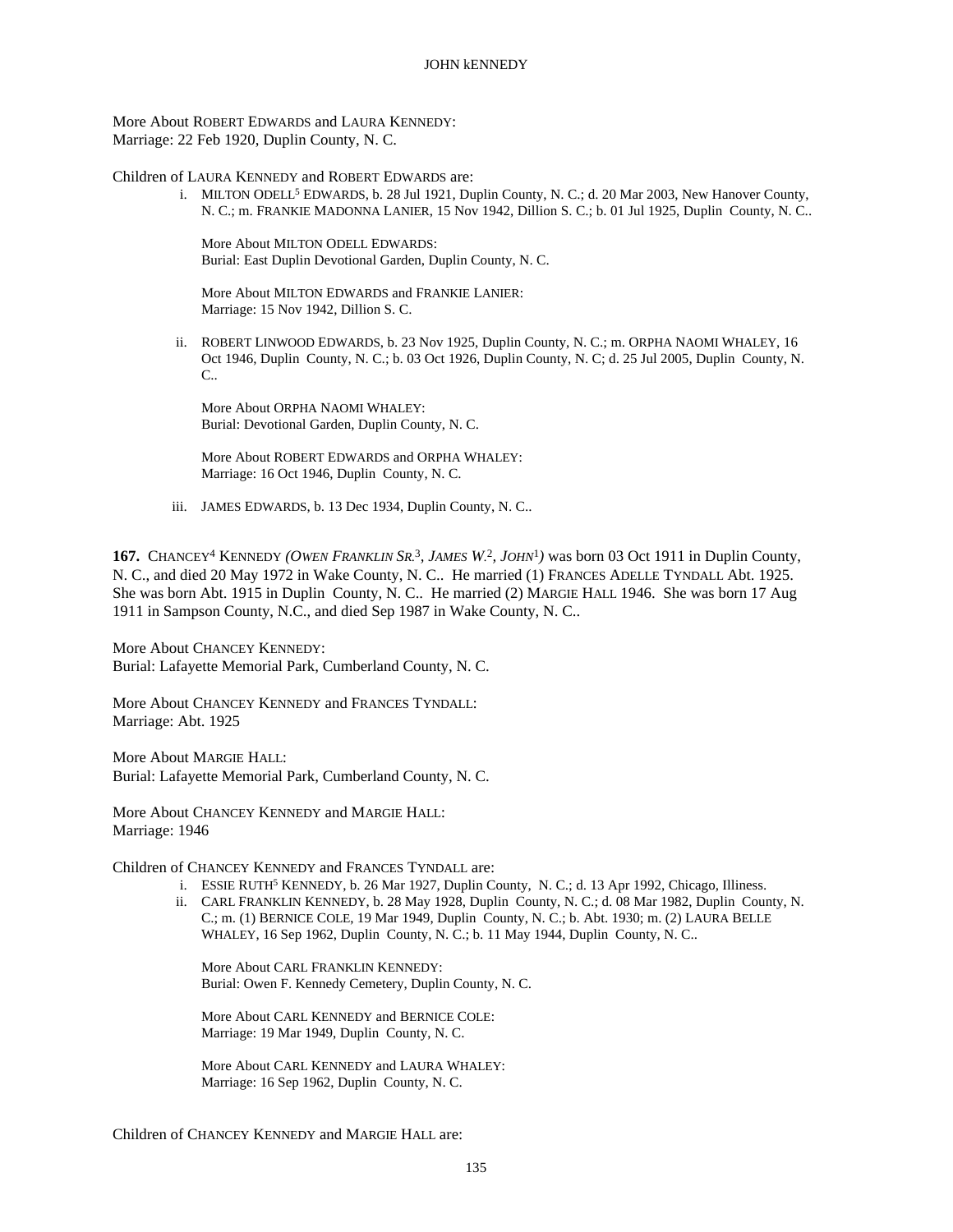More About ROBERT EDWARDS and LAURA KENNEDY:
Marriage: 22 Feb 1920, Duplin County, N. C.

Children of LAURA KENNEDY and ROBERT EDWARDS are:

i. MILTON ODELL[5] EDWARDS, b. 28 Jul 1921, Duplin County, N. C.; d. 20 Mar 2003, New Hanover County, N. C.; m. FRANKIE MADONNA LANIER, 15 Nov 1942, Dillion S. C.; b. 01 Jul 1925, Duplin County, N. C..

   More About MILTON ODELL EDWARDS:
   Burial: East Duplin Devotional Garden, Duplin County, N. C.

   More About MILTON EDWARDS and FRANKIE LANIER:
   Marriage: 15 Nov 1942, Dillion S. C.

ii. ROBERT LINWOOD EDWARDS, b. 23 Nov 1925, Duplin County, N. C.; m. ORPHA NAOMI WHALEY, 16 Oct 1946, Duplin County, N. C.; b. 03 Oct 1926, Duplin County, N. C; d. 25 Jul 2005, Duplin County, N. C..

   More About ORPHA NAOMI WHALEY:
   Burial: Devotional Garden, Duplin County, N. C.

   More About ROBERT EDWARDS and ORPHA WHALEY:
   Marriage: 16 Oct 1946, Duplin County, N. C.

iii. JAMES EDWARDS, b. 13 Dec 1934, Duplin County, N. C..

**167.** CHANCEY[4] KENNEDY *(OWEN FRANKLIN SR.*[3]*, JAMES W.*[2]*, JOHN*[1]*)* was born 03 Oct 1911 in Duplin County, N. C., and died 20 May 1972 in Wake County, N. C.. He married (1) FRANCES ADELLE TYNDALL Abt. 1925. She was born Abt. 1915 in Duplin County, N. C.. He married (2) MARGIE HALL 1946. She was born 17 Aug 1911 in Sampson County, N.C., and died Sep 1987 in Wake County, N. C..

More About CHANCEY KENNEDY:
Burial: Lafayette Memorial Park, Cumberland County, N. C.

More About CHANCEY KENNEDY and FRANCES TYNDALL:
Marriage: Abt. 1925

More About MARGIE HALL:
Burial: Lafayette Memorial Park, Cumberland County, N. C.

More About CHANCEY KENNEDY and MARGIE HALL:
Marriage: 1946

Children of CHANCEY KENNEDY and FRANCES TYNDALL are:

i. ESSIE RUTH[5] KENNEDY, b. 26 Mar 1927, Duplin County, N. C.; d. 13 Apr 1992, Chicago, Illiness.

ii. CARL FRANKLIN KENNEDY, b. 28 May 1928, Duplin County, N. C.; d. 08 Mar 1982, Duplin County, N. C.; m. (1) BERNICE COLE, 19 Mar 1949, Duplin County, N. C.; b. Abt. 1930; m. (2) LAURA BELLE WHALEY, 16 Sep 1962, Duplin County, N. C.; b. 11 May 1944, Duplin County, N. C..

   More About CARL FRANKLIN KENNEDY:
   Burial: Owen F. Kennedy Cemetery, Duplin County, N. C.

   More About CARL KENNEDY and BERNICE COLE:
   Marriage: 19 Mar 1949, Duplin County, N. C.

   More About CARL KENNEDY and LAURA WHALEY:
   Marriage: 16 Sep 1962, Duplin County, N. C.

Children of CHANCEY KENNEDY and MARGIE HALL are: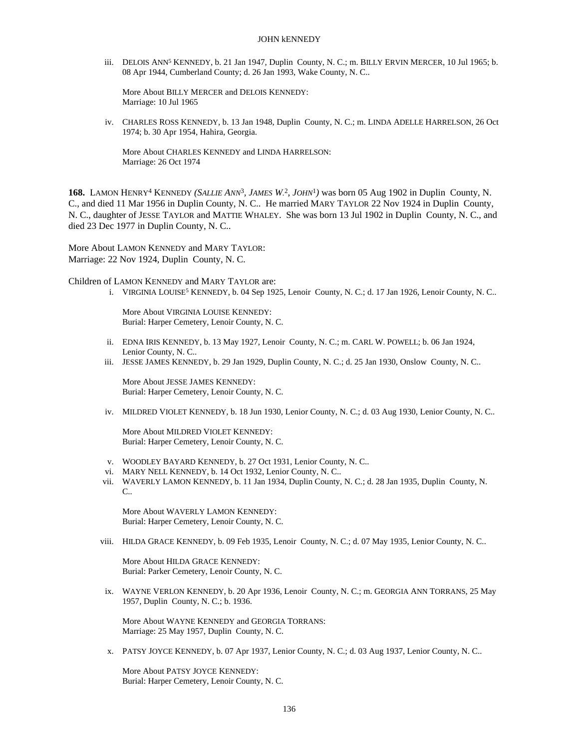iii. DELOIS ANN[5] KENNEDY, b. 21 Jan 1947, Duplin County, N. C.; m. BILLY ERVIN MERCER, 10 Jul 1965; b. 08 Apr 1944, Cumberland County; d. 26 Jan 1993, Wake County, N. C..

More About BILLY MERCER and DELOIS KENNEDY:
Marriage: 10 Jul 1965

iv. CHARLES ROSS KENNEDY, b. 13 Jan 1948, Duplin County, N. C.; m. LINDA ADELLE HARRELSON, 26 Oct 1974; b. 30 Apr 1954, Hahira, Georgia.

More About CHARLES KENNEDY and LINDA HARRELSON:
Marriage: 26 Oct 1974

**168.** LAMON HENRY[4] KENNEDY *(SALLIE ANN[3], JAMES W.[2], JOHN[1])* was born 05 Aug 1902 in Duplin County, N. C., and died 11 Mar 1956 in Duplin County, N. C.. He married MARY TAYLOR 22 Nov 1924 in Duplin County, N. C., daughter of JESSE TAYLOR and MATTIE WHALEY. She was born 13 Jul 1902 in Duplin County, N. C., and died 23 Dec 1977 in Duplin County, N. C..

More About LAMON KENNEDY and MARY TAYLOR:
Marriage: 22 Nov 1924, Duplin County, N. C.

Children of LAMON KENNEDY and MARY TAYLOR are:

i. VIRGINIA LOUISE[5] KENNEDY, b. 04 Sep 1925, Lenoir County, N. C.; d. 17 Jan 1926, Lenoir County, N. C..

More About VIRGINIA LOUISE KENNEDY:
Burial: Harper Cemetery, Lenoir County, N. C.

ii. EDNA IRIS KENNEDY, b. 13 May 1927, Lenoir County, N. C.; m. CARL W. POWELL; b. 06 Jan 1924, Lenior County, N. C..

iii. JESSE JAMES KENNEDY, b. 29 Jan 1929, Duplin County, N. C.; d. 25 Jan 1930, Onslow County, N. C..

More About JESSE JAMES KENNEDY:
Burial: Harper Cemetery, Lenoir County, N. C.

iv. MILDRED VIOLET KENNEDY, b. 18 Jun 1930, Lenior County, N. C.; d. 03 Aug 1930, Lenior County, N. C..

More About MILDRED VIOLET KENNEDY:
Burial: Harper Cemetery, Lenoir County, N. C.

v. WOODLEY BAYARD KENNEDY, b. 27 Oct 1931, Lenior County, N. C..

vi. MARY NELL KENNEDY, b. 14 Oct 1932, Lenoir County, N. C..

vii. WAVERLY LAMON KENNEDY, b. 11 Jan 1934, Duplin County, N. C.; d. 28 Jan 1935, Duplin County, N. C..

More About WAVERLY LAMON KENNEDY:
Burial: Harper Cemetery, Lenoir County, N. C.

viii. HILDA GRACE KENNEDY, b. 09 Feb 1935, Lenoir County, N. C.; d. 07 May 1935, Lenior County, N. C..

More About HILDA GRACE KENNEDY:
Burial: Parker Cemetery, Lenoir County, N. C.

ix. WAYNE VERLON KENNEDY, b. 20 Apr 1936, Lenoir County, N. C.; m. GEORGIA ANN TORRANS, 25 May 1957, Duplin County, N. C.; b. 1936.

More About WAYNE KENNEDY and GEORGIA TORRANS:
Marriage: 25 May 1957, Duplin County, N. C.

x. PATSY JOYCE KENNEDY, b. 07 Apr 1937, Lenior County, N. C.; d. 03 Aug 1937, Lenior County, N. C..

More About PATSY JOYCE KENNEDY:
Burial: Harper Cemetery, Lenoir County, N. C.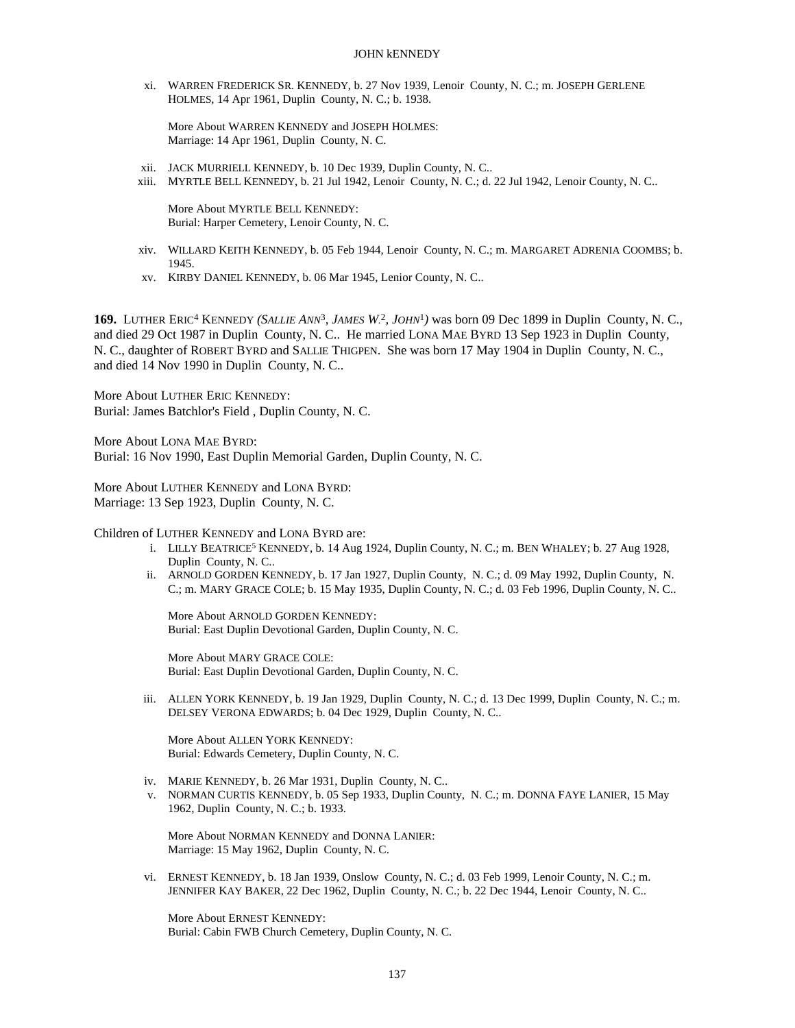xi. WARREN FREDERICK SR. KENNEDY, b. 27 Nov 1939, Lenoir County, N. C.; m. JOSEPH GERLENE HOLMES, 14 Apr 1961, Duplin County, N. C.; b. 1938.

More About WARREN KENNEDY and JOSEPH HOLMES:
Marriage: 14 Apr 1961, Duplin County, N. C.

xii. JACK MURRIELL KENNEDY, b. 10 Dec 1939, Duplin County, N. C..

xiii. MYRTLE BELL KENNEDY, b. 21 Jul 1942, Lenoir County, N. C.; d. 22 Jul 1942, Lenoir County, N. C..

More About MYRTLE BELL KENNEDY:
Burial: Harper Cemetery, Lenoir County, N. C.

xiv. WILLARD KEITH KENNEDY, b. 05 Feb 1944, Lenoir County, N. C.; m. MARGARET ADRENIA COOMBS; b. 1945.

xv. KIRBY DANIEL KENNEDY, b. 06 Mar 1945, Lenior County, N. C..

**169.** LUTHER ERIC[4] KENNEDY *(SALLIE ANN[3], JAMES W.[2], JOHN[1])* was born 09 Dec 1899 in Duplin County, N. C., and died 29 Oct 1987 in Duplin County, N. C.. He married LONA MAE BYRD 13 Sep 1923 in Duplin County, N. C., daughter of ROBERT BYRD and SALLIE THIGPEN. She was born 17 May 1904 in Duplin County, N. C., and died 14 Nov 1990 in Duplin County, N. C..

More About LUTHER ERIC KENNEDY:
Burial: James Batchlor's Field , Duplin County, N. C.

More About LONA MAE BYRD:
Burial: 16 Nov 1990, East Duplin Memorial Garden, Duplin County, N. C.

More About LUTHER KENNEDY and LONA BYRD:
Marriage: 13 Sep 1923, Duplin County, N. C.

Children of LUTHER KENNEDY and LONA BYRD are:

i. LILLY BEATRICE[5] KENNEDY, b. 14 Aug 1924, Duplin County, N. C.; m. BEN WHALEY; b. 27 Aug 1928, Duplin County, N. C..

ii. ARNOLD GORDEN KENNEDY, b. 17 Jan 1927, Duplin County, N. C.; d. 09 May 1992, Duplin County, N. C.; m. MARY GRACE COLE; b. 15 May 1935, Duplin County, N. C.; d. 03 Feb 1996, Duplin County, N. C..

More About ARNOLD GORDEN KENNEDY:
Burial: East Duplin Devotional Garden, Duplin County, N. C.

More About MARY GRACE COLE:
Burial: East Duplin Devotional Garden, Duplin County, N. C.

iii. ALLEN YORK KENNEDY, b. 19 Jan 1929, Duplin County, N. C.; d. 13 Dec 1999, Duplin County, N. C.; m. DELSEY VERONA EDWARDS; b. 04 Dec 1929, Duplin County, N. C..

More About ALLEN YORK KENNEDY:
Burial: Edwards Cemetery, Duplin County, N. C.

iv. MARIE KENNEDY, b. 26 Mar 1931, Duplin County, N. C..

v. NORMAN CURTIS KENNEDY, b. 05 Sep 1933, Duplin County, N. C.; m. DONNA FAYE LANIER, 15 May 1962, Duplin County, N. C.; b. 1933.

More About NORMAN KENNEDY and DONNA LANIER:
Marriage: 15 May 1962, Duplin County, N. C.

vi. ERNEST KENNEDY, b. 18 Jan 1939, Onslow County, N. C.; d. 03 Feb 1999, Lenoir County, N. C.; m. JENNIFER KAY BAKER, 22 Dec 1962, Duplin County, N. C.; b. 22 Dec 1944, Lenoir County, N. C..

More About ERNEST KENNEDY:
Burial: Cabin FWB Church Cemetery, Duplin County, N. C.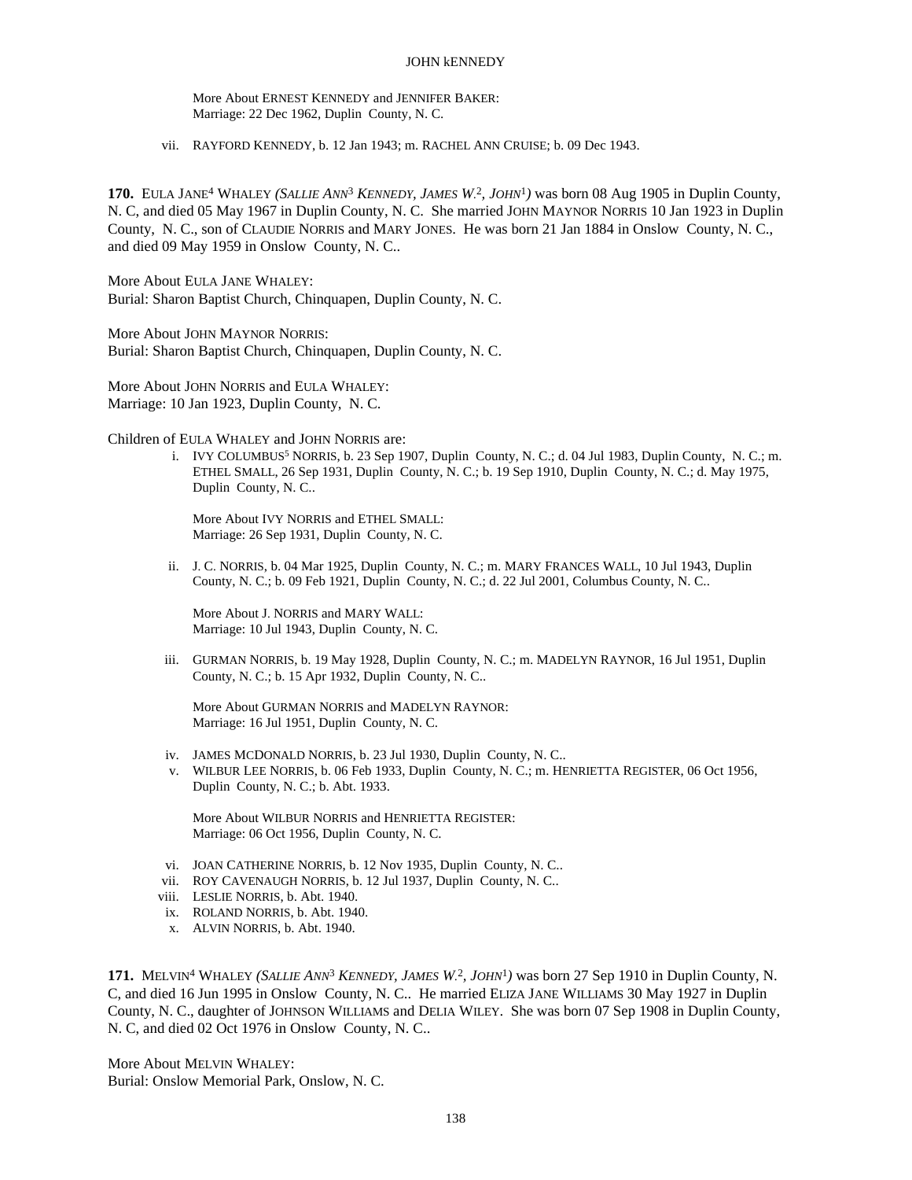More About ERNEST KENNEDY and JENNIFER BAKER:
Marriage: 22 Dec 1962, Duplin County, N. C.

vii. RAYFORD KENNEDY, b. 12 Jan 1943; m. RACHEL ANN CRUISE; b. 09 Dec 1943.

**170.** EULA JANE[4] WHALEY *(SALLIE ANN[3] KENNEDY, JAMES W.[2], JOHN[1])* was born 08 Aug 1905 in Duplin County, N. C, and died 05 May 1967 in Duplin County, N. C. She married JOHN MAYNOR NORRIS 10 Jan 1923 in Duplin County, N. C., son of CLAUDIE NORRIS and MARY JONES. He was born 21 Jan 1884 in Onslow County, N. C., and died 09 May 1959 in Onslow County, N. C..

More About EULA JANE WHALEY:
Burial: Sharon Baptist Church, Chinquapen, Duplin County, N. C.

More About JOHN MAYNOR NORRIS:
Burial: Sharon Baptist Church, Chinquapen, Duplin County, N. C.

More About JOHN NORRIS and EULA WHALEY:
Marriage: 10 Jan 1923, Duplin County, N. C.

Children of EULA WHALEY and JOHN NORRIS are:

i. IVY COLUMBUS[5] NORRIS, b. 23 Sep 1907, Duplin County, N. C.; d. 04 Jul 1983, Duplin County, N. C.; m. ETHEL SMALL, 26 Sep 1931, Duplin County, N. C.; b. 19 Sep 1910, Duplin County, N. C.; d. May 1975, Duplin County, N. C..

More About IVY NORRIS and ETHEL SMALL:
Marriage: 26 Sep 1931, Duplin County, N. C.

ii. J. C. NORRIS, b. 04 Mar 1925, Duplin County, N. C.; m. MARY FRANCES WALL, 10 Jul 1943, Duplin County, N. C.; b. 09 Feb 1921, Duplin County, N. C.; d. 22 Jul 2001, Columbus County, N. C..

More About J. NORRIS and MARY WALL:
Marriage: 10 Jul 1943, Duplin County, N. C.

iii. GURMAN NORRIS, b. 19 May 1928, Duplin County, N. C.; m. MADELYN RAYNOR, 16 Jul 1951, Duplin County, N. C.; b. 15 Apr 1932, Duplin County, N. C..

More About GURMAN NORRIS and MADELYN RAYNOR:
Marriage: 16 Jul 1951, Duplin County, N. C.

iv. JAMES MCDONALD NORRIS, b. 23 Jul 1930, Duplin County, N. C..

v. WILBUR LEE NORRIS, b. 06 Feb 1933, Duplin County, N. C.; m. HENRIETTA REGISTER, 06 Oct 1956, Duplin County, N. C.; b. Abt. 1933.

More About WILBUR NORRIS and HENRIETTA REGISTER:
Marriage: 06 Oct 1956, Duplin County, N. C.

vi. JOAN CATHERINE NORRIS, b. 12 Nov 1935, Duplin County, N. C..

vii. ROY CAVENAUGH NORRIS, b. 12 Jul 1937, Duplin County, N. C..

viii. LESLIE NORRIS, b. Abt. 1940.

ix. ROLAND NORRIS, b. Abt. 1940.

x. ALVIN NORRIS, b. Abt. 1940.

**171.** MELVIN[4] WHALEY *(SALLIE ANN[3] KENNEDY, JAMES W.[2], JOHN[1])* was born 27 Sep 1910 in Duplin County, N. C, and died 16 Jun 1995 in Onslow County, N. C.. He married ELIZA JANE WILLIAMS 30 May 1927 in Duplin County, N. C., daughter of JOHNSON WILLIAMS and DELIA WILEY. She was born 07 Sep 1908 in Duplin County, N. C, and died 02 Oct 1976 in Onslow County, N. C..

More About MELVIN WHALEY:
Burial: Onslow Memorial Park, Onslow, N. C.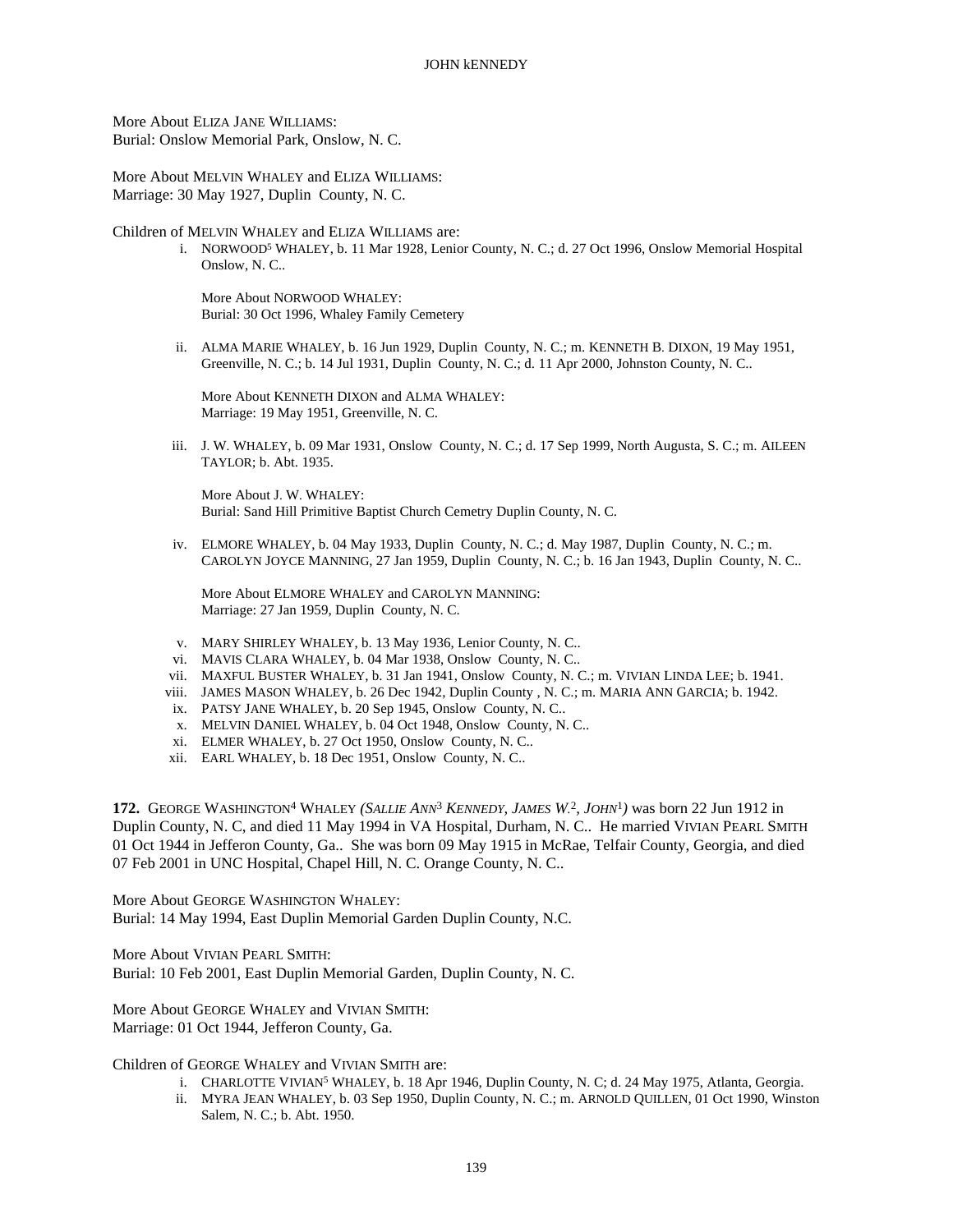More About ELIZA JANE WILLIAMS:
Burial: Onslow Memorial Park, Onslow, N. C.

More About MELVIN WHALEY and ELIZA WILLIAMS:
Marriage: 30 May 1927, Duplin County, N. C.

Children of MELVIN WHALEY and ELIZA WILLIAMS are:

i. NORWOOD[5] WHALEY, b. 11 Mar 1928, Lenior County, N. C.; d. 27 Oct 1996, Onslow Memorial Hospital Onslow, N. C..

 More About NORWOOD WHALEY:
 Burial: 30 Oct 1996, Whaley Family Cemetery

ii. ALMA MARIE WHALEY, b. 16 Jun 1929, Duplin County, N. C.; m. KENNETH B. DIXON, 19 May 1951, Greenville, N. C.; b. 14 Jul 1931, Duplin County, N. C.; d. 11 Apr 2000, Johnston County, N. C..

 More About KENNETH DIXON and ALMA WHALEY:
 Marriage: 19 May 1951, Greenville, N. C.

iii. J. W. WHALEY, b. 09 Mar 1931, Onslow County, N. C.; d. 17 Sep 1999, North Augusta, S. C.; m. AILEEN TAYLOR; b. Abt. 1935.

 More About J. W. WHALEY:
 Burial: Sand Hill Primitive Baptist Church Cemetry Duplin County, N. C.

iv. ELMORE WHALEY, b. 04 May 1933, Duplin County, N. C.; d. May 1987, Duplin County, N. C.; m. CAROLYN JOYCE MANNING, 27 Jan 1959, Duplin County, N. C.; b. 16 Jan 1943, Duplin County, N. C..

 More About ELMORE WHALEY and CAROLYN MANNING:
 Marriage: 27 Jan 1959, Duplin County, N. C.

v. MARY SHIRLEY WHALEY, b. 13 May 1936, Lenior County, N. C..

vi. MAVIS CLARA WHALEY, b. 04 Mar 1938, Onslow County, N. C..

vii. MAXFUL BUSTER WHALEY, b. 31 Jan 1941, Onslow County, N. C.; m. VIVIAN LINDA LEE; b. 1941.

viii. JAMES MASON WHALEY, b. 26 Dec 1942, Duplin County , N. C.; m. MARIA ANN GARCIA; b. 1942.

ix. PATSY JANE WHALEY, b. 20 Sep 1945, Onslow County, N. C..

x. MELVIN DANIEL WHALEY, b. 04 Oct 1948, Onslow County, N. C..

xi. ELMER WHALEY, b. 27 Oct 1950, Onslow County, N. C..

xii. EARL WHALEY, b. 18 Dec 1951, Onslow County, N. C..

**172.** GEORGE WASHINGTON[4] WHALEY *(SALLIE ANN[3] KENNEDY, JAMES W.[2], JOHN[1])* was born 22 Jun 1912 in Duplin County, N. C, and died 11 May 1994 in VA Hospital, Durham, N. C.. He married VIVIAN PEARL SMITH 01 Oct 1944 in Jefferon County, Ga.. She was born 09 May 1915 in McRae, Telfair County, Georgia, and died 07 Feb 2001 in UNC Hospital, Chapel Hill, N. C. Orange County, N. C..

More About GEORGE WASHINGTON WHALEY:
Burial: 14 May 1994, East Duplin Memorial Garden Duplin County, N.C.

More About VIVIAN PEARL SMITH:
Burial: 10 Feb 2001, East Duplin Memorial Garden, Duplin County, N. C.

More About GEORGE WHALEY and VIVIAN SMITH:
Marriage: 01 Oct 1944, Jefferon County, Ga.

Children of GEORGE WHALEY and VIVIAN SMITH are:

i. CHARLOTTE VIVIAN[5] WHALEY, b. 18 Apr 1946, Duplin County, N. C; d. 24 May 1975, Atlanta, Georgia.

ii. MYRA JEAN WHALEY, b. 03 Sep 1950, Duplin County, N. C.; m. ARNOLD QUILLEN, 01 Oct 1990, Winston Salem, N. C.; b. Abt. 1950.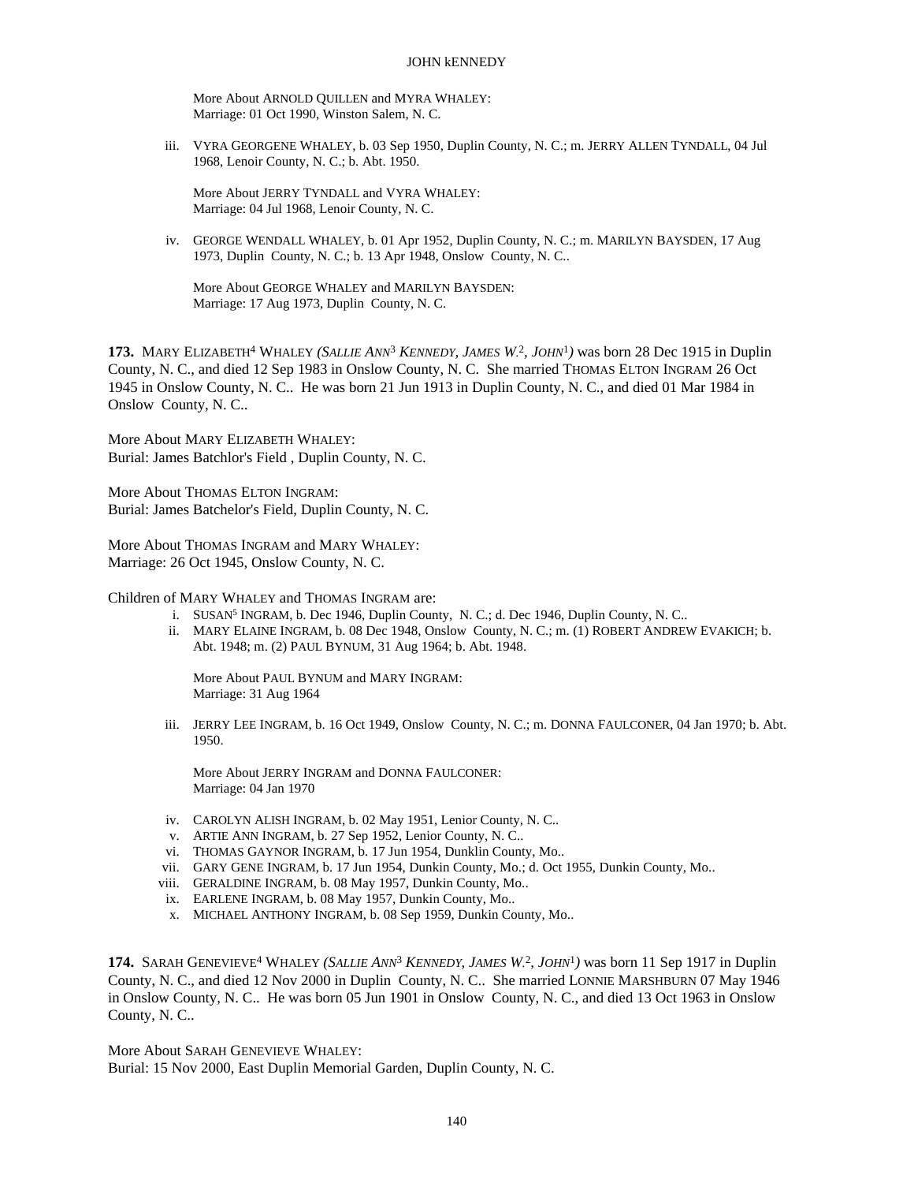More About ARNOLD QUILLEN and MYRA WHALEY:
Marriage: 01 Oct 1990, Winston Salem, N. C.

iii. VYRA GEORGENE WHALEY, b. 03 Sep 1950, Duplin County, N. C.; m. JERRY ALLEN TYNDALL, 04 Jul 1968, Lenoir County, N. C.; b. Abt. 1950.

More About JERRY TYNDALL and VYRA WHALEY:
Marriage: 04 Jul 1968, Lenoir County, N. C.

iv. GEORGE WENDALL WHALEY, b. 01 Apr 1952, Duplin County, N. C.; m. MARILYN BAYSDEN, 17 Aug 1973, Duplin County, N. C.; b. 13 Apr 1948, Onslow County, N. C..

More About GEORGE WHALEY and MARILYN BAYSDEN:
Marriage: 17 Aug 1973, Duplin County, N. C.

**173.** MARY ELIZABETH[4] WHALEY *(SALLIE ANN[3] KENNEDY, JAMES W.[2], JOHN[1])* was born 28 Dec 1915 in Duplin County, N. C., and died 12 Sep 1983 in Onslow County, N. C. She married THOMAS ELTON INGRAM 26 Oct 1945 in Onslow County, N. C.. He was born 21 Jun 1913 in Duplin County, N. C., and died 01 Mar 1984 in Onslow County, N. C..

More About MARY ELIZABETH WHALEY:
Burial: James Batchlor's Field , Duplin County, N. C.

More About THOMAS ELTON INGRAM:
Burial: James Batchelor's Field, Duplin County, N. C.

More About THOMAS INGRAM and MARY WHALEY:
Marriage: 26 Oct 1945, Onslow County, N. C.

Children of MARY WHALEY and THOMAS INGRAM are:

i. SUSAN[5] INGRAM, b. Dec 1946, Duplin County, N. C.; d. Dec 1946, Duplin County, N. C..

ii. MARY ELAINE INGRAM, b. 08 Dec 1948, Onslow County, N. C.; m. (1) ROBERT ANDREW EVAKICH; b. Abt. 1948; m. (2) PAUL BYNUM, 31 Aug 1964; b. Abt. 1948.

More About PAUL BYNUM and MARY INGRAM:
Marriage: 31 Aug 1964

iii. JERRY LEE INGRAM, b. 16 Oct 1949, Onslow County, N. C.; m. DONNA FAULCONER, 04 Jan 1970; b. Abt. 1950.

More About JERRY INGRAM and DONNA FAULCONER:
Marriage: 04 Jan 1970

iv. CAROLYN ALISH INGRAM, b. 02 May 1951, Lenior County, N. C..
v. ARTIE ANN INGRAM, b. 27 Sep 1952, Lenior County, N. C..
vi. THOMAS GAYNOR INGRAM, b. 17 Jun 1954, Dunklin County, Mo..
vii. GARY GENE INGRAM, b. 17 Jun 1954, Dunkin County, Mo.; d. Oct 1955, Dunkin County, Mo..
viii. GERALDINE INGRAM, b. 08 May 1957, Dunkin County, Mo..
ix. EARLENE INGRAM, b. 08 May 1957, Dunkin County, Mo..
x. MICHAEL ANTHONY INGRAM, b. 08 Sep 1959, Dunkin County, Mo..

**174.** SARAH GENEVIEVE[4] WHALEY *(SALLIE ANN[3] KENNEDY, JAMES W.[2], JOHN[1])* was born 11 Sep 1917 in Duplin County, N. C., and died 12 Nov 2000 in Duplin County, N. C.. She married LONNIE MARSHBURN 07 May 1946 in Onslow County, N. C.. He was born 05 Jun 1901 in Onslow County, N. C., and died 13 Oct 1963 in Onslow County, N. C..

More About SARAH GENEVIEVE WHALEY:
Burial: 15 Nov 2000, East Duplin Memorial Garden, Duplin County, N. C.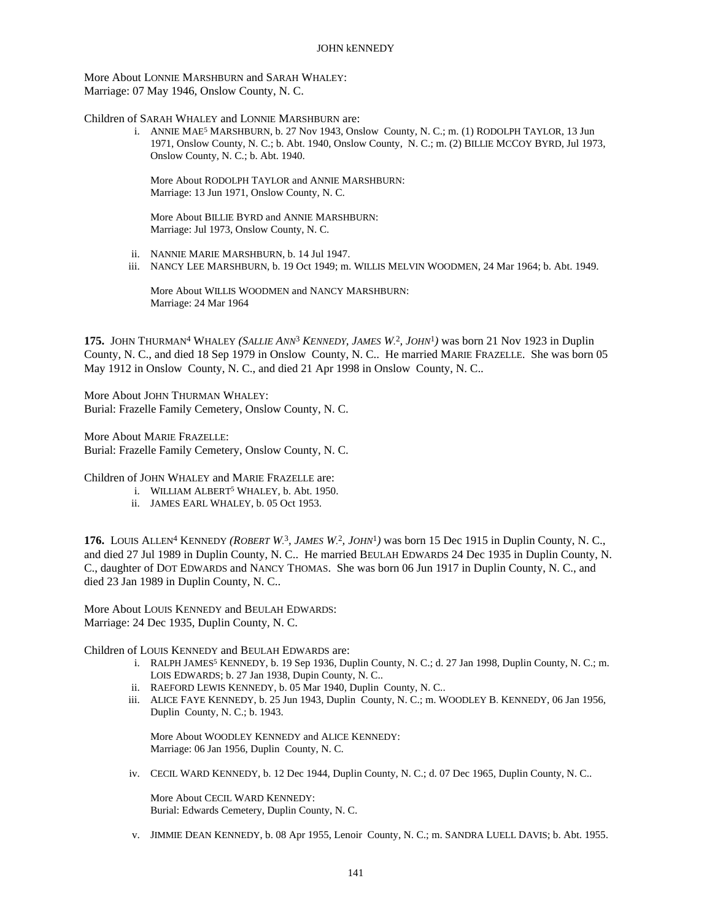More About LONNIE MARSHBURN and SARAH WHALEY:
Marriage: 07 May 1946, Onslow County, N. C.

Children of SARAH WHALEY and LONNIE MARSHBURN are:

i. ANNIE MAE[5] MARSHBURN, b. 27 Nov 1943, Onslow County, N. C.; m. (1) RODOLPH TAYLOR, 13 Jun 1971, Onslow County, N. C.; b. Abt. 1940, Onslow County, N. C.; m. (2) BILLIE MCCOY BYRD, Jul 1973, Onslow County, N. C.; b. Abt. 1940.

   More About RODOLPH TAYLOR and ANNIE MARSHBURN:
   Marriage: 13 Jun 1971, Onslow County, N. C.

   More About BILLIE BYRD and ANNIE MARSHBURN:
   Marriage: Jul 1973, Onslow County, N. C.

ii. NANNIE MARIE MARSHBURN, b. 14 Jul 1947.

iii. NANCY LEE MARSHBURN, b. 19 Oct 1949; m. WILLIS MELVIN WOODMEN, 24 Mar 1964; b. Abt. 1949.

   More About WILLIS WOODMEN and NANCY MARSHBURN:
   Marriage: 24 Mar 1964

**175.** JOHN THURMAN[4] WHALEY *(SALLIE ANN[3] KENNEDY, JAMES W.[2], JOHN[1])* was born 21 Nov 1923 in Duplin County, N. C., and died 18 Sep 1979 in Onslow County, N. C.. He married MARIE FRAZELLE. She was born 05 May 1912 in Onslow County, N. C., and died 21 Apr 1998 in Onslow County, N. C..

More About JOHN THURMAN WHALEY:
Burial: Frazelle Family Cemetery, Onslow County, N. C.

More About MARIE FRAZELLE:
Burial: Frazelle Family Cemetery, Onslow County, N. C.

Children of JOHN WHALEY and MARIE FRAZELLE are:

i. WILLIAM ALBERT[5] WHALEY, b. Abt. 1950.

ii. JAMES EARL WHALEY, b. 05 Oct 1953.

**176.** LOUIS ALLEN[4] KENNEDY *(ROBERT W.[3], JAMES W.[2], JOHN[1])* was born 15 Dec 1915 in Duplin County, N. C., and died 27 Jul 1989 in Duplin County, N. C.. He married BEULAH EDWARDS 24 Dec 1935 in Duplin County, N. C., daughter of DOT EDWARDS and NANCY THOMAS. She was born 06 Jun 1917 in Duplin County, N. C., and died 23 Jan 1989 in Duplin County, N. C..

More About LOUIS KENNEDY and BEULAH EDWARDS:
Marriage: 24 Dec 1935, Duplin County, N. C.

Children of LOUIS KENNEDY and BEULAH EDWARDS are:

i. RALPH JAMES[5] KENNEDY, b. 19 Sep 1936, Duplin County, N. C.; d. 27 Jan 1998, Duplin County, N. C.; m. LOIS EDWARDS; b. 27 Jan 1938, Dupin County, N. C..

ii. RAEFORD LEWIS KENNEDY, b. 05 Mar 1940, Duplin County, N. C..

iii. ALICE FAYE KENNEDY, b. 25 Jun 1943, Duplin County, N. C.; m. WOODLEY B. KENNEDY, 06 Jan 1956, Duplin County, N. C.; b. 1943.

   More About WOODLEY KENNEDY and ALICE KENNEDY:
   Marriage: 06 Jan 1956, Duplin County, N. C.

iv. CECIL WARD KENNEDY, b. 12 Dec 1944, Duplin County, N. C.; d. 07 Dec 1965, Duplin County, N. C..

   More About CECIL WARD KENNEDY:
   Burial: Edwards Cemetery, Duplin County, N. C.

v. JIMMIE DEAN KENNEDY, b. 08 Apr 1955, Lenoir County, N. C.; m. SANDRA LUELL DAVIS; b. Abt. 1955.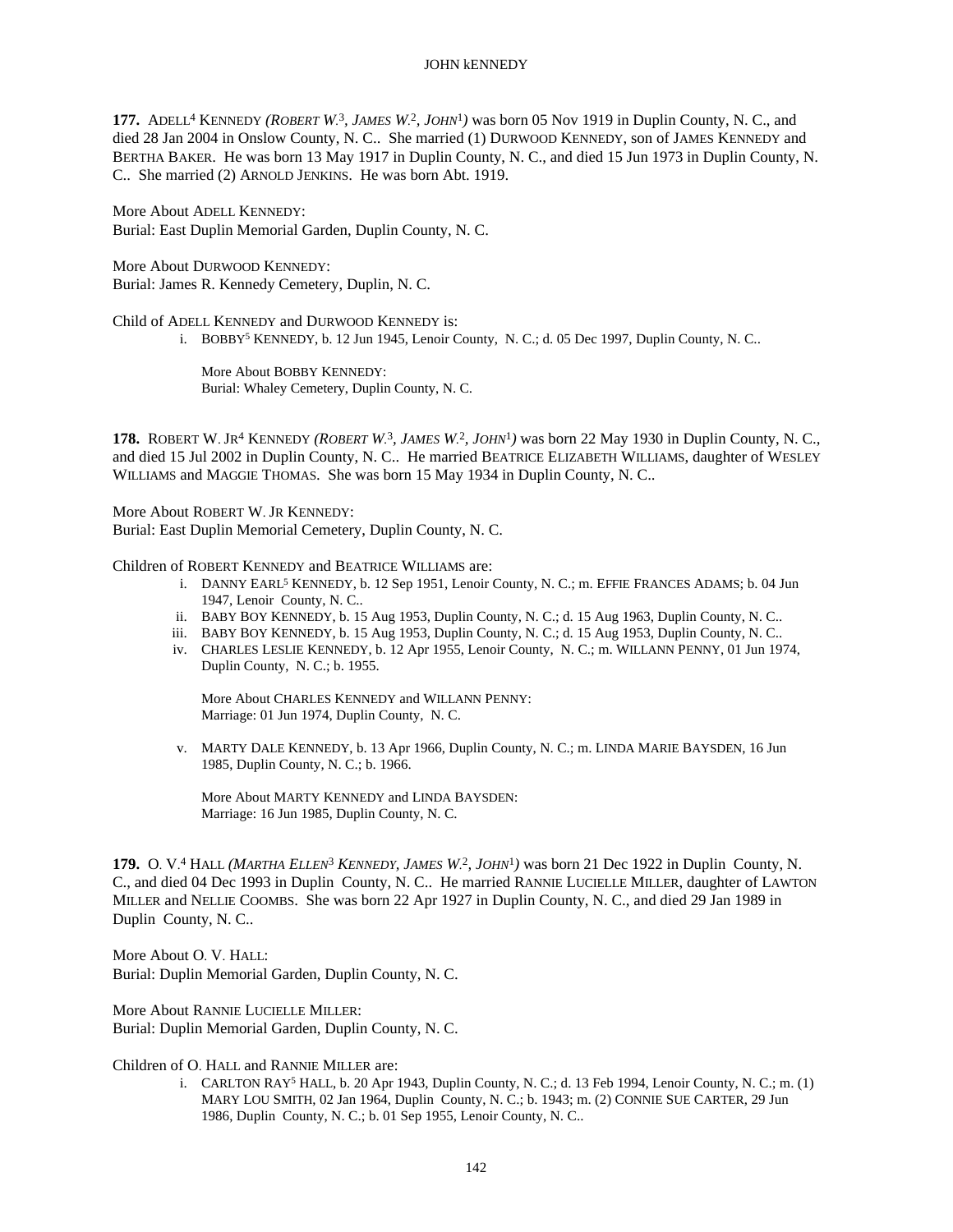**177.** ADELL[4] KENNEDY *(ROBERT W.[3], JAMES W.[2], JOHN[1])* was born 05 Nov 1919 in Duplin County, N. C., and died 28 Jan 2004 in Onslow County, N. C.. She married (1) DURWOOD KENNEDY, son of JAMES KENNEDY and BERTHA BAKER. He was born 13 May 1917 in Duplin County, N. C., and died 15 Jun 1973 in Duplin County, N. C.. She married (2) ARNOLD JENKINS. He was born Abt. 1919.

More About ADELL KENNEDY:
Burial: East Duplin Memorial Garden, Duplin County, N. C.

More About DURWOOD KENNEDY:
Burial: James R. Kennedy Cemetery, Duplin, N. C.

Child of ADELL KENNEDY and DURWOOD KENNEDY is:

i. BOBBY[5] KENNEDY, b. 12 Jun 1945, Lenoir County, N. C.; d. 05 Dec 1997, Duplin County, N. C..

More About BOBBY KENNEDY:
Burial: Whaley Cemetery, Duplin County, N. C.

**178.** ROBERT W. JR[4] KENNEDY *(ROBERT W.[3], JAMES W.[2], JOHN[1])* was born 22 May 1930 in Duplin County, N. C., and died 15 Jul 2002 in Duplin County, N. C.. He married BEATRICE ELIZABETH WILLIAMS, daughter of WESLEY WILLIAMS and MAGGIE THOMAS. She was born 15 May 1934 in Duplin County, N. C..

More About ROBERT W. JR KENNEDY:
Burial: East Duplin Memorial Cemetery, Duplin County, N. C.

Children of ROBERT KENNEDY and BEATRICE WILLIAMS are:

i. DANNY EARL[5] KENNEDY, b. 12 Sep 1951, Lenoir County, N. C.; m. EFFIE FRANCES ADAMS; b. 04 Jun 1947, Lenoir County, N. C..

ii. BABY BOY KENNEDY, b. 15 Aug 1953, Duplin County, N. C.; d. 15 Aug 1963, Duplin County, N. C..

iii. BABY BOY KENNEDY, b. 15 Aug 1953, Duplin County, N. C.; d. 15 Aug 1953, Duplin County, N. C..

iv. CHARLES LESLIE KENNEDY, b. 12 Apr 1955, Lenoir County, N. C.; m. WILLANN PENNY, 01 Jun 1974, Duplin County, N. C.; b. 1955.

More About CHARLES KENNEDY and WILLANN PENNY:
Marriage: 01 Jun 1974, Duplin County, N. C.

v. MARTY DALE KENNEDY, b. 13 Apr 1966, Duplin County, N. C.; m. LINDA MARIE BAYSDEN, 16 Jun 1985, Duplin County, N. C.; b. 1966.

More About MARTY KENNEDY and LINDA BAYSDEN:
Marriage: 16 Jun 1985, Duplin County, N. C.

**179.** O. V.[4] HALL *(MARTHA ELLEN[3] KENNEDY, JAMES W.[2], JOHN[1])* was born 21 Dec 1922 in Duplin County, N. C., and died 04 Dec 1993 in Duplin County, N. C.. He married RANNIE LUCIELLE MILLER, daughter of LAWTON MILLER and NELLIE COOMBS. She was born 22 Apr 1927 in Duplin County, N. C., and died 29 Jan 1989 in Duplin County, N. C..

More About O. V. HALL:
Burial: Duplin Memorial Garden, Duplin County, N. C.

More About RANNIE LUCIELLE MILLER:
Burial: Duplin Memorial Garden, Duplin County, N. C.

Children of O. HALL and RANNIE MILLER are:

i. CARLTON RAY[5] HALL, b. 20 Apr 1943, Duplin County, N. C.; d. 13 Feb 1994, Lenoir County, N. C.; m. (1) MARY LOU SMITH, 02 Jan 1964, Duplin County, N. C.; b. 1943; m. (2) CONNIE SUE CARTER, 29 Jun 1986, Duplin County, N. C.; b. 01 Sep 1955, Lenoir County, N. C..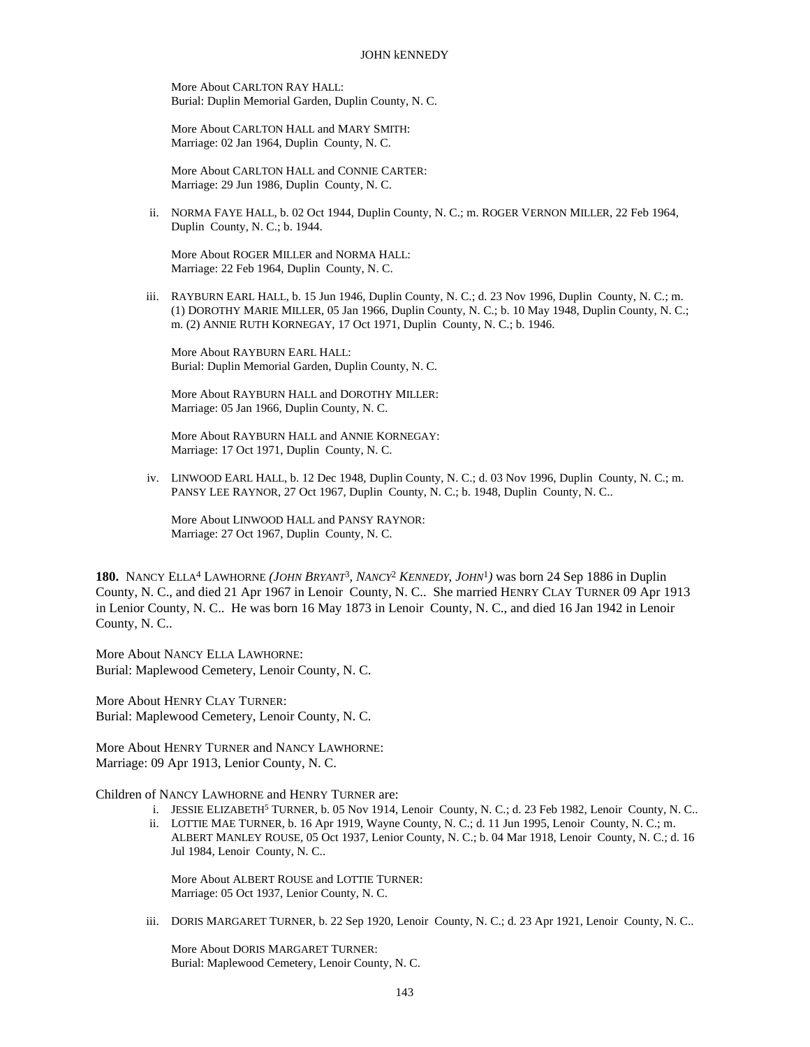More About CARLTON RAY HALL:
Burial: Duplin Memorial Garden, Duplin County, N. C.

More About CARLTON HALL and MARY SMITH:
Marriage: 02 Jan 1964, Duplin County, N. C.

More About CARLTON HALL and CONNIE CARTER:
Marriage: 29 Jun 1986, Duplin County, N. C.

ii. NORMA FAYE HALL, b. 02 Oct 1944, Duplin County, N. C.; m. ROGER VERNON MILLER, 22 Feb 1964, Duplin County, N. C.; b. 1944.

More About ROGER MILLER and NORMA HALL:
Marriage: 22 Feb 1964, Duplin County, N. C.

iii. RAYBURN EARL HALL, b. 15 Jun 1946, Duplin County, N. C.; d. 23 Nov 1996, Duplin County, N. C.; m. (1) DOROTHY MARIE MILLER, 05 Jan 1966, Duplin County, N. C.; b. 10 May 1948, Duplin County, N. C.; m. (2) ANNIE RUTH KORNEGAY, 17 Oct 1971, Duplin County, N. C.; b. 1946.

More About RAYBURN EARL HALL:
Burial: Duplin Memorial Garden, Duplin County, N. C.

More About RAYBURN HALL and DOROTHY MILLER:
Marriage: 05 Jan 1966, Duplin County, N. C.

More About RAYBURN HALL and ANNIE KORNEGAY:
Marriage: 17 Oct 1971, Duplin County, N. C.

iv. LINWOOD EARL HALL, b. 12 Dec 1948, Duplin County, N. C.; d. 03 Nov 1996, Duplin County, N. C.; m. PANSY LEE RAYNOR, 27 Oct 1967, Duplin County, N. C.; b. 1948, Duplin County, N. C..

More About LINWOOD HALL and PANSY RAYNOR:
Marriage: 27 Oct 1967, Duplin County, N. C.

**180.** NANCY ELLA[4] LAWHORNE *(JOHN BRYANT[3], NANCY[2] KENNEDY, JOHN[1])* was born 24 Sep 1886 in Duplin County, N. C., and died 21 Apr 1967 in Lenoir County, N. C.. She married HENRY CLAY TURNER 09 Apr 1913 in Lenior County, N. C.. He was born 16 May 1873 in Lenoir County, N. C., and died 16 Jan 1942 in Lenoir County, N. C..

More About NANCY ELLA LAWHORNE:
Burial: Maplewood Cemetery, Lenoir County, N. C.

More About HENRY CLAY TURNER:
Burial: Maplewood Cemetery, Lenoir County, N. C.

More About HENRY TURNER and NANCY LAWHORNE:
Marriage: 09 Apr 1913, Lenior County, N. C.

Children of NANCY LAWHORNE and HENRY TURNER are:

i. JESSIE ELIZABETH[5] TURNER, b. 05 Nov 1914, Lenoir County, N. C.; d. 23 Feb 1982, Lenoir County, N. C..

ii. LOTTIE MAE TURNER, b. 16 Apr 1919, Wayne County, N. C.; d. 11 Jun 1995, Lenoir County, N. C.; m. ALBERT MANLEY ROUSE, 05 Oct 1937, Lenior County, N. C.; b. 04 Mar 1918, Lenoir County, N. C.; d. 16 Jul 1984, Lenoir County, N. C..

More About ALBERT ROUSE and LOTTIE TURNER:
Marriage: 05 Oct 1937, Lenior County, N. C.

iii. DORIS MARGARET TURNER, b. 22 Sep 1920, Lenoir County, N. C.; d. 23 Apr 1921, Lenoir County, N. C..

More About DORIS MARGARET TURNER:
Burial: Maplewood Cemetery, Lenoir County, N. C.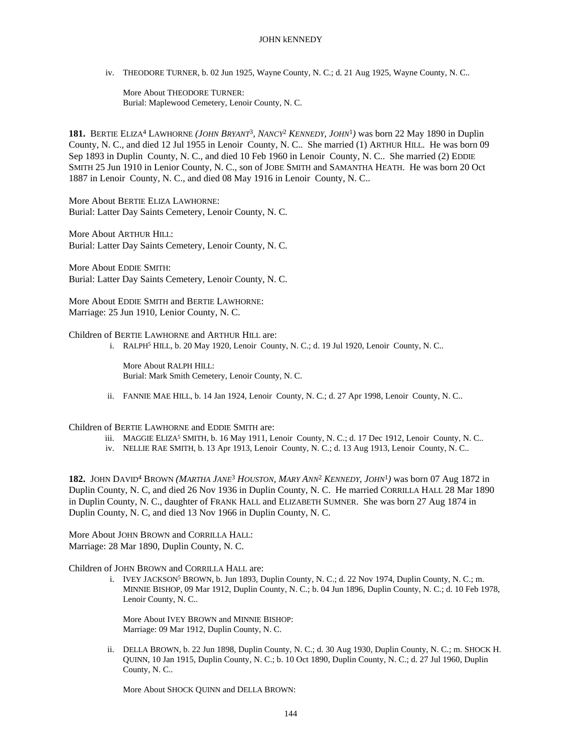iv. THEODORE TURNER, b. 02 Jun 1925, Wayne County, N. C.; d. 21 Aug 1925, Wayne County, N. C..

More About THEODORE TURNER:
Burial: Maplewood Cemetery, Lenoir County, N. C.

**181.** BERTIE ELIZA[4] LAWHORNE *(JOHN BRYANT[3], NANCY[2] KENNEDY, JOHN[1])* was born 22 May 1890 in Duplin County, N. C., and died 12 Jul 1955 in Lenoir County, N. C.. She married (1) ARTHUR HILL. He was born 09 Sep 1893 in Duplin County, N. C., and died 10 Feb 1960 in Lenoir County, N. C.. She married (2) EDDIE SMITH 25 Jun 1910 in Lenior County, N. C., son of JOBE SMITH and SAMANTHA HEATH. He was born 20 Oct 1887 in Lenoir County, N. C., and died 08 May 1916 in Lenoir County, N. C..

More About BERTIE ELIZA LAWHORNE:
Burial: Latter Day Saints Cemetery, Lenoir County, N. C.

More About ARTHUR HILL:
Burial: Latter Day Saints Cemetery, Lenoir County, N. C.

More About EDDIE SMITH:
Burial: Latter Day Saints Cemetery, Lenoir County, N. C.

More About EDDIE SMITH and BERTIE LAWHORNE:
Marriage: 25 Jun 1910, Lenior County, N. C.

Children of BERTIE LAWHORNE and ARTHUR HILL are:

i. RALPH[5] HILL, b. 20 May 1920, Lenoir County, N. C.; d. 19 Jul 1920, Lenoir County, N. C..

More About RALPH HILL:
Burial: Mark Smith Cemetery, Lenoir County, N. C.

ii. FANNIE MAE HILL, b. 14 Jan 1924, Lenoir County, N. C.; d. 27 Apr 1998, Lenoir County, N. C..

Children of BERTIE LAWHORNE and EDDIE SMITH are:

iii. MAGGIE ELIZA[5] SMITH, b. 16 May 1911, Lenoir County, N. C.; d. 17 Dec 1912, Lenoir County, N. C..

iv. NELLIE RAE SMITH, b. 13 Apr 1913, Lenoir County, N. C.; d. 13 Aug 1913, Lenoir County, N. C..

**182.** JOHN DAVID[4] BROWN *(MARTHA JANE[3] HOUSTON, MARY ANN[2] KENNEDY, JOHN[1])* was born 07 Aug 1872 in Duplin County, N. C, and died 26 Nov 1936 in Duplin County, N. C. He married CORRILLA HALL 28 Mar 1890 in Duplin County, N. C., daughter of FRANK HALL and ELIZABETH SUMNER. She was born 27 Aug 1874 in Duplin County, N. C, and died 13 Nov 1966 in Duplin County, N. C.

More About JOHN BROWN and CORRILLA HALL:
Marriage: 28 Mar 1890, Duplin County, N. C.

Children of JOHN BROWN and CORRILLA HALL are:

i. IVEY JACKSON[5] BROWN, b. Jun 1893, Duplin County, N. C.; d. 22 Nov 1974, Duplin County, N. C.; m. MINNIE BISHOP, 09 Mar 1912, Duplin County, N. C.; b. 04 Jun 1896, Duplin County, N. C.; d. 10 Feb 1978, Lenoir County, N. C..

More About IVEY BROWN and MINNIE BISHOP:
Marriage: 09 Mar 1912, Duplin County, N. C.

ii. DELLA BROWN, b. 22 Jun 1898, Duplin County, N. C.; d. 30 Aug 1930, Duplin County, N. C.; m. SHOCK H. QUINN, 10 Jan 1915, Duplin County, N. C.; b. 10 Oct 1890, Duplin County, N. C.; d. 27 Jul 1960, Duplin County, N. C..

More About SHOCK QUINN and DELLA BROWN: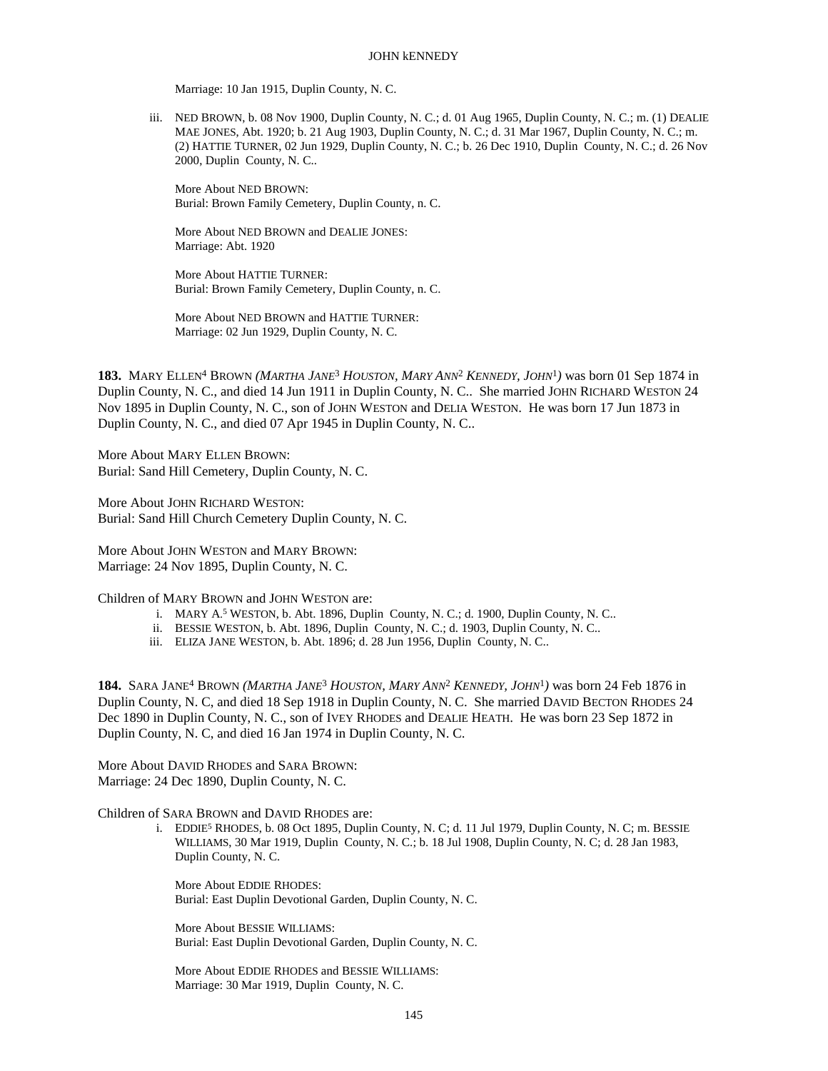Marriage: 10 Jan 1915, Duplin County, N. C.

iii. NED BROWN, b. 08 Nov 1900, Duplin County, N. C.; d. 01 Aug 1965, Duplin County, N. C.; m. (1) DEALIE MAE JONES, Abt. 1920; b. 21 Aug 1903, Duplin County, N. C.; d. 31 Mar 1967, Duplin County, N. C.; m. (2) HATTIE TURNER, 02 Jun 1929, Duplin County, N. C.; b. 26 Dec 1910, Duplin County, N. C.; d. 26 Nov 2000, Duplin County, N. C..

More About NED BROWN:
Burial: Brown Family Cemetery, Duplin County, n. C.

More About NED BROWN and DEALIE JONES:
Marriage: Abt. 1920

More About HATTIE TURNER:
Burial: Brown Family Cemetery, Duplin County, n. C.

More About NED BROWN and HATTIE TURNER:
Marriage: 02 Jun 1929, Duplin County, N. C.

**183.** MARY ELLEN[4] BROWN *(MARTHA JANE[3] HOUSTON, MARY ANN[2] KENNEDY, JOHN[1])* was born 01 Sep 1874 in Duplin County, N. C., and died 14 Jun 1911 in Duplin County, N. C.. She married JOHN RICHARD WESTON 24 Nov 1895 in Duplin County, N. C., son of JOHN WESTON and DELIA WESTON. He was born 17 Jun 1873 in Duplin County, N. C., and died 07 Apr 1945 in Duplin County, N. C..

More About MARY ELLEN BROWN:
Burial: Sand Hill Cemetery, Duplin County, N. C.

More About JOHN RICHARD WESTON:
Burial: Sand Hill Church Cemetery Duplin County, N. C.

More About JOHN WESTON and MARY BROWN:
Marriage: 24 Nov 1895, Duplin County, N. C.

Children of MARY BROWN and JOHN WESTON are:

i. MARY A.[5] WESTON, b. Abt. 1896, Duplin County, N. C.; d. 1900, Duplin County, N. C..
ii. BESSIE WESTON, b. Abt. 1896, Duplin County, N. C.; d. 1903, Duplin County, N. C..
iii. ELIZA JANE WESTON, b. Abt. 1896; d. 28 Jun 1956, Duplin County, N. C..

**184.** SARA JANE[4] BROWN *(MARTHA JANE[3] HOUSTON, MARY ANN[2] KENNEDY, JOHN[1])* was born 24 Feb 1876 in Duplin County, N. C, and died 18 Sep 1918 in Duplin County, N. C. She married DAVID BECTON RHODES 24 Dec 1890 in Duplin County, N. C., son of IVEY RHODES and DEALIE HEATH. He was born 23 Sep 1872 in Duplin County, N. C, and died 16 Jan 1974 in Duplin County, N. C.

More About DAVID RHODES and SARA BROWN:
Marriage: 24 Dec 1890, Duplin County, N. C.

Children of SARA BROWN and DAVID RHODES are:

i. EDDIE[5] RHODES, b. 08 Oct 1895, Duplin County, N. C; d. 11 Jul 1979, Duplin County, N. C; m. BESSIE WILLIAMS, 30 Mar 1919, Duplin County, N. C.; b. 18 Jul 1908, Duplin County, N. C; d. 28 Jan 1983, Duplin County, N. C.

More About EDDIE RHODES:
Burial: East Duplin Devotional Garden, Duplin County, N. C.

More About BESSIE WILLIAMS:
Burial: East Duplin Devotional Garden, Duplin County, N. C.

More About EDDIE RHODES and BESSIE WILLIAMS:
Marriage: 30 Mar 1919, Duplin County, N. C.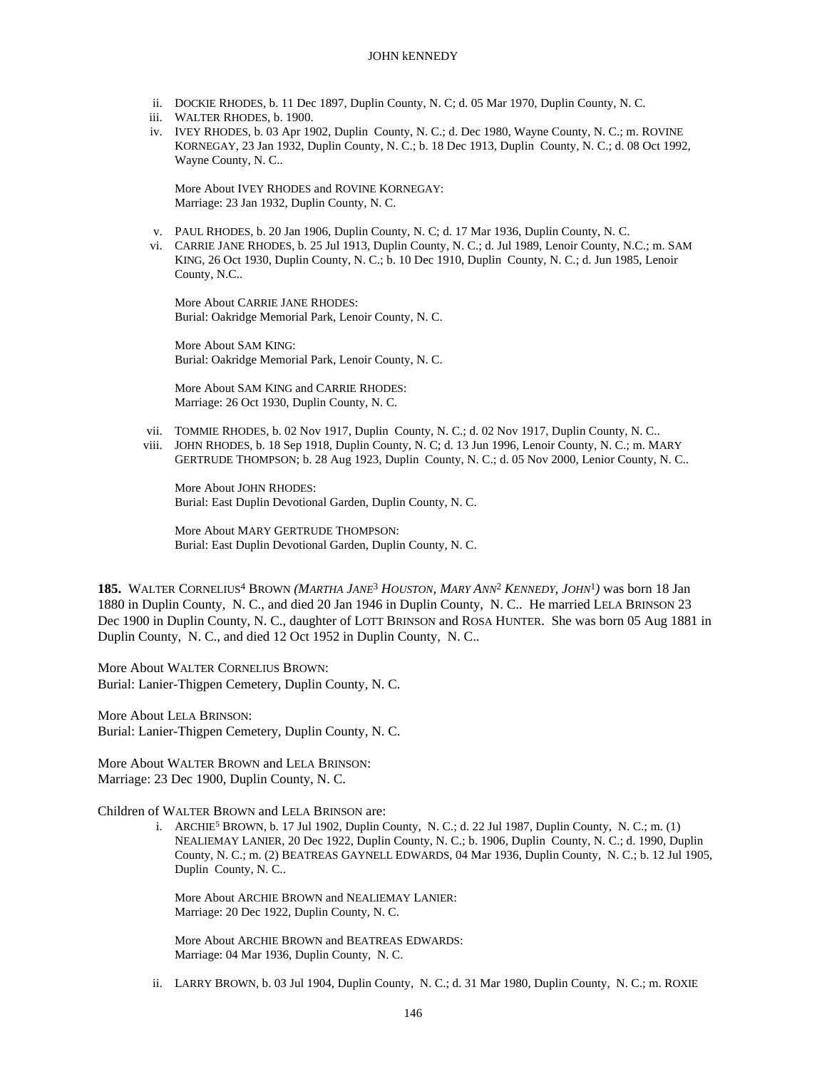ii. DOCKIE RHODES, b. 11 Dec 1897, Duplin County, N. C; d. 05 Mar 1970, Duplin County, N. C.

iii. WALTER RHODES, b. 1900.

iv. IVEY RHODES, b. 03 Apr 1902, Duplin County, N. C.; d. Dec 1980, Wayne County, N. C.; m. ROVINE KORNEGAY, 23 Jan 1932, Duplin County, N. C.; b. 18 Dec 1913, Duplin County, N. C.; d. 08 Oct 1992, Wayne County, N. C..

More About IVEY RHODES and ROVINE KORNEGAY:
Marriage: 23 Jan 1932, Duplin County, N. C.

v. PAUL RHODES, b. 20 Jan 1906, Duplin County, N. C; d. 17 Mar 1936, Duplin County, N. C.

vi. CARRIE JANE RHODES, b. 25 Jul 1913, Duplin County, N. C.; d. Jul 1989, Lenoir County, N.C.; m. SAM KING, 26 Oct 1930, Duplin County, N. C.; b. 10 Dec 1910, Duplin County, N. C.; d. Jun 1985, Lenoir County, N.C..

More About CARRIE JANE RHODES:
Burial: Oakridge Memorial Park, Lenoir County, N. C.

More About SAM KING:
Burial: Oakridge Memorial Park, Lenoir County, N. C.

More About SAM KING and CARRIE RHODES:
Marriage: 26 Oct 1930, Duplin County, N. C.

vii. TOMMIE RHODES, b. 02 Nov 1917, Duplin County, N. C.; d. 02 Nov 1917, Duplin County, N. C..

viii. JOHN RHODES, b. 18 Sep 1918, Duplin County, N. C; d. 13 Jun 1996, Lenoir County, N. C.; m. MARY GERTRUDE THOMPSON; b. 28 Aug 1923, Duplin County, N. C.; d. 05 Nov 2000, Lenior County, N. C..

More About JOHN RHODES:
Burial: East Duplin Devotional Garden, Duplin County, N. C.

More About MARY GERTRUDE THOMPSON:
Burial: East Duplin Devotional Garden, Duplin County, N. C.

**185.** WALTER CORNELIUS[4] BROWN *(MARTHA JANE[3] HOUSTON, MARY ANN[2] KENNEDY, JOHN[1])* was born 18 Jan 1880 in Duplin County, N. C., and died 20 Jan 1946 in Duplin County, N. C.. He married LELA BRINSON 23 Dec 1900 in Duplin County, N. C., daughter of LOTT BRINSON and ROSA HUNTER. She was born 05 Aug 1881 in Duplin County, N. C., and died 12 Oct 1952 in Duplin County, N. C..

More About WALTER CORNELIUS BROWN:
Burial: Lanier-Thigpen Cemetery, Duplin County, N. C.

More About LELA BRINSON:
Burial: Lanier-Thigpen Cemetery, Duplin County, N. C.

More About WALTER BROWN and LELA BRINSON:
Marriage: 23 Dec 1900, Duplin County, N. C.

Children of WALTER BROWN and LELA BRINSON are:

i. ARCHIE[5] BROWN, b. 17 Jul 1902, Duplin County, N. C.; d. 22 Jul 1987, Duplin County, N. C.; m. (1) NEALIEMAY LANIER, 20 Dec 1922, Duplin County, N. C.; b. 1906, Duplin County, N. C.; d. 1990, Duplin County, N. C.; m. (2) BEATREAS GAYNELL EDWARDS, 04 Mar 1936, Duplin County, N. C.; b. 12 Jul 1905, Duplin County, N. C..

More About ARCHIE BROWN and NEALIEMAY LANIER:
Marriage: 20 Dec 1922, Duplin County, N. C.

More About ARCHIE BROWN and BEATREAS EDWARDS:
Marriage: 04 Mar 1936, Duplin County, N. C.

ii. LARRY BROWN, b. 03 Jul 1904, Duplin County, N. C.; d. 31 Mar 1980, Duplin County, N. C.; m. ROXIE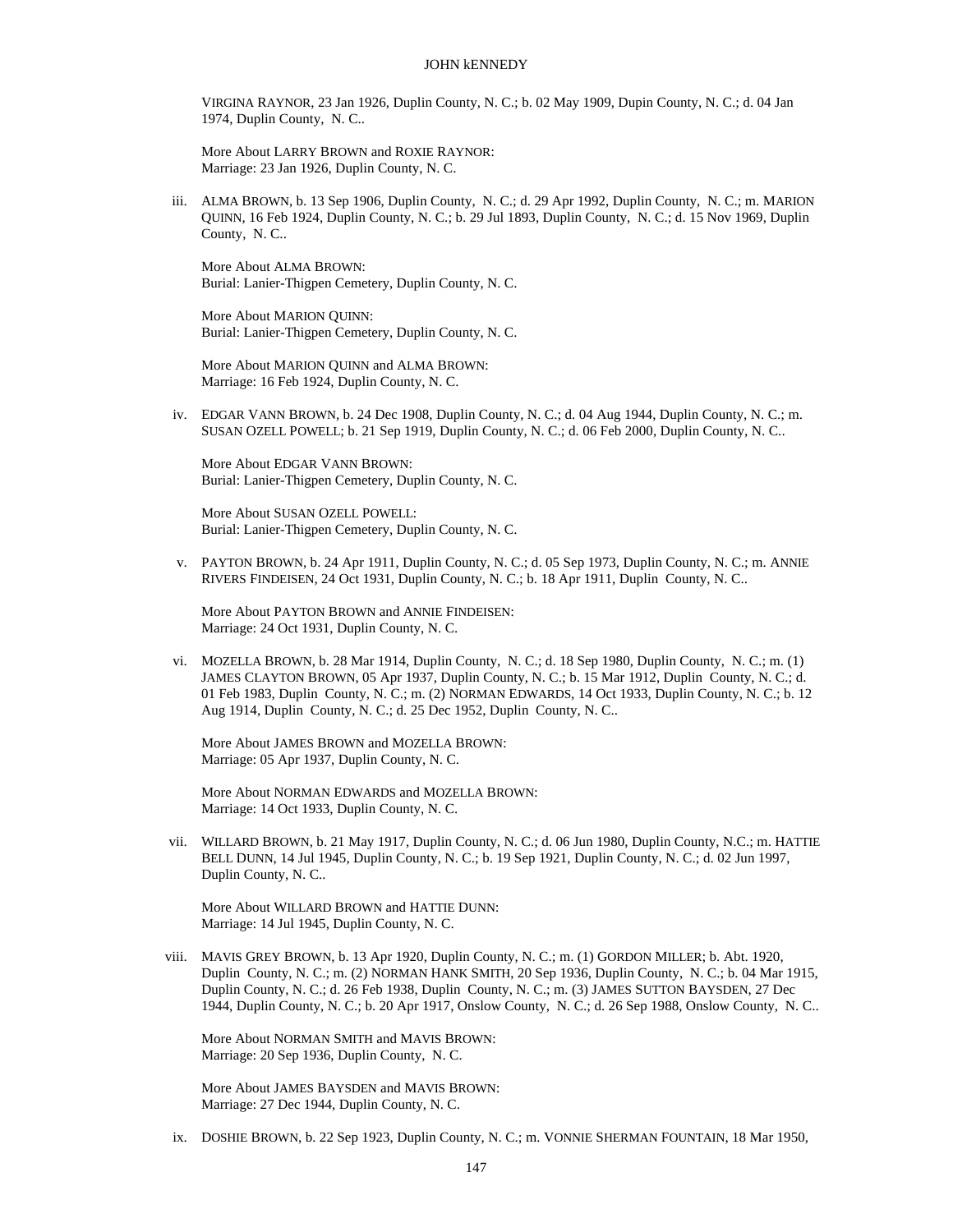VIRGINA RAYNOR, 23 Jan 1926, Duplin County, N. C.; b. 02 May 1909, Dupin County, N. C.; d. 04 Jan 1974, Duplin County, N. C..

More About LARRY BROWN and ROXIE RAYNOR:
Marriage: 23 Jan 1926, Duplin County, N. C.

iii. ALMA BROWN, b. 13 Sep 1906, Duplin County, N. C.; d. 29 Apr 1992, Duplin County, N. C.; m. MARION QUINN, 16 Feb 1924, Duplin County, N. C.; b. 29 Jul 1893, Duplin County, N. C.; d. 15 Nov 1969, Duplin County, N. C..

More About ALMA BROWN:
Burial: Lanier-Thigpen Cemetery, Duplin County, N. C.

More About MARION QUINN:
Burial: Lanier-Thigpen Cemetery, Duplin County, N. C.

More About MARION QUINN and ALMA BROWN:
Marriage: 16 Feb 1924, Duplin County, N. C.

iv. EDGAR VANN BROWN, b. 24 Dec 1908, Duplin County, N. C.; d. 04 Aug 1944, Duplin County, N. C.; m. SUSAN OZELL POWELL; b. 21 Sep 1919, Duplin County, N. C.; d. 06 Feb 2000, Duplin County, N. C..

More About EDGAR VANN BROWN:
Burial: Lanier-Thigpen Cemetery, Duplin County, N. C.

More About SUSAN OZELL POWELL:
Burial: Lanier-Thigpen Cemetery, Duplin County, N. C.

v. PAYTON BROWN, b. 24 Apr 1911, Duplin County, N. C.; d. 05 Sep 1973, Duplin County, N. C.; m. ANNIE RIVERS FINDEISEN, 24 Oct 1931, Duplin County, N. C.; b. 18 Apr 1911, Duplin County, N. C..

More About PAYTON BROWN and ANNIE FINDEISEN:
Marriage: 24 Oct 1931, Duplin County, N. C.

vi. MOZELLA BROWN, b. 28 Mar 1914, Duplin County, N. C.; d. 18 Sep 1980, Duplin County, N. C.; m. (1) JAMES CLAYTON BROWN, 05 Apr 1937, Duplin County, N. C.; b. 15 Mar 1912, Duplin County, N. C.; d. 01 Feb 1983, Duplin County, N. C.; m. (2) NORMAN EDWARDS, 14 Oct 1933, Duplin County, N. C.; b. 12 Aug 1914, Duplin County, N. C.; d. 25 Dec 1952, Duplin County, N. C..

More About JAMES BROWN and MOZELLA BROWN:
Marriage: 05 Apr 1937, Duplin County, N. C.

More About NORMAN EDWARDS and MOZELLA BROWN:
Marriage: 14 Oct 1933, Duplin County, N. C.

vii. WILLARD BROWN, b. 21 May 1917, Duplin County, N. C.; d. 06 Jun 1980, Duplin County, N.C.; m. HATTIE BELL DUNN, 14 Jul 1945, Duplin County, N. C.; b. 19 Sep 1921, Duplin County, N. C.; d. 02 Jun 1997, Duplin County, N. C..

More About WILLARD BROWN and HATTIE DUNN:
Marriage: 14 Jul 1945, Duplin County, N. C.

viii. MAVIS GREY BROWN, b. 13 Apr 1920, Duplin County, N. C.; m. (1) GORDON MILLER; b. Abt. 1920, Duplin County, N. C.; m. (2) NORMAN HANK SMITH, 20 Sep 1936, Duplin County, N. C.; b. 04 Mar 1915, Duplin County, N. C.; d. 26 Feb 1938, Duplin County, N. C.; m. (3) JAMES SUTTON BAYSDEN, 27 Dec 1944, Duplin County, N. C.; b. 20 Apr 1917, Onslow County, N. C.; d. 26 Sep 1988, Onslow County, N. C..

More About NORMAN SMITH and MAVIS BROWN:
Marriage: 20 Sep 1936, Duplin County, N. C.

More About JAMES BAYSDEN and MAVIS BROWN:
Marriage: 27 Dec 1944, Duplin County, N. C.

ix. DOSHIE BROWN, b. 22 Sep 1923, Duplin County, N. C.; m. VONNIE SHERMAN FOUNTAIN, 18 Mar 1950,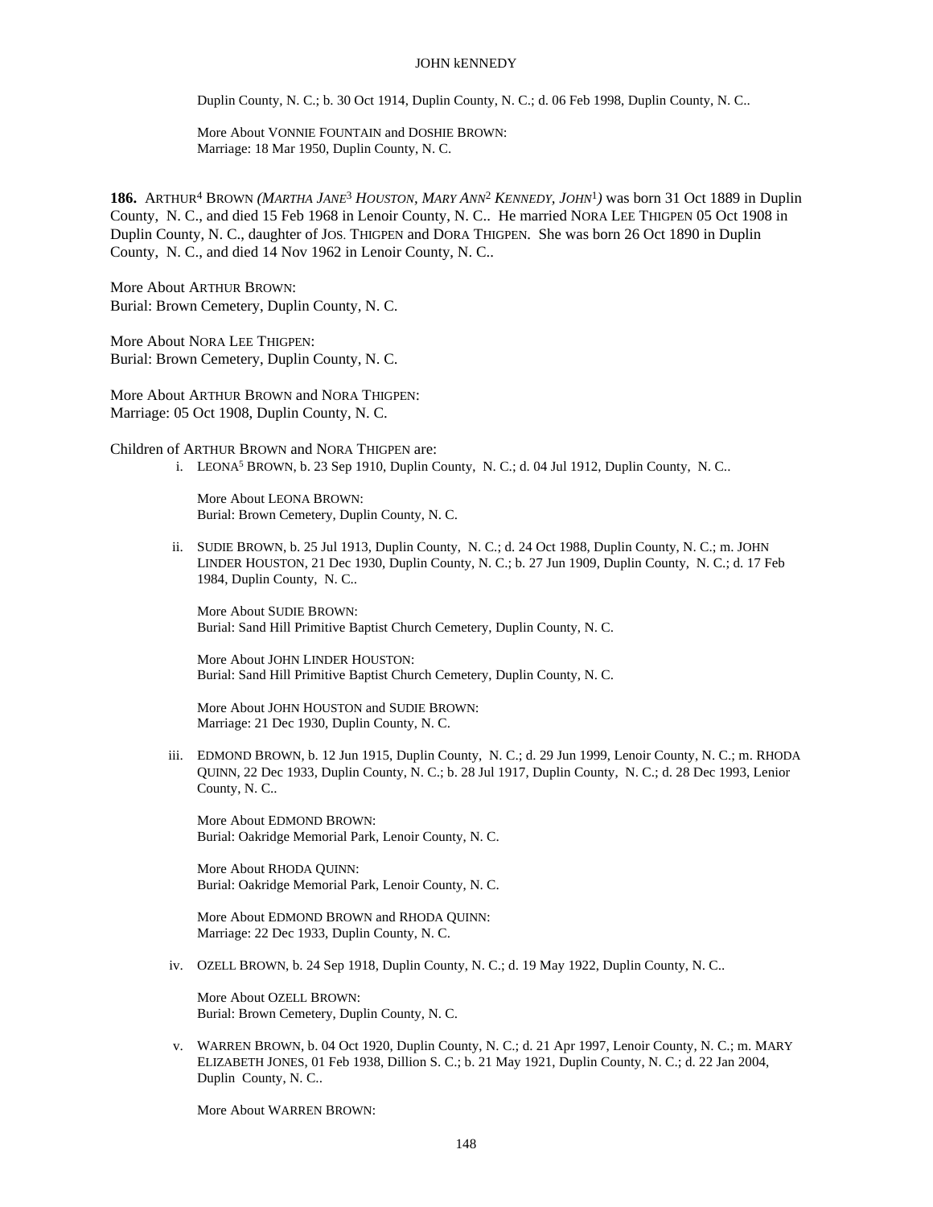Duplin County, N. C.; b. 30 Oct 1914, Duplin County, N. C.; d. 06 Feb 1998, Duplin County, N. C..

More About VONNIE FOUNTAIN and DOSHIE BROWN:
Marriage: 18 Mar 1950, Duplin County, N. C.

**186.** ARTHUR[4] BROWN *(MARTHA JANE[3] HOUSTON, MARY ANN[2] KENNEDY, JOHN[1])* was born 31 Oct 1889 in Duplin County, N. C., and died 15 Feb 1968 in Lenoir County, N. C.. He married NORA LEE THIGPEN 05 Oct 1908 in Duplin County, N. C., daughter of JOS. THIGPEN and DORA THIGPEN. She was born 26 Oct 1890 in Duplin County, N. C., and died 14 Nov 1962 in Lenoir County, N. C..

More About ARTHUR BROWN:
Burial: Brown Cemetery, Duplin County, N. C.

More About NORA LEE THIGPEN:
Burial: Brown Cemetery, Duplin County, N. C.

More About ARTHUR BROWN and NORA THIGPEN:
Marriage: 05 Oct 1908, Duplin County, N. C.

Children of ARTHUR BROWN and NORA THIGPEN are:

i. LEONA[5] BROWN, b. 23 Sep 1910, Duplin County, N. C.; d. 04 Jul 1912, Duplin County, N. C..

More About LEONA BROWN:
Burial: Brown Cemetery, Duplin County, N. C.

ii. SUDIE BROWN, b. 25 Jul 1913, Duplin County, N. C.; d. 24 Oct 1988, Duplin County, N. C.; m. JOHN LINDER HOUSTON, 21 Dec 1930, Duplin County, N. C.; b. 27 Jun 1909, Duplin County, N. C.; d. 17 Feb 1984, Duplin County, N. C..

More About SUDIE BROWN:
Burial: Sand Hill Primitive Baptist Church Cemetery, Duplin County, N. C.

More About JOHN LINDER HOUSTON:
Burial: Sand Hill Primitive Baptist Church Cemetery, Duplin County, N. C.

More About JOHN HOUSTON and SUDIE BROWN:
Marriage: 21 Dec 1930, Duplin County, N. C.

iii. EDMOND BROWN, b. 12 Jun 1915, Duplin County, N. C.; d. 29 Jun 1999, Lenoir County, N. C.; m. RHODA QUINN, 22 Dec 1933, Duplin County, N. C.; b. 28 Jul 1917, Duplin County, N. C.; d. 28 Dec 1993, Lenior County, N. C..

More About EDMOND BROWN:
Burial: Oakridge Memorial Park, Lenoir County, N. C.

More About RHODA QUINN:
Burial: Oakridge Memorial Park, Lenoir County, N. C.

More About EDMOND BROWN and RHODA QUINN:
Marriage: 22 Dec 1933, Duplin County, N. C.

iv. OZELL BROWN, b. 24 Sep 1918, Duplin County, N. C.; d. 19 May 1922, Duplin County, N. C..

More About OZELL BROWN:
Burial: Brown Cemetery, Duplin County, N. C.

v. WARREN BROWN, b. 04 Oct 1920, Duplin County, N. C.; d. 21 Apr 1997, Lenoir County, N. C.; m. MARY ELIZABETH JONES, 01 Feb 1938, Dillion S. C.; b. 21 May 1921, Duplin County, N. C.; d. 22 Jan 2004, Duplin County, N. C..

More About WARREN BROWN: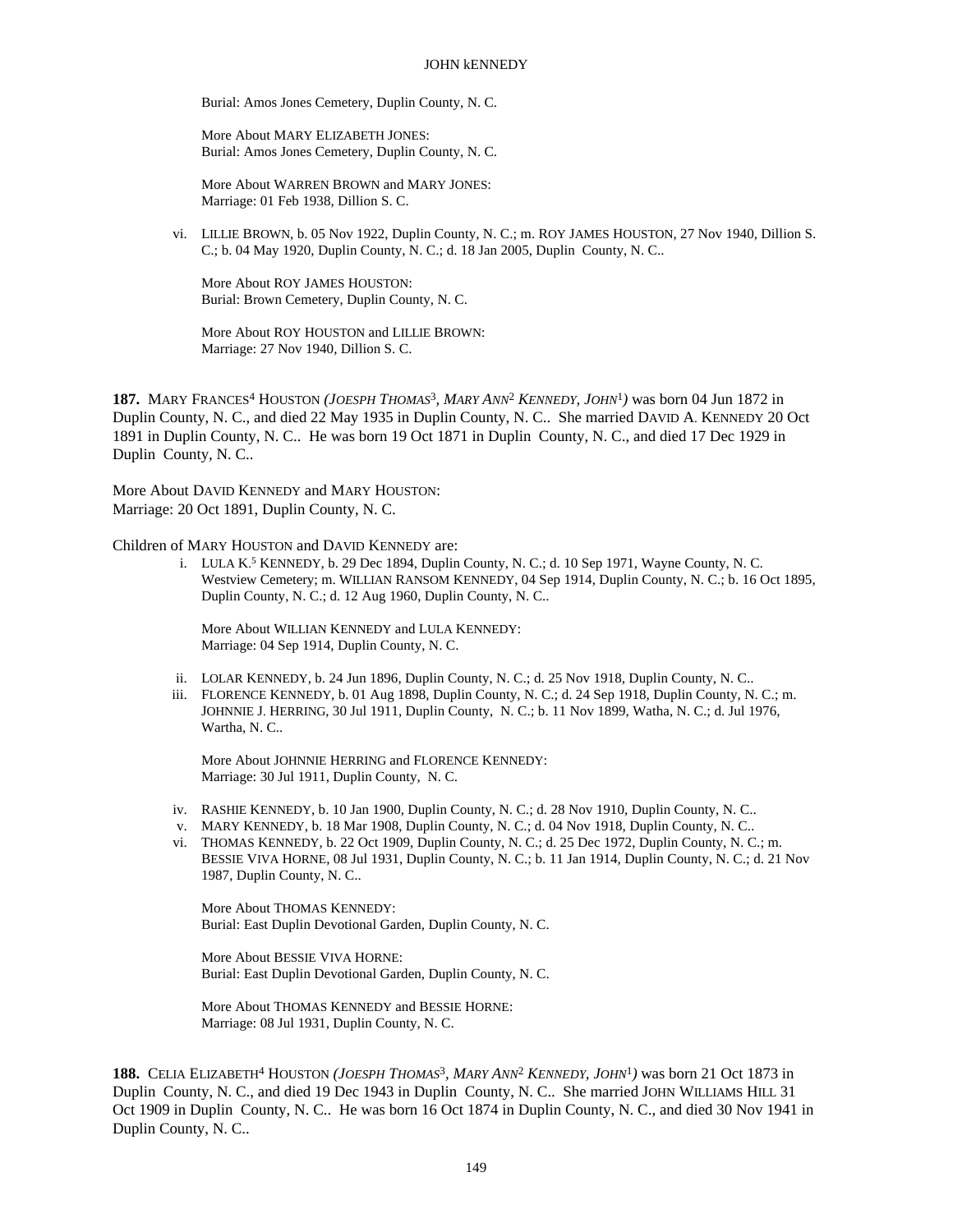Burial: Amos Jones Cemetery, Duplin County, N. C.

More About MARY ELIZABETH JONES:
Burial: Amos Jones Cemetery, Duplin County, N. C.

More About WARREN BROWN and MARY JONES:
Marriage: 01 Feb 1938, Dillion S. C.

vi. LILLIE BROWN, b. 05 Nov 1922, Duplin County, N. C.; m. ROY JAMES HOUSTON, 27 Nov 1940, Dillion S. C.; b. 04 May 1920, Duplin County, N. C.; d. 18 Jan 2005, Duplin County, N. C..

More About ROY JAMES HOUSTON:
Burial: Brown Cemetery, Duplin County, N. C.

More About ROY HOUSTON and LILLIE BROWN:
Marriage: 27 Nov 1940, Dillion S. C.

**187.** MARY FRANCES[4] HOUSTON *(JOESPH THOMAS[3], MARY ANN[2] KENNEDY, JOHN[1])* was born 04 Jun 1872 in Duplin County, N. C., and died 22 May 1935 in Duplin County, N. C.. She married DAVID A. KENNEDY 20 Oct 1891 in Duplin County, N. C.. He was born 19 Oct 1871 in Duplin County, N. C., and died 17 Dec 1929 in Duplin County, N. C..

More About DAVID KENNEDY and MARY HOUSTON:
Marriage: 20 Oct 1891, Duplin County, N. C.

Children of MARY HOUSTON and DAVID KENNEDY are:

i. LULA K.[5] KENNEDY, b. 29 Dec 1894, Duplin County, N. C.; d. 10 Sep 1971, Wayne County, N. C. Westview Cemetery; m. WILLIAN RANSOM KENNEDY, 04 Sep 1914, Duplin County, N. C.; b. 16 Oct 1895, Duplin County, N. C.; d. 12 Aug 1960, Duplin County, N. C..

More About WILLIAN KENNEDY and LULA KENNEDY:
Marriage: 04 Sep 1914, Duplin County, N. C.

ii. LOLAR KENNEDY, b. 24 Jun 1896, Duplin County, N. C.; d. 25 Nov 1918, Duplin County, N. C..

iii. FLORENCE KENNEDY, b. 01 Aug 1898, Duplin County, N. C.; d. 24 Sep 1918, Duplin County, N. C.; m. JOHNNIE J. HERRING, 30 Jul 1911, Duplin County, N. C.; b. 11 Nov 1899, Watha, N. C.; d. Jul 1976, Wartha, N. C..

More About JOHNNIE HERRING and FLORENCE KENNEDY:
Marriage: 30 Jul 1911, Duplin County, N. C.

iv. RASHIE KENNEDY, b. 10 Jan 1900, Duplin County, N. C.; d. 28 Nov 1910, Duplin County, N. C..

v. MARY KENNEDY, b. 18 Mar 1908, Duplin County, N. C.; d. 04 Nov 1918, Duplin County, N. C..

vi. THOMAS KENNEDY, b. 22 Oct 1909, Duplin County, N. C.; d. 25 Dec 1972, Duplin County, N. C.; m. BESSIE VIVA HORNE, 08 Jul 1931, Duplin County, N. C.; b. 11 Jan 1914, Duplin County, N. C.; d. 21 Nov 1987, Duplin County, N. C..

More About THOMAS KENNEDY:
Burial: East Duplin Devotional Garden, Duplin County, N. C.

More About BESSIE VIVA HORNE:
Burial: East Duplin Devotional Garden, Duplin County, N. C.

More About THOMAS KENNEDY and BESSIE HORNE:
Marriage: 08 Jul 1931, Duplin County, N. C.

**188.** CELIA ELIZABETH[4] HOUSTON *(JOESPH THOMAS[3], MARY ANN[2] KENNEDY, JOHN[1])* was born 21 Oct 1873 in Duplin County, N. C., and died 19 Dec 1943 in Duplin County, N. C.. She married JOHN WILLIAMS HILL 31 Oct 1909 in Duplin County, N. C.. He was born 16 Oct 1874 in Duplin County, N. C., and died 30 Nov 1941 in Duplin County, N. C..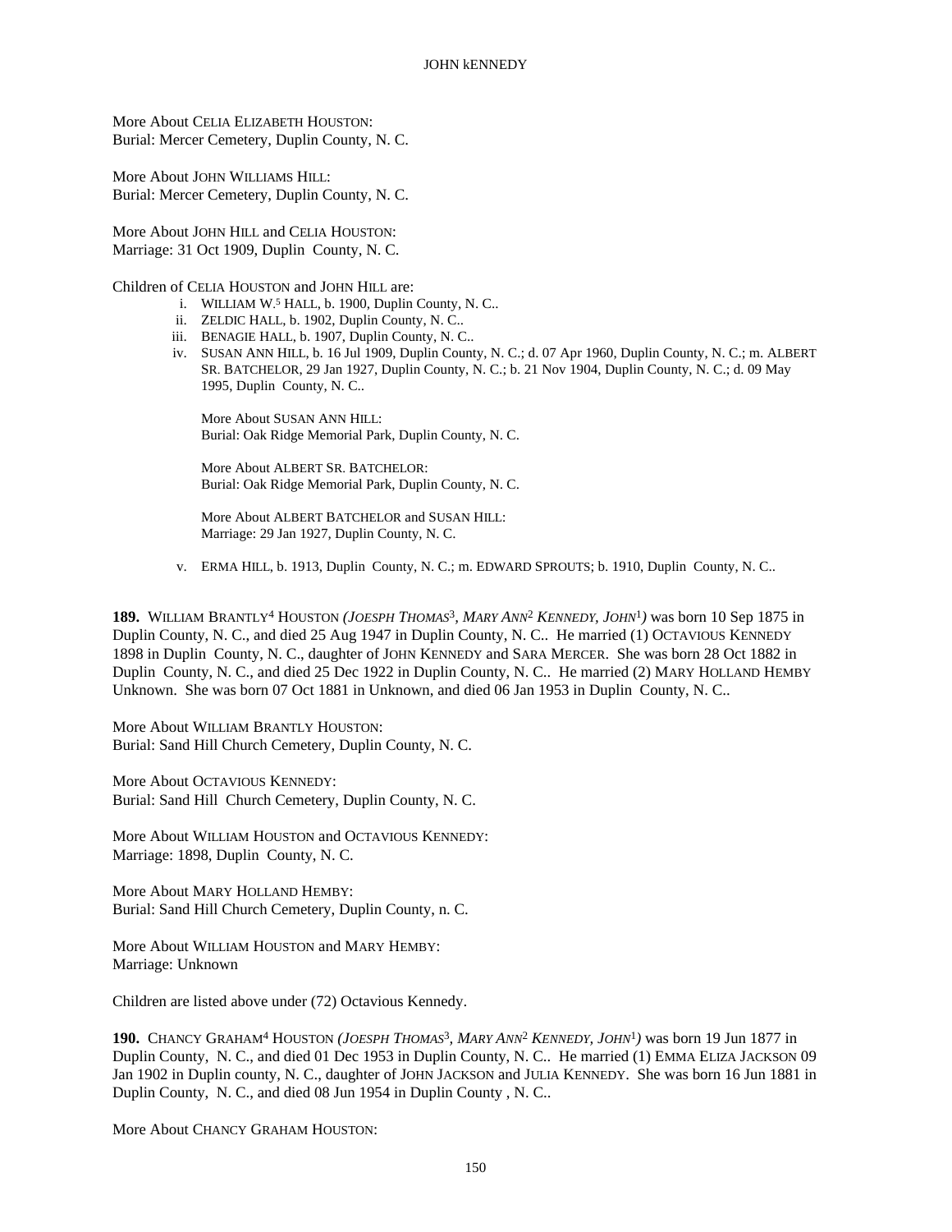More About Celia Elizabeth Houston:
Burial: Mercer Cemetery, Duplin County, N. C.

More About John Williams Hill:
Burial: Mercer Cemetery, Duplin County, N. C.

More About John Hill and Celia Houston:
Marriage: 31 Oct 1909, Duplin County, N. C.

Children of Celia Houston and John Hill are:

- i. William W.[5] Hall, b. 1900, Duplin County, N. C..
- ii. Zeldic Hall, b. 1902, Duplin County, N. C..
- iii. Benagie Hall, b. 1907, Duplin County, N. C..
- iv. Susan Ann Hill, b. 16 Jul 1909, Duplin County, N. C.; d. 07 Apr 1960, Duplin County, N. C.; m. Albert Sr. Batchelor, 29 Jan 1927, Duplin County, N. C.; b. 21 Nov 1904, Duplin County, N. C.; d. 09 May 1995, Duplin County, N. C..

  More About Susan Ann Hill:
  Burial: Oak Ridge Memorial Park, Duplin County, N. C.

  More About Albert Sr. Batchelor:
  Burial: Oak Ridge Memorial Park, Duplin County, N. C.

  More About Albert Batchelor and Susan Hill:
  Marriage: 29 Jan 1927, Duplin County, N. C.

- v. Erma Hill, b. 1913, Duplin County, N. C.; m. Edward Sprouts; b. 1910, Duplin County, N. C..

**189.** William Brantly[4] Houston *(Joesph Thomas[3], Mary Ann[2] Kennedy, John[1])* was born 10 Sep 1875 in Duplin County, N. C., and died 25 Aug 1947 in Duplin County, N. C.. He married (1) Octavious Kennedy 1898 in Duplin County, N. C., daughter of John Kennedy and Sara Mercer. She was born 28 Oct 1882 in Duplin County, N. C., and died 25 Dec 1922 in Duplin County, N. C.. He married (2) Mary Holland Hemby Unknown. She was born 07 Oct 1881 in Unknown, and died 06 Jan 1953 in Duplin County, N. C..

More About William Brantly Houston:
Burial: Sand Hill Church Cemetery, Duplin County, N. C.

More About Octavious Kennedy:
Burial: Sand Hill Church Cemetery, Duplin County, N. C.

More About William Houston and Octavious Kennedy:
Marriage: 1898, Duplin County, N. C.

More About Mary Holland Hemby:
Burial: Sand Hill Church Cemetery, Duplin County, n. C.

More About William Houston and Mary Hemby:
Marriage: Unknown

Children are listed above under (72) Octavious Kennedy.

**190.** Chancy Graham[4] Houston *(Joesph Thomas[3], Mary Ann[2] Kennedy, John[1])* was born 19 Jun 1877 in Duplin County, N. C., and died 01 Dec 1953 in Duplin County, N. C.. He married (1) Emma Eliza Jackson 09 Jan 1902 in Duplin county, N. C., daughter of John Jackson and Julia Kennedy. She was born 16 Jun 1881 in Duplin County, N. C., and died 08 Jun 1954 in Duplin County , N. C..

More About Chancy Graham Houston: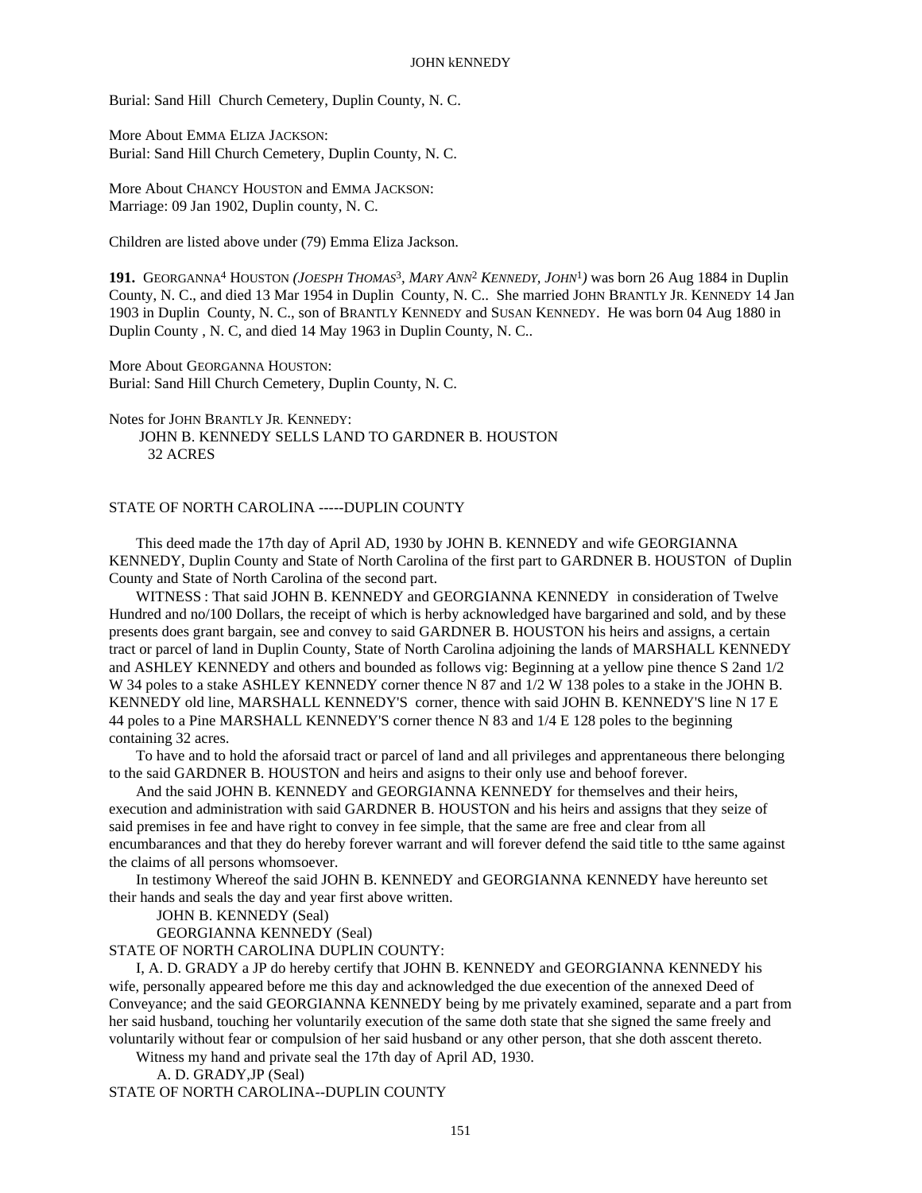Burial: Sand Hill Church Cemetery, Duplin County, N. C.

More About EMMA ELIZA JACKSON:
Burial: Sand Hill Church Cemetery, Duplin County, N. C.

More About CHANCY HOUSTON and EMMA JACKSON:
Marriage: 09 Jan 1902, Duplin county, N. C.

Children are listed above under (79) Emma Eliza Jackson.

**191.** GEORGANNA[4] HOUSTON *(JOESPH THOMAS[3], MARY ANN[2] KENNEDY, JOHN[1])* was born 26 Aug 1884 in Duplin County, N. C., and died 13 Mar 1954 in Duplin County, N. C.. She married JOHN BRANTLY JR. KENNEDY 14 Jan 1903 in Duplin County, N. C., son of BRANTLY KENNEDY and SUSAN KENNEDY. He was born 04 Aug 1880 in Duplin County , N. C, and died 14 May 1963 in Duplin County, N. C..

More About GEORGANNA HOUSTON:
Burial: Sand Hill Church Cemetery, Duplin County, N. C.

Notes for JOHN BRANTLY JR. KENNEDY:
JOHN B. KENNEDY SELLS LAND TO GARDNER B. HOUSTON
32 ACRES

STATE OF NORTH CAROLINA -----DUPLIN COUNTY

This deed made the 17th day of April AD, 1930 by JOHN B. KENNEDY and wife GEORGIANNA KENNEDY, Duplin County and State of North Carolina of the first part to GARDNER B. HOUSTON of Duplin County and State of North Carolina of the second part.

WITNESS : That said JOHN B. KENNEDY and GEORGIANNA KENNEDY in consideration of Twelve Hundred and no/100 Dollars, the receipt of which is herby acknowledged have bargarined and sold, and by these presents does grant bargain, see and convey to said GARDNER B. HOUSTON his heirs and assigns, a certain tract or parcel of land in Duplin County, State of North Carolina adjoining the lands of MARSHALL KENNEDY and ASHLEY KENNEDY and others and bounded as follows vig: Beginning at a yellow pine thence S 2and 1/2 W 34 poles to a stake ASHLEY KENNEDY corner thence N 87 and 1/2 W 138 poles to a stake in the JOHN B. KENNEDY old line, MARSHALL KENNEDY'S corner, thence with said JOHN B. KENNEDY'S line N 17 E 44 poles to a Pine MARSHALL KENNEDY'S corner thence N 83 and 1/4 E 128 poles to the beginning containing 32 acres.

To have and to hold the aforsaid tract or parcel of land and all privileges and apprentaneous there belonging to the said GARDNER B. HOUSTON and heirs and asigns to their only use and behoof forever.

And the said JOHN B. KENNEDY and GEORGIANNA KENNEDY for themselves and their heirs, execution and administration with said GARDNER B. HOUSTON and his heirs and assigns that they seize of said premises in fee and have right to convey in fee simple, that the same are free and clear from all encumbarances and that they do hereby forever warrant and will forever defend the said title to tthe same against the claims of all persons whomsoever.

In testimony Whereof the said JOHN B. KENNEDY and GEORGIANNA KENNEDY have hereunto set their hands and seals the day and year first above written.

JOHN B. KENNEDY (Seal)
GEORGIANNA KENNEDY (Seal)

STATE OF NORTH CAROLINA DUPLIN COUNTY:

I, A. D. GRADY a JP do hereby certify that JOHN B. KENNEDY and GEORGIANNA KENNEDY his wife, personally appeared before me this day and acknowledged the due execention of the annexed Deed of Conveyance; and the said GEORGIANNA KENNEDY being by me privately examined, separate and a part from her said husband, touching her voluntarily execution of the same doth state that she signed the same freely and voluntarily without fear or compulsion of her said husband or any other person, that she doth asscent thereto.

Witness my hand and private seal the 17th day of April AD, 1930.

A. D. GRADY,JP (Seal)

STATE OF NORTH CAROLINA--DUPLIN COUNTY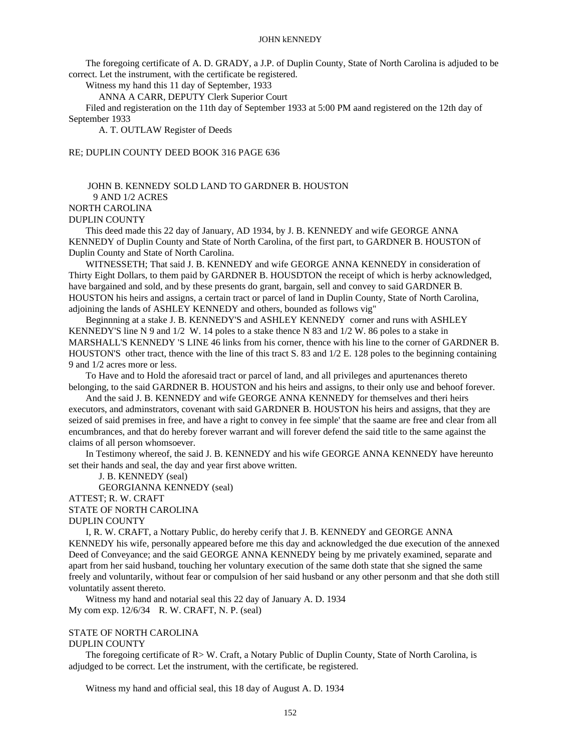The foregoing certificate of A. D. GRADY, a J.P. of Duplin County, State of North Carolina is adjuded to be correct. Let the instrument, with the certificate be registered.

Witness my hand this 11 day of September, 1933

ANNA A CARR, DEPUTY Clerk Superior Court

Filed and registeration on the 11th day of September 1933 at 5:00 PM aand registered on the 12th day of September 1933

A. T. OUTLAW Register of Deeds

RE; DUPLIN COUNTY DEED BOOK 316 PAGE 636

JOHN B. KENNEDY SOLD LAND TO GARDNER B. HOUSTON
9 AND 1/2 ACRES

NORTH CAROLINA
DUPLIN COUNTY

This deed made this 22 day of January, AD 1934, by J. B. KENNEDY and wife GEORGE ANNA KENNEDY of Duplin County and State of North Carolina, of the first part, to GARDNER B. HOUSTON of Duplin County and State of North Carolina.

WITNESSETH; That said J. B. KENNEDY and wife GEORGE ANNA KENNEDY in consideration of Thirty Eight Dollars, to them paid by GARDNER B. HOUSDTON the receipt of which is herby acknowledged, have bargained and sold, and by these presents do grant, bargain, sell and convey to said GARDNER B. HOUSTON his heirs and assigns, a certain tract or parcel of land in Duplin County, State of North Carolina, adjoining the lands of ASHLEY KENNEDY and others, bounded as follows vig"

Beginnning at a stake J. B. KENNEDY'S and ASHLEY KENNEDY corner and runs with ASHLEY KENNEDY'S line N 9 and 1/2 W. 14 poles to a stake thence N 83 and 1/2 W. 86 poles to a stake in MARSHALL'S KENNEDY 'S LINE 46 links from his corner, thence with his line to the corner of GARDNER B. HOUSTON'S other tract, thence with the line of this tract S. 83 and 1/2 E. 128 poles to the beginning containing 9 and 1/2 acres more or less.

To Have and to Hold the aforesaid tract or parcel of land, and all privileges and apurtenances thereto belonging, to the said GARDNER B. HOUSTON and his heirs and assigns, to their only use and behoof forever.

And the said J. B. KENNEDY and wife GEORGE ANNA KENNEDY for themselves and theri heirs executors, and adminstrators, covenant with said GARDNER B. HOUSTON his heirs and assigns, that they are seized of said premises in free, and have a right to convey in fee simple' that the saame are free and clear from all encumbrances, and that do hereby forever warrant and will forever defend the said title to the same against the claims of all person whomsoever.

In Testimony whereof, the said J. B. KENNEDY and his wife GEORGE ANNA KENNEDY have hereunto set their hands and seal, the day and year first above written.

J. B. KENNEDY (seal)

GEORGIANNA KENNEDY (seal)

ATTEST; R. W. CRAFT

STATE OF NORTH CAROLINA
DUPLIN COUNTY

I, R. W. CRAFT, a Nottary Public, do hereby cerify that J. B. KENNEDY and GEORGE ANNA KENNEDY his wife, personally appeared before me this day and acknowledged the due execution of the annexed Deed of Conveyance; and the said GEORGE ANNA KENNEDY being by me privately examined, separate and apart from her said husband, touching her voluntary execution of the same doth state that she signed the same freely and voluntarily, without fear or compulsion of her said husband or any other personm and that she doth still voluntatily assent thereto.

Witness my hand and notarial seal this 22 day of January A. D. 1934

My com exp. 12/6/34 R. W. CRAFT, N. P. (seal)

STATE OF NORTH CAROLINA
DUPLIN COUNTY

The foregoing certificate of R> W. Craft, a Notary Public of Duplin County, State of North Carolina, is adjudged to be correct. Let the instrument, with the certificate, be registered.

Witness my hand and official seal, this 18 day of August A. D. 1934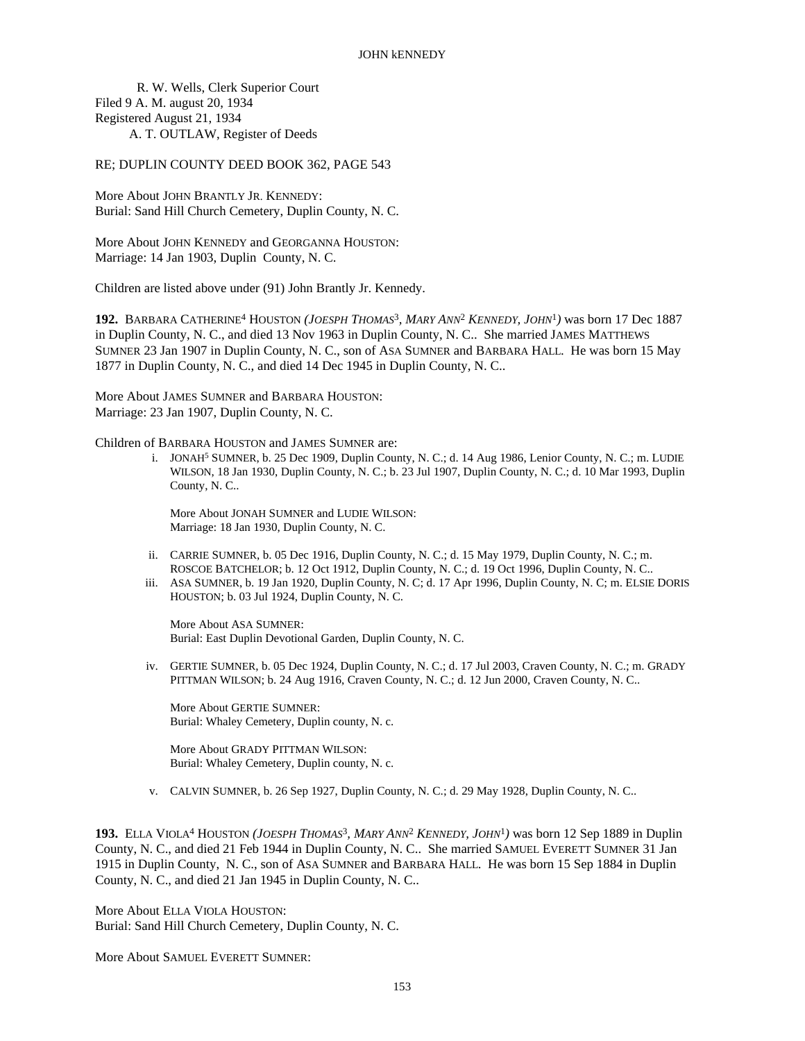R. W. Wells, Clerk Superior Court
Filed 9 A. M. august 20, 1934
Registered August 21, 1934
A. T. OUTLAW, Register of Deeds

RE; DUPLIN COUNTY DEED BOOK 362, PAGE 543

More About JOHN BRANTLY JR. KENNEDY:
Burial: Sand Hill Church Cemetery, Duplin County, N. C.

More About JOHN KENNEDY and GEORGANNA HOUSTON:
Marriage: 14 Jan 1903, Duplin County, N. C.

Children are listed above under (91) John Brantly Jr. Kennedy.

**192.** BARBARA CATHERINE[4] HOUSTON *(JOESPH THOMAS[3], MARY ANN[2] KENNEDY, JOHN[1])* was born 17 Dec 1887 in Duplin County, N. C., and died 13 Nov 1963 in Duplin County, N. C.. She married JAMES MATTHEWS SUMNER 23 Jan 1907 in Duplin County, N. C., son of ASA SUMNER and BARBARA HALL. He was born 15 May 1877 in Duplin County, N. C., and died 14 Dec 1945 in Duplin County, N. C..

More About JAMES SUMNER and BARBARA HOUSTON:
Marriage: 23 Jan 1907, Duplin County, N. C.

Children of BARBARA HOUSTON and JAMES SUMNER are:

i. JONAH[5] SUMNER, b. 25 Dec 1909, Duplin County, N. C.; d. 14 Aug 1986, Lenior County, N. C.; m. LUDIE WILSON, 18 Jan 1930, Duplin County, N. C.; b. 23 Jul 1907, Duplin County, N. C.; d. 10 Mar 1993, Duplin County, N. C..

   More About JONAH SUMNER and LUDIE WILSON:
   Marriage: 18 Jan 1930, Duplin County, N. C.

ii. CARRIE SUMNER, b. 05 Dec 1916, Duplin County, N. C.; d. 15 May 1979, Duplin County, N. C.; m. ROSCOE BATCHELOR; b. 12 Oct 1912, Duplin County, N. C.; d. 19 Oct 1996, Duplin County, N. C..

iii. ASA SUMNER, b. 19 Jan 1920, Duplin County, N. C; d. 17 Apr 1996, Duplin County, N. C; m. ELSIE DORIS HOUSTON; b. 03 Jul 1924, Duplin County, N. C.

   More About ASA SUMNER:
   Burial: East Duplin Devotional Garden, Duplin County, N. C.

iv. GERTIE SUMNER, b. 05 Dec 1924, Duplin County, N. C.; d. 17 Jul 2003, Craven County, N. C.; m. GRADY PITTMAN WILSON; b. 24 Aug 1916, Craven County, N. C.; d. 12 Jun 2000, Craven County, N. C..

   More About GERTIE SUMNER:
   Burial: Whaley Cemetery, Duplin county, N. c.

   More About GRADY PITTMAN WILSON:
   Burial: Whaley Cemetery, Duplin county, N. c.

v. CALVIN SUMNER, b. 26 Sep 1927, Duplin County, N. C.; d. 29 May 1928, Duplin County, N. C..

**193.** ELLA VIOLA[4] HOUSTON *(JOESPH THOMAS[3], MARY ANN[2] KENNEDY, JOHN[1])* was born 12 Sep 1889 in Duplin County, N. C., and died 21 Feb 1944 in Duplin County, N. C.. She married SAMUEL EVERETT SUMNER 31 Jan 1915 in Duplin County, N. C., son of ASA SUMNER and BARBARA HALL. He was born 15 Sep 1884 in Duplin County, N. C., and died 21 Jan 1945 in Duplin County, N. C..

More About ELLA VIOLA HOUSTON:
Burial: Sand Hill Church Cemetery, Duplin County, N. C.

More About SAMUEL EVERETT SUMNER: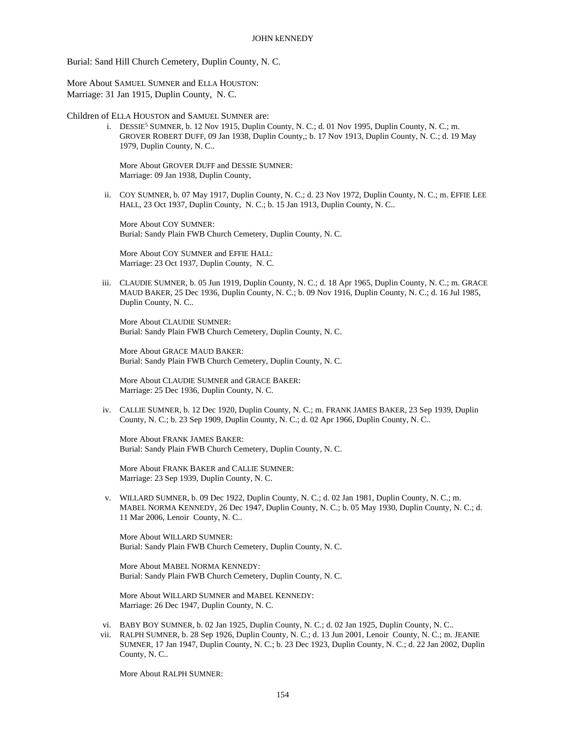Burial: Sand Hill Church Cemetery, Duplin County, N. C.

More About SAMUEL SUMNER and ELLA HOUSTON:
Marriage: 31 Jan 1915, Duplin County, N. C.

Children of ELLA HOUSTON and SAMUEL SUMNER are:

i. DESSIE[5] SUMNER, b. 12 Nov 1915, Duplin County, N. C.; d. 01 Nov 1995, Duplin County, N. C.; m. GROVER ROBERT DUFF, 09 Jan 1938, Duplin County,; b. 17 Nov 1913, Duplin County, N. C.; d. 19 May 1979, Duplin County, N. C..

   More About GROVER DUFF and DESSIE SUMNER:
   Marriage: 09 Jan 1938, Duplin County,

ii. COY SUMNER, b. 07 May 1917, Duplin County, N. C.; d. 23 Nov 1972, Duplin County, N. C.; m. EFFIE LEE HALL, 23 Oct 1937, Duplin County, N. C.; b. 15 Jan 1913, Duplin County, N. C..

   More About COY SUMNER:
   Burial: Sandy Plain FWB Church Cemetery, Duplin County, N. C.

   More About COY SUMNER and EFFIE HALL:
   Marriage: 23 Oct 1937, Duplin County, N. C.

iii. CLAUDIE SUMNER, b. 05 Jun 1919, Duplin County, N. C.; d. 18 Apr 1965, Duplin County, N. C.; m. GRACE MAUD BAKER, 25 Dec 1936, Duplin County, N. C.; b. 09 Nov 1916, Duplin County, N. C.; d. 16 Jul 1985, Duplin County, N. C..

   More About CLAUDIE SUMNER:
   Burial: Sandy Plain FWB Church Cemetery, Duplin County, N. C.

   More About GRACE MAUD BAKER:
   Burial: Sandy Plain FWB Church Cemetery, Duplin County, N. C.

   More About CLAUDIE SUMNER and GRACE BAKER:
   Marriage: 25 Dec 1936, Duplin County, N. C.

iv. CALLIE SUMNER, b. 12 Dec 1920, Duplin County, N. C.; m. FRANK JAMES BAKER, 23 Sep 1939, Duplin County, N. C.; b. 23 Sep 1909, Duplin County, N. C.; d. 02 Apr 1966, Duplin County, N. C..

   More About FRANK JAMES BAKER:
   Burial: Sandy Plain FWB Church Cemetery, Duplin County, N. C.

   More About FRANK BAKER and CALLIE SUMNER:
   Marriage: 23 Sep 1939, Duplin County, N. C.

v. WILLARD SUMNER, b. 09 Dec 1922, Duplin County, N. C.; d. 02 Jan 1981, Duplin County, N. C.; m. MABEL NORMA KENNEDY, 26 Dec 1947, Duplin County, N. C.; b. 05 May 1930, Duplin County, N. C.; d. 11 Mar 2006, Lenoir County, N. C..

   More About WILLARD SUMNER:
   Burial: Sandy Plain FWB Church Cemetery, Duplin County, N. C.

   More About MABEL NORMA KENNEDY:
   Burial: Sandy Plain FWB Church Cemetery, Duplin County, N. C.

   More About WILLARD SUMNER and MABEL KENNEDY:
   Marriage: 26 Dec 1947, Duplin County, N. C.

vi. BABY BOY SUMNER, b. 02 Jan 1925, Duplin County, N. C.; d. 02 Jan 1925, Duplin County, N. C..

vii. RALPH SUMNER, b. 28 Sep 1926, Duplin County, N. C.; d. 13 Jun 2001, Lenoir County, N. C.; m. JEANIE SUMNER, 17 Jan 1947, Duplin County, N. C.; b. 23 Dec 1923, Duplin County, N. C.; d. 22 Jan 2002, Duplin County, N. C..

   More About RALPH SUMNER: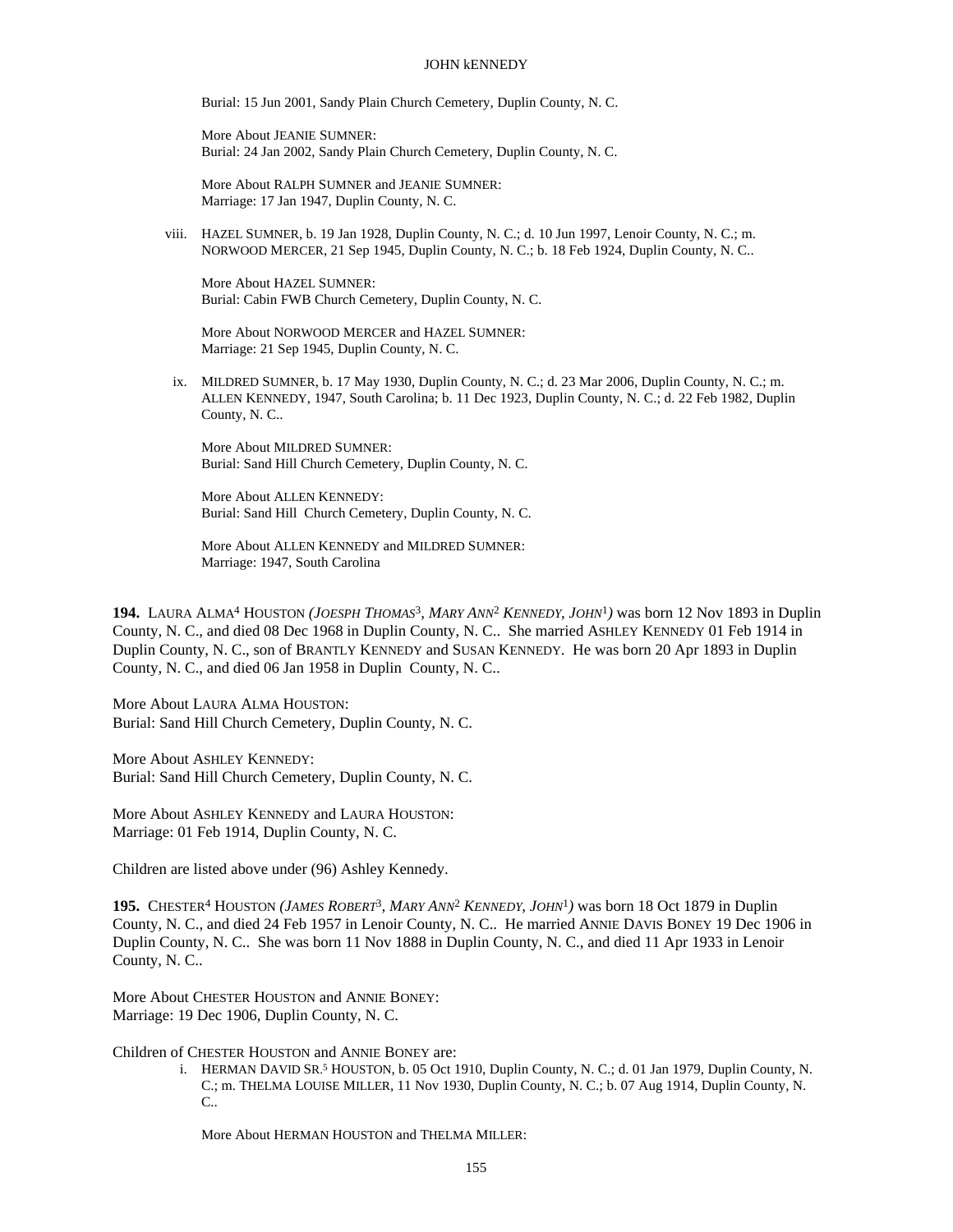Burial: 15 Jun 2001, Sandy Plain Church Cemetery, Duplin County, N. C.

More About JEANIE SUMNER:
Burial: 24 Jan 2002, Sandy Plain Church Cemetery, Duplin County, N. C.

More About RALPH SUMNER and JEANIE SUMNER:
Marriage: 17 Jan 1947, Duplin County, N. C.

viii. HAZEL SUMNER, b. 19 Jan 1928, Duplin County, N. C.; d. 10 Jun 1997, Lenoir County, N. C.; m. NORWOOD MERCER, 21 Sep 1945, Duplin County, N. C.; b. 18 Feb 1924, Duplin County, N. C..

More About HAZEL SUMNER:
Burial: Cabin FWB Church Cemetery, Duplin County, N. C.

More About NORWOOD MERCER and HAZEL SUMNER:
Marriage: 21 Sep 1945, Duplin County, N. C.

ix. MILDRED SUMNER, b. 17 May 1930, Duplin County, N. C.; d. 23 Mar 2006, Duplin County, N. C.; m. ALLEN KENNEDY, 1947, South Carolina; b. 11 Dec 1923, Duplin County, N. C.; d. 22 Feb 1982, Duplin County, N. C..

More About MILDRED SUMNER:
Burial: Sand Hill Church Cemetery, Duplin County, N. C.

More About ALLEN KENNEDY:
Burial: Sand Hill Church Cemetery, Duplin County, N. C.

More About ALLEN KENNEDY and MILDRED SUMNER:
Marriage: 1947, South Carolina

**194.** LAURA ALMA[4] HOUSTON *(JOESPH THOMAS[3], MARY ANN[2] KENNEDY, JOHN[1])* was born 12 Nov 1893 in Duplin County, N. C., and died 08 Dec 1968 in Duplin County, N. C.. She married ASHLEY KENNEDY 01 Feb 1914 in Duplin County, N. C., son of BRANTLY KENNEDY and SUSAN KENNEDY. He was born 20 Apr 1893 in Duplin County, N. C., and died 06 Jan 1958 in Duplin County, N. C..

More About LAURA ALMA HOUSTON:
Burial: Sand Hill Church Cemetery, Duplin County, N. C.

More About ASHLEY KENNEDY:
Burial: Sand Hill Church Cemetery, Duplin County, N. C.

More About ASHLEY KENNEDY and LAURA HOUSTON:
Marriage: 01 Feb 1914, Duplin County, N. C.

Children are listed above under (96) Ashley Kennedy.

**195.** CHESTER[4] HOUSTON *(JAMES ROBERT[3], MARY ANN[2] KENNEDY, JOHN[1])* was born 18 Oct 1879 in Duplin County, N. C., and died 24 Feb 1957 in Lenoir County, N. C.. He married ANNIE DAVIS BONEY 19 Dec 1906 in Duplin County, N. C.. She was born 11 Nov 1888 in Duplin County, N. C., and died 11 Apr 1933 in Lenoir County, N. C..

More About CHESTER HOUSTON and ANNIE BONEY:
Marriage: 19 Dec 1906, Duplin County, N. C.

Children of CHESTER HOUSTON and ANNIE BONEY are:

i. HERMAN DAVID SR.[5] HOUSTON, b. 05 Oct 1910, Duplin County, N. C.; d. 01 Jan 1979, Duplin County, N. C.; m. THELMA LOUISE MILLER, 11 Nov 1930, Duplin County, N. C.; b. 07 Aug 1914, Duplin County, N. C..

More About HERMAN HOUSTON and THELMA MILLER: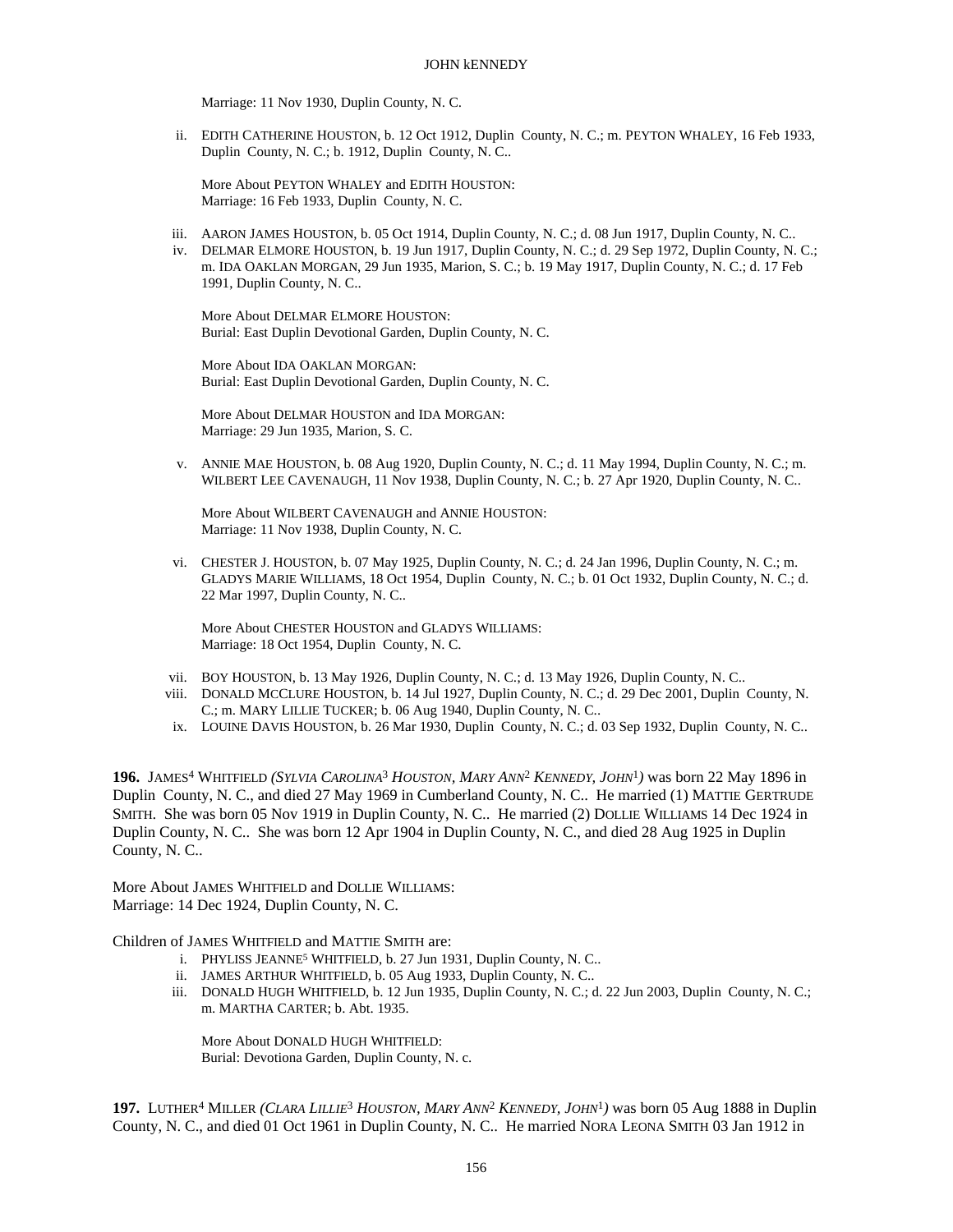Marriage: 11 Nov 1930, Duplin County, N. C.

ii. EDITH CATHERINE HOUSTON, b. 12 Oct 1912, Duplin County, N. C.; m. PEYTON WHALEY, 16 Feb 1933, Duplin County, N. C.; b. 1912, Duplin County, N. C..

More About PEYTON WHALEY and EDITH HOUSTON:
Marriage: 16 Feb 1933, Duplin County, N. C.

iii. AARON JAMES HOUSTON, b. 05 Oct 1914, Duplin County, N. C.; d. 08 Jun 1917, Duplin County, N. C..

iv. DELMAR ELMORE HOUSTON, b. 19 Jun 1917, Duplin County, N. C.; d. 29 Sep 1972, Duplin County, N. C.; m. IDA OAKLAN MORGAN, 29 Jun 1935, Marion, S. C.; b. 19 May 1917, Duplin County, N. C.; d. 17 Feb 1991, Duplin County, N. C..

More About DELMAR ELMORE HOUSTON:
Burial: East Duplin Devotional Garden, Duplin County, N. C.

More About IDA OAKLAN MORGAN:
Burial: East Duplin Devotional Garden, Duplin County, N. C.

More About DELMAR HOUSTON and IDA MORGAN:
Marriage: 29 Jun 1935, Marion, S. C.

v. ANNIE MAE HOUSTON, b. 08 Aug 1920, Duplin County, N. C.; d. 11 May 1994, Duplin County, N. C.; m. WILBERT LEE CAVENAUGH, 11 Nov 1938, Duplin County, N. C.; b. 27 Apr 1920, Duplin County, N. C..

More About WILBERT CAVENAUGH and ANNIE HOUSTON:
Marriage: 11 Nov 1938, Duplin County, N. C.

vi. CHESTER J. HOUSTON, b. 07 May 1925, Duplin County, N. C.; d. 24 Jan 1996, Duplin County, N. C.; m. GLADYS MARIE WILLIAMS, 18 Oct 1954, Duplin County, N. C.; b. 01 Oct 1932, Duplin County, N. C.; d. 22 Mar 1997, Duplin County, N. C..

More About CHESTER HOUSTON and GLADYS WILLIAMS:
Marriage: 18 Oct 1954, Duplin County, N. C.

vii. BOY HOUSTON, b. 13 May 1926, Duplin County, N. C.; d. 13 May 1926, Duplin County, N. C..

viii. DONALD MCCLURE HOUSTON, b. 14 Jul 1927, Duplin County, N. C.; d. 29 Dec 2001, Duplin County, N. C.; m. MARY LILLIE TUCKER; b. 06 Aug 1940, Duplin County, N. C..

ix. LOUINE DAVIS HOUSTON, b. 26 Mar 1930, Duplin County, N. C.; d. 03 Sep 1932, Duplin County, N. C..

**196.** JAMES[4] WHITFIELD *(SYLVIA CAROLINA[3] HOUSTON, MARY ANN[2] KENNEDY, JOHN[1])* was born 22 May 1896 in Duplin County, N. C., and died 27 May 1969 in Cumberland County, N. C.. He married (1) MATTIE GERTRUDE SMITH. She was born 05 Nov 1919 in Duplin County, N. C.. He married (2) DOLLIE WILLIAMS 14 Dec 1924 in Duplin County, N. C.. She was born 12 Apr 1904 in Duplin County, N. C., and died 28 Aug 1925 in Duplin County, N. C..

More About JAMES WHITFIELD and DOLLIE WILLIAMS:
Marriage: 14 Dec 1924, Duplin County, N. C.

Children of JAMES WHITFIELD and MATTIE SMITH are:

i. PHYLISS JEANNE[5] WHITFIELD, b. 27 Jun 1931, Duplin County, N. C..

ii. JAMES ARTHUR WHITFIELD, b. 05 Aug 1933, Duplin County, N. C..

iii. DONALD HUGH WHITFIELD, b. 12 Jun 1935, Duplin County, N. C.; d. 22 Jun 2003, Duplin County, N. C.; m. MARTHA CARTER; b. Abt. 1935.

More About DONALD HUGH WHITFIELD:
Burial: Devotiona Garden, Duplin County, N. c.

**197.** LUTHER[4] MILLER *(CLARA LILLIE[3] HOUSTON, MARY ANN[2] KENNEDY, JOHN[1])* was born 05 Aug 1888 in Duplin County, N. C., and died 01 Oct 1961 in Duplin County, N. C.. He married NORA LEONA SMITH 03 Jan 1912 in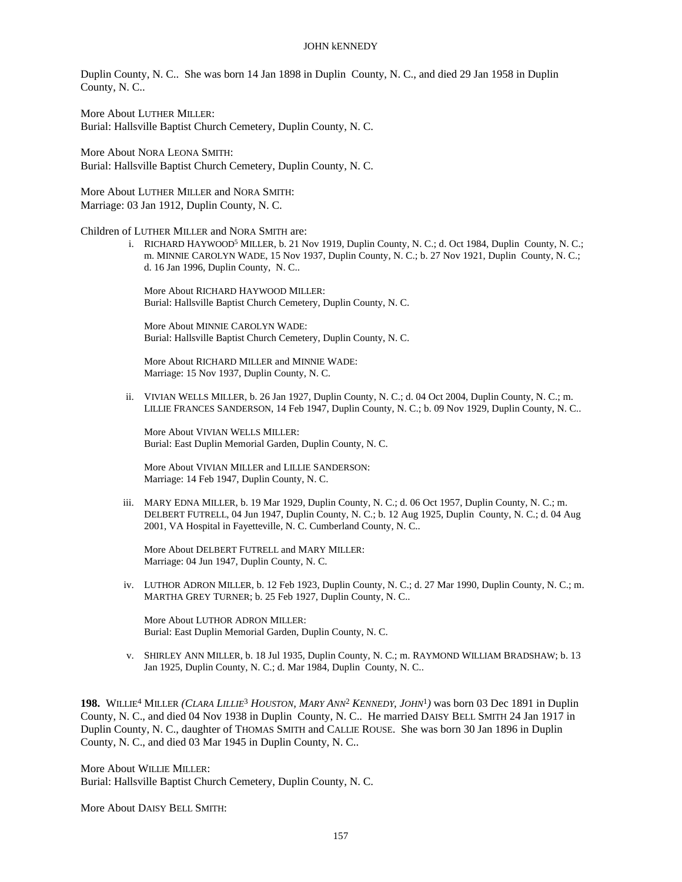Duplin County, N. C.. She was born 14 Jan 1898 in Duplin County, N. C., and died 29 Jan 1958 in Duplin County, N. C..

More About LUTHER MILLER:
Burial: Hallsville Baptist Church Cemetery, Duplin County, N. C.

More About NORA LEONA SMITH:
Burial: Hallsville Baptist Church Cemetery, Duplin County, N. C.

More About LUTHER MILLER and NORA SMITH:
Marriage: 03 Jan 1912, Duplin County, N. C.

Children of LUTHER MILLER and NORA SMITH are:

i. RICHARD HAYWOOD[5] MILLER, b. 21 Nov 1919, Duplin County, N. C.; d. Oct 1984, Duplin County, N. C.; m. MINNIE CAROLYN WADE, 15 Nov 1937, Duplin County, N. C.; b. 27 Nov 1921, Duplin County, N. C.; d. 16 Jan 1996, Duplin County, N. C..

More About RICHARD HAYWOOD MILLER:
Burial: Hallsville Baptist Church Cemetery, Duplin County, N. C.

More About MINNIE CAROLYN WADE:
Burial: Hallsville Baptist Church Cemetery, Duplin County, N. C.

More About RICHARD MILLER and MINNIE WADE:
Marriage: 15 Nov 1937, Duplin County, N. C.

ii. VIVIAN WELLS MILLER, b. 26 Jan 1927, Duplin County, N. C.; d. 04 Oct 2004, Duplin County, N. C.; m. LILLIE FRANCES SANDERSON, 14 Feb 1947, Duplin County, N. C.; b. 09 Nov 1929, Duplin County, N. C..

More About VIVIAN WELLS MILLER:
Burial: East Duplin Memorial Garden, Duplin County, N. C.

More About VIVIAN MILLER and LILLIE SANDERSON:
Marriage: 14 Feb 1947, Duplin County, N. C.

iii. MARY EDNA MILLER, b. 19 Mar 1929, Duplin County, N. C.; d. 06 Oct 1957, Duplin County, N. C.; m. DELBERT FUTRELL, 04 Jun 1947, Duplin County, N. C.; b. 12 Aug 1925, Duplin County, N. C.; d. 04 Aug 2001, VA Hospital in Fayetteville, N. C. Cumberland County, N. C..

More About DELBERT FUTRELL and MARY MILLER:
Marriage: 04 Jun 1947, Duplin County, N. C.

iv. LUTHOR ADRON MILLER, b. 12 Feb 1923, Duplin County, N. C.; d. 27 Mar 1990, Duplin County, N. C.; m. MARTHA GREY TURNER; b. 25 Feb 1927, Duplin County, N. C..

More About LUTHOR ADRON MILLER:
Burial: East Duplin Memorial Garden, Duplin County, N. C.

v. SHIRLEY ANN MILLER, b. 18 Jul 1935, Duplin County, N. C.; m. RAYMOND WILLIAM BRADSHAW; b. 13 Jan 1925, Duplin County, N. C.; d. Mar 1984, Duplin County, N. C..

**198.** WILLIE[4] MILLER *(CLARA LILLIE[3] HOUSTON, MARY ANN[2] KENNEDY, JOHN[1])* was born 03 Dec 1891 in Duplin County, N. C., and died 04 Nov 1938 in Duplin County, N. C.. He married DAISY BELL SMITH 24 Jan 1917 in Duplin County, N. C., daughter of THOMAS SMITH and CALLIE ROUSE. She was born 30 Jan 1896 in Duplin County, N. C., and died 03 Mar 1945 in Duplin County, N. C..

More About WILLIE MILLER:
Burial: Hallsville Baptist Church Cemetery, Duplin County, N. C.

More About DAISY BELL SMITH: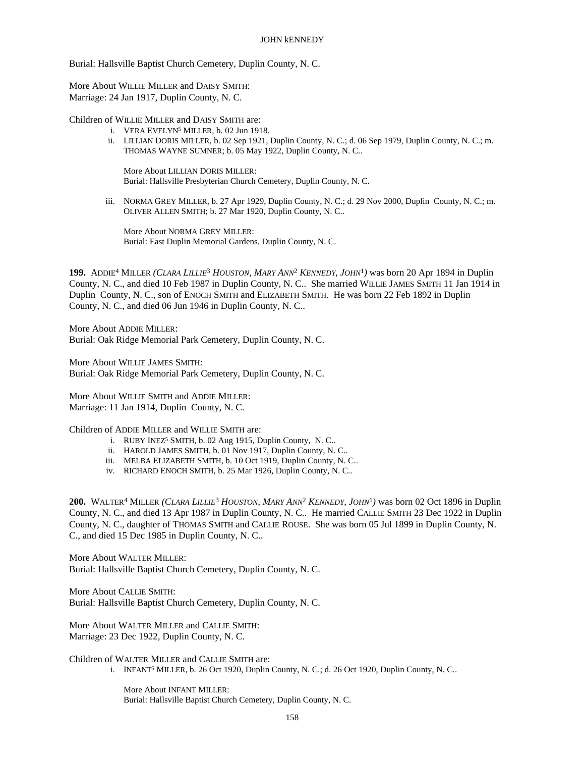Burial: Hallsville Baptist Church Cemetery, Duplin County, N. C.

More About WILLIE MILLER and DAISY SMITH:
Marriage: 24 Jan 1917, Duplin County, N. C.

Children of WILLIE MILLER and DAISY SMITH are:

- i. VERA EVELYN[5] MILLER, b. 02 Jun 1918.
- ii. LILLIAN DORIS MILLER, b. 02 Sep 1921, Duplin County, N. C.; d. 06 Sep 1979, Duplin County, N. C.; m. THOMAS WAYNE SUMNER; b. 05 May 1922, Duplin County, N. C..

  More About LILLIAN DORIS MILLER:
  Burial: Hallsville Presbyterian Church Cemetery, Duplin County, N. C.

- iii. NORMA GREY MILLER, b. 27 Apr 1929, Duplin County, N. C.; d. 29 Nov 2000, Duplin County, N. C.; m. OLIVER ALLEN SMITH; b. 27 Mar 1920, Duplin County, N. C..

  More About NORMA GREY MILLER:
  Burial: East Duplin Memorial Gardens, Duplin County, N. C.

**199.** ADDIE[4] MILLER *(CLARA LILLIE[3] HOUSTON, MARY ANN[2] KENNEDY, JOHN[1])* was born 20 Apr 1894 in Duplin County, N. C., and died 10 Feb 1987 in Duplin County, N. C.. She married WILLIE JAMES SMITH 11 Jan 1914 in Duplin County, N. C., son of ENOCH SMITH and ELIZABETH SMITH. He was born 22 Feb 1892 in Duplin County, N. C., and died 06 Jun 1946 in Duplin County, N. C..

More About ADDIE MILLER:
Burial: Oak Ridge Memorial Park Cemetery, Duplin County, N. C.

More About WILLIE JAMES SMITH:
Burial: Oak Ridge Memorial Park Cemetery, Duplin County, N. C.

More About WILLIE SMITH and ADDIE MILLER:
Marriage: 11 Jan 1914, Duplin County, N. C.

Children of ADDIE MILLER and WILLIE SMITH are:

- i. RUBY INEZ[5] SMITH, b. 02 Aug 1915, Duplin County, N. C..
- ii. HAROLD JAMES SMITH, b. 01 Nov 1917, Duplin County, N. C..
- iii. MELBA ELIZABETH SMITH, b. 10 Oct 1919, Duplin County, N. C..
- iv. RICHARD ENOCH SMITH, b. 25 Mar 1926, Duplin County, N. C..

**200.** WALTER[4] MILLER *(CLARA LILLIE[3] HOUSTON, MARY ANN[2] KENNEDY, JOHN[1])* was born 02 Oct 1896 in Duplin County, N. C., and died 13 Apr 1987 in Duplin County, N. C.. He married CALLIE SMITH 23 Dec 1922 in Duplin County, N. C., daughter of THOMAS SMITH and CALLIE ROUSE. She was born 05 Jul 1899 in Duplin County, N. C., and died 15 Dec 1985 in Duplin County, N. C..

More About WALTER MILLER:
Burial: Hallsville Baptist Church Cemetery, Duplin County, N. C.

More About CALLIE SMITH:
Burial: Hallsville Baptist Church Cemetery, Duplin County, N. C.

More About WALTER MILLER and CALLIE SMITH:
Marriage: 23 Dec 1922, Duplin County, N. C.

Children of WALTER MILLER and CALLIE SMITH are:

- i. INFANT[5] MILLER, b. 26 Oct 1920, Duplin County, N. C.; d. 26 Oct 1920, Duplin County, N. C..

  More About INFANT MILLER:
  Burial: Hallsville Baptist Church Cemetery, Duplin County, N. C.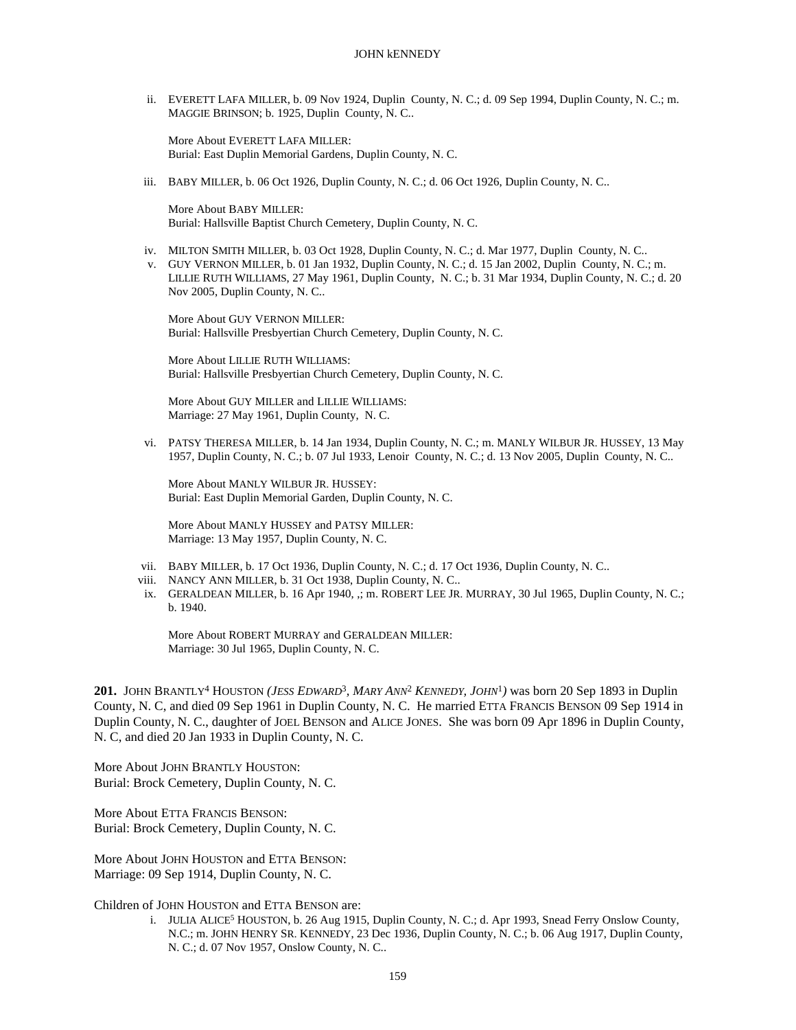ii. EVERETT LAFA MILLER, b. 09 Nov 1924, Duplin County, N. C.; d. 09 Sep 1994, Duplin County, N. C.; m. MAGGIE BRINSON; b. 1925, Duplin County, N. C..

More About EVERETT LAFA MILLER:
Burial: East Duplin Memorial Gardens, Duplin County, N. C.

iii. BABY MILLER, b. 06 Oct 1926, Duplin County, N. C.; d. 06 Oct 1926, Duplin County, N. C..

More About BABY MILLER:
Burial: Hallsville Baptist Church Cemetery, Duplin County, N. C.

iv. MILTON SMITH MILLER, b. 03 Oct 1928, Duplin County, N. C.; d. Mar 1977, Duplin County, N. C..

v. GUY VERNON MILLER, b. 01 Jan 1932, Duplin County, N. C.; d. 15 Jan 2002, Duplin County, N. C.; m. LILLIE RUTH WILLIAMS, 27 May 1961, Duplin County, N. C.; b. 31 Mar 1934, Duplin County, N. C.; d. 20 Nov 2005, Duplin County, N. C..

More About GUY VERNON MILLER:
Burial: Hallsville Presbyertian Church Cemetery, Duplin County, N. C.

More About LILLIE RUTH WILLIAMS:
Burial: Hallsville Presbyertian Church Cemetery, Duplin County, N. C.

More About GUY MILLER and LILLIE WILLIAMS:
Marriage: 27 May 1961, Duplin County, N. C.

vi. PATSY THERESA MILLER, b. 14 Jan 1934, Duplin County, N. C.; m. MANLY WILBUR JR. HUSSEY, 13 May 1957, Duplin County, N. C.; b. 07 Jul 1933, Lenoir County, N. C.; d. 13 Nov 2005, Duplin County, N. C..

More About MANLY WILBUR JR. HUSSEY:
Burial: East Duplin Memorial Garden, Duplin County, N. C.

More About MANLY HUSSEY and PATSY MILLER:
Marriage: 13 May 1957, Duplin County, N. C.

vii. BABY MILLER, b. 17 Oct 1936, Duplin County, N. C.; d. 17 Oct 1936, Duplin County, N. C..

viii. NANCY ANN MILLER, b. 31 Oct 1938, Duplin County, N. C..

ix. GERALDEAN MILLER, b. 16 Apr 1940, ,; m. ROBERT LEE JR. MURRAY, 30 Jul 1965, Duplin County, N. C.; b. 1940.

More About ROBERT MURRAY and GERALDEAN MILLER:
Marriage: 30 Jul 1965, Duplin County, N. C.

**201.** JOHN BRANTLY[4] HOUSTON *(JESS EDWARD[3], MARY ANN[2] KENNEDY, JOHN[1])* was born 20 Sep 1893 in Duplin County, N. C, and died 09 Sep 1961 in Duplin County, N. C. He married ETTA FRANCIS BENSON 09 Sep 1914 in Duplin County, N. C., daughter of JOEL BENSON and ALICE JONES. She was born 09 Apr 1896 in Duplin County, N. C, and died 20 Jan 1933 in Duplin County, N. C.

More About JOHN BRANTLY HOUSTON:
Burial: Brock Cemetery, Duplin County, N. C.

More About ETTA FRANCIS BENSON:
Burial: Brock Cemetery, Duplin County, N. C.

More About JOHN HOUSTON and ETTA BENSON:
Marriage: 09 Sep 1914, Duplin County, N. C.

Children of JOHN HOUSTON and ETTA BENSON are:

i. JULIA ALICE[5] HOUSTON, b. 26 Aug 1915, Duplin County, N. C.; d. Apr 1993, Snead Ferry Onslow County, N.C.; m. JOHN HENRY SR. KENNEDY, 23 Dec 1936, Duplin County, N. C.; b. 06 Aug 1917, Duplin County, N. C.; d. 07 Nov 1957, Onslow County, N. C..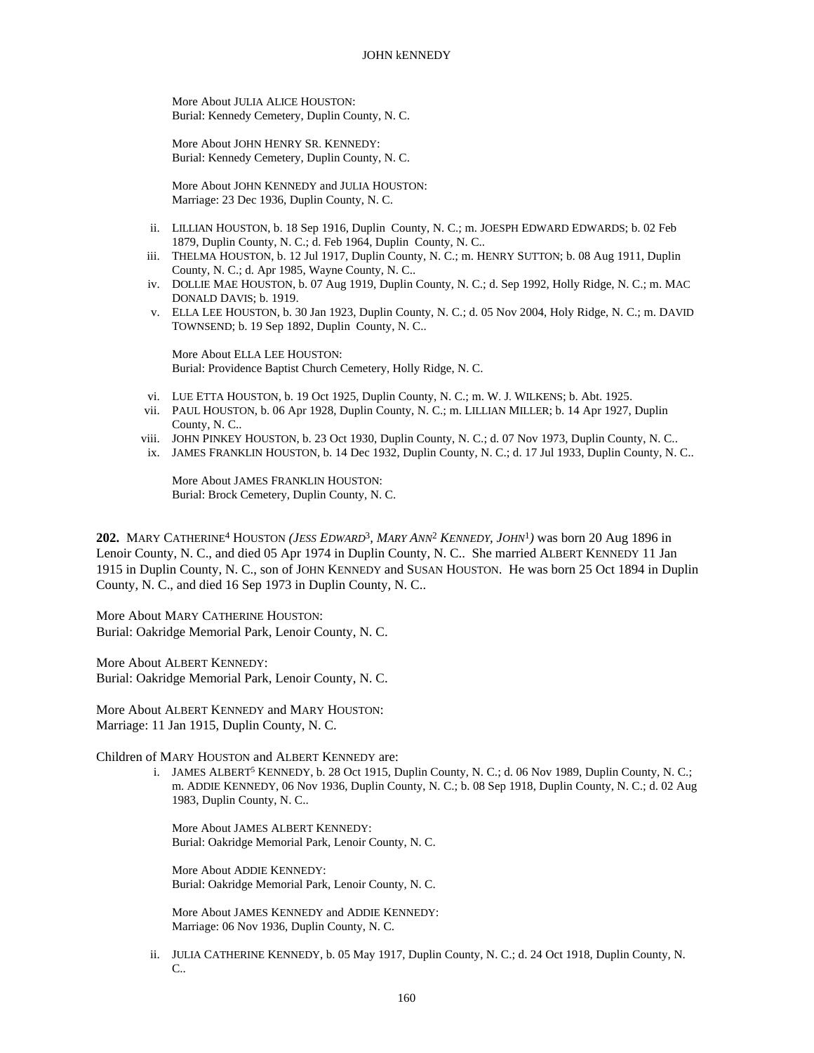More About JULIA ALICE HOUSTON:
Burial: Kennedy Cemetery, Duplin County, N. C.

More About JOHN HENRY SR. KENNEDY:
Burial: Kennedy Cemetery, Duplin County, N. C.

More About JOHN KENNEDY and JULIA HOUSTON:
Marriage: 23 Dec 1936, Duplin County, N. C.

ii. LILLIAN HOUSTON, b. 18 Sep 1916, Duplin County, N. C.; m. JOESPH EDWARD EDWARDS; b. 02 Feb 1879, Duplin County, N. C.; d. Feb 1964, Duplin County, N. C..

iii. THELMA HOUSTON, b. 12 Jul 1917, Duplin County, N. C.; m. HENRY SUTTON; b. 08 Aug 1911, Duplin County, N. C.; d. Apr 1985, Wayne County, N. C..

iv. DOLLIE MAE HOUSTON, b. 07 Aug 1919, Duplin County, N. C.; d. Sep 1992, Holly Ridge, N. C.; m. MAC DONALD DAVIS; b. 1919.

v. ELLA LEE HOUSTON, b. 30 Jan 1923, Duplin County, N. C.; d. 05 Nov 2004, Holy Ridge, N. C.; m. DAVID TOWNSEND; b. 19 Sep 1892, Duplin County, N. C..

More About ELLA LEE HOUSTON:
Burial: Providence Baptist Church Cemetery, Holly Ridge, N. C.

vi. LUE ETTA HOUSTON, b. 19 Oct 1925, Duplin County, N. C.; m. W. J. WILKENS; b. Abt. 1925.

vii. PAUL HOUSTON, b. 06 Apr 1928, Duplin County, N. C.; m. LILLIAN MILLER; b. 14 Apr 1927, Duplin County, N. C..

viii. JOHN PINKEY HOUSTON, b. 23 Oct 1930, Duplin County, N. C.; d. 07 Nov 1973, Duplin County, N. C..

ix. JAMES FRANKLIN HOUSTON, b. 14 Dec 1932, Duplin County, N. C.; d. 17 Jul 1933, Duplin County, N. C..

More About JAMES FRANKLIN HOUSTON:
Burial: Brock Cemetery, Duplin County, N. C.

**202.** MARY CATHERINE[4] HOUSTON *(JESS EDWARD[3], MARY ANN[2] KENNEDY, JOHN[1])* was born 20 Aug 1896 in Lenoir County, N. C., and died 05 Apr 1974 in Duplin County, N. C.. She married ALBERT KENNEDY 11 Jan 1915 in Duplin County, N. C., son of JOHN KENNEDY and SUSAN HOUSTON. He was born 25 Oct 1894 in Duplin County, N. C., and died 16 Sep 1973 in Duplin County, N. C..

More About MARY CATHERINE HOUSTON:
Burial: Oakridge Memorial Park, Lenoir County, N. C.

More About ALBERT KENNEDY:
Burial: Oakridge Memorial Park, Lenoir County, N. C.

More About ALBERT KENNEDY and MARY HOUSTON:
Marriage: 11 Jan 1915, Duplin County, N. C.

Children of MARY HOUSTON and ALBERT KENNEDY are:

i. JAMES ALBERT[5] KENNEDY, b. 28 Oct 1915, Duplin County, N. C.; d. 06 Nov 1989, Duplin County, N. C.; m. ADDIE KENNEDY, 06 Nov 1936, Duplin County, N. C.; b. 08 Sep 1918, Duplin County, N. C.; d. 02 Aug 1983, Duplin County, N. C..

More About JAMES ALBERT KENNEDY:
Burial: Oakridge Memorial Park, Lenoir County, N. C.

More About ADDIE KENNEDY:
Burial: Oakridge Memorial Park, Lenoir County, N. C.

More About JAMES KENNEDY and ADDIE KENNEDY:
Marriage: 06 Nov 1936, Duplin County, N. C.

ii. JULIA CATHERINE KENNEDY, b. 05 May 1917, Duplin County, N. C.; d. 24 Oct 1918, Duplin County, N. C..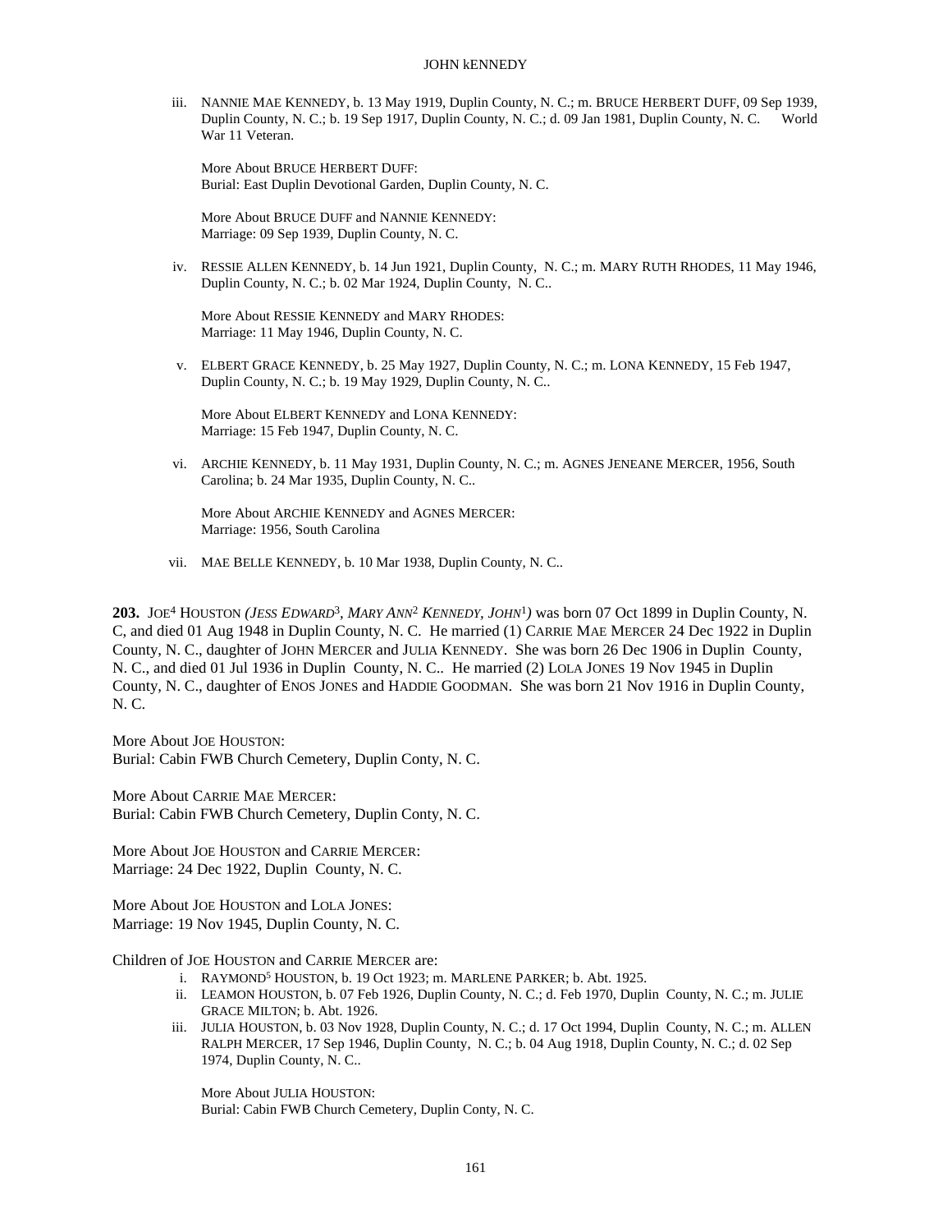iii. NANNIE MAE KENNEDY, b. 13 May 1919, Duplin County, N. C.; m. BRUCE HERBERT DUFF, 09 Sep 1939, Duplin County, N. C.; b. 19 Sep 1917, Duplin County, N. C.; d. 09 Jan 1981, Duplin County, N. C. World War 11 Veteran.

More About BRUCE HERBERT DUFF:
Burial: East Duplin Devotional Garden, Duplin County, N. C.

More About BRUCE DUFF and NANNIE KENNEDY:
Marriage: 09 Sep 1939, Duplin County, N. C.

iv. RESSIE ALLEN KENNEDY, b. 14 Jun 1921, Duplin County, N. C.; m. MARY RUTH RHODES, 11 May 1946, Duplin County, N. C.; b. 02 Mar 1924, Duplin County, N. C..

More About RESSIE KENNEDY and MARY RHODES:
Marriage: 11 May 1946, Duplin County, N. C.

v. ELBERT GRACE KENNEDY, b. 25 May 1927, Duplin County, N. C.; m. LONA KENNEDY, 15 Feb 1947, Duplin County, N. C.; b. 19 May 1929, Duplin County, N. C..

More About ELBERT KENNEDY and LONA KENNEDY:
Marriage: 15 Feb 1947, Duplin County, N. C.

vi. ARCHIE KENNEDY, b. 11 May 1931, Duplin County, N. C.; m. AGNES JENEANE MERCER, 1956, South Carolina; b. 24 Mar 1935, Duplin County, N. C..

More About ARCHIE KENNEDY and AGNES MERCER:
Marriage: 1956, South Carolina

vii. MAE BELLE KENNEDY, b. 10 Mar 1938, Duplin County, N. C..

**203.** JOE[4] HOUSTON *(JESS EDWARD[3], MARY ANN[2] KENNEDY, JOHN[1])* was born 07 Oct 1899 in Duplin County, N. C, and died 01 Aug 1948 in Duplin County, N. C. He married (1) CARRIE MAE MERCER 24 Dec 1922 in Duplin County, N. C., daughter of JOHN MERCER and JULIA KENNEDY. She was born 26 Dec 1906 in Duplin County, N. C., and died 01 Jul 1936 in Duplin County, N. C.. He married (2) LOLA JONES 19 Nov 1945 in Duplin County, N. C., daughter of ENOS JONES and HADDIE GOODMAN. She was born 21 Nov 1916 in Duplin County, N. C.

More About JOE HOUSTON:
Burial: Cabin FWB Church Cemetery, Duplin Conty, N. C.

More About CARRIE MAE MERCER:
Burial: Cabin FWB Church Cemetery, Duplin Conty, N. C.

More About JOE HOUSTON and CARRIE MERCER:
Marriage: 24 Dec 1922, Duplin County, N. C.

More About JOE HOUSTON and LOLA JONES:
Marriage: 19 Nov 1945, Duplin County, N. C.

Children of JOE HOUSTON and CARRIE MERCER are:

i. RAYMOND[5] HOUSTON, b. 19 Oct 1923; m. MARLENE PARKER; b. Abt. 1925.

ii. LEAMON HOUSTON, b. 07 Feb 1926, Duplin County, N. C.; d. Feb 1970, Duplin County, N. C.; m. JULIE GRACE MILTON; b. Abt. 1926.

iii. JULIA HOUSTON, b. 03 Nov 1928, Duplin County, N. C.; d. 17 Oct 1994, Duplin County, N. C.; m. ALLEN RALPH MERCER, 17 Sep 1946, Duplin County, N. C.; b. 04 Aug 1918, Duplin County, N. C.; d. 02 Sep 1974, Duplin County, N. C..

More About JULIA HOUSTON:
Burial: Cabin FWB Church Cemetery, Duplin Conty, N. C.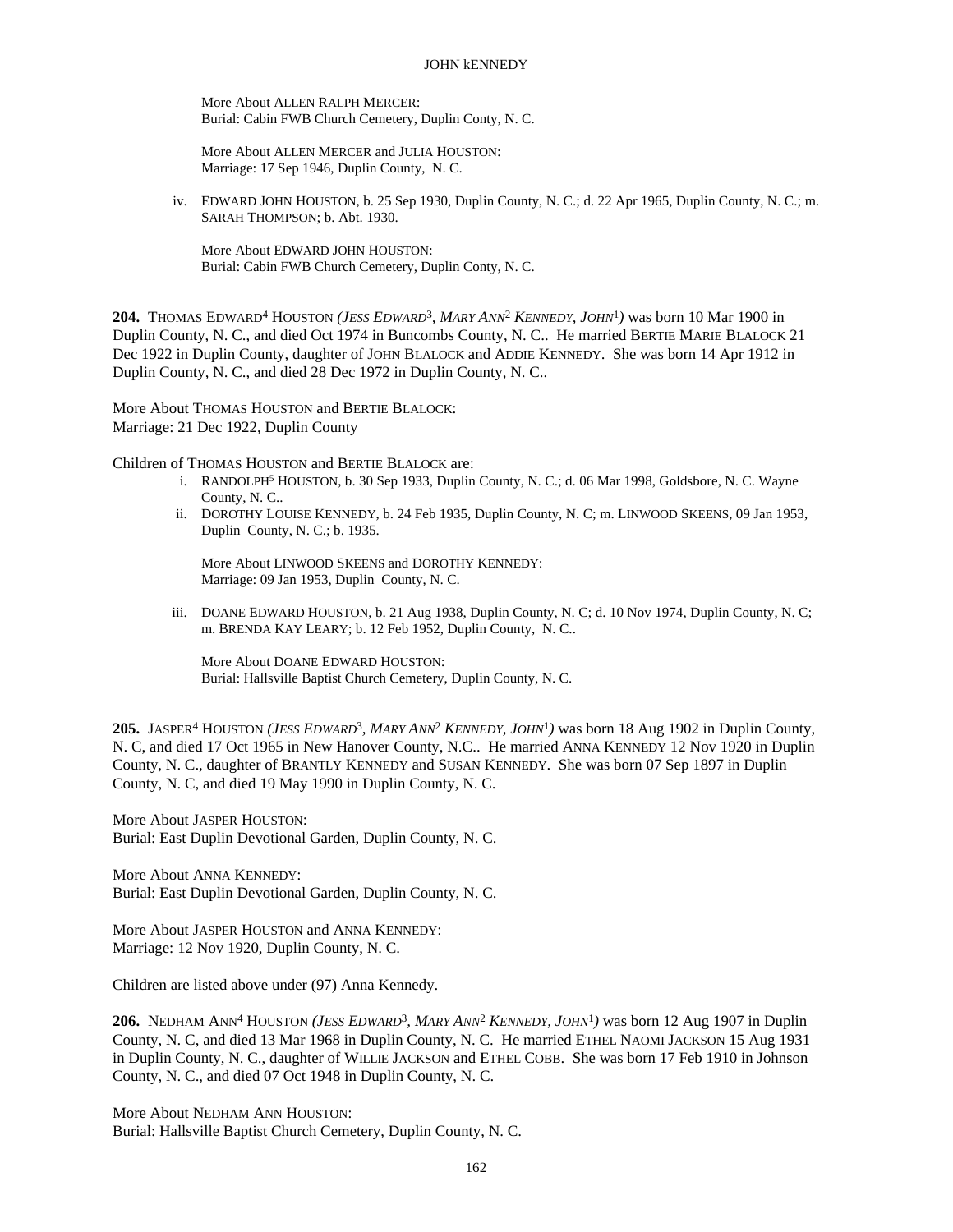More About ALLEN RALPH MERCER:
Burial: Cabin FWB Church Cemetery, Duplin Conty, N. C.

More About ALLEN MERCER and JULIA HOUSTON:
Marriage: 17 Sep 1946, Duplin County, N. C.

iv. EDWARD JOHN HOUSTON, b. 25 Sep 1930, Duplin County, N. C.; d. 22 Apr 1965, Duplin County, N. C.; m. SARAH THOMPSON; b. Abt. 1930.

More About EDWARD JOHN HOUSTON:
Burial: Cabin FWB Church Cemetery, Duplin Conty, N. C.

**204.** THOMAS EDWARD[4] HOUSTON *(JESS EDWARD[3], MARY ANN[2] KENNEDY, JOHN[1])* was born 10 Mar 1900 in Duplin County, N. C., and died Oct 1974 in Buncombs County, N. C.. He married BERTIE MARIE BLALOCK 21 Dec 1922 in Duplin County, daughter of JOHN BLALOCK and ADDIE KENNEDY. She was born 14 Apr 1912 in Duplin County, N. C., and died 28 Dec 1972 in Duplin County, N. C..

More About THOMAS HOUSTON and BERTIE BLALOCK:
Marriage: 21 Dec 1922, Duplin County

Children of THOMAS HOUSTON and BERTIE BLALOCK are:

i. RANDOLPH[5] HOUSTON, b. 30 Sep 1933, Duplin County, N. C.; d. 06 Mar 1998, Goldsbore, N. C. Wayne County, N. C..

ii. DOROTHY LOUISE KENNEDY, b. 24 Feb 1935, Duplin County, N. C; m. LINWOOD SKEENS, 09 Jan 1953, Duplin County, N. C.; b. 1935.

More About LINWOOD SKEENS and DOROTHY KENNEDY:
Marriage: 09 Jan 1953, Duplin County, N. C.

iii. DOANE EDWARD HOUSTON, b. 21 Aug 1938, Duplin County, N. C; d. 10 Nov 1974, Duplin County, N. C; m. BRENDA KAY LEARY; b. 12 Feb 1952, Duplin County, N. C..

More About DOANE EDWARD HOUSTON:
Burial: Hallsville Baptist Church Cemetery, Duplin County, N. C.

**205.** JASPER[4] HOUSTON *(JESS EDWARD[3], MARY ANN[2] KENNEDY, JOHN[1])* was born 18 Aug 1902 in Duplin County, N. C, and died 17 Oct 1965 in New Hanover County, N.C.. He married ANNA KENNEDY 12 Nov 1920 in Duplin County, N. C., daughter of BRANTLY KENNEDY and SUSAN KENNEDY. She was born 07 Sep 1897 in Duplin County, N. C, and died 19 May 1990 in Duplin County, N. C.

More About JASPER HOUSTON:
Burial: East Duplin Devotional Garden, Duplin County, N. C.

More About ANNA KENNEDY:
Burial: East Duplin Devotional Garden, Duplin County, N. C.

More About JASPER HOUSTON and ANNA KENNEDY:
Marriage: 12 Nov 1920, Duplin County, N. C.

Children are listed above under (97) Anna Kennedy.

**206.** NEDHAM ANN[4] HOUSTON *(JESS EDWARD[3], MARY ANN[2] KENNEDY, JOHN[1])* was born 12 Aug 1907 in Duplin County, N. C, and died 13 Mar 1968 in Duplin County, N. C. He married ETHEL NAOMI JACKSON 15 Aug 1931 in Duplin County, N. C., daughter of WILLIE JACKSON and ETHEL COBB. She was born 17 Feb 1910 in Johnson County, N. C., and died 07 Oct 1948 in Duplin County, N. C.

More About NEDHAM ANN HOUSTON:
Burial: Hallsville Baptist Church Cemetery, Duplin County, N. C.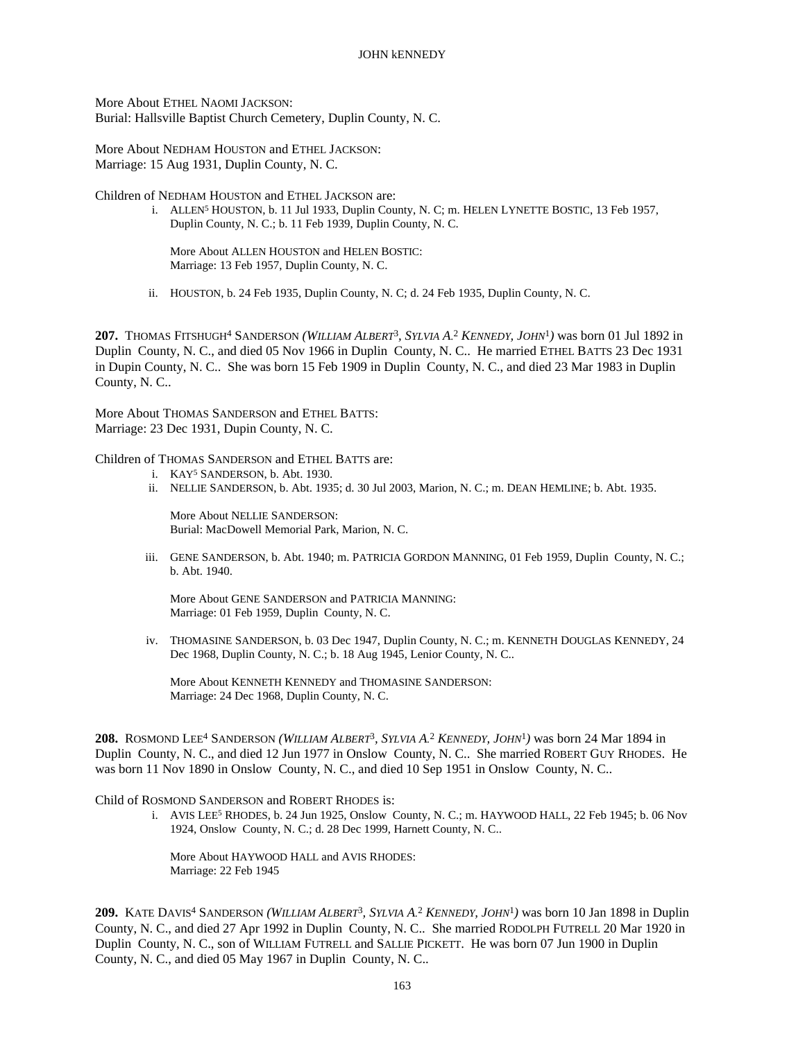More About Ethel Naomi Jackson:
Burial: Hallsville Baptist Church Cemetery, Duplin County, N. C.

More About Nedham Houston and Ethel Jackson:
Marriage: 15 Aug 1931, Duplin County, N. C.

Children of Nedham Houston and Ethel Jackson are:

i. Allen[5] Houston, b. 11 Jul 1933, Duplin County, N. C; m. Helen Lynette Bostic, 13 Feb 1957, Duplin County, N. C.; b. 11 Feb 1939, Duplin County, N. C.

More About Allen Houston and Helen Bostic:
Marriage: 13 Feb 1957, Duplin County, N. C.

ii. Houston, b. 24 Feb 1935, Duplin County, N. C; d. 24 Feb 1935, Duplin County, N. C.

**207.** Thomas Fitshugh[4] Sanderson *(William Albert[3], Sylvia A.[2] Kennedy, John[1])* was born 01 Jul 1892 in Duplin County, N. C., and died 05 Nov 1966 in Duplin County, N. C.. He married Ethel Batts 23 Dec 1931 in Dupin County, N. C.. She was born 15 Feb 1909 in Duplin County, N. C., and died 23 Mar 1983 in Duplin County, N. C..

More About Thomas Sanderson and Ethel Batts:
Marriage: 23 Dec 1931, Dupin County, N. C.

Children of Thomas Sanderson and Ethel Batts are:

i. Kay[5] Sanderson, b. Abt. 1930.

ii. Nellie Sanderson, b. Abt. 1935; d. 30 Jul 2003, Marion, N. C.; m. Dean Hemline; b. Abt. 1935.

More About Nellie Sanderson:
Burial: MacDowell Memorial Park, Marion, N. C.

iii. Gene Sanderson, b. Abt. 1940; m. Patricia Gordon Manning, 01 Feb 1959, Duplin County, N. C.; b. Abt. 1940.

More About Gene Sanderson and Patricia Manning:
Marriage: 01 Feb 1959, Duplin County, N. C.

iv. Thomasine Sanderson, b. 03 Dec 1947, Duplin County, N. C.; m. Kenneth Douglas Kennedy, 24 Dec 1968, Duplin County, N. C.; b. 18 Aug 1945, Lenior County, N. C..

More About Kenneth Kennedy and Thomasine Sanderson:
Marriage: 24 Dec 1968, Duplin County, N. C.

**208.** Rosmond Lee[4] Sanderson *(William Albert[3], Sylvia A.[2] Kennedy, John[1])* was born 24 Mar 1894 in Duplin County, N. C., and died 12 Jun 1977 in Onslow County, N. C.. She married Robert Guy Rhodes. He was born 11 Nov 1890 in Onslow County, N. C., and died 10 Sep 1951 in Onslow County, N. C..

Child of Rosmond Sanderson and Robert Rhodes is:

i. Avis Lee[5] Rhodes, b. 24 Jun 1925, Onslow County, N. C.; m. Haywood Hall, 22 Feb 1945; b. 06 Nov 1924, Onslow County, N. C.; d. 28 Dec 1999, Harnett County, N. C..

More About Haywood Hall and Avis Rhodes:
Marriage: 22 Feb 1945

**209.** Kate Davis[4] Sanderson *(William Albert[3], Sylvia A.[2] Kennedy, John[1])* was born 10 Jan 1898 in Duplin County, N. C., and died 27 Apr 1992 in Duplin County, N. C.. She married Rodolph Futrell 20 Mar 1920 in Duplin County, N. C., son of William Futrell and Sallie Pickett. He was born 07 Jun 1900 in Duplin County, N. C., and died 05 May 1967 in Duplin County, N. C..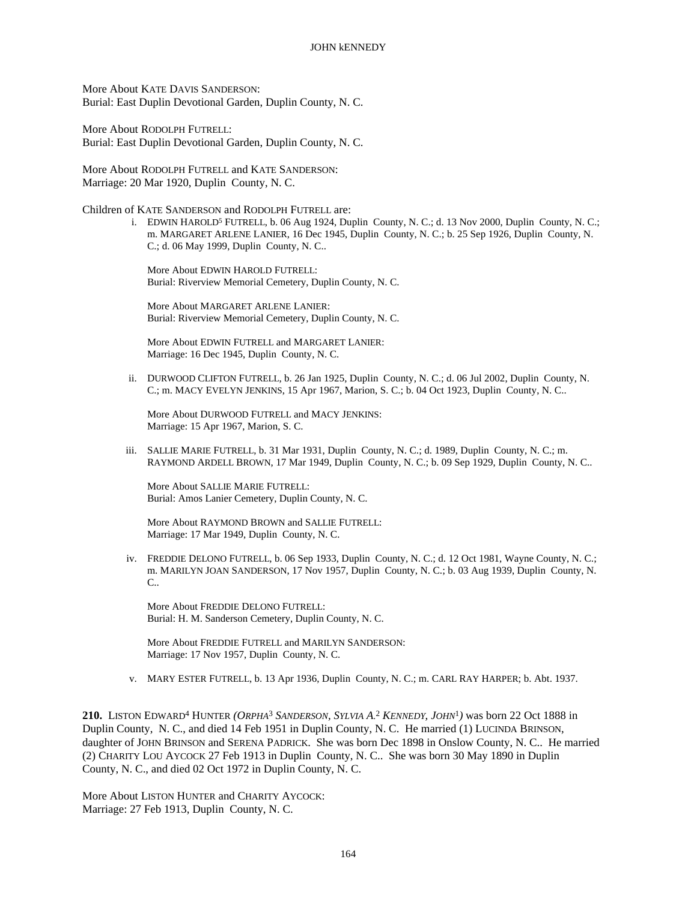More About KATE DAVIS SANDERSON:
Burial: East Duplin Devotional Garden, Duplin County, N. C.

More About RODOLPH FUTRELL:
Burial: East Duplin Devotional Garden, Duplin County, N. C.

More About RODOLPH FUTRELL and KATE SANDERSON:
Marriage: 20 Mar 1920, Duplin County, N. C.

Children of KATE SANDERSON and RODOLPH FUTRELL are:

i. EDWIN HAROLD[5] FUTRELL, b. 06 Aug 1924, Duplin County, N. C.; d. 13 Nov 2000, Duplin County, N. C.; m. MARGARET ARLENE LANIER, 16 Dec 1945, Duplin County, N. C.; b. 25 Sep 1926, Duplin County, N. C.; d. 06 May 1999, Duplin County, N. C..

More About EDWIN HAROLD FUTRELL:
Burial: Riverview Memorial Cemetery, Duplin County, N. C.

More About MARGARET ARLENE LANIER:
Burial: Riverview Memorial Cemetery, Duplin County, N. C.

More About EDWIN FUTRELL and MARGARET LANIER:
Marriage: 16 Dec 1945, Duplin County, N. C.

ii. DURWOOD CLIFTON FUTRELL, b. 26 Jan 1925, Duplin County, N. C.; d. 06 Jul 2002, Duplin County, N. C.; m. MACY EVELYN JENKINS, 15 Apr 1967, Marion, S. C.; b. 04 Oct 1923, Duplin County, N. C..

More About DURWOOD FUTRELL and MACY JENKINS:
Marriage: 15 Apr 1967, Marion, S. C.

iii. SALLIE MARIE FUTRELL, b. 31 Mar 1931, Duplin County, N. C.; d. 1989, Duplin County, N. C.; m. RAYMOND ARDELL BROWN, 17 Mar 1949, Duplin County, N. C.; b. 09 Sep 1929, Duplin County, N. C..

More About SALLIE MARIE FUTRELL:
Burial: Amos Lanier Cemetery, Duplin County, N. C.

More About RAYMOND BROWN and SALLIE FUTRELL:
Marriage: 17 Mar 1949, Duplin County, N. C.

iv. FREDDIE DELONO FUTRELL, b. 06 Sep 1933, Duplin County, N. C.; d. 12 Oct 1981, Wayne County, N. C.; m. MARILYN JOAN SANDERSON, 17 Nov 1957, Duplin County, N. C.; b. 03 Aug 1939, Duplin County, N. C..

More About FREDDIE DELONO FUTRELL:
Burial: H. M. Sanderson Cemetery, Duplin County, N. C.

More About FREDDIE FUTRELL and MARILYN SANDERSON:
Marriage: 17 Nov 1957, Duplin County, N. C.

v. MARY ESTER FUTRELL, b. 13 Apr 1936, Duplin County, N. C.; m. CARL RAY HARPER; b. Abt. 1937.

**210.** LISTON EDWARD[4] HUNTER *(ORPHA[3] SANDERSON, SYLVIA A.[2] KENNEDY, JOHN[1])* was born 22 Oct 1888 in Duplin County, N. C., and died 14 Feb 1951 in Duplin County, N. C. He married (1) LUCINDA BRINSON, daughter of JOHN BRINSON and SERENA PADRICK. She was born Dec 1898 in Onslow County, N. C.. He married (2) CHARITY LOU AYCOCK 27 Feb 1913 in Duplin County, N. C.. She was born 30 May 1890 in Duplin County, N. C., and died 02 Oct 1972 in Duplin County, N. C.

More About LISTON HUNTER and CHARITY AYCOCK:
Marriage: 27 Feb 1913, Duplin County, N. C.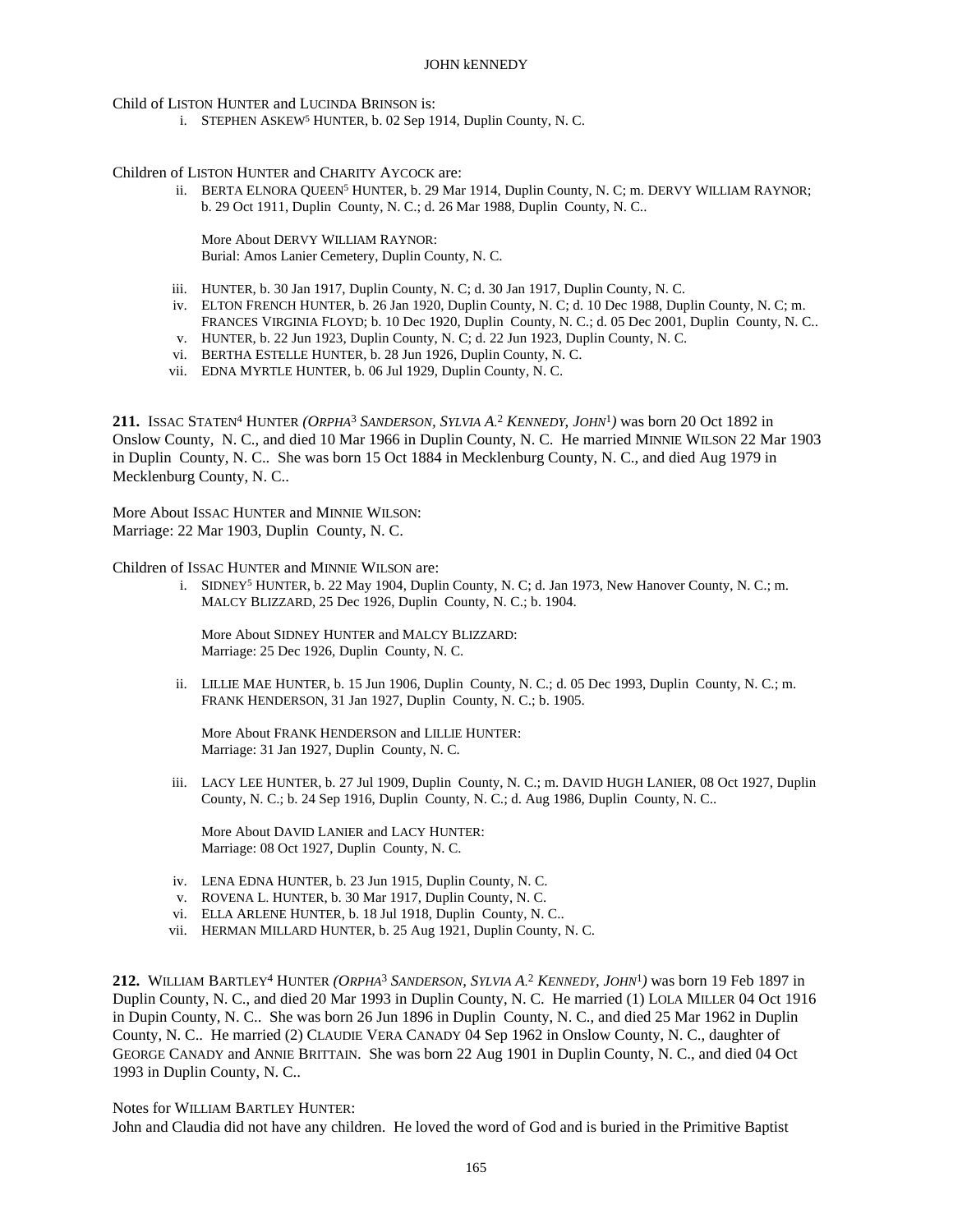Child of LISTON HUNTER and LUCINDA BRINSON is:

i. STEPHEN ASKEW[5] HUNTER, b. 02 Sep 1914, Duplin County, N. C.

Children of LISTON HUNTER and CHARITY AYCOCK are:

ii. BERTA ELNORA QUEEN[5] HUNTER, b. 29 Mar 1914, Duplin County, N. C; m. DERVY WILLIAM RAYNOR; b. 29 Oct 1911, Duplin County, N. C.; d. 26 Mar 1988, Duplin County, N. C..

More About DERVY WILLIAM RAYNOR:
Burial: Amos Lanier Cemetery, Duplin County, N. C.

iii. HUNTER, b. 30 Jan 1917, Duplin County, N. C; d. 30 Jan 1917, Duplin County, N. C.

iv. ELTON FRENCH HUNTER, b. 26 Jan 1920, Duplin County, N. C; d. 10 Dec 1988, Duplin County, N. C; m. FRANCES VIRGINIA FLOYD; b. 10 Dec 1920, Duplin County, N. C.; d. 05 Dec 2001, Duplin County, N. C..

v. HUNTER, b. 22 Jun 1923, Duplin County, N. C; d. 22 Jun 1923, Duplin County, N. C.

vi. BERTHA ESTELLE HUNTER, b. 28 Jun 1926, Duplin County, N. C.

vii. EDNA MYRTLE HUNTER, b. 06 Jul 1929, Duplin County, N. C.

**211.** ISSAC STATEN[4] HUNTER *(ORPHA[3] SANDERSON, SYLVIA A.[2] KENNEDY, JOHN[1])* was born 20 Oct 1892 in Onslow County, N. C., and died 10 Mar 1966 in Duplin County, N. C. He married MINNIE WILSON 22 Mar 1903 in Duplin County, N. C.. She was born 15 Oct 1884 in Mecklenburg County, N. C., and died Aug 1979 in Mecklenburg County, N. C..

More About ISSAC HUNTER and MINNIE WILSON:
Marriage: 22 Mar 1903, Duplin County, N. C.

Children of ISSAC HUNTER and MINNIE WILSON are:

i. SIDNEY[5] HUNTER, b. 22 May 1904, Duplin County, N. C; d. Jan 1973, New Hanover County, N. C.; m. MALCY BLIZZARD, 25 Dec 1926, Duplin County, N. C.; b. 1904.

More About SIDNEY HUNTER and MALCY BLIZZARD:
Marriage: 25 Dec 1926, Duplin County, N. C.

ii. LILLIE MAE HUNTER, b. 15 Jun 1906, Duplin County, N. C.; d. 05 Dec 1993, Duplin County, N. C.; m. FRANK HENDERSON, 31 Jan 1927, Duplin County, N. C.; b. 1905.

More About FRANK HENDERSON and LILLIE HUNTER:
Marriage: 31 Jan 1927, Duplin County, N. C.

iii. LACY LEE HUNTER, b. 27 Jul 1909, Duplin County, N. C.; m. DAVID HUGH LANIER, 08 Oct 1927, Duplin County, N. C.; b. 24 Sep 1916, Duplin County, N. C.; d. Aug 1986, Duplin County, N. C..

More About DAVID LANIER and LACY HUNTER:
Marriage: 08 Oct 1927, Duplin County, N. C.

iv. LENA EDNA HUNTER, b. 23 Jun 1915, Duplin County, N. C.

v. ROVENA L. HUNTER, b. 30 Mar 1917, Duplin County, N. C.

vi. ELLA ARLENE HUNTER, b. 18 Jul 1918, Duplin County, N. C..

vii. HERMAN MILLARD HUNTER, b. 25 Aug 1921, Duplin County, N. C.

**212.** WILLIAM BARTLEY[4] HUNTER *(ORPHA[3] SANDERSON, SYLVIA A.[2] KENNEDY, JOHN[1])* was born 19 Feb 1897 in Duplin County, N. C., and died 20 Mar 1993 in Duplin County, N. C. He married (1) LOLA MILLER 04 Oct 1916 in Dupin County, N. C.. She was born 26 Jun 1896 in Duplin County, N. C., and died 25 Mar 1962 in Duplin County, N. C.. He married (2) CLAUDIE VERA CANADY 04 Sep 1962 in Onslow County, N. C., daughter of GEORGE CANADY and ANNIE BRITTAIN. She was born 22 Aug 1901 in Duplin County, N. C., and died 04 Oct 1993 in Duplin County, N. C..

Notes for WILLIAM BARTLEY HUNTER:
John and Claudia did not have any children. He loved the word of God and is buried in the Primitive Baptist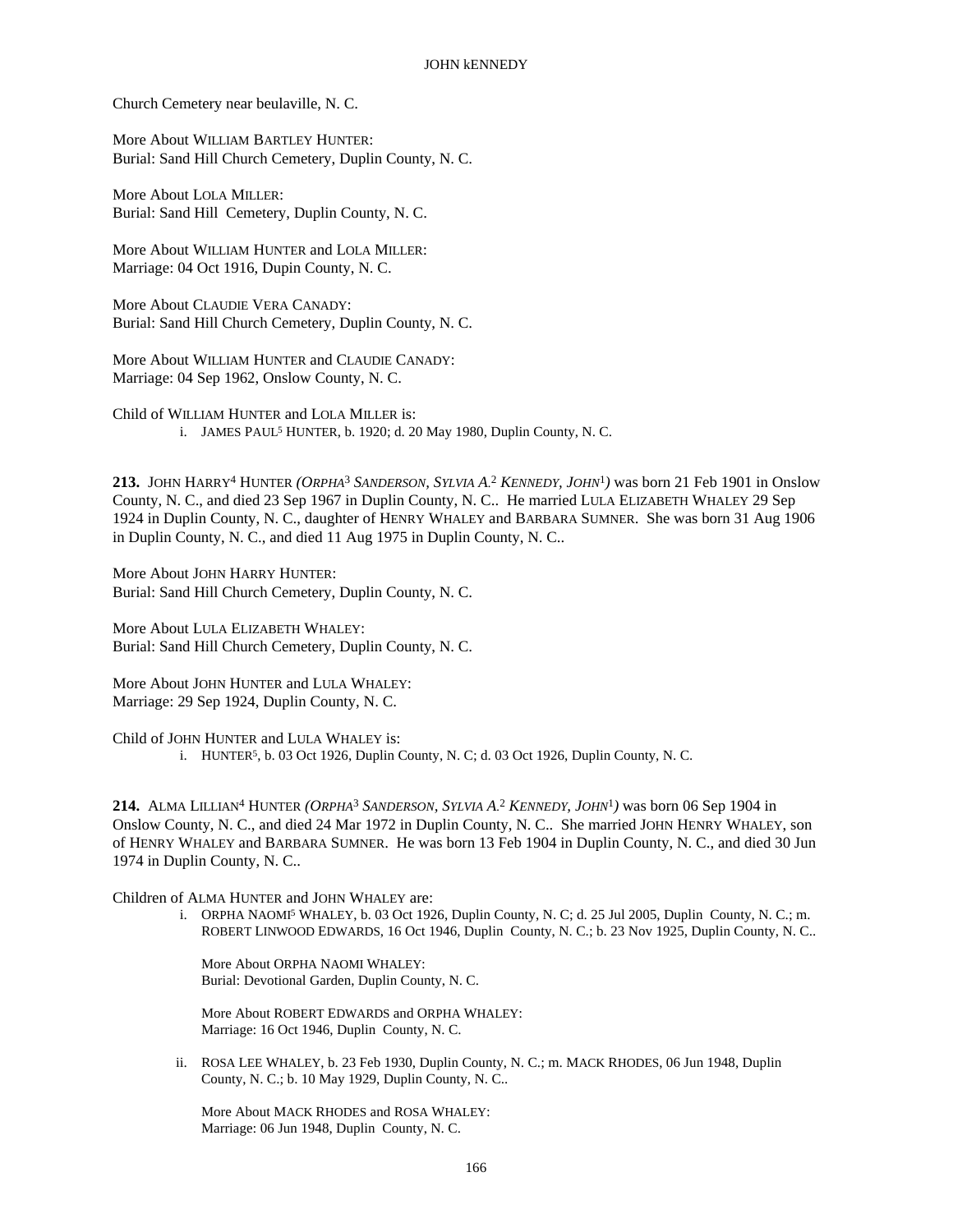Church Cemetery near beulaville, N. C.

More About WILLIAM BARTLEY HUNTER:
Burial: Sand Hill Church Cemetery, Duplin County, N. C.

More About LOLA MILLER:
Burial: Sand Hill  Cemetery, Duplin County, N. C.

More About WILLIAM HUNTER and LOLA MILLER:
Marriage: 04 Oct 1916, Dupin County, N. C.

More About CLAUDIE VERA CANADY:
Burial: Sand Hill Church Cemetery, Duplin County, N. C.

More About WILLIAM HUNTER and CLAUDIE CANADY:
Marriage: 04 Sep 1962, Onslow County, N. C.

Child of WILLIAM HUNTER and LOLA MILLER is:

i. JAMES PAUL[5] HUNTER, b. 1920; d. 20 May 1980, Duplin County, N. C.

**213.** JOHN HARRY[4] HUNTER *(ORPHA[3] SANDERSON, SYLVIA A.[2] KENNEDY, JOHN[1])* was born 21 Feb 1901 in Onslow County, N. C., and died 23 Sep 1967 in Duplin County, N. C.. He married LULA ELIZABETH WHALEY 29 Sep 1924 in Duplin County, N. C., daughter of HENRY WHALEY and BARBARA SUMNER. She was born 31 Aug 1906 in Duplin County, N. C., and died 11 Aug 1975 in Duplin County, N. C..

More About JOHN HARRY HUNTER:
Burial: Sand Hill Church Cemetery, Duplin County, N. C.

More About LULA ELIZABETH WHALEY:
Burial: Sand Hill Church Cemetery, Duplin County, N. C.

More About JOHN HUNTER and LULA WHALEY:
Marriage: 29 Sep 1924, Duplin County, N. C.

Child of JOHN HUNTER and LULA WHALEY is:

i. HUNTER[5], b. 03 Oct 1926, Duplin County, N. C; d. 03 Oct 1926, Duplin County, N. C.

**214.** ALMA LILLIAN[4] HUNTER *(ORPHA[3] SANDERSON, SYLVIA A.[2] KENNEDY, JOHN[1])* was born 06 Sep 1904 in Onslow County, N. C., and died 24 Mar 1972 in Duplin County, N. C.. She married JOHN HENRY WHALEY, son of HENRY WHALEY and BARBARA SUMNER. He was born 13 Feb 1904 in Duplin County, N. C., and died 30 Jun 1974 in Duplin County, N. C..

Children of ALMA HUNTER and JOHN WHALEY are:

i. ORPHA NAOMI[5] WHALEY, b. 03 Oct 1926, Duplin County, N. C; d. 25 Jul 2005, Duplin  County, N. C.; m. ROBERT LINWOOD EDWARDS, 16 Oct 1946, Duplin  County, N. C.; b. 23 Nov 1925, Duplin County, N. C..

   More About ORPHA NAOMI WHALEY:
   Burial: Devotional Garden, Duplin County, N. C.

   More About ROBERT EDWARDS and ORPHA WHALEY:
   Marriage: 16 Oct 1946, Duplin  County, N. C.

ii. ROSA LEE WHALEY, b. 23 Feb 1930, Duplin County, N. C.; m. MACK RHODES, 06 Jun 1948, Duplin County, N. C.; b. 10 May 1929, Duplin County, N. C..

   More About MACK RHODES and ROSA WHALEY:
   Marriage: 06 Jun 1948, Duplin  County, N. C.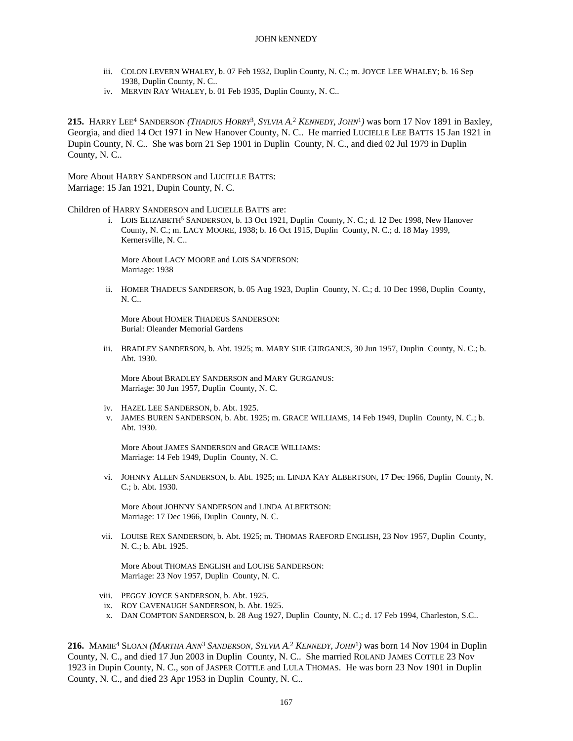iii. COLON LEVERN WHALEY, b. 07 Feb 1932, Duplin County, N. C.; m. JOYCE LEE WHALEY; b. 16 Sep 1938, Duplin County, N. C..

iv. MERVIN RAY WHALEY, b. 01 Feb 1935, Duplin County, N. C..

**215.** HARRY LEE[4] SANDERSON *(THADIUS HORRY[3], SYLVIA A.[2] KENNEDY, JOHN[1])* was born 17 Nov 1891 in Baxley, Georgia, and died 14 Oct 1971 in New Hanover County, N. C.. He married LUCIELLE LEE BATTS 15 Jan 1921 in Dupin County, N. C.. She was born 21 Sep 1901 in Duplin County, N. C., and died 02 Jul 1979 in Duplin County, N. C..

More About HARRY SANDERSON and LUCIELLE BATTS:
Marriage: 15 Jan 1921, Dupin County, N. C.

Children of HARRY SANDERSON and LUCIELLE BATTS are:

i. LOIS ELIZABETH[5] SANDERSON, b. 13 Oct 1921, Duplin County, N. C.; d. 12 Dec 1998, New Hanover County, N. C.; m. LACY MOORE, 1938; b. 16 Oct 1915, Duplin County, N. C.; d. 18 May 1999, Kernersville, N. C..

More About LACY MOORE and LOIS SANDERSON:
Marriage: 1938

ii. HOMER THADEUS SANDERSON, b. 05 Aug 1923, Duplin County, N. C.; d. 10 Dec 1998, Duplin County, N. C..

More About HOMER THADEUS SANDERSON:
Burial: Oleander Memorial Gardens

iii. BRADLEY SANDERSON, b. Abt. 1925; m. MARY SUE GURGANUS, 30 Jun 1957, Duplin County, N. C.; b. Abt. 1930.

More About BRADLEY SANDERSON and MARY GURGANUS:
Marriage: 30 Jun 1957, Duplin County, N. C.

iv. HAZEL LEE SANDERSON, b. Abt. 1925.

v. JAMES BUREN SANDERSON, b. Abt. 1925; m. GRACE WILLIAMS, 14 Feb 1949, Duplin County, N. C.; b. Abt. 1930.

More About JAMES SANDERSON and GRACE WILLIAMS:
Marriage: 14 Feb 1949, Duplin County, N. C.

vi. JOHNNY ALLEN SANDERSON, b. Abt. 1925; m. LINDA KAY ALBERTSON, 17 Dec 1966, Duplin County, N. C.; b. Abt. 1930.

More About JOHNNY SANDERSON and LINDA ALBERTSON:
Marriage: 17 Dec 1966, Duplin County, N. C.

vii. LOUISE REX SANDERSON, b. Abt. 1925; m. THOMAS RAEFORD ENGLISH, 23 Nov 1957, Duplin County, N. C.; b. Abt. 1925.

More About THOMAS ENGLISH and LOUISE SANDERSON:
Marriage: 23 Nov 1957, Duplin County, N. C.

viii. PEGGY JOYCE SANDERSON, b. Abt. 1925.

ix. ROY CAVENAUGH SANDERSON, b. Abt. 1925.

x. DAN COMPTON SANDERSON, b. 28 Aug 1927, Duplin County, N. C.; d. 17 Feb 1994, Charleston, S.C..

**216.** MAMIE[4] SLOAN *(MARTHA ANN[3] SANDERSON, SYLVIA A.[2] KENNEDY, JOHN[1])* was born 14 Nov 1904 in Duplin County, N. C., and died 17 Jun 2003 in Duplin County, N. C.. She married ROLAND JAMES COTTLE 23 Nov 1923 in Dupin County, N. C., son of JASPER COTTLE and LULA THOMAS. He was born 23 Nov 1901 in Duplin County, N. C., and died 23 Apr 1953 in Duplin County, N. C..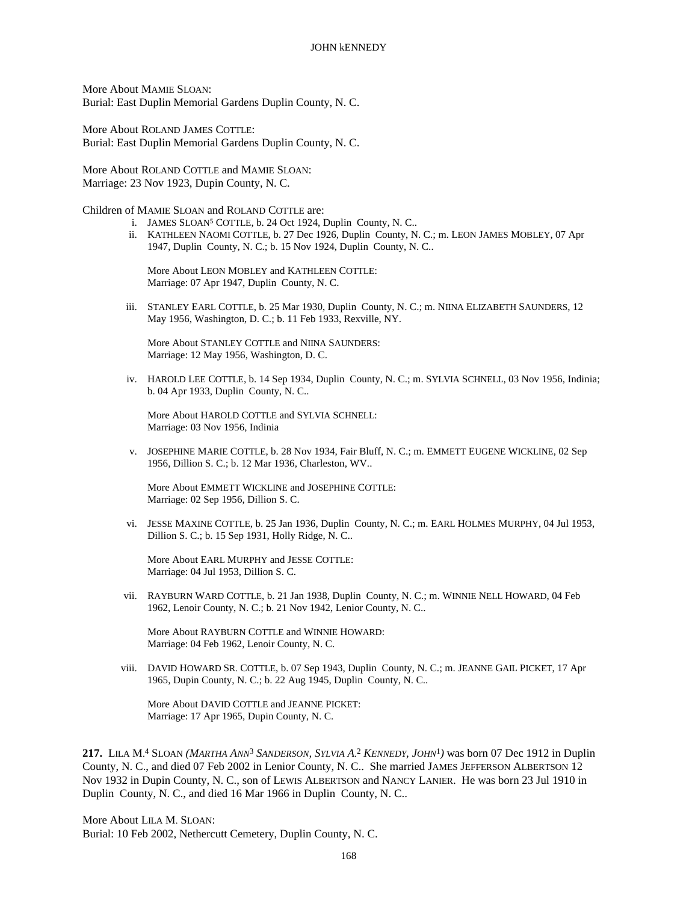More About MAMIE SLOAN:
Burial: East Duplin Memorial Gardens Duplin County, N. C.

More About ROLAND JAMES COTTLE:
Burial: East Duplin Memorial Gardens Duplin County, N. C.

More About ROLAND COTTLE and MAMIE SLOAN:
Marriage: 23 Nov 1923, Dupin County, N. C.

Children of MAMIE SLOAN and ROLAND COTTLE are:

i. JAMES SLOAN[5] COTTLE, b. 24 Oct 1924, Duplin County, N. C..

ii. KATHLEEN NAOMI COTTLE, b. 27 Dec 1926, Duplin County, N. C.; m. LEON JAMES MOBLEY, 07 Apr 1947, Duplin County, N. C.; b. 15 Nov 1924, Duplin County, N. C..

More About LEON MOBLEY and KATHLEEN COTTLE:
Marriage: 07 Apr 1947, Duplin County, N. C.

iii. STANLEY EARL COTTLE, b. 25 Mar 1930, Duplin County, N. C.; m. NIINA ELIZABETH SAUNDERS, 12 May 1956, Washington, D. C.; b. 11 Feb 1933, Rexville, NY.

More About STANLEY COTTLE and NIINA SAUNDERS:
Marriage: 12 May 1956, Washington, D. C.

iv. HAROLD LEE COTTLE, b. 14 Sep 1934, Duplin County, N. C.; m. SYLVIA SCHNELL, 03 Nov 1956, Indinia; b. 04 Apr 1933, Duplin County, N. C..

More About HAROLD COTTLE and SYLVIA SCHNELL:
Marriage: 03 Nov 1956, Indinia

v. JOSEPHINE MARIE COTTLE, b. 28 Nov 1934, Fair Bluff, N. C.; m. EMMETT EUGENE WICKLINE, 02 Sep 1956, Dillion S. C.; b. 12 Mar 1936, Charleston, WV..

More About EMMETT WICKLINE and JOSEPHINE COTTLE:
Marriage: 02 Sep 1956, Dillion S. C.

vi. JESSE MAXINE COTTLE, b. 25 Jan 1936, Duplin County, N. C.; m. EARL HOLMES MURPHY, 04 Jul 1953, Dillion S. C.; b. 15 Sep 1931, Holly Ridge, N. C..

More About EARL MURPHY and JESSE COTTLE:
Marriage: 04 Jul 1953, Dillion S. C.

vii. RAYBURN WARD COTTLE, b. 21 Jan 1938, Duplin County, N. C.; m. WINNIE NELL HOWARD, 04 Feb 1962, Lenoir County, N. C.; b. 21 Nov 1942, Lenoir County, N. C..

More About RAYBURN COTTLE and WINNIE HOWARD:
Marriage: 04 Feb 1962, Lenoir County, N. C.

viii. DAVID HOWARD SR. COTTLE, b. 07 Sep 1943, Duplin County, N. C.; m. JEANNE GAIL PICKET, 17 Apr 1965, Dupin County, N. C.; b. 22 Aug 1945, Duplin County, N. C..

More About DAVID COTTLE and JEANNE PICKET:
Marriage: 17 Apr 1965, Dupin County, N. C.

**217.** LILA M.[4] SLOAN *(MARTHA ANN[3] SANDERSON, SYLVIA A.[2] KENNEDY, JOHN[1])* was born 07 Dec 1912 in Duplin County, N. C., and died 07 Feb 2002 in Lenior County, N. C.. She married JAMES JEFFERSON ALBERTSON 12 Nov 1932 in Dupin County, N. C., son of LEWIS ALBERTSON and NANCY LANIER. He was born 23 Jul 1910 in Duplin County, N. C., and died 16 Mar 1966 in Duplin County, N. C..

More About LILA M. SLOAN:
Burial: 10 Feb 2002, Nethercutt Cemetery, Duplin County, N. C.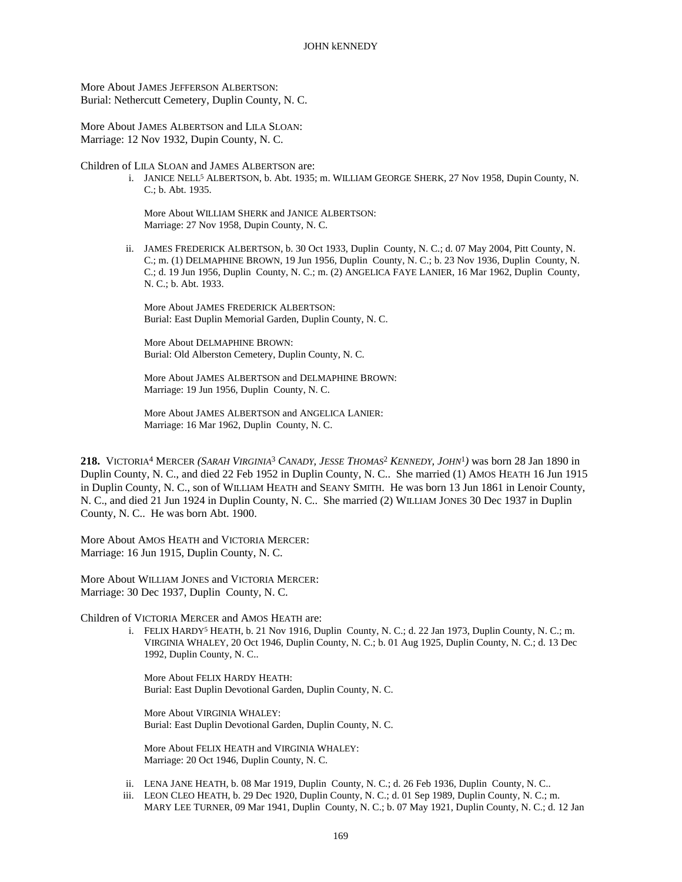More About JAMES JEFFERSON ALBERTSON:
Burial: Nethercutt Cemetery, Duplin County, N. C.

More About JAMES ALBERTSON and LILA SLOAN:
Marriage: 12 Nov 1932, Dupin County, N. C.

Children of LILA SLOAN and JAMES ALBERTSON are:

i. JANICE NELL[5] ALBERTSON, b. Abt. 1935; m. WILLIAM GEORGE SHERK, 27 Nov 1958, Dupin County, N. C.; b. Abt. 1935.

   More About WILLIAM SHERK and JANICE ALBERTSON:
   Marriage: 27 Nov 1958, Dupin County, N. C.

ii. JAMES FREDERICK ALBERTSON, b. 30 Oct 1933, Duplin County, N. C.; d. 07 May 2004, Pitt County, N. C.; m. (1) DELMAPHINE BROWN, 19 Jun 1956, Duplin County, N. C.; b. 23 Nov 1936, Duplin County, N. C.; d. 19 Jun 1956, Duplin County, N. C.; m. (2) ANGELICA FAYE LANIER, 16 Mar 1962, Duplin County, N. C.; b. Abt. 1933.

   More About JAMES FREDERICK ALBERTSON:
   Burial: East Duplin Memorial Garden, Duplin County, N. C.

   More About DELMAPHINE BROWN:
   Burial: Old Alberston Cemetery, Duplin County, N. C.

   More About JAMES ALBERTSON and DELMAPHINE BROWN:
   Marriage: 19 Jun 1956, Duplin County, N. C.

   More About JAMES ALBERTSON and ANGELICA LANIER:
   Marriage: 16 Mar 1962, Duplin County, N. C.

**218.** VICTORIA[4] MERCER *(SARAH VIRGINIA[3] CANADY, JESSE THOMAS[2] KENNEDY, JOHN[1])* was born 28 Jan 1890 in Duplin County, N. C., and died 22 Feb 1952 in Duplin County, N. C.. She married (1) AMOS HEATH 16 Jun 1915 in Duplin County, N. C., son of WILLIAM HEATH and SEANY SMITH. He was born 13 Jun 1861 in Lenoir County, N. C., and died 21 Jun 1924 in Duplin County, N. C.. She married (2) WILLIAM JONES 30 Dec 1937 in Duplin County, N. C.. He was born Abt. 1900.

More About AMOS HEATH and VICTORIA MERCER:
Marriage: 16 Jun 1915, Duplin County, N. C.

More About WILLIAM JONES and VICTORIA MERCER:
Marriage: 30 Dec 1937, Duplin County, N. C.

Children of VICTORIA MERCER and AMOS HEATH are:

i. FELIX HARDY[5] HEATH, b. 21 Nov 1916, Duplin County, N. C.; d. 22 Jan 1973, Duplin County, N. C.; m. VIRGINIA WHALEY, 20 Oct 1946, Duplin County, N. C.; b. 01 Aug 1925, Duplin County, N. C.; d. 13 Dec 1992, Duplin County, N. C..

   More About FELIX HARDY HEATH:
   Burial: East Duplin Devotional Garden, Duplin County, N. C.

   More About VIRGINIA WHALEY:
   Burial: East Duplin Devotional Garden, Duplin County, N. C.

   More About FELIX HEATH and VIRGINIA WHALEY:
   Marriage: 20 Oct 1946, Duplin County, N. C.

ii. LENA JANE HEATH, b. 08 Mar 1919, Duplin County, N. C.; d. 26 Feb 1936, Duplin County, N. C..

iii. LEON CLEO HEATH, b. 29 Dec 1920, Duplin County, N. C.; d. 01 Sep 1989, Duplin County, N. C.; m. MARY LEE TURNER, 09 Mar 1941, Duplin County, N. C.; b. 07 May 1921, Duplin County, N. C.; d. 12 Jan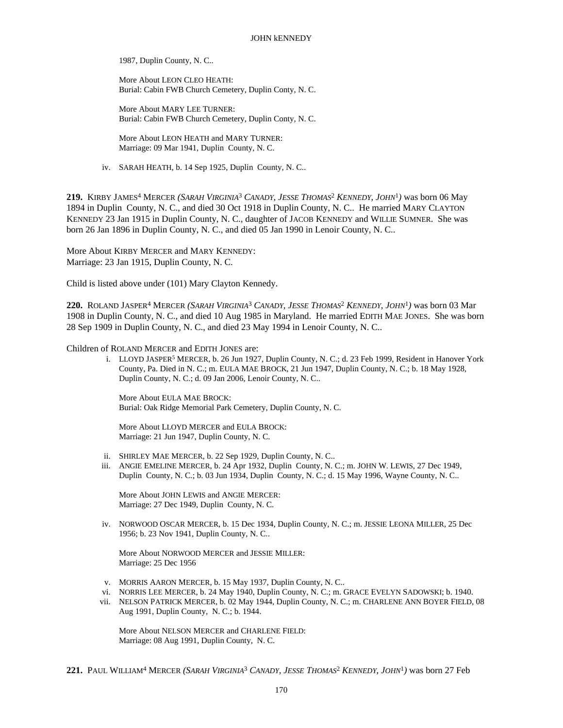1987, Duplin County, N. C..

More About LEON CLEO HEATH:
Burial: Cabin FWB Church Cemetery, Duplin Conty, N. C.

More About MARY LEE TURNER:
Burial: Cabin FWB Church Cemetery, Duplin Conty, N. C.

More About LEON HEATH and MARY TURNER:
Marriage: 09 Mar 1941, Duplin County, N. C.

iv. SARAH HEATH, b. 14 Sep 1925, Duplin County, N. C..

**219.** KIRBY JAMES[4] MERCER *(SARAH VIRGINIA[3] CANADY, JESSE THOMAS[2] KENNEDY, JOHN[1])* was born 06 May 1894 in Duplin County, N. C., and died 30 Oct 1918 in Duplin County, N. C.. He married MARY CLAYTON KENNEDY 23 Jan 1915 in Duplin County, N. C., daughter of JACOB KENNEDY and WILLIE SUMNER. She was born 26 Jan 1896 in Duplin County, N. C., and died 05 Jan 1990 in Lenoir County, N. C..

More About KIRBY MERCER and MARY KENNEDY:
Marriage: 23 Jan 1915, Duplin County, N. C.

Child is listed above under (101) Mary Clayton Kennedy.

**220.** ROLAND JASPER[4] MERCER *(SARAH VIRGINIA[3] CANADY, JESSE THOMAS[2] KENNEDY, JOHN[1])* was born 03 Mar 1908 in Duplin County, N. C., and died 10 Aug 1985 in Maryland. He married EDITH MAE JONES. She was born 28 Sep 1909 in Duplin County, N. C., and died 23 May 1994 in Lenoir County, N. C..

Children of ROLAND MERCER and EDITH JONES are:

i. LLOYD JASPER[5] MERCER, b. 26 Jun 1927, Duplin County, N. C.; d. 23 Feb 1999, Resident in Hanover York County, Pa. Died in N. C.; m. EULA MAE BROCK, 21 Jun 1947, Duplin County, N. C.; b. 18 May 1928, Duplin County, N. C.; d. 09 Jan 2006, Lenoir County, N. C..

More About EULA MAE BROCK:
Burial: Oak Ridge Memorial Park Cemetery, Duplin County, N. C.

More About LLOYD MERCER and EULA BROCK:
Marriage: 21 Jun 1947, Duplin County, N. C.

ii. SHIRLEY MAE MERCER, b. 22 Sep 1929, Duplin County, N. C..

iii. ANGIE EMELINE MERCER, b. 24 Apr 1932, Duplin County, N. C.; m. JOHN W. LEWIS, 27 Dec 1949, Duplin County, N. C.; b. 03 Jun 1934, Duplin County, N. C.; d. 15 May 1996, Wayne County, N. C..

More About JOHN LEWIS and ANGIE MERCER:
Marriage: 27 Dec 1949, Duplin County, N. C.

iv. NORWOOD OSCAR MERCER, b. 15 Dec 1934, Duplin County, N. C.; m. JESSIE LEONA MILLER, 25 Dec 1956; b. 23 Nov 1941, Duplin County, N. C..

More About NORWOOD MERCER and JESSIE MILLER:
Marriage: 25 Dec 1956

v. MORRIS AARON MERCER, b. 15 May 1937, Duplin County, N. C..

vi. NORRIS LEE MERCER, b. 24 May 1940, Duplin County, N. C.; m. GRACE EVELYN SADOWSKI; b. 1940.

vii. NELSON PATRICK MERCER, b. 02 May 1944, Duplin County, N. C.; m. CHARLENE ANN BOYER FIELD, 08 Aug 1991, Duplin County, N. C.; b. 1944.

More About NELSON MERCER and CHARLENE FIELD:
Marriage: 08 Aug 1991, Duplin County, N. C.

**221.** PAUL WILLIAM[4] MERCER *(SARAH VIRGINIA[3] CANADY, JESSE THOMAS[2] KENNEDY, JOHN[1])* was born 27 Feb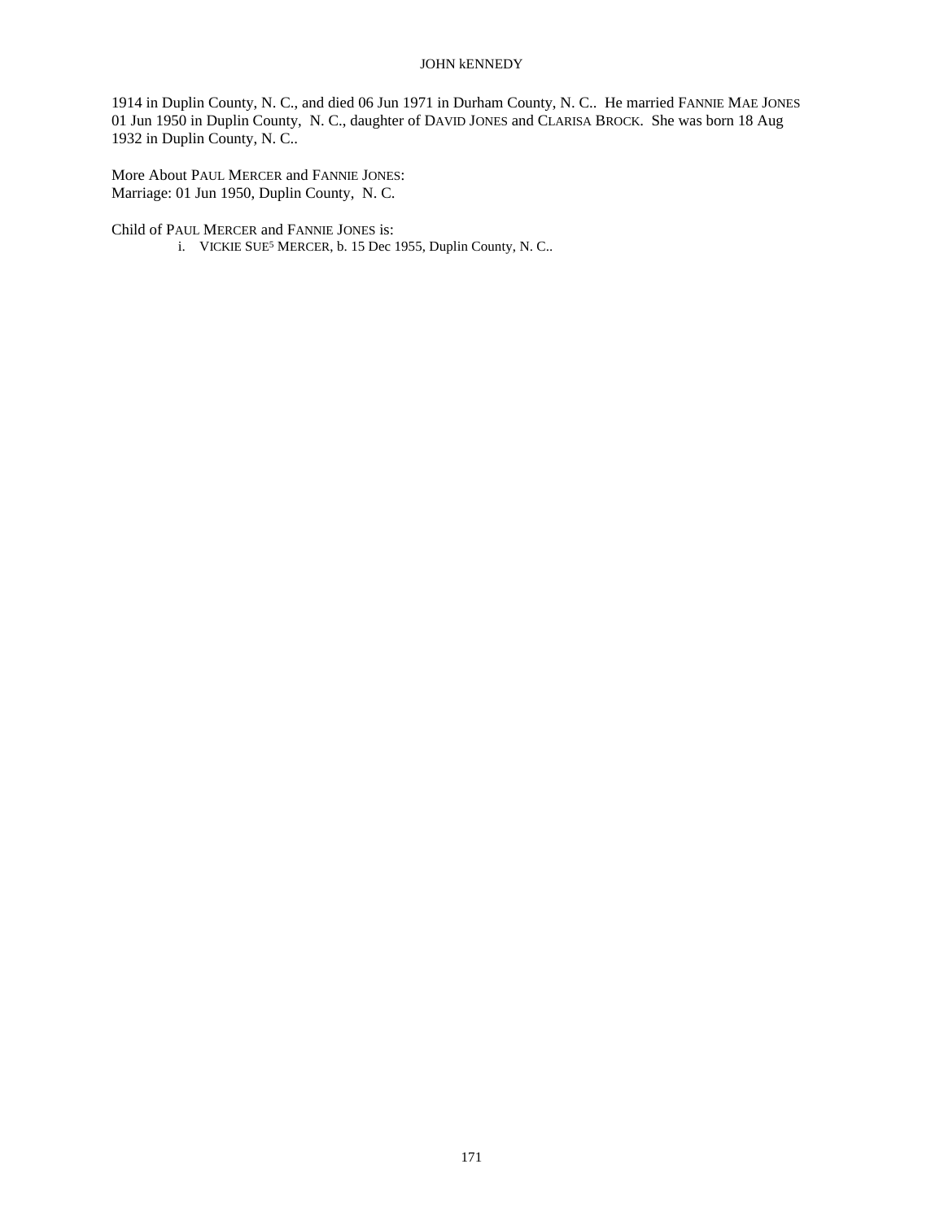1914 in Duplin County, N. C., and died 06 Jun 1971 in Durham County, N. C.. He married FANNIE MAE JONES 01 Jun 1950 in Duplin County, N. C., daughter of DAVID JONES and CLARISA BROCK. She was born 18 Aug 1932 in Duplin County, N. C..

More About PAUL MERCER and FANNIE JONES:
Marriage: 01 Jun 1950, Duplin County, N. C.

Child of PAUL MERCER and FANNIE JONES is:

i. VICKIE SUE[5] MERCER, b. 15 Dec 1955, Duplin County, N. C..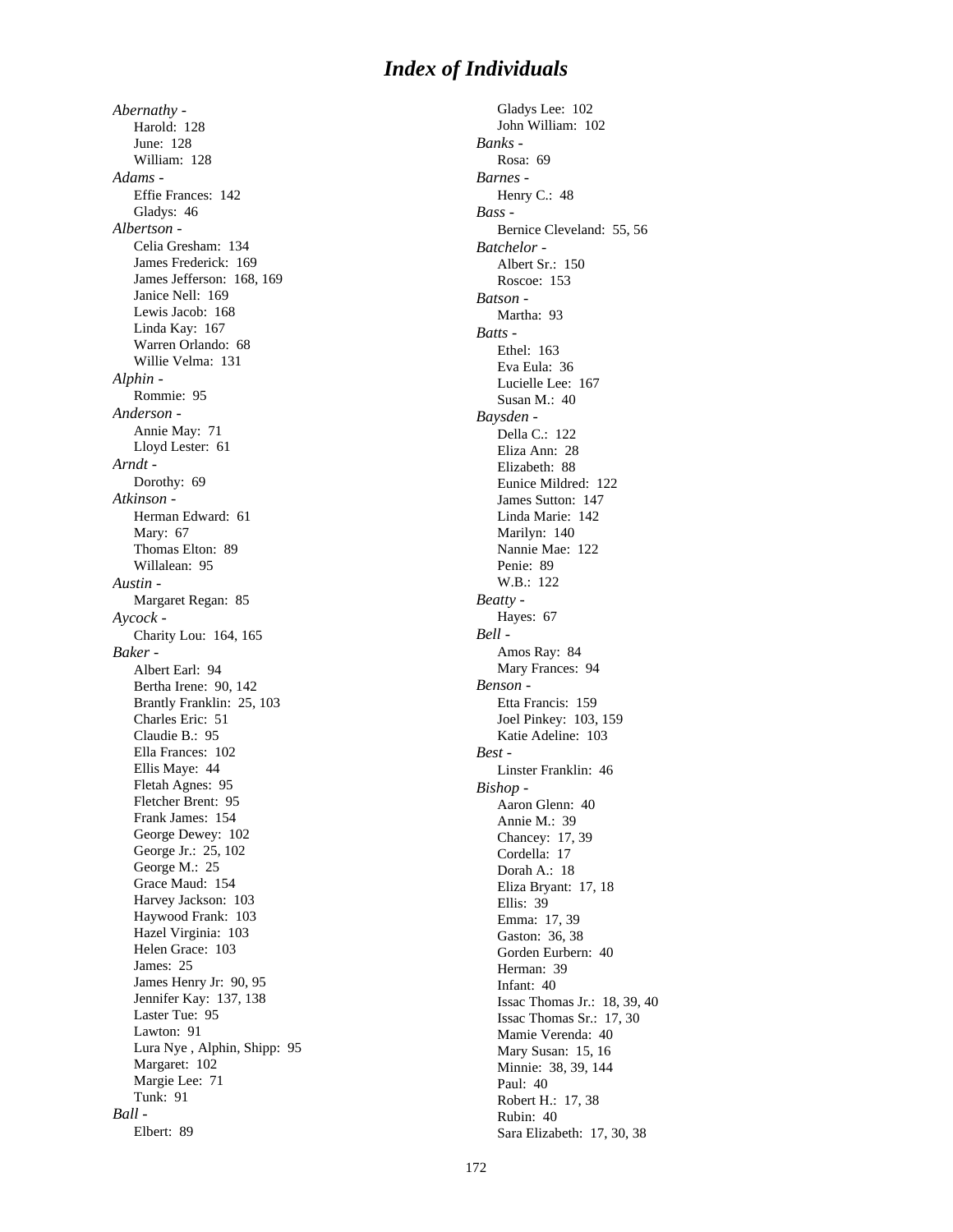# Index of Individuals

*Abernathy -*
Harold: 128
June: 128
William: 128

*Adams -*
Effie Frances: 142
Gladys: 46

*Albertson -*
Celia Gresham: 134
James Frederick: 169
James Jefferson: 168, 169
Janice Nell: 169
Lewis Jacob: 168
Linda Kay: 167
Warren Orlando: 68
Willie Velma: 131

*Alphin -*
Rommie: 95

*Anderson -*
Annie May: 71
Lloyd Lester: 61

*Arndt -*
Dorothy: 69

*Atkinson -*
Herman Edward: 61
Mary: 67
Thomas Elton: 89
Willalean: 95

*Austin -*
Margaret Regan: 85

*Aycock -*
Charity Lou: 164, 165

*Baker -*
Albert Earl: 94
Bertha Irene: 90, 142
Brantly Franklin: 25, 103
Charles Eric: 51
Claudie B.: 95
Ella Frances: 102
Ellis Maye: 44
Fletah Agnes: 95
Fletcher Brent: 95
Frank James: 154
George Dewey: 102
George Jr.: 25, 102
George M.: 25
Grace Maud: 154
Harvey Jackson: 103
Haywood Frank: 103
Hazel Virginia: 103
Helen Grace: 103
James: 25
James Henry Jr: 90, 95
Jennifer Kay: 137, 138
Laster Tue: 95
Lawton: 91
Lura Nye , Alphin, Shipp: 95
Margaret: 102
Margie Lee: 71
Tunk: 91

*Ball -*
Elbert: 89
Gladys Lee: 102
John William: 102

*Banks -*
Rosa: 69

*Barnes -*
Henry C.: 48

*Bass -*
Bernice Cleveland: 55, 56

*Batchelor -*
Albert Sr.: 150
Roscoe: 153

*Batson -*
Martha: 93

*Batts -*
Ethel: 163
Eva Eula: 36
Lucielle Lee: 167
Susan M.: 40

*Baysden -*
Della C.: 122
Eliza Ann: 28
Elizabeth: 88
Eunice Mildred: 122
James Sutton: 147
Linda Marie: 142
Marilyn: 140
Nannie Mae: 122
Penie: 89
W.B.: 122

*Beatty -*
Hayes: 67

*Bell -*
Amos Ray: 84
Mary Frances: 94

*Benson -*
Etta Francis: 159
Joel Pinkey: 103, 159
Katie Adeline: 103

*Best -*
Linster Franklin: 46

*Bishop -*
Aaron Glenn: 40
Annie M.: 39
Chancey: 17, 39
Cordella: 17
Dorah A.: 18
Eliza Bryant: 17, 18
Ellis: 39
Emma: 17, 39
Gaston: 36, 38
Gorden Eurbern: 40
Herman: 39
Infant: 40
Issac Thomas Jr.: 18, 39, 40
Issac Thomas Sr.: 17, 30
Mamie Verenda: 40
Mary Susan: 15, 16
Minnie: 38, 39, 144
Paul: 40
Robert H.: 17, 38
Rubin: 40
Sara Elizabeth: 17, 30, 38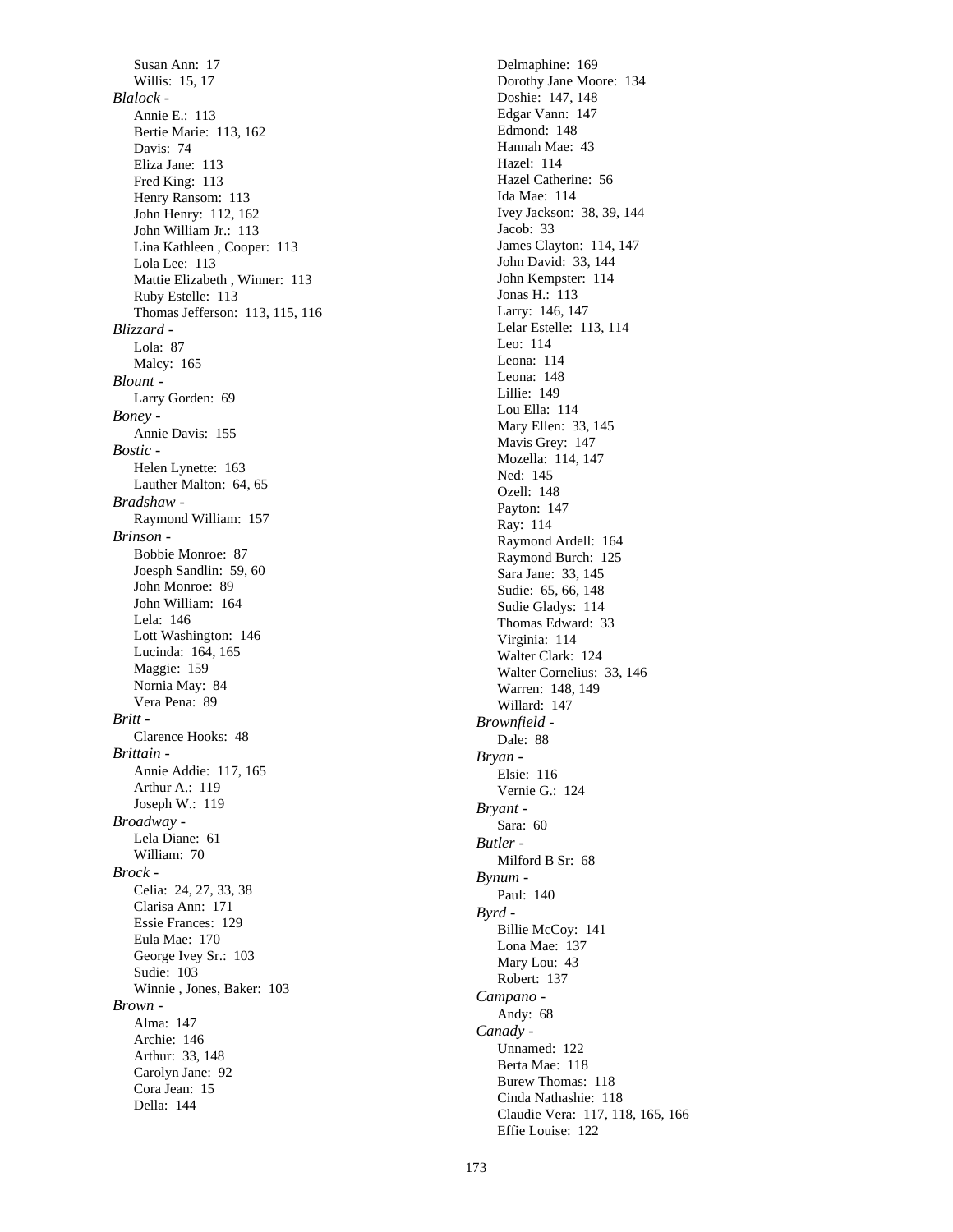Susan Ann: 17
Willis: 15, 17

*Blalock -*
Annie E.: 113
Bertie Marie: 113, 162
Davis: 74
Eliza Jane: 113
Fred King: 113
Henry Ransom: 113
John Henry: 112, 162
John William Jr.: 113
Lina Kathleen , Cooper: 113
Lola Lee: 113
Mattie Elizabeth , Winner: 113
Ruby Estelle: 113
Thomas Jefferson: 113, 115, 116

*Blizzard -*
Lola: 87
Malcy: 165

*Blount -*
Larry Gorden: 69

*Boney -*
Annie Davis: 155

*Bostic -*
Helen Lynette: 163
Lauther Malton: 64, 65

*Bradshaw -*
Raymond William: 157

*Brinson -*
Bobbie Monroe: 87
Joesph Sandlin: 59, 60
John Monroe: 89
John William: 164
Lela: 146
Lott Washington: 146
Lucinda: 164, 165
Maggie: 159
Nornia May: 84
Vera Pena: 89

*Britt -*
Clarence Hooks: 48

*Brittain -*
Annie Addie: 117, 165
Arthur A.: 119
Joseph W.: 119

*Broadway -*
Lela Diane: 61
William: 70

*Brock -*
Celia: 24, 27, 33, 38
Clarisa Ann: 171
Essie Frances: 129
Eula Mae: 170
George Ivey Sr.: 103
Sudie: 103
Winnie , Jones, Baker: 103

*Brown -*
Alma: 147
Archie: 146
Arthur: 33, 148
Carolyn Jane: 92
Cora Jean: 15
Della: 144
Delmaphine: 169
Dorothy Jane Moore: 134
Doshie: 147, 148
Edgar Vann: 147
Edmond: 148
Hannah Mae: 43
Hazel: 114
Hazel Catherine: 56
Ida Mae: 114
Ivey Jackson: 38, 39, 144
Jacob: 33
James Clayton: 114, 147
John David: 33, 144
John Kempster: 114
Jonas H.: 113
Larry: 146, 147
Lelar Estelle: 113, 114
Leo: 114
Leona: 114
Leona: 148
Lillie: 149
Lou Ella: 114
Mary Ellen: 33, 145
Mavis Grey: 147
Mozella: 114, 147
Ned: 145
Ozell: 148
Payton: 147
Ray: 114
Raymond Ardell: 164
Raymond Burch: 125
Sara Jane: 33, 145
Sudie: 65, 66, 148
Sudie Gladys: 114
Thomas Edward: 33
Virginia: 114
Walter Clark: 124
Walter Cornelius: 33, 146
Warren: 148, 149
Willard: 147

*Brownfield -*
Dale: 88

*Bryan -*
Elsie: 116
Vernie G.: 124

*Bryant -*
Sara: 60

*Butler -*
Milford B Sr: 68

*Bynum -*
Paul: 140

*Byrd -*
Billie McCoy: 141
Lona Mae: 137
Mary Lou: 43
Robert: 137

*Campano -*
Andy: 68

*Canady -*
Unnamed: 122
Berta Mae: 118
Burew Thomas: 118
Cinda Nathashie: 118
Claudie Vera: 117, 118, 165, 166
Effie Louise: 122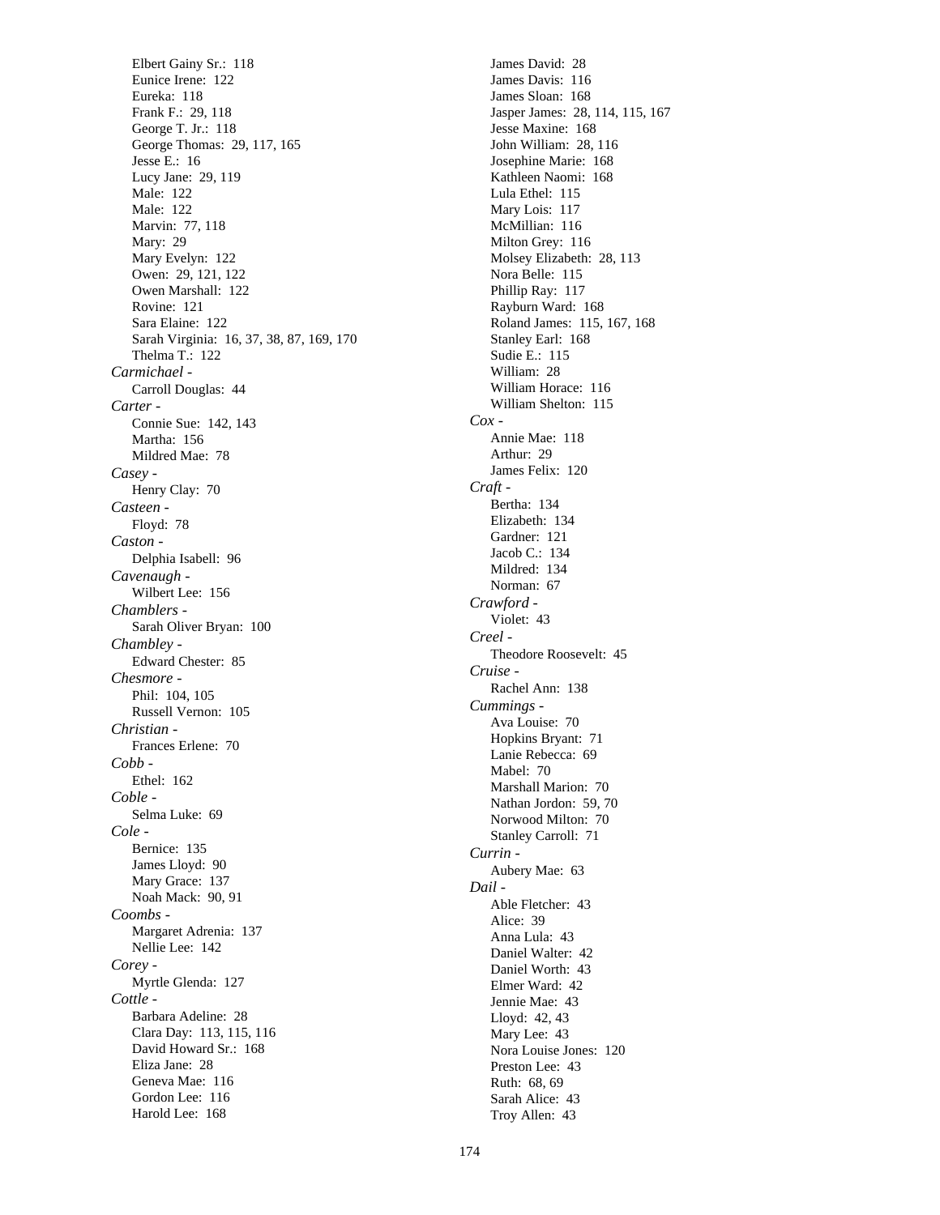Elbert Gainy Sr.: 118
Eunice Irene: 122
Eureka: 118
Frank F.: 29, 118
George T. Jr.: 118
George Thomas: 29, 117, 165
Jesse E.: 16
Lucy Jane: 29, 119
Male: 122
Male: 122
Marvin: 77, 118
Mary: 29
Mary Evelyn: 122
Owen: 29, 121, 122
Owen Marshall: 122
Rovine: 121
Sara Elaine: 122
Sarah Virginia: 16, 37, 38, 87, 169, 170
Thelma T.: 122

*Carmichael* -
Carroll Douglas: 44

*Carter* -
Connie Sue: 142, 143
Martha: 156
Mildred Mae: 78

*Casey* -
Henry Clay: 70

*Casteen* -
Floyd: 78

*Caston* -
Delphia Isabell: 96

*Cavenaugh* -
Wilbert Lee: 156

*Chamblers* -
Sarah Oliver Bryan: 100

*Chambley* -
Edward Chester: 85

*Chesmore* -
Phil: 104, 105
Russell Vernon: 105

*Christian* -
Frances Erlene: 70

*Cobb* -
Ethel: 162

*Coble* -
Selma Luke: 69

*Cole* -
Bernice: 135
James Lloyd: 90
Mary Grace: 137
Noah Mack: 90, 91

*Coombs* -
Margaret Adrenia: 137
Nellie Lee: 142

*Corey* -
Myrtle Glenda: 127

*Cottle* -
Barbara Adeline: 28
Clara Day: 113, 115, 116
David Howard Sr.: 168
Eliza Jane: 28
Geneva Mae: 116
Gordon Lee: 116
Harold Lee: 168
James David: 28
James Davis: 116
James Sloan: 168
Jasper James: 28, 114, 115, 167
Jesse Maxine: 168
John William: 28, 116
Josephine Marie: 168
Kathleen Naomi: 168
Lula Ethel: 115
Mary Lois: 117
McMillian: 116
Milton Grey: 116
Molsey Elizabeth: 28, 113
Nora Belle: 115
Phillip Ray: 117
Rayburn Ward: 168
Roland James: 115, 167, 168
Stanley Earl: 168
Sudie E.: 115
William: 28
William Horace: 116
William Shelton: 115

*Cox* -
Annie Mae: 118
Arthur: 29
James Felix: 120

*Craft* -
Bertha: 134
Elizabeth: 134
Gardner: 121
Jacob C.: 134
Mildred: 134
Norman: 67

*Crawford* -
Violet: 43

*Creel* -
Theodore Roosevelt: 45

*Cruise* -
Rachel Ann: 138

*Cummings* -
Ava Louise: 70
Hopkins Bryant: 71
Lanie Rebecca: 69
Mabel: 70
Marshall Marion: 70
Nathan Jordon: 59, 70
Norwood Milton: 70
Stanley Carroll: 71

*Currin* -
Aubery Mae: 63

*Dail* -
Able Fletcher: 43
Alice: 39
Anna Lula: 43
Daniel Walter: 42
Daniel Worth: 43
Elmer Ward: 42
Jennie Mae: 43
Lloyd: 42, 43
Mary Lee: 43
Nora Louise Jones: 120
Preston Lee: 43
Ruth: 68, 69
Sarah Alice: 43
Troy Allen: 43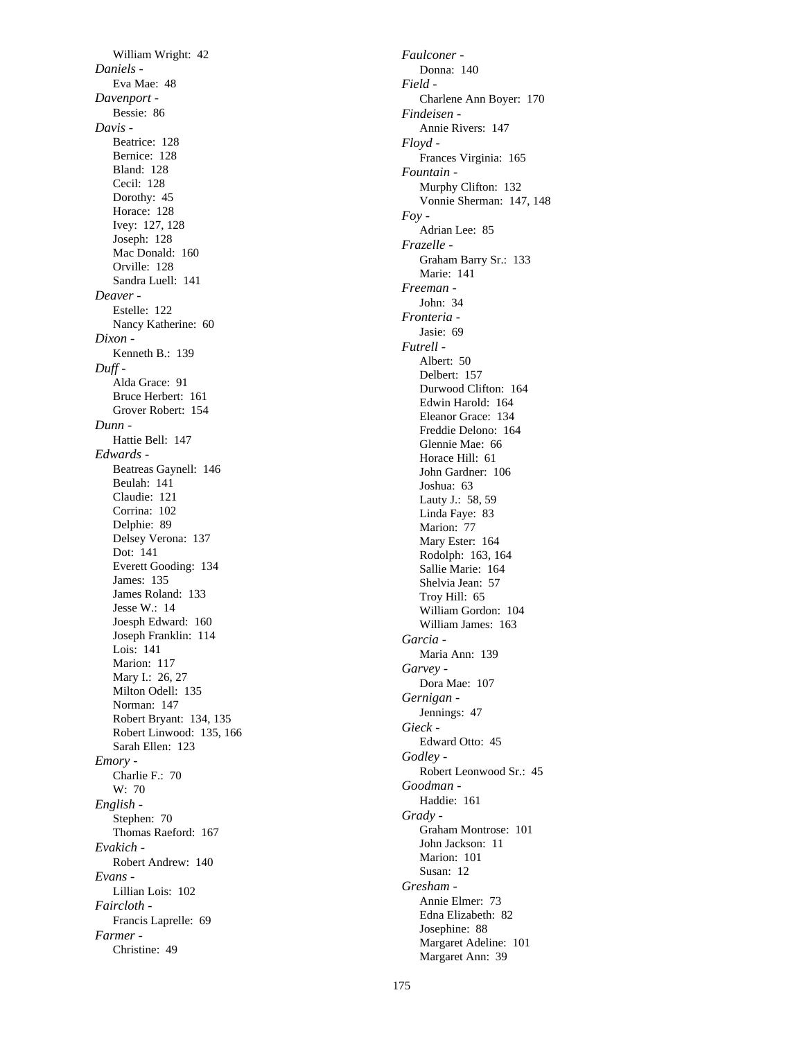William Wright: 42

*Daniels -*
Eva Mae: 48

*Davenport -*
Bessie: 86

*Davis -*
Beatrice: 128
Bernice: 128
Bland: 128
Cecil: 128
Dorothy: 45
Horace: 128
Ivey: 127, 128
Joseph: 128
Mac Donald: 160
Orville: 128
Sandra Luell: 141

*Deaver -*
Estelle: 122
Nancy Katherine: 60

*Dixon -*
Kenneth B.: 139

*Duff -*
Alda Grace: 91
Bruce Herbert: 161
Grover Robert: 154

*Dunn -*
Hattie Bell: 147

*Edwards -*
Beatreas Gaynell: 146
Beulah: 141
Claudie: 121
Corrina: 102
Delphie: 89
Delsey Verona: 137
Dot: 141
Everett Gooding: 134
James: 135
James Roland: 133
Jesse W.: 14
Joesph Edward: 160
Joseph Franklin: 114
Lois: 141
Marion: 117
Mary I.: 26, 27
Milton Odell: 135
Norman: 147
Robert Bryant: 134, 135
Robert Linwood: 135, 166
Sarah Ellen: 123

*Emory -*
Charlie F.: 70
W: 70

*English -*
Stephen: 70
Thomas Raeford: 167

*Evakich -*
Robert Andrew: 140

*Evans -*
Lillian Lois: 102

*Faircloth -*
Francis Laprelle: 69

*Farmer -*
Christine: 49

*Faulconer -*
Donna: 140

*Field -*
Charlene Ann Boyer: 170

*Findeisen -*
Annie Rivers: 147

*Floyd -*
Frances Virginia: 165

*Fountain -*
Murphy Clifton: 132
Vonnie Sherman: 147, 148

*Foy -*
Adrian Lee: 85

*Frazelle -*
Graham Barry Sr.: 133
Marie: 141

*Freeman -*
John: 34

*Fronteria -*
Jasie: 69

*Futrell -*
Albert: 50
Delbert: 157
Durwood Clifton: 164
Edwin Harold: 164
Eleanor Grace: 134
Freddie Delono: 164
Glennie Mae: 66
Horace Hill: 61
John Gardner: 106
Joshua: 63
Lauty J.: 58, 59
Linda Faye: 83
Marion: 77
Mary Ester: 164
Rodolph: 163, 164
Sallie Marie: 164
Shelvia Jean: 57
Troy Hill: 65
William Gordon: 104
William James: 163

*Garcia -*
Maria Ann: 139

*Garvey -*
Dora Mae: 107

*Gernigan -*
Jennings: 47

*Gieck -*
Edward Otto: 45

*Godley -*
Robert Leonwood Sr.: 45

*Goodman -*
Haddie: 161

*Grady -*
Graham Montrose: 101
John Jackson: 11
Marion: 101
Susan: 12

*Gresham -*
Annie Elmer: 73
Edna Elizabeth: 82
Josephine: 88
Margaret Adeline: 101
Margaret Ann: 39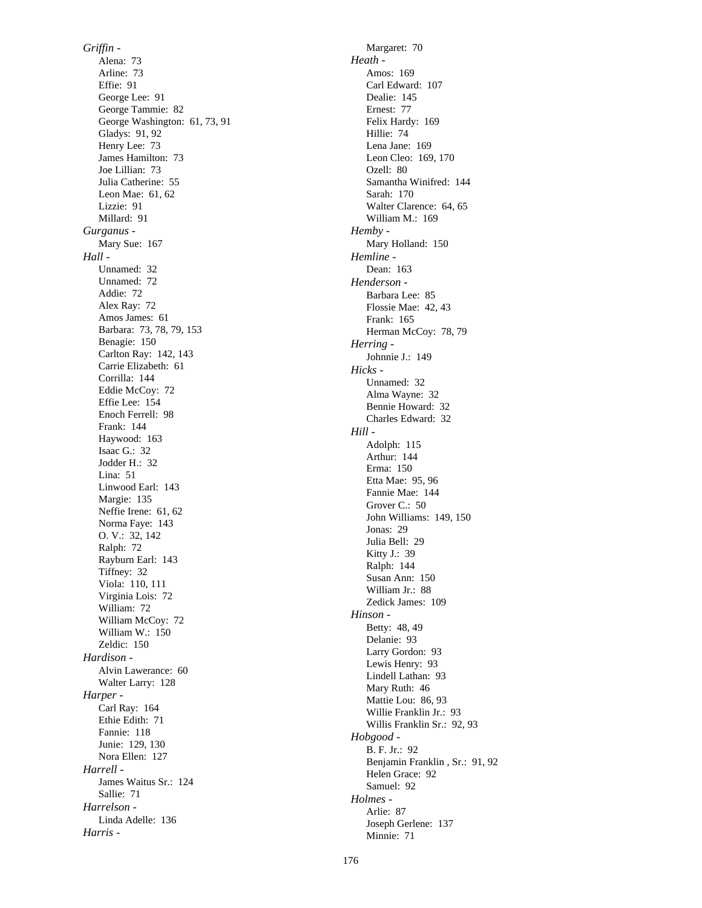*Griffin -*
- Alena: 73
- Arline: 73
- Effie: 91
- George Lee: 91
- George Tammie: 82
- George Washington: 61, 73, 91
- Gladys: 91, 92
- Henry Lee: 73
- James Hamilton: 73
- Joe Lillian: 73
- Julia Catherine: 55
- Leon Mae: 61, 62
- Lizzie: 91
- Millard: 91

*Gurganus -*
- Mary Sue: 167

*Hall -*
- Unnamed: 32
- Unnamed: 72
- Addie: 72
- Alex Ray: 72
- Amos James: 61
- Barbara: 73, 78, 79, 153
- Benagie: 150
- Carlton Ray: 142, 143
- Carrie Elizabeth: 61
- Corrilla: 144
- Eddie McCoy: 72
- Effie Lee: 154
- Enoch Ferrell: 98
- Frank: 144
- Haywood: 163
- Isaac G.: 32
- Jodder H.: 32
- Lina: 51
- Linwood Earl: 143
- Margie: 135
- Neffie Irene: 61, 62
- Norma Faye: 143
- O. V.: 32, 142
- Ralph: 72
- Rayburn Earl: 143
- Tiffney: 32
- Viola: 110, 111
- Virginia Lois: 72
- William: 72
- William McCoy: 72
- William W.: 150
- Zeldic: 150

*Hardison -*
- Alvin Lawerance: 60
- Walter Larry: 128

*Harper -*
- Carl Ray: 164
- Ethie Edith: 71
- Fannie: 118
- Junie: 129, 130
- Nora Ellen: 127

*Harrell -*
- James Waitus Sr.: 124
- Sallie: 71

*Harrelson -*
- Linda Adelle: 136

*Harris -*
- Margaret: 70

*Heath -*
- Amos: 169
- Carl Edward: 107
- Dealie: 145
- Ernest: 77
- Felix Hardy: 169
- Hillie: 74
- Lena Jane: 169
- Leon Cleo: 169, 170
- Ozell: 80
- Samantha Winifred: 144
- Sarah: 170
- Walter Clarence: 64, 65
- William M.: 169

*Hemby -*
- Mary Holland: 150

*Hemline -*
- Dean: 163

*Henderson -*
- Barbara Lee: 85
- Flossie Mae: 42, 43
- Frank: 165
- Herman McCoy: 78, 79

*Herring -*
- Johnnie J.: 149

*Hicks -*
- Unnamed: 32
- Alma Wayne: 32
- Bennie Howard: 32
- Charles Edward: 32

*Hill -*
- Adolph: 115
- Arthur: 144
- Erma: 150
- Etta Mae: 95, 96
- Fannie Mae: 144
- Grover C.: 50
- John Williams: 149, 150
- Jonas: 29
- Julia Bell: 29
- Kitty J.: 39
- Ralph: 144
- Susan Ann: 150
- William Jr.: 88
- Zedick James: 109

*Hinson -*
- Betty: 48, 49
- Delanie: 93
- Larry Gordon: 93
- Lewis Henry: 93
- Lindell Lathan: 93
- Mary Ruth: 46
- Mattie Lou: 86, 93
- Willie Franklin Jr.: 93
- Willis Franklin Sr.: 92, 93

*Hobgood -*
- B. F. Jr.: 92
- Benjamin Franklin , Sr.: 91, 92
- Helen Grace: 92
- Samuel: 92

*Holmes -*
- Arlie: 87
- Joseph Gerlene: 137
- Minnie: 71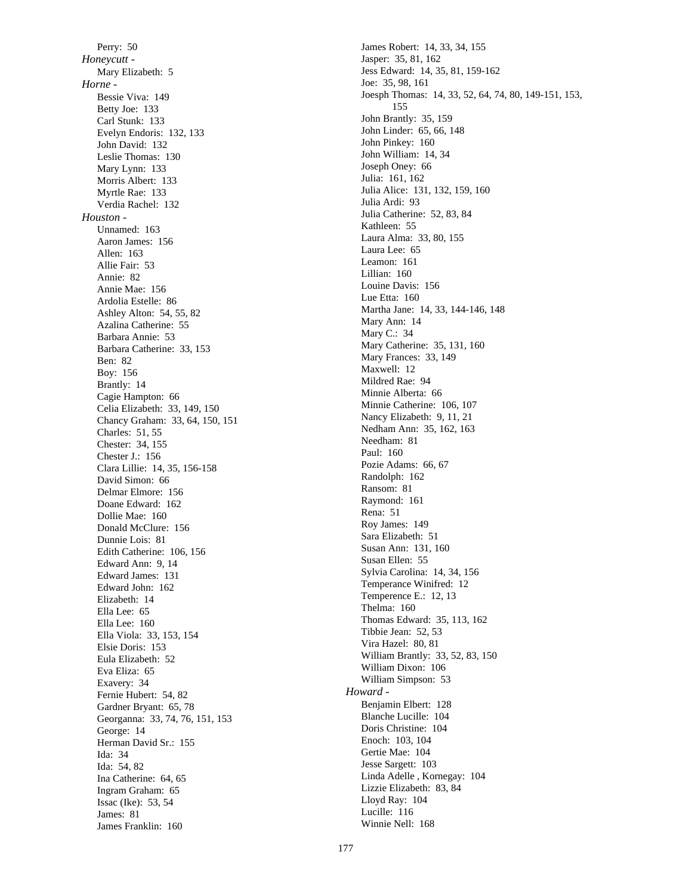Perry: 50

*Honeycutt -*

Mary Elizabeth: 5

*Horne -*

Bessie Viva: 149
Betty Joe: 133
Carl Stunk: 133
Evelyn Endoris: 132, 133
John David: 132
Leslie Thomas: 130
Mary Lynn: 133
Morris Albert: 133
Myrtle Rae: 133
Verdia Rachel: 132

*Houston -*

Unnamed: 163
Aaron James: 156
Allen: 163
Allie Fair: 53
Annie: 82
Annie Mae: 156
Ardolia Estelle: 86
Ashley Alton: 54, 55, 82
Azalina Catherine: 55
Barbara Annie: 53
Barbara Catherine: 33, 153
Ben: 82
Boy: 156
Brantly: 14
Cagie Hampton: 66
Celia Elizabeth: 33, 149, 150
Chancy Graham: 33, 64, 150, 151
Charles: 51, 55
Chester: 34, 155
Chester J.: 156
Clara Lillie: 14, 35, 156-158
David Simon: 66
Delmar Elmore: 156
Doane Edward: 162
Dollie Mae: 160
Donald McClure: 156
Dunnie Lois: 81
Edith Catherine: 106, 156
Edward Ann: 9, 14
Edward James: 131
Edward John: 162
Elizabeth: 14
Ella Lee: 65
Ella Lee: 160
Ella Viola: 33, 153, 154
Elsie Doris: 153
Eula Elizabeth: 52
Eva Eliza: 65
Exavery: 34
Fernie Hubert: 54, 82
Gardner Bryant: 65, 78
Georganna: 33, 74, 76, 151, 153
George: 14
Herman David Sr.: 155
Ida: 34
Ida: 54, 82
Ina Catherine: 64, 65
Ingram Graham: 65
Issac (Ike): 53, 54
James: 81
James Franklin: 160
James Robert: 14, 33, 34, 155
Jasper: 35, 81, 162
Jess Edward: 14, 35, 81, 159-162
Joe: 35, 98, 161
Joesph Thomas: 14, 33, 52, 64, 74, 80, 149-151, 153, 155
John Brantly: 35, 159
John Linder: 65, 66, 148
John Pinkey: 160
John William: 14, 34
Joseph Oney: 66
Julia: 161, 162
Julia Alice: 131, 132, 159, 160
Julia Ardi: 93
Julia Catherine: 52, 83, 84
Kathleen: 55
Laura Alma: 33, 80, 155
Laura Lee: 65
Leamon: 161
Lillian: 160
Louine Davis: 156
Lue Etta: 160
Martha Jane: 14, 33, 144-146, 148
Mary Ann: 14
Mary C.: 34
Mary Catherine: 35, 131, 160
Mary Frances: 33, 149
Maxwell: 12
Mildred Rae: 94
Minnie Alberta: 66
Minnie Catherine: 106, 107
Nancy Elizabeth: 9, 11, 21
Nedham Ann: 35, 162, 163
Needham: 81
Paul: 160
Pozie Adams: 66, 67
Randolph: 162
Ransom: 81
Raymond: 161
Rena: 51
Roy James: 149
Sara Elizabeth: 51
Susan Ann: 131, 160
Susan Ellen: 55
Sylvia Carolina: 14, 34, 156
Temperance Winifred: 12
Temperence E.: 12, 13
Thelma: 160
Thomas Edward: 35, 113, 162
Tibbie Jean: 52, 53
Vira Hazel: 80, 81
William Brantly: 33, 52, 83, 150
William Dixon: 106
William Simpson: 53

*Howard -*

Benjamin Elbert: 128
Blanche Lucille: 104
Doris Christine: 104
Enoch: 103, 104
Gertie Mae: 104
Jesse Sargett: 103
Linda Adelle , Kornegay: 104
Lizzie Elizabeth: 83, 84
Lloyd Ray: 104
Lucille: 116
Winnie Nell: 168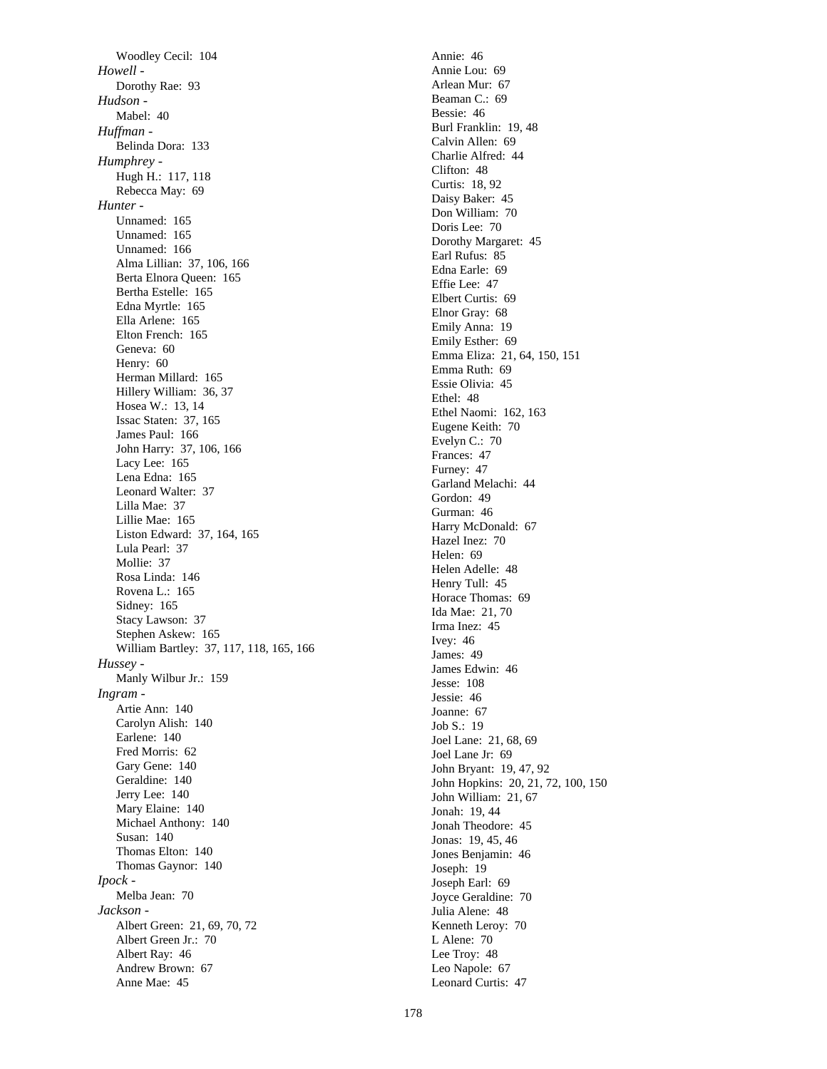Woodley Cecil: 104

*Howell -*

Dorothy Rae: 93

*Hudson -*

Mabel: 40

*Huffman -*

Belinda Dora: 133

*Humphrey -*

Hugh H.: 117, 118
Rebecca May: 69

*Hunter -*

Unnamed: 165
Unnamed: 165
Unnamed: 166
Alma Lillian: 37, 106, 166
Berta Elnora Queen: 165
Bertha Estelle: 165
Edna Myrtle: 165
Ella Arlene: 165
Elton French: 165
Geneva: 60
Henry: 60
Herman Millard: 165
Hillery William: 36, 37
Hosea W.: 13, 14
Issac Staten: 37, 165
James Paul: 166
John Harry: 37, 106, 166
Lacy Lee: 165
Lena Edna: 165
Leonard Walter: 37
Lilla Mae: 37
Lillie Mae: 165
Liston Edward: 37, 164, 165
Lula Pearl: 37
Mollie: 37
Rosa Linda: 146
Rovena L.: 165
Sidney: 165
Stacy Lawson: 37
Stephen Askew: 165
William Bartley: 37, 117, 118, 165, 166

*Hussey -*

Manly Wilbur Jr.: 159

*Ingram -*

Artie Ann: 140
Carolyn Alish: 140
Earlene: 140
Fred Morris: 62
Gary Gene: 140
Geraldine: 140
Jerry Lee: 140
Mary Elaine: 140
Michael Anthony: 140
Susan: 140
Thomas Elton: 140
Thomas Gaynor: 140

*Ipock -*

Melba Jean: 70

*Jackson -*

Albert Green: 21, 69, 70, 72
Albert Green Jr.: 70
Albert Ray: 46
Andrew Brown: 67
Anne Mae: 45
Annie: 46
Annie Lou: 69
Arlean Mur: 67
Beaman C.: 69
Bessie: 46
Burl Franklin: 19, 48
Calvin Allen: 69
Charlie Alfred: 44
Clifton: 48
Curtis: 18, 92
Daisy Baker: 45
Don William: 70
Doris Lee: 70
Dorothy Margaret: 45
Earl Rufus: 85
Edna Earle: 69
Effie Lee: 47
Elbert Curtis: 69
Elnor Gray: 68
Emily Anna: 19
Emily Esther: 69
Emma Eliza: 21, 64, 150, 151
Emma Ruth: 69
Essie Olivia: 45
Ethel: 48
Ethel Naomi: 162, 163
Eugene Keith: 70
Evelyn C.: 70
Frances: 47
Furney: 47
Garland Melachi: 44
Gordon: 49
Gurman: 46
Harry McDonald: 67
Hazel Inez: 70
Helen: 69
Helen Adelle: 48
Henry Tull: 45
Horace Thomas: 69
Ida Mae: 21, 70
Irma Inez: 45
Ivey: 46
James: 49
James Edwin: 46
Jesse: 108
Jessie: 46
Joanne: 67
Job S.: 19
Joel Lane: 21, 68, 69
Joel Lane Jr: 69
John Bryant: 19, 47, 92
John Hopkins: 20, 21, 72, 100, 150
John William: 21, 67
Jonah: 19, 44
Jonah Theodore: 45
Jonas: 19, 45, 46
Jones Benjamin: 46
Joseph: 19
Joseph Earl: 69
Joyce Geraldine: 70
Julia Alene: 48
Kenneth Leroy: 70
L Alene: 70
Lee Troy: 48
Leo Napole: 67
Leonard Curtis: 47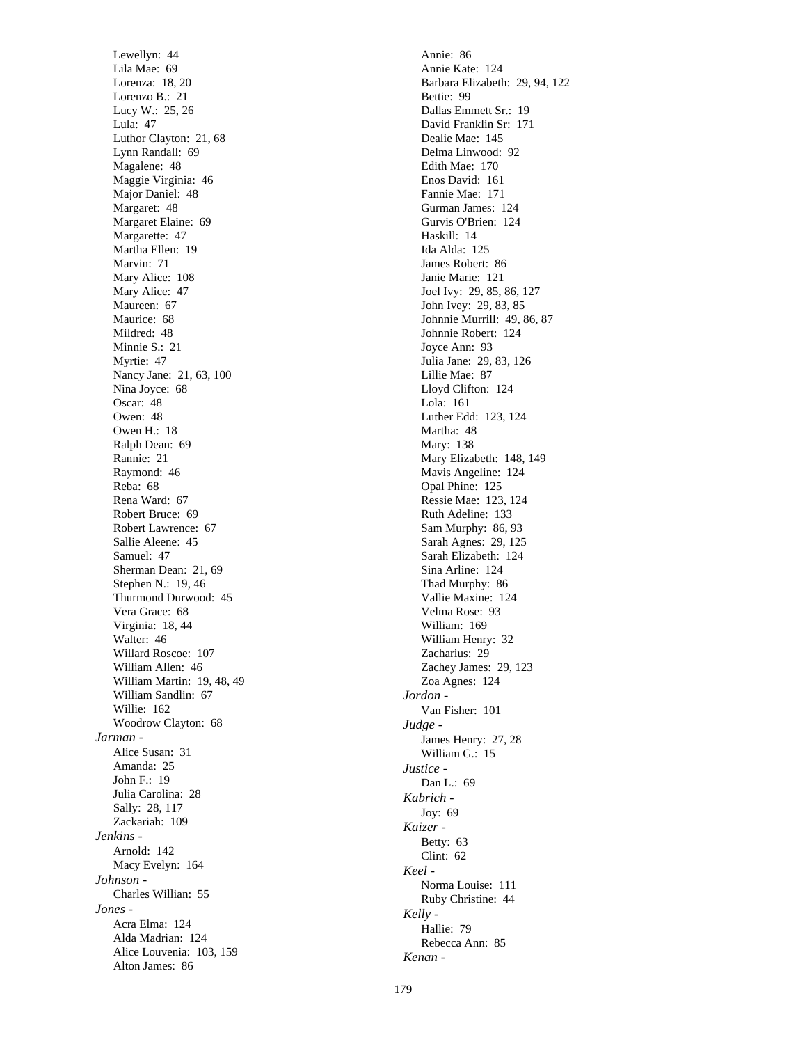Lewellyn: 44
Lila Mae: 69
Lorenza: 18, 20
Lorenzo B.: 21
Lucy W.: 25, 26
Lula: 47
Luthor Clayton: 21, 68
Lynn Randall: 69
Magalene: 48
Maggie Virginia: 46
Major Daniel: 48
Margaret: 48
Margaret Elaine: 69
Margarette: 47
Martha Ellen: 19
Marvin: 71
Mary Alice: 108
Mary Alice: 47
Maureen: 67
Maurice: 68
Mildred: 48
Minnie S.: 21
Myrtie: 47
Nancy Jane: 21, 63, 100
Nina Joyce: 68
Oscar: 48
Owen: 48
Owen H.: 18
Ralph Dean: 69
Rannie: 21
Raymond: 46
Reba: 68
Rena Ward: 67
Robert Bruce: 69
Robert Lawrence: 67
Sallie Aleene: 45
Samuel: 47
Sherman Dean: 21, 69
Stephen N.: 19, 46
Thurmond Durwood: 45
Vera Grace: 68
Virginia: 18, 44
Walter: 46
Willard Roscoe: 107
William Allen: 46
William Martin: 19, 48, 49
William Sandlin: 67
Willie: 162
Woodrow Clayton: 68

*Jarman -*
Alice Susan: 31
Amanda: 25
John F.: 19
Julia Carolina: 28
Sally: 28, 117
Zackariah: 109

*Jenkins -*
Arnold: 142
Macy Evelyn: 164

*Johnson -*
Charles Willian: 55

*Jones -*
Acra Elma: 124
Alda Madrian: 124
Alice Louvenia: 103, 159
Alton James: 86
Annie: 86
Annie Kate: 124
Barbara Elizabeth: 29, 94, 122
Bettie: 99
Dallas Emmett Sr.: 19
David Franklin Sr: 171
Dealie Mae: 145
Delma Linwood: 92
Edith Mae: 170
Enos David: 161
Fannie Mae: 171
Gurman James: 124
Gurvis O'Brien: 124
Haskill: 14
Ida Alda: 125
James Robert: 86
Janie Marie: 121
Joel Ivy: 29, 85, 86, 127
John Ivey: 29, 83, 85
Johnnie Murrill: 49, 86, 87
Johnnie Robert: 124
Joyce Ann: 93
Julia Jane: 29, 83, 126
Lillie Mae: 87
Lloyd Clifton: 124
Lola: 161
Luther Edd: 123, 124
Martha: 48
Mary: 138
Mary Elizabeth: 148, 149
Mavis Angeline: 124
Opal Phine: 125
Ressie Mae: 123, 124
Ruth Adeline: 133
Sam Murphy: 86, 93
Sarah Agnes: 29, 125
Sarah Elizabeth: 124
Sina Arline: 124
Thad Murphy: 86
Vallie Maxine: 124
Velma Rose: 93
William: 169
William Henry: 32
Zacharius: 29
Zachey James: 29, 123
Zoa Agnes: 124

*Jordon -*
Van Fisher: 101

*Judge -*
James Henry: 27, 28
William G.: 15

*Justice -*
Dan L.: 69

*Kabrich -*
Joy: 69

*Kaizer -*
Betty: 63
Clint: 62

*Keel -*
Norma Louise: 111
Ruby Christine: 44

*Kelly -*
Hallie: 79
Rebecca Ann: 85

*Kenan -*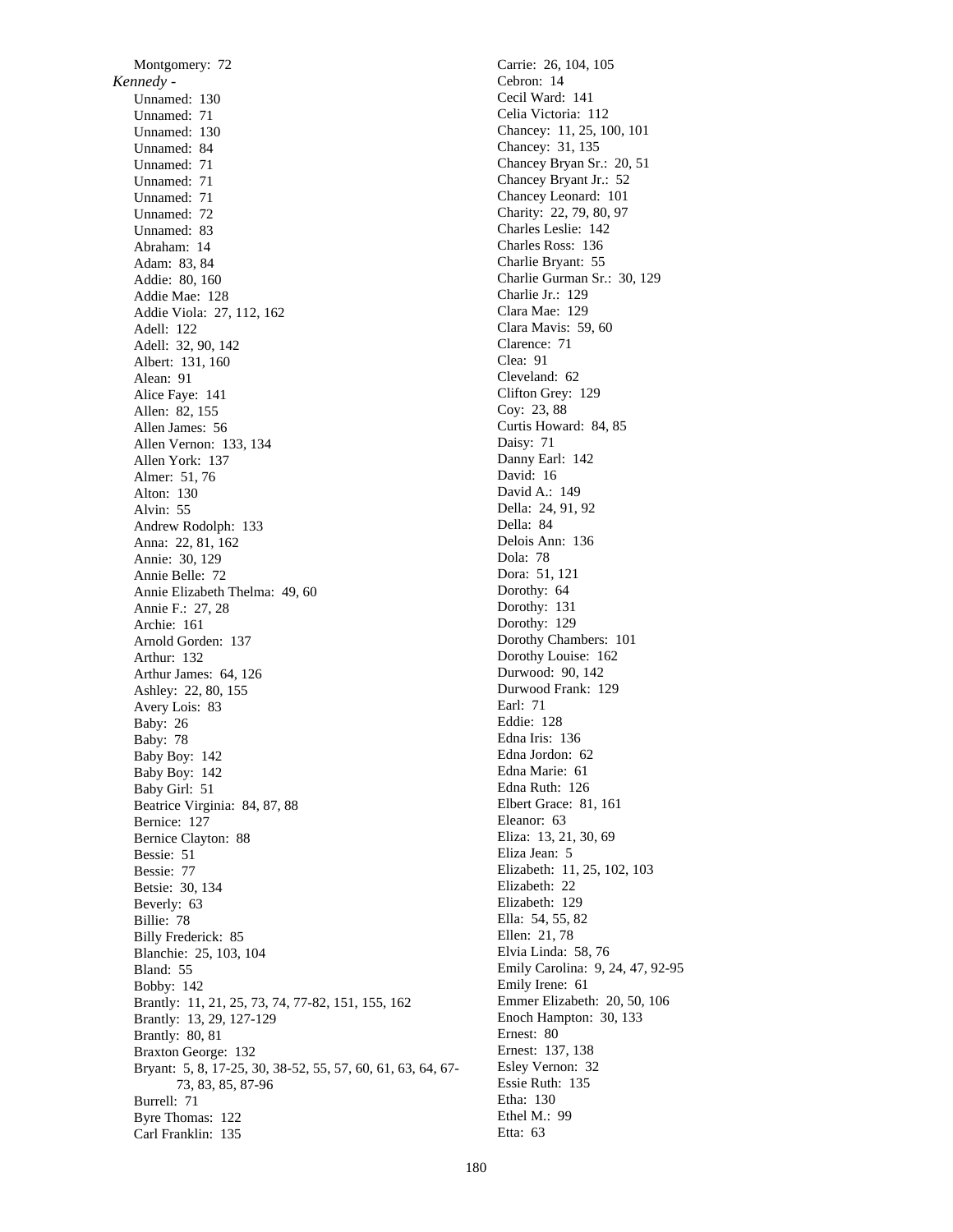Montgomery: 72

*Kennedy -*

Unnamed: 130
Unnamed: 71
Unnamed: 130
Unnamed: 84
Unnamed: 71
Unnamed: 71
Unnamed: 71
Unnamed: 72
Unnamed: 83
Abraham: 14
Adam: 83, 84
Addie: 80, 160
Addie Mae: 128
Addie Viola: 27, 112, 162
Adell: 122
Adell: 32, 90, 142
Albert: 131, 160
Alean: 91
Alice Faye: 141
Allen: 82, 155
Allen James: 56
Allen Vernon: 133, 134
Allen York: 137
Almer: 51, 76
Alton: 130
Alvin: 55
Andrew Rodolph: 133
Anna: 22, 81, 162
Annie: 30, 129
Annie Belle: 72
Annie Elizabeth Thelma: 49, 60
Annie F.: 27, 28
Archie: 161
Arnold Gorden: 137
Arthur: 132
Arthur James: 64, 126
Ashley: 22, 80, 155
Avery Lois: 83
Baby: 26
Baby: 78
Baby Boy: 142
Baby Boy: 142
Baby Girl: 51
Beatrice Virginia: 84, 87, 88
Bernice: 127
Bernice Clayton: 88
Bessie: 51
Bessie: 77
Betsie: 30, 134
Beverly: 63
Billie: 78
Billy Frederick: 85
Blanchie: 25, 103, 104
Bland: 55
Bobby: 142
Brantly: 11, 21, 25, 73, 74, 77-82, 151, 155, 162
Brantly: 13, 29, 127-129
Brantly: 80, 81
Braxton George: 132
Bryant: 5, 8, 17-25, 30, 38-52, 55, 57, 60, 61, 63, 64, 67-73, 83, 85, 87-96
Burrell: 71
Byre Thomas: 122
Carl Franklin: 135
Carrie: 26, 104, 105
Cebron: 14
Cecil Ward: 141
Celia Victoria: 112
Chancey: 11, 25, 100, 101
Chancey: 31, 135
Chancey Bryan Sr.: 20, 51
Chancey Bryant Jr.: 52
Chancey Leonard: 101
Charity: 22, 79, 80, 97
Charles Leslie: 142
Charles Ross: 136
Charlie Bryant: 55
Charlie Gurman Sr.: 30, 129
Charlie Jr.: 129
Clara Mae: 129
Clara Mavis: 59, 60
Clarence: 71
Clea: 91
Cleveland: 62
Clifton Grey: 129
Coy: 23, 88
Curtis Howard: 84, 85
Daisy: 71
Danny Earl: 142
David: 16
David A.: 149
Della: 24, 91, 92
Della: 84
Delois Ann: 136
Dola: 78
Dora: 51, 121
Dorothy: 64
Dorothy: 131
Dorothy: 129
Dorothy Chambers: 101
Dorothy Louise: 162
Durwood: 90, 142
Durwood Frank: 129
Earl: 71
Eddie: 128
Edna Iris: 136
Edna Jordon: 62
Edna Marie: 61
Edna Ruth: 126
Elbert Grace: 81, 161
Eleanor: 63
Eliza: 13, 21, 30, 69
Eliza Jean: 5
Elizabeth: 11, 25, 102, 103
Elizabeth: 22
Elizabeth: 129
Ella: 54, 55, 82
Ellen: 21, 78
Elvia Linda: 58, 76
Emily Carolina: 9, 24, 47, 92-95
Emily Irene: 61
Emmer Elizabeth: 20, 50, 106
Enoch Hampton: 30, 133
Ernest: 80
Ernest: 137, 138
Esley Vernon: 32
Essie Ruth: 135
Etha: 130
Ethel M.: 99
Etta: 63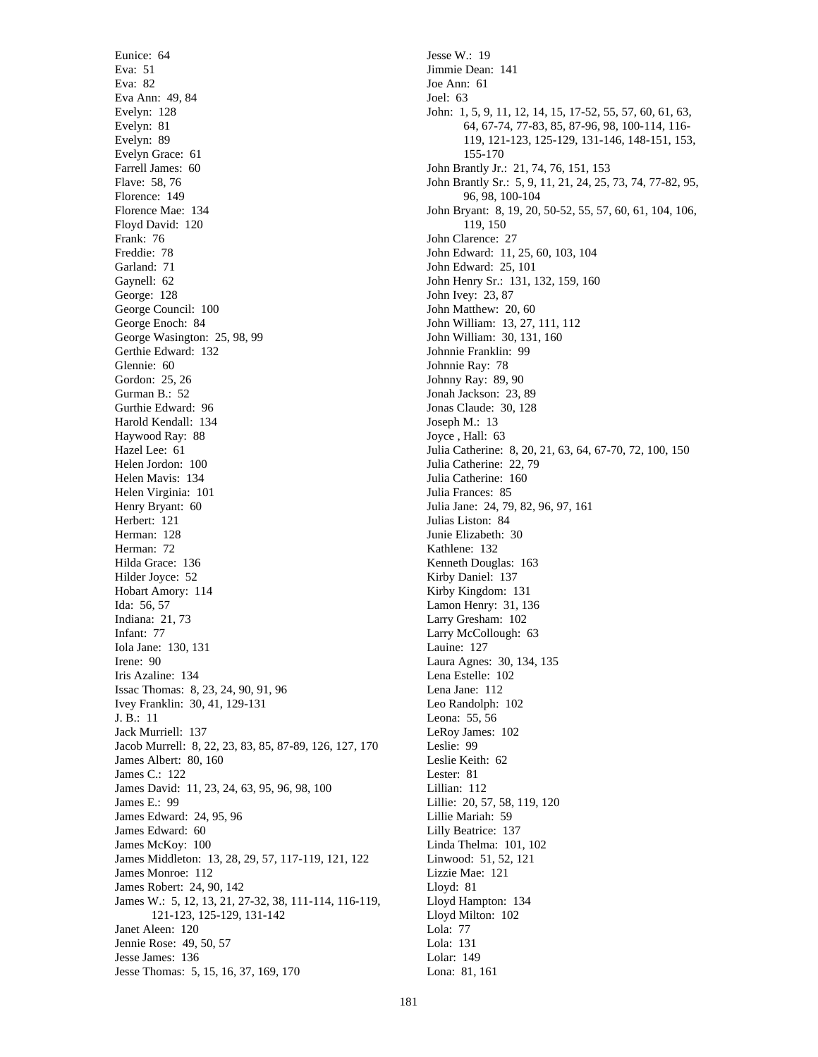Eunice: 64
Eva: 51
Eva: 82
Eva Ann: 49, 84
Evelyn: 128
Evelyn: 81
Evelyn: 89
Evelyn Grace: 61
Farrell James: 60
Flave: 58, 76
Florence: 149
Florence Mae: 134
Floyd David: 120
Frank: 76
Freddie: 78
Garland: 71
Gaynell: 62
George: 128
George Council: 100
George Enoch: 84
George Wasington: 25, 98, 99
Gerthie Edward: 132
Glennie: 60
Gordon: 25, 26
Gurman B.: 52
Gurthie Edward: 96
Harold Kendall: 134
Haywood Ray: 88
Hazel Lee: 61
Helen Jordon: 100
Helen Mavis: 134
Helen Virginia: 101
Henry Bryant: 60
Herbert: 121
Herman: 128
Herman: 72
Hilda Grace: 136
Hilder Joyce: 52
Hobart Amory: 114
Ida: 56, 57
Indiana: 21, 73
Infant: 77
Iola Jane: 130, 131
Irene: 90
Iris Azaline: 134
Issac Thomas: 8, 23, 24, 90, 91, 96
Ivey Franklin: 30, 41, 129-131
J. B.: 11
Jack Murriell: 137
Jacob Murrell: 8, 22, 23, 83, 85, 87-89, 126, 127, 170
James Albert: 80, 160
James C.: 122
James David: 11, 23, 24, 63, 95, 96, 98, 100
James E.: 99
James Edward: 24, 95, 96
James Edward: 60
James McKoy: 100
James Middleton: 13, 28, 29, 57, 117-119, 121, 122
James Monroe: 112
James Robert: 24, 90, 142
James W.: 5, 12, 13, 21, 27-32, 38, 111-114, 116-119, 121-123, 125-129, 131-142
Janet Aleen: 120
Jennie Rose: 49, 50, 57
Jesse James: 136
Jesse Thomas: 5, 15, 16, 37, 169, 170
Jesse W.: 19
Jimmie Dean: 141
Joe Ann: 61
Joel: 63
John: 1, 5, 9, 11, 12, 14, 15, 17-52, 55, 57, 60, 61, 63, 64, 67-74, 77-83, 85, 87-96, 98, 100-114, 116-119, 121-123, 125-129, 131-146, 148-151, 153, 155-170
John Brantly Jr.: 21, 74, 76, 151, 153
John Brantly Sr.: 5, 9, 11, 21, 24, 25, 73, 74, 77-82, 95, 96, 98, 100-104
John Bryant: 8, 19, 20, 50-52, 55, 57, 60, 61, 104, 106, 119, 150
John Clarence: 27
John Edward: 11, 25, 60, 103, 104
John Edward: 25, 101
John Henry Sr.: 131, 132, 159, 160
John Ivey: 23, 87
John Matthew: 20, 60
John William: 13, 27, 111, 112
John William: 30, 131, 160
Johnnie Franklin: 99
Johnnie Ray: 78
Johnny Ray: 89, 90
Jonah Jackson: 23, 89
Jonas Claude: 30, 128
Joseph M.: 13
Joyce , Hall: 63
Julia Catherine: 8, 20, 21, 63, 64, 67-70, 72, 100, 150
Julia Catherine: 22, 79
Julia Catherine: 160
Julia Frances: 85
Julia Jane: 24, 79, 82, 96, 97, 161
Julias Liston: 84
Junie Elizabeth: 30
Kathlene: 132
Kenneth Douglas: 163
Kirby Daniel: 137
Kirby Kingdom: 131
Lamon Henry: 31, 136
Larry Gresham: 102
Larry McCollough: 63
Lauine: 127
Laura Agnes: 30, 134, 135
Lena Estelle: 102
Lena Jane: 112
Leo Randolph: 102
Leona: 55, 56
LeRoy James: 102
Leslie: 99
Leslie Keith: 62
Lester: 81
Lillian: 112
Lillie: 20, 57, 58, 119, 120
Lillie Mariah: 59
Lilly Beatrice: 137
Linda Thelma: 101, 102
Linwood: 51, 52, 121
Lizzie Mae: 121
Lloyd: 81
Lloyd Hampton: 134
Lloyd Milton: 102
Lola: 77
Lola: 131
Lolar: 149
Lona: 81, 161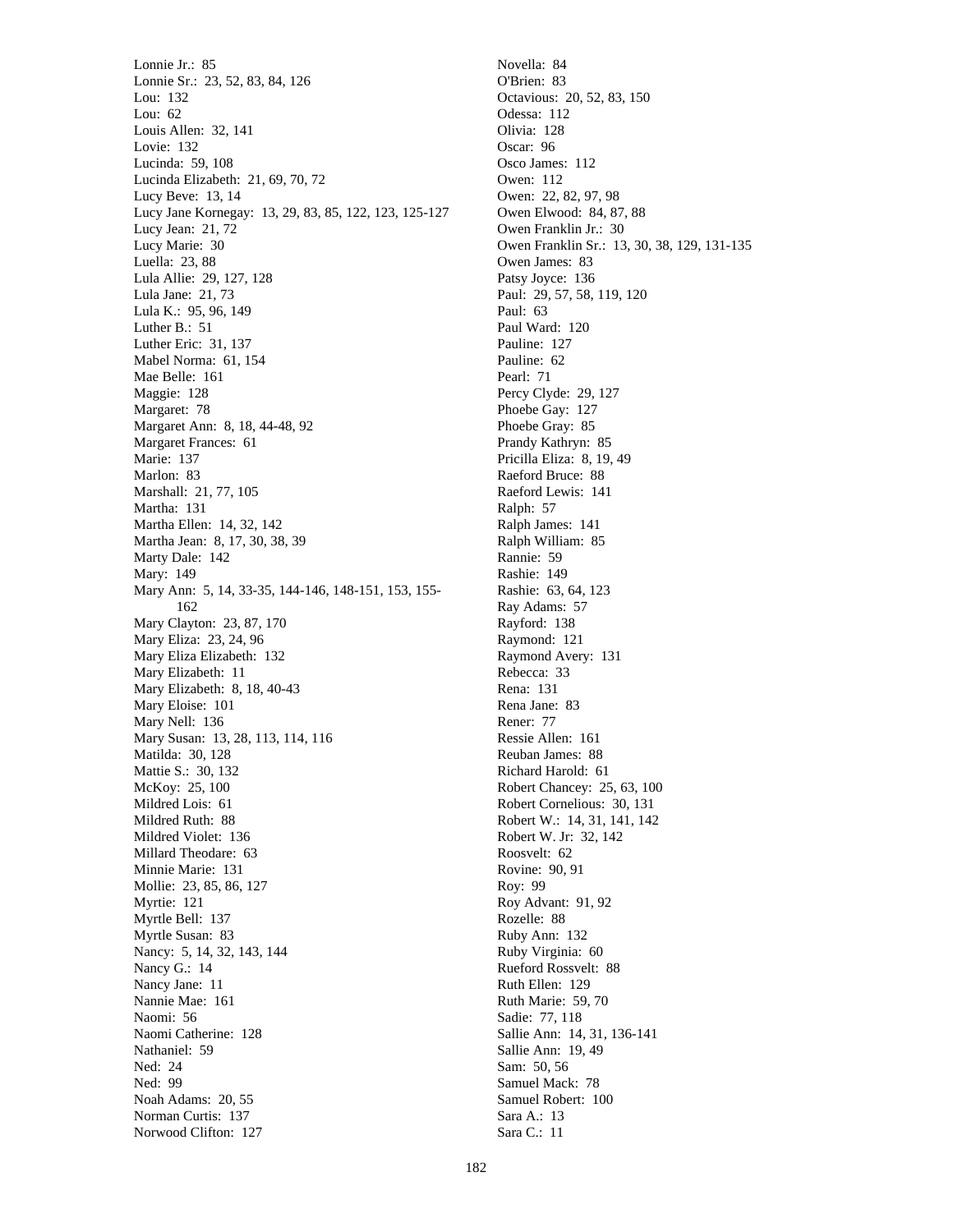Lonnie Jr.: 85
Lonnie Sr.: 23, 52, 83, 84, 126
Lou: 132
Lou: 62
Louis Allen: 32, 141
Lovie: 132
Lucinda: 59, 108
Lucinda Elizabeth: 21, 69, 70, 72
Lucy Beve: 13, 14
Lucy Jane Kornegay: 13, 29, 83, 85, 122, 123, 125-127
Lucy Jean: 21, 72
Lucy Marie: 30
Luella: 23, 88
Lula Allie: 29, 127, 128
Lula Jane: 21, 73
Lula K.: 95, 96, 149
Luther B.: 51
Luther Eric: 31, 137
Mabel Norma: 61, 154
Mae Belle: 161
Maggie: 128
Margaret: 78
Margaret Ann: 8, 18, 44-48, 92
Margaret Frances: 61
Marie: 137
Marlon: 83
Marshall: 21, 77, 105
Martha: 131
Martha Ellen: 14, 32, 142
Martha Jean: 8, 17, 30, 38, 39
Marty Dale: 142
Mary: 149
Mary Ann: 5, 14, 33-35, 144-146, 148-151, 153, 155-162
Mary Clayton: 23, 87, 170
Mary Eliza: 23, 24, 96
Mary Eliza Elizabeth: 132
Mary Elizabeth: 11
Mary Elizabeth: 8, 18, 40-43
Mary Eloise: 101
Mary Nell: 136
Mary Susan: 13, 28, 113, 114, 116
Matilda: 30, 128
Mattie S.: 30, 132
McKoy: 25, 100
Mildred Lois: 61
Mildred Ruth: 88
Mildred Violet: 136
Millard Theodare: 63
Minnie Marie: 131
Mollie: 23, 85, 86, 127
Myrtie: 121
Myrtle Bell: 137
Myrtle Susan: 83
Nancy: 5, 14, 32, 143, 144
Nancy G.: 14
Nancy Jane: 11
Nannie Mae: 161
Naomi: 56
Naomi Catherine: 128
Nathaniel: 59
Ned: 24
Ned: 99
Noah Adams: 20, 55
Norman Curtis: 137
Norwood Clifton: 127
Novella: 84
O'Brien: 83
Octavious: 20, 52, 83, 150
Odessa: 112
Olivia: 128
Oscar: 96
Osco James: 112
Owen: 112
Owen: 22, 82, 97, 98
Owen Elwood: 84, 87, 88
Owen Franklin Jr.: 30
Owen Franklin Sr.: 13, 30, 38, 129, 131-135
Owen James: 83
Patsy Joyce: 136
Paul: 29, 57, 58, 119, 120
Paul: 63
Paul Ward: 120
Pauline: 127
Pauline: 62
Pearl: 71
Percy Clyde: 29, 127
Phoebe Gay: 127
Phoebe Gray: 85
Prandy Kathryn: 85
Pricilla Eliza: 8, 19, 49
Raeford Bruce: 88
Raeford Lewis: 141
Ralph: 57
Ralph James: 141
Ralph William: 85
Rannie: 59
Rashie: 149
Rashie: 63, 64, 123
Ray Adams: 57
Rayford: 138
Raymond: 121
Raymond Avery: 131
Rebecca: 33
Rena: 131
Rena Jane: 83
Rener: 77
Ressie Allen: 161
Reuban James: 88
Richard Harold: 61
Robert Chancey: 25, 63, 100
Robert Cornelious: 30, 131
Robert W.: 14, 31, 141, 142
Robert W. Jr: 32, 142
Roosvelt: 62
Rovine: 90, 91
Roy: 99
Roy Advant: 91, 92
Rozelle: 88
Ruby Ann: 132
Ruby Virginia: 60
Rueford Rossvelt: 88
Ruth Ellen: 129
Ruth Marie: 59, 70
Sadie: 77, 118
Sallie Ann: 14, 31, 136-141
Sallie Ann: 19, 49
Sam: 50, 56
Samuel Mack: 78
Samuel Robert: 100
Sara A.: 13
Sara C.: 11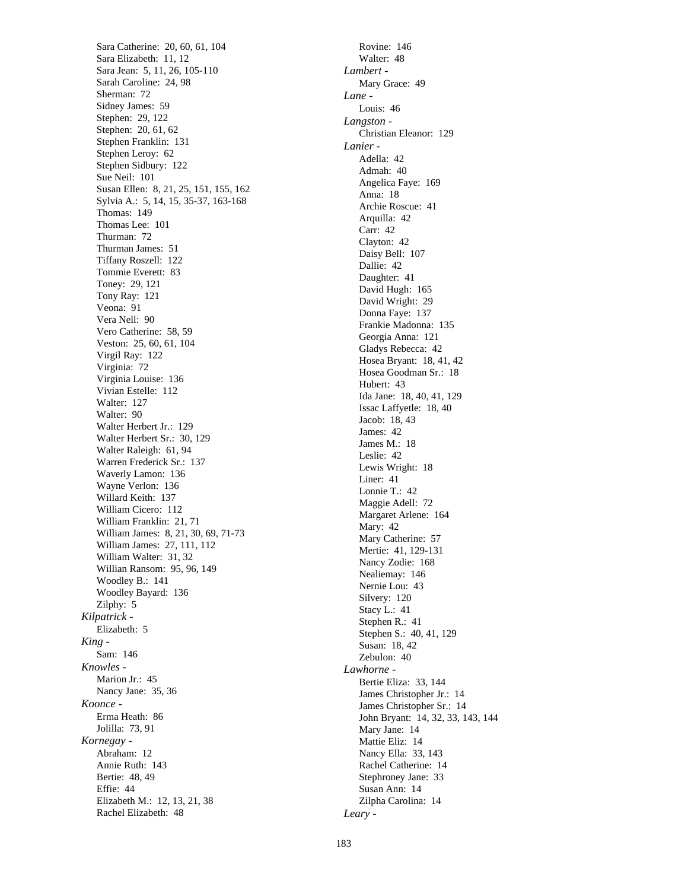Sara Catherine: 20, 60, 61, 104
Sara Elizabeth: 11, 12
Sara Jean: 5, 11, 26, 105-110
Sarah Caroline: 24, 98
Sherman: 72
Sidney James: 59
Stephen: 29, 122
Stephen: 20, 61, 62
Stephen Franklin: 131
Stephen Leroy: 62
Stephen Sidbury: 122
Sue Neil: 101
Susan Ellen: 8, 21, 25, 151, 155, 162
Sylvia A.: 5, 14, 15, 35-37, 163-168
Thomas: 149
Thomas Lee: 101
Thurman: 72
Thurman James: 51
Tiffany Roszell: 122
Tommie Everett: 83
Toney: 29, 121
Tony Ray: 121
Veona: 91
Vera Nell: 90
Vero Catherine: 58, 59
Veston: 25, 60, 61, 104
Virgil Ray: 122
Virginia: 72
Virginia Louise: 136
Vivian Estelle: 112
Walter: 127
Walter: 90
Walter Herbert Jr.: 129
Walter Herbert Sr.: 30, 129
Walter Raleigh: 61, 94
Warren Frederick Sr.: 137
Waverly Lamon: 136
Wayne Verlon: 136
Willard Keith: 137
William Cicero: 112
William Franklin: 21, 71
William James: 8, 21, 30, 69, 71-73
William James: 27, 111, 112
William Walter: 31, 32
Willian Ransom: 95, 96, 149
Woodley B.: 141
Woodley Bayard: 136
Zilphy: 5

*Kilpatrick -*
Elizabeth: 5

*King -*
Sam: 146

*Knowles -*
Marion Jr.: 45
Nancy Jane: 35, 36

*Koonce -*
Erma Heath: 86
Jolilla: 73, 91

*Kornegay -*
Abraham: 12
Annie Ruth: 143
Bertie: 48, 49
Effie: 44
Elizabeth M.: 12, 13, 21, 38
Rachel Elizabeth: 48
Rovine: 146
Walter: 48

*Lambert -*
Mary Grace: 49

*Lane -*
Louis: 46

*Langston -*
Christian Eleanor: 129

*Lanier -*
Adella: 42
Admah: 40
Angelica Faye: 169
Anna: 18
Archie Roscue: 41
Arquilla: 42
Carr: 42
Clayton: 42
Daisy Bell: 107
Dallie: 42
Daughter: 41
David Hugh: 165
David Wright: 29
Donna Faye: 137
Frankie Madonna: 135
Georgia Anna: 121
Gladys Rebecca: 42
Hosea Bryant: 18, 41, 42
Hosea Goodman Sr.: 18
Hubert: 43
Ida Jane: 18, 40, 41, 129
Issac Laffyetle: 18, 40
Jacob: 18, 43
James: 42
James M.: 18
Leslie: 42
Lewis Wright: 18
Liner: 41
Lonnie T.: 42
Maggie Adell: 72
Margaret Arlene: 164
Mary: 42
Mary Catherine: 57
Mertie: 41, 129-131
Nancy Zodie: 168
Nealiemay: 146
Nernie Lou: 43
Silvery: 120
Stacy L.: 41
Stephen R.: 41
Stephen S.: 40, 41, 129
Susan: 18, 42
Zebulon: 40

*Lawhorne -*
Bertie Eliza: 33, 144
James Christopher Jr.: 14
James Christopher Sr.: 14
John Bryant: 14, 32, 33, 143, 144
Mary Jane: 14
Mattie Eliz: 14
Nancy Ella: 33, 143
Rachel Catherine: 14
Stephroney Jane: 33
Susan Ann: 14
Zilpha Carolina: 14

*Leary -*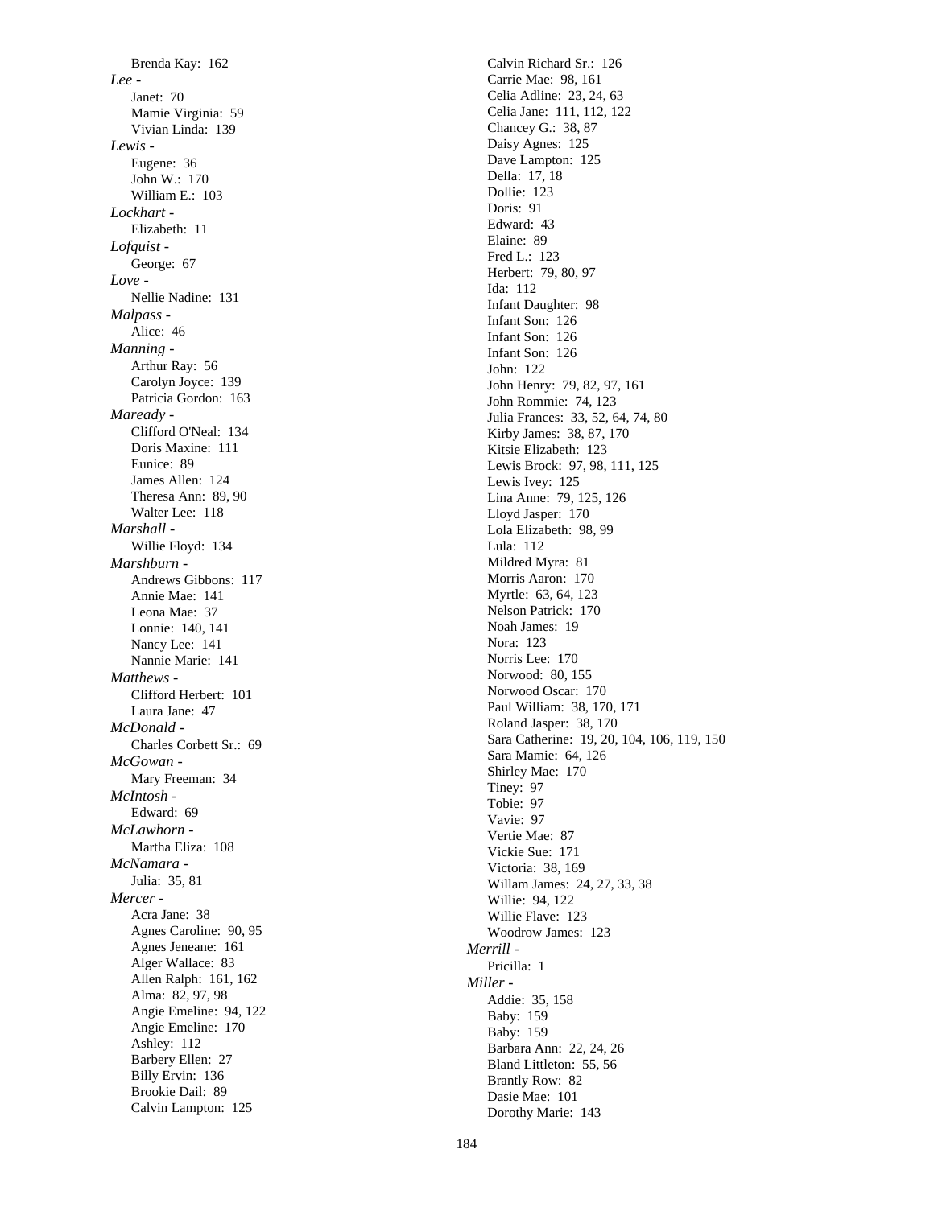Brenda Kay: 162

*Lee -*

Janet: 70
Mamie Virginia: 59
Vivian Linda: 139

*Lewis -*

Eugene: 36
John W.: 170
William E.: 103

*Lockhart -*

Elizabeth: 11

*Lofquist -*

George: 67

*Love -*

Nellie Nadine: 131

*Malpass -*

Alice: 46

*Manning -*

Arthur Ray: 56
Carolyn Joyce: 139
Patricia Gordon: 163

*Maready -*

Clifford O'Neal: 134
Doris Maxine: 111
Eunice: 89
James Allen: 124
Theresa Ann: 89, 90
Walter Lee: 118

*Marshall -*

Willie Floyd: 134

*Marshburn -*

Andrews Gibbons: 117
Annie Mae: 141
Leona Mae: 37
Lonnie: 140, 141
Nancy Lee: 141
Nannie Marie: 141

*Matthews -*

Clifford Herbert: 101
Laura Jane: 47

*McDonald -*

Charles Corbett Sr.: 69

*McGowan -*

Mary Freeman: 34

*McIntosh -*

Edward: 69

*McLawhorn -*

Martha Eliza: 108

*McNamara -*

Julia: 35, 81

*Mercer -*

Acra Jane: 38
Agnes Caroline: 90, 95
Agnes Jeneane: 161
Alger Wallace: 83
Allen Ralph: 161, 162
Alma: 82, 97, 98
Angie Emeline: 94, 122
Angie Emeline: 170
Ashley: 112
Barbery Ellen: 27
Billy Ervin: 136
Brookie Dail: 89
Calvin Lampton: 125
Calvin Richard Sr.: 126
Carrie Mae: 98, 161
Celia Adline: 23, 24, 63
Celia Jane: 111, 112, 122
Chancey G.: 38, 87
Daisy Agnes: 125
Dave Lampton: 125
Della: 17, 18
Dollie: 123
Doris: 91
Edward: 43
Elaine: 89
Fred L.: 123
Herbert: 79, 80, 97
Ida: 112
Infant Daughter: 98
Infant Son: 126
Infant Son: 126
Infant Son: 126
John: 122
John Henry: 79, 82, 97, 161
John Rommie: 74, 123
Julia Frances: 33, 52, 64, 74, 80
Kirby James: 38, 87, 170
Kitsie Elizabeth: 123
Lewis Brock: 97, 98, 111, 125
Lewis Ivey: 125
Lina Anne: 79, 125, 126
Lloyd Jasper: 170
Lola Elizabeth: 98, 99
Lula: 112
Mildred Myra: 81
Morris Aaron: 170
Myrtle: 63, 64, 123
Nelson Patrick: 170
Noah James: 19
Nora: 123
Norris Lee: 170
Norwood: 80, 155
Norwood Oscar: 170
Paul William: 38, 170, 171
Roland Jasper: 38, 170
Sara Catherine: 19, 20, 104, 106, 119, 150
Sara Mamie: 64, 126
Shirley Mae: 170
Tiney: 97
Tobie: 97
Vavie: 97
Vertie Mae: 87
Vickie Sue: 171
Victoria: 38, 169
Willam James: 24, 27, 33, 38
Willie: 94, 122
Willie Flave: 123
Woodrow James: 123

*Merrill -*

Pricilla: 1

*Miller -*

Addie: 35, 158
Baby: 159
Baby: 159
Barbara Ann: 22, 24, 26
Bland Littleton: 55, 56
Brantly Row: 82
Dasie Mae: 101
Dorothy Marie: 143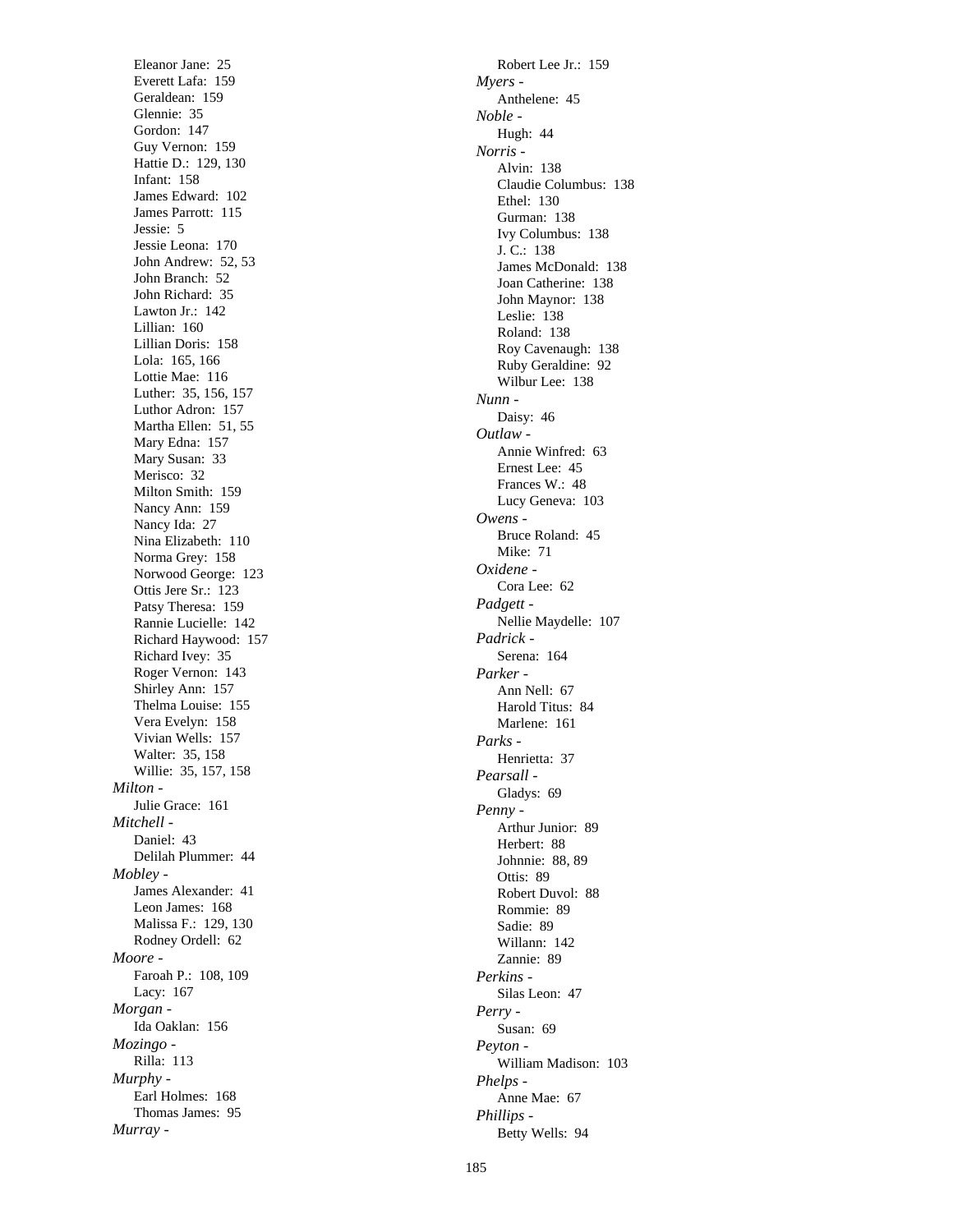Eleanor Jane: 25
Everett Lafa: 159
Geraldean: 159
Glennie: 35
Gordon: 147
Guy Vernon: 159
Hattie D.: 129, 130
Infant: 158
James Edward: 102
James Parrott: 115
Jessie: 5
Jessie Leona: 170
John Andrew: 52, 53
John Branch: 52
John Richard: 35
Lawton Jr.: 142
Lillian: 160
Lillian Doris: 158
Lola: 165, 166
Lottie Mae: 116
Luther: 35, 156, 157
Luthor Adron: 157
Martha Ellen: 51, 55
Mary Edna: 157
Mary Susan: 33
Merisco: 32
Milton Smith: 159
Nancy Ann: 159
Nancy Ida: 27
Nina Elizabeth: 110
Norma Grey: 158
Norwood George: 123
Ottis Jere Sr.: 123
Patsy Theresa: 159
Rannie Lucielle: 142
Richard Haywood: 157
Richard Ivey: 35
Roger Vernon: 143
Shirley Ann: 157
Thelma Louise: 155
Vera Evelyn: 158
Vivian Wells: 157
Walter: 35, 158
Willie: 35, 157, 158

*Milton -*
Julie Grace: 161

*Mitchell -*
Daniel: 43
Delilah Plummer: 44

*Mobley -*
James Alexander: 41
Leon James: 168
Malissa F.: 129, 130
Rodney Ordell: 62

*Moore -*
Faroah P.: 108, 109
Lacy: 167

*Morgan -*
Ida Oaklan: 156

*Mozingo -*
Rilla: 113

*Murphy -*
Earl Holmes: 168
Thomas James: 95

*Murray -*
Robert Lee Jr.: 159

*Myers -*
Anthelene: 45

*Noble -*
Hugh: 44

*Norris -*
Alvin: 138
Claudie Columbus: 138
Ethel: 130
Gurman: 138
Ivy Columbus: 138
J. C.: 138
James McDonald: 138
Joan Catherine: 138
John Maynor: 138
Leslie: 138
Roland: 138
Roy Cavenaugh: 138
Ruby Geraldine: 92
Wilbur Lee: 138

*Nunn -*
Daisy: 46

*Outlaw -*
Annie Winfred: 63
Ernest Lee: 45
Frances W.: 48
Lucy Geneva: 103

*Owens -*
Bruce Roland: 45
Mike: 71

*Oxidene -*
Cora Lee: 62

*Padgett -*
Nellie Maydelle: 107

*Padrick -*
Serena: 164

*Parker -*
Ann Nell: 67
Harold Titus: 84
Marlene: 161

*Parks -*
Henrietta: 37

*Pearsall -*
Gladys: 69

*Penny -*
Arthur Junior: 89
Herbert: 88
Johnnie: 88, 89
Ottis: 89
Robert Duvol: 88
Rommie: 89
Sadie: 89
Willann: 142
Zannie: 89

*Perkins -*
Silas Leon: 47

*Perry -*
Susan: 69

*Peyton -*
William Madison: 103

*Phelps -*
Anne Mae: 67

*Phillips -*
Betty Wells: 94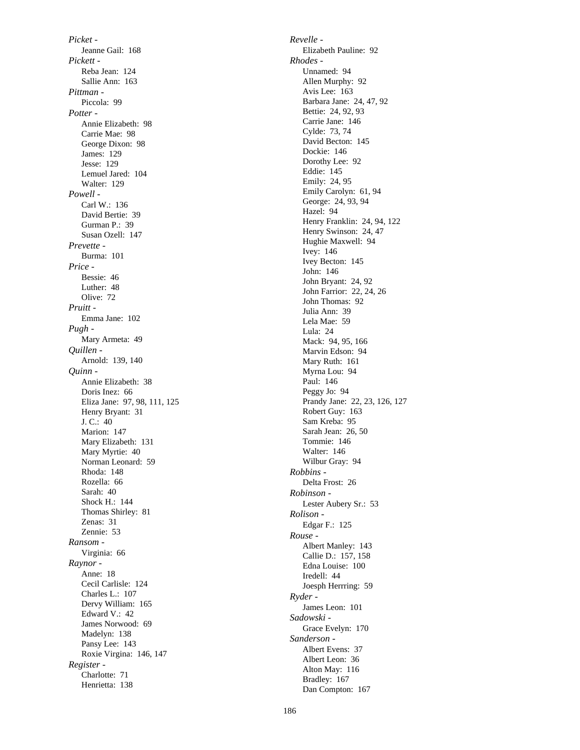*Picket -*
Jeanne Gail: 168
*Pickett -*
Reba Jean: 124
Sallie Ann: 163
*Pittman -*
Piccola: 99
*Potter -*
Annie Elizabeth: 98
Carrie Mae: 98
George Dixon: 98
James: 129
Jesse: 129
Lemuel Jared: 104
Walter: 129
*Powell -*
Carl W.: 136
David Bertie: 39
Gurman P.: 39
Susan Ozell: 147
*Prevette -*
Burma: 101
*Price -*
Bessie: 46
Luther: 48
Olive: 72
*Pruitt -*
Emma Jane: 102
*Pugh -*
Mary Armeta: 49
*Quillen -*
Arnold: 139, 140
*Quinn -*
Annie Elizabeth: 38
Doris Inez: 66
Eliza Jane: 97, 98, 111, 125
Henry Bryant: 31
J. C.: 40
Marion: 147
Mary Elizabeth: 131
Mary Myrtie: 40
Norman Leonard: 59
Rhoda: 148
Rozella: 66
Sarah: 40
Shock H.: 144
Thomas Shirley: 81
Zenas: 31
Zennie: 53
*Ransom -*
Virginia: 66
*Raynor -*
Anne: 18
Cecil Carlisle: 124
Charles L.: 107
Dervy William: 165
Edward V.: 42
James Norwood: 69
Madelyn: 138
Pansy Lee: 143
Roxie Virgina: 146, 147
*Register -*
Charlotte: 71
Henrietta: 138
*Revelle -*
Elizabeth Pauline: 92
*Rhodes -*
Unnamed: 94
Allen Murphy: 92
Avis Lee: 163
Barbara Jane: 24, 47, 92
Bettie: 24, 92, 93
Carrie Jane: 146
Cylde: 73, 74
David Becton: 145
Dockie: 146
Dorothy Lee: 92
Eddie: 145
Emily: 24, 95
Emily Carolyn: 61, 94
George: 24, 93, 94
Hazel: 94
Henry Franklin: 24, 94, 122
Henry Swinson: 24, 47
Hughie Maxwell: 94
Ivey: 146
Ivey Becton: 145
John: 146
John Bryant: 24, 92
John Farrior: 22, 24, 26
John Thomas: 92
Julia Ann: 39
Lela Mae: 59
Lula: 24
Mack: 94, 95, 166
Marvin Edson: 94
Mary Ruth: 161
Myrna Lou: 94
Paul: 146
Peggy Jo: 94
Prandy Jane: 22, 23, 126, 127
Robert Guy: 163
Sam Kreba: 95
Sarah Jean: 26, 50
Tommie: 146
Walter: 146
Wilbur Gray: 94
*Robbins -*
Delta Frost: 26
*Robinson -*
Lester Aubery Sr.: 53
*Rolison -*
Edgar F.: 125
*Rouse -*
Albert Manley: 143
Callie D.: 157, 158
Edna Louise: 100
Iredell: 44
Joesph Herrring: 59
*Ryder -*
James Leon: 101
*Sadowski -*
Grace Evelyn: 170
*Sanderson -*
Albert Evens: 37
Albert Leon: 36
Alton May: 116
Bradley: 167
Dan Compton: 167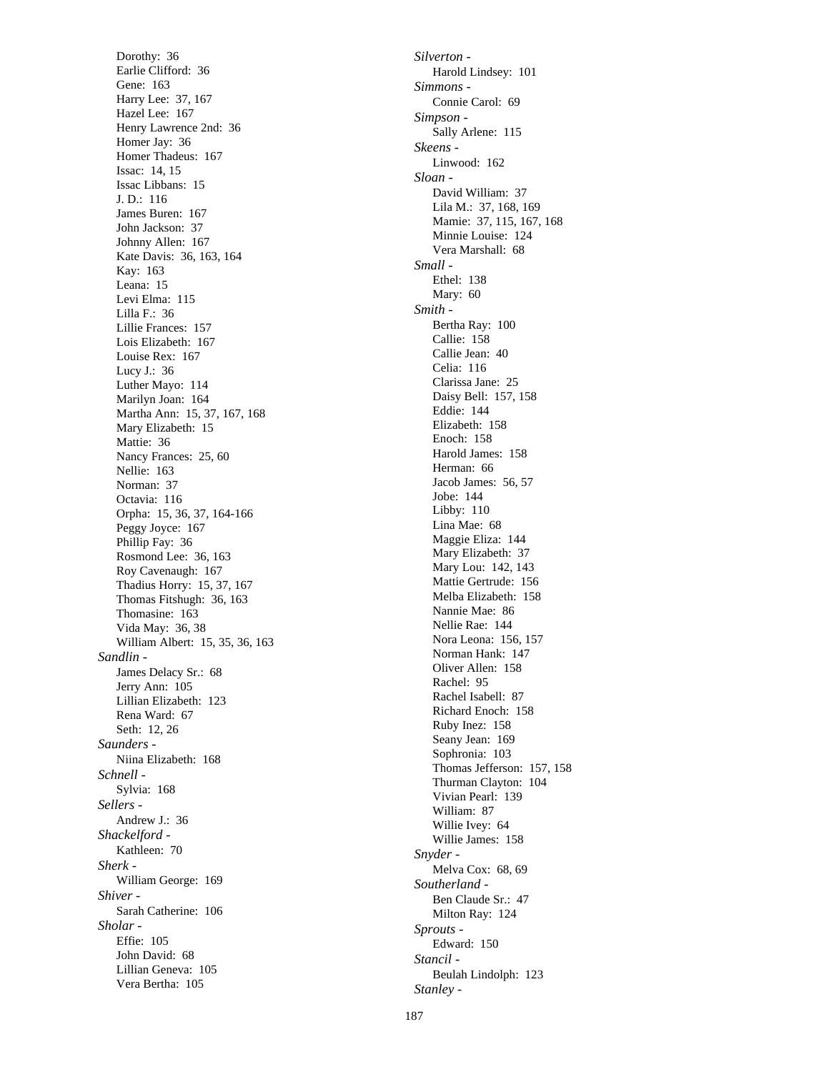Dorothy: 36
Earlie Clifford: 36
Gene: 163
Harry Lee: 37, 167
Hazel Lee: 167
Henry Lawrence 2nd: 36
Homer Jay: 36
Homer Thadeus: 167
Issac: 14, 15
Issac Libbans: 15
J. D.: 116
James Buren: 167
John Jackson: 37
Johnny Allen: 167
Kate Davis: 36, 163, 164
Kay: 163
Leana: 15
Levi Elma: 115
Lilla F.: 36
Lillie Frances: 157
Lois Elizabeth: 167
Louise Rex: 167
Lucy J.: 36
Luther Mayo: 114
Marilyn Joan: 164
Martha Ann: 15, 37, 167, 168
Mary Elizabeth: 15
Mattie: 36
Nancy Frances: 25, 60
Nellie: 163
Norman: 37
Octavia: 116
Orpha: 15, 36, 37, 164-166
Peggy Joyce: 167
Phillip Fay: 36
Rosmond Lee: 36, 163
Roy Cavenaugh: 167
Thadius Horry: 15, 37, 167
Thomas Fitshugh: 36, 163
Thomasine: 163
Vida May: 36, 38
William Albert: 15, 35, 36, 163

*Sandlin* -
Jamés Delacy Sr.: 68
Jerry Ann: 105
Lillian Elizabeth: 123
Rena Ward: 67
Seth: 12, 26

*Saunders* -
Niina Elizabeth: 168

*Schnell* -
Sylvia: 168

*Sellers* -
Andrew J.: 36

*Shackelford* -
Kathleen: 70

*Sherk* -
William George: 169

*Shiver* -
Sarah Catherine: 106

*Sholar* -
Effie: 105
John David: 68
Lillian Geneva: 105
Vera Bertha: 105

*Silverton* -
Harold Lindsey: 101

*Simmons* -
Connie Carol: 69

*Simpson* -
Sally Arlene: 115

*Skeens* -
Linwood: 162

*Sloan* -
David William: 37
Lila M.: 37, 168, 169
Mamie: 37, 115, 167, 168
Minnie Louise: 124
Vera Marshall: 68

*Small* -
Ethel: 138
Mary: 60

*Smith* -
Bertha Ray: 100
Callie: 158
Callie Jean: 40
Celia: 116
Clarissa Jane: 25
Daisy Bell: 157, 158
Eddie: 144
Elizabeth: 158
Enoch: 158
Harold James: 158
Herman: 66
Jacob James: 56, 57
Jobe: 144
Libby: 110
Lina Mae: 68
Maggie Eliza: 144
Mary Elizabeth: 37
Mary Lou: 142, 143
Mattie Gertrude: 156
Melba Elizabeth: 158
Nannie Mae: 86
Nellie Rae: 144
Nora Leona: 156, 157
Norman Hank: 147
Oliver Allen: 158
Rachel: 95
Rachel Isabell: 87
Richard Enoch: 158
Ruby Inez: 158
Seany Jean: 169
Sophronia: 103
Thomas Jefferson: 157, 158
Thurman Clayton: 104
Vivian Pearl: 139
William: 87
Willie Ivey: 64
Willie James: 158

*Snyder* -
Melva Cox: 68, 69

*Southerland* -
Ben Claude Sr.: 47
Milton Ray: 124

*Sprouts* -
Edward: 150

*Stancil* -
Beulah Lindolph: 123

*Stanley* -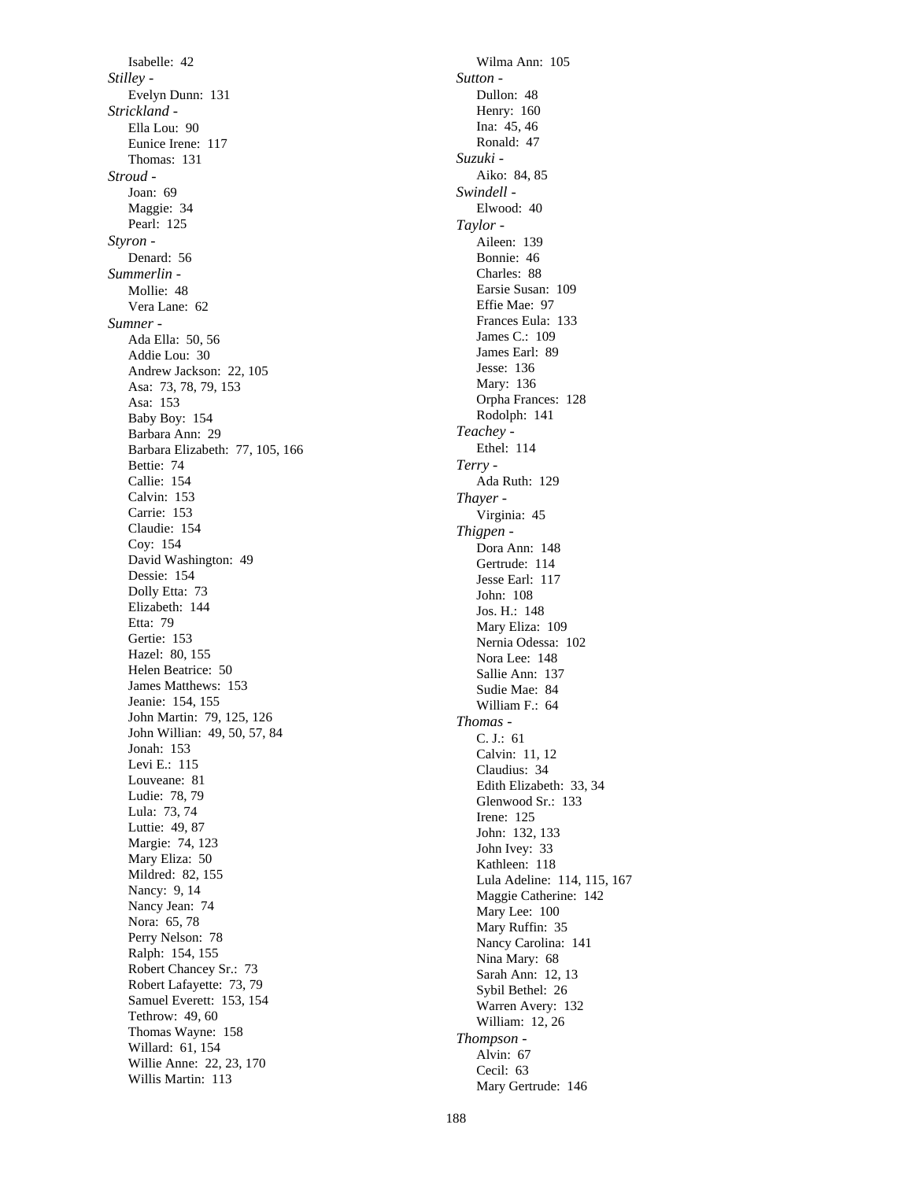Isabelle: 42

*Stilley -*

Evelyn Dunn: 131

*Strickland -*

Ella Lou: 90

Eunice Irene: 117

Thomas: 131

*Stroud -*

Joan: 69

Maggie: 34

Pearl: 125

*Styron -*

Denard: 56

*Summerlin -*

Mollie: 48

Vera Lane: 62

*Sumner -*

Ada Ella: 50, 56

Addie Lou: 30

Andrew Jackson: 22, 105

Asa: 73, 78, 79, 153

Asa: 153

Baby Boy: 154

Barbara Ann: 29

Barbara Elizabeth: 77, 105, 166

Bettie: 74

Callie: 154

Calvin: 153

Carrie: 153

Claudie: 154

Coy: 154

David Washington: 49

Dessie: 154

Dolly Etta: 73

Elizabeth: 144

Etta: 79

Gertie: 153

Hazel: 80, 155

Helen Beatrice: 50

James Matthews: 153

Jeanie: 154, 155

John Martin: 79, 125, 126

John Willian: 49, 50, 57, 84

Jonah: 153

Levi E.: 115

Louveane: 81

Ludie: 78, 79

Lula: 73, 74

Luttie: 49, 87

Margie: 74, 123

Mary Eliza: 50

Mildred: 82, 155

Nancy: 9, 14

Nancy Jean: 74

Nora: 65, 78

Perry Nelson: 78

Ralph: 154, 155

Robert Chancey Sr.: 73

Robert Lafayette: 73, 79

Samuel Everett: 153, 154

Tethrow: 49, 60

Thomas Wayne: 158

Willard: 61, 154

Willie Anne: 22, 23, 170

Willis Martin: 113

Wilma Ann: 105

*Sutton -*

Dullon: 48

Henry: 160

Ina: 45, 46

Ronald: 47

*Suzuki -*

Aiko: 84, 85

*Swindell -*

Elwood: 40

*Taylor -*

Aileen: 139

Bonnie: 46

Charles: 88

Earsie Susan: 109

Effie Mae: 97

Frances Eula: 133

James C.: 109

James Earl: 89

Jesse: 136

Mary: 136

Orpha Frances: 128

Rodolph: 141

*Teachey -*

Ethel: 114

*Terry -*

Ada Ruth: 129

*Thayer -*

Virginia: 45

*Thigpen -*

Dora Ann: 148

Gertrude: 114

Jesse Earl: 117

John: 108

Jos. H.: 148

Mary Eliza: 109

Nernia Odessa: 102

Nora Lee: 148

Sallie Ann: 137

Sudie Mae: 84

William F.: 64

*Thomas -*

C. J.: 61

Calvin: 11, 12

Claudius: 34

Edith Elizabeth: 33, 34

Glenwood Sr.: 133

Irene: 125

John: 132, 133

John Ivey: 33

Kathleen: 118

Lula Adeline: 114, 115, 167

Maggie Catherine: 142

Mary Lee: 100

Mary Ruffin: 35

Nancy Carolina: 141

Nina Mary: 68

Sarah Ann: 12, 13

Sybil Bethel: 26

Warren Avery: 132

William: 12, 26

*Thompson -*

Alvin: 67

Cecil: 63

Mary Gertrude: 146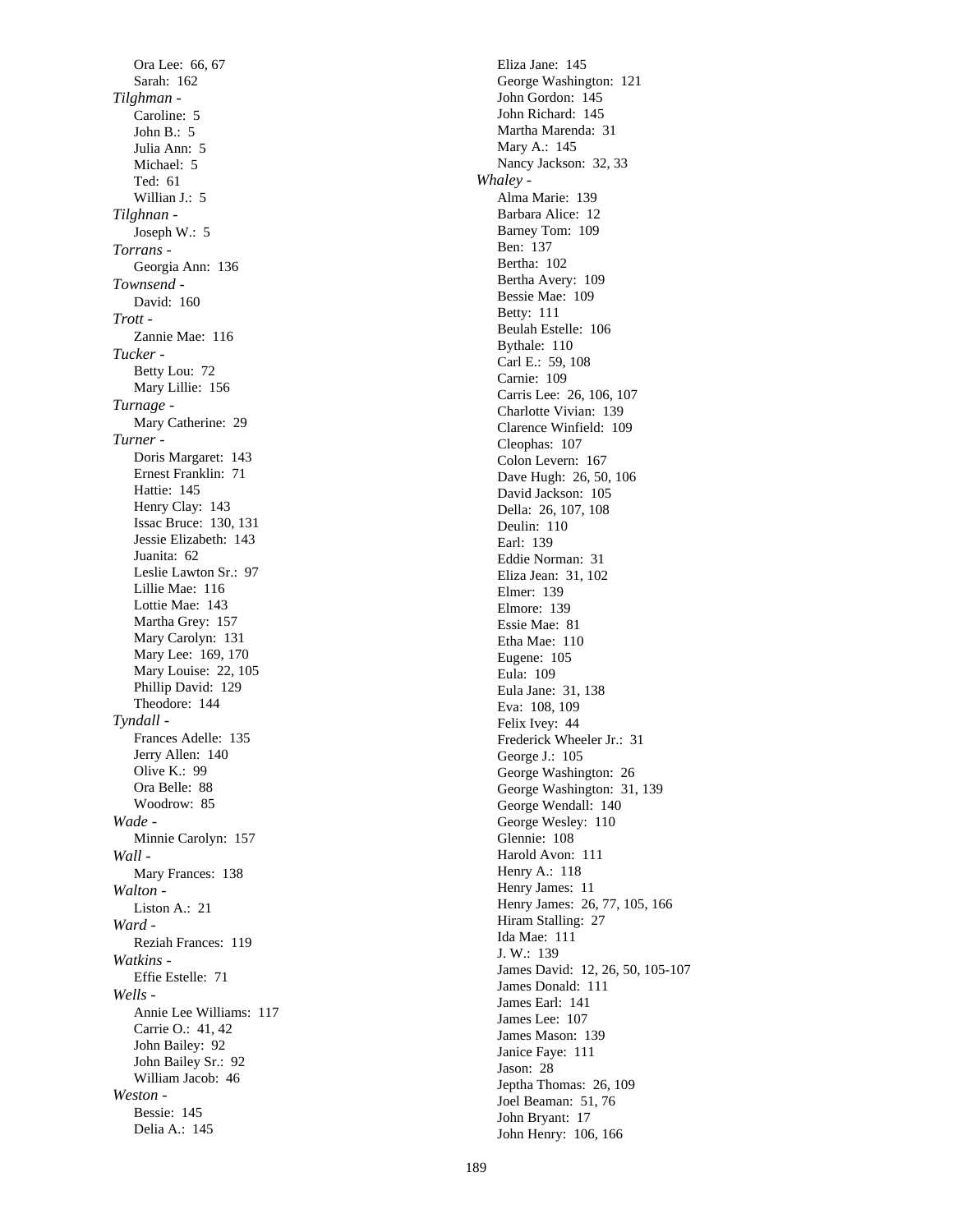Ora Lee: 66, 67
Sarah: 162

*Tilghman* -
Caroline: 5
John B.: 5
Julia Ann: 5
Michael: 5
Ted: 61
Willian J.: 5

*Tilghnan* -
Joseph W.: 5

*Torrans* -
Georgia Ann: 136

*Townsend* -
David: 160

*Trott* -
Zannie Mae: 116

*Tucker* -
Betty Lou: 72
Mary Lillie: 156

*Turnage* -
Mary Catherine: 29

*Turner* -
Doris Margaret: 143
Ernest Franklin: 71
Hattie: 145
Henry Clay: 143
Issac Bruce: 130, 131
Jessie Elizabeth: 143
Juanita: 62
Leslie Lawton Sr.: 97
Lillie Mae: 116
Lottie Mae: 143
Martha Grey: 157
Mary Carolyn: 131
Mary Lee: 169, 170
Mary Louise: 22, 105
Phillip David: 129
Theodore: 144

*Tyndall* -
Frances Adelle: 135
Jerry Allen: 140
Olive K.: 99
Ora Belle: 88
Woodrow: 85

*Wade* -
Minnie Carolyn: 157

*Wall* -
Mary Frances: 138

*Walton* -
Liston A.: 21

*Ward* -
Reziah Frances: 119

*Watkins* -
Effie Estelle: 71

*Wells* -
Annie Lee Williams: 117
Carrie O.: 41, 42
John Bailey: 92
John Bailey Sr.: 92
William Jacob: 46

*Weston* -
Bessie: 145
Delia A.: 145
Eliza Jane: 145
George Washington: 121
John Gordon: 145
John Richard: 145
Martha Marenda: 31
Mary A.: 145
Nancy Jackson: 32, 33

*Whaley* -
Alma Marie: 139
Barbara Alice: 12
Barney Tom: 109
Ben: 137
Bertha: 102
Bertha Avery: 109
Bessie Mae: 109
Betty: 111
Beulah Estelle: 106
Bythale: 110
Carl E.: 59, 108
Carnie: 109
Carris Lee: 26, 106, 107
Charlotte Vivian: 139
Clarence Winfield: 109
Cleophas: 107
Colon Levern: 167
Dave Hugh: 26, 50, 106
David Jackson: 105
Della: 26, 107, 108
Deulin: 110
Earl: 139
Eddie Norman: 31
Eliza Jean: 31, 102
Elmer: 139
Elmore: 139
Essie Mae: 81
Etha Mae: 110
Eugene: 105
Eula: 109
Eula Jane: 31, 138
Eva: 108, 109
Felix Ivey: 44
Frederick Wheeler Jr.: 31
George J.: 105
George Washington: 26
George Washington: 31, 139
George Wendall: 140
George Wesley: 110
Glennie: 108
Harold Avon: 111
Henry A.: 118
Henry James: 11
Henry James: 26, 77, 105, 166
Hiram Stalling: 27
Ida Mae: 111
J. W.: 139
James David: 12, 26, 50, 105-107
James Donald: 111
James Earl: 141
James Lee: 107
James Mason: 139
Janice Faye: 111
Jason: 28
Jeptha Thomas: 26, 109
Joel Beaman: 51, 76
John Bryant: 17
John Henry: 106, 166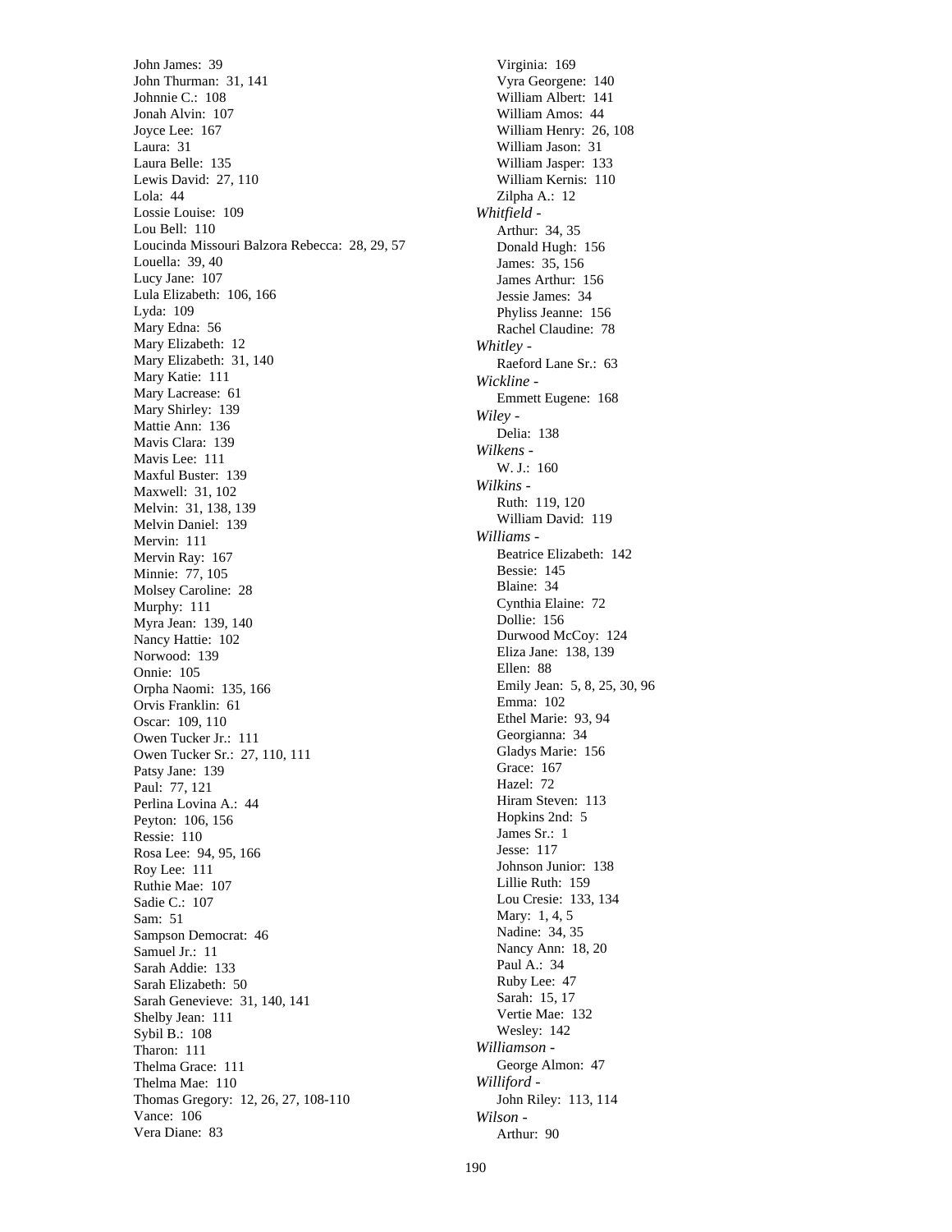John James: 39
John Thurman: 31, 141
Johnnie C.: 108
Jonah Alvin: 107
Joyce Lee: 167
Laura: 31
Laura Belle: 135
Lewis David: 27, 110
Lola: 44
Lossie Louise: 109
Lou Bell: 110
Loucinda Missouri Balzora Rebecca: 28, 29, 57
Louella: 39, 40
Lucy Jane: 107
Lula Elizabeth: 106, 166
Lyda: 109
Mary Edna: 56
Mary Elizabeth: 12
Mary Elizabeth: 31, 140
Mary Katie: 111
Mary Lacrease: 61
Mary Shirley: 139
Mattie Ann: 136
Mavis Clara: 139
Mavis Lee: 111
Maxful Buster: 139
Maxwell: 31, 102
Melvin: 31, 138, 139
Melvin Daniel: 139
Mervin: 111
Mervin Ray: 167
Minnie: 77, 105
Molsey Caroline: 28
Murphy: 111
Myra Jean: 139, 140
Nancy Hattie: 102
Norwood: 139
Onnie: 105
Orpha Naomi: 135, 166
Orvis Franklin: 61
Oscar: 109, 110
Owen Tucker Jr.: 111
Owen Tucker Sr.: 27, 110, 111
Patsy Jane: 139
Paul: 77, 121
Perlina Lovina A.: 44
Peyton: 106, 156
Ressie: 110
Rosa Lee: 94, 95, 166
Roy Lee: 111
Ruthie Mae: 107
Sadie C.: 107
Sam: 51
Sampson Democrat: 46
Samuel Jr.: 11
Sarah Addie: 133
Sarah Elizabeth: 50
Sarah Genevieve: 31, 140, 141
Shelby Jean: 111
Sybil B.: 108
Tharon: 111
Thelma Grace: 111
Thelma Mae: 110
Thomas Gregory: 12, 26, 27, 108-110
Vance: 106
Vera Diane: 83
Virginia: 169
Vyra Georgene: 140
William Albert: 141
William Amos: 44
William Henry: 26, 108
William Jason: 31
William Jasper: 133
William Kernis: 110
Zilpha A.: 12

*Whitfield -*
Arthur: 34, 35
Donald Hugh: 156
James: 35, 156
James Arthur: 156
Jessie James: 34
Phyliss Jeanne: 156
Rachel Claudine: 78

*Whitley -*
Raeford Lane Sr.: 63

*Wickline -*
Emmett Eugene: 168

*Wiley -*
Delia: 138

*Wilkens -*
W. J.: 160

*Wilkins -*
Ruth: 119, 120
William David: 119

*Williams -*
Beatrice Elizabeth: 142
Bessie: 145
Blaine: 34
Cynthia Elaine: 72
Dollie: 156
Durwood McCoy: 124
Eliza Jane: 138, 139
Ellen: 88
Emily Jean: 5, 8, 25, 30, 96
Emma: 102
Ethel Marie: 93, 94
Georgianna: 34
Gladys Marie: 156
Grace: 167
Hazel: 72
Hiram Steven: 113
Hopkins 2nd: 5
James Sr.: 1
Jesse: 117
Johnson Junior: 138
Lillie Ruth: 159
Lou Cresie: 133, 134
Mary: 1, 4, 5
Nadine: 34, 35
Nancy Ann: 18, 20
Paul A.: 34
Ruby Lee: 47
Sarah: 15, 17
Vertie Mae: 132
Wesley: 142

*Williamson -*
George Almon: 47

*Williford -*
John Riley: 113, 114

*Wilson -*
Arthur: 90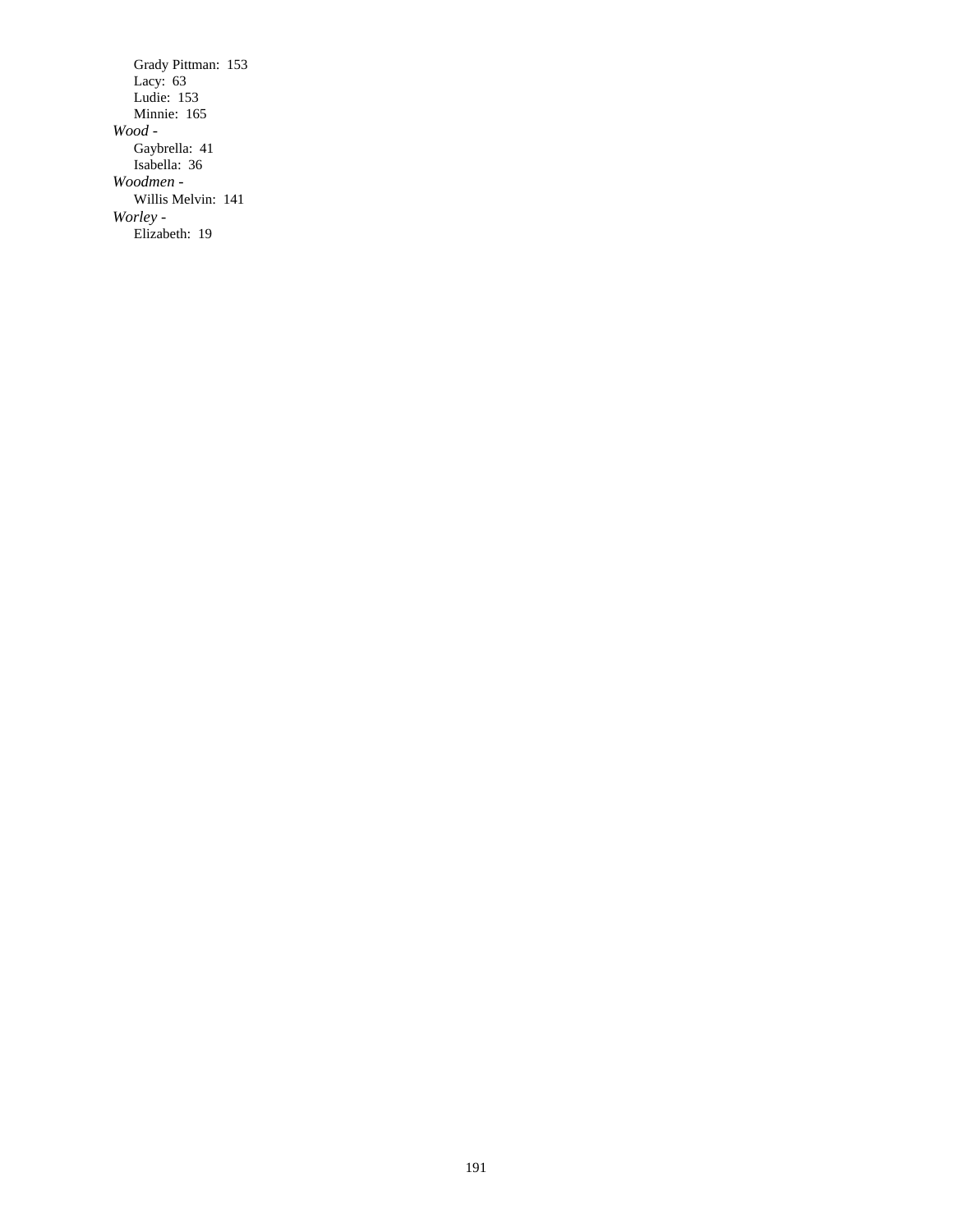Grady Pittman: 153
Lacy: 63
Ludie: 153
Minnie: 165

*Wood* -
Gaybrella: 41
Isabella: 36

*Woodmen* -
Willis Melvin: 141

*Worley* -
Elizabeth: 19